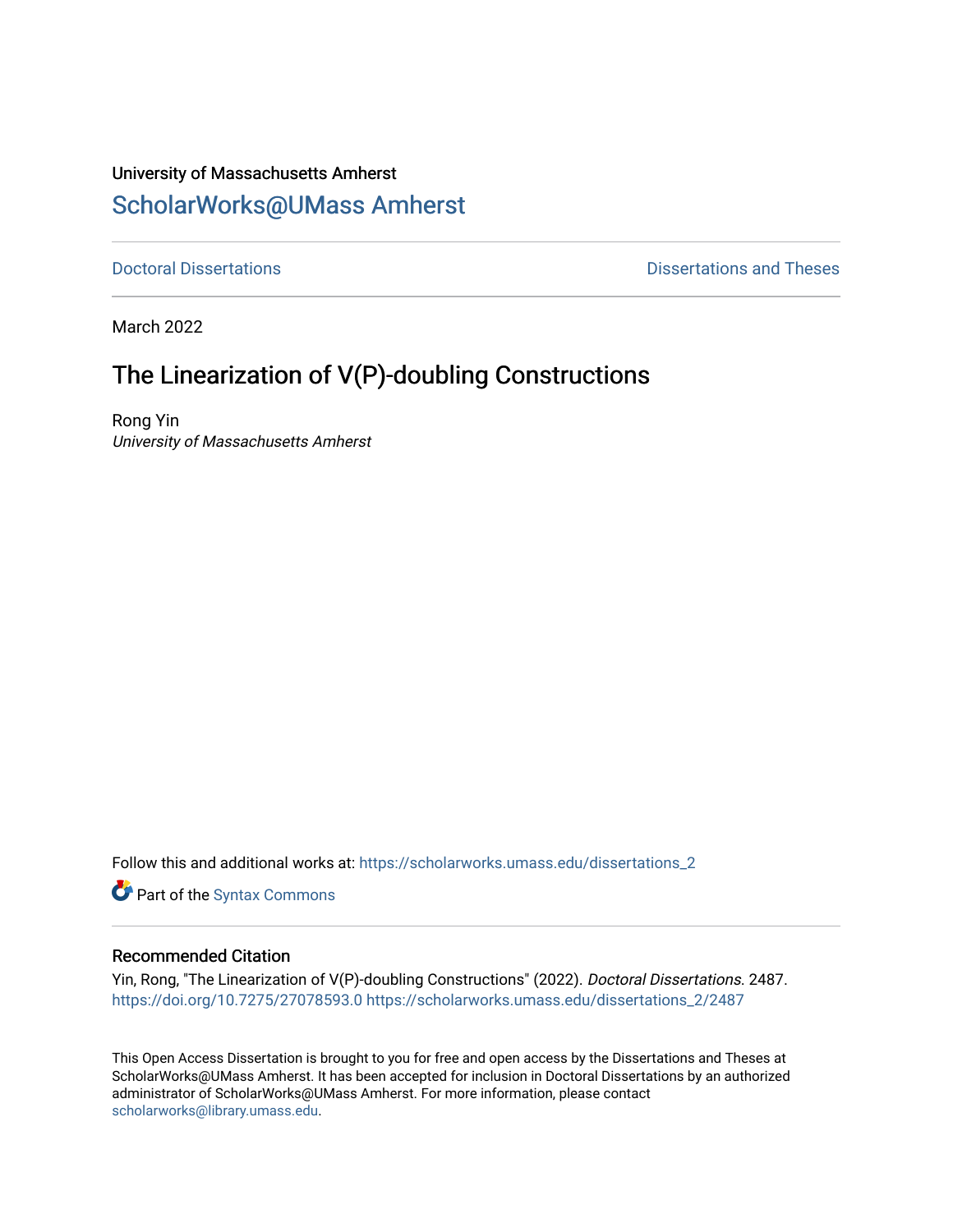University of Massachusetts Amherst

ScholarWorks@UMass Amherst

Doctoral Dissertations

Dissertations and Theses

March 2022

# The Linearization of V(P)-doubling Constructions

Rong Yin

*University of Massachusetts Amherst*

Follow this and additional works at: https://scholarworks.umass.edu/dissertations_2

Part of the Syntax Commons

## Recommended Citation

Yin, Rong, "The Linearization of V(P)-doubling Constructions" (2022). *Doctoral Dissertations*. 2487.
https://doi.org/10.7275/27078593.0 https://scholarworks.umass.edu/dissertations_2/2487

This Open Access Dissertation is brought to you for free and open access by the Dissertations and Theses at ScholarWorks@UMass Amherst. It has been accepted for inclusion in Doctoral Dissertations by an authorized administrator of ScholarWorks@UMass Amherst. For more information, please contact scholarworks@library.umass.edu.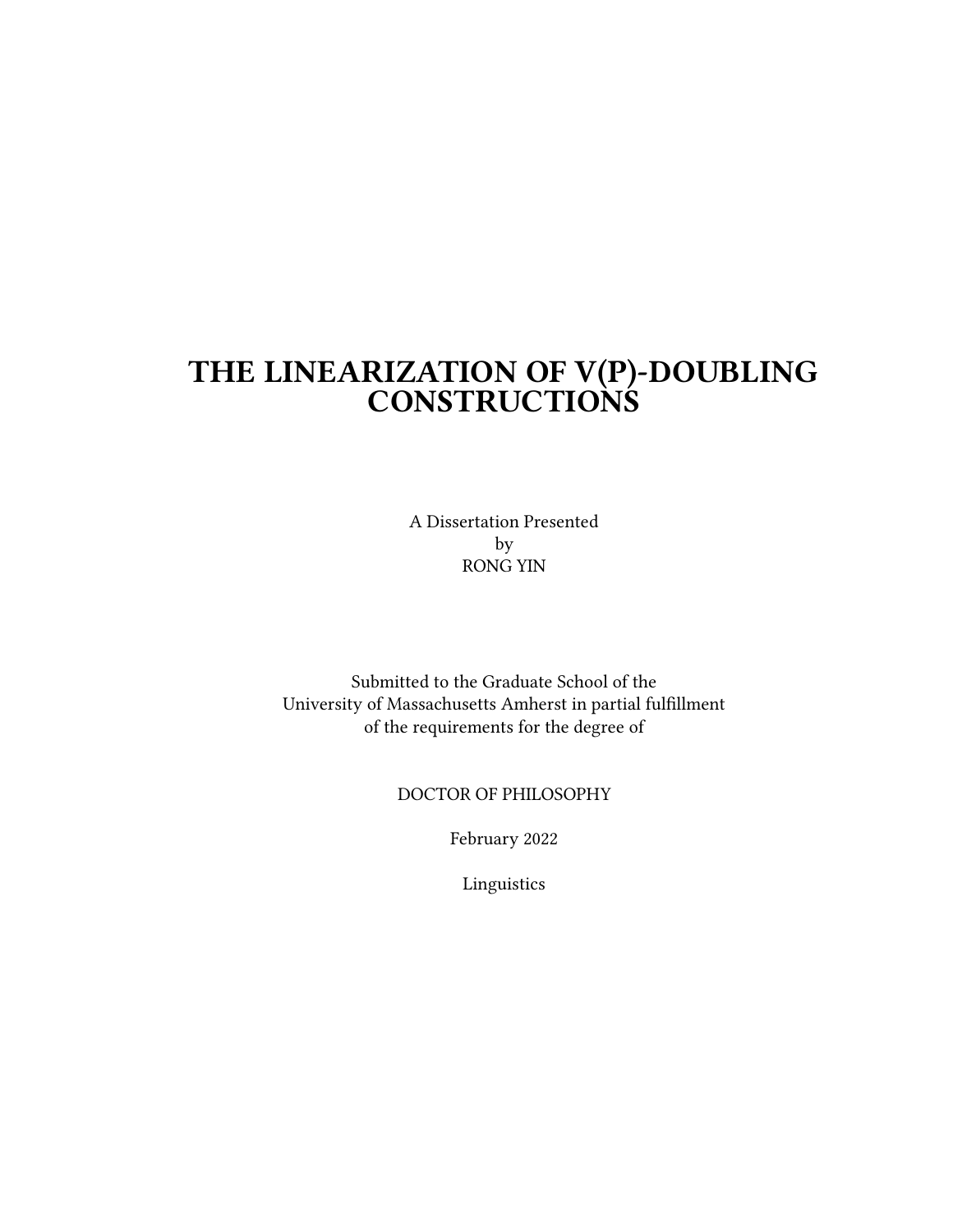# THE LINEARIZATION OF V(P)-DOUBLING CONSTRUCTIONS

A Dissertation Presented
by
RONG YIN

Submitted to the Graduate School of the
University of Massachusetts Amherst in partial fulfillment
of the requirements for the degree of

DOCTOR OF PHILOSOPHY

February 2022

Linguistics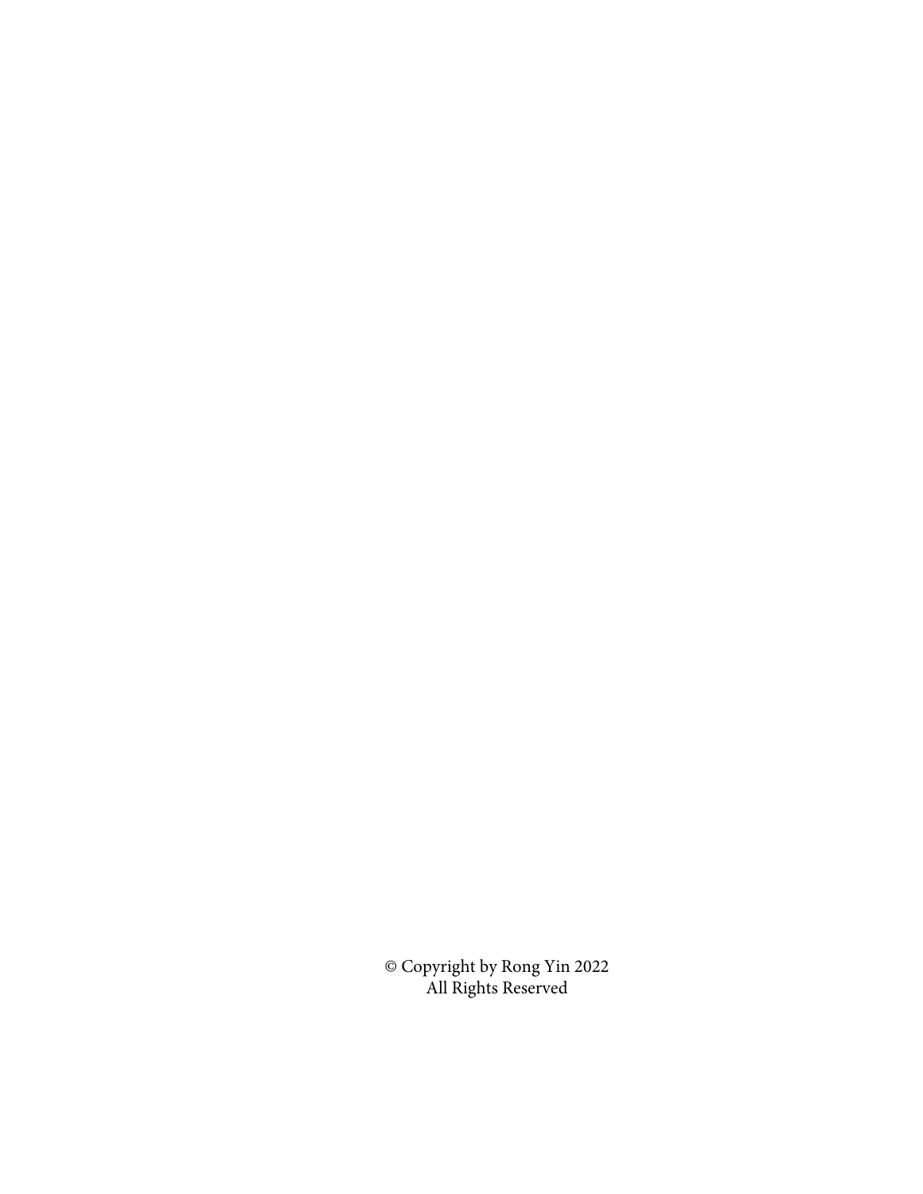© Copyright by Rong Yin 2022
All Rights Reserved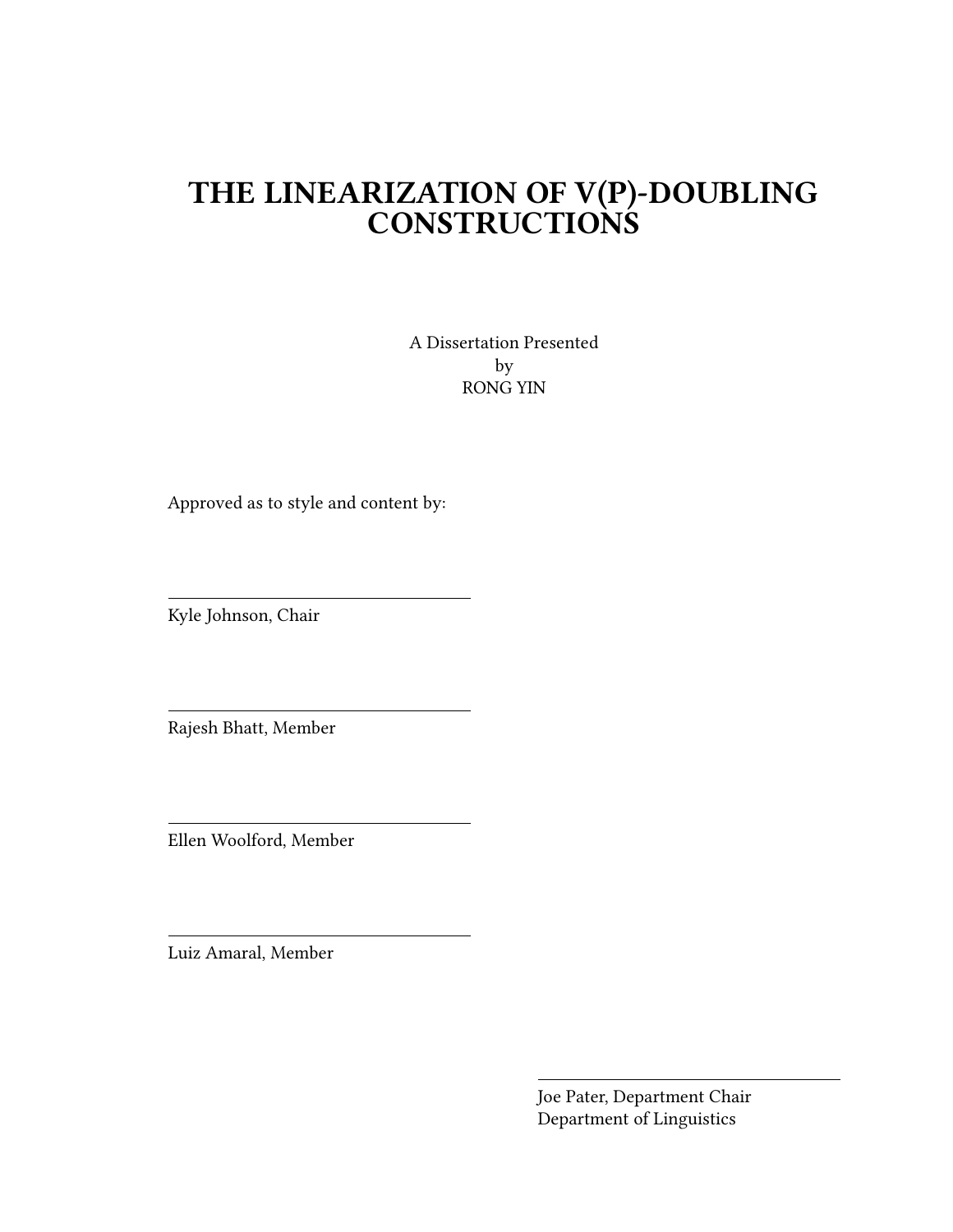# THE LINEARIZATION OF V(P)-DOUBLING CONSTRUCTIONS

A Dissertation Presented
by
RONG YIN

Approved as to style and content by:

---

Kyle Johnson, Chair

---

Rajesh Bhatt, Member

---

Ellen Woolford, Member

---

Luiz Amaral, Member

---

Joe Pater, Department Chair
Department of Linguistics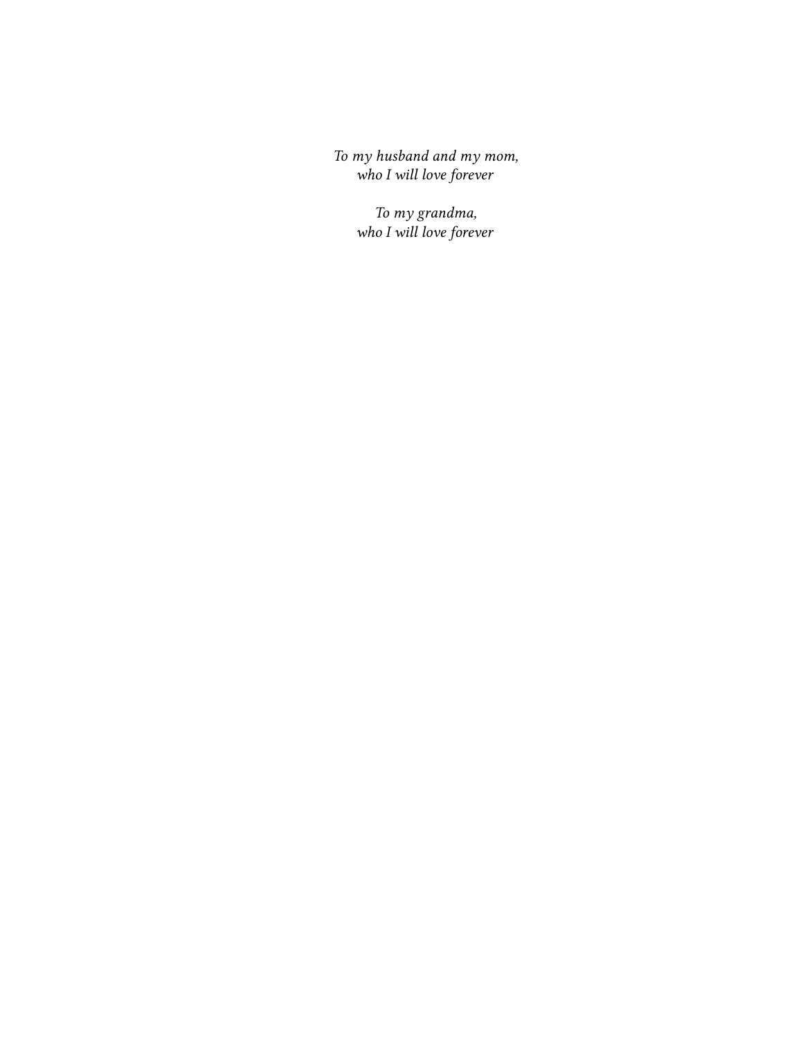*To my husband and my mom,*
*who I will love forever*

*To my grandma,*
*who I will love forever*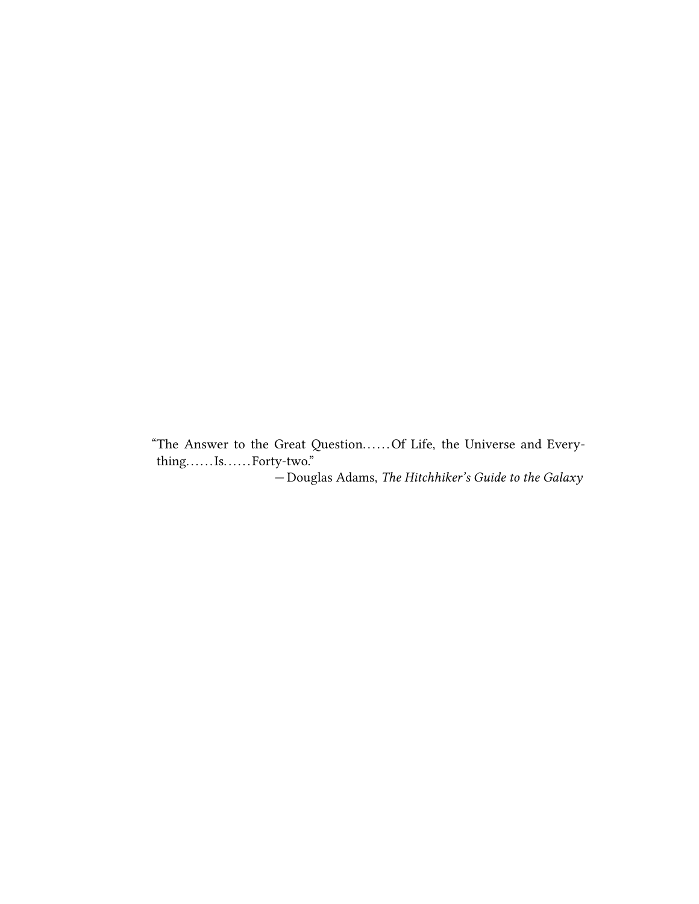"The Answer to the Great Question……Of Life, the Universe and Everything……Is……Forty-two."

— Douglas Adams, *The Hitchhiker's Guide to the Galaxy*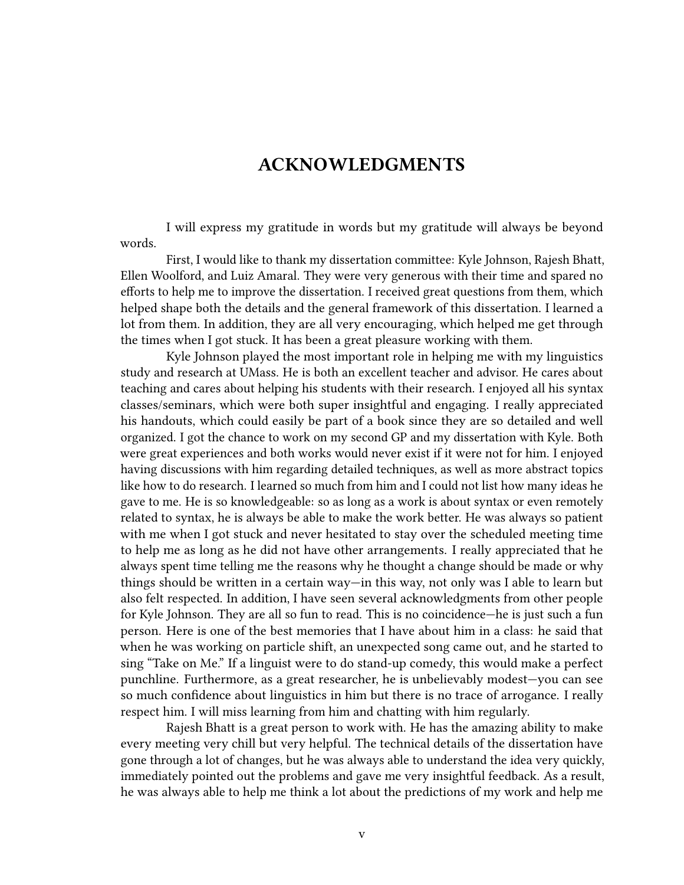# ACKNOWLEDGMENTS

I will express my gratitude in words but my gratitude will always be beyond words.

First, I would like to thank my dissertation committee: Kyle Johnson, Rajesh Bhatt, Ellen Woolford, and Luiz Amaral. They were very generous with their time and spared no efforts to help me to improve the dissertation. I received great questions from them, which helped shape both the details and the general framework of this dissertation. I learned a lot from them. In addition, they are all very encouraging, which helped me get through the times when I got stuck. It has been a great pleasure working with them.

Kyle Johnson played the most important role in helping me with my linguistics study and research at UMass. He is both an excellent teacher and advisor. He cares about teaching and cares about helping his students with their research. I enjoyed all his syntax classes/seminars, which were both super insightful and engaging. I really appreciated his handouts, which could easily be part of a book since they are so detailed and well organized. I got the chance to work on my second GP and my dissertation with Kyle. Both were great experiences and both works would never exist if it were not for him. I enjoyed having discussions with him regarding detailed techniques, as well as more abstract topics like how to do research. I learned so much from him and I could not list how many ideas he gave to me. He is so knowledgeable: so as long as a work is about syntax or even remotely related to syntax, he is always be able to make the work better. He was always so patient with me when I got stuck and never hesitated to stay over the scheduled meeting time to help me as long as he did not have other arrangements. I really appreciated that he always spent time telling me the reasons why he thought a change should be made or why things should be written in a certain way—in this way, not only was I able to learn but also felt respected. In addition, I have seen several acknowledgments from other people for Kyle Johnson. They are all so fun to read. This is no coincidence—he is just such a fun person. Here is one of the best memories that I have about him in a class: he said that when he was working on particle shift, an unexpected song came out, and he started to sing "Take on Me." If a linguist were to do stand-up comedy, this would make a perfect punchline. Furthermore, as a great researcher, he is unbelievably modest—you can see so much confidence about linguistics in him but there is no trace of arrogance. I really respect him. I will miss learning from him and chatting with him regularly.

Rajesh Bhatt is a great person to work with. He has the amazing ability to make every meeting very chill but very helpful. The technical details of the dissertation have gone through a lot of changes, but he was always able to understand the idea very quickly, immediately pointed out the problems and gave me very insightful feedback. As a result, he was always able to help me think a lot about the predictions of my work and help me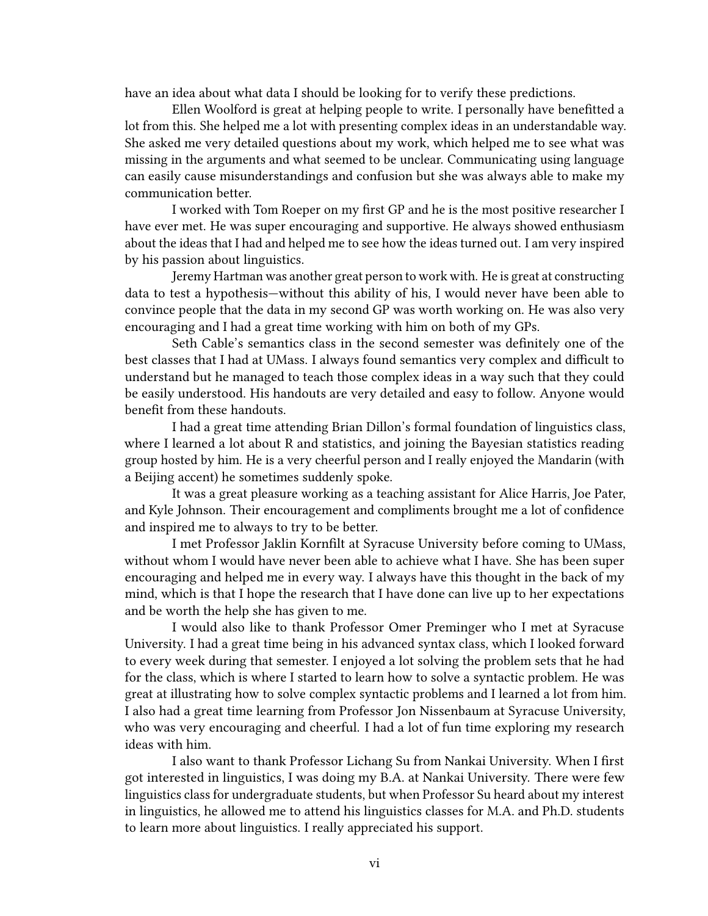have an idea about what data I should be looking for to verify these predictions.

Ellen Woolford is great at helping people to write. I personally have benefitted a lot from this. She helped me a lot with presenting complex ideas in an understandable way. She asked me very detailed questions about my work, which helped me to see what was missing in the arguments and what seemed to be unclear. Communicating using language can easily cause misunderstandings and confusion but she was always able to make my communication better.

I worked with Tom Roeper on my first GP and he is the most positive researcher I have ever met. He was super encouraging and supportive. He always showed enthusiasm about the ideas that I had and helped me to see how the ideas turned out. I am very inspired by his passion about linguistics.

Jeremy Hartman was another great person to work with. He is great at constructing data to test a hypothesis—without this ability of his, I would never have been able to convince people that the data in my second GP was worth working on. He was also very encouraging and I had a great time working with him on both of my GPs.

Seth Cable's semantics class in the second semester was definitely one of the best classes that I had at UMass. I always found semantics very complex and difficult to understand but he managed to teach those complex ideas in a way such that they could be easily understood. His handouts are very detailed and easy to follow. Anyone would benefit from these handouts.

I had a great time attending Brian Dillon's formal foundation of linguistics class, where I learned a lot about R and statistics, and joining the Bayesian statistics reading group hosted by him. He is a very cheerful person and I really enjoyed the Mandarin (with a Beijing accent) he sometimes suddenly spoke.

It was a great pleasure working as a teaching assistant for Alice Harris, Joe Pater, and Kyle Johnson. Their encouragement and compliments brought me a lot of confidence and inspired me to always to try to be better.

I met Professor Jaklin Kornfilt at Syracuse University before coming to UMass, without whom I would have never been able to achieve what I have. She has been super encouraging and helped me in every way. I always have this thought in the back of my mind, which is that I hope the research that I have done can live up to her expectations and be worth the help she has given to me.

I would also like to thank Professor Omer Preminger who I met at Syracuse University. I had a great time being in his advanced syntax class, which I looked forward to every week during that semester. I enjoyed a lot solving the problem sets that he had for the class, which is where I started to learn how to solve a syntactic problem. He was great at illustrating how to solve complex syntactic problems and I learned a lot from him. I also had a great time learning from Professor Jon Nissenbaum at Syracuse University, who was very encouraging and cheerful. I had a lot of fun time exploring my research ideas with him.

I also want to thank Professor Lichang Su from Nankai University. When I first got interested in linguistics, I was doing my B.A. at Nankai University. There were few linguistics class for undergraduate students, but when Professor Su heard about my interest in linguistics, he allowed me to attend his linguistics classes for M.A. and Ph.D. students to learn more about linguistics. I really appreciated his support.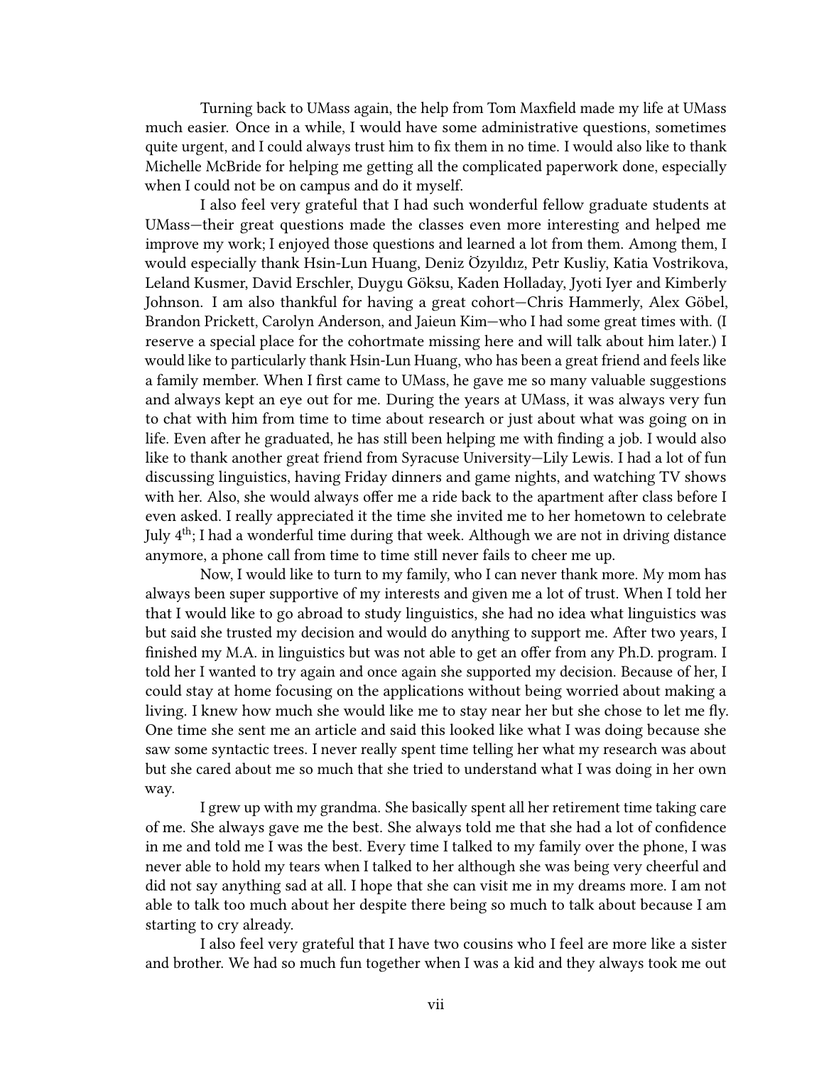Turning back to UMass again, the help from Tom Maxfield made my life at UMass much easier. Once in a while, I would have some administrative questions, sometimes quite urgent, and I could always trust him to fix them in no time. I would also like to thank Michelle McBride for helping me getting all the complicated paperwork done, especially when I could not be on campus and do it myself.

I also feel very grateful that I had such wonderful fellow graduate students at UMass—their great questions made the classes even more interesting and helped me improve my work; I enjoyed those questions and learned a lot from them. Among them, I would especially thank Hsin-Lun Huang, Deniz Özyıldız, Petr Kusliy, Katia Vostrikova, Leland Kusmer, David Erschler, Duygu Göksu, Kaden Holladay, Jyoti Iyer and Kimberly Johnson. I am also thankful for having a great cohort—Chris Hammerly, Alex Göbel, Brandon Prickett, Carolyn Anderson, and Jaieun Kim—who I had some great times with. (I reserve a special place for the cohortmate missing here and will talk about him later.) I would like to particularly thank Hsin-Lun Huang, who has been a great friend and feels like a family member. When I first came to UMass, he gave me so many valuable suggestions and always kept an eye out for me. During the years at UMass, it was always very fun to chat with him from time to time about research or just about what was going on in life. Even after he graduated, he has still been helping me with finding a job. I would also like to thank another great friend from Syracuse University—Lily Lewis. I had a lot of fun discussing linguistics, having Friday dinners and game nights, and watching TV shows with her. Also, she would always offer me a ride back to the apartment after class before I even asked. I really appreciated it the time she invited me to her hometown to celebrate July 4th; I had a wonderful time during that week. Although we are not in driving distance anymore, a phone call from time to time still never fails to cheer me up.

Now, I would like to turn to my family, who I can never thank more. My mom has always been super supportive of my interests and given me a lot of trust. When I told her that I would like to go abroad to study linguistics, she had no idea what linguistics was but said she trusted my decision and would do anything to support me. After two years, I finished my M.A. in linguistics but was not able to get an offer from any Ph.D. program. I told her I wanted to try again and once again she supported my decision. Because of her, I could stay at home focusing on the applications without being worried about making a living. I knew how much she would like me to stay near her but she chose to let me fly. One time she sent me an article and said this looked like what I was doing because she saw some syntactic trees. I never really spent time telling her what my research was about but she cared about me so much that she tried to understand what I was doing in her own way.

I grew up with my grandma. She basically spent all her retirement time taking care of me. She always gave me the best. She always told me that she had a lot of confidence in me and told me I was the best. Every time I talked to my family over the phone, I was never able to hold my tears when I talked to her although she was being very cheerful and did not say anything sad at all. I hope that she can visit me in my dreams more. I am not able to talk too much about her despite there being so much to talk about because I am starting to cry already.

I also feel very grateful that I have two cousins who I feel are more like a sister and brother. We had so much fun together when I was a kid and they always took me out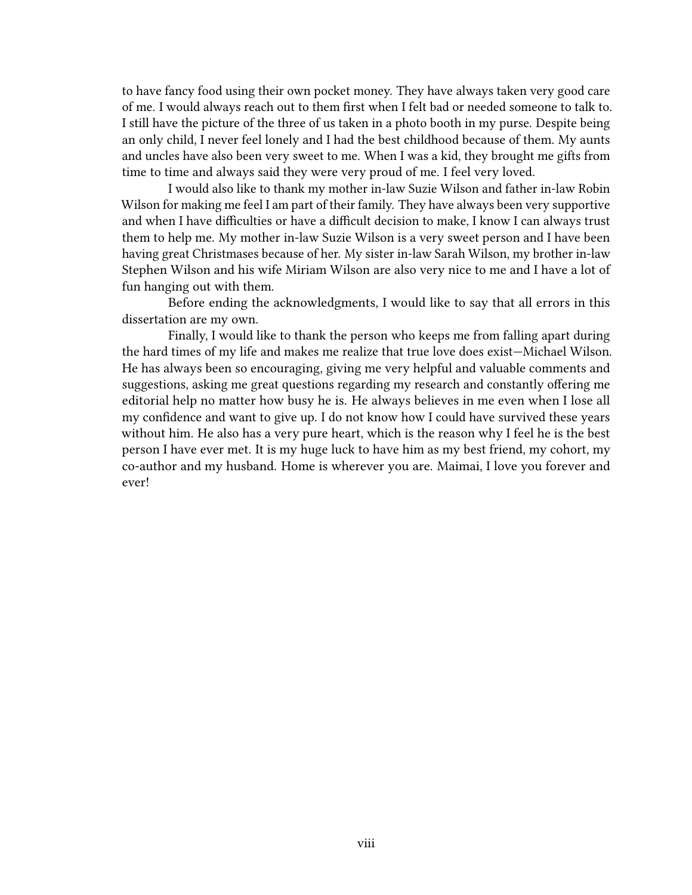to have fancy food using their own pocket money. They have always taken very good care of me. I would always reach out to them first when I felt bad or needed someone to talk to. I still have the picture of the three of us taken in a photo booth in my purse. Despite being an only child, I never feel lonely and I had the best childhood because of them. My aunts and uncles have also been very sweet to me. When I was a kid, they brought me gifts from time to time and always said they were very proud of me. I feel very loved.

I would also like to thank my mother in-law Suzie Wilson and father in-law Robin Wilson for making me feel I am part of their family. They have always been very supportive and when I have difficulties or have a difficult decision to make, I know I can always trust them to help me. My mother in-law Suzie Wilson is a very sweet person and I have been having great Christmases because of her. My sister in-law Sarah Wilson, my brother in-law Stephen Wilson and his wife Miriam Wilson are also very nice to me and I have a lot of fun hanging out with them.

Before ending the acknowledgments, I would like to say that all errors in this dissertation are my own.

Finally, I would like to thank the person who keeps me from falling apart during the hard times of my life and makes me realize that true love does exist—Michael Wilson. He has always been so encouraging, giving me very helpful and valuable comments and suggestions, asking me great questions regarding my research and constantly offering me editorial help no matter how busy he is. He always believes in me even when I lose all my confidence and want to give up. I do not know how I could have survived these years without him. He also has a very pure heart, which is the reason why I feel he is the best person I have ever met. It is my huge luck to have him as my best friend, my cohort, my co-author and my husband. Home is wherever you are. Maimai, I love you forever and ever!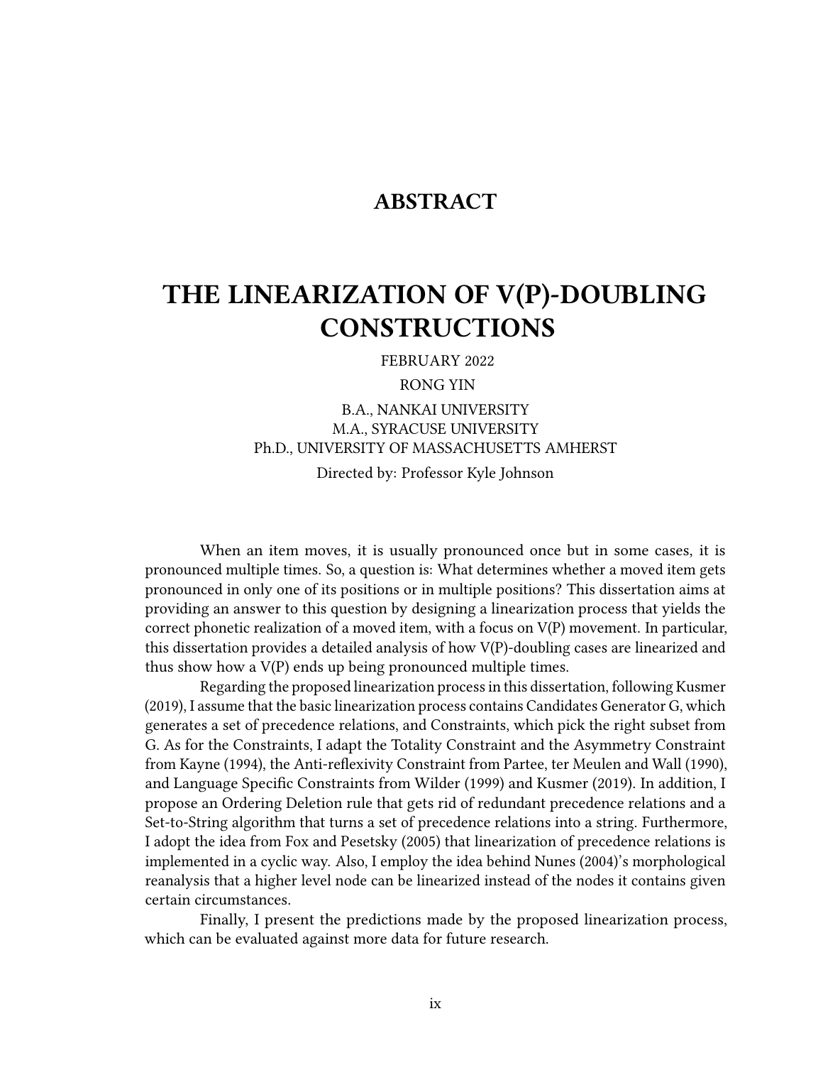# ABSTRACT

# THE LINEARIZATION OF V(P)-DOUBLING CONSTRUCTIONS

FEBRUARY 2022

RONG YIN

B.A., NANKAI UNIVERSITY
M.A., SYRACUSE UNIVERSITY
Ph.D., UNIVERSITY OF MASSACHUSETTS AMHERST

Directed by: Professor Kyle Johnson

When an item moves, it is usually pronounced once but in some cases, it is pronounced multiple times. So, a question is: What determines whether a moved item gets pronounced in only one of its positions or in multiple positions? This dissertation aims at providing an answer to this question by designing a linearization process that yields the correct phonetic realization of a moved item, with a focus on V(P) movement. In particular, this dissertation provides a detailed analysis of how V(P)-doubling cases are linearized and thus show how a V(P) ends up being pronounced multiple times.

Regarding the proposed linearization process in this dissertation, following Kusmer (2019), I assume that the basic linearization process contains Candidates Generator G, which generates a set of precedence relations, and Constraints, which pick the right subset from G. As for the Constraints, I adapt the Totality Constraint and the Asymmetry Constraint from Kayne (1994), the Anti-reflexivity Constraint from Partee, ter Meulen and Wall (1990), and Language Specific Constraints from Wilder (1999) and Kusmer (2019). In addition, I propose an Ordering Deletion rule that gets rid of redundant precedence relations and a Set-to-String algorithm that turns a set of precedence relations into a string. Furthermore, I adopt the idea from Fox and Pesetsky (2005) that linearization of precedence relations is implemented in a cyclic way. Also, I employ the idea behind Nunes (2004)'s morphological reanalysis that a higher level node can be linearized instead of the nodes it contains given certain circumstances.

Finally, I present the predictions made by the proposed linearization process, which can be evaluated against more data for future research.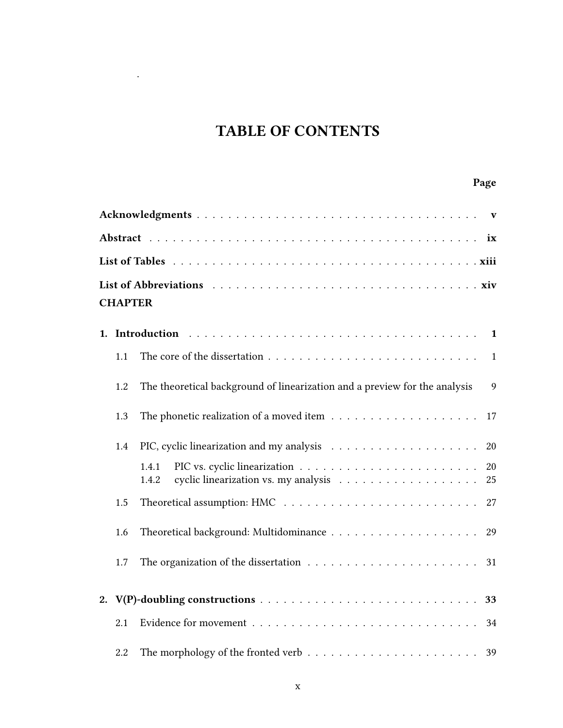# TABLE OF CONTENTS

**Page**

**Acknowledgments** . . . . . . . . . . . . . . . . . . . . . . . . . . . . . . . . . . . . **v**

**Abstract** . . . . . . . . . . . . . . . . . . . . . . . . . . . . . . . . . . . . . . . . **ix**

**List of Tables** . . . . . . . . . . . . . . . . . . . . . . . . . . . . . . . . . . . . . **xiii**

**List of Abbreviations** . . . . . . . . . . . . . . . . . . . . . . . . . . . . . . . . . **xiv**

**CHAPTER**

**1. Introduction** . . . . . . . . . . . . . . . . . . . . . . . . . . . . . . . . . . . . **1**

1.1 The core of the dissertation . . . . . . . . . . . . . . . . . . . . . . . . . . 1

1.2 The theoretical background of linearization and a preview for the analysis 9

1.3 The phonetic realization of a moved item . . . . . . . . . . . . . . . . . . . 17

1.4 PIC, cyclic linearization and my analysis . . . . . . . . . . . . . . . . . . . 20

1.4.1 PIC vs. cyclic linearization . . . . . . . . . . . . . . . . . . . . . . 20
1.4.2 cyclic linearization vs. my analysis . . . . . . . . . . . . . . . . . . 25

1.5 Theoretical assumption: HMC . . . . . . . . . . . . . . . . . . . . . . . . . 27

1.6 Theoretical background: Multidominance . . . . . . . . . . . . . . . . . . . 29

1.7 The organization of the dissertation . . . . . . . . . . . . . . . . . . . . . . 31

**2. V(P)-doubling constructions** . . . . . . . . . . . . . . . . . . . . . . . . . . . . **33**

2.1 Evidence for movement . . . . . . . . . . . . . . . . . . . . . . . . . . . . . 34

2.2 The morphology of the fronted verb . . . . . . . . . . . . . . . . . . . . . . 39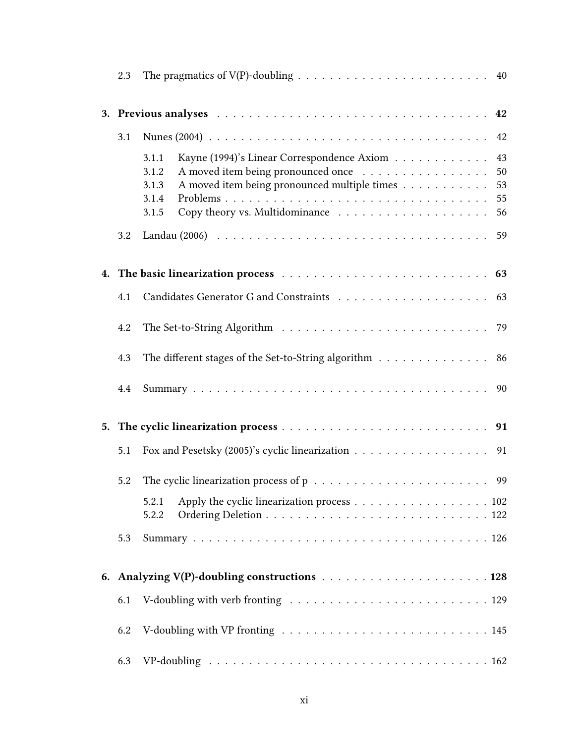2.3 The pragmatics of V(P)-doubling . . . . . . . . . . . . . . . . . . . . . . . 40

**3. Previous analyses . . . . . . . . . . . . . . . . . . . . . . . . . . . . . . . . 42**

3.1 Nunes (2004) . . . . . . . . . . . . . . . . . . . . . . . . . . . . . . . . . . 42

3.1.1 Kayne (1994)'s Linear Correspondence Axiom . . . . . . . . . . . . 43
3.1.2 A moved item being pronounced once . . . . . . . . . . . . . . . . 50
3.1.3 A moved item being pronounced multiple times . . . . . . . . . . . 53
3.1.4 Problems . . . . . . . . . . . . . . . . . . . . . . . . . . . . . . . . 55
3.1.5 Copy theory vs. Multidominance . . . . . . . . . . . . . . . . . . . 56

3.2 Landau (2006) . . . . . . . . . . . . . . . . . . . . . . . . . . . . . . . . . 59

**4. The basic linearization process . . . . . . . . . . . . . . . . . . . . . . . . . 63**

4.1 Candidates Generator G and Constraints . . . . . . . . . . . . . . . . . . 63

4.2 The Set-to-String Algorithm . . . . . . . . . . . . . . . . . . . . . . . . . 79

4.3 The different stages of the Set-to-String algorithm . . . . . . . . . . . . . 86

4.4 Summary . . . . . . . . . . . . . . . . . . . . . . . . . . . . . . . . . . . . 90

**5. The cyclic linearization process . . . . . . . . . . . . . . . . . . . . . . . . . 91**

5.1 Fox and Pesetsky (2005)'s cyclic linearization . . . . . . . . . . . . . . . . 91

5.2 The cyclic linearization process of p . . . . . . . . . . . . . . . . . . . . . 99

5.2.1 Apply the cyclic linearization process . . . . . . . . . . . . . . . . . 102
5.2.2 Ordering Deletion . . . . . . . . . . . . . . . . . . . . . . . . . . . 122

5.3 Summary . . . . . . . . . . . . . . . . . . . . . . . . . . . . . . . . . . . . 126

**6. Analyzing V(P)-doubling constructions . . . . . . . . . . . . . . . . . . . . . 128**

6.1 V-doubling with verb fronting . . . . . . . . . . . . . . . . . . . . . . . . 129

6.2 V-doubling with VP fronting . . . . . . . . . . . . . . . . . . . . . . . . . 145

6.3 VP-doubling . . . . . . . . . . . . . . . . . . . . . . . . . . . . . . . . . . 162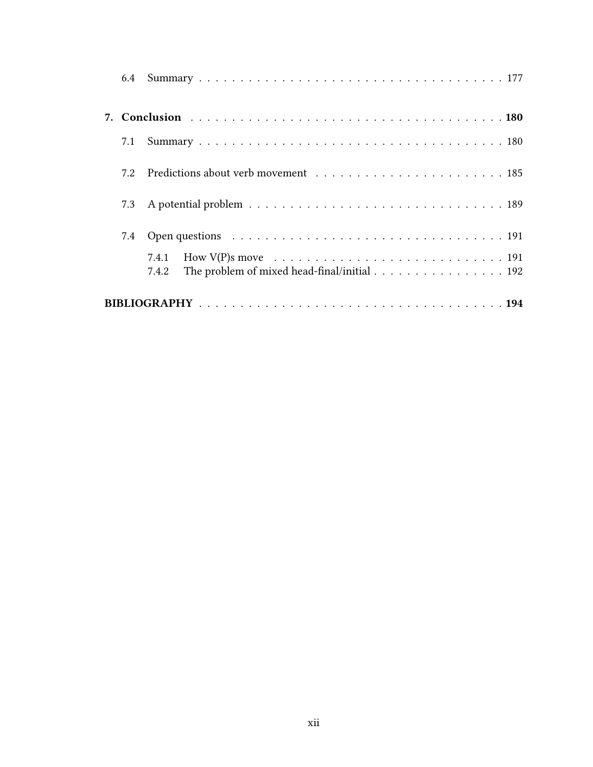6.4 Summary . . . . . . . . . . 177

**7. Conclusion . . . . . . . . . . 180**

7.1 Summary . . . . . . . . . . 180

7.2 Predictions about verb movement . . . . . . . . . . 185

7.3 A potential problem . . . . . . . . . . 189

7.4 Open questions . . . . . . . . . . 191

7.4.1 How V(P)s move . . . . . . . . . . 191
7.4.2 The problem of mixed head-final/initial . . . . . . . . . . 192

**BIBLIOGRAPHY . . . . . . . . . . 194**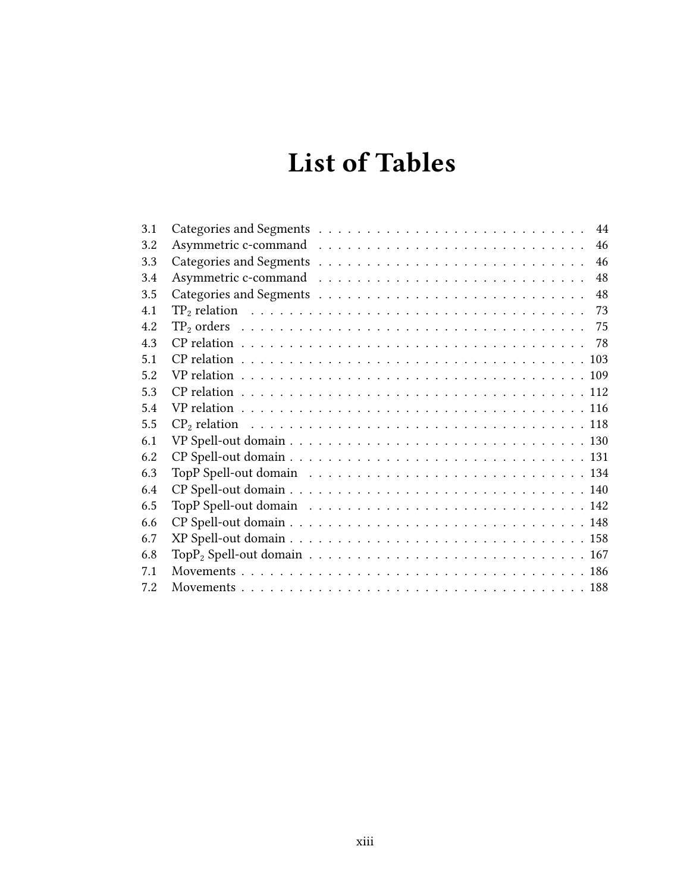# List of Tables

| | | |
|---|---|---|
| 3.1 | Categories and Segments | 44 |
| 3.2 | Asymmetric c-command | 46 |
| 3.3 | Categories and Segments | 46 |
| 3.4 | Asymmetric c-command | 48 |
| 3.5 | Categories and Segments | 48 |
| 4.1 | $TP_2$ relation | 73 |
| 4.2 | $TP_2$ orders | 75 |
| 4.3 | CP relation | 78 |
| 5.1 | CP relation | 103 |
| 5.2 | VP relation | 109 |
| 5.3 | CP relation | 112 |
| 5.4 | VP relation | 116 |
| 5.5 | $CP_2$ relation | 118 |
| 6.1 | VP Spell-out domain | 130 |
| 6.2 | CP Spell-out domain | 131 |
| 6.3 | TopP Spell-out domain | 134 |
| 6.4 | CP Spell-out domain | 140 |
| 6.5 | TopP Spell-out domain | 142 |
| 6.6 | CP Spell-out domain | 148 |
| 6.7 | XP Spell-out domain | 158 |
| 6.8 | $TopP_2$ Spell-out domain | 167 |
| 7.1 | Movements | 186 |
| 7.2 | Movements | 188 |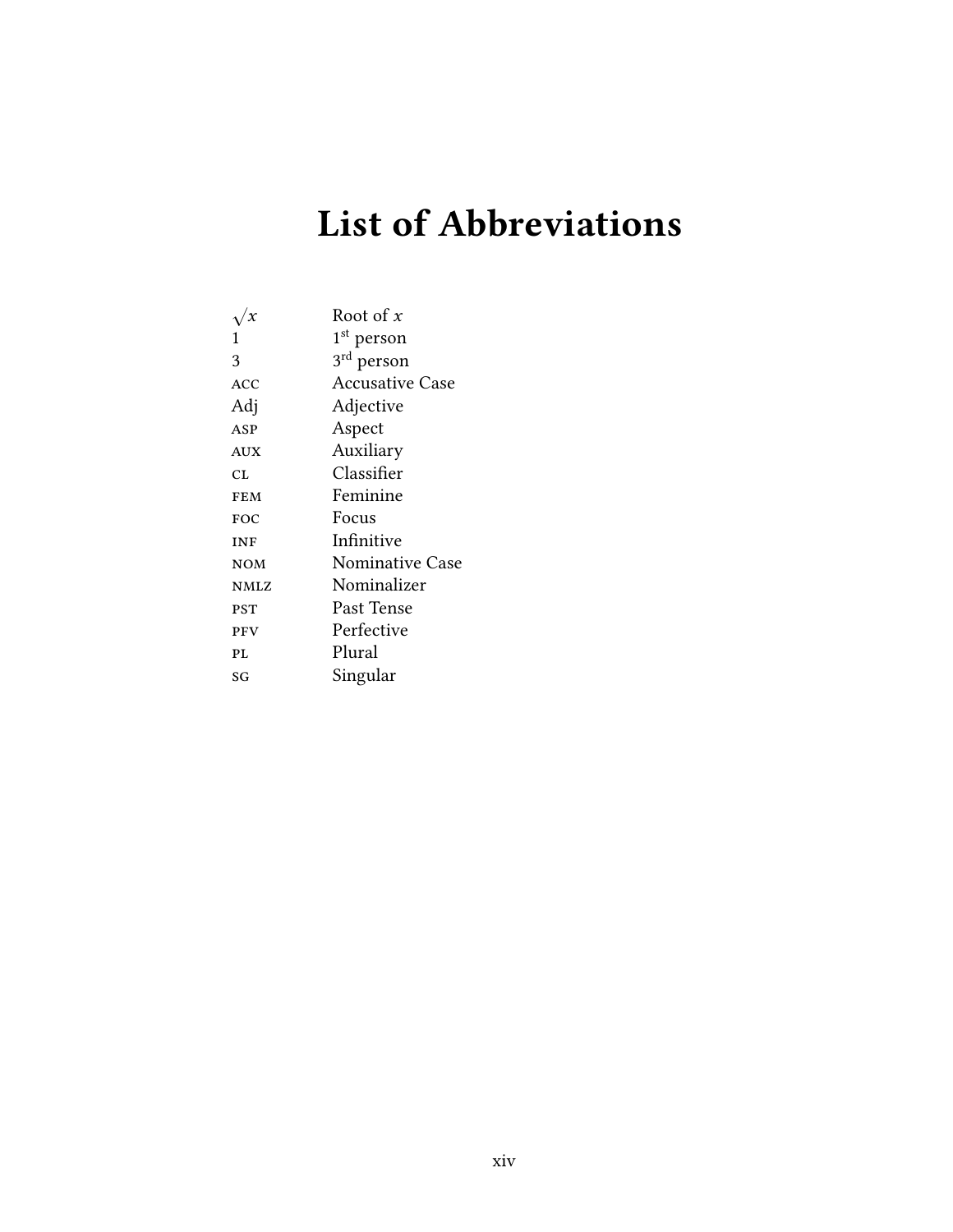# List of Abbreviations

| | |
|---|---|
| $\sqrt{x}$ | Root of $x$ |
| 1 | $1^{st}$ person |
| 3 | $3^{rd}$ person |
| ACC | Accusative Case |
| Adj | Adjective |
| ASP | Aspect |
| AUX | Auxiliary |
| CL | Classifier |
| FEM | Feminine |
| FOC | Focus |
| INF | Infinitive |
| NOM | Nominative Case |
| NMLZ | Nominalizer |
| PST | Past Tense |
| PFV | Perfective |
| PL | Plural |
| SG | Singular |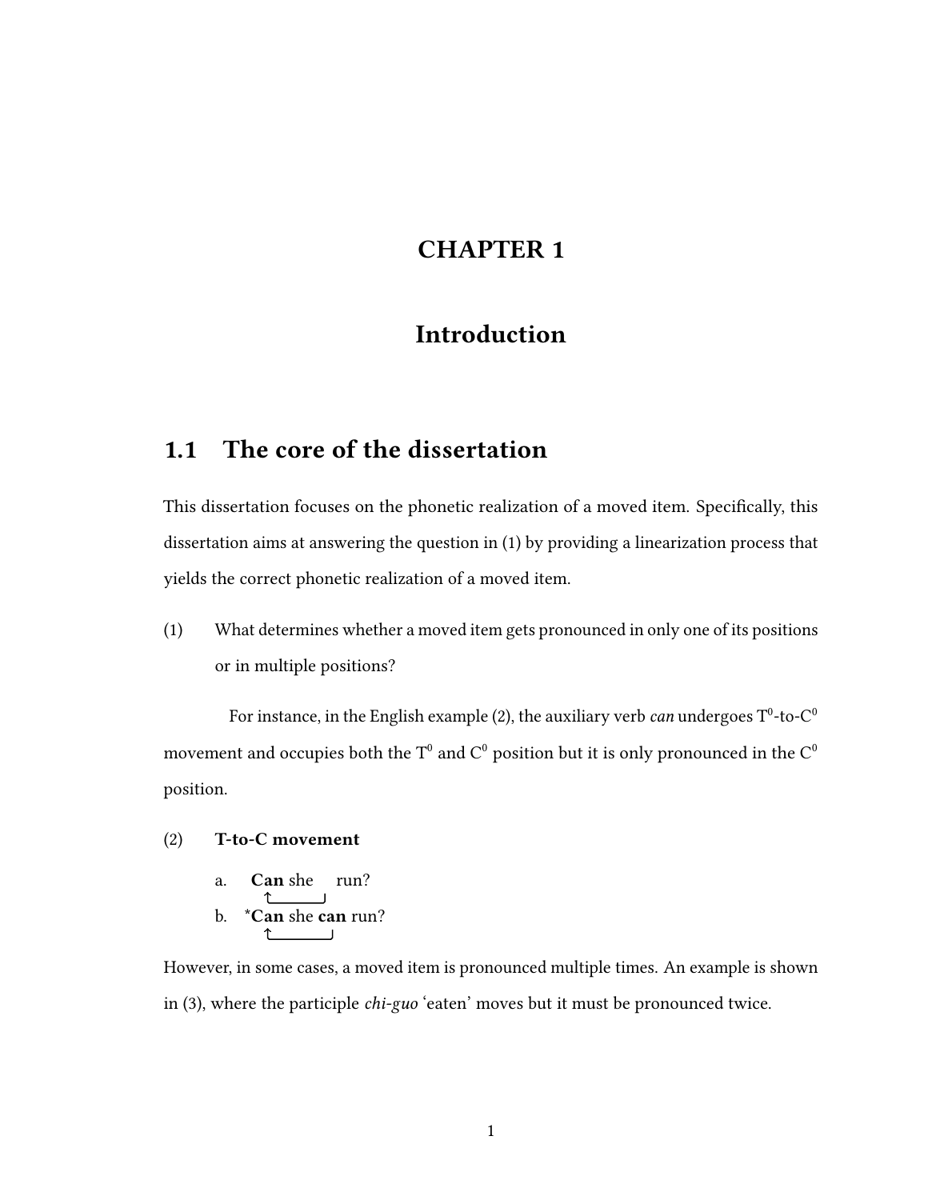# CHAPTER 1

# Introduction

## 1.1 The core of the dissertation

This dissertation focuses on the phonetic realization of a moved item. Specifically, this dissertation aims at answering the question in (1) by providing a linearization process that yields the correct phonetic realization of a moved item.

(1) What determines whether a moved item gets pronounced in only one of its positions or in multiple positions?

For instance, in the English example (2), the auxiliary verb *can* undergoes $T^0$-to-$C^0$ movement and occupies both the $T^0$ and $C^0$ position but it is only pronounced in the $C^0$ position.

(2) **T-to-C movement**

a. **Can** she run?

b. \***Can** she **can** run?

However, in some cases, a moved item is pronounced multiple times. An example is shown in (3), where the participle *chi-guo* 'eaten' moves but it must be pronounced twice.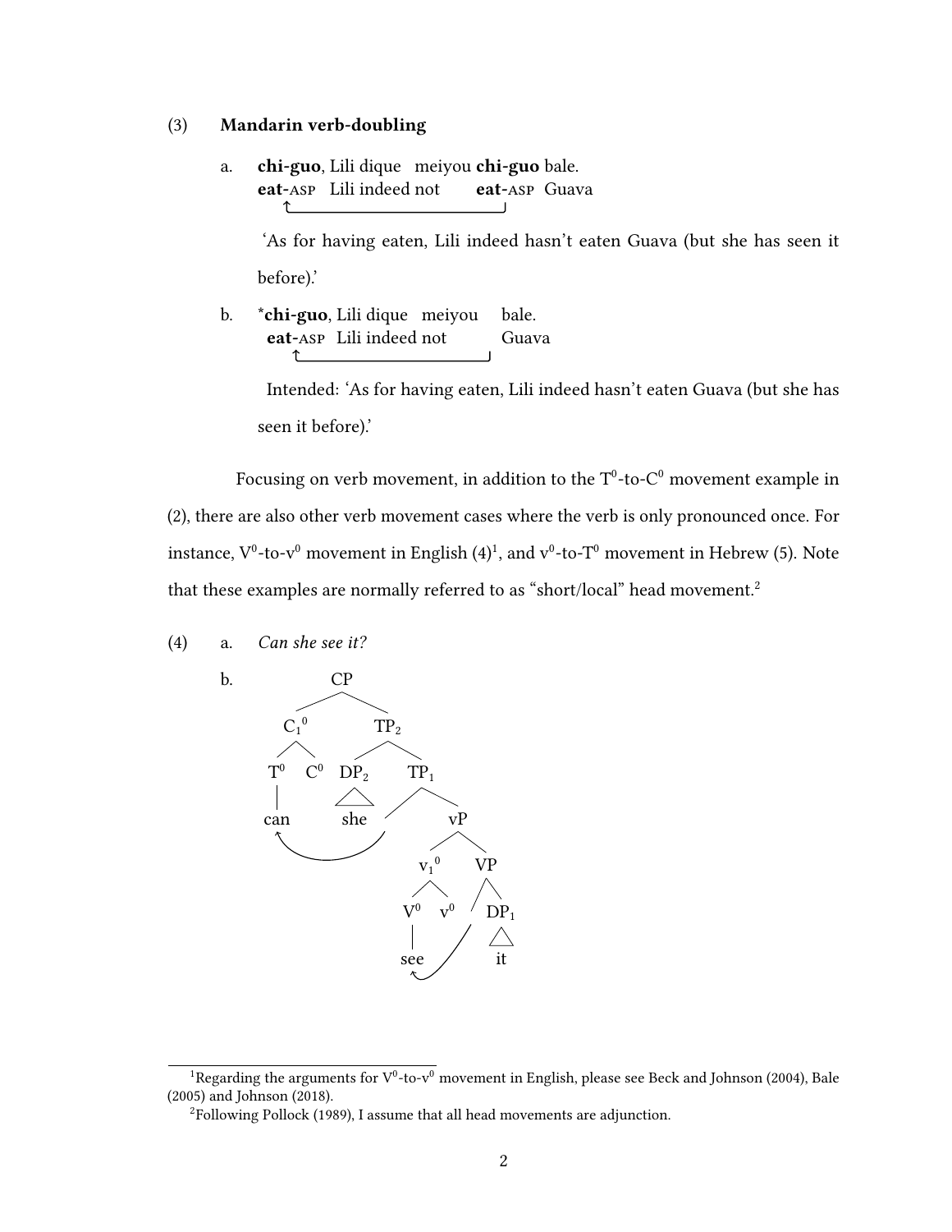(3) **Mandarin verb-doubling**

a. **chi-guo**, Lili dique meiyou **chi-guo** bale.
   **eat-ASP** Lili indeed not **eat-ASP** Guava

   'As for having eaten, Lili indeed hasn't eaten Guava (but she has seen it before).'

b. ***chi-guo**, Lili dique meiyou bale.
   **eat-ASP** Lili indeed not Guava

   Intended: 'As for having eaten, Lili indeed hasn't eaten Guava (but she has seen it before).'

Focusing on verb movement, in addition to the $T^0$-to-$C^0$ movement example in (2), there are also other verb movement cases where the verb is only pronounced once. For instance, $V^0$-to-$v^0$ movement in English (4)[1], and $v^0$-to-$T^0$ movement in Hebrew (5). Note that these examples are normally referred to as "short/local" head movement.[2]

(4) a. *Can she see it?*

b.

```
CP
├── C1^0
│   ├── T^0 — can
│   └── C^0
└── TP2
    ├── DP2 — she
    └── TP1
        ├── (t: can)
        └── vP
            ├── v1^0
            │   ├── V^0 — see
            │   └── v^0
            └── VP
                ├── (t: see)
                └── DP1 — it
```

[1] Regarding the arguments for $V^0$-to-$v^0$ movement in English, please see Beck and Johnson (2004), Bale (2005) and Johnson (2018).

[2] Following Pollock (1989), I assume that all head movements are adjunction.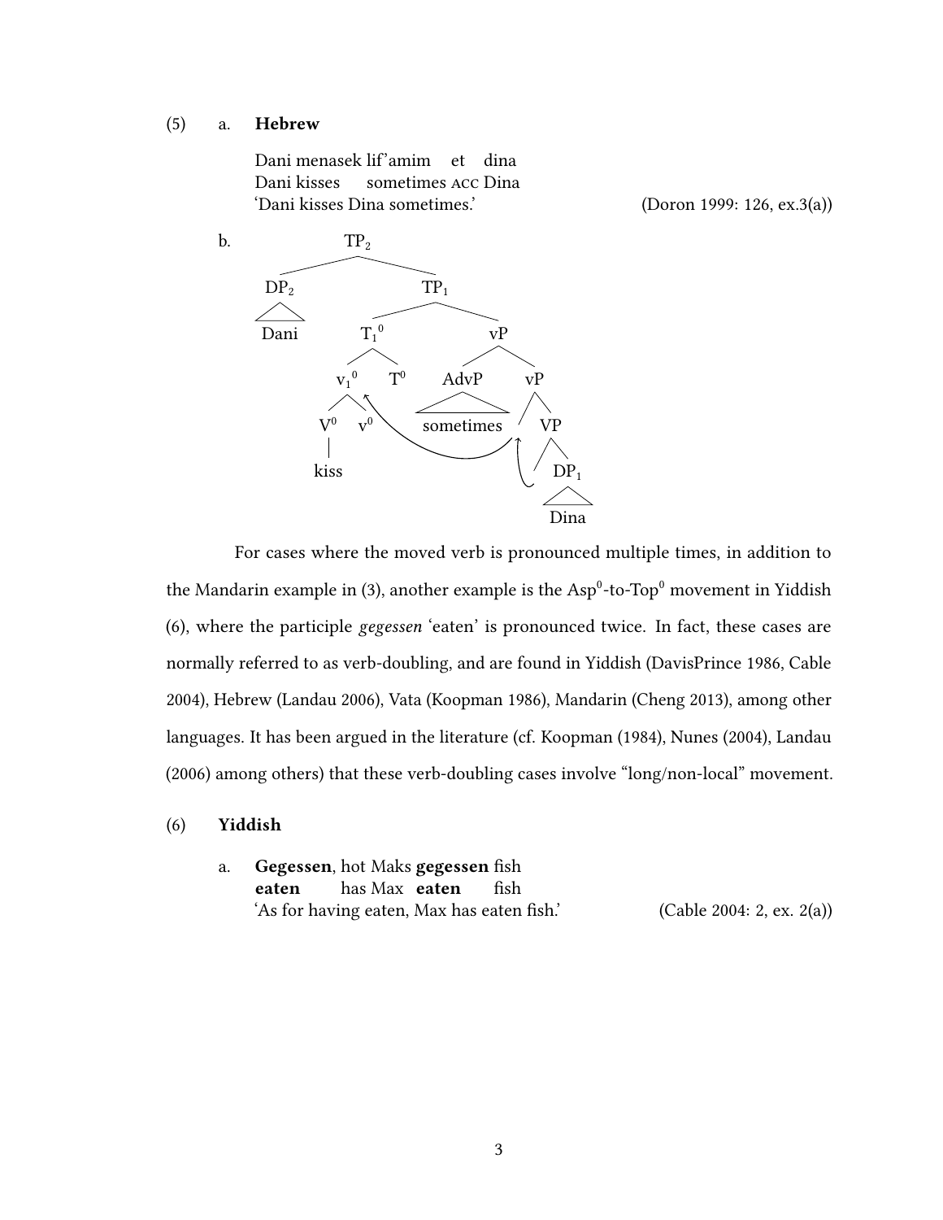(5) a. **Hebrew**

Dani menasek lif'amim et dina
Dani kisses sometimes ACC Dina
'Dani kisses Dina sometimes.' (Doron 1999: 126, ex.3(a))

b.

```
                TP2
              /     \
           DP2       TP1
            |       /    \
          Dani    T1^0     vP
                 /   \    /   \
              v1^0   T0 AdvP   vP
              /  \        |     \
            V0   v0  sometimes   VP
            |                      \
           kiss                    DP1
                                    |
                                   Dina
```

For cases where the moved verb is pronounced multiple times, in addition to the Mandarin example in (3), another example is the $Asp^0$-to-$Top^0$ movement in Yiddish (6), where the participle *gegessen* 'eaten' is pronounced twice. In fact, these cases are normally referred to as verb-doubling, and are found in Yiddish (DavisPrince 1986, Cable 2004), Hebrew (Landau 2006), Vata (Koopman 1986), Mandarin (Cheng 2013), among other languages. It has been argued in the literature (cf. Koopman (1984), Nunes (2004), Landau (2006) among others) that these verb-doubling cases involve "long/non-local" movement.

(6) **Yiddish**

a. **Gegessen**, hot Maks **gegessen** fish
**eaten** has Max **eaten** fish
'As for having eaten, Max has eaten fish.' (Cable 2004: 2, ex. 2(a))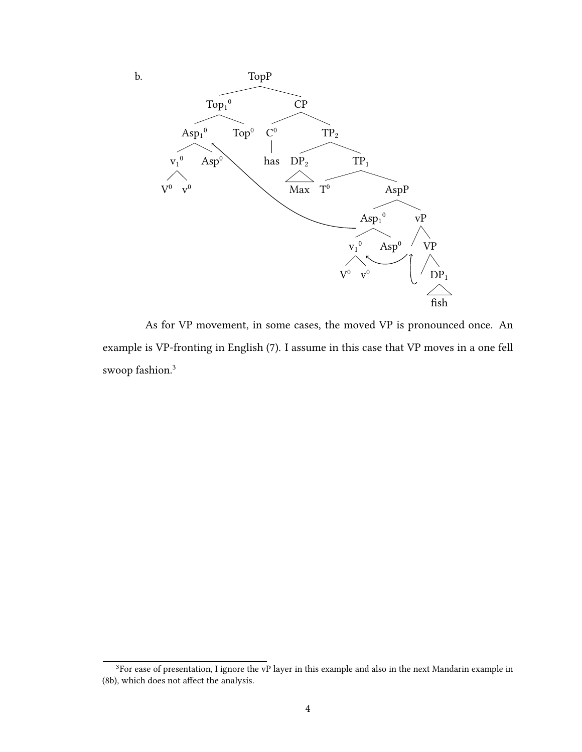b.

```
TopP
├── Top1⁰
│   ├── Asp1⁰
│   │   ├── v1⁰
│   │   │   ├── V⁰
│   │   │   └── v⁰
│   │   └── Asp⁰
│   └── Top⁰
└── CP
    ├── C⁰
    │   └── has
    └── TP2
        ├── DP2
        │   └── Max
        └── TP1
            ├── T⁰
            └── AspP
                ├── Asp1⁰
                │   ├── v1⁰
                │   │   ├── V⁰
                │   │   └── v⁰
                │   └── Asp⁰
                └── vP
                    └── VP
                        └── DP1
                            └── fish
```

As for VP movement, in some cases, the moved VP is pronounced once. An example is VP-fronting in English (7). I assume in this case that VP moves in a one fell swoop fashion.[3]

[3] For ease of presentation, I ignore the vP layer in this example and also in the next Mandarin example in (8b), which does not affect the analysis.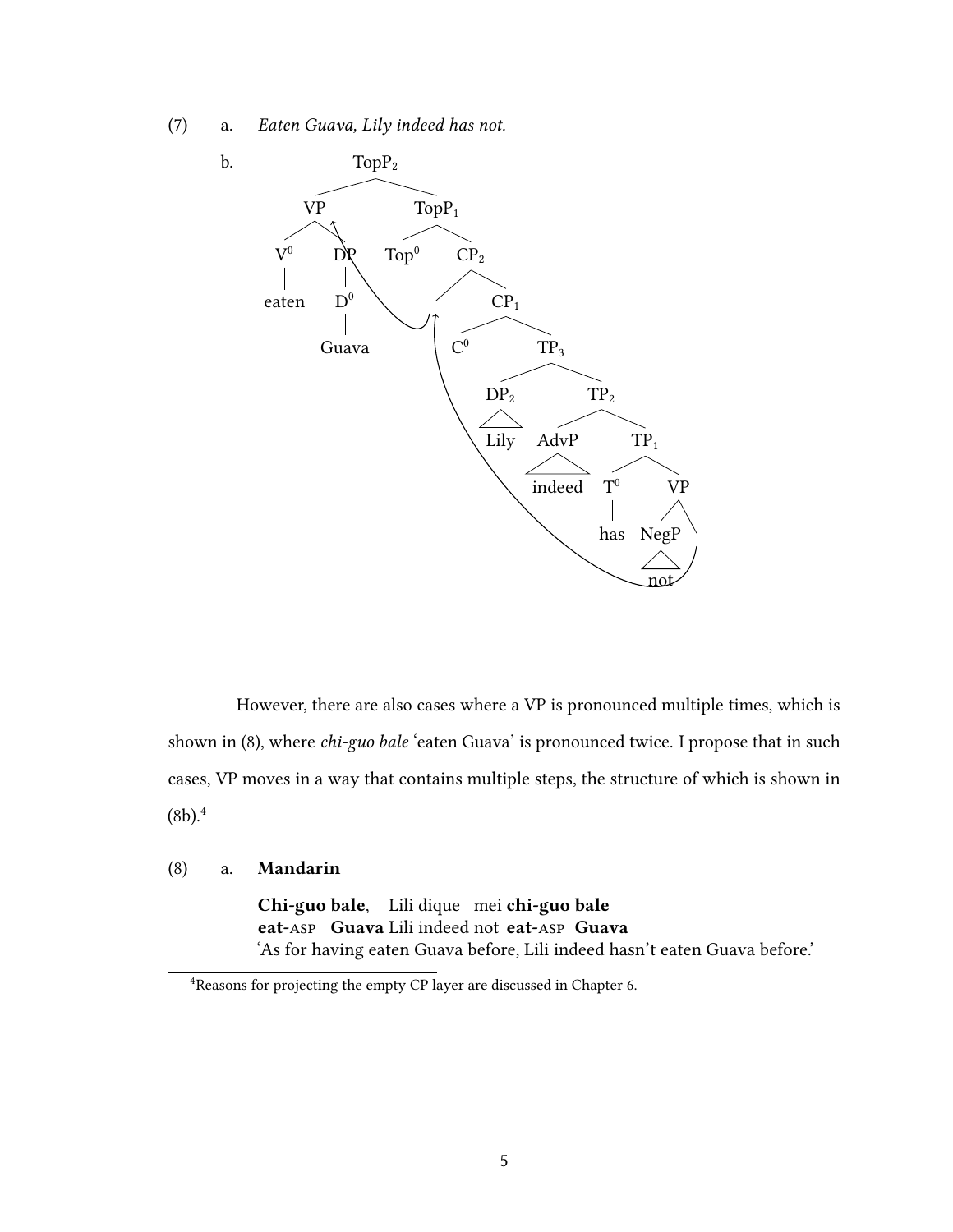(7) a. *Eaten Guava, Lily indeed has not.*

b.

```
[TopP2 [VP [V0 eaten] [DP [D0 Guava]]] [TopP1 Top0 [CP2 ___ [CP1 C0 [TP3 [DP2 Lily] [TP2 [AdvP indeed] [TP1 [T0 has] [VP [NegP not] ___ ]]]]]]]]
```

However, there are also cases where a VP is pronounced multiple times, which is shown in (8), where *chi-guo bale* 'eaten Guava' is pronounced twice. I propose that in such cases, VP moves in a way that contains multiple steps, the structure of which is shown in (8b).[4]

(8) a. **Mandarin**

**Chi-guo bale**, Lili dique mei **chi-guo bale**
**eat-ASP Guava** Lili indeed not **eat-ASP Guava**
'As for having eaten Guava before, Lili indeed hasn't eaten Guava before.'

[4]Reasons for projecting the empty CP layer are discussed in Chapter 6.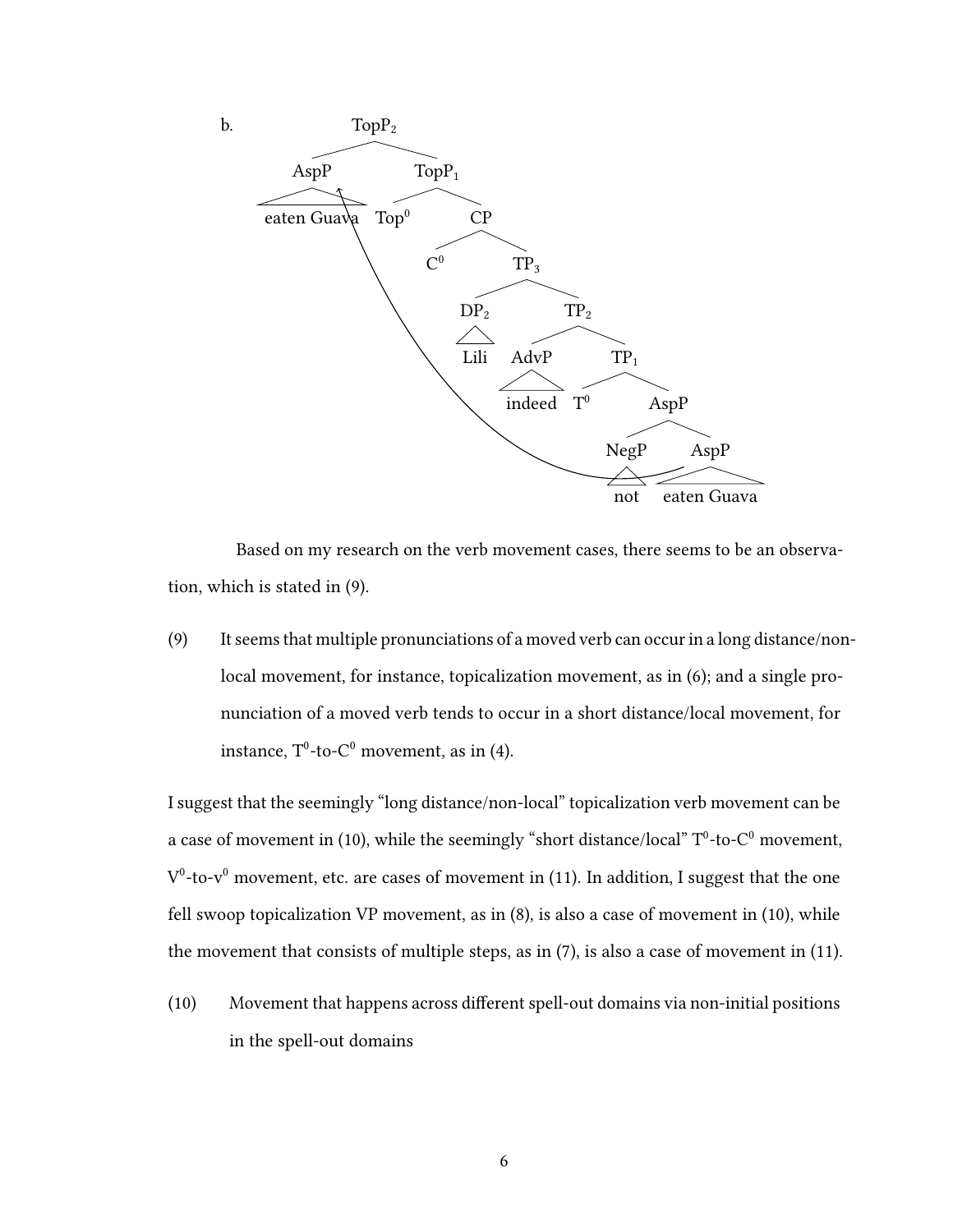b.

```
                TopP2
              /       \
          AspP         TopP1
        eaten Guava   /     \
                   Top0      CP
                           /    \
                         C0      TP3
                                /    \
                             DP2      TP2
                             Lili   /     \
                                 AdvP      TP1
                                indeed   /     \
                                       T0      AspP
                                              /     \
                                          NegP       AspP
                                           not     eaten Guava
```

Based on my research on the verb movement cases, there seems to be an observation, which is stated in (9).

(9) It seems that multiple pronunciations of a moved verb can occur in a long distance/non-local movement, for instance, topicalization movement, as in (6); and a single pronunciation of a moved verb tends to occur in a short distance/local movement, for instance, $T^0$-to-$C^0$ movement, as in (4).

I suggest that the seemingly "long distance/non-local" topicalization verb movement can be a case of movement in (10), while the seemingly "short distance/local" $T^0$-to-$C^0$ movement, $V^0$-to-$v^0$ movement, etc. are cases of movement in (11). In addition, I suggest that the one fell swoop topicalization VP movement, as in (8), is also a case of movement in (10), while the movement that consists of multiple steps, as in (7), is also a case of movement in (11).

(10) Movement that happens across different spell-out domains via non-initial positions in the spell-out domains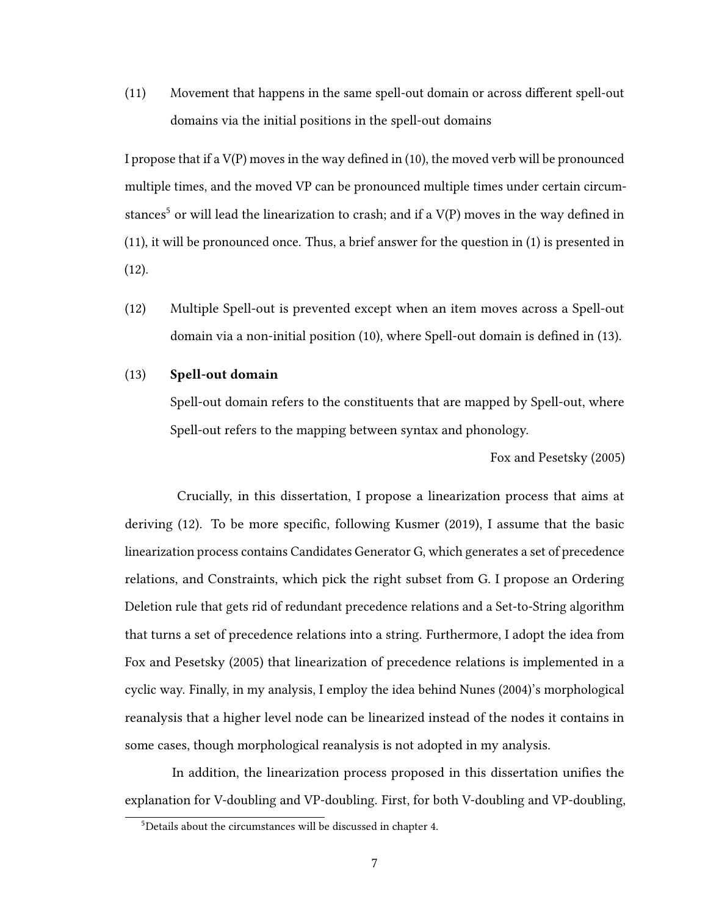(11) Movement that happens in the same spell-out domain or across different spell-out domains via the initial positions in the spell-out domains

I propose that if a V(P) moves in the way defined in (10), the moved verb will be pronounced multiple times, and the moved VP can be pronounced multiple times under certain circumstances[5] or will lead the linearization to crash; and if a V(P) moves in the way defined in (11), it will be pronounced once. Thus, a brief answer for the question in (1) is presented in (12).

(12) Multiple Spell-out is prevented except when an item moves across a Spell-out domain via a non-initial position (10), where Spell-out domain is defined in (13).

(13) **Spell-out domain**

Spell-out domain refers to the constituents that are mapped by Spell-out, where Spell-out refers to the mapping between syntax and phonology.

Fox and Pesetsky (2005)

Crucially, in this dissertation, I propose a linearization process that aims at deriving (12). To be more specific, following Kusmer (2019), I assume that the basic linearization process contains Candidates Generator G, which generates a set of precedence relations, and Constraints, which pick the right subset from G. I propose an Ordering Deletion rule that gets rid of redundant precedence relations and a Set-to-String algorithm that turns a set of precedence relations into a string. Furthermore, I adopt the idea from Fox and Pesetsky (2005) that linearization of precedence relations is implemented in a cyclic way. Finally, in my analysis, I employ the idea behind Nunes (2004)'s morphological reanalysis that a higher level node can be linearized instead of the nodes it contains in some cases, though morphological reanalysis is not adopted in my analysis.

In addition, the linearization process proposed in this dissertation unifies the explanation for V-doubling and VP-doubling. First, for both V-doubling and VP-doubling,

[5] Details about the circumstances will be discussed in chapter 4.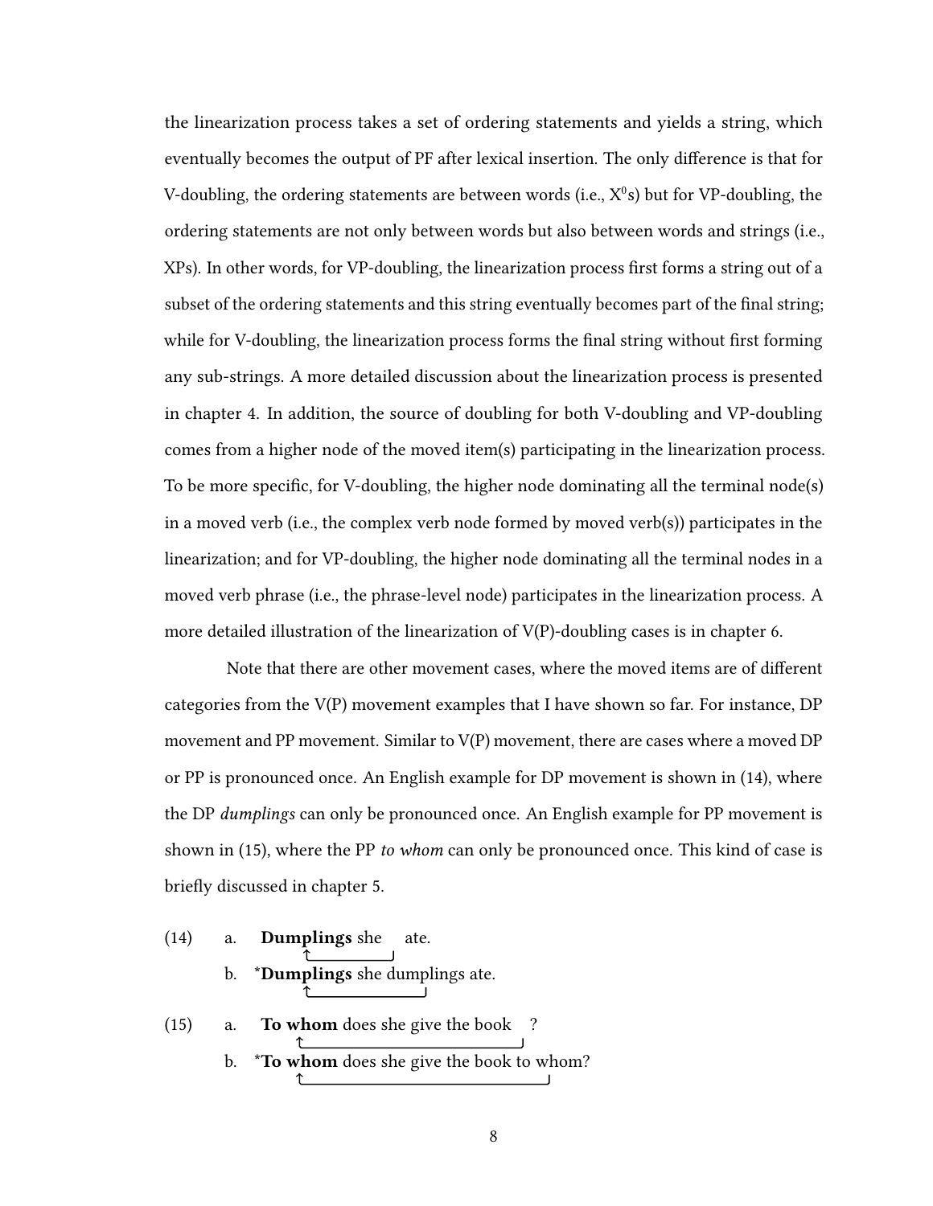the linearization process takes a set of ordering statements and yields a string, which eventually becomes the output of PF after lexical insertion. The only difference is that for V-doubling, the ordering statements are between words (i.e., $X^0$s) but for VP-doubling, the ordering statements are not only between words but also between words and strings (i.e., XPs). In other words, for VP-doubling, the linearization process first forms a string out of a subset of the ordering statements and this string eventually becomes part of the final string; while for V-doubling, the linearization process forms the final string without first forming any sub-strings. A more detailed discussion about the linearization process is presented in chapter 4. In addition, the source of doubling for both V-doubling and VP-doubling comes from a higher node of the moved item(s) participating in the linearization process. To be more specific, for V-doubling, the higher node dominating all the terminal node(s) in a moved verb (i.e., the complex verb node formed by moved verb(s)) participates in the linearization; and for VP-doubling, the higher node dominating all the terminal nodes in a moved verb phrase (i.e., the phrase-level node) participates in the linearization process. A more detailed illustration of the linearization of V(P)-doubling cases is in chapter 6.

Note that there are other movement cases, where the moved items are of different categories from the V(P) movement examples that I have shown so far. For instance, DP movement and PP movement. Similar to V(P) movement, there are cases where a moved DP or PP is pronounced once. An English example for DP movement is shown in (14), where the DP *dumplings* can only be pronounced once. An English example for PP movement is shown in (15), where the PP *to whom* can only be pronounced once. This kind of case is briefly discussed in chapter 5.

(14) a. **Dumplings** she ___ ate.

b. \***Dumplings** she dumplings ate.

(15) a. **To whom** does she give the book ___ ?

b. \***To whom** does she give the book to whom?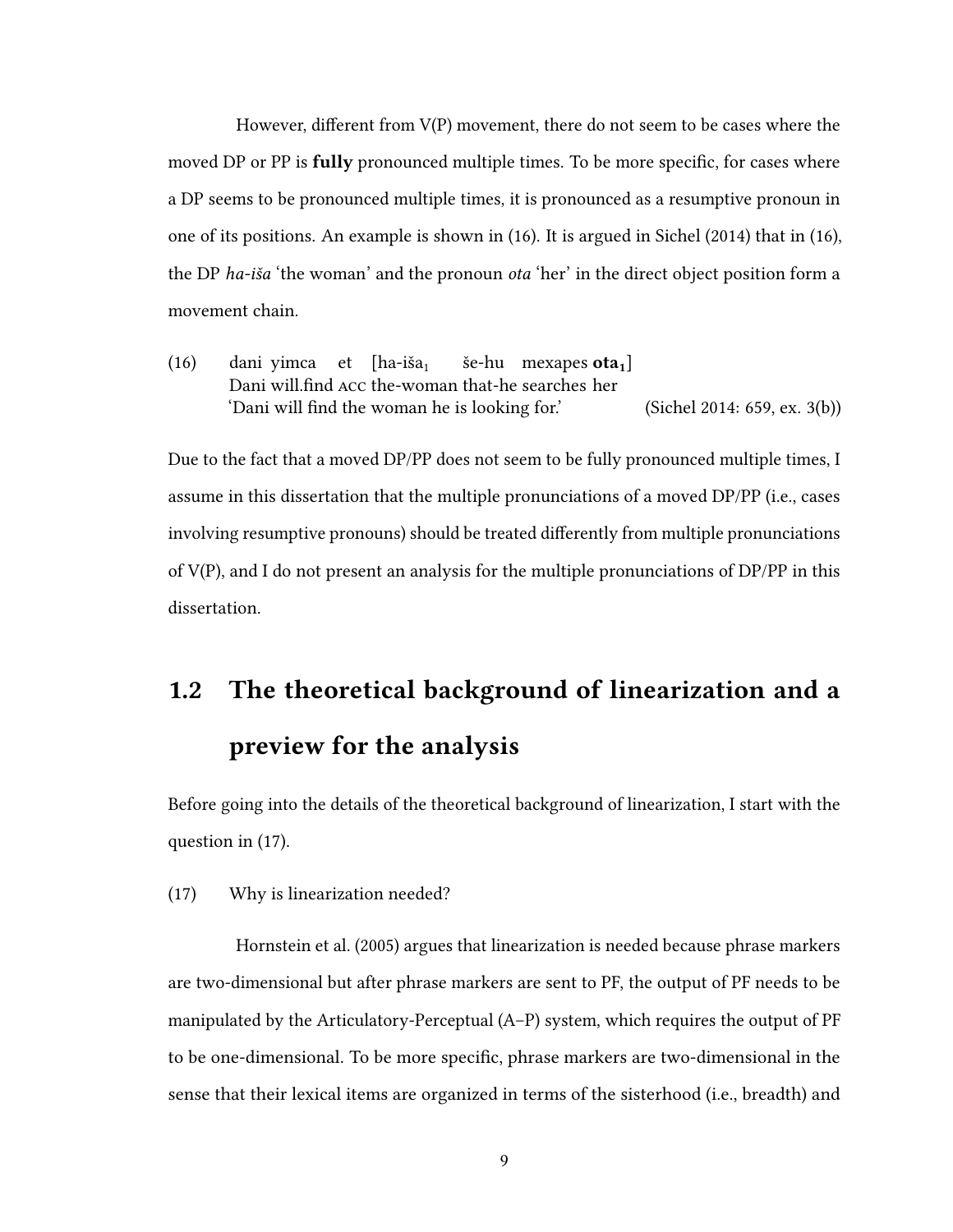However, different from V(P) movement, there do not seem to be cases where the moved DP or PP is **fully** pronounced multiple times. To be more specific, for cases where a DP seems to be pronounced multiple times, it is pronounced as a resumptive pronoun in one of its positions. An example is shown in (16). It is argued in Sichel (2014) that in (16), the DP *ha-iša* 'the woman' and the pronoun *ota* 'her' in the direct object position form a movement chain.

(16) dani yimca et [ha-iša$_1$ še-hu mexapes **ota$_1$**]
Dani will.find ACC the-woman that-he searches her
'Dani will find the woman he is looking for.' (Sichel 2014: 659, ex. 3(b))

Due to the fact that a moved DP/PP does not seem to be fully pronounced multiple times, I assume in this dissertation that the multiple pronunciations of a moved DP/PP (i.e., cases involving resumptive pronouns) should be treated differently from multiple pronunciations of V(P), and I do not present an analysis for the multiple pronunciations of DP/PP in this dissertation.

## 1.2 The theoretical background of linearization and a preview for the analysis

Before going into the details of the theoretical background of linearization, I start with the question in (17).

(17) Why is linearization needed?

Hornstein et al. (2005) argues that linearization is needed because phrase markers are two-dimensional but after phrase markers are sent to PF, the output of PF needs to be manipulated by the Articulatory-Perceptual (A–P) system, which requires the output of PF to be one-dimensional. To be more specific, phrase markers are two-dimensional in the sense that their lexical items are organized in terms of the sisterhood (i.e., breadth) and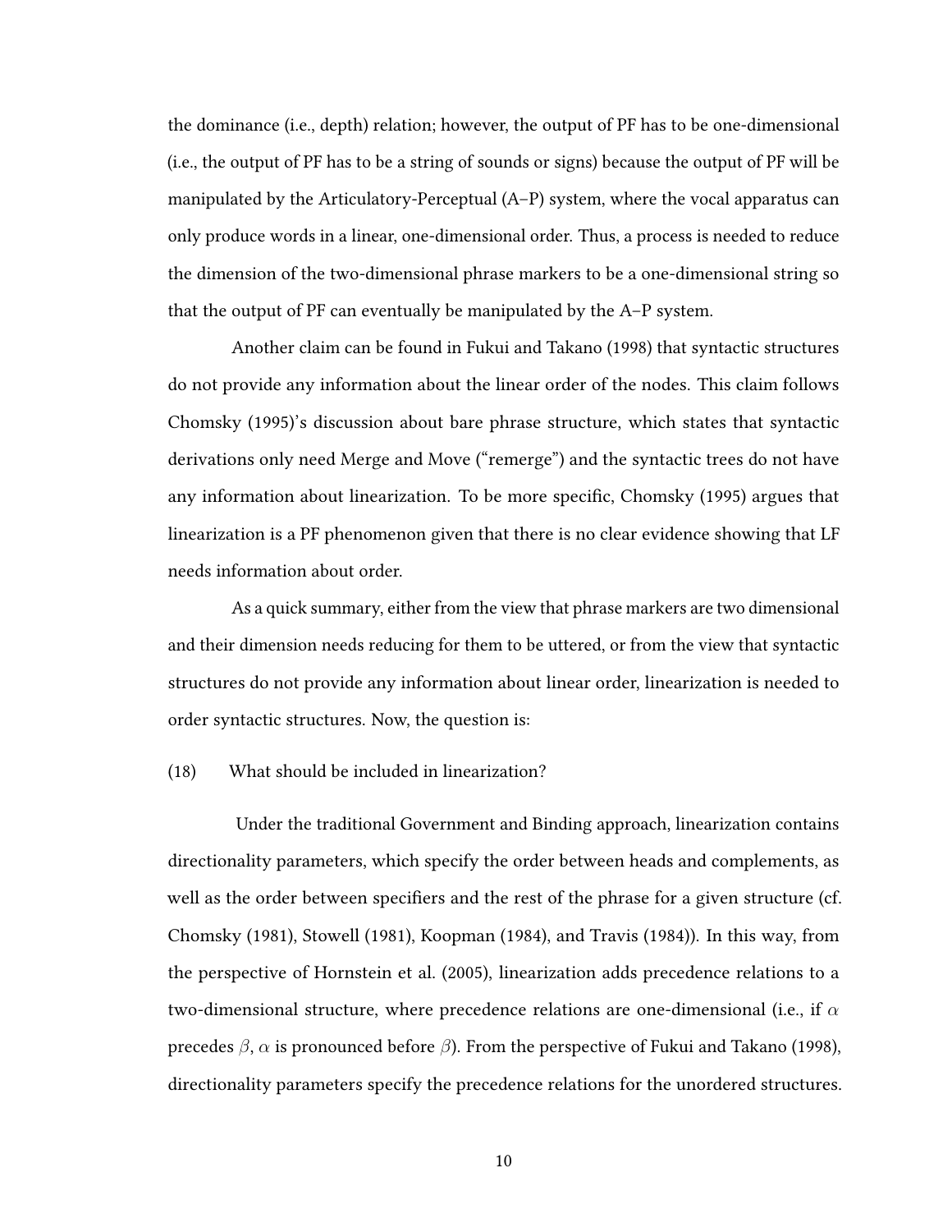the dominance (i.e., depth) relation; however, the output of PF has to be one-dimensional (i.e., the output of PF has to be a string of sounds or signs) because the output of PF will be manipulated by the Articulatory-Perceptual (A–P) system, where the vocal apparatus can only produce words in a linear, one-dimensional order. Thus, a process is needed to reduce the dimension of the two-dimensional phrase markers to be a one-dimensional string so that the output of PF can eventually be manipulated by the A–P system.

Another claim can be found in Fukui and Takano (1998) that syntactic structures do not provide any information about the linear order of the nodes. This claim follows Chomsky (1995)'s discussion about bare phrase structure, which states that syntactic derivations only need Merge and Move ("remerge") and the syntactic trees do not have any information about linearization. To be more specific, Chomsky (1995) argues that linearization is a PF phenomenon given that there is no clear evidence showing that LF needs information about order.

As a quick summary, either from the view that phrase markers are two dimensional and their dimension needs reducing for them to be uttered, or from the view that syntactic structures do not provide any information about linear order, linearization is needed to order syntactic structures. Now, the question is:

(18) What should be included in linearization?

Under the traditional Government and Binding approach, linearization contains directionality parameters, which specify the order between heads and complements, as well as the order between specifiers and the rest of the phrase for a given structure (cf. Chomsky (1981), Stowell (1981), Koopman (1984), and Travis (1984)). In this way, from the perspective of Hornstein et al. (2005), linearization adds precedence relations to a two-dimensional structure, where precedence relations are one-dimensional (i.e., if $\alpha$ precedes $\beta$, $\alpha$ is pronounced before $\beta$). From the perspective of Fukui and Takano (1998), directionality parameters specify the precedence relations for the unordered structures.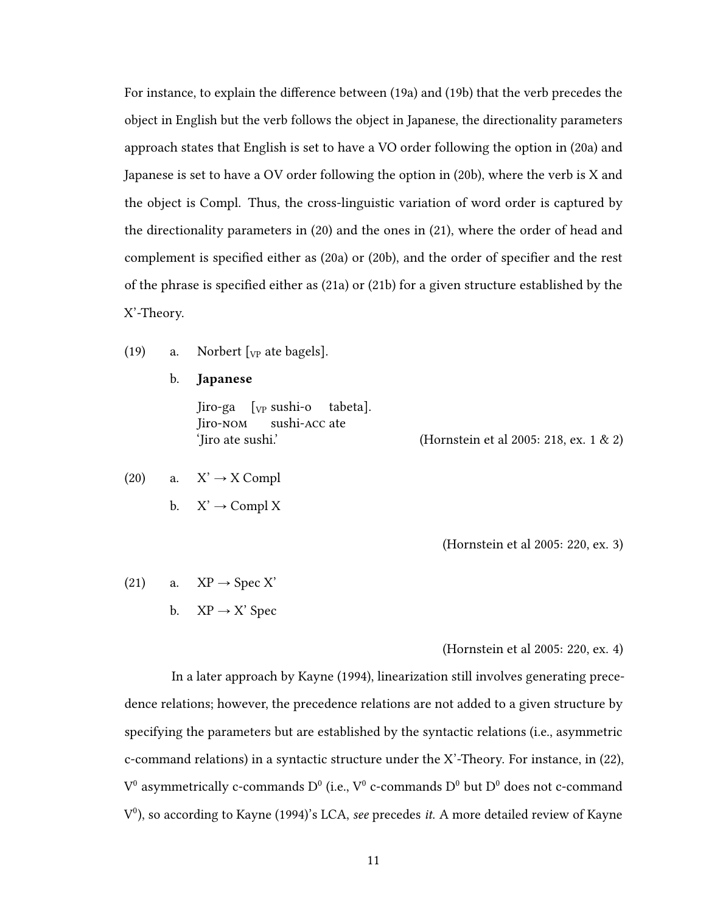For instance, to explain the difference between (19a) and (19b) that the verb precedes the object in English but the verb follows the object in Japanese, the directionality parameters approach states that English is set to have a VO order following the option in (20a) and Japanese is set to have a OV order following the option in (20b), where the verb is X and the object is Compl. Thus, the cross-linguistic variation of word order is captured by the directionality parameters in (20) and the ones in (21), where the order of head and complement is specified either as (20a) or (20b), and the order of specifier and the rest of the phrase is specified either as (21a) or (21b) for a given structure established by the X'-Theory.

(19) a. Norbert [$_{VP}$ ate bagels].

b. **Japanese**

Jiro-ga [$_{VP}$ sushi-o tabeta].
Jiro-NOM sushi-ACC ate
'Jiro ate sushi.' (Hornstein et al 2005: 218, ex. 1 & 2)

(20) a. X' → X Compl

b. X' → Compl X

(Hornstein et al 2005: 220, ex. 3)

(21) a. XP → Spec X'

b. XP → X' Spec

(Hornstein et al 2005: 220, ex. 4)

In a later approach by Kayne (1994), linearization still involves generating precedence relations; however, the precedence relations are not added to a given structure by specifying the parameters but are established by the syntactic relations (i.e., asymmetric c-command relations) in a syntactic structure under the X'-Theory. For instance, in (22), $V^0$ asymmetrically c-commands $D^0$ (i.e., $V^0$ c-commands $D^0$ but $D^0$ does not c-command $V^0$), so according to Kayne (1994)'s LCA, *see* precedes *it*. A more detailed review of Kayne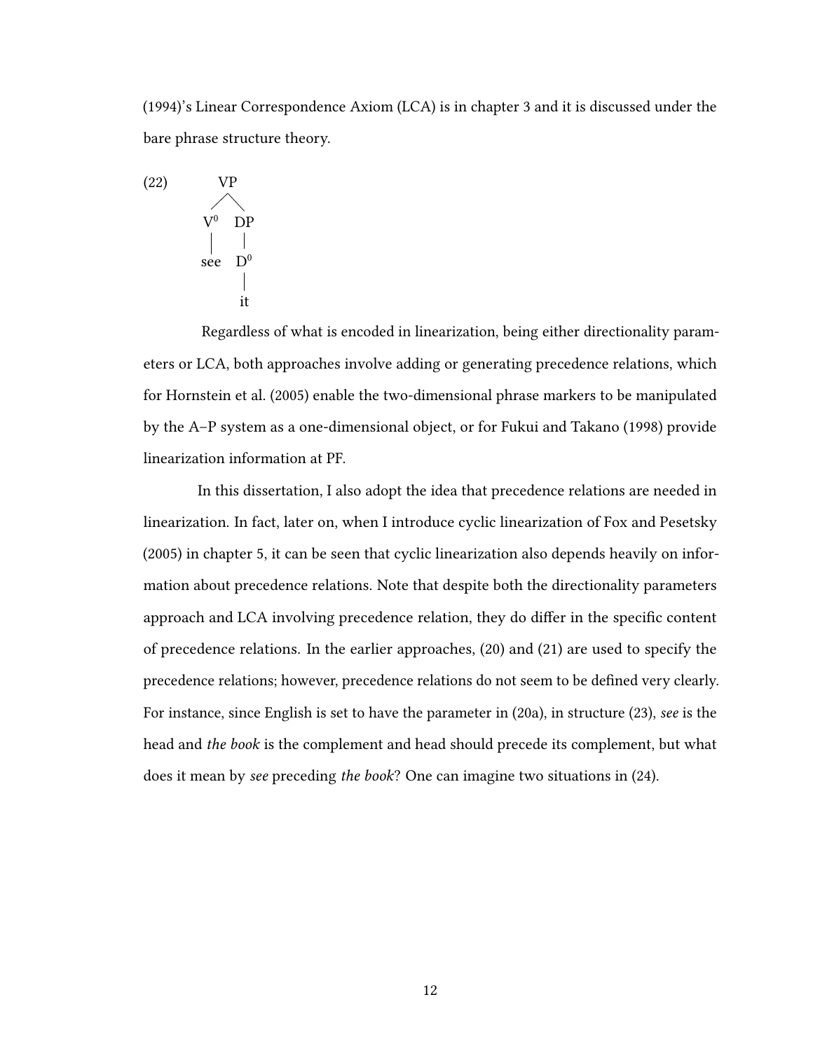(1994)'s Linear Correspondence Axiom (LCA) is in chapter 3 and it is discussed under the bare phrase structure theory.

(22)
```
        VP
       /  \
     V⁰    DP
     |     |
    see    D⁰
           |
           it
```

Regardless of what is encoded in linearization, being either directionality parameters or LCA, both approaches involve adding or generating precedence relations, which for Hornstein et al. (2005) enable the two-dimensional phrase markers to be manipulated by the A–P system as a one-dimensional object, or for Fukui and Takano (1998) provide linearization information at PF.

In this dissertation, I also adopt the idea that precedence relations are needed in linearization. In fact, later on, when I introduce cyclic linearization of Fox and Pesetsky (2005) in chapter 5, it can be seen that cyclic linearization also depends heavily on information about precedence relations. Note that despite both the directionality parameters approach and LCA involving precedence relation, they do differ in the specific content of precedence relations. In the earlier approaches, (20) and (21) are used to specify the precedence relations; however, precedence relations do not seem to be defined very clearly. For instance, since English is set to have the parameter in (20a), in structure (23), *see* is the head and *the book* is the complement and head should precede its complement, but what does it mean by *see* preceding *the book*? One can imagine two situations in (24).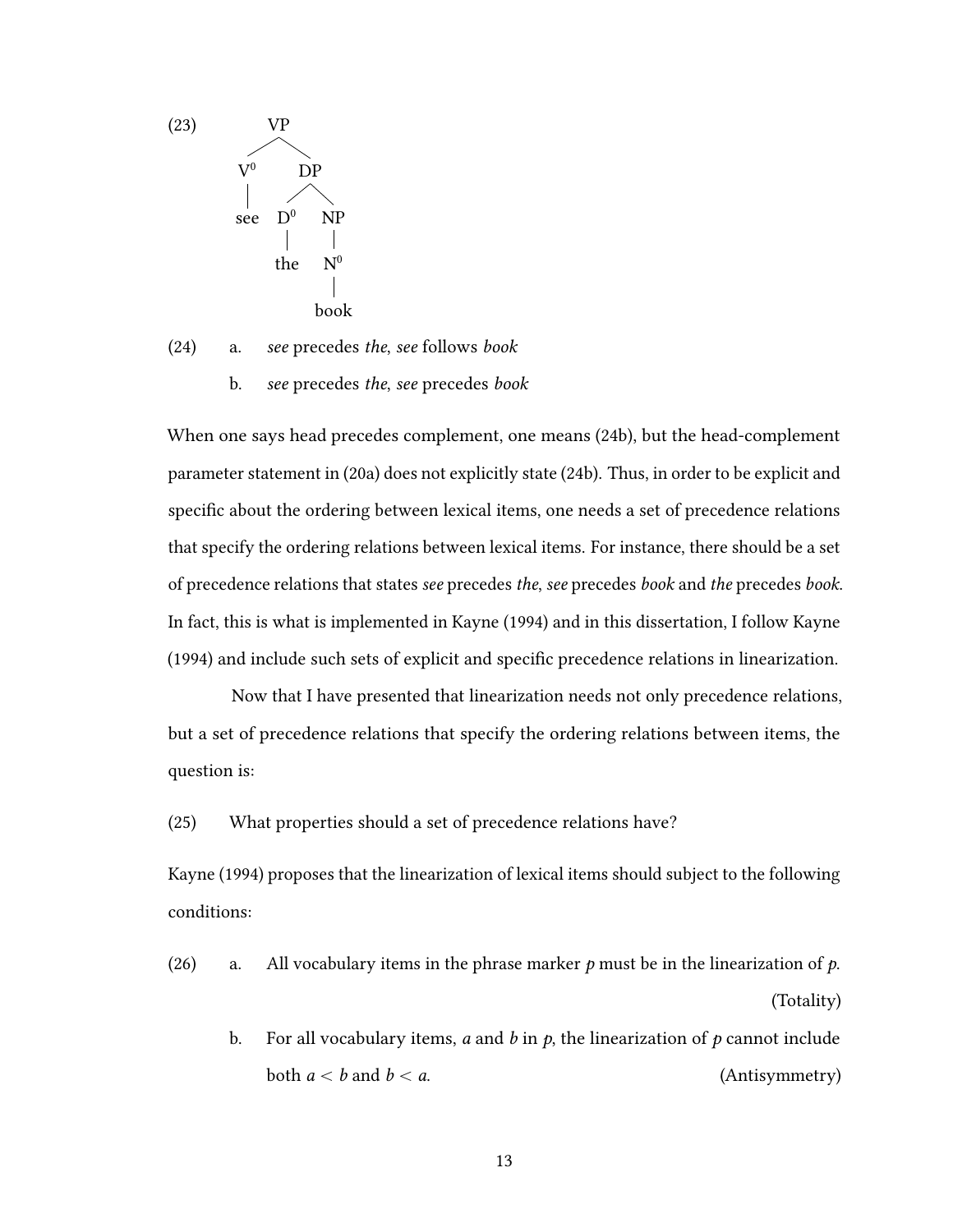(23)

```
        VP
       /  \
     V0    DP
     |    /  \
    see  D0   NP
         |    |
        the   N0
              |
             book
```

(24) a. *see* precedes *the*, *see* follows *book*

b. *see* precedes *the*, *see* precedes *book*

When one says head precedes complement, one means (24b), but the head-complement parameter statement in (20a) does not explicitly state (24b). Thus, in order to be explicit and specific about the ordering between lexical items, one needs a set of precedence relations that specify the ordering relations between lexical items. For instance, there should be a set of precedence relations that states *see* precedes *the*, *see* precedes *book* and *the* precedes *book*. In fact, this is what is implemented in Kayne (1994) and in this dissertation, I follow Kayne (1994) and include such sets of explicit and specific precedence relations in linearization.

Now that I have presented that linearization needs not only precedence relations, but a set of precedence relations that specify the ordering relations between items, the question is:

(25) What properties should a set of precedence relations have?

Kayne (1994) proposes that the linearization of lexical items should subject to the following conditions:

(26) a. All vocabulary items in the phrase marker $p$ must be in the linearization of $p$. (Totality)

b. For all vocabulary items, $a$ and $b$ in $p$, the linearization of $p$ cannot include both $a < b$ and $b < a$. (Antisymmetry)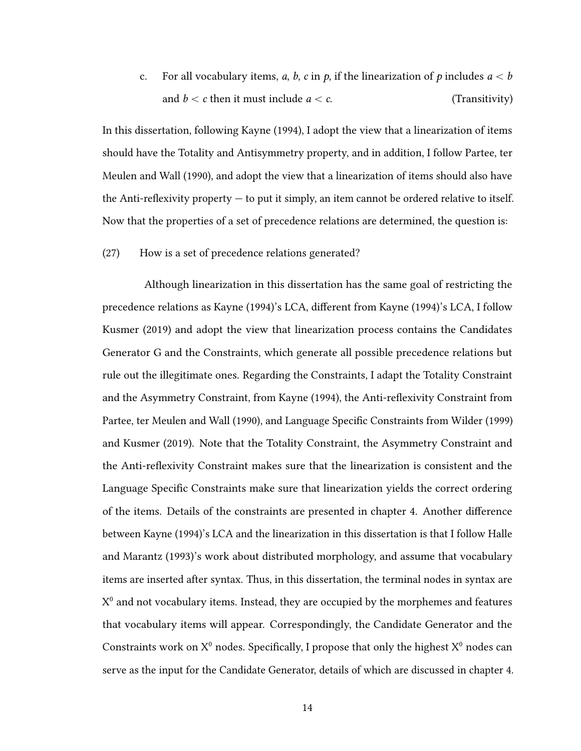c. For all vocabulary items, $a$, $b$, $c$ in $p$, if the linearization of $p$ includes $a < b$ and $b < c$ then it must include $a < c$. (Transitivity)

In this dissertation, following Kayne (1994), I adopt the view that a linearization of items should have the Totality and Antisymmetry property, and in addition, I follow Partee, ter Meulen and Wall (1990), and adopt the view that a linearization of items should also have the Anti-reflexivity property — to put it simply, an item cannot be ordered relative to itself. Now that the properties of a set of precedence relations are determined, the question is:

(27) How is a set of precedence relations generated?

Although linearization in this dissertation has the same goal of restricting the precedence relations as Kayne (1994)'s LCA, different from Kayne (1994)'s LCA, I follow Kusmer (2019) and adopt the view that linearization process contains the Candidates Generator G and the Constraints, which generate all possible precedence relations but rule out the illegitimate ones. Regarding the Constraints, I adapt the Totality Constraint and the Asymmetry Constraint, from Kayne (1994), the Anti-reflexivity Constraint from Partee, ter Meulen and Wall (1990), and Language Specific Constraints from Wilder (1999) and Kusmer (2019). Note that the Totality Constraint, the Asymmetry Constraint and the Anti-reflexivity Constraint makes sure that the linearization is consistent and the Language Specific Constraints make sure that linearization yields the correct ordering of the items. Details of the constraints are presented in chapter 4. Another difference between Kayne (1994)'s LCA and the linearization in this dissertation is that I follow Halle and Marantz (1993)'s work about distributed morphology, and assume that vocabulary items are inserted after syntax. Thus, in this dissertation, the terminal nodes in syntax are $X^0$ and not vocabulary items. Instead, they are occupied by the morphemes and features that vocabulary items will appear. Correspondingly, the Candidate Generator and the Constraints work on $X^0$ nodes. Specifically, I propose that only the highest $X^0$ nodes can serve as the input for the Candidate Generator, details of which are discussed in chapter 4.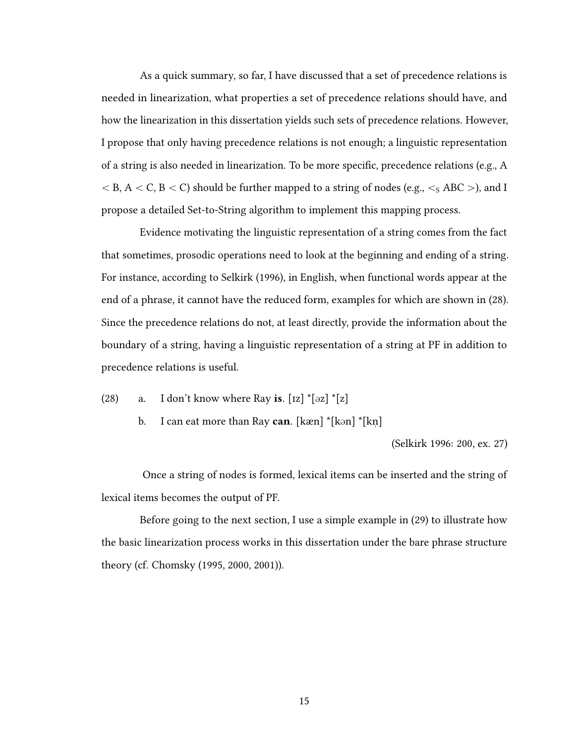As a quick summary, so far, I have discussed that a set of precedence relations is needed in linearization, what properties a set of precedence relations should have, and how the linearization in this dissertation yields such sets of precedence relations. However, I propose that only having precedence relations is not enough; a linguistic representation of a string is also needed in linearization. To be more specific, precedence relations (e.g., A < B, A < C, B < C) should be further mapped to a string of nodes (e.g., $<_S$ ABC >), and I propose a detailed Set-to-String algorithm to implement this mapping process.

Evidence motivating the linguistic representation of a string comes from the fact that sometimes, prosodic operations need to look at the beginning and ending of a string. For instance, according to Selkirk (1996), in English, when functional words appear at the end of a phrase, it cannot have the reduced form, examples for which are shown in (28). Since the precedence relations do not, at least directly, provide the information about the boundary of a string, having a linguistic representation of a string at PF in addition to precedence relations is useful.

(28) a. I don't know where Ray **is**. [ɪz] *[əz] *[z]

b. I can eat more than Ray **can**. [kæn] *[kən] *[kn̩]

(Selkirk 1996: 200, ex. 27)

Once a string of nodes is formed, lexical items can be inserted and the string of lexical items becomes the output of PF.

Before going to the next section, I use a simple example in (29) to illustrate how the basic linearization process works in this dissertation under the bare phrase structure theory (cf. Chomsky (1995, 2000, 2001)).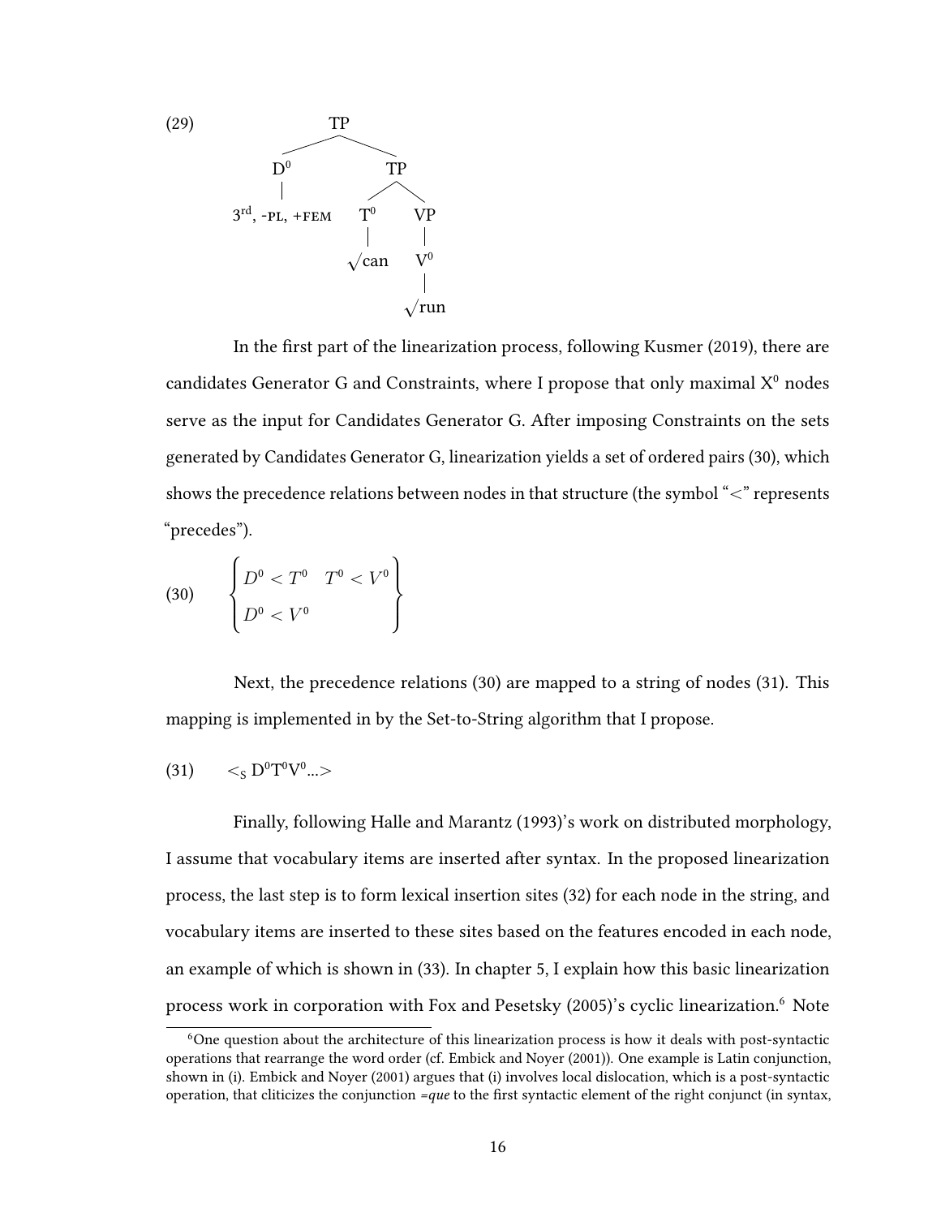(29)

```
              TP
           /      \
         D⁰        TP
         |       /    \
3rd, -PL, +FEM  T⁰     VP
                 |      |
               √can    V⁰
                        |
                       √run
```

In the first part of the linearization process, following Kusmer (2019), there are candidates Generator G and Constraints, where I propose that only maximal $X^0$ nodes serve as the input for Candidates Generator G. After imposing Constraints on the sets generated by Candidates Generator G, linearization yields a set of ordered pairs (30), which shows the precedence relations between nodes in that structure (the symbol "<" represents "precedes").

(30)
$$\begin{Bmatrix} D^0 < T^0 & T^0 < V^0 \\ D^0 < V^0 & \end{Bmatrix}$$

Next, the precedence relations (30) are mapped to a string of nodes (31). This mapping is implemented in by the Set-to-String algorithm that I propose.

(31) $<_S D^0 T^0 V^0 ... >$

Finally, following Halle and Marantz (1993)'s work on distributed morphology, I assume that vocabulary items are inserted after syntax. In the proposed linearization process, the last step is to form lexical insertion sites (32) for each node in the string, and vocabulary items are inserted to these sites based on the features encoded in each node, an example of which is shown in (33). In chapter 5, I explain how this basic linearization process work in corporation with Fox and Pesetsky (2005)'s cyclic linearization.[6] Note

[6] One question about the architecture of this linearization process is how it deals with post-syntactic operations that rearrange the word order (cf. Embick and Noyer (2001)). One example is Latin conjunction, shown in (i). Embick and Noyer (2001) argues that (i) involves local dislocation, which is a post-syntactic operation, that cliticizes the conjunction *=que* to the first syntactic element of the right conjunct (in syntax,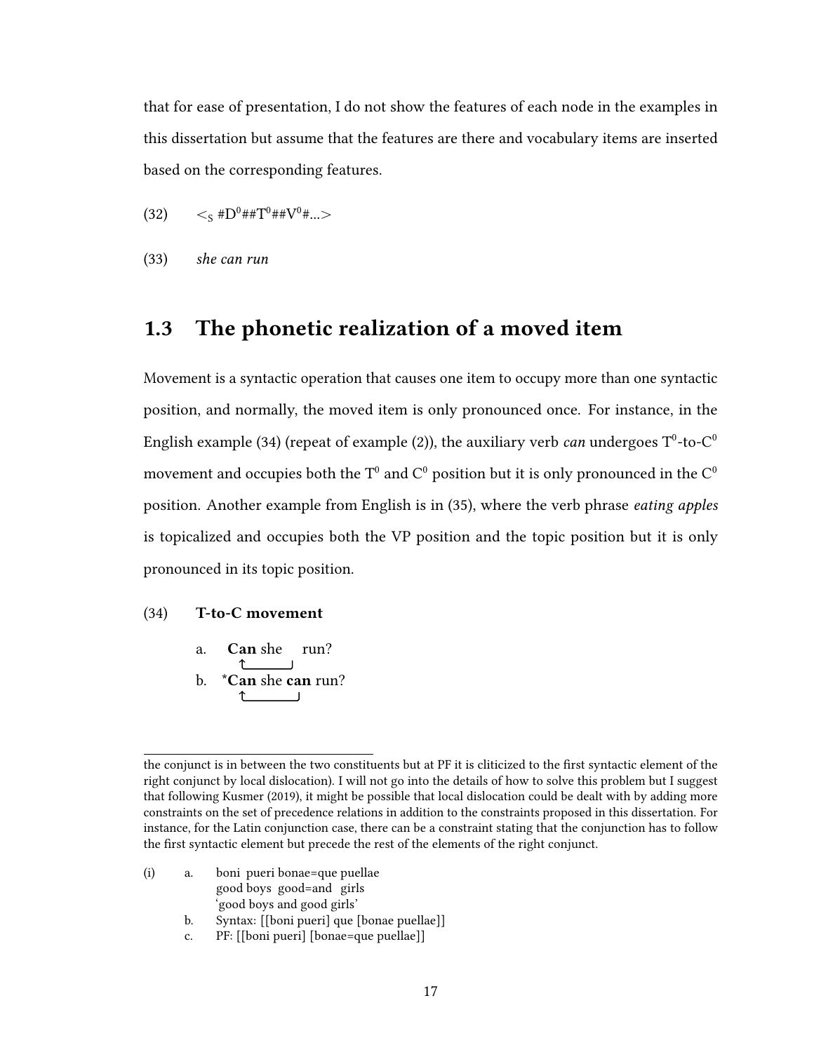that for ease of presentation, I do not show the features of each node in the examples in this dissertation but assume that the features are there and vocabulary items are inserted based on the corresponding features.

(32) $<_S$ #$D^0$##$T^0$##$V^0$#...>

(33) *she can run*

## 1.3 The phonetic realization of a moved item

Movement is a syntactic operation that causes one item to occupy more than one syntactic position, and normally, the moved item is only pronounced once. For instance, in the English example (34) (repeat of example (2)), the auxiliary verb *can* undergoes $T^0$-to-$C^0$ movement and occupies both the $T^0$ and $C^0$ position but it is only pronounced in the $C^0$ position. Another example from English is in (35), where the verb phrase *eating apples* is topicalized and occupies both the VP position and the topic position but it is only pronounced in its topic position.

(34) **T-to-C movement**

a. **Can** she run?

b. *__Can__ she **can** run?

---

the conjunct is in between the two constituents but at PF it is cliticized to the first syntactic element of the right conjunct by local dislocation). I will not go into the details of how to solve this problem but I suggest that following Kusmer (2019), it might be possible that local dislocation could be dealt with by adding more constraints on the set of precedence relations in addition to the constraints proposed in this dissertation. For instance, for the Latin conjunction case, there can be a constraint stating that the conjunction has to follow the first syntactic element but precede the rest of the elements of the right conjunct.

(i) a. boni pueri bonae=que puellae
good boys good=and girls
'good boys and good girls'

b. Syntax: [[boni pueri] que [bonae puellae]]

c. PF: [[boni pueri] [bonae=que puellae]]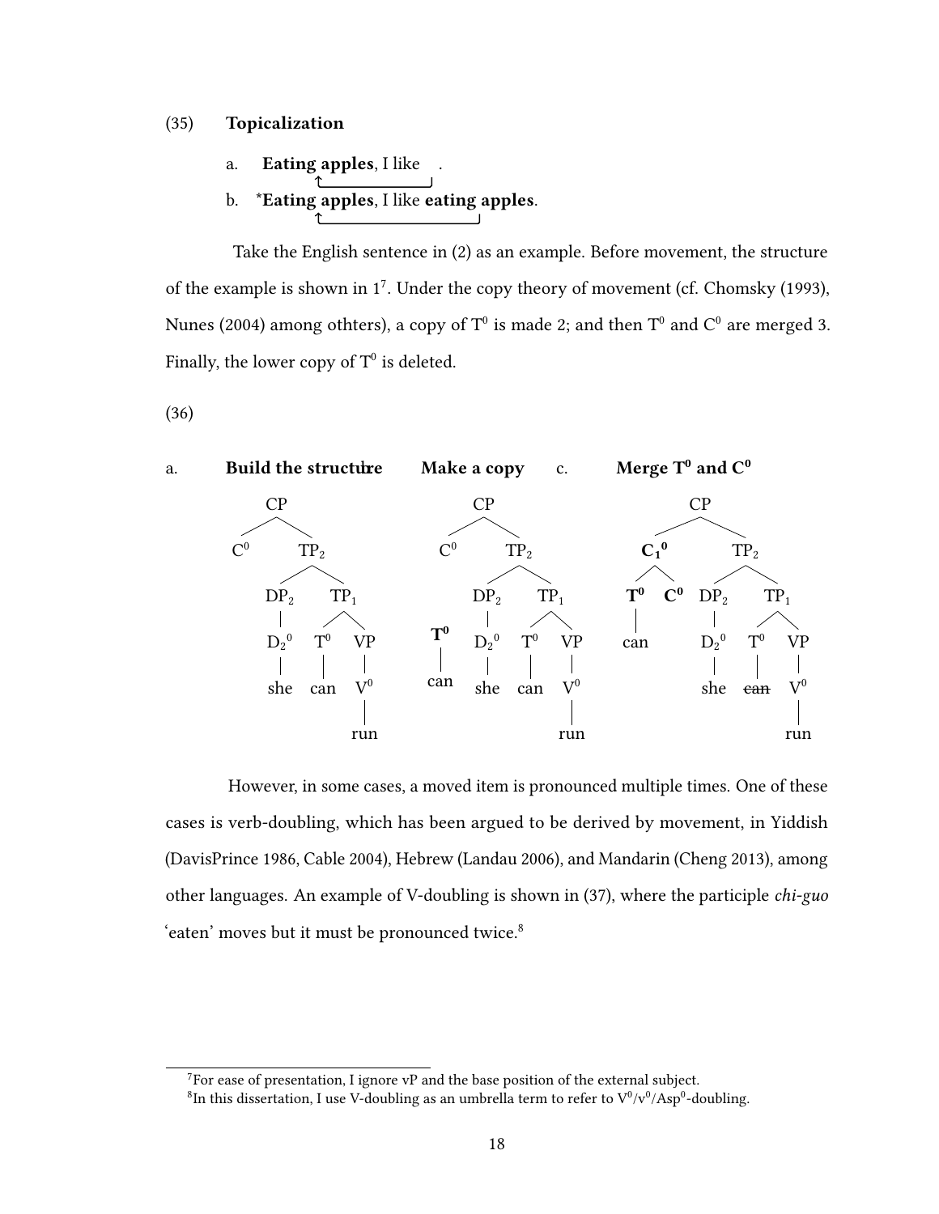(35) **Topicalization**

a. **Eating apples**, I like \_\_\_\_.

b. \***Eating apples**, I like **eating apples**.

Take the English sentence in (2) as an example. Before movement, the structure of the example is shown in 1[7]. Under the copy theory of movement (cf. Chomsky (1993), Nunes (2004) among othters), a copy of $T^0$ is made 2; and then $T^0$ and $C^0$ are merged 3. Finally, the lower copy of $T^0$ is deleted.

(36)

a. **Build the structure** — **Make a copy** — c. **Merge $T^0$ and $C^0$**

a. [CP $C^0$ [$TP_2$ [$DP_2$ [$D_2{}^0$ she]] [$TP_1$ [$T^0$ can] [VP [$V^0$ run]]]]]

b. **$T^0$** can; [CP $C^0$ [$TP_2$ [$DP_2$ [$D_2{}^0$ she]] [$TP_1$ [$T^0$ can] [VP [$V^0$ run]]]]]

c. [CP [**$C_1{}^0$** [**$T^0$** can] [**$C^0$**]] [$TP_2$ [$DP_2$ [$D_2{}^0$ she]] [$TP_1$ [$T^0$ ~~can~~] [VP [$V^0$ run]]]]]

However, in some cases, a moved item is pronounced multiple times. One of these cases is verb-doubling, which has been argued to be derived by movement, in Yiddish (DavisPrince 1986, Cable 2004), Hebrew (Landau 2006), and Mandarin (Cheng 2013), among other languages. An example of V-doubling is shown in (37), where the participle *chi-guo* 'eaten' moves but it must be pronounced twice.[8]

---

[7] For ease of presentation, I ignore vP and the base position of the external subject.

[8] In this dissertation, I use V-doubling as an umbrella term to refer to $V^0$/$v^0$/$Asp^0$-doubling.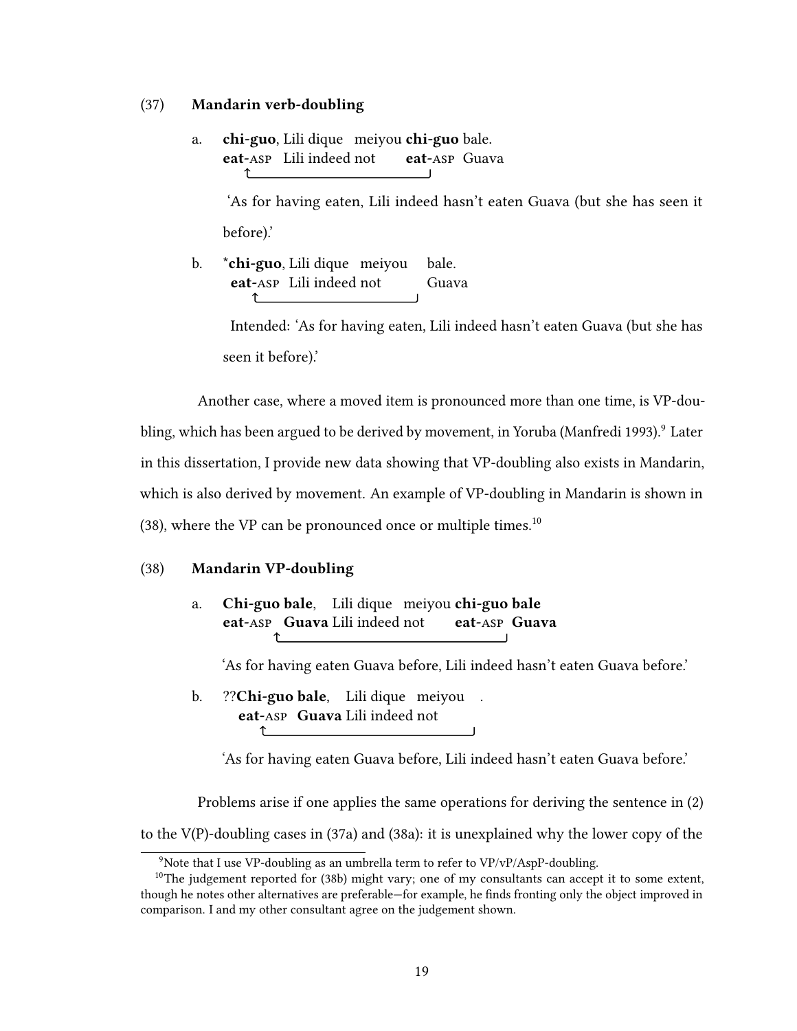(37) **Mandarin verb-doubling**

a. **chi-guo**, Lili dique meiyou **chi-guo** bale.
   **eat-ASP** Lili indeed not **eat-ASP** Guava

   'As for having eaten, Lili indeed hasn't eaten Guava (but she has seen it before).'

b. \***chi-guo**, Lili dique meiyou bale.
   **eat-ASP** Lili indeed not Guava

   Intended: 'As for having eaten, Lili indeed hasn't eaten Guava (but she has seen it before).'

Another case, where a moved item is pronounced more than one time, is VP-doubling, which has been argued to be derived by movement, in Yoruba (Manfredi 1993).[9] Later in this dissertation, I provide new data showing that VP-doubling also exists in Mandarin, which is also derived by movement. An example of VP-doubling in Mandarin is shown in (38), where the VP can be pronounced once or multiple times.[10]

(38) **Mandarin VP-doubling**

a. **Chi-guo bale**, Lili dique meiyou **chi-guo bale**
   **eat-ASP Guava** Lili indeed not **eat-ASP Guava**

   'As for having eaten Guava before, Lili indeed hasn't eaten Guava before.'

b. ??**Chi-guo bale**, Lili dique meiyou .
   **eat-ASP Guava** Lili indeed not

   'As for having eaten Guava before, Lili indeed hasn't eaten Guava before.'

Problems arise if one applies the same operations for deriving the sentence in (2) to the V(P)-doubling cases in (37a) and (38a): it is unexplained why the lower copy of the

---

[9] Note that I use VP-doubling as an umbrella term to refer to VP/vP/AspP-doubling.

[10] The judgement reported for (38b) might vary; one of my consultants can accept it to some extent, though he notes other alternatives are preferable—for example, he finds fronting only the object improved in comparison. I and my other consultant agree on the judgement shown.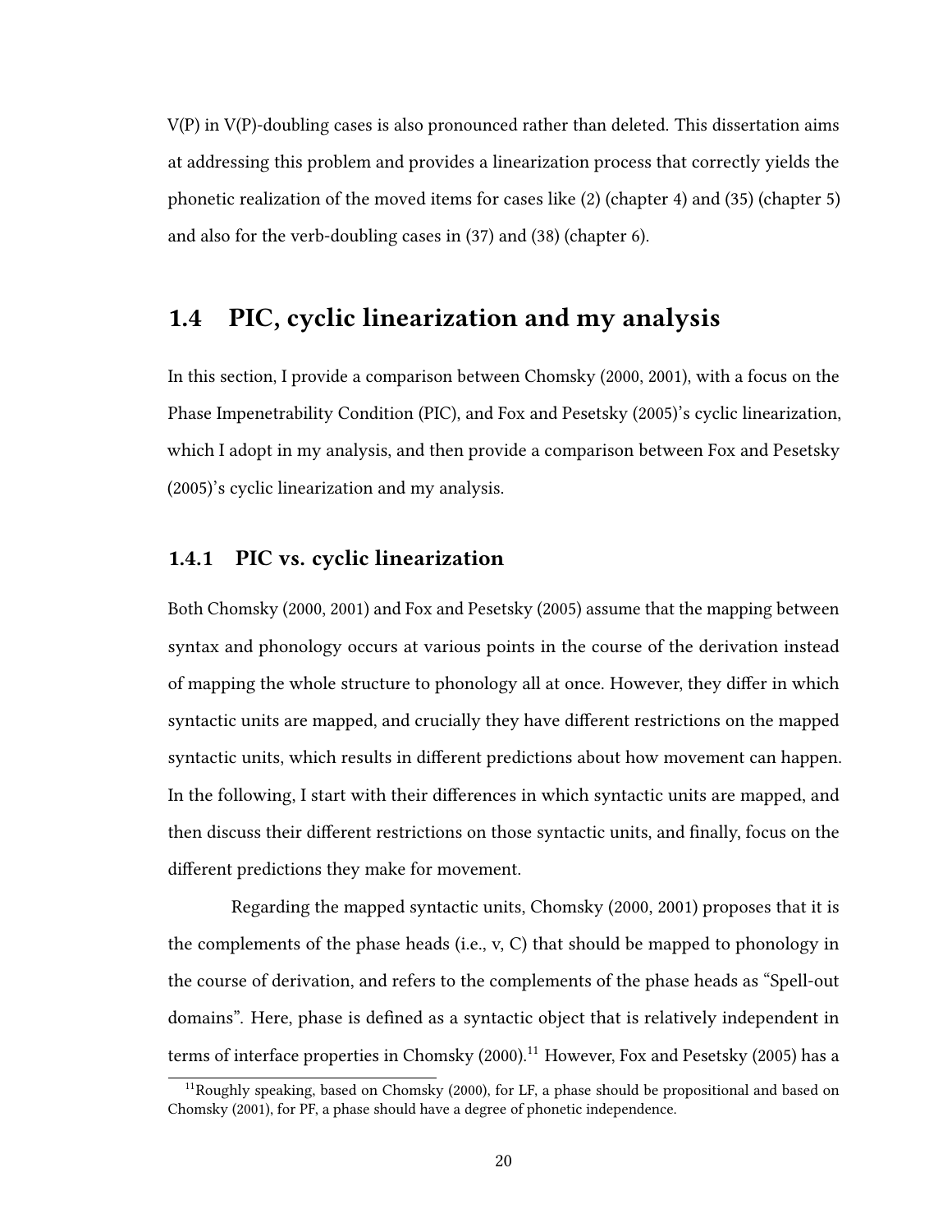V(P) in V(P)-doubling cases is also pronounced rather than deleted. This dissertation aims at addressing this problem and provides a linearization process that correctly yields the phonetic realization of the moved items for cases like (2) (chapter 4) and (35) (chapter 5) and also for the verb-doubling cases in (37) and (38) (chapter 6).

## 1.4 PIC, cyclic linearization and my analysis

In this section, I provide a comparison between Chomsky (2000, 2001), with a focus on the Phase Impenetrability Condition (PIC), and Fox and Pesetsky (2005)'s cyclic linearization, which I adopt in my analysis, and then provide a comparison between Fox and Pesetsky (2005)'s cyclic linearization and my analysis.

### 1.4.1 PIC vs. cyclic linearization

Both Chomsky (2000, 2001) and Fox and Pesetsky (2005) assume that the mapping between syntax and phonology occurs at various points in the course of the derivation instead of mapping the whole structure to phonology all at once. However, they differ in which syntactic units are mapped, and crucially they have different restrictions on the mapped syntactic units, which results in different predictions about how movement can happen. In the following, I start with their differences in which syntactic units are mapped, and then discuss their different restrictions on those syntactic units, and finally, focus on the different predictions they make for movement.

Regarding the mapped syntactic units, Chomsky (2000, 2001) proposes that it is the complements of the phase heads (i.e., v, C) that should be mapped to phonology in the course of derivation, and refers to the complements of the phase heads as "Spell-out domains". Here, phase is defined as a syntactic object that is relatively independent in terms of interface properties in Chomsky (2000).[11] However, Fox and Pesetsky (2005) has a

[11] Roughly speaking, based on Chomsky (2000), for LF, a phase should be propositional and based on Chomsky (2001), for PF, a phase should have a degree of phonetic independence.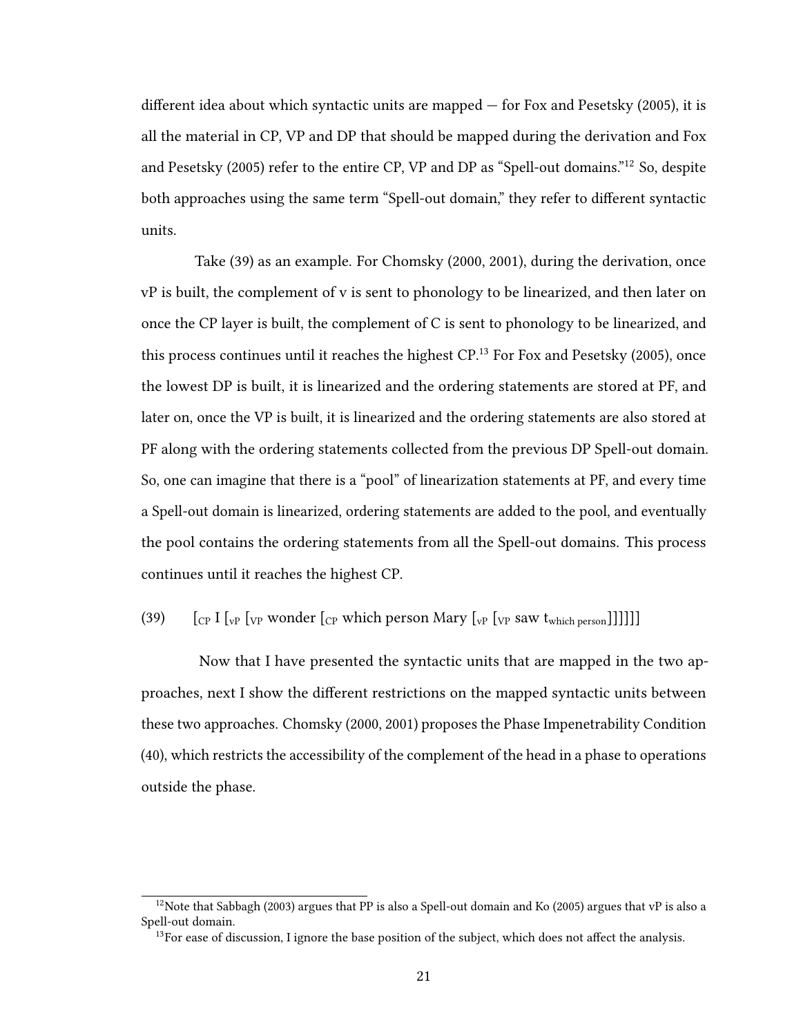different idea about which syntactic units are mapped — for Fox and Pesetsky (2005), it is all the material in CP, VP and DP that should be mapped during the derivation and Fox and Pesetsky (2005) refer to the entire CP, VP and DP as "Spell-out domains."[12] So, despite both approaches using the same term "Spell-out domain," they refer to different syntactic units.

Take (39) as an example. For Chomsky (2000, 2001), during the derivation, once vP is built, the complement of v is sent to phonology to be linearized, and then later on once the CP layer is built, the complement of C is sent to phonology to be linearized, and this process continues until it reaches the highest CP.[13] For Fox and Pesetsky (2005), once the lowest DP is built, it is linearized and the ordering statements are stored at PF, and later on, once the VP is built, it is linearized and the ordering statements are also stored at PF along with the ordering statements collected from the previous DP Spell-out domain. So, one can imagine that there is a "pool" of linearization statements at PF, and every time a Spell-out domain is linearized, ordering statements are added to the pool, and eventually the pool contains the ordering statements from all the Spell-out domains. This process continues until it reaches the highest CP.

(39) $[_{CP}$ I $[_{vP}$ $[_{VP}$ wonder $[_{CP}$ which person Mary $[_{vP}$ $[_{VP}$ saw $t_{\text{which person}}]]]]]]$

Now that I have presented the syntactic units that are mapped in the two approaches, next I show the different restrictions on the mapped syntactic units between these two approaches. Chomsky (2000, 2001) proposes the Phase Impenetrability Condition (40), which restricts the accessibility of the complement of the head in a phase to operations outside the phase.

---

[12] Note that Sabbagh (2003) argues that PP is also a Spell-out domain and Ko (2005) argues that vP is also a Spell-out domain.

[13] For ease of discussion, I ignore the base position of the subject, which does not affect the analysis.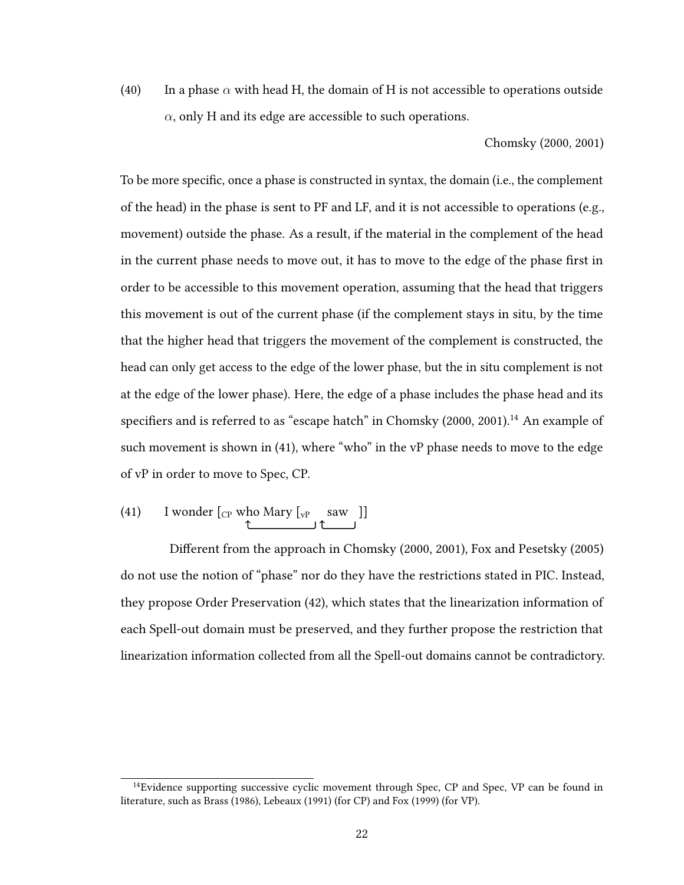(40) In a phase $\alpha$ with head H, the domain of H is not accessible to operations outside $\alpha$, only H and its edge are accessible to such operations.

Chomsky (2000, 2001)

To be more specific, once a phase is constructed in syntax, the domain (i.e., the complement of the head) in the phase is sent to PF and LF, and it is not accessible to operations (e.g., movement) outside the phase. As a result, if the material in the complement of the head in the current phase needs to move out, it has to move to the edge of the phase first in order to be accessible to this movement operation, assuming that the head that triggers this movement is out of the current phase (if the complement stays in situ, by the time that the higher head that triggers the movement of the complement is constructed, the head can only get access to the edge of the lower phase, but the in situ complement is not at the edge of the lower phase). Here, the edge of a phase includes the phase head and its specifiers and is referred to as "escape hatch" in Chomsky (2000, 2001).[14] An example of such movement is shown in (41), where "who" in the vP phase needs to move to the edge of vP in order to move to Spec, CP.

(41) I wonder [$_{CP}$ who Mary [$_{vP}$ saw ]]

Different from the approach in Chomsky (2000, 2001), Fox and Pesetsky (2005) do not use the notion of "phase" nor do they have the restrictions stated in PIC. Instead, they propose Order Preservation (42), which states that the linearization information of each Spell-out domain must be preserved, and they further propose the restriction that linearization information collected from all the Spell-out domains cannot be contradictory.

[14] Evidence supporting successive cyclic movement through Spec, CP and Spec, VP can be found in literature, such as Brass (1986), Lebeaux (1991) (for CP) and Fox (1999) (for VP).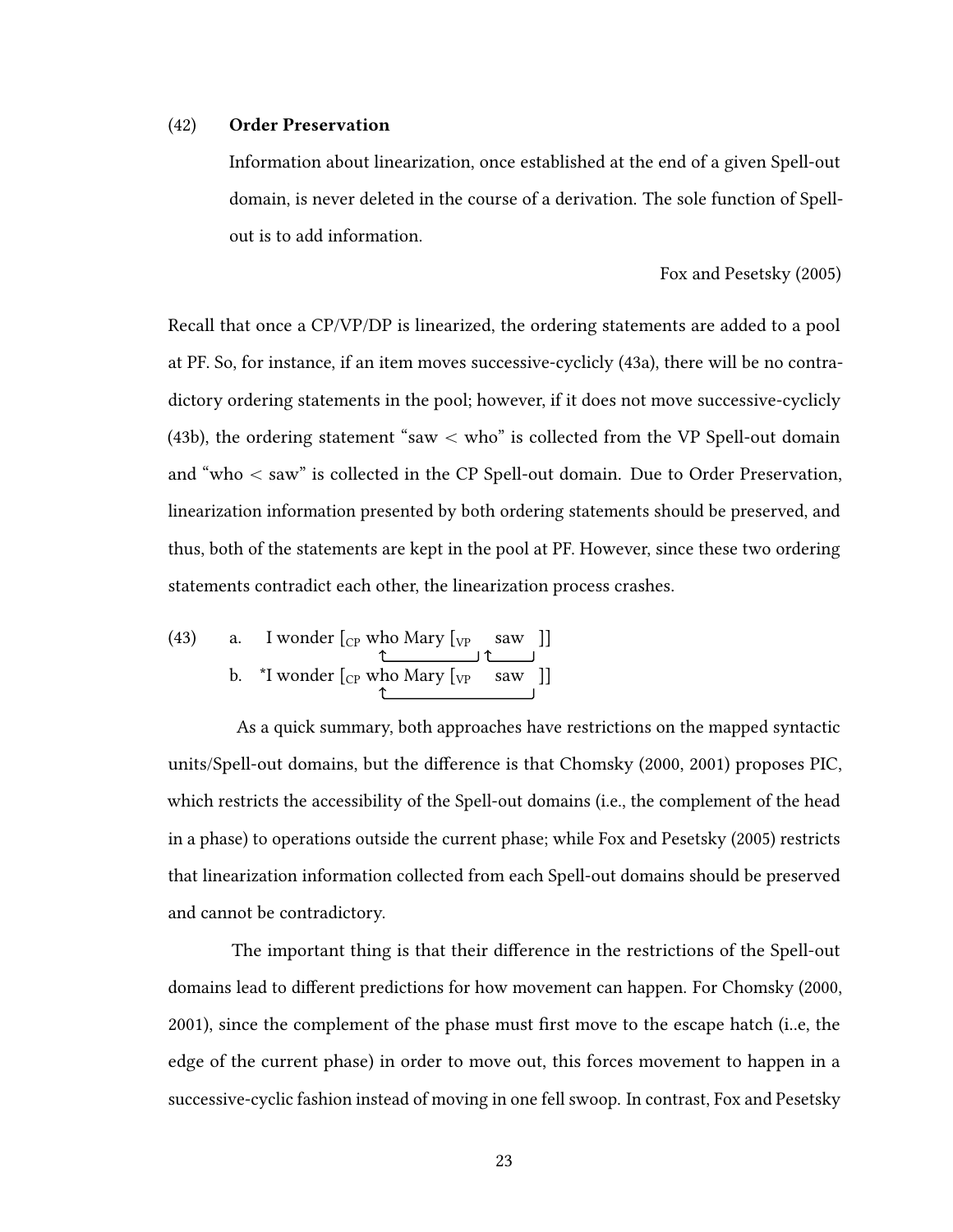(42) **Order Preservation**

Information about linearization, once established at the end of a given Spell-out domain, is never deleted in the course of a derivation. The sole function of Spell-out is to add information.

Fox and Pesetsky (2005)

Recall that once a CP/VP/DP is linearized, the ordering statements are added to a pool at PF. So, for instance, if an item moves successive-cyclicly (43a), there will be no contradictory ordering statements in the pool; however, if it does not move successive-cyclicly (43b), the ordering statement "saw < who" is collected from the VP Spell-out domain and "who < saw" is collected in the CP Spell-out domain. Due to Order Preservation, linearization information presented by both ordering statements should be preserved, and thus, both of the statements are kept in the pool at PF. However, since these two ordering statements contradict each other, the linearization process crashes.

(43) a. I wonder [$_{CP}$ who Mary [$_{VP}$ saw ]]

b. *I wonder [$_{CP}$ who Mary [$_{VP}$ saw ]]

As a quick summary, both approaches have restrictions on the mapped syntactic units/Spell-out domains, but the difference is that Chomsky (2000, 2001) proposes PIC, which restricts the accessibility of the Spell-out domains (i.e., the complement of the head in a phase) to operations outside the current phase; while Fox and Pesetsky (2005) restricts that linearization information collected from each Spell-out domains should be preserved and cannot be contradictory.

The important thing is that their difference in the restrictions of the Spell-out domains lead to different predictions for how movement can happen. For Chomsky (2000, 2001), since the complement of the phase must first move to the escape hatch (i..e, the edge of the current phase) in order to move out, this forces movement to happen in a successive-cyclic fashion instead of moving in one fell swoop. In contrast, Fox and Pesetsky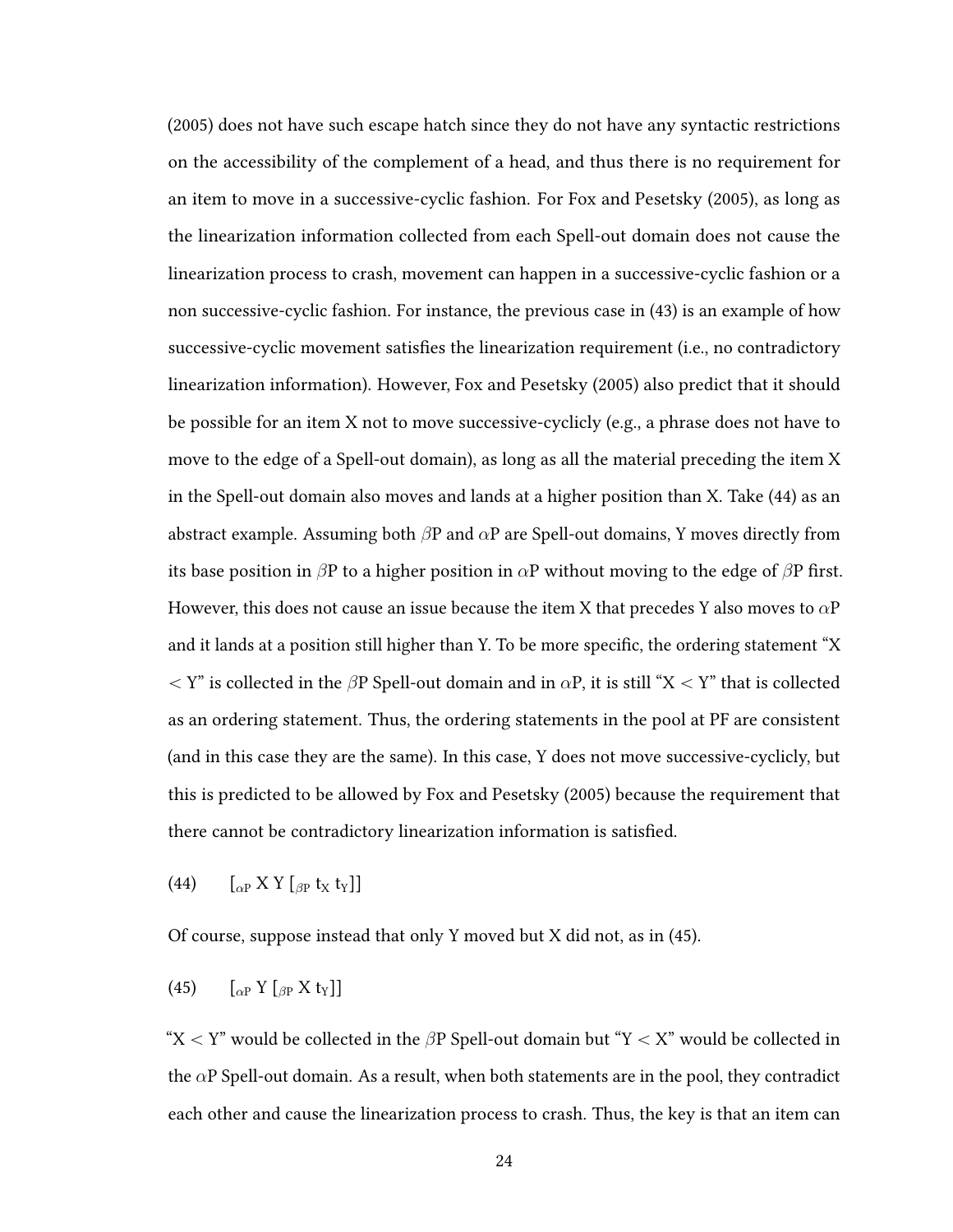(2005) does not have such escape hatch since they do not have any syntactic restrictions on the accessibility of the complement of a head, and thus there is no requirement for an item to move in a successive-cyclic fashion. For Fox and Pesetsky (2005), as long as the linearization information collected from each Spell-out domain does not cause the linearization process to crash, movement can happen in a successive-cyclic fashion or a non successive-cyclic fashion. For instance, the previous case in (43) is an example of how successive-cyclic movement satisfies the linearization requirement (i.e., no contradictory linearization information). However, Fox and Pesetsky (2005) also predict that it should be possible for an item X not to move successive-cyclicly (e.g., a phrase does not have to move to the edge of a Spell-out domain), as long as all the material preceding the item X in the Spell-out domain also moves and lands at a higher position than X. Take (44) as an abstract example. Assuming both $\beta$P and $\alpha$P are Spell-out domains, Y moves directly from its base position in $\beta$P to a higher position in $\alpha$P without moving to the edge of $\beta$P first. However, this does not cause an issue because the item X that precedes Y also moves to $\alpha$P and it lands at a position still higher than Y. To be more specific, the ordering statement "X $<$ Y" is collected in the $\beta$P Spell-out domain and in $\alpha$P, it is still "X $<$ Y" that is collected as an ordering statement. Thus, the ordering statements in the pool at PF are consistent (and in this case they are the same). In this case, Y does not move successive-cyclicly, but this is predicted to be allowed by Fox and Pesetsky (2005) because the requirement that there cannot be contradictory linearization information is satisfied.

(44) $[_{\alpha P}$ X Y $[_{\beta P}$ $t_X$ $t_Y]]$

Of course, suppose instead that only Y moved but X did not, as in (45).

(45) $[_{\alpha P}$ Y $[_{\beta P}$ X $t_Y]]$

"X $<$ Y" would be collected in the $\beta$P Spell-out domain but "Y $<$ X" would be collected in the $\alpha$P Spell-out domain. As a result, when both statements are in the pool, they contradict each other and cause the linearization process to crash. Thus, the key is that an item can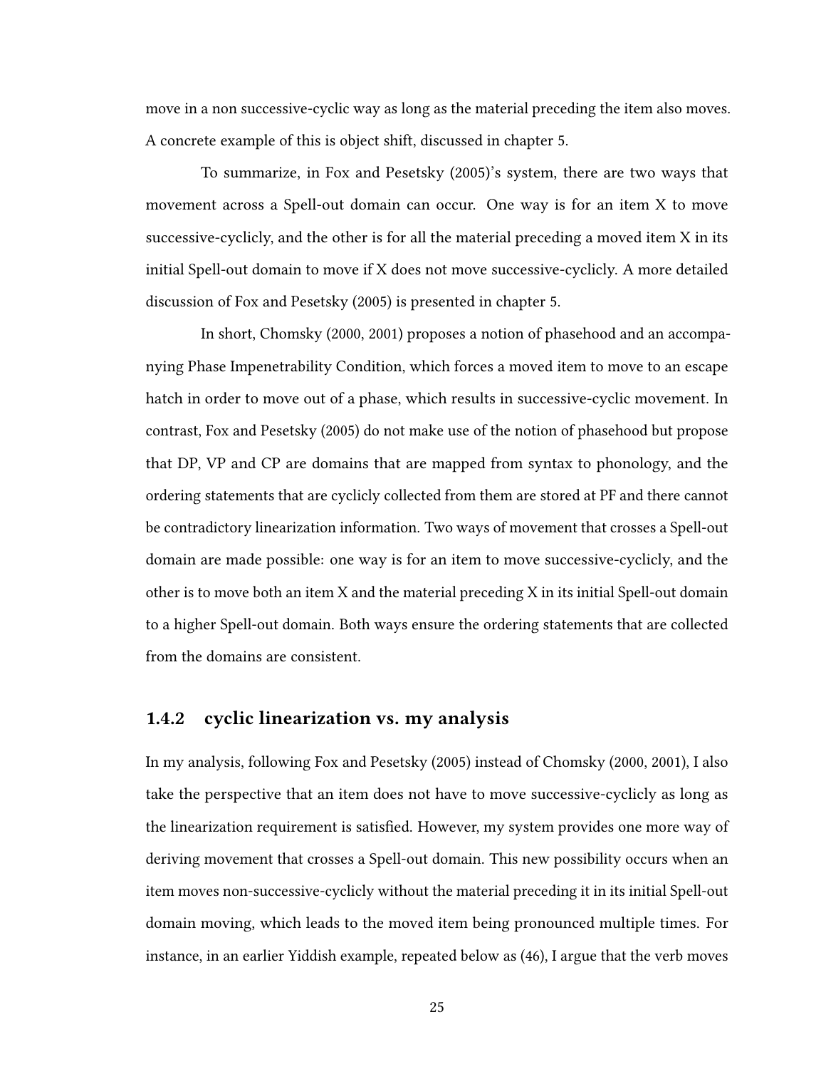move in a non successive-cyclic way as long as the material preceding the item also moves. A concrete example of this is object shift, discussed in chapter 5.

To summarize, in Fox and Pesetsky (2005)'s system, there are two ways that movement across a Spell-out domain can occur. One way is for an item X to move successive-cyclicly, and the other is for all the material preceding a moved item X in its initial Spell-out domain to move if X does not move successive-cyclicly. A more detailed discussion of Fox and Pesetsky (2005) is presented in chapter 5.

In short, Chomsky (2000, 2001) proposes a notion of phasehood and an accompanying Phase Impenetrability Condition, which forces a moved item to move to an escape hatch in order to move out of a phase, which results in successive-cyclic movement. In contrast, Fox and Pesetsky (2005) do not make use of the notion of phasehood but propose that DP, VP and CP are domains that are mapped from syntax to phonology, and the ordering statements that are cyclicly collected from them are stored at PF and there cannot be contradictory linearization information. Two ways of movement that crosses a Spell-out domain are made possible: one way is for an item to move successive-cyclicly, and the other is to move both an item X and the material preceding X in its initial Spell-out domain to a higher Spell-out domain. Both ways ensure the ordering statements that are collected from the domains are consistent.

### 1.4.2 cyclic linearization vs. my analysis

In my analysis, following Fox and Pesetsky (2005) instead of Chomsky (2000, 2001), I also take the perspective that an item does not have to move successive-cyclicly as long as the linearization requirement is satisfied. However, my system provides one more way of deriving movement that crosses a Spell-out domain. This new possibility occurs when an item moves non-successive-cyclicly without the material preceding it in its initial Spell-out domain moving, which leads to the moved item being pronounced multiple times. For instance, in an earlier Yiddish example, repeated below as (46), I argue that the verb moves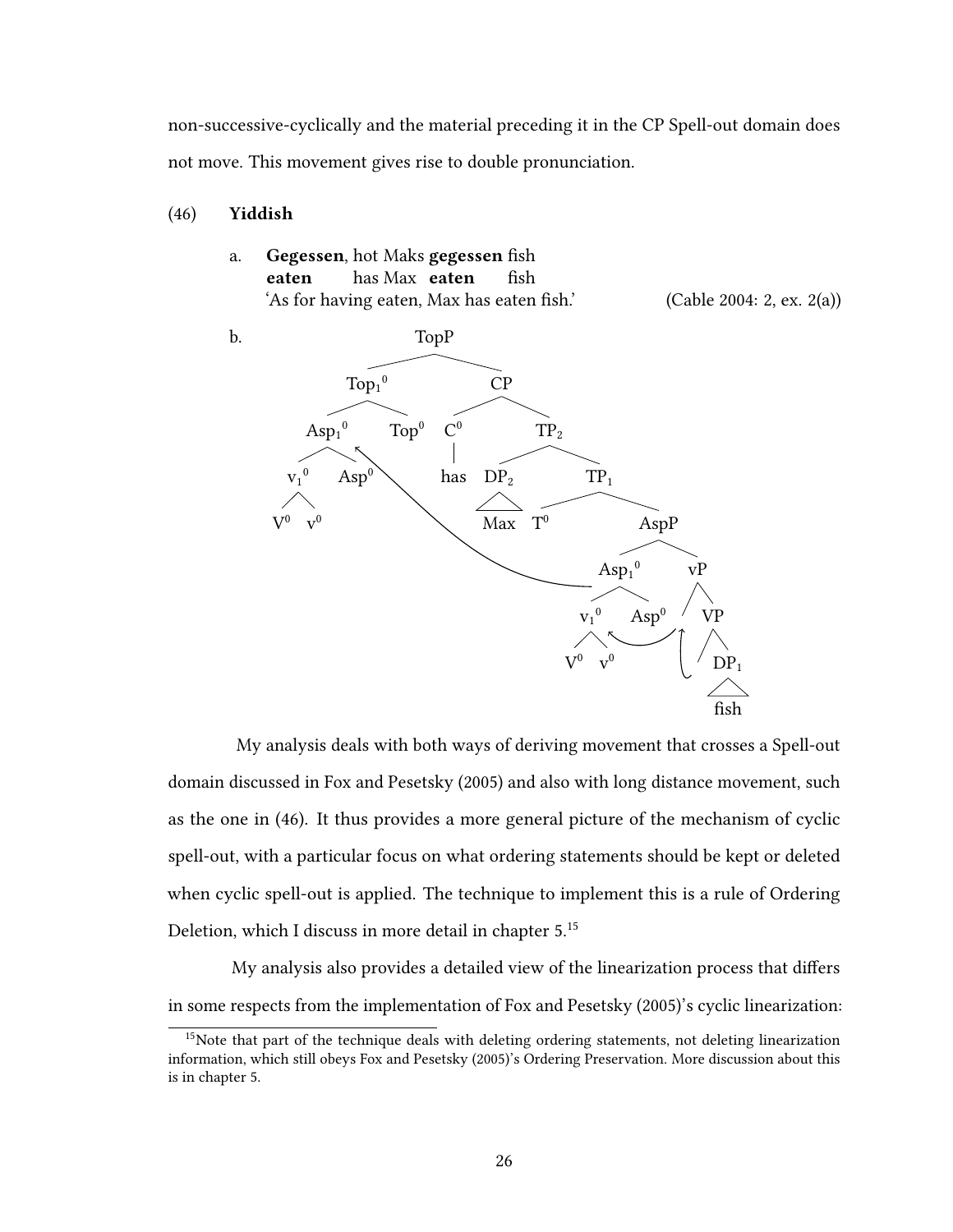non-successive-cyclically and the material preceding it in the CP Spell-out domain does not move. This movement gives rise to double pronunciation.

(46) **Yiddish**

a. **Gegessen**, hot Maks **gegessen** fish
   **eaten** has Max **eaten** fish
   'As for having eaten, Max has eaten fish.' (Cable 2004: 2, ex. 2(a))

b. [TopP [$\text{Top}_1{}^0$ [$\text{Asp}_1{}^0$ [$\text{v}_1{}^0$ $\text{V}^0$ $\text{v}^0$] $\text{Asp}^0$] $\text{Top}^0$] [CP [$\text{C}^0$ has] [$\text{TP}_2$ [$\text{DP}_2$ Max] [$\text{TP}_1$ $\text{T}^0$ [AspP [$\text{Asp}_1{}^0$ [$\text{v}_1{}^0$ $\text{V}^0$ $\text{v}^0$] $\text{Asp}^0$] [vP [VP [$\text{DP}_1$ fish]]]]]]]]

My analysis deals with both ways of deriving movement that crosses a Spell-out domain discussed in Fox and Pesetsky (2005) and also with long distance movement, such as the one in (46). It thus provides a more general picture of the mechanism of cyclic spell-out, with a particular focus on what ordering statements should be kept or deleted when cyclic spell-out is applied. The technique to implement this is a rule of Ordering Deletion, which I discuss in more detail in chapter 5.[15]

My analysis also provides a detailed view of the linearization process that differs in some respects from the implementation of Fox and Pesetsky (2005)'s cyclic linearization:

[15] Note that part of the technique deals with deleting ordering statements, not deleting linearization information, which still obeys Fox and Pesetsky (2005)'s Ordering Preservation. More discussion about this is in chapter 5.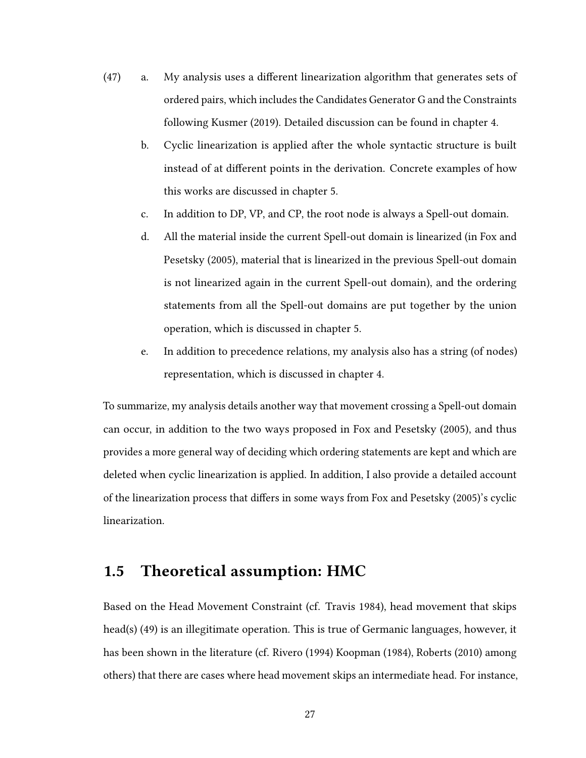(47) a. My analysis uses a different linearization algorithm that generates sets of ordered pairs, which includes the Candidates Generator G and the Constraints following Kusmer (2019). Detailed discussion can be found in chapter 4.

b. Cyclic linearization is applied after the whole syntactic structure is built instead of at different points in the derivation. Concrete examples of how this works are discussed in chapter 5.

c. In addition to DP, VP, and CP, the root node is always a Spell-out domain.

d. All the material inside the current Spell-out domain is linearized (in Fox and Pesetsky (2005), material that is linearized in the previous Spell-out domain is not linearized again in the current Spell-out domain), and the ordering statements from all the Spell-out domains are put together by the union operation, which is discussed in chapter 5.

e. In addition to precedence relations, my analysis also has a string (of nodes) representation, which is discussed in chapter 4.

To summarize, my analysis details another way that movement crossing a Spell-out domain can occur, in addition to the two ways proposed in Fox and Pesetsky (2005), and thus provides a more general way of deciding which ordering statements are kept and which are deleted when cyclic linearization is applied. In addition, I also provide a detailed account of the linearization process that differs in some ways from Fox and Pesetsky (2005)'s cyclic linearization.

## 1.5 Theoretical assumption: HMC

Based on the Head Movement Constraint (cf. Travis 1984), head movement that skips head(s) (49) is an illegitimate operation. This is true of Germanic languages, however, it has been shown in the literature (cf. Rivero (1994) Koopman (1984), Roberts (2010) among others) that there are cases where head movement skips an intermediate head. For instance,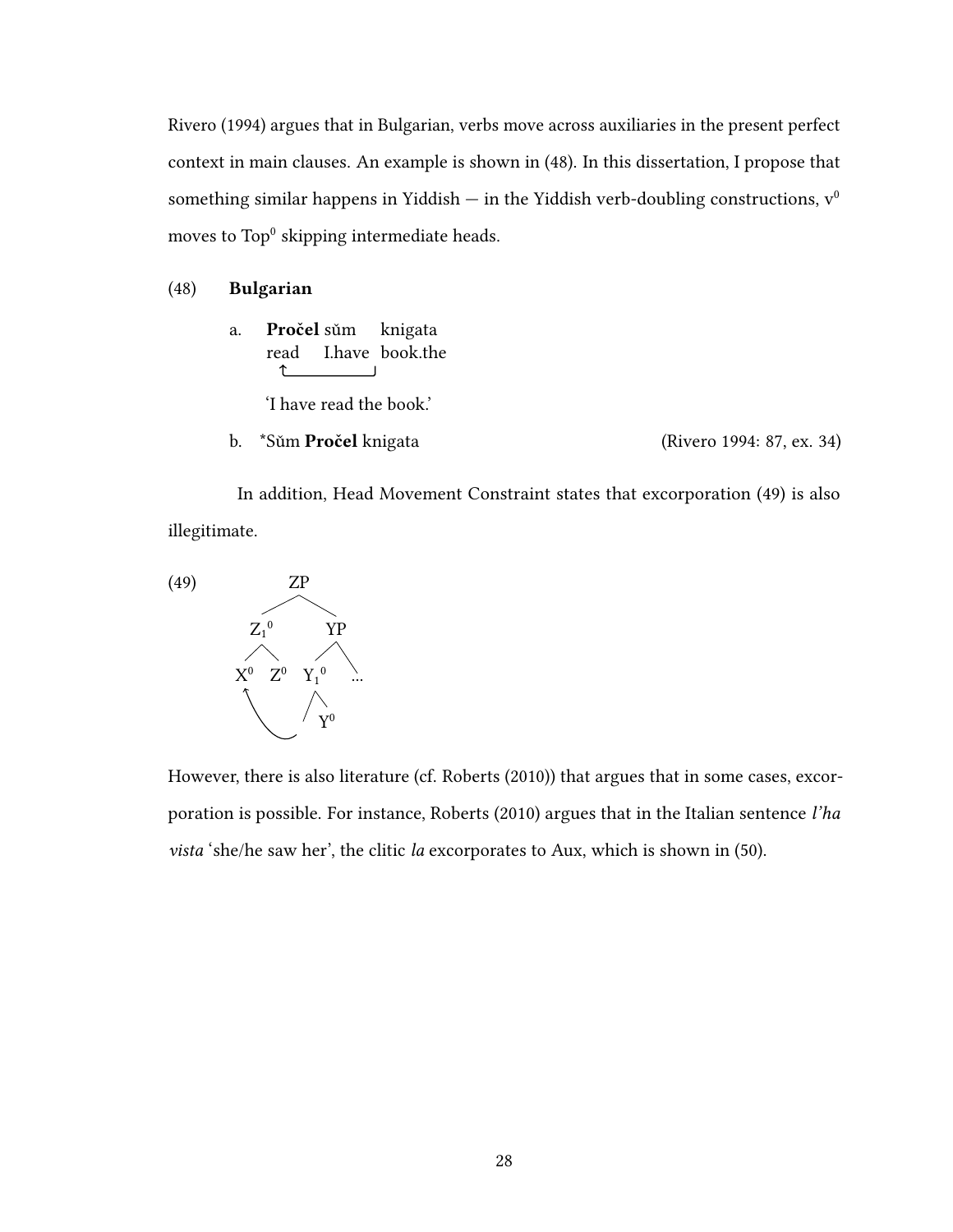Rivero (1994) argues that in Bulgarian, verbs move across auxiliaries in the present perfect context in main clauses. An example is shown in (48). In this dissertation, I propose that something similar happens in Yiddish — in the Yiddish verb-doubling constructions, $v^0$ moves to $Top^0$ skipping intermediate heads.

(48) **Bulgarian**

a. **Pročel** sŭm knigata
   read I.have book.the

   'I have read the book.'

b. *Sŭm **Pročel** knigata (Rivero 1994: 87, ex. 34)

In addition, Head Movement Constraint states that excorporation (49) is also illegitimate.

(49)

```
            ZP
         /      \
      Z1⁰        YP
     /   \      /   \
   X⁰    Z⁰   Y1⁰    ...
   ↑            \
   |             Y⁰
   \_____________/
```

However, there is also literature (cf. Roberts (2010)) that argues that in some cases, excorporation is possible. For instance, Roberts (2010) argues that in the Italian sentence *l'ha vista* 'she/he saw her', the clitic *la* excorporates to Aux, which is shown in (50).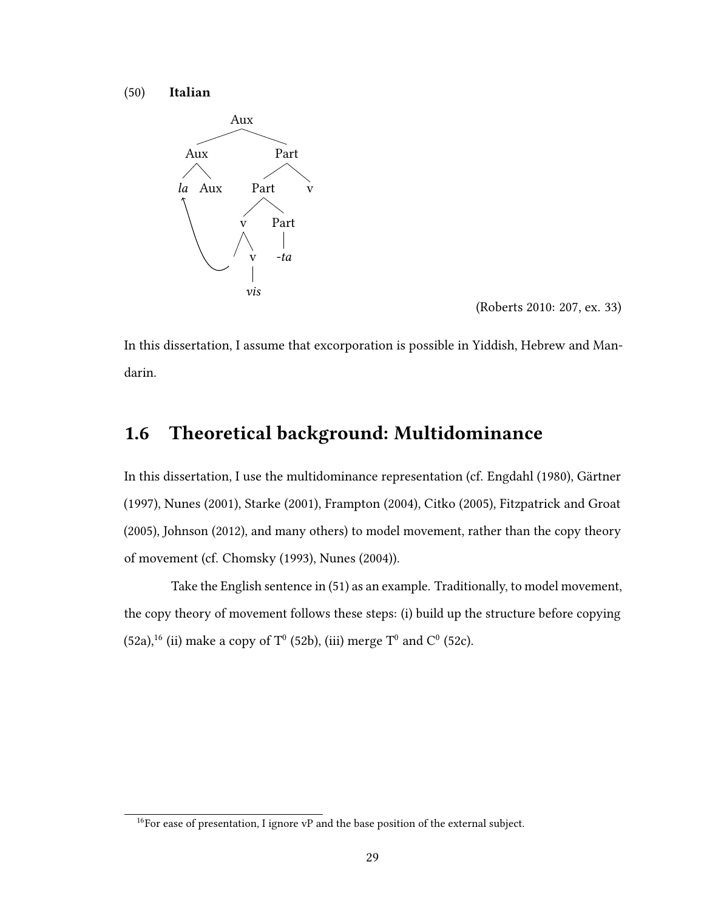(50) **Italian**

```
            Aux
          /     \
       Aux       Part
      /   \     /    \
    la    Aux  Part    v
    ↑         /    \
    |        v     Part
    |       / \      |
    └──────    v    -ta
               |
              vis
```

(Roberts 2010: 207, ex. 33)

In this dissertation, I assume that excorporation is possible in Yiddish, Hebrew and Mandarin.

## 1.6 Theoretical background: Multidominance

In this dissertation, I use the multidominance representation (cf. Engdahl (1980), Gärtner (1997), Nunes (2001), Starke (2001), Frampton (2004), Citko (2005), Fitzpatrick and Groat (2005), Johnson (2012), and many others) to model movement, rather than the copy theory of movement (cf. Chomsky (1993), Nunes (2004)).

Take the English sentence in (51) as an example. Traditionally, to model movement, the copy theory of movement follows these steps: (i) build up the structure before copying (52a),[16] (ii) make a copy of $T^0$ (52b), (iii) merge $T^0$ and $C^0$ (52c).

[16] For ease of presentation, I ignore vP and the base position of the external subject.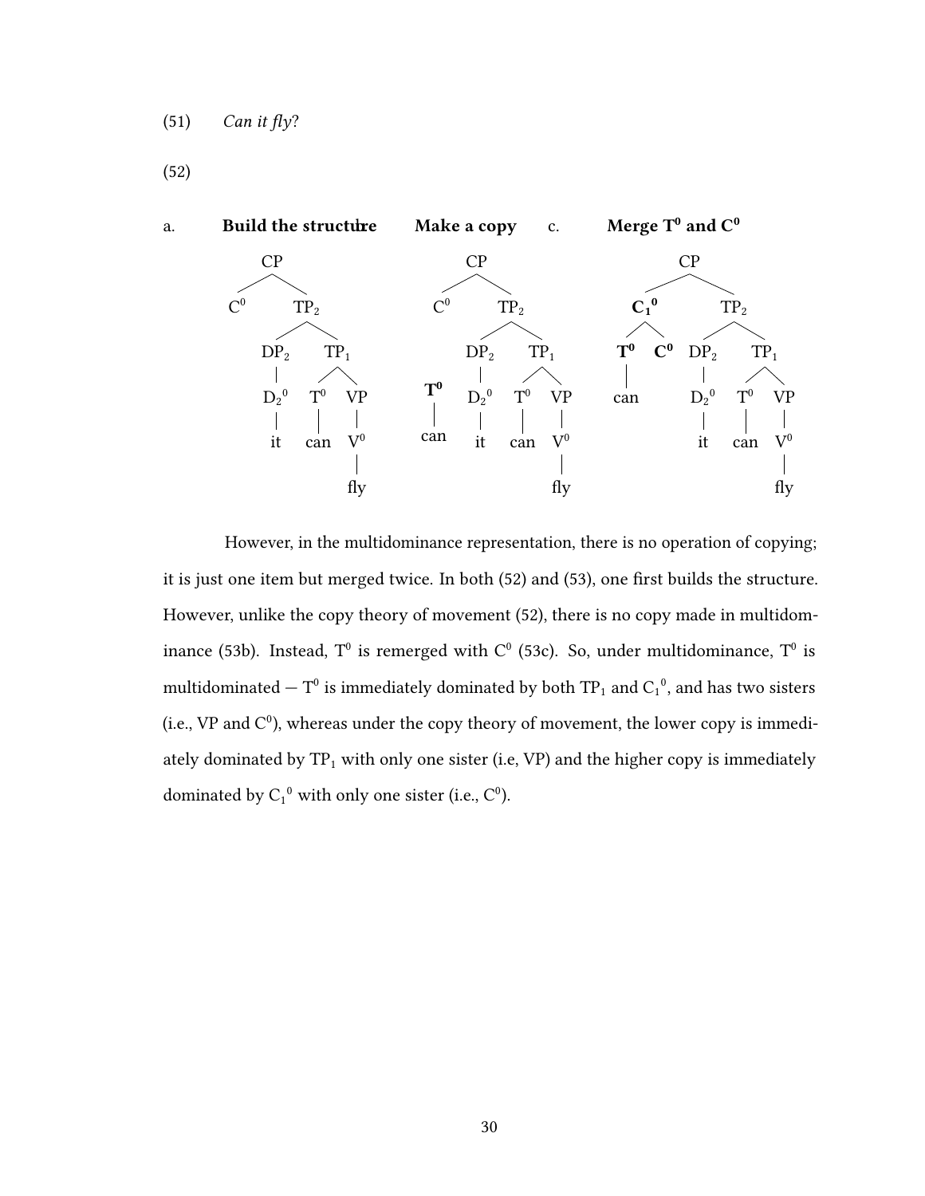(51) *Can it fly?*

(52)

a. **Build the structure** b. **Make a copy** c. **Merge $T^0$ and $C^0$**

```
a.        CP                    b.      CP                     c.          CP
        /    \                        /    \                            /      \
      C0     TP2                    C0     TP2                       C1^0      TP2
            /    \                        /    \                     /   \    /    \
          DP2    TP1           T0       DP2    TP1                 T0   C0  DP2    TP1
           |    /   \          |         |    /   \                |         |    /   \
          D2^0 T0   VP        can       D2^0 T0   VP              can       D2^0 T0   VP
           |    |    |                   |    |    |                         |    |    |
          it   can  V0                  it   can  V0                        it   can  V0
                     |                             |                                   |
                    fly                           fly                                 fly
```

However, in the multidominance representation, there is no operation of copying; it is just one item but merged twice. In both (52) and (53), one first builds the structure. However, unlike the copy theory of movement (52), there is no copy made in multidominance (53b). Instead, $T^0$ is remerged with $C^0$ (53c). So, under multidominance, $T^0$ is multidominated — $T^0$ is immediately dominated by both $TP_1$ and $C_1{}^0$, and has two sisters (i.e., VP and $C^0$), whereas under the copy theory of movement, the lower copy is immediately dominated by $TP_1$ with only one sister (i.e, VP) and the higher copy is immediately dominated by $C_1{}^0$ with only one sister (i.e., $C^0$).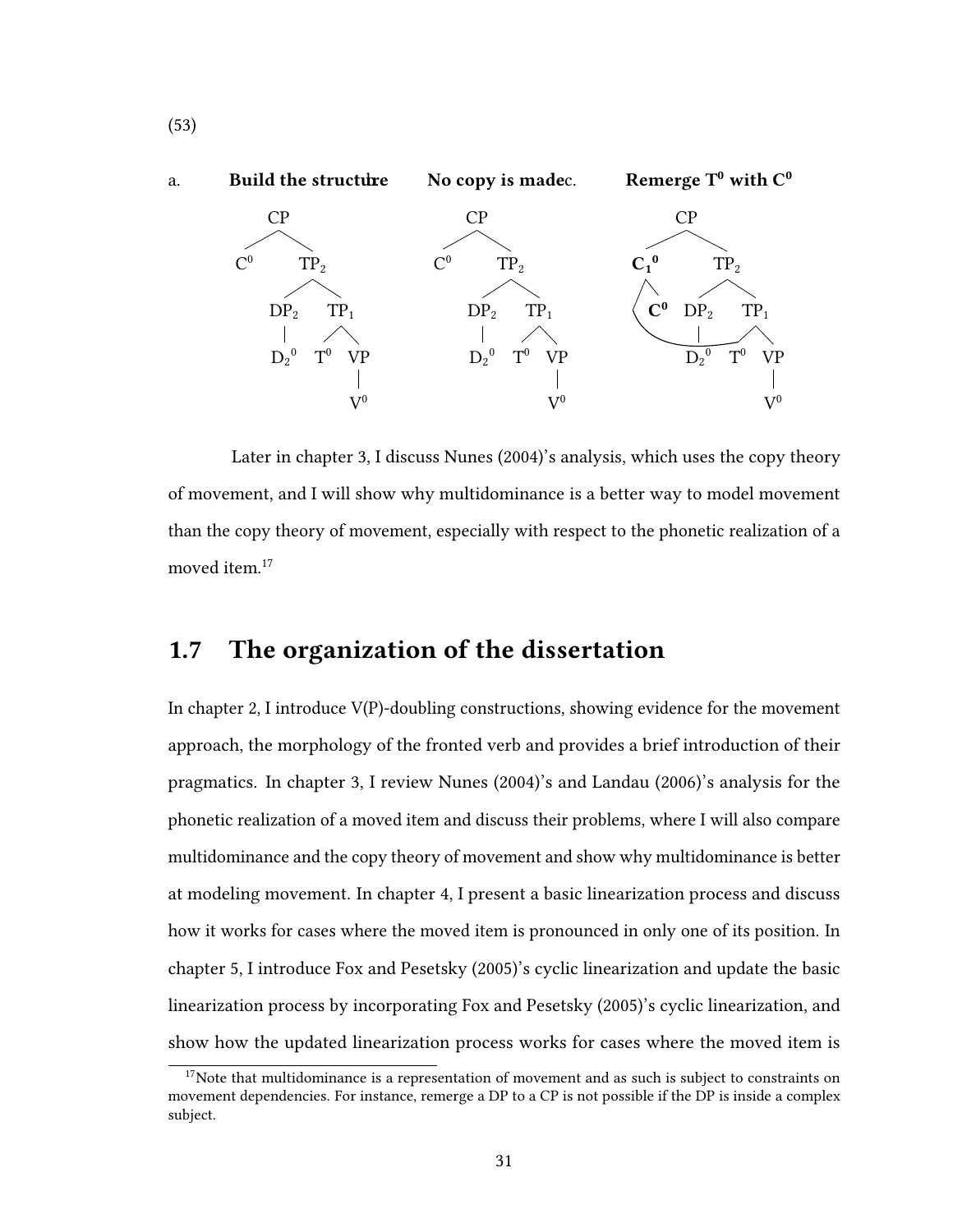(53)

a. **Build the structure** b. **No copy is made** c. **Remerge $T^0$ with $C^0$**

```
a.        CP                b.        CP                c.        CP
        /    \                      /    \                      /    \
      C0      TP2                 C0      TP2               C1^0      TP2
            /     \                     /     \             /  \     /     \
          DP2     TP1                 DP2     TP1         C0  (T0) DP2     TP1
           |     /   \                 |     /   \                  |     /   \
          D2^0  T0   VP               D2^0  T0   VP                D2^0  T0   VP
                      |                           |                            |
                      V0                          V0                           V0
```

Later in chapter 3, I discuss Nunes (2004)'s analysis, which uses the copy theory of movement, and I will show why multidominance is a better way to model movement than the copy theory of movement, especially with respect to the phonetic realization of a moved item.[17]

## 1.7 The organization of the dissertation

In chapter 2, I introduce V(P)-doubling constructions, showing evidence for the movement approach, the morphology of the fronted verb and provides a brief introduction of their pragmatics. In chapter 3, I review Nunes (2004)'s and Landau (2006)'s analysis for the phonetic realization of a moved item and discuss their problems, where I will also compare multidominance and the copy theory of movement and show why multidominance is better at modeling movement. In chapter 4, I present a basic linearization process and discuss how it works for cases where the moved item is pronounced in only one of its position. In chapter 5, I introduce Fox and Pesetsky (2005)'s cyclic linearization and update the basic linearization process by incorporating Fox and Pesetsky (2005)'s cyclic linearization, and show how the updated linearization process works for cases where the moved item is

[17]Note that multidominance is a representation of movement and as such is subject to constraints on movement dependencies. For instance, remerge a DP to a CP is not possible if the DP is inside a complex subject.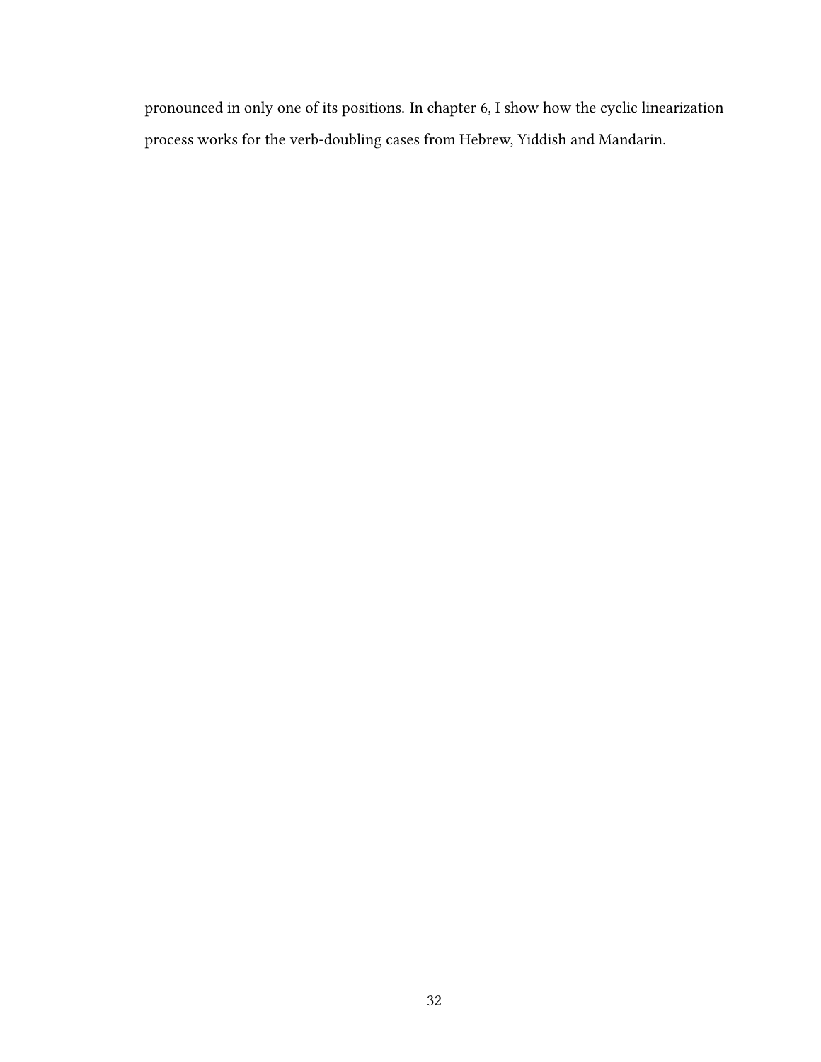pronounced in only one of its positions. In chapter 6, I show how the cyclic linearization process works for the verb-doubling cases from Hebrew, Yiddish and Mandarin.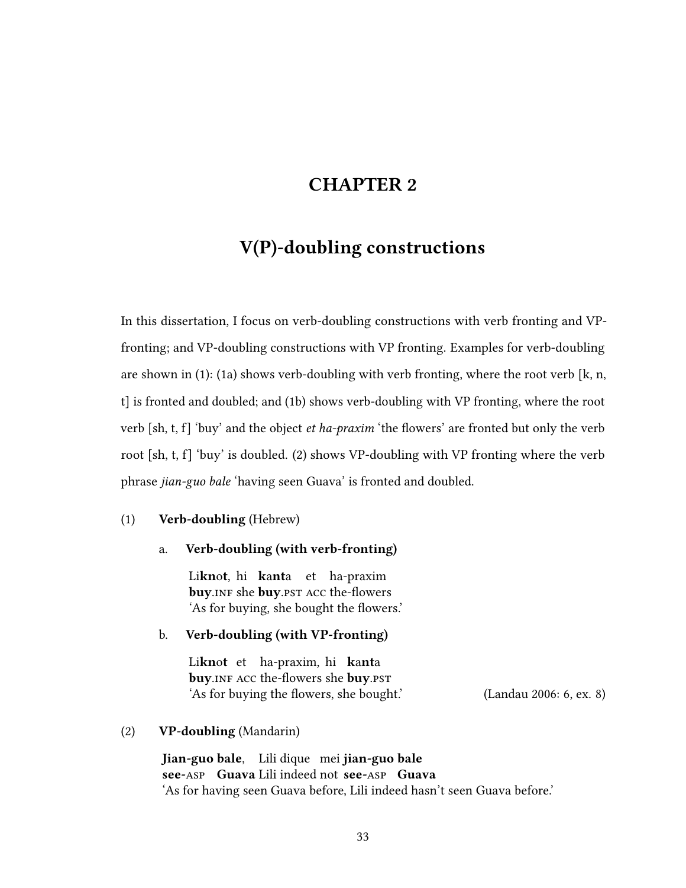# CHAPTER 2

# V(P)-doubling constructions

In this dissertation, I focus on verb-doubling constructions with verb fronting and VP-fronting; and VP-doubling constructions with VP fronting. Examples for verb-doubling are shown in (1): (1a) shows verb-doubling with verb fronting, where the root verb [k, n, t] is fronted and doubled; and (1b) shows verb-doubling with VP fronting, where the root verb [sh, t, f] 'buy' and the object *et ha-praxim* 'the flowers' are fronted but only the verb root [sh, t, f] 'buy' is doubled. (2) shows VP-doubling with VP fronting where the verb phrase *jian-guo bale* 'having seen Guava' is fronted and doubled.

(1) **Verb-doubling** (Hebrew)

a. **Verb-doubling (with verb-fronting)**

Li**kn**o**t**, hi **k**a**nt**a et ha-praxim
**buy**.INF she **buy**.PST ACC the-flowers
'As for buying, she bought the flowers.'

b. **Verb-doubling (with VP-fronting)**

Li**kn**o**t** et ha-praxim, hi **k**a**nt**a
**buy**.INF ACC the-flowers she **buy**.PST
'As for buying the flowers, she bought.' (Landau 2006: 6, ex. 8)

(2) **VP-doubling** (Mandarin)

**Jian-guo bale**, Lili dique mei **jian-guo bale**
**see**-ASP **Guava** Lili indeed not **see**-ASP **Guava**
'As for having seen Guava before, Lili indeed hasn't seen Guava before.'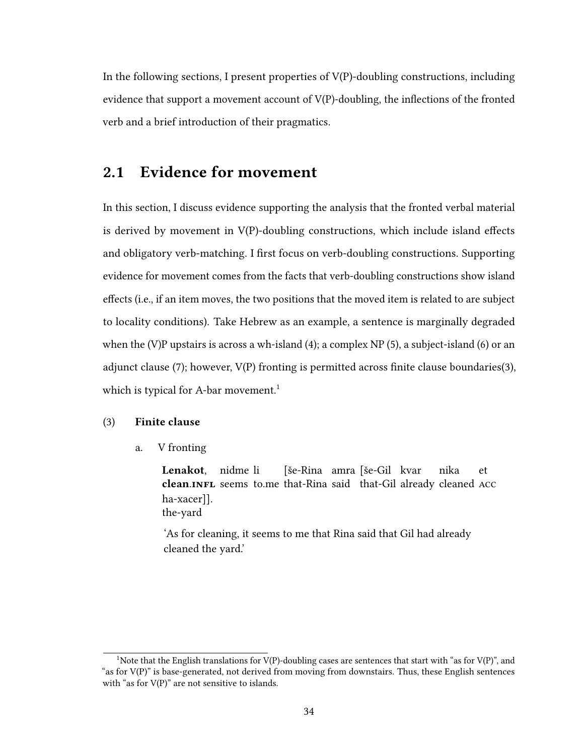In the following sections, I present properties of V(P)-doubling constructions, including evidence that support a movement account of V(P)-doubling, the inflections of the fronted verb and a brief introduction of their pragmatics.

## 2.1 Evidence for movement

In this section, I discuss evidence supporting the analysis that the fronted verbal material is derived by movement in V(P)-doubling constructions, which include island effects and obligatory verb-matching. I first focus on verb-doubling constructions. Supporting evidence for movement comes from the facts that verb-doubling constructions show island effects (i.e., if an item moves, the two positions that the moved item is related to are subject to locality conditions). Take Hebrew as an example, a sentence is marginally degraded when the (V)P upstairs is across a wh-island (4); a complex NP (5), a subject-island (6) or an adjunct clause (7); however, V(P) fronting is permitted across finite clause boundaries(3), which is typical for A-bar movement.[1]

(3) **Finite clause**

a. V fronting

**Lenakot**, nidme li [še-Rina amra [še-Gil kvar nika et ha-xacer]].
**clean.INFL** seems to.me that-Rina said that-Gil already cleaned ACC the-yard

'As for cleaning, it seems to me that Rina said that Gil had already cleaned the yard.'

---

[1] Note that the English translations for V(P)-doubling cases are sentences that start with "as for V(P)", and "as for V(P)" is base-generated, not derived from moving from downstairs. Thus, these English sentences with "as for V(P)" are not sensitive to islands.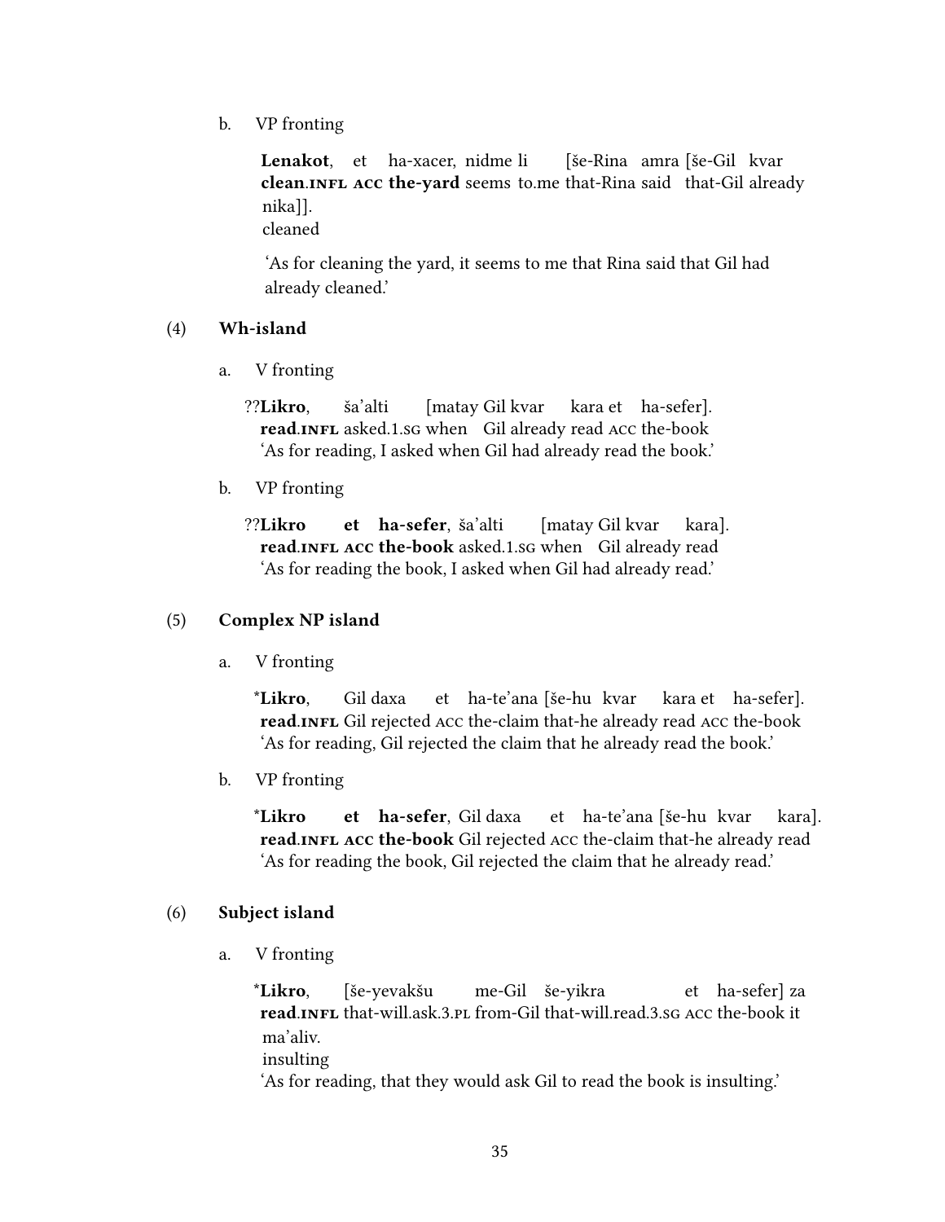b. VP fronting

**Lenakot**, et ha-xacer, nidme li [še-Rina amra [še-Gil kvar nika]].
**clean.INFL ACC the-yard** seems to.me that-Rina said that-Gil already cleaned

'As for cleaning the yard, it seems to me that Rina said that Gil had already cleaned.'

(4) **Wh-island**

a. V fronting

??**Likro**, ša'alti [matay Gil kvar kara et ha-sefer].
**read.INFL** asked.1.SG when Gil already read ACC the-book
'As for reading, I asked when Gil had already read the book.'

b. VP fronting

??**Likro et ha-sefer**, ša'alti [matay Gil kvar kara].
**read.INFL ACC the-book** asked.1.SG when Gil already read
'As for reading the book, I asked when Gil had already read.'

(5) **Complex NP island**

a. V fronting

*__Likro__, Gil daxa et ha-te'ana [še-hu kvar kara et ha-sefer].
**read.INFL** Gil rejected ACC the-claim that-he already read ACC the-book
'As for reading, Gil rejected the claim that he already read the book.'

b. VP fronting

*__Likro et ha-sefer__, Gil daxa et ha-te'ana [še-hu kvar kara].
**read.INFL ACC the-book** Gil rejected ACC the-claim that-he already read
'As for reading the book, Gil rejected the claim that he already read.'

(6) **Subject island**

a. V fronting

*__Likro__, [še-yevakšu me-Gil še-yikra et ha-sefer] za ma'aliv.
**read.INFL** that-will.ask.3.PL from-Gil that-will.read.3.SG ACC the-book it insulting
'As for reading, that they would ask Gil to read the book is insulting.'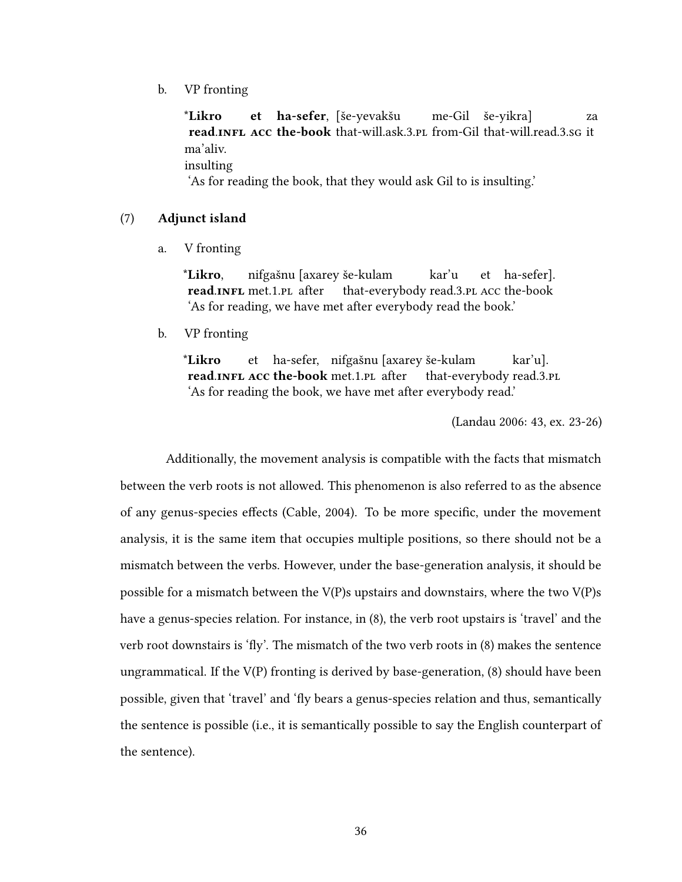b. VP fronting

   *__Likro et ha-sefer__, [še-yevakšu me-Gil še-yikra] za ma'aliv.
   __read.INFL ACC the-book__ that-will.ask.3.PL from-Gil that-will.read.3.SG it insulting
   'As for reading the book, that they would ask Gil to is insulting.'

(7) **Adjunct island**

a. V fronting

   *__Likro__, nifgašnu [axarey še-kulam kar'u et ha-sefer].
   __read.INFL__ met.1.PL after that-everybody read.3.PL ACC the-book
   'As for reading, we have met after everybody read the book.'

b. VP fronting

   *__Likro__ et ha-sefer, nifgašnu [axarey še-kulam kar'u].
   __read.INFL ACC the-book__ met.1.PL after that-everybody read.3.PL
   'As for reading the book, we have met after everybody read.'

(Landau 2006: 43, ex. 23-26)

Additionally, the movement analysis is compatible with the facts that mismatch between the verb roots is not allowed. This phenomenon is also referred to as the absence of any genus-species effects (Cable, 2004). To be more specific, under the movement analysis, it is the same item that occupies multiple positions, so there should not be a mismatch between the verbs. However, under the base-generation analysis, it should be possible for a mismatch between the V(P)s upstairs and downstairs, where the two V(P)s have a genus-species relation. For instance, in (8), the verb root upstairs is 'travel' and the verb root downstairs is 'fly'. The mismatch of the two verb roots in (8) makes the sentence ungrammatical. If the V(P) fronting is derived by base-generation, (8) should have been possible, given that 'travel' and 'fly bears a genus-species relation and thus, semantically the sentence is possible (i.e., it is semantically possible to say the English counterpart of the sentence).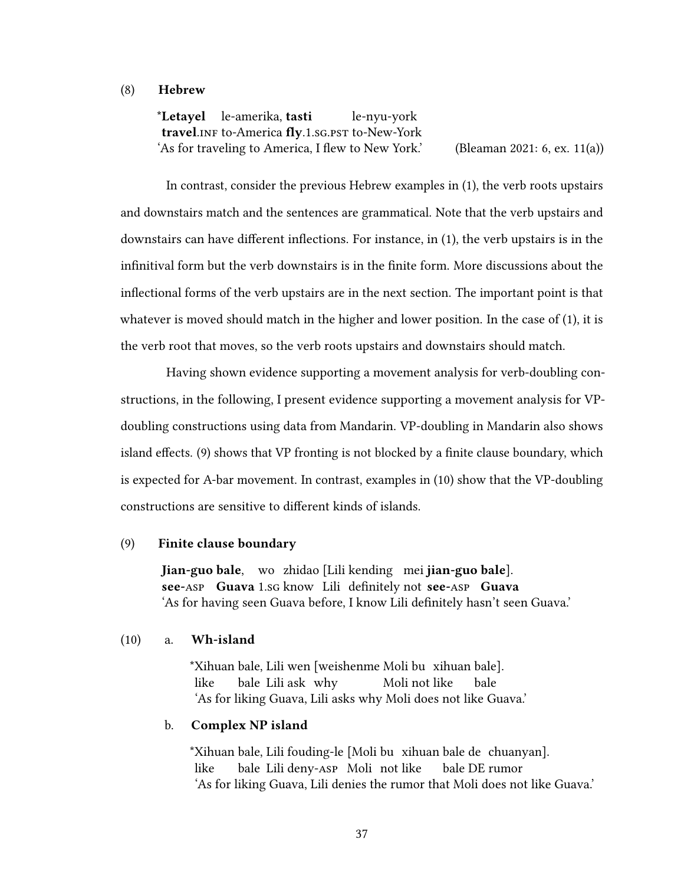(8) **Hebrew**

*\***Letayel** le-amerika, **tasti** le-nyu-york*
**travel**.INF to-America **fly**.1.SG.PST to-New-York
'As for traveling to America, I flew to New York.' (Bleaman 2021: 6, ex. 11(a))

In contrast, consider the previous Hebrew examples in (1), the verb roots upstairs and downstairs match and the sentences are grammatical. Note that the verb upstairs and downstairs can have different inflections. For instance, in (1), the verb upstairs is in the infinitival form but the verb downstairs is in the finite form. More discussions about the inflectional forms of the verb upstairs are in the next section. The important point is that whatever is moved should match in the higher and lower position. In the case of (1), it is the verb root that moves, so the verb roots upstairs and downstairs should match.

Having shown evidence supporting a movement analysis for verb-doubling constructions, in the following, I present evidence supporting a movement analysis for VP-doubling constructions using data from Mandarin. VP-doubling in Mandarin also shows island effects. (9) shows that VP fronting is not blocked by a finite clause boundary, which is expected for A-bar movement. In contrast, examples in (10) show that the VP-doubling constructions are sensitive to different kinds of islands.

(9) **Finite clause boundary**

**Jian-guo bale**, wo zhidao [Lili kending mei **jian-guo bale**].
**see**-ASP **Guava** 1.SG know Lili definitely not **see**-ASP **Guava**
'As for having seen Guava before, I know Lili definitely hasn't seen Guava.'

(10) a. **Wh-island**

\*Xihuan bale, Lili wen [weishenme Moli bu xihuan bale].
like bale Lili ask why Moli not like bale
'As for liking Guava, Lili asks why Moli does not like Guava.'

b. **Complex NP island**

\*Xihuan bale, Lili fouding-le [Moli bu xihuan bale de chuanyan].
like bale Lili deny-ASP Moli not like bale DE rumor
'As for liking Guava, Lili denies the rumor that Moli does not like Guava.'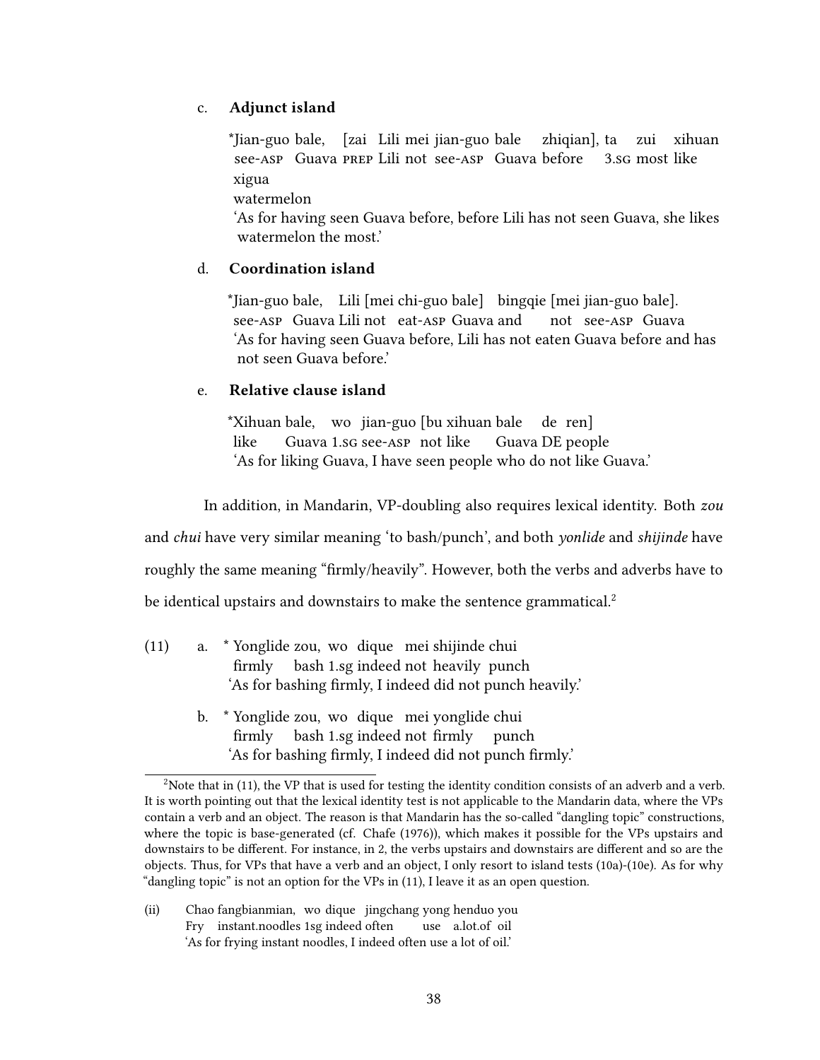c. **Adjunct island**

   *Jian-guo bale, [zai Lili mei jian-guo bale zhiqian], ta zui xihuan xigua
   see-ASP Guava PREP Lili not see-ASP Guava before 3.SG most like watermelon
   'As for having seen Guava before, before Lili has not seen Guava, she likes watermelon the most.'

d. **Coordination island**

   *Jian-guo bale, Lili [mei chi-guo bale] bingqie [mei jian-guo bale].
   see-ASP Guava Lili not eat-ASP Guava and not see-ASP Guava
   'As for having seen Guava before, Lili has not eaten Guava before and has not seen Guava before.'

e. **Relative clause island**

   *Xihuan bale, wo jian-guo [bu xihuan bale de ren]
   like Guava 1.SG see-ASP not like Guava DE people
   'As for liking Guava, I have seen people who do not like Guava.'

In addition, in Mandarin, VP-doubling also requires lexical identity. Both *zou* and *chui* have very similar meaning 'to bash/punch', and both *yonlide* and *shijinde* have roughly the same meaning "firmly/heavily". However, both the verbs and adverbs have to be identical upstairs and downstairs to make the sentence grammatical.[2]

(11) a. * Yonglide zou, wo dique mei shijinde chui
   firmly bash 1.sg indeed not heavily punch
   'As for bashing firmly, I indeed did not punch heavily.'

   b. * Yonglide zou, wo dique mei yonglide chui
   firmly bash 1.sg indeed not firmly punch
   'As for bashing firmly, I indeed did not punch firmly.'

---

[2] Note that in (11), the VP that is used for testing the identity condition consists of an adverb and a verb. It is worth pointing out that the lexical identity test is not applicable to the Mandarin data, where the VPs contain a verb and an object. The reason is that Mandarin has the so-called "dangling topic" constructions, where the topic is base-generated (cf. Chafe (1976)), which makes it possible for the VPs upstairs and downstairs to be different. For instance, in 2, the verbs upstairs and downstairs are different and so are the objects. Thus, for VPs that have a verb and an object, I only resort to island tests (10a)-(10e). As for why "dangling topic" is not an option for the VPs in (11), I leave it as an open question.

(ii) Chao fangbianmian, wo dique jingchang yong henduo you
   Fry instant.noodles 1sg indeed often use a.lot.of oil
   'As for frying instant noodles, I indeed often use a lot of oil.'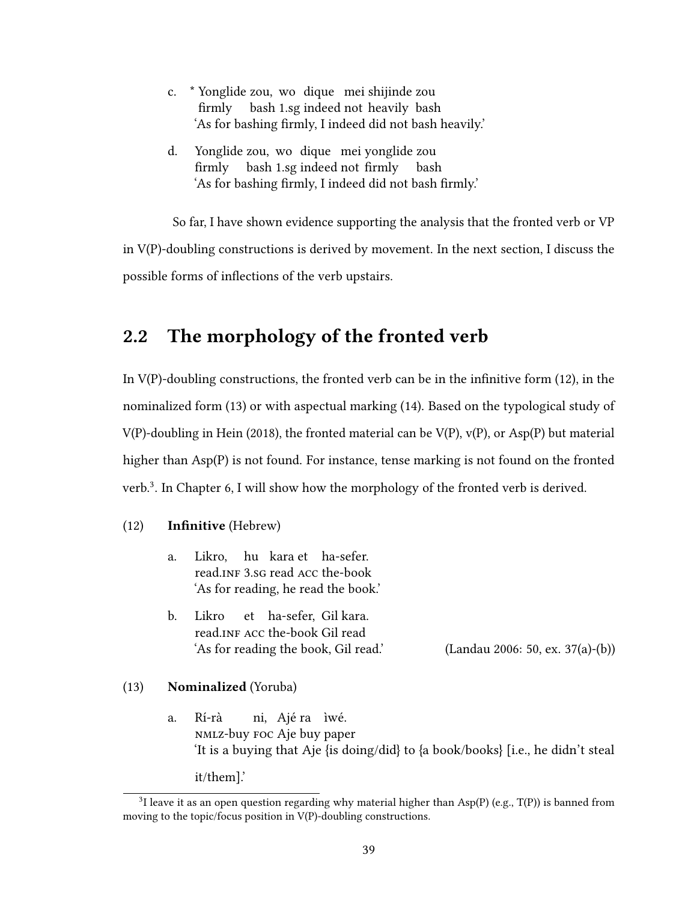c. * Yonglide zou, wo dique mei shijinde zou
   firmly bash 1.sg indeed not heavily bash
   'As for bashing firmly, I indeed did not bash heavily.'

d. Yonglide zou, wo dique mei yonglide zou
   firmly bash 1.sg indeed not firmly bash
   'As for bashing firmly, I indeed did not bash firmly.'

So far, I have shown evidence supporting the analysis that the fronted verb or VP in V(P)-doubling constructions is derived by movement. In the next section, I discuss the possible forms of inflections of the verb upstairs.

## 2.2 The morphology of the fronted verb

In V(P)-doubling constructions, the fronted verb can be in the infinitive form (12), in the nominalized form (13) or with aspectual marking (14). Based on the typological study of V(P)-doubling in Hein (2018), the fronted material can be V(P), v(P), or Asp(P) but material higher than Asp(P) is not found. For instance, tense marking is not found on the fronted verb.[3]. In Chapter 6, I will show how the morphology of the fronted verb is derived.

(12) **Infinitive** (Hebrew)

a. Likro, hu kara et ha-sefer.
   read.INF 3.SG read ACC the-book
   'As for reading, he read the book.'

b. Likro et ha-sefer, Gil kara.
   read.INF ACC the-book Gil read
   'As for reading the book, Gil read.' (Landau 2006: 50, ex. 37(a)-(b))

(13) **Nominalized** (Yoruba)

a. Rí-rà ni, Ajé ra ìwé.
   NMLZ-buy FOC Aje buy paper
   'It is a buying that Aje {is doing/did} to {a book/books} [i.e., he didn't steal it/them].'

[3] I leave it as an open question regarding why material higher than Asp(P) (e.g., T(P)) is banned from moving to the topic/focus position in V(P)-doubling constructions.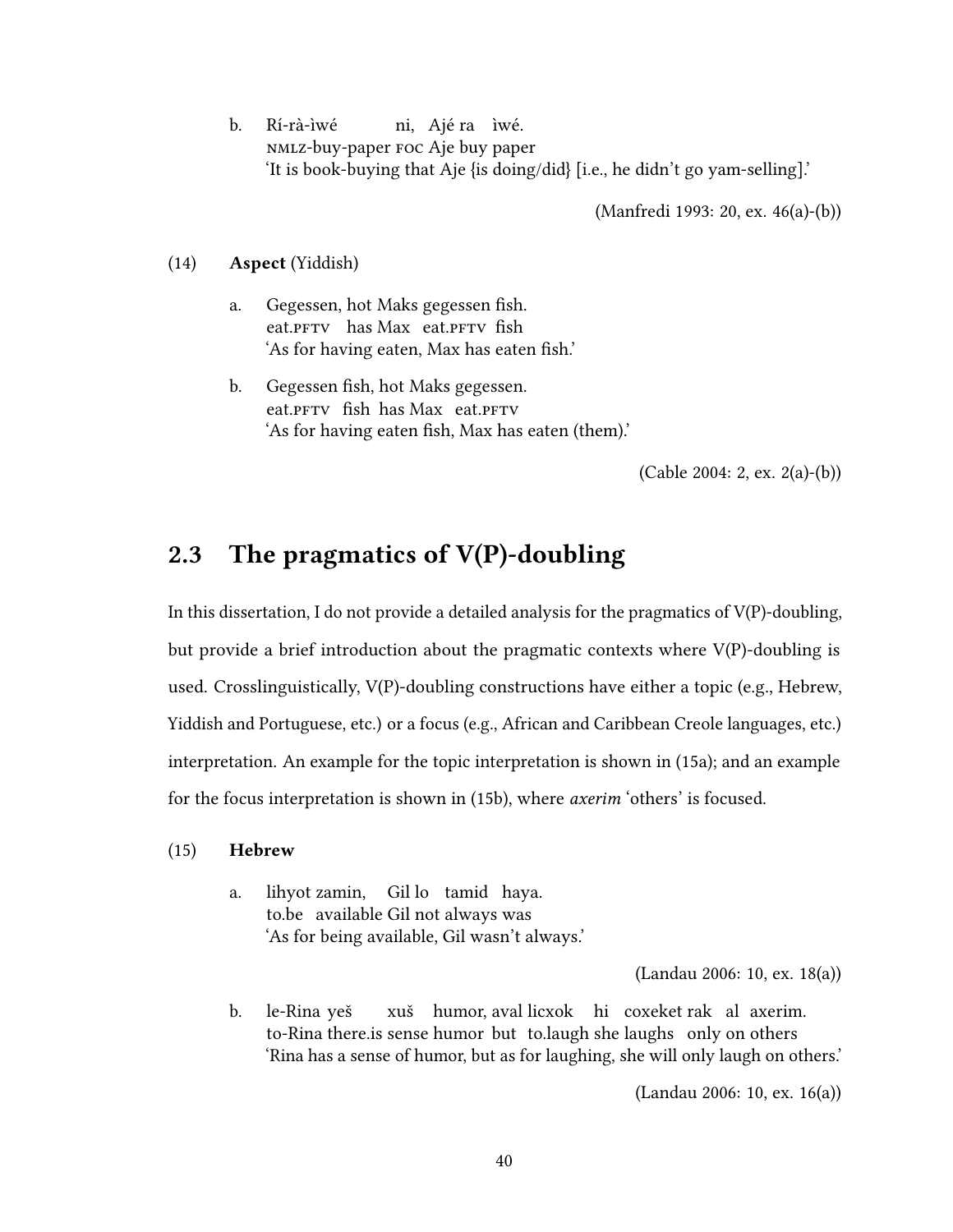b. Rí-rà-ìwé ni, Ajé ra ìwé.
   NMLZ-buy-paper FOC Aje buy paper
   'It is book-buying that Aje {is doing/did} [i.e., he didn't go yam-selling].'

(Manfredi 1993: 20, ex. 46(a)-(b))

(14) **Aspect** (Yiddish)

a. Gegessen, hot Maks gegessen fish.
   eat.PFTV has Max eat.PFTV fish
   'As for having eaten, Max has eaten fish.'

b. Gegessen fish, hot Maks gegessen.
   eat.PFTV fish has Max eat.PFTV
   'As for having eaten fish, Max has eaten (them).'

(Cable 2004: 2, ex. 2(a)-(b))

## 2.3 The pragmatics of V(P)-doubling

In this dissertation, I do not provide a detailed analysis for the pragmatics of V(P)-doubling, but provide a brief introduction about the pragmatic contexts where V(P)-doubling is used. Crosslinguistically, V(P)-doubling constructions have either a topic (e.g., Hebrew, Yiddish and Portuguese, etc.) or a focus (e.g., African and Caribbean Creole languages, etc.) interpretation. An example for the topic interpretation is shown in (15a); and an example for the focus interpretation is shown in (15b), where *axerim* 'others' is focused.

(15) **Hebrew**

a. lihyot zamin, Gil lo tamid haya.
   to.be available Gil not always was
   'As for being available, Gil wasn't always.'

(Landau 2006: 10, ex. 18(a))

b. le-Rina yeš xuš humor, aval licxok hi coxeket rak al axerim.
   to-Rina there.is sense humor but to.laugh she laughs only on others
   'Rina has a sense of humor, but as for laughing, she will only laugh on others.'

(Landau 2006: 10, ex. 16(a))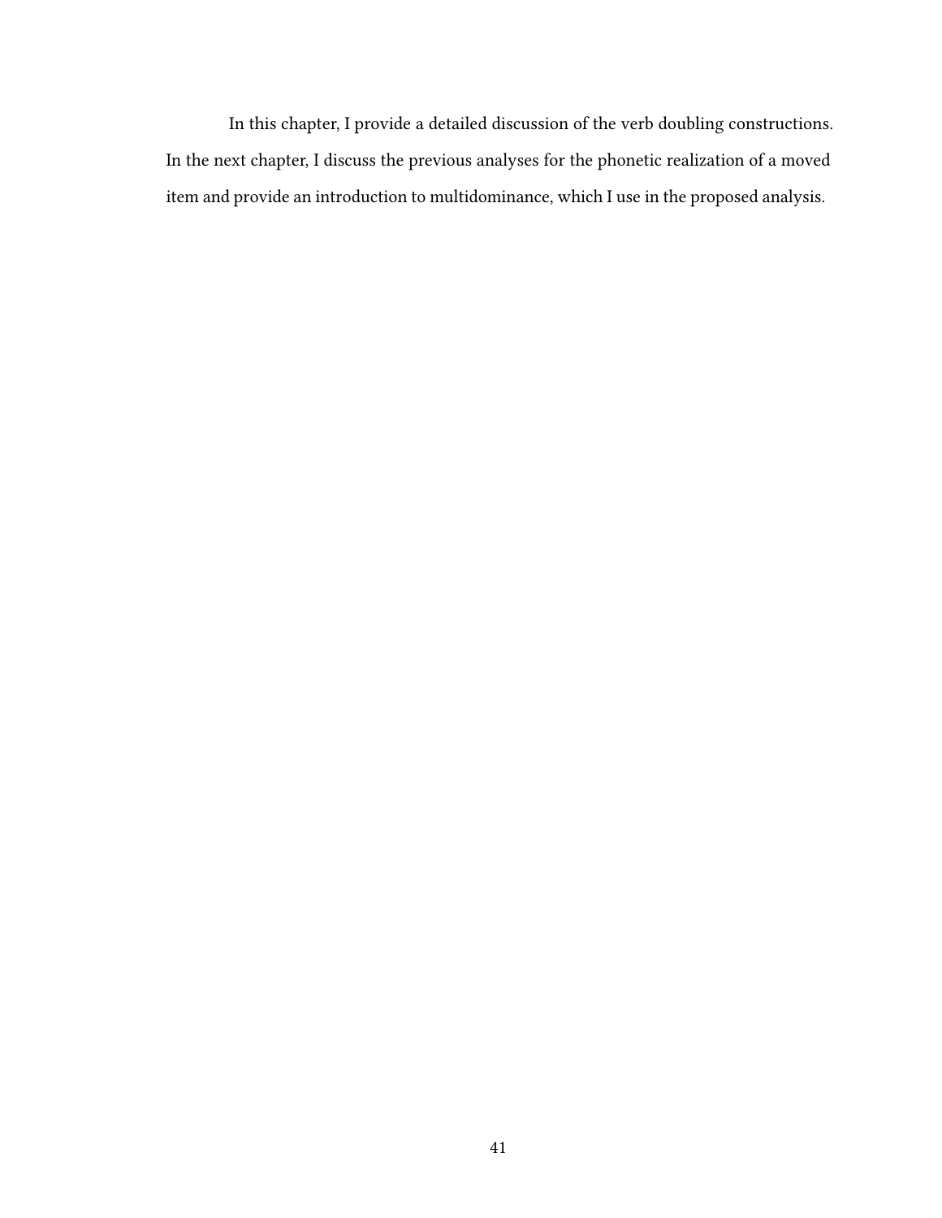In this chapter, I provide a detailed discussion of the verb doubling constructions. In the next chapter, I discuss the previous analyses for the phonetic realization of a moved item and provide an introduction to multidominance, which I use in the proposed analysis.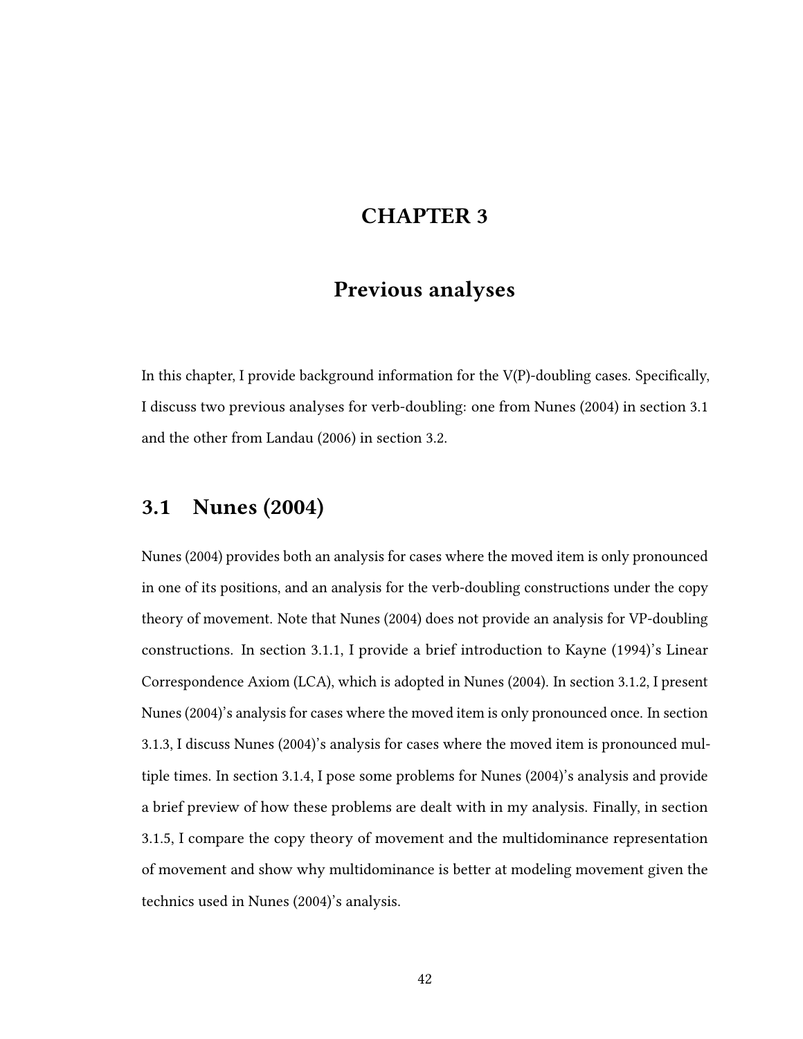# CHAPTER 3

# Previous analyses

In this chapter, I provide background information for the V(P)-doubling cases. Specifically, I discuss two previous analyses for verb-doubling: one from Nunes (2004) in section 3.1 and the other from Landau (2006) in section 3.2.

## 3.1 Nunes (2004)

Nunes (2004) provides both an analysis for cases where the moved item is only pronounced in one of its positions, and an analysis for the verb-doubling constructions under the copy theory of movement. Note that Nunes (2004) does not provide an analysis for VP-doubling constructions. In section 3.1.1, I provide a brief introduction to Kayne (1994)'s Linear Correspondence Axiom (LCA), which is adopted in Nunes (2004). In section 3.1.2, I present Nunes (2004)'s analysis for cases where the moved item is only pronounced once. In section 3.1.3, I discuss Nunes (2004)'s analysis for cases where the moved item is pronounced multiple times. In section 3.1.4, I pose some problems for Nunes (2004)'s analysis and provide a brief preview of how these problems are dealt with in my analysis. Finally, in section 3.1.5, I compare the copy theory of movement and the multidominance representation of movement and show why multidominance is better at modeling movement given the technics used in Nunes (2004)'s analysis.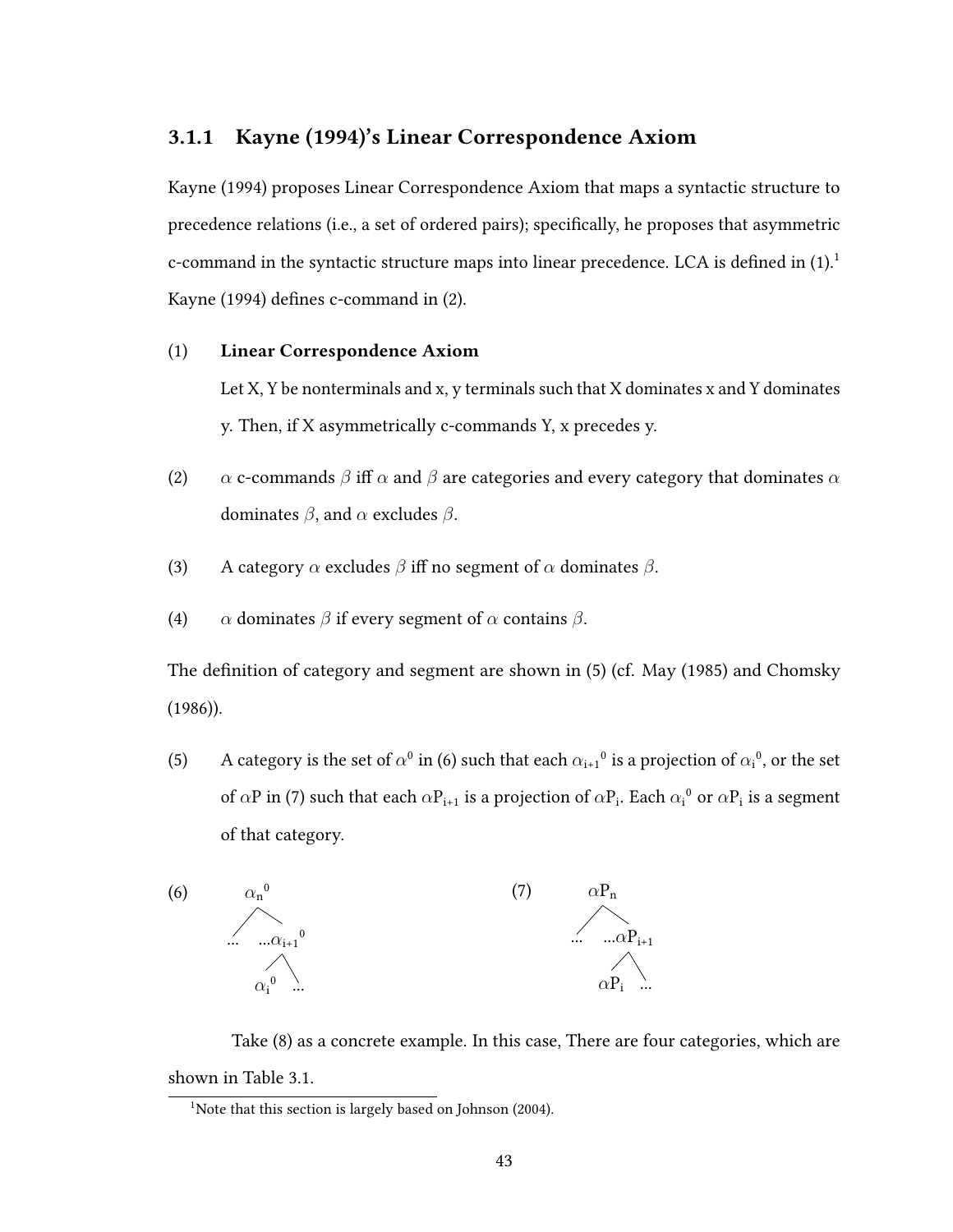### 3.1.1 Kayne (1994)'s Linear Correspondence Axiom

Kayne (1994) proposes Linear Correspondence Axiom that maps a syntactic structure to precedence relations (i.e., a set of ordered pairs); specifically, he proposes that asymmetric c-command in the syntactic structure maps into linear precedence. LCA is defined in (1).[1] Kayne (1994) defines c-command in (2).

(1) **Linear Correspondence Axiom**

Let X, Y be nonterminals and x, y terminals such that X dominates x and Y dominates y. Then, if X asymmetrically c-commands Y, x precedes y.

(2) $\alpha$ c-commands $\beta$ iff $\alpha$ and $\beta$ are categories and every category that dominates $\alpha$ dominates $\beta$, and $\alpha$ excludes $\beta$.

(3) A category $\alpha$ excludes $\beta$ iff no segment of $\alpha$ dominates $\beta$.

(4) $\alpha$ dominates $\beta$ if every segment of $\alpha$ contains $\beta$.

The definition of category and segment are shown in (5) (cf. May (1985) and Chomsky (1986)).

(5) A category is the set of $\alpha^0$ in (6) such that each $\alpha_{i+1}{}^0$ is a projection of $\alpha_i{}^0$, or the set of $\alpha$P in (7) such that each $\alpha P_{i+1}$ is a projection of $\alpha P_i$. Each $\alpha_i{}^0$ or $\alpha P_i$ is a segment of that category.

(6)

```
      αn⁰
     /   \
   ...   ...α(i+1)⁰
            /   \
         αi⁰    ...
```

(7)

```
      αPn
     /   \
   ...   ...αP(i+1)
            /   \
         αPi    ...
```

Take (8) as a concrete example. In this case, There are four categories, which are shown in Table 3.1.

[1]Note that this section is largely based on Johnson (2004).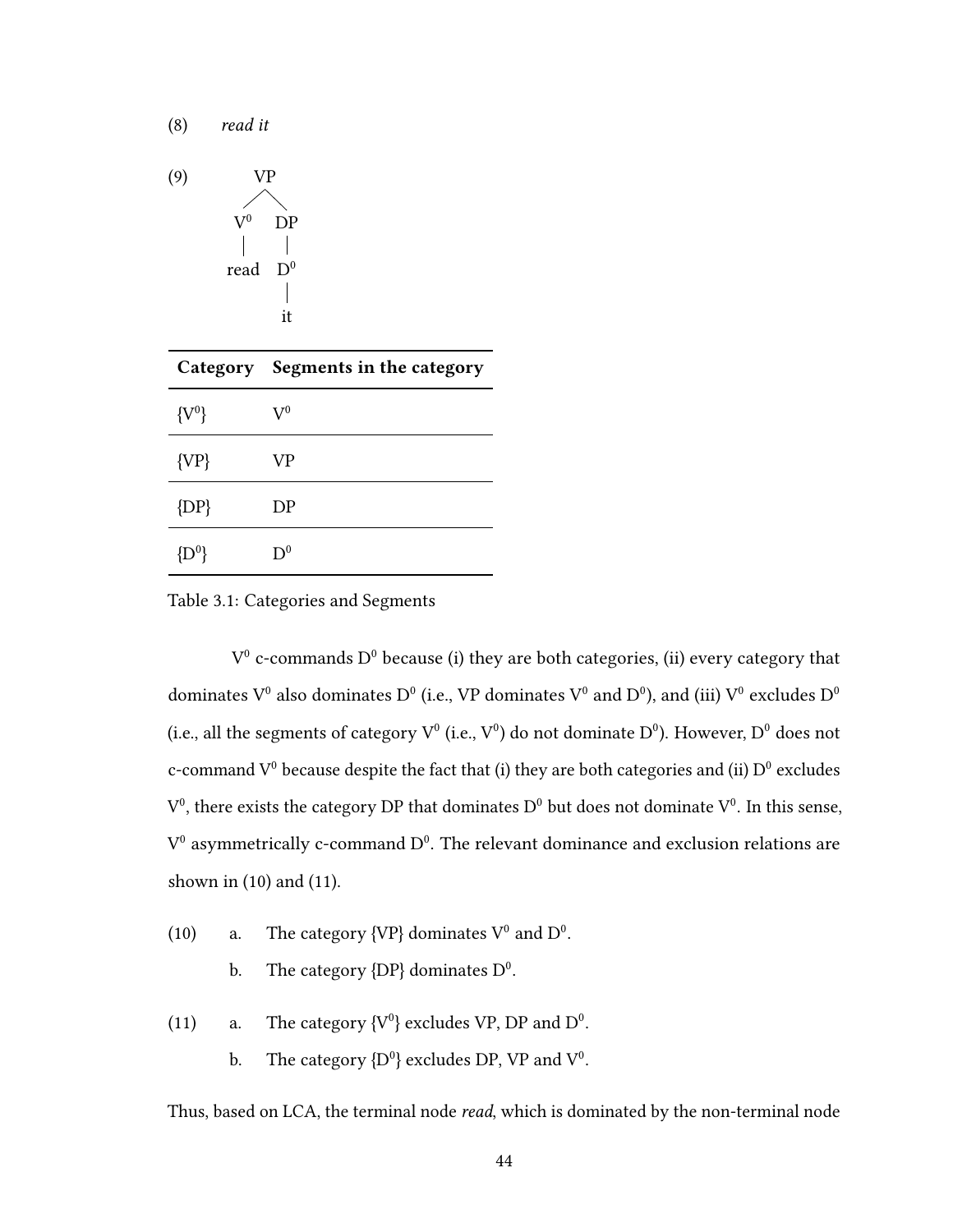(8) *read it*

(9)

```
        VP
       /  \
     V0    DP
     |     |
   read    D0
           |
           it
```

| Category | Segments in the category |
| --- | --- |
| {$V^0$} | $V^0$ |
| {VP} | VP |
| {DP} | DP |
| {$D^0$} | $D^0$ |

Table 3.1: Categories and Segments

$V^0$ c-commands $D^0$ because (i) they are both categories, (ii) every category that dominates $V^0$ also dominates $D^0$ (i.e., VP dominates $V^0$ and $D^0$), and (iii) $V^0$ excludes $D^0$ (i.e., all the segments of category $V^0$ (i.e., $V^0$) do not dominate $D^0$). However, $D^0$ does not c-command $V^0$ because despite the fact that (i) they are both categories and (ii) $D^0$ excludes $V^0$, there exists the category DP that dominates $D^0$ but does not dominate $V^0$. In this sense, $V^0$ asymmetrically c-command $D^0$. The relevant dominance and exclusion relations are shown in (10) and (11).

(10) a. The category {VP} dominates $V^0$ and $D^0$.

b. The category {DP} dominates $D^0$.

(11) a. The category {$V^0$} excludes VP, DP and $D^0$.

b. The category {$D^0$} excludes DP, VP and $V^0$.

Thus, based on LCA, the terminal node *read*, which is dominated by the non-terminal node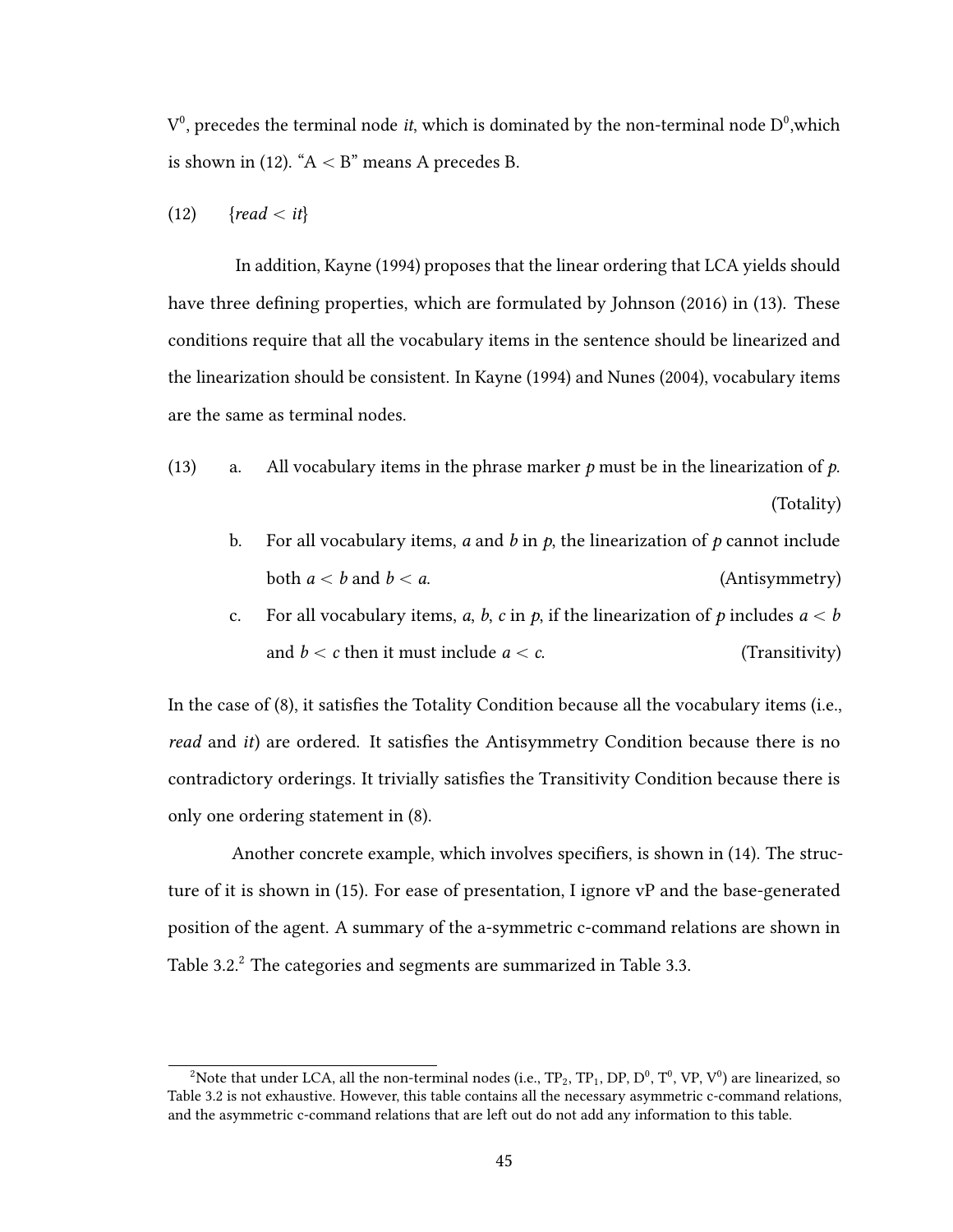$V^0$, precedes the terminal node *it*, which is dominated by the non-terminal node $D^0$,which is shown in (12). "$A < B$" means A precedes B.

(12) {*read* < *it*}

In addition, Kayne (1994) proposes that the linear ordering that LCA yields should have three defining properties, which are formulated by Johnson (2016) in (13). These conditions require that all the vocabulary items in the sentence should be linearized and the linearization should be consistent. In Kayne (1994) and Nunes (2004), vocabulary items are the same as terminal nodes.

(13) a. All vocabulary items in the phrase marker *p* must be in the linearization of *p*. (Totality)

b. For all vocabulary items, *a* and *b* in *p*, the linearization of *p* cannot include both $a < b$ and $b < a$. (Antisymmetry)

c. For all vocabulary items, *a*, *b*, *c* in *p*, if the linearization of *p* includes $a < b$ and $b < c$ then it must include $a < c$. (Transitivity)

In the case of (8), it satisfies the Totality Condition because all the vocabulary items (i.e., *read* and *it*) are ordered. It satisfies the Antisymmetry Condition because there is no contradictory orderings. It trivially satisfies the Transitivity Condition because there is only one ordering statement in (8).

Another concrete example, which involves specifiers, is shown in (14). The structure of it is shown in (15). For ease of presentation, I ignore vP and the base-generated position of the agent. A summary of the a-symmetric c-command relations are shown in Table 3.2.[2] The categories and segments are summarized in Table 3.3.

[2]Note that under LCA, all the non-terminal nodes (i.e., $TP_2$, $TP_1$, DP, $D^0$, $T^0$, VP, $V^0$) are linearized, so Table 3.2 is not exhaustive. However, this table contains all the necessary asymmetric c-command relations, and the asymmetric c-command relations that are left out do not add any information to this table.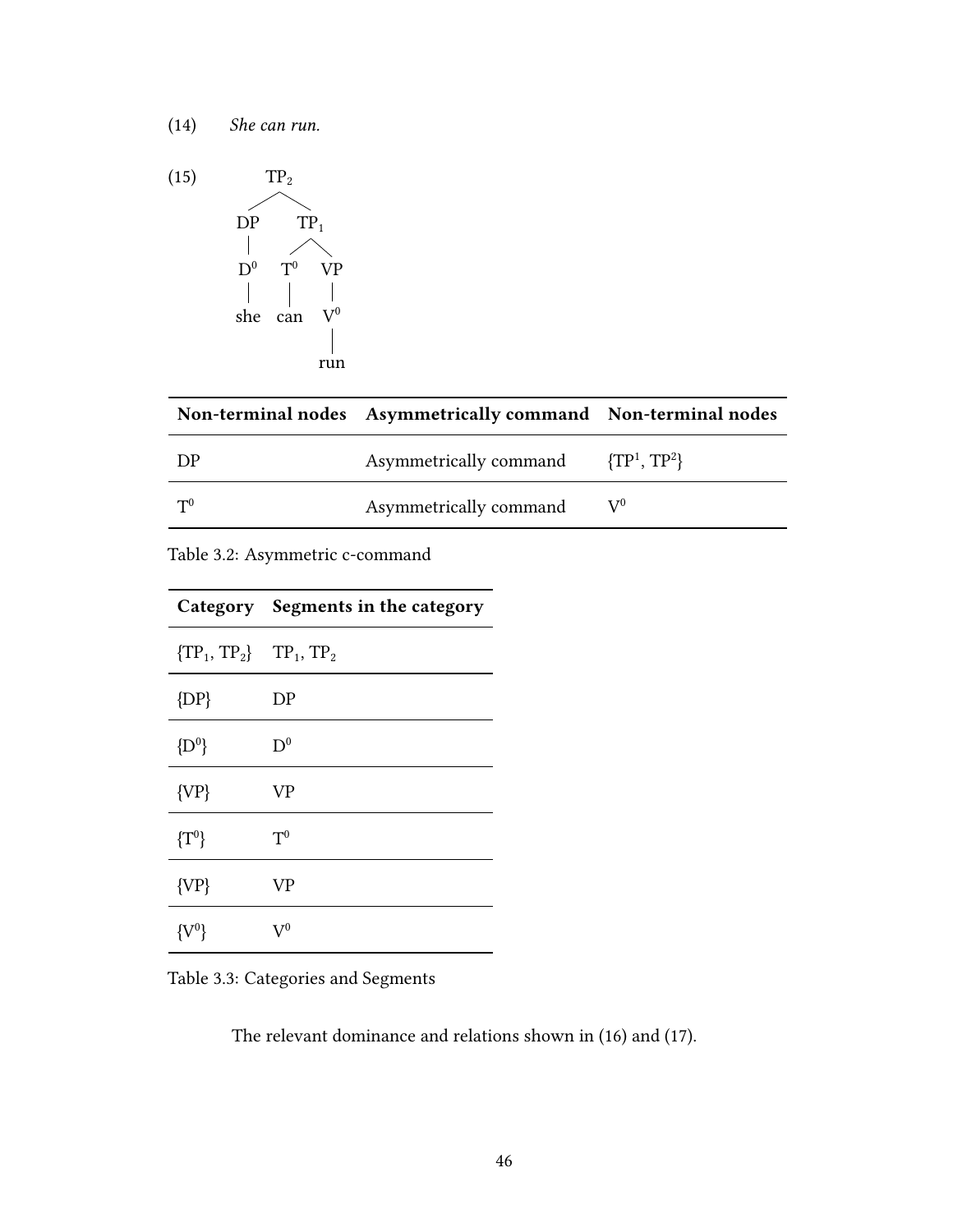(14) *She can run.*

(15)

```
          TP_2
         /    \
       DP      TP_1
       |      /    \
      D^0   T^0    VP
       |     |      |
      she   can    V^0
                    |
                   run
```

| Non-terminal nodes | Asymmetrically command | Non-terminal nodes |
|---|---|---|
| DP | Asymmetrically command | {$TP^1$, $TP^2$} |
| $T^0$ | Asymmetrically command | $V^0$ |

Table 3.2: Asymmetric c-command

| Category | Segments in the category |
|---|---|
| {$TP_1$, $TP_2$} | $TP_1$, $TP_2$ |
| {DP} | DP |
| {$D^0$} | $D^0$ |
| {VP} | VP |
| {$T^0$} | $T^0$ |
| {VP} | VP |
| {$V^0$} | $V^0$ |

Table 3.3: Categories and Segments

The relevant dominance and relations shown in (16) and (17).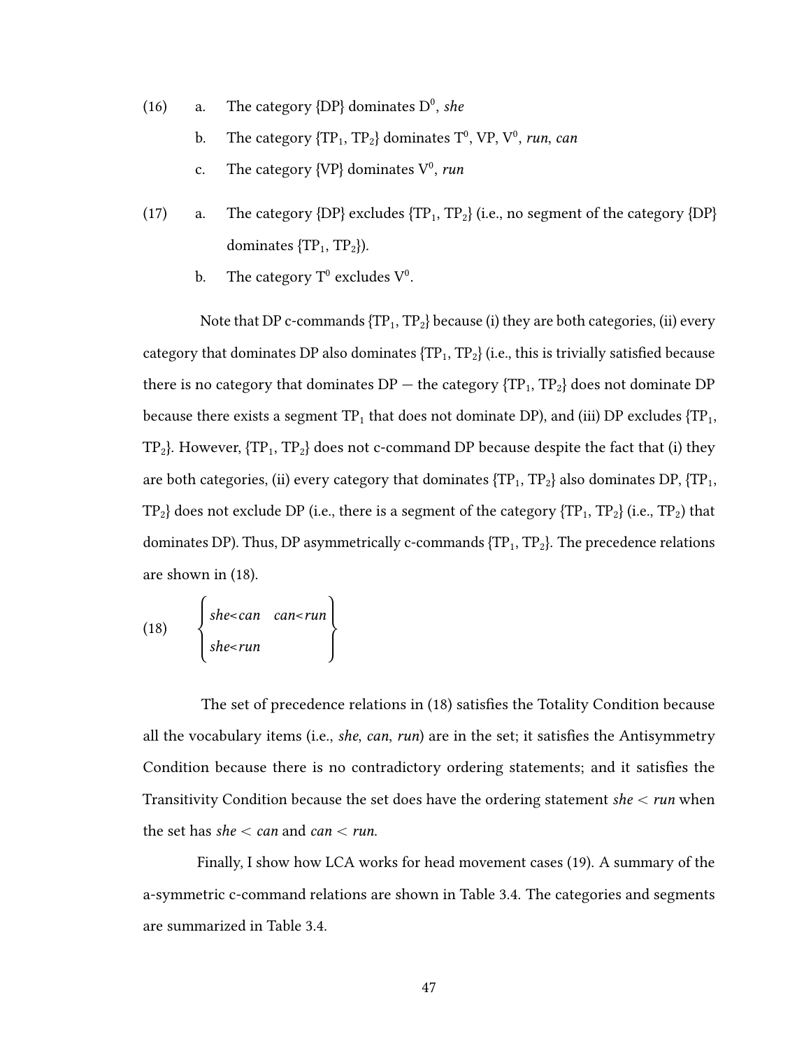(16) a. The category {DP} dominates $D^0$, *she*

b. The category {$TP_1$, $TP_2$} dominates $T^0$, VP, $V^0$, *run*, *can*

c. The category {VP} dominates $V^0$, *run*

(17) a. The category {DP} excludes {$TP_1$, $TP_2$} (i.e., no segment of the category {DP} dominates {$TP_1$, $TP_2$}).

b. The category $T^0$ excludes $V^0$.

Note that DP c-commands {$TP_1$, $TP_2$} because (i) they are both categories, (ii) every category that dominates DP also dominates {$TP_1$, $TP_2$} (i.e., this is trivially satisfied because there is no category that dominates DP — the category {$TP_1$, $TP_2$} does not dominate DP because there exists a segment $TP_1$ that does not dominate DP), and (iii) DP excludes {$TP_1$, $TP_2$}. However, {$TP_1$, $TP_2$} does not c-command DP because despite the fact that (i) they are both categories, (ii) every category that dominates {$TP_1$, $TP_2$} also dominates DP, {$TP_1$, $TP_2$} does not exclude DP (i.e., there is a segment of the category {$TP_1$, $TP_2$} (i.e., $TP_2$) that dominates DP). Thus, DP asymmetrically c-commands {$TP_1$, $TP_2$}. The precedence relations are shown in (18).

(18)
$$\begin{Bmatrix} she<can & can<run \\ she<run & \end{Bmatrix}$$

The set of precedence relations in (18) satisfies the Totality Condition because all the vocabulary items (i.e., *she*, *can*, *run*) are in the set; it satisfies the Antisymmetry Condition because there is no contradictory ordering statements; and it satisfies the Transitivity Condition because the set does have the ordering statement *she* < *run* when the set has *she* < *can* and *can* < *run*.

Finally, I show how LCA works for head movement cases (19). A summary of the a-symmetric c-command relations are shown in Table 3.4. The categories and segments are summarized in Table 3.4.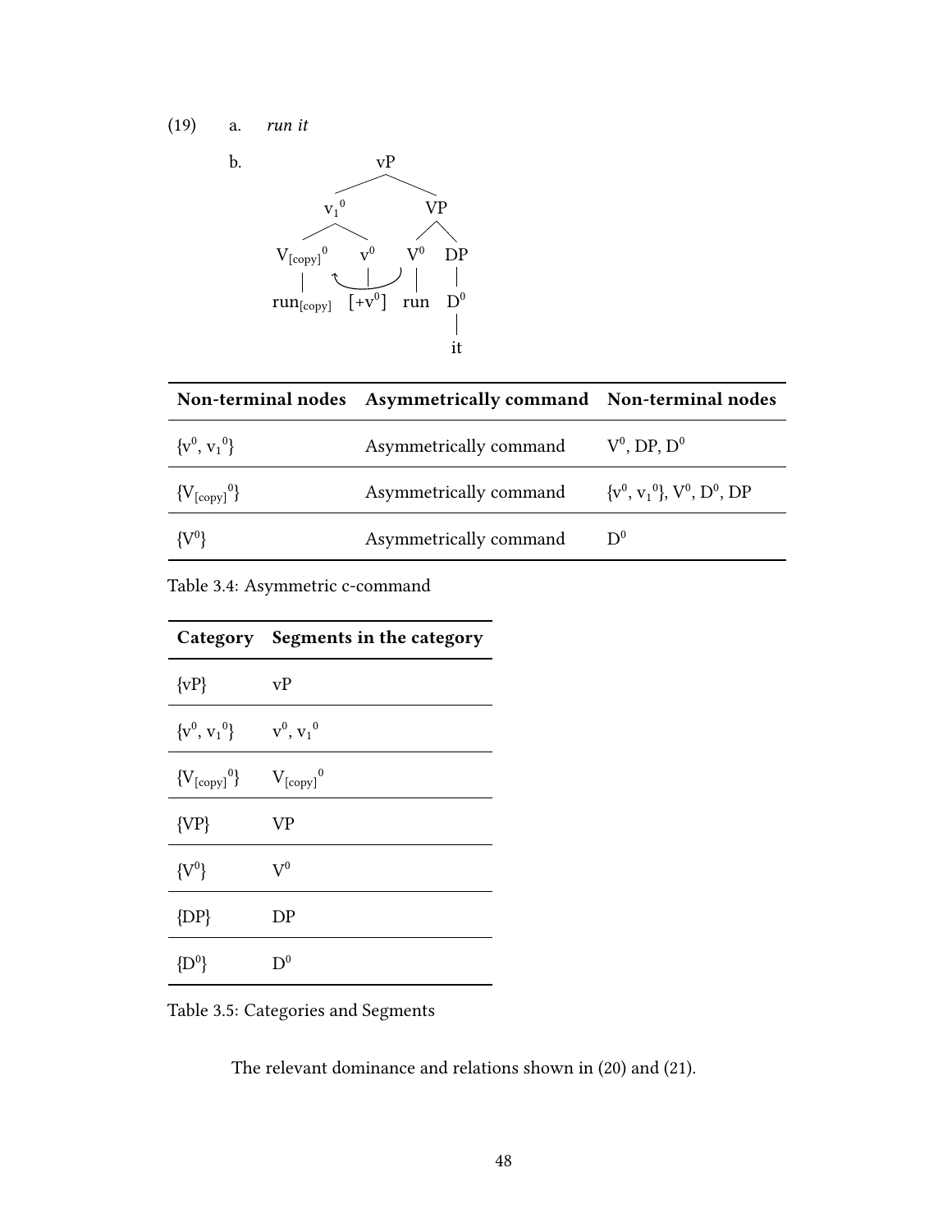(19) a. *run it*

b.

```
                 vP
               /    \
          v1^0        VP
         /    \      /  \
  V[copy]^0   v^0   V^0   DP
      |        |     |     |
  run[copy]  [+v^0]  run   D^0
                           |
                           it
```

| Non-terminal nodes | Asymmetrically command | Non-terminal nodes |
|---|---|---|
| $\{v^0, v_1{}^0\}$ | Asymmetrically command | $V^0$, DP, $D^0$ |
| $\{V_{[copy]}{}^0\}$ | Asymmetrically command | $\{v^0, v_1{}^0\}$, $V^0$, $D^0$, DP |
| $\{V^0\}$ | Asymmetrically command | $D^0$ |

Table 3.4: Asymmetric c-command

| Category | Segments in the category |
|---|---|
| {vP} | vP |
| $\{v^0, v_1{}^0\}$ | $v^0$, $v_1{}^0$ |
| $\{V_{[copy]}{}^0\}$ | $V_{[copy]}{}^0$ |
| {VP} | VP |
| $\{V^0\}$ | $V^0$ |
| {DP} | DP |
| $\{D^0\}$ | $D^0$ |

Table 3.5: Categories and Segments

The relevant dominance and relations shown in (20) and (21).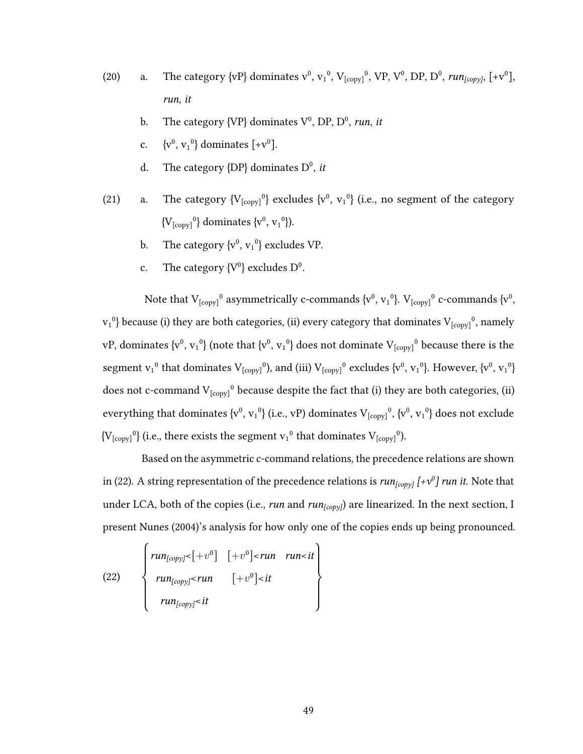(20) a. The category {vP} dominates $v^0$, $v_1^0$, $V_{[copy]}^0$, VP, $V^0$, DP, $D^0$, *run*$_{[copy]}$, [+$v^0$], *run*, *it*

b. The category {VP} dominates $V^0$, DP, $D^0$, *run*, *it*

c. {$v^0$, $v_1^0$} dominates [+$v^0$].

d. The category {DP} dominates $D^0$, *it*

(21) a. The category {$V_{[copy]}^0$} excludes {$v^0$, $v_1^0$} (i.e., no segment of the category {$V_{[copy]}^0$} dominates {$v^0$, $v_1^0$}).

b. The category {$v^0$, $v_1^0$} excludes VP.

c. The category {$V^0$} excludes $D^0$.

Note that $V_{[copy]}^0$ asymmetrically c-commands {$v^0$, $v_1^0$}. $V_{[copy]}^0$ c-commands {$v^0$, $v_1^0$} because (i) they are both categories, (ii) every category that dominates $V_{[copy]}^0$, namely vP, dominates {$v^0$, $v_1^0$} (note that {$v^0$, $v_1^0$} does not dominate $V_{[copy]}^0$ because there is the segment $v_1^0$ that dominates $V_{[copy]}^0$), and (iii) $V_{[copy]}^0$ excludes {$v^0$, $v_1^0$}. However, {$v^0$, $v_1^0$} does not c-command $V_{[copy]}^0$ because despite the fact that (i) they are both categories, (ii) everything that dominates {$v^0$, $v_1^0$} (i.e., vP) dominates $V_{[copy]}^0$, {$v^0$, $v_1^0$} does not exclude {$V_{[copy]}^0$} (i.e., there exists the segment $v_1^0$ that dominates $V_{[copy]}^0$).

Based on the asymmetric c-command relations, the precedence relations are shown in (22). A string representation of the precedence relations is *run*$_{[copy]}$ *[+$v^0$] run it*. Note that under LCA, both of the copies (i.e., *run* and *run*$_{[copy]}$) are linearized. In the next section, I present Nunes (2004)'s analysis for how only one of the copies ends up being pronounced.

(22)
$$\left\{ \begin{array}{lll} run_{[copy]} < [+v^0] & [+v^0] < run & run < it \\ run_{[copy]} < run & [+v^0] < it & \\ run_{[copy]} < it & & \end{array} \right\}$$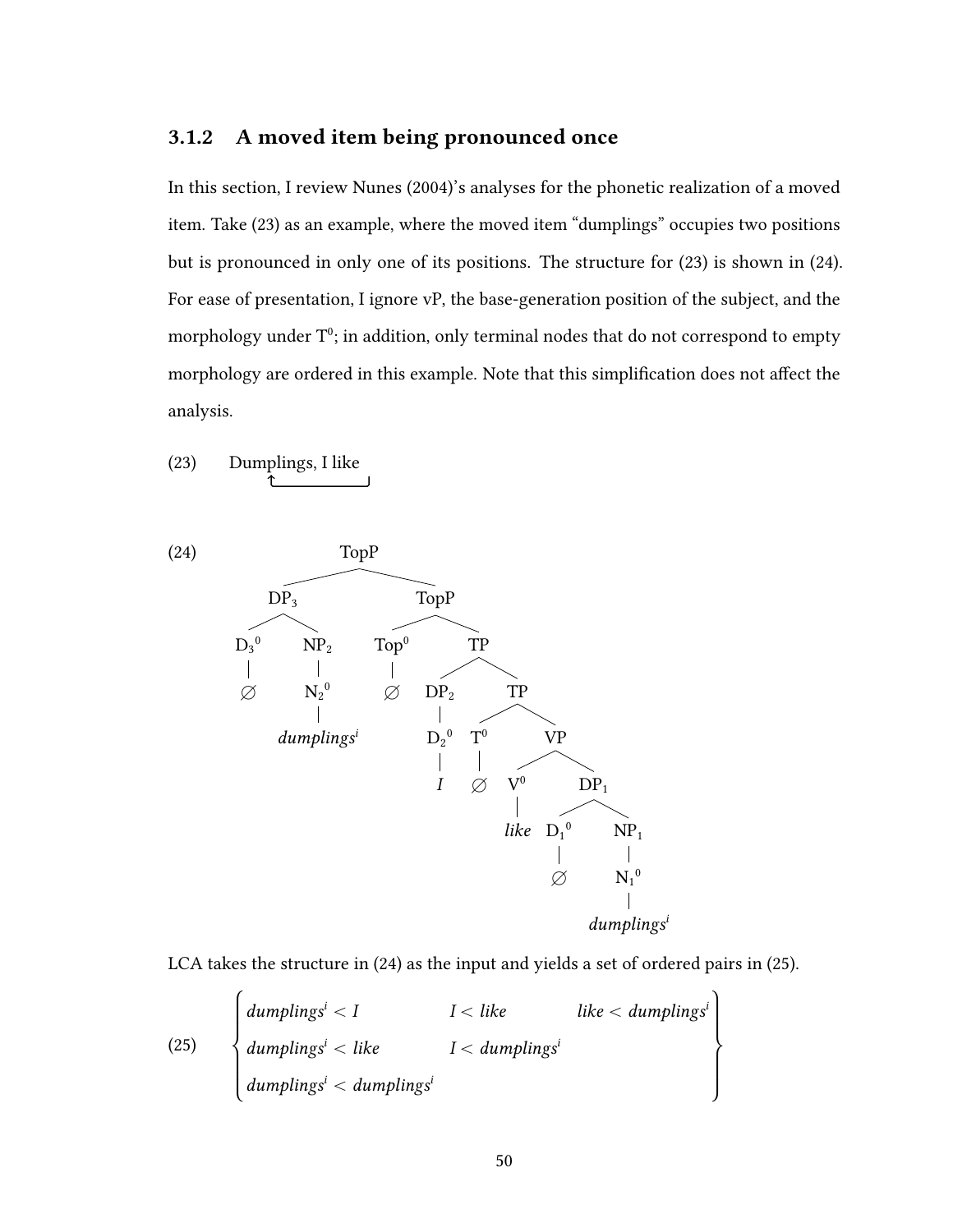### 3.1.2 A moved item being pronounced once

In this section, I review Nunes (2004)'s analyses for the phonetic realization of a moved item. Take (23) as an example, where the moved item "dumplings" occupies two positions but is pronounced in only one of its positions. The structure for (23) is shown in (24). For ease of presentation, I ignore vP, the base-generation position of the subject, and the morphology under $T^0$; in addition, only terminal nodes that do not correspond to empty morphology are ordered in this example. Note that this simplification does not affect the analysis.

(23) Dumplings, I like

```
(24)
                TopP
           ______|_______
          DP3          TopP
         /   \        /    \
       D3⁰   NP2    Top⁰    TP
        |     |      |     /  \
        ∅    N2⁰     ∅   DP2   TP
              |           |   /  \
         dumplingsⁱ      D2⁰ T⁰   VP
                          |   |  /  \
                          I   ∅ V⁰   DP1
                                |   /   \
                              like D1⁰  NP1
                                    |    |
                                    ∅   N1⁰
                                         |
                                    dumplingsⁱ
```

LCA takes the structure in (24) as the input and yields a set of ordered pairs in (25).

(25)
$$\left\{ \begin{array}{lll} dumplings^i < I & I < like & like < dumplings^i \\ dumplings^i < like & I < dumplings^i & \\ dumplings^i < dumplings^i & & \end{array} \right\}$$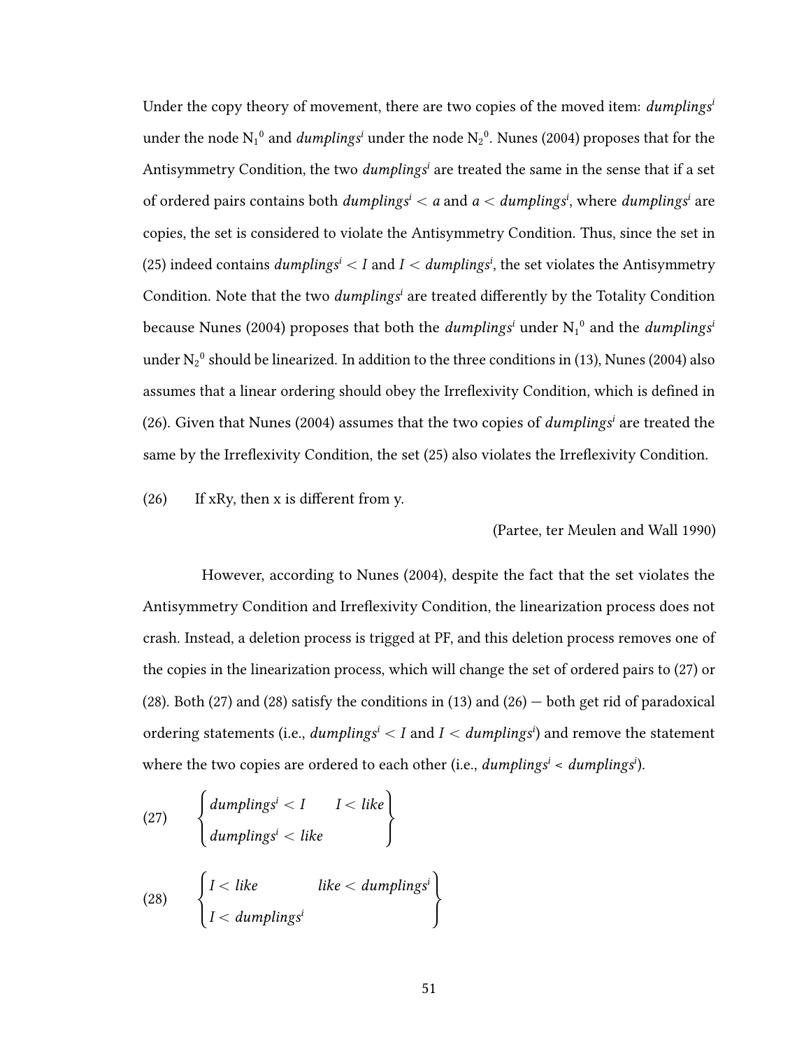Under the copy theory of movement, there are two copies of the moved item: *dumplings*$^i$ under the node $N_1{}^0$ and *dumplings*$^i$ under the node $N_2{}^0$. Nunes (2004) proposes that for the Antisymmetry Condition, the two *dumplings*$^i$ are treated the same in the sense that if a set of ordered pairs contains both *dumplings*$^i$ $<$ *a* and *a* $<$ *dumplings*$^i$, where *dumplings*$^i$ are copies, the set is considered to violate the Antisymmetry Condition. Thus, since the set in (25) indeed contains *dumplings*$^i$ $<$ *I* and *I* $<$ *dumplings*$^i$, the set violates the Antisymmetry Condition. Note that the two *dumplings*$^i$ are treated differently by the Totality Condition because Nunes (2004) proposes that both the *dumplings*$^i$ under $N_1{}^0$ and the *dumplings*$^i$ under $N_2{}^0$ should be linearized. In addition to the three conditions in (13), Nunes (2004) also assumes that a linear ordering should obey the Irreflexivity Condition, which is defined in (26). Given that Nunes (2004) assumes that the two copies of *dumplings*$^i$ are treated the same by the Irreflexivity Condition, the set (25) also violates the Irreflexivity Condition.

(26) If xRy, then x is different from y.

(Partee, ter Meulen and Wall 1990)

However, according to Nunes (2004), despite the fact that the set violates the Antisymmetry Condition and Irreflexivity Condition, the linearization process does not crash. Instead, a deletion process is trigged at PF, and this deletion process removes one of the copies in the linearization process, which will change the set of ordered pairs to (27) or (28). Both (27) and (28) satisfy the conditions in (13) and (26) — both get rid of paradoxical ordering statements (i.e., *dumplings*$^i$ $<$ *I* and *I* $<$ *dumplings*$^i$) and remove the statement where the two copies are ordered to each other (i.e., *dumplings*$^i$ $<$ *dumplings*$^i$).

(27) $$\left\{ \begin{array}{ll} \textit{dumplings}^i < I & I < \textit{like} \\ \textit{dumplings}^i < \textit{like} & \end{array} \right\}$$

(28) $$\left\{ \begin{array}{ll} I < \textit{like} & \textit{like} < \textit{dumplings}^i \\ I < \textit{dumplings}^i & \end{array} \right\}$$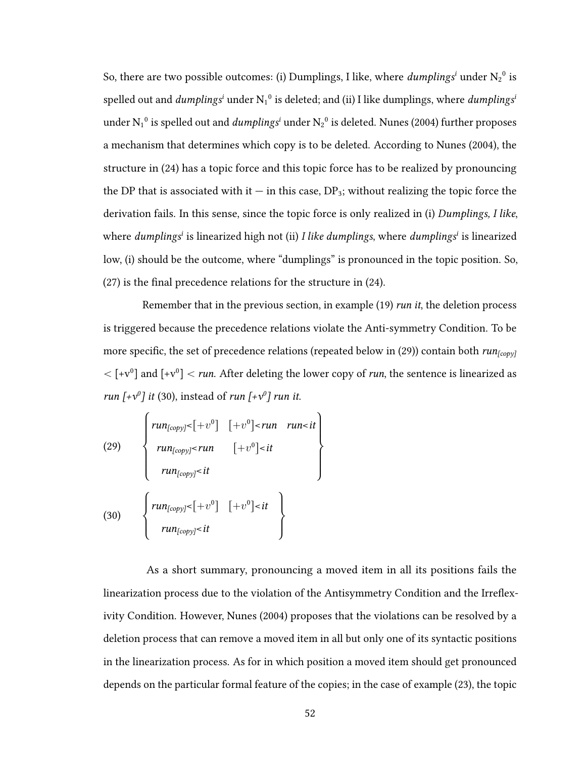So, there are two possible outcomes: (i) Dumplings, I like, where *dumplings*$^i$ under $N_2^0$ is spelled out and *dumplings*$^i$ under $N_1^0$ is deleted; and (ii) I like dumplings, where *dumplings*$^i$ under $N_1^0$ is spelled out and *dumplings*$^i$ under $N_2^0$ is deleted. Nunes (2004) further proposes a mechanism that determines which copy is to be deleted. According to Nunes (2004), the structure in (24) has a topic force and this topic force has to be realized by pronouncing the DP that is associated with it — in this case, $DP_3$; without realizing the topic force the derivation fails. In this sense, since the topic force is only realized in (i) *Dumplings, I like*, where *dumplings*$^i$ is linearized high not (ii) *I like dumplings*, where *dumplings*$^i$ is linearized low, (i) should be the outcome, where "dumplings" is pronounced in the topic position. So, (27) is the final precedence relations for the structure in (24).

Remember that in the previous section, in example (19) *run it*, the deletion process is triggered because the precedence relations violate the Anti-symmetry Condition. To be more specific, the set of precedence relations (repeated below in (29)) contain both $run_{[copy]} < [+v^0]$ and $[+v^0] < run$. After deleting the lower copy of *run*, the sentence is linearized as *run [+v⁰] it* (30), instead of *run [+v⁰] run it*.

(29)
$$\left\{ \begin{array}{lll} run_{[copy]} < [+v^0] & [+v^0] < run & run < it \\ run_{[copy]} < run & [+v^0] < it & \\ run_{[copy]} < it & & \end{array} \right\}$$

(30)
$$\left\{ \begin{array}{ll} run_{[copy]} < [+v^0] & [+v^0] < it \\ run_{[copy]} < it & \end{array} \right\}$$

As a short summary, pronouncing a moved item in all its positions fails the linearization process due to the violation of the Antisymmetry Condition and the Irreflexivity Condition. However, Nunes (2004) proposes that the violations can be resolved by a deletion process that can remove a moved item in all but only one of its syntactic positions in the linearization process. As for in which position a moved item should get pronounced depends on the particular formal feature of the copies; in the case of example (23), the topic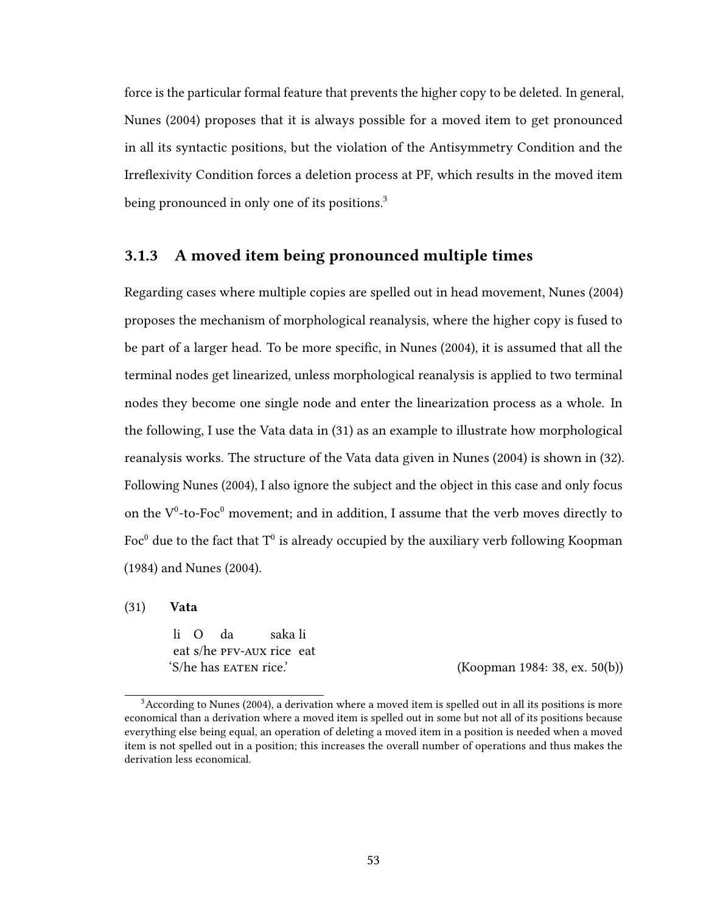force is the particular formal feature that prevents the higher copy to be deleted. In general, Nunes (2004) proposes that it is always possible for a moved item to get pronounced in all its syntactic positions, but the violation of the Antisymmetry Condition and the Irreflexivity Condition forces a deletion process at PF, which results in the moved item being pronounced in only one of its positions.[3]

### 3.1.3 A moved item being pronounced multiple times

Regarding cases where multiple copies are spelled out in head movement, Nunes (2004) proposes the mechanism of morphological reanalysis, where the higher copy is fused to be part of a larger head. To be more specific, in Nunes (2004), it is assumed that all the terminal nodes get linearized, unless morphological reanalysis is applied to two terminal nodes they become one single node and enter the linearization process as a whole. In the following, I use the Vata data in (31) as an example to illustrate how morphological reanalysis works. The structure of the Vata data given in Nunes (2004) is shown in (32). Following Nunes (2004), I also ignore the subject and the object in this case and only focus on the $V^0$-to-$Foc^0$ movement; and in addition, I assume that the verb moves directly to $Foc^0$ due to the fact that $T^0$ is already occupied by the auxiliary verb following Koopman (1984) and Nunes (2004).

(31) **Vata**

li O da saka li
eat s/he PFV-AUX rice eat
'S/he has EATEN rice.' (Koopman 1984: 38, ex. 50(b))

[3] According to Nunes (2004), a derivation where a moved item is spelled out in all its positions is more economical than a derivation where a moved item is spelled out in some but not all of its positions because everything else being equal, an operation of deleting a moved item in a position is needed when a moved item is not spelled out in a position; this increases the overall number of operations and thus makes the derivation less economical.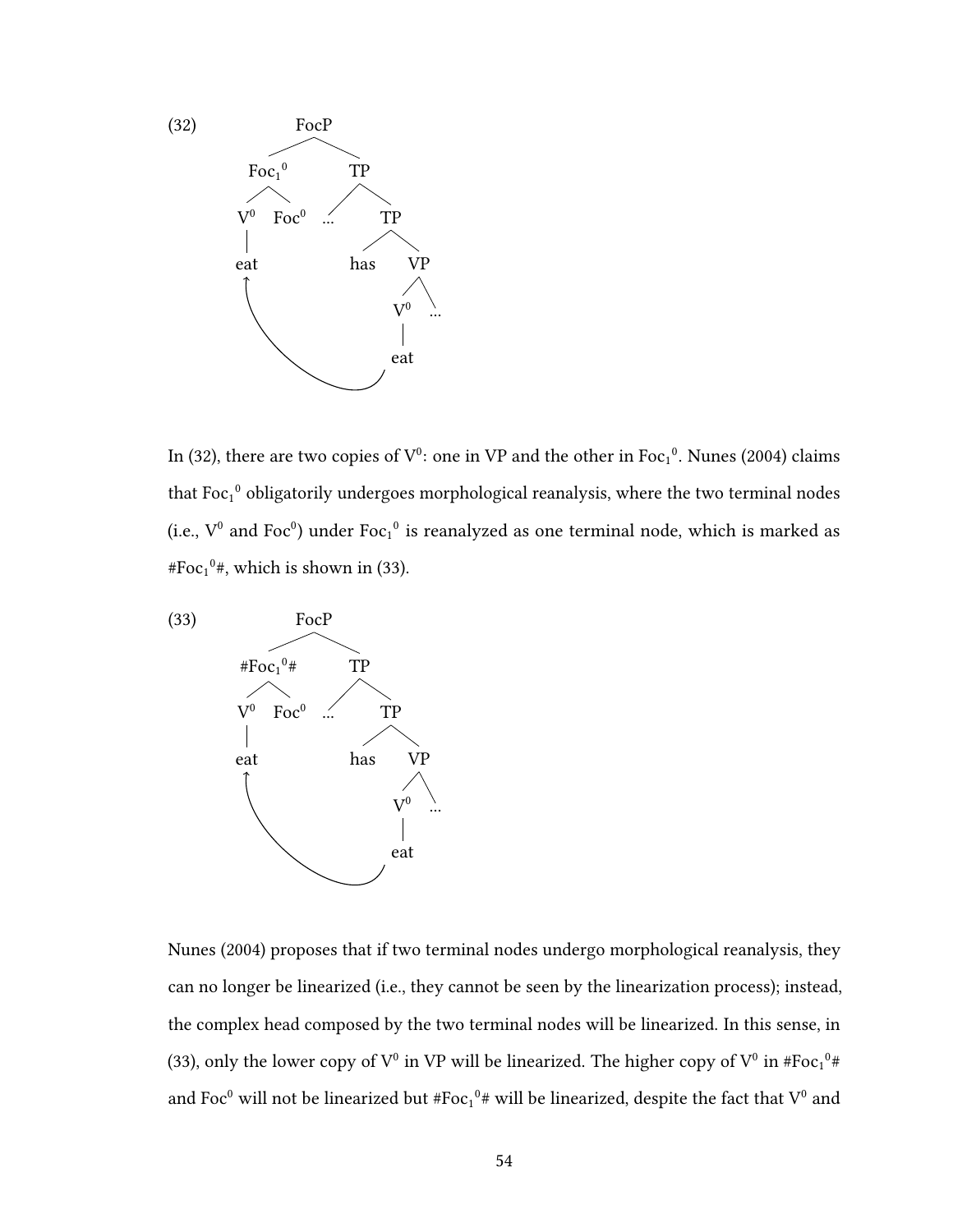(32)

```
              FocP
            /      \
       Foc1^0        TP
       /    \       /   \
     V^0   Foc^0  ...    TP
      |                 /   \
     eat              has    VP
      ↑                     /   \
      |                   V^0   ...
      |                    |
      └────────────────── eat
```

In (32), there are two copies of $V^0$: one in VP and the other in $Foc_1{}^0$. Nunes (2004) claims that $Foc_1{}^0$ obligatorily undergoes morphological reanalysis, where the two terminal nodes (i.e., $V^0$ and $Foc^0$) under $Foc_1{}^0$ is reanalyzed as one terminal node, which is marked as $\#Foc_1{}^0\#$, which is shown in (33).

(33)

```
              FocP
            /      \
      #Foc1^0#       TP
       /    \       /   \
     V^0   Foc^0  ...    TP
      |                 /   \
     eat              has    VP
      ↑                     /   \
      |                   V^0   ...
      |                    |
      └────────────────── eat
```

Nunes (2004) proposes that if two terminal nodes undergo morphological reanalysis, they can no longer be linearized (i.e., they cannot be seen by the linearization process); instead, the complex head composed by the two terminal nodes will be linearized. In this sense, in (33), only the lower copy of $V^0$ in VP will be linearized. The higher copy of $V^0$ in $\#Foc_1{}^0\#$ and $Foc^0$ will not be linearized but $\#Foc_1{}^0\#$ will be linearized, despite the fact that $V^0$ and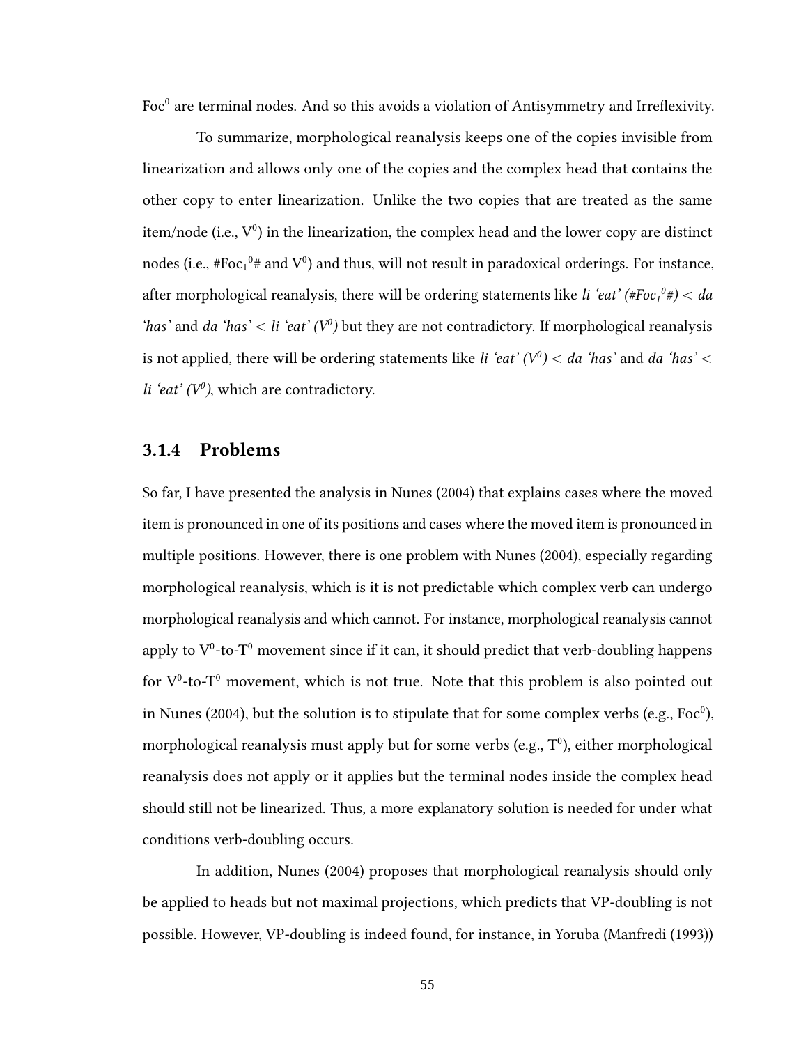$Foc^0$ are terminal nodes. And so this avoids a violation of Antisymmetry and Irreflexivity.

To summarize, morphological reanalysis keeps one of the copies invisible from linearization and allows only one of the copies and the complex head that contains the other copy to enter linearization. Unlike the two copies that are treated as the same item/node (i.e., $V^0$) in the linearization, the complex head and the lower copy are distinct nodes (i.e., $\#Foc_1{}^0\#$ and $V^0$) and thus, will not result in paradoxical orderings. For instance, after morphological reanalysis, there will be ordering statements like *li 'eat' (#Foc$_1{}^0$#) < da 'has'* and *da 'has' < li 'eat' ($V^0$)* but they are not contradictory. If morphological reanalysis is not applied, there will be ordering statements like *li 'eat' ($V^0$) < da 'has'* and *da 'has' < li 'eat' ($V^0$)*, which are contradictory.

### 3.1.4 Problems

So far, I have presented the analysis in Nunes (2004) that explains cases where the moved item is pronounced in one of its positions and cases where the moved item is pronounced in multiple positions. However, there is one problem with Nunes (2004), especially regarding morphological reanalysis, which is it is not predictable which complex verb can undergo morphological reanalysis and which cannot. For instance, morphological reanalysis cannot apply to $V^0$-to-$T^0$ movement since if it can, it should predict that verb-doubling happens for $V^0$-to-$T^0$ movement, which is not true. Note that this problem is also pointed out in Nunes (2004), but the solution is to stipulate that for some complex verbs (e.g., $Foc^0$), morphological reanalysis must apply but for some verbs (e.g., $T^0$), either morphological reanalysis does not apply or it applies but the terminal nodes inside the complex head should still not be linearized. Thus, a more explanatory solution is needed for under what conditions verb-doubling occurs.

In addition, Nunes (2004) proposes that morphological reanalysis should only be applied to heads but not maximal projections, which predicts that VP-doubling is not possible. However, VP-doubling is indeed found, for instance, in Yoruba (Manfredi (1993))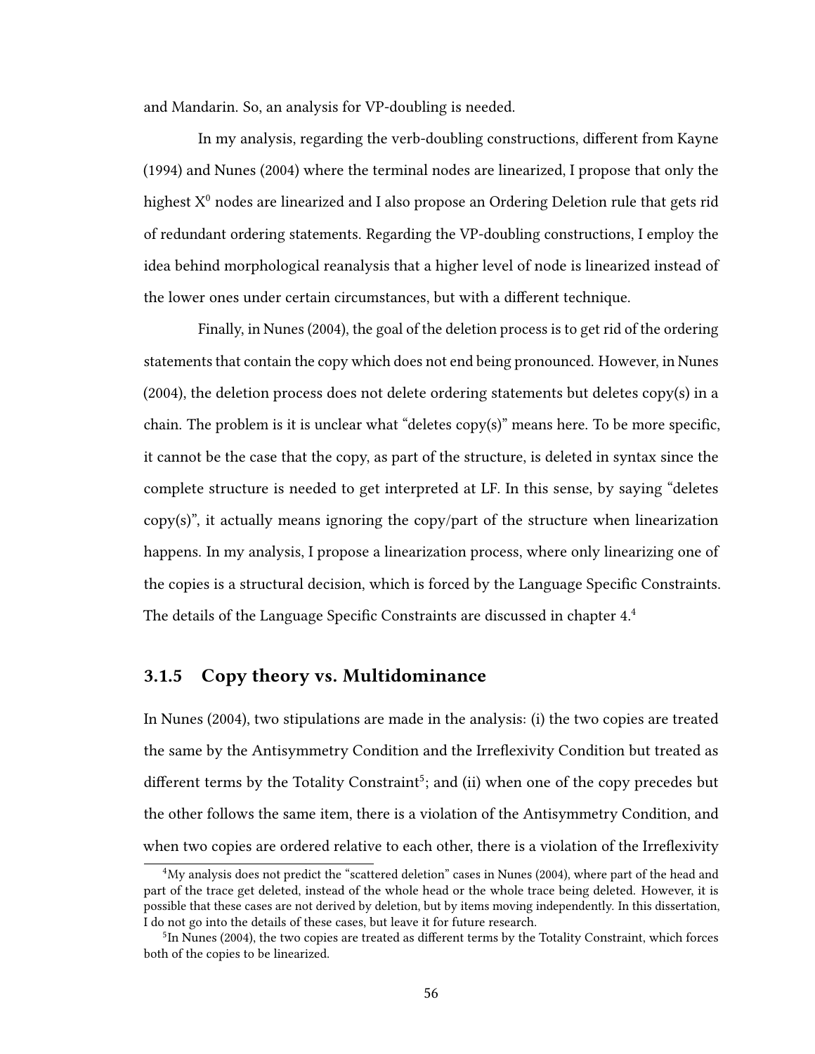and Mandarin. So, an analysis for VP-doubling is needed.

In my analysis, regarding the verb-doubling constructions, different from Kayne (1994) and Nunes (2004) where the terminal nodes are linearized, I propose that only the highest $X^0$ nodes are linearized and I also propose an Ordering Deletion rule that gets rid of redundant ordering statements. Regarding the VP-doubling constructions, I employ the idea behind morphological reanalysis that a higher level of node is linearized instead of the lower ones under certain circumstances, but with a different technique.

Finally, in Nunes (2004), the goal of the deletion process is to get rid of the ordering statements that contain the copy which does not end being pronounced. However, in Nunes (2004), the deletion process does not delete ordering statements but deletes copy(s) in a chain. The problem is it is unclear what "deletes copy(s)" means here. To be more specific, it cannot be the case that the copy, as part of the structure, is deleted in syntax since the complete structure is needed to get interpreted at LF. In this sense, by saying "deletes copy(s)", it actually means ignoring the copy/part of the structure when linearization happens. In my analysis, I propose a linearization process, where only linearizing one of the copies is a structural decision, which is forced by the Language Specific Constraints. The details of the Language Specific Constraints are discussed in chapter 4.[4]

### 3.1.5 Copy theory vs. Multidominance

In Nunes (2004), two stipulations are made in the analysis: (i) the two copies are treated the same by the Antisymmetry Condition and the Irreflexivity Condition but treated as different terms by the Totality Constraint[5]; and (ii) when one of the copy precedes but the other follows the same item, there is a violation of the Antisymmetry Condition, and when two copies are ordered relative to each other, there is a violation of the Irreflexivity

[4] My analysis does not predict the "scattered deletion" cases in Nunes (2004), where part of the head and part of the trace get deleted, instead of the whole head or the whole trace being deleted. However, it is possible that these cases are not derived by deletion, but by items moving independently. In this dissertation, I do not go into the details of these cases, but leave it for future research.

[5] In Nunes (2004), the two copies are treated as different terms by the Totality Constraint, which forces both of the copies to be linearized.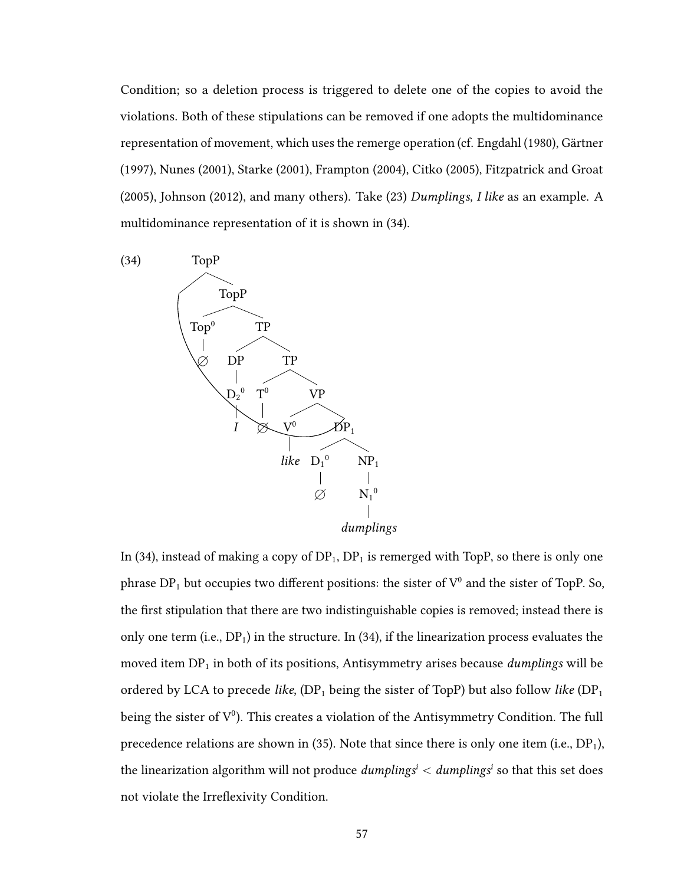Condition; so a deletion process is triggered to delete one of the copies to avoid the violations. Both of these stipulations can be removed if one adopts the multidominance representation of movement, which uses the remerge operation (cf. Engdahl (1980), Gärtner (1997), Nunes (2001), Starke (2001), Frampton (2004), Citko (2005), Fitzpatrick and Groat (2005), Johnson (2012), and many others). Take (23) *Dumplings, I like* as an example. A multidominance representation of it is shown in (34).

(34)

```
[TopP DP_1 [TopP [Top0 ∅] [TP [DP [D_2^0 I]] [TP [T0 ∅] [VP [V0 like] [DP_1 [D_1^0 ∅] [NP_1 [N_1^0 dumplings]]]]]]]]
```

In (34), instead of making a copy of $DP_1$, $DP_1$ is remerged with TopP, so there is only one phrase $DP_1$ but occupies two different positions: the sister of $V^0$ and the sister of TopP. So, the first stipulation that there are two indistinguishable copies is removed; instead there is only one term (i.e., $DP_1$) in the structure. In (34), if the linearization process evaluates the moved item $DP_1$ in both of its positions, Antisymmetry arises because *dumplings* will be ordered by LCA to precede *like*, ($DP_1$ being the sister of TopP) but also follow *like* ($DP_1$ being the sister of $V^0$). This creates a violation of the Antisymmetry Condition. The full precedence relations are shown in (35). Note that since there is only one item (i.e., $DP_1$), the linearization algorithm will not produce $dumplings^i < dumplings^i$ so that this set does not violate the Irreflexivity Condition.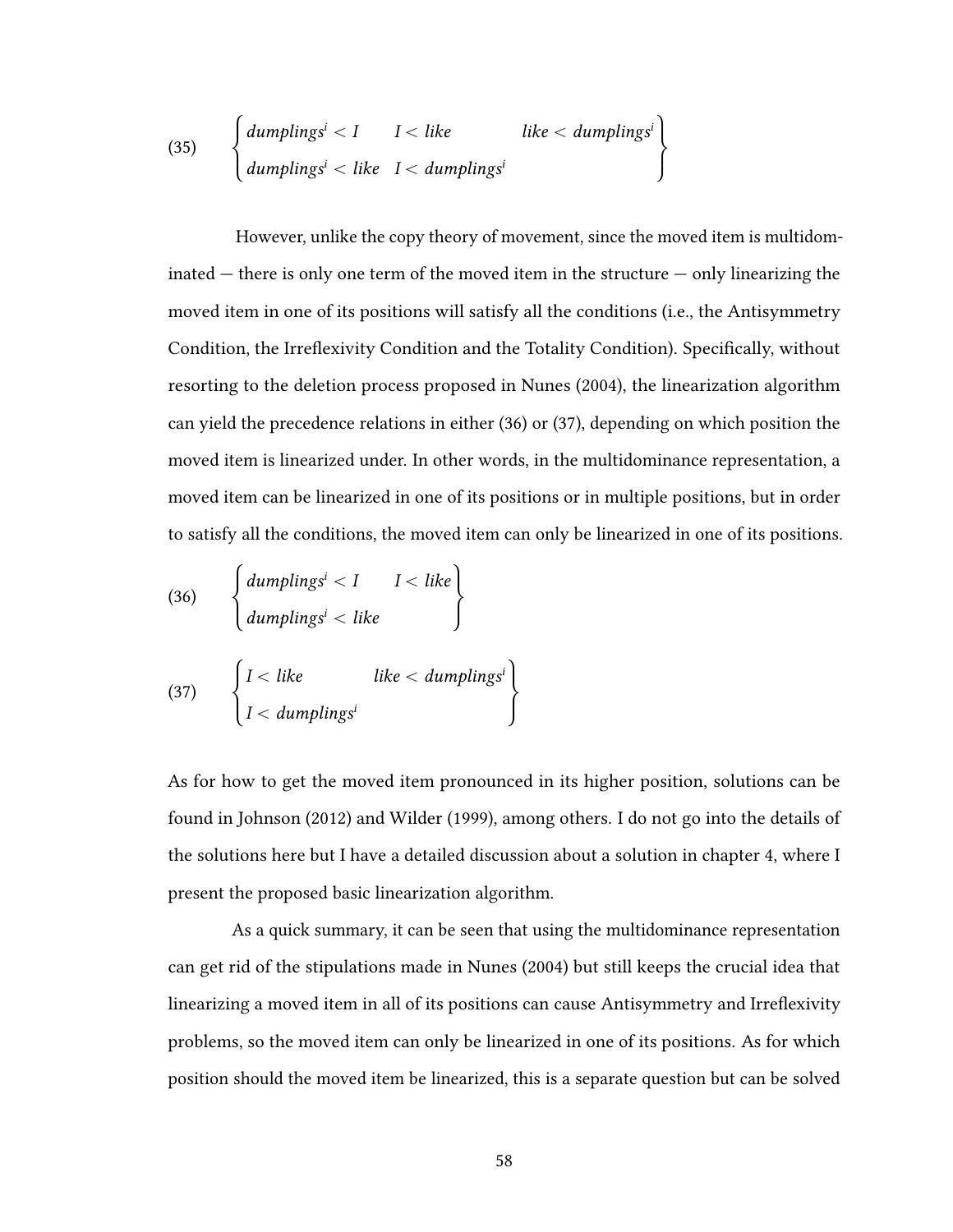(35) $$\left\{\begin{matrix} dumplings^i < I & I < like & like < dumplings^i \\ dumplings^i < like & I < dumplings^i & \end{matrix}\right\}$$

However, unlike the copy theory of movement, since the moved item is multidominated — there is only one term of the moved item in the structure — only linearizing the moved item in one of its positions will satisfy all the conditions (i.e., the Antisymmetry Condition, the Irreflexivity Condition and the Totality Condition). Specifically, without resorting to the deletion process proposed in Nunes (2004), the linearization algorithm can yield the precedence relations in either (36) or (37), depending on which position the moved item is linearized under. In other words, in the multidominance representation, a moved item can be linearized in one of its positions or in multiple positions, but in order to satisfy all the conditions, the moved item can only be linearized in one of its positions.

(36) $$\left\{\begin{matrix} dumplings^i < I & I < like \\ dumplings^i < like & \end{matrix}\right\}$$

(37) $$\left\{\begin{matrix} I < like & like < dumplings^i \\ I < dumplings^i & \end{matrix}\right\}$$

As for how to get the moved item pronounced in its higher position, solutions can be found in Johnson (2012) and Wilder (1999), among others. I do not go into the details of the solutions here but I have a detailed discussion about a solution in chapter 4, where I present the proposed basic linearization algorithm.

As a quick summary, it can be seen that using the multidominance representation can get rid of the stipulations made in Nunes (2004) but still keeps the crucial idea that linearizing a moved item in all of its positions can cause Antisymmetry and Irreflexivity problems, so the moved item can only be linearized in one of its positions. As for which position should the moved item be linearized, this is a separate question but can be solved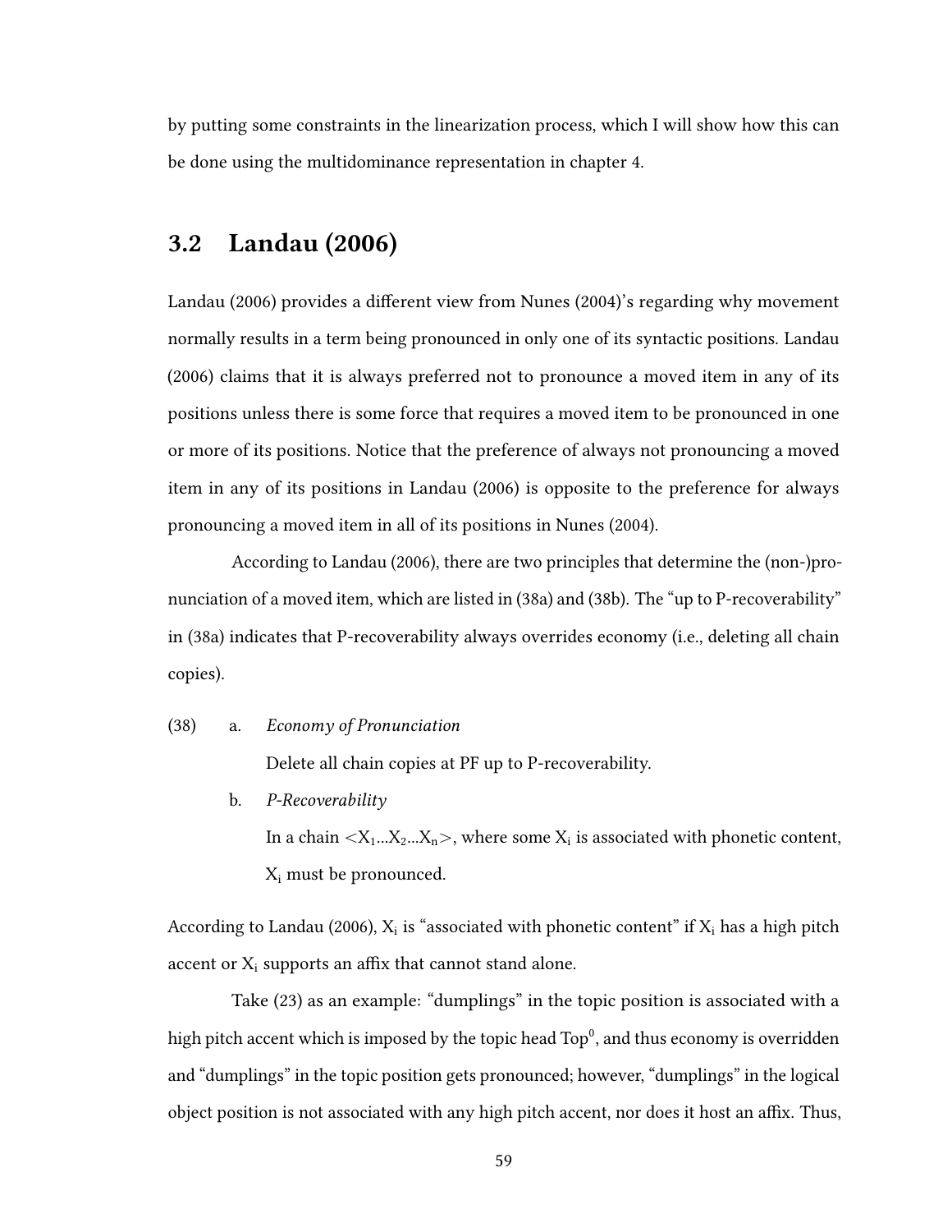by putting some constraints in the linearization process, which I will show how this can be done using the multidominance representation in chapter 4.

## 3.2 Landau (2006)

Landau (2006) provides a different view from Nunes (2004)'s regarding why movement normally results in a term being pronounced in only one of its syntactic positions. Landau (2006) claims that it is always preferred not to pronounce a moved item in any of its positions unless there is some force that requires a moved item to be pronounced in one or more of its positions. Notice that the preference of always not pronouncing a moved item in any of its positions in Landau (2006) is opposite to the preference for always pronouncing a moved item in all of its positions in Nunes (2004).

According to Landau (2006), there are two principles that determine the (non-)pronunciation of a moved item, which are listed in (38a) and (38b). The "up to P-recoverability" in (38a) indicates that P-recoverability always overrides economy (i.e., deleting all chain copies).

(38) a. *Economy of Pronunciation*

Delete all chain copies at PF up to P-recoverability.

b. *P-Recoverability*

In a chain $<X_1 ... X_2 ... X_n>$, where some $X_i$ is associated with phonetic content, $X_i$ must be pronounced.

According to Landau (2006), $X_i$ is "associated with phonetic content" if $X_i$ has a high pitch accent or $X_i$ supports an affix that cannot stand alone.

Take (23) as an example: "dumplings" in the topic position is associated with a high pitch accent which is imposed by the topic head $Top^0$, and thus economy is overridden and "dumplings" in the topic position gets pronounced; however, "dumplings" in the logical object position is not associated with any high pitch accent, nor does it host an affix. Thus,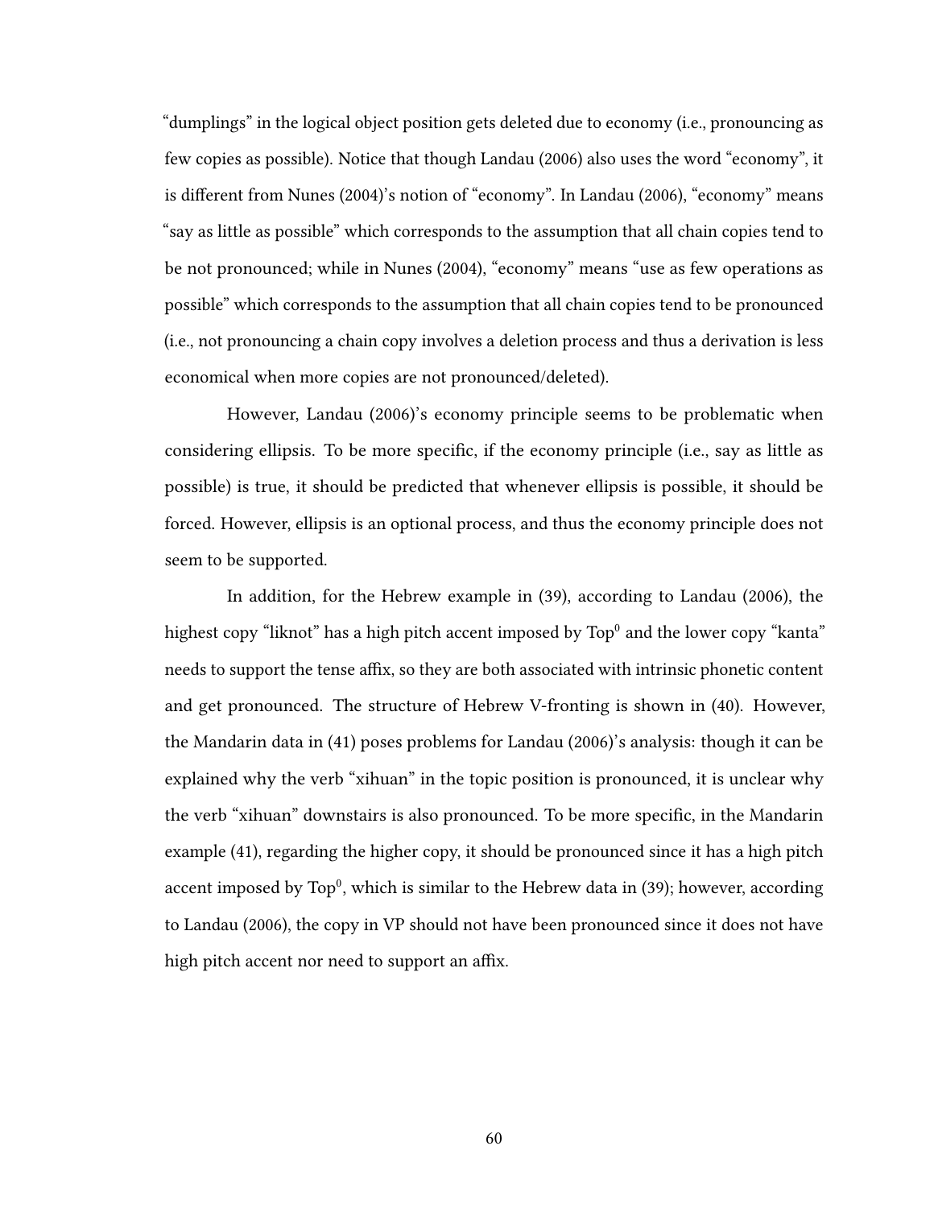"dumplings" in the logical object position gets deleted due to economy (i.e., pronouncing as few copies as possible). Notice that though Landau (2006) also uses the word "economy", it is different from Nunes (2004)'s notion of "economy". In Landau (2006), "economy" means "say as little as possible" which corresponds to the assumption that all chain copies tend to be not pronounced; while in Nunes (2004), "economy" means "use as few operations as possible" which corresponds to the assumption that all chain copies tend to be pronounced (i.e., not pronouncing a chain copy involves a deletion process and thus a derivation is less economical when more copies are not pronounced/deleted).

However, Landau (2006)'s economy principle seems to be problematic when considering ellipsis. To be more specific, if the economy principle (i.e., say as little as possible) is true, it should be predicted that whenever ellipsis is possible, it should be forced. However, ellipsis is an optional process, and thus the economy principle does not seem to be supported.

In addition, for the Hebrew example in (39), according to Landau (2006), the highest copy "liknot" has a high pitch accent imposed by $Top^0$ and the lower copy "kanta" needs to support the tense affix, so they are both associated with intrinsic phonetic content and get pronounced. The structure of Hebrew V-fronting is shown in (40). However, the Mandarin data in (41) poses problems for Landau (2006)'s analysis: though it can be explained why the verb "xihuan" in the topic position is pronounced, it is unclear why the verb "xihuan" downstairs is also pronounced. To be more specific, in the Mandarin example (41), regarding the higher copy, it should be pronounced since it has a high pitch accent imposed by $Top^0$, which is similar to the Hebrew data in (39); however, according to Landau (2006), the copy in VP should not have been pronounced since it does not have high pitch accent nor need to support an affix.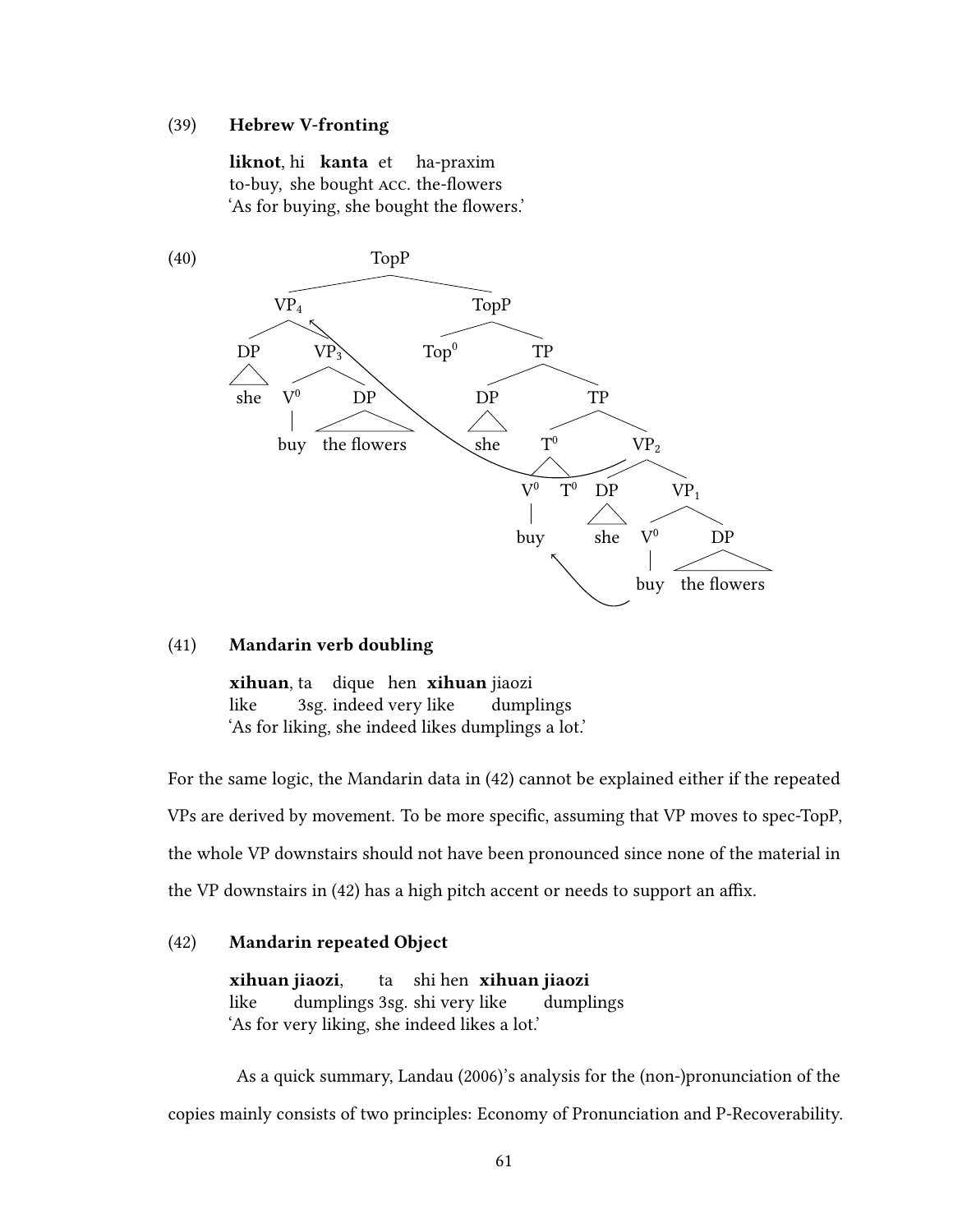(39) **Hebrew V-fronting**

**liknot**, hi **kanta** et ha-praxim
to-buy, she bought ACC. the-flowers
'As for buying, she bought the flowers.'

(40)

```
TopP
├── VP4
│   ├── DP: she
│   └── VP3
│       ├── V0: buy
│       └── DP: the flowers
└── TopP
    ├── Top0
    └── TP
        ├── DP: she
        └── TP
            ├── T0
            │   ├── V0: buy
            │   └── T0
            └── VP2
                ├── DP: she
                └── VP1
                    ├── V0: buy
                    └── DP: the flowers
```

(41) **Mandarin verb doubling**

**xihuan**, ta dique hen **xihuan** jiaozi
like 3sg. indeed very like dumplings
'As for liking, she indeed likes dumplings a lot.'

For the same logic, the Mandarin data in (42) cannot be explained either if the repeated VPs are derived by movement. To be more specific, assuming that VP moves to spec-TopP, the whole VP downstairs should not have been pronounced since none of the material in the VP downstairs in (42) has a high pitch accent or needs to support an affix.

(42) **Mandarin repeated Object**

**xihuan jiaozi**, ta shi hen **xihuan jiaozi**
like dumplings 3sg. shi very like dumplings
'As for very liking, she indeed likes a lot.'

As a quick summary, Landau (2006)'s analysis for the (non-)pronunciation of the copies mainly consists of two principles: Economy of Pronunciation and P-Recoverability.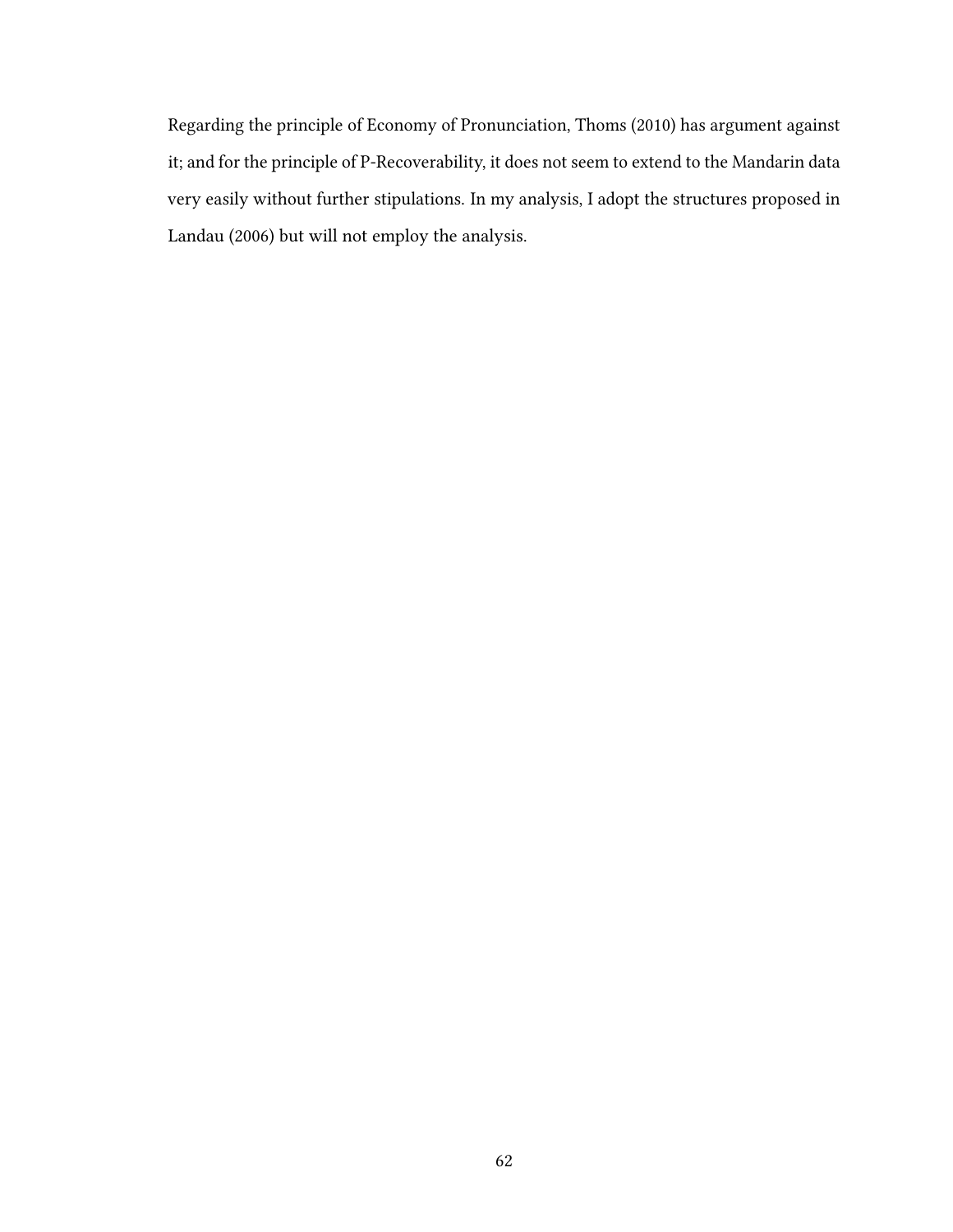Regarding the principle of Economy of Pronunciation, Thoms (2010) has argument against it; and for the principle of P-Recoverability, it does not seem to extend to the Mandarin data very easily without further stipulations. In my analysis, I adopt the structures proposed in Landau (2006) but will not employ the analysis.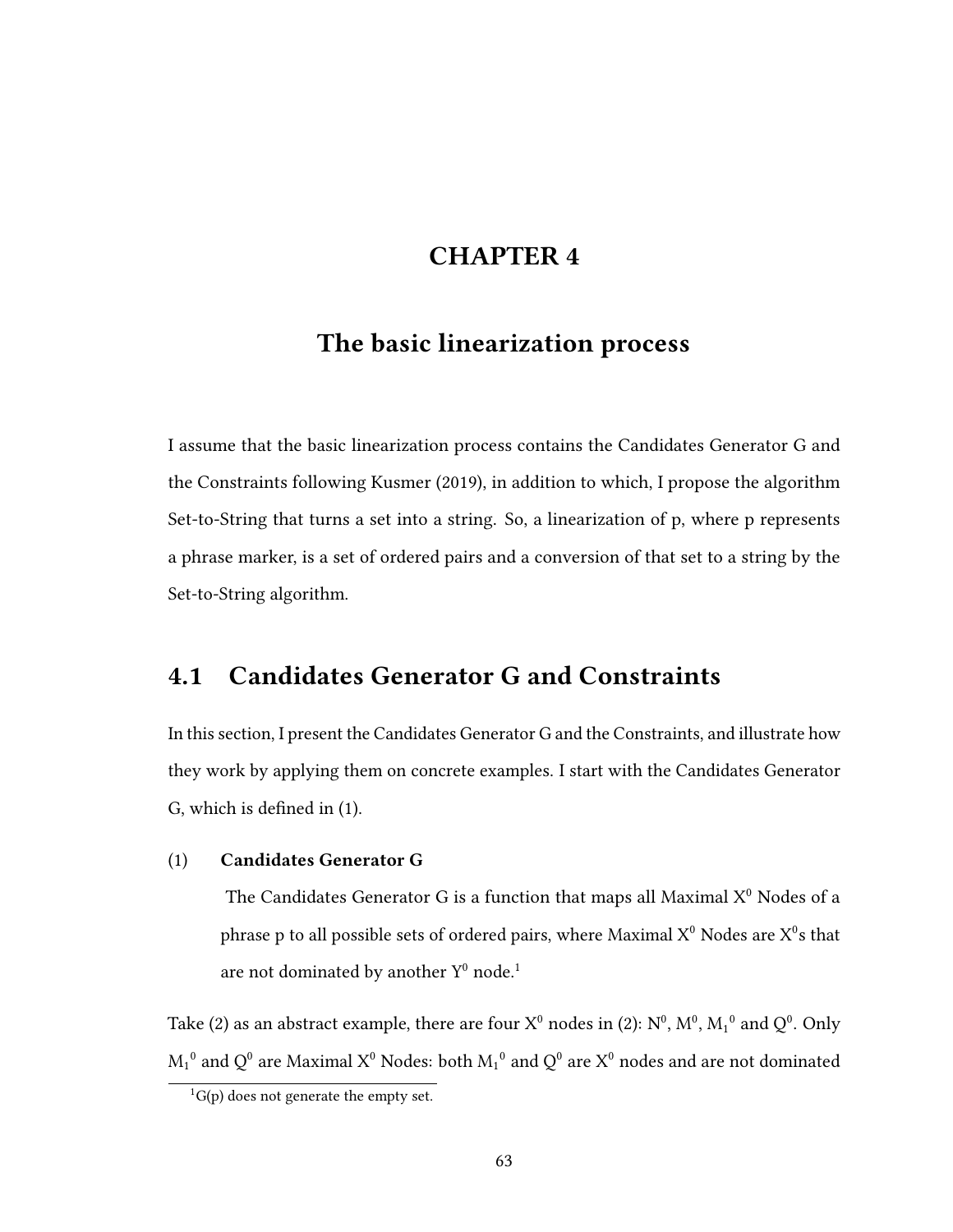# CHAPTER 4

# The basic linearization process

I assume that the basic linearization process contains the Candidates Generator G and the Constraints following Kusmer (2019), in addition to which, I propose the algorithm Set-to-String that turns a set into a string. So, a linearization of p, where p represents a phrase marker, is a set of ordered pairs and a conversion of that set to a string by the Set-to-String algorithm.

## 4.1 Candidates Generator G and Constraints

In this section, I present the Candidates Generator G and the Constraints, and illustrate how they work by applying them on concrete examples. I start with the Candidates Generator G, which is defined in (1).

(1) **Candidates Generator G**

The Candidates Generator G is a function that maps all Maximal $X^0$ Nodes of a phrase p to all possible sets of ordered pairs, where Maximal $X^0$ Nodes are $X^0$s that are not dominated by another $Y^0$ node.[1]

Take (2) as an abstract example, there are four $X^0$ nodes in (2): $N^0$, $M^0$, ${M_1}^0$ and $Q^0$. Only ${M_1}^0$ and $Q^0$ are Maximal $X^0$ Nodes: both ${M_1}^0$ and $Q^0$ are $X^0$ nodes and are not dominated

[1] G(p) does not generate the empty set.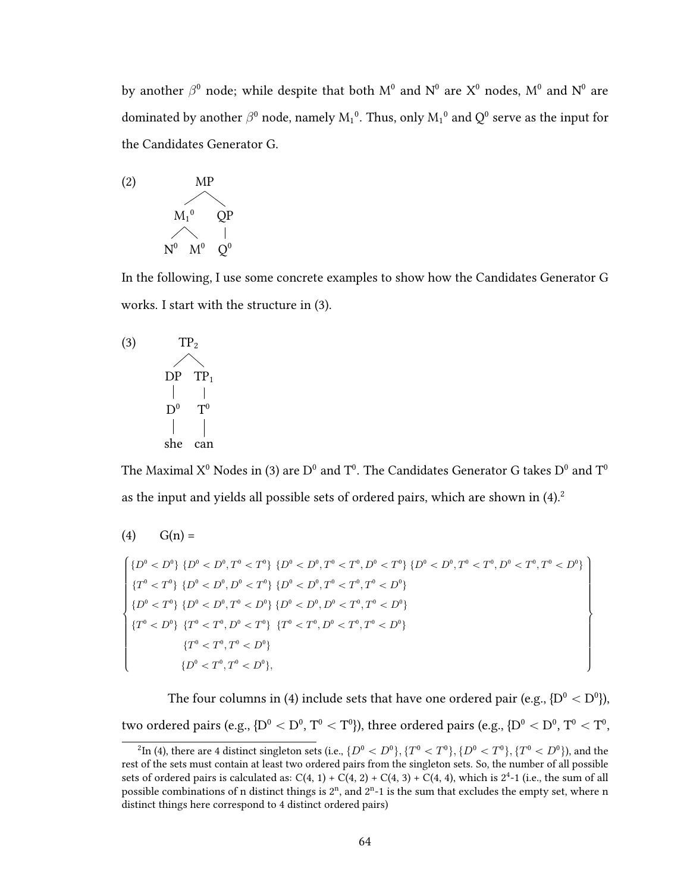by another $\beta^0$ node; while despite that both $M^0$ and $N^0$ are $X^0$ nodes, $M^0$ and $N^0$ are dominated by another $\beta^0$ node, namely $M_1{}^0$. Thus, only $M_1{}^0$ and $Q^0$ serve as the input for the Candidates Generator G.

(2)

```
        MP
       /  \
    M1^0   QP
    /  \    |
  N^0  M^0  Q^0
```

In the following, I use some concrete examples to show how the Candidates Generator G works. I start with the structure in (3).

(3)

```
      TP2
     /   \
   DP    TP1
   |      |
   D^0    T^0
   |      |
  she    can
```

The Maximal $X^0$ Nodes in (3) are $D^0$ and $T^0$. The Candidates Generator G takes $D^0$ and $T^0$ as the input and yields all possible sets of ordered pairs, which are shown in (4).[2]

(4) G(n) =

$$
\left\{
\begin{array}{llll}
\{D^0 < D^0\} & \{D^0 < D^0, T^0 < T^0\} & \{D^0 < D^0, T^0 < T^0, D^0 < T^0\} & \{D^0 < D^0, T^0 < T^0, D^0 < T^0, T^0 < D^0\} \\
\{T^0 < T^0\} & \{D^0 < D^0, D^0 < T^0\} & \{D^0 < D^0, T^0 < T^0, T^0 < D^0\} & \\
\{D^0 < T^0\} & \{D^0 < D^0, T^0 < D^0\} & \{D^0 < D^0, D^0 < T^0, T^0 < D^0\} & \\
\{T^0 < D^0\} & \{T^0 < T^0, D^0 < T^0\} & \{T^0 < T^0, D^0 < T^0, T^0 < D^0\} & \\
 & \{T^0 < T^0, T^0 < D^0\} & & \\
 & \{D^0 < T^0, T^0 < D^0\}, & &
\end{array}
\right\}
$$

The four columns in (4) include sets that have one ordered pair (e.g., $\{D^0 < D^0\}$), two ordered pairs (e.g., $\{D^0 < D^0, T^0 < T^0\}$), three ordered pairs (e.g., $\{D^0 < D^0, T^0 < T^0,$

[2] In (4), there are 4 distinct singleton sets (i.e., $\{D^0 < D^0\}, \{T^0 < T^0\}, \{D^0 < T^0\}, \{T^0 < D^0\}$), and the rest of the sets must contain at least two ordered pairs from the singleton sets. So, the number of all possible sets of ordered pairs is calculated as: C(4, 1) + C(4, 2) + C(4, 3) + C(4, 4), which is $2^4$-1 (i.e., the sum of all possible combinations of n distinct things is $2^n$, and $2^n$-1 is the sum that excludes the empty set, where n distinct things here correspond to 4 distinct ordered pairs)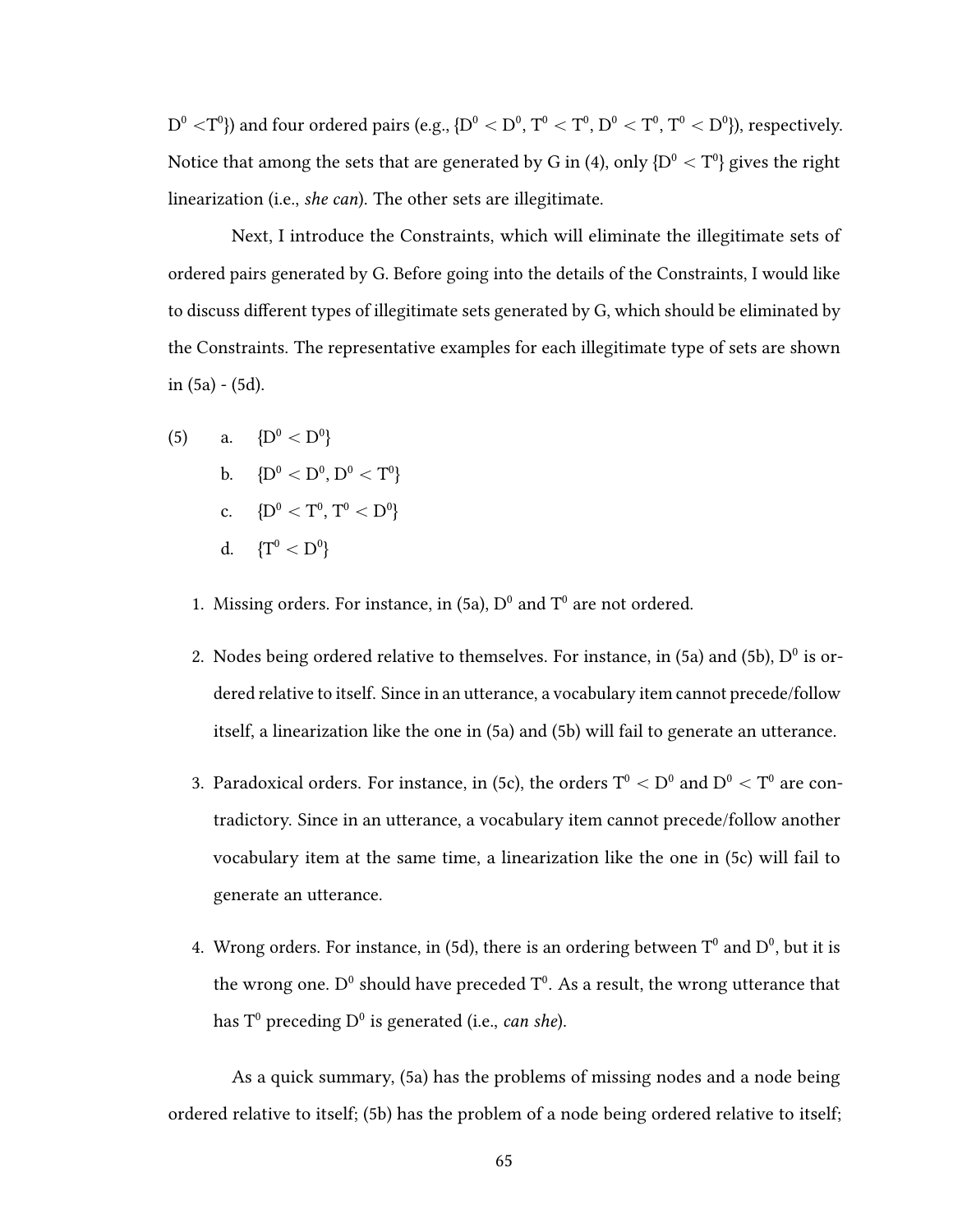$D^0 < T^0$}) and four ordered pairs (e.g., {$D^0 < D^0$, $T^0 < T^0$, $D^0 < T^0$, $T^0 < D^0$}), respectively. Notice that among the sets that are generated by G in (4), only {$D^0 < T^0$} gives the right linearization (i.e., *she can*). The other sets are illegitimate.

Next, I introduce the Constraints, which will eliminate the illegitimate sets of ordered pairs generated by G. Before going into the details of the Constraints, I would like to discuss different types of illegitimate sets generated by G, which should be eliminated by the Constraints. The representative examples for each illegitimate type of sets are shown in (5a) - (5d).

(5)
a. {$D^0 < D^0$}
b. {$D^0 < D^0$, $D^0 < T^0$}
c. {$D^0 < T^0$, $T^0 < D^0$}
d. {$T^0 < D^0$}

1. Missing orders. For instance, in (5a), $D^0$ and $T^0$ are not ordered.

2. Nodes being ordered relative to themselves. For instance, in (5a) and (5b), $D^0$ is ordered relative to itself. Since in an utterance, a vocabulary item cannot precede/follow itself, a linearization like the one in (5a) and (5b) will fail to generate an utterance.

3. Paradoxical orders. For instance, in (5c), the orders $T^0 < D^0$ and $D^0 < T^0$ are contradictory. Since in an utterance, a vocabulary item cannot precede/follow another vocabulary item at the same time, a linearization like the one in (5c) will fail to generate an utterance.

4. Wrong orders. For instance, in (5d), there is an ordering between $T^0$ and $D^0$, but it is the wrong one. $D^0$ should have preceded $T^0$. As a result, the wrong utterance that has $T^0$ preceding $D^0$ is generated (i.e., *can she*).

As a quick summary, (5a) has the problems of missing nodes and a node being ordered relative to itself; (5b) has the problem of a node being ordered relative to itself;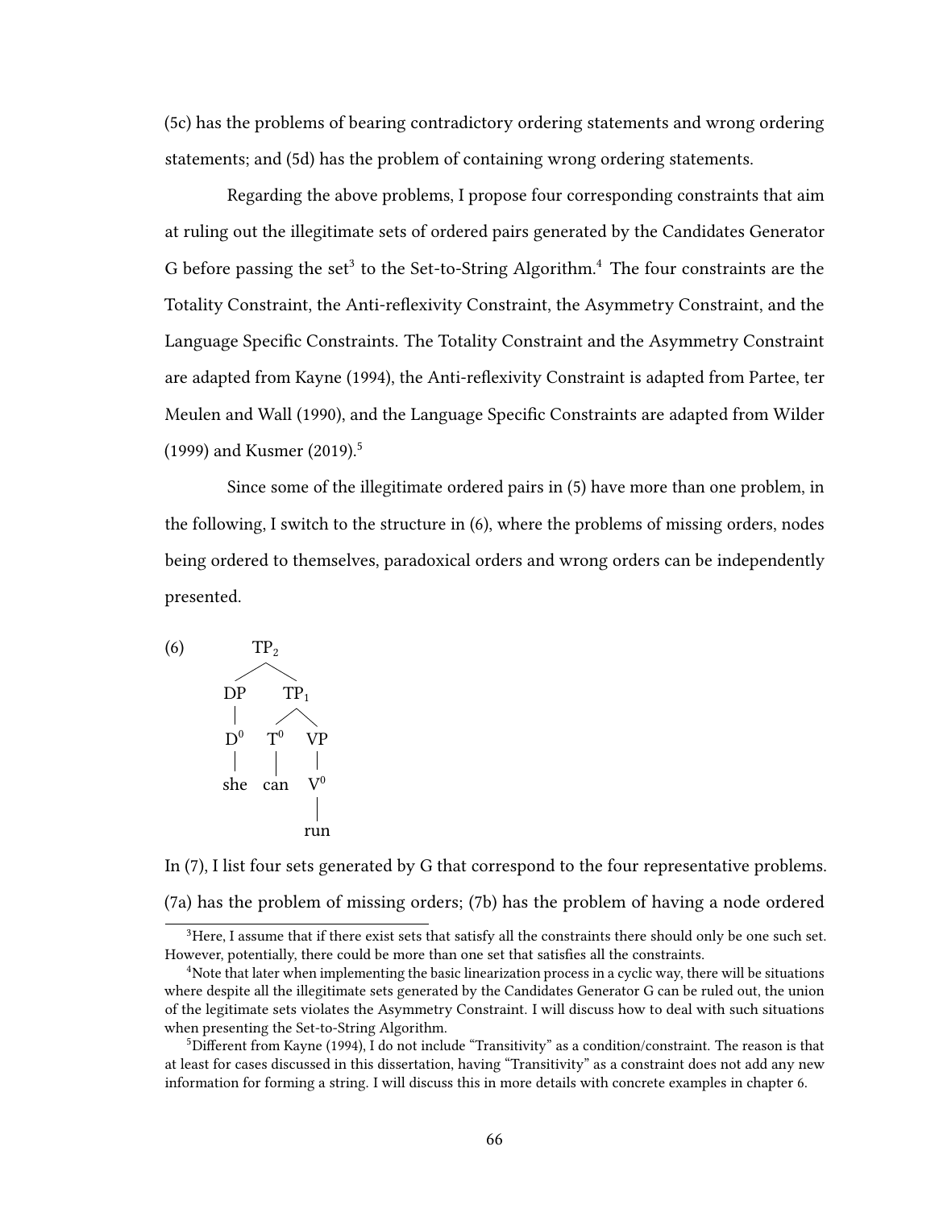(5c) has the problems of bearing contradictory ordering statements and wrong ordering statements; and (5d) has the problem of containing wrong ordering statements.

Regarding the above problems, I propose four corresponding constraints that aim at ruling out the illegitimate sets of ordered pairs generated by the Candidates Generator G before passing the set[3] to the Set-to-String Algorithm.[4] The four constraints are the Totality Constraint, the Anti-reflexivity Constraint, the Asymmetry Constraint, and the Language Specific Constraints. The Totality Constraint and the Asymmetry Constraint are adapted from Kayne (1994), the Anti-reflexivity Constraint is adapted from Partee, ter Meulen and Wall (1990), and the Language Specific Constraints are adapted from Wilder (1999) and Kusmer (2019).[5]

Since some of the illegitimate ordered pairs in (5) have more than one problem, in the following, I switch to the structure in (6), where the problems of missing orders, nodes being ordered to themselves, paradoxical orders and wrong orders can be independently presented.

(6)

```
            TP2
           /    \
         DP      TP1
         |      /   \
         D0    T0    VP
         |     |     |
        she   can    V0
                     |
                    run
```

In (7), I list four sets generated by G that correspond to the four representative problems. (7a) has the problem of missing orders; (7b) has the problem of having a node ordered

---

[3] Here, I assume that if there exist sets that satisfy all the constraints there should only be one such set. However, potentially, there could be more than one set that satisfies all the constraints.

[4] Note that later when implementing the basic linearization process in a cyclic way, there will be situations where despite all the illegitimate sets generated by the Candidates Generator G can be ruled out, the union of the legitimate sets violates the Asymmetry Constraint. I will discuss how to deal with such situations when presenting the Set-to-String Algorithm.

[5] Different from Kayne (1994), I do not include "Transitivity" as a condition/constraint. The reason is that at least for cases discussed in this dissertation, having "Transitivity" as a constraint does not add any new information for forming a string. I will discuss this in more details with concrete examples in chapter 6.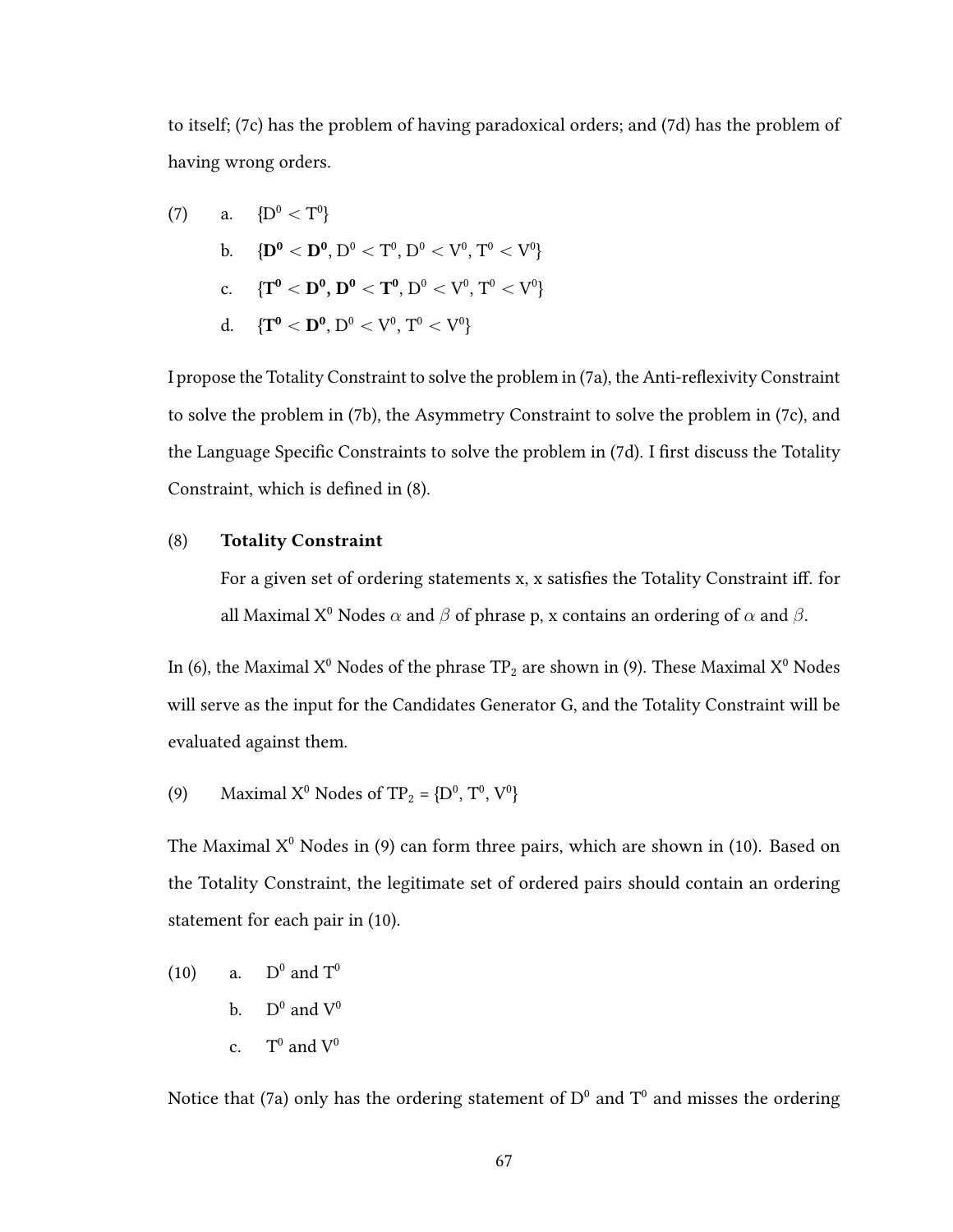to itself; (7c) has the problem of having paradoxical orders; and (7d) has the problem of having wrong orders.

(7) a. $\{D^0 < T^0\}$

b. $\{\mathbf{D^0} < \mathbf{D^0}, D^0 < T^0, D^0 < V^0, T^0 < V^0\}$

c. $\{\mathbf{T^0} < \mathbf{D^0}, \mathbf{D^0} < \mathbf{T^0}, D^0 < V^0, T^0 < V^0\}$

d. $\{\mathbf{T^0} < \mathbf{D^0}, D^0 < V^0, T^0 < V^0\}$

I propose the Totality Constraint to solve the problem in (7a), the Anti-reflexivity Constraint to solve the problem in (7b), the Asymmetry Constraint to solve the problem in (7c), and the Language Specific Constraints to solve the problem in (7d). I first discuss the Totality Constraint, which is defined in (8).

(8) **Totality Constraint**

For a given set of ordering statements x, x satisfies the Totality Constraint iff. for all Maximal $X^0$ Nodes $\alpha$ and $\beta$ of phrase p, x contains an ordering of $\alpha$ and $\beta$.

In (6), the Maximal $X^0$ Nodes of the phrase $TP_2$ are shown in (9). These Maximal $X^0$ Nodes will serve as the input for the Candidates Generator G, and the Totality Constraint will be evaluated against them.

(9) Maximal $X^0$ Nodes of $TP_2$ = $\{D^0, T^0, V^0\}$

The Maximal $X^0$ Nodes in (9) can form three pairs, which are shown in (10). Based on the Totality Constraint, the legitimate set of ordered pairs should contain an ordering statement for each pair in (10).

(10) a. $D^0$ and $T^0$

b. $D^0$ and $V^0$

c. $T^0$ and $V^0$

Notice that (7a) only has the ordering statement of $D^0$ and $T^0$ and misses the ordering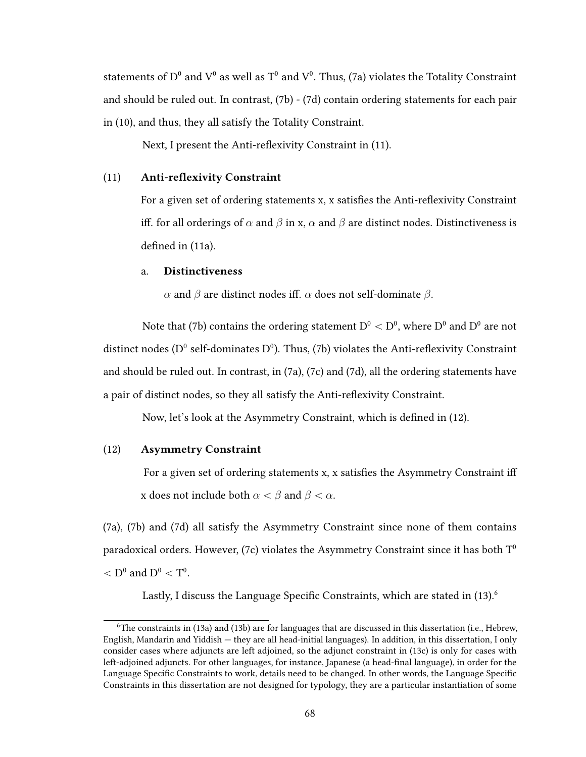statements of $D^0$ and $V^0$ as well as $T^0$ and $V^0$. Thus, (7a) violates the Totality Constraint and should be ruled out. In contrast, (7b) - (7d) contain ordering statements for each pair in (10), and thus, they all satisfy the Totality Constraint.

Next, I present the Anti-reflexivity Constraint in (11).

(11) **Anti-reflexivity Constraint**

For a given set of ordering statements x, x satisfies the Anti-reflexivity Constraint iff. for all orderings of $\alpha$ and $\beta$ in x, $\alpha$ and $\beta$ are distinct nodes. Distinctiveness is defined in (11a).

a. **Distinctiveness**

$\alpha$ and $\beta$ are distinct nodes iff. $\alpha$ does not self-dominate $\beta$.

Note that (7b) contains the ordering statement $D^0 < D^0$, where $D^0$ and $D^0$ are not distinct nodes ($D^0$ self-dominates $D^0$). Thus, (7b) violates the Anti-reflexivity Constraint and should be ruled out. In contrast, in (7a), (7c) and (7d), all the ordering statements have a pair of distinct nodes, so they all satisfy the Anti-reflexivity Constraint.

Now, let's look at the Asymmetry Constraint, which is defined in (12).

(12) **Asymmetry Constraint**

For a given set of ordering statements x, x satisfies the Asymmetry Constraint iff x does not include both $\alpha < \beta$ and $\beta < \alpha$.

(7a), (7b) and (7d) all satisfy the Asymmetry Constraint since none of them contains paradoxical orders. However, (7c) violates the Asymmetry Constraint since it has both $T^0 < D^0$ and $D^0 < T^0$.

Lastly, I discuss the Language Specific Constraints, which are stated in (13).[6]

---

[6] The constraints in (13a) and (13b) are for languages that are discussed in this dissertation (i.e., Hebrew, English, Mandarin and Yiddish — they are all head-initial languages). In addition, in this dissertation, I only consider cases where adjuncts are left adjoined, so the adjunct constraint in (13c) is only for cases with left-adjoined adjuncts. For other languages, for instance, Japanese (a head-final language), in order for the Language Specific Constraints to work, details need to be changed. In other words, the Language Specific Constraints in this dissertation are not designed for typology, they are a particular instantiation of some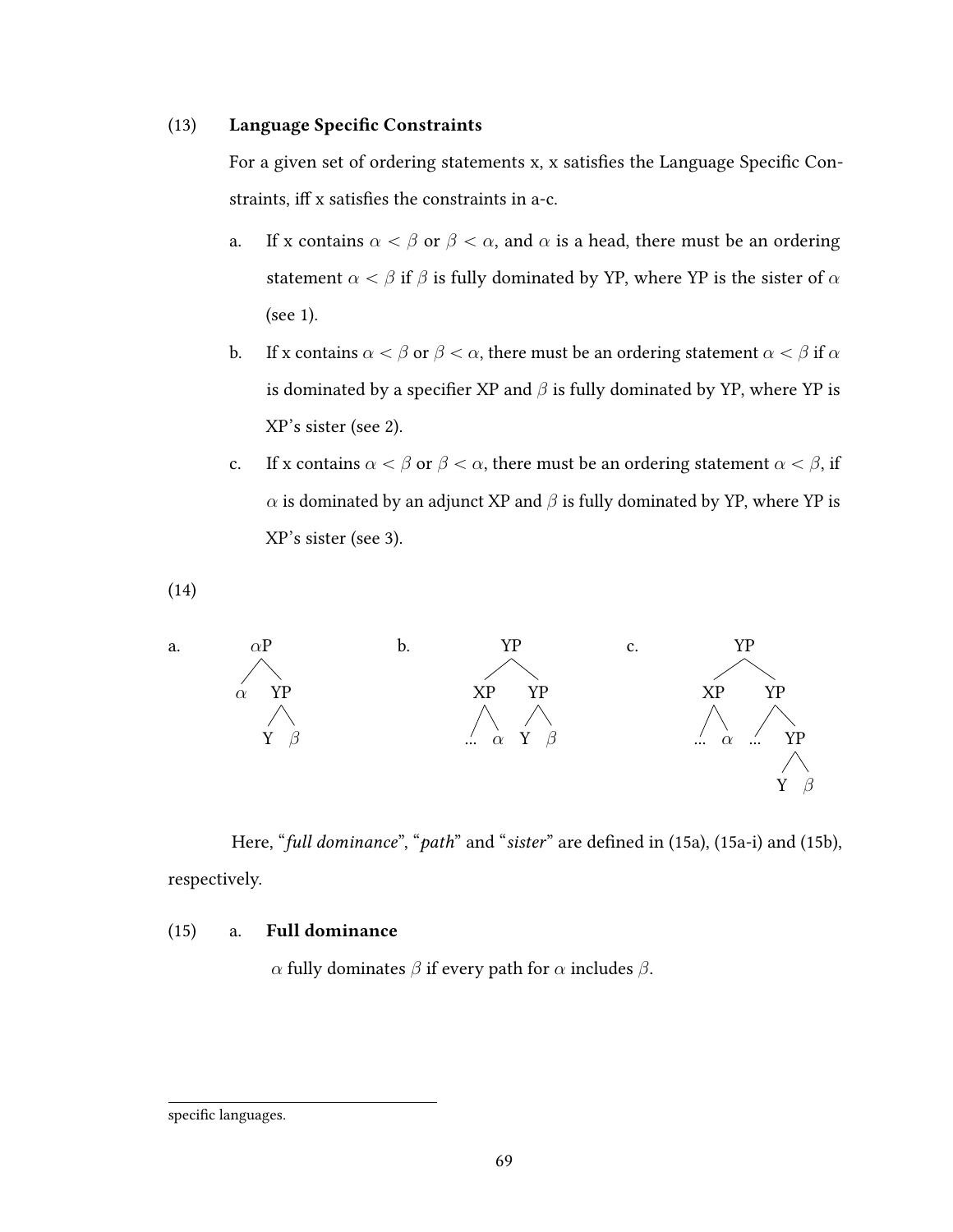(13) **Language Specific Constraints**

For a given set of ordering statements x, x satisfies the Language Specific Constraints, iff x satisfies the constraints in a-c.

a. If x contains $\alpha < \beta$ or $\beta < \alpha$, and $\alpha$ is a head, there must be an ordering statement $\alpha < \beta$ if $\beta$ is fully dominated by YP, where YP is the sister of $\alpha$ (see 1).

b. If x contains $\alpha < \beta$ or $\beta < \alpha$, there must be an ordering statement $\alpha < \beta$ if $\alpha$ is dominated by a specifier XP and $\beta$ is fully dominated by YP, where YP is XP's sister (see 2).

c. If x contains $\alpha < \beta$ or $\beta < \alpha$, there must be an ordering statement $\alpha < \beta$, if $\alpha$ is dominated by an adjunct XP and $\beta$ is fully dominated by YP, where YP is XP's sister (see 3).

(14)

a. [$_{\alpha P}$ $\alpha$ [$_{YP}$ Y $\beta$ ]]

b. [$_{YP}$ [$_{XP}$ ... $\alpha$ ] [$_{YP}$ Y $\beta$ ]]

c. [$_{YP}$ [$_{XP}$ ... $\alpha$ ] [$_{YP}$ ... [$_{YP}$ Y $\beta$ ]]]

Here, "*full dominance*", "*path*" and "*sister*" are defined in (15a), (15a-i) and (15b), respectively.

(15) a. **Full dominance**

$\alpha$ fully dominates $\beta$ if every path for $\alpha$ includes $\beta$.

---

specific languages.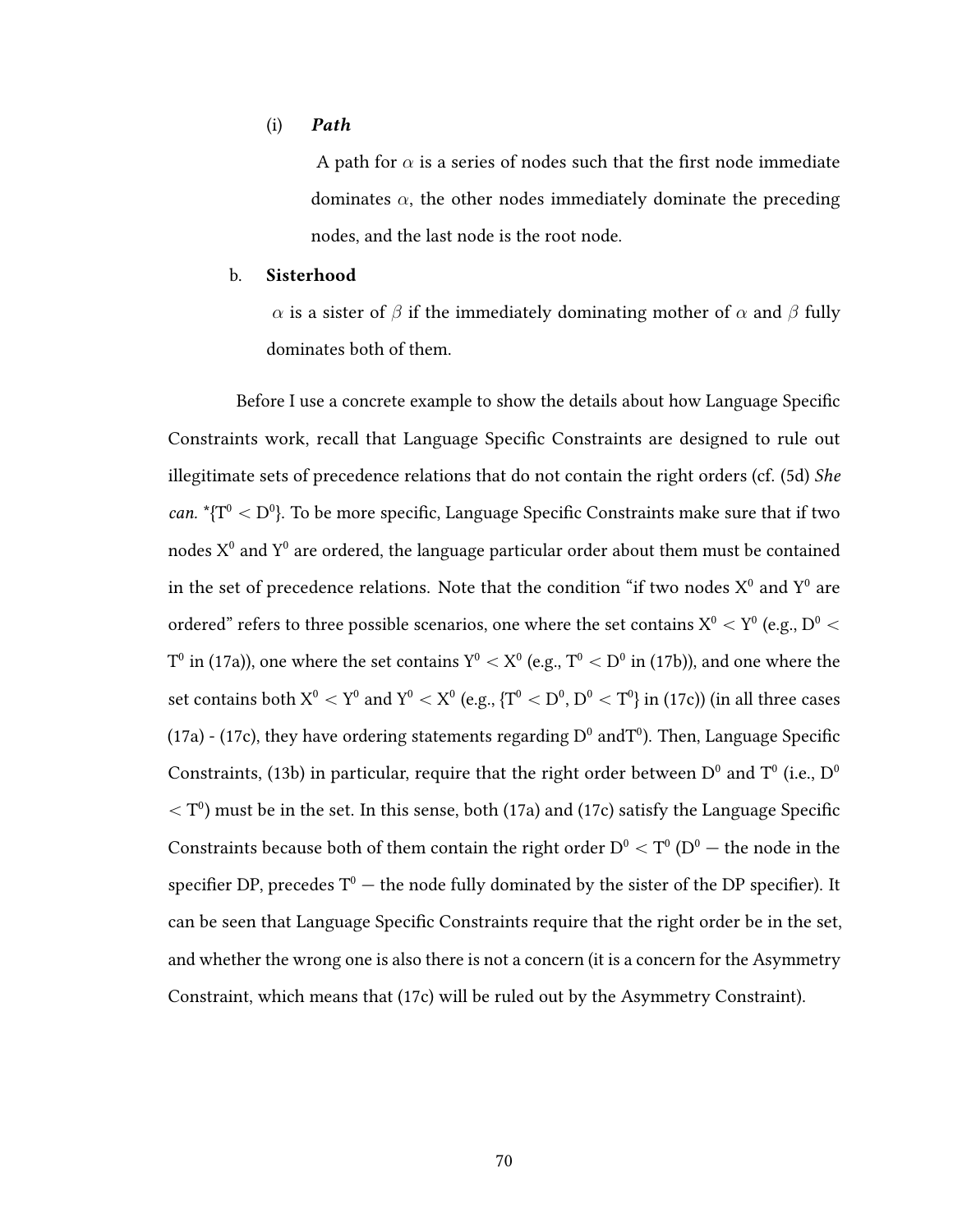(i) ***Path***

A path for $\alpha$ is a series of nodes such that the first node immediate dominates $\alpha$, the other nodes immediately dominate the preceding nodes, and the last node is the root node.

b. **Sisterhood**

$\alpha$ is a sister of $\beta$ if the immediately dominating mother of $\alpha$ and $\beta$ fully dominates both of them.

Before I use a concrete example to show the details about how Language Specific Constraints work, recall that Language Specific Constraints are designed to rule out illegitimate sets of precedence relations that do not contain the right orders (cf. (5d) *She can.* *{$T^0 < D^0$}. To be more specific, Language Specific Constraints make sure that if two nodes $X^0$ and $Y^0$ are ordered, the language particular order about them must be contained in the set of precedence relations. Note that the condition "if two nodes $X^0$ and $Y^0$ are ordered" refers to three possible scenarios, one where the set contains $X^0 < Y^0$ (e.g., $D^0 < T^0$ in (17a)), one where the set contains $Y^0 < X^0$ (e.g., $T^0 < D^0$ in (17b)), and one where the set contains both $X^0 < Y^0$ and $Y^0 < X^0$ (e.g., {$T^0 < D^0$, $D^0 < T^0$} in (17c)) (in all three cases (17a) - (17c), they have ordering statements regarding $D^0$ and$T^0$). Then, Language Specific Constraints, (13b) in particular, require that the right order between $D^0$ and $T^0$ (i.e., $D^0 < T^0$) must be in the set. In this sense, both (17a) and (17c) satisfy the Language Specific Constraints because both of them contain the right order $D^0 < T^0$ ($D^0$ — the node in the specifier DP, precedes $T^0$ — the node fully dominated by the sister of the DP specifier). It can be seen that Language Specific Constraints require that the right order be in the set, and whether the wrong one is also there is not a concern (it is a concern for the Asymmetry Constraint, which means that (17c) will be ruled out by the Asymmetry Constraint).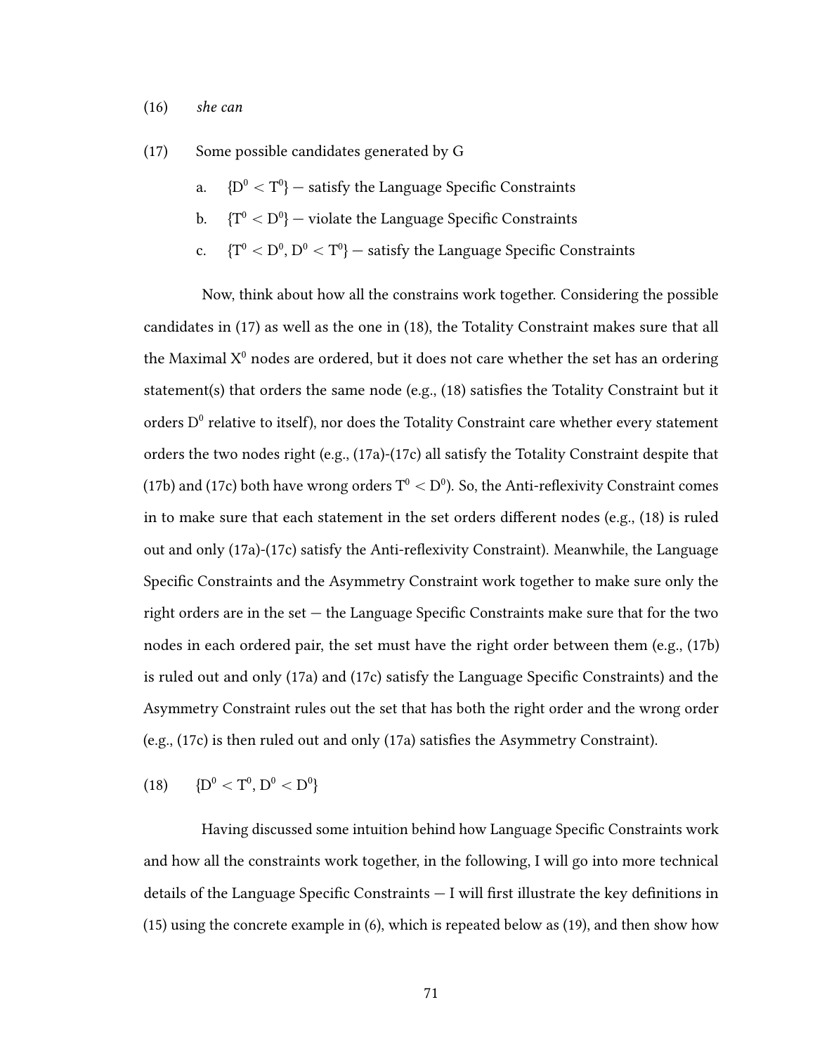(16) *she can*

(17) Some possible candidates generated by G

a. $\{D^0 < T^0\}$ — satisfy the Language Specific Constraints

b. $\{T^0 < D^0\}$ — violate the Language Specific Constraints

c. $\{T^0 < D^0, D^0 < T^0\}$ — satisfy the Language Specific Constraints

Now, think about how all the constrains work together. Considering the possible candidates in (17) as well as the one in (18), the Totality Constraint makes sure that all the Maximal $X^0$ nodes are ordered, but it does not care whether the set has an ordering statement(s) that orders the same node (e.g., (18) satisfies the Totality Constraint but it orders $D^0$ relative to itself), nor does the Totality Constraint care whether every statement orders the two nodes right (e.g., (17a)-(17c) all satisfy the Totality Constraint despite that (17b) and (17c) both have wrong orders $T^0 < D^0$). So, the Anti-reflexivity Constraint comes in to make sure that each statement in the set orders different nodes (e.g., (18) is ruled out and only (17a)-(17c) satisfy the Anti-reflexivity Constraint). Meanwhile, the Language Specific Constraints and the Asymmetry Constraint work together to make sure only the right orders are in the set — the Language Specific Constraints make sure that for the two nodes in each ordered pair, the set must have the right order between them (e.g., (17b) is ruled out and only (17a) and (17c) satisfy the Language Specific Constraints) and the Asymmetry Constraint rules out the set that has both the right order and the wrong order (e.g., (17c) is then ruled out and only (17a) satisfies the Asymmetry Constraint).

(18) $\{D^0 < T^0, D^0 < D^0\}$

Having discussed some intuition behind how Language Specific Constraints work and how all the constraints work together, in the following, I will go into more technical details of the Language Specific Constraints — I will first illustrate the key definitions in (15) using the concrete example in (6), which is repeated below as (19), and then show how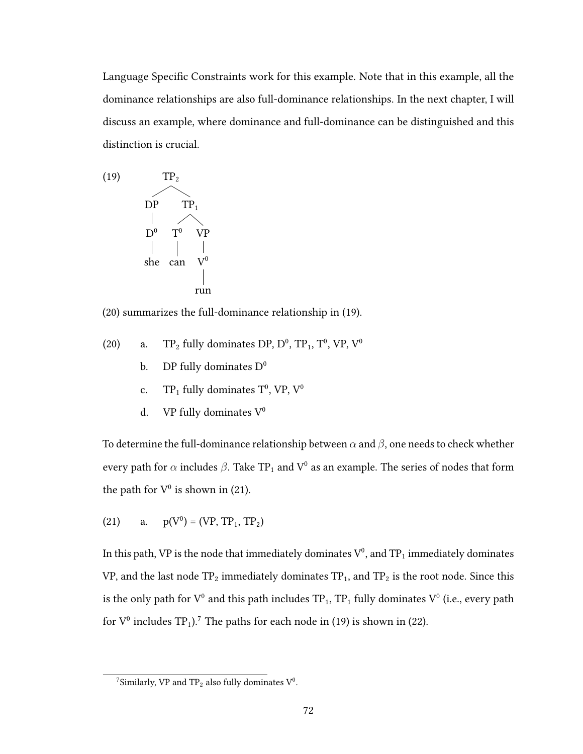Language Specific Constraints work for this example. Note that in this example, all the dominance relationships are also full-dominance relationships. In the next chapter, I will discuss an example, where dominance and full-dominance can be distinguished and this distinction is crucial.

(19)

```
            TP2
           /   \
         DP     TP1
         |     /   \
         D0   T0    VP
         |    |     |
        she  can    V0
                    |
                   run
```

(20) summarizes the full-dominance relationship in (19).

(20)
- a. $TP_2$ fully dominates DP, $D^0$, $TP_1$, $T^0$, VP, $V^0$
- b. DP fully dominates $D^0$
- c. $TP_1$ fully dominates $T^0$, VP, $V^0$
- d. VP fully dominates $V^0$

To determine the full-dominance relationship between $\alpha$ and $\beta$, one needs to check whether every path for $\alpha$ includes $\beta$. Take $TP_1$ and $V^0$ as an example. The series of nodes that form the path for $V^0$ is shown in (21).

(21) a. $p(V^0) = (VP, TP_1, TP_2)$

In this path, VP is the node that immediately dominates $V^0$, and $TP_1$ immediately dominates VP, and the last node $TP_2$ immediately dominates $TP_1$, and $TP_2$ is the root node. Since this is the only path for $V^0$ and this path includes $TP_1$, $TP_1$ fully dominates $V^0$ (i.e., every path for $V^0$ includes $TP_1$).[7] The paths for each node in (19) is shown in (22).

[7] Similarly, VP and $TP_2$ also fully dominates $V^0$.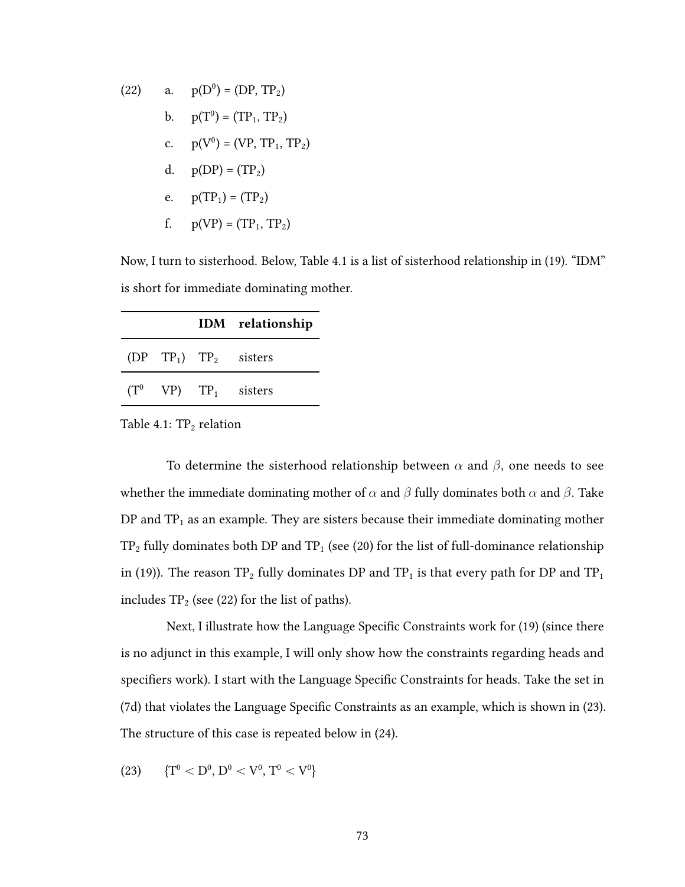(22) a. $p(D^0) = (DP, TP_2)$

b. $p(T^0) = (TP_1, TP_2)$

c. $p(V^0) = (VP, TP_1, TP_2)$

d. $p(DP) = (TP_2)$

e. $p(TP_1) = (TP_2)$

f. $p(VP) = (TP_1, TP_2)$

Now, I turn to sisterhood. Below, Table 4.1 is a list of sisterhood relationship in (19). “IDM” is short for immediate dominating mother.

| | | **IDM** | **relationship** |
|---|---|---|---|
| (DP | $TP_1$) | $TP_2$ | sisters |
| ($T^0$ | VP) | $TP_1$ | sisters |

Table 4.1: $TP_2$ relation

To determine the sisterhood relationship between $\alpha$ and $\beta$, one needs to see whether the immediate dominating mother of $\alpha$ and $\beta$ fully dominates both $\alpha$ and $\beta$. Take DP and $TP_1$ as an example. They are sisters because their immediate dominating mother $TP_2$ fully dominates both DP and $TP_1$ (see (20) for the list of full-dominance relationship in (19)). The reason $TP_2$ fully dominates DP and $TP_1$ is that every path for DP and $TP_1$ includes $TP_2$ (see (22) for the list of paths).

Next, I illustrate how the Language Specific Constraints work for (19) (since there is no adjunct in this example, I will only show how the constraints regarding heads and specifiers work). I start with the Language Specific Constraints for heads. Take the set in (7d) that violates the Language Specific Constraints as an example, which is shown in (23). The structure of this case is repeated below in (24).

(23) $\{T^0 < D^0, D^0 < V^0, T^0 < V^0\}$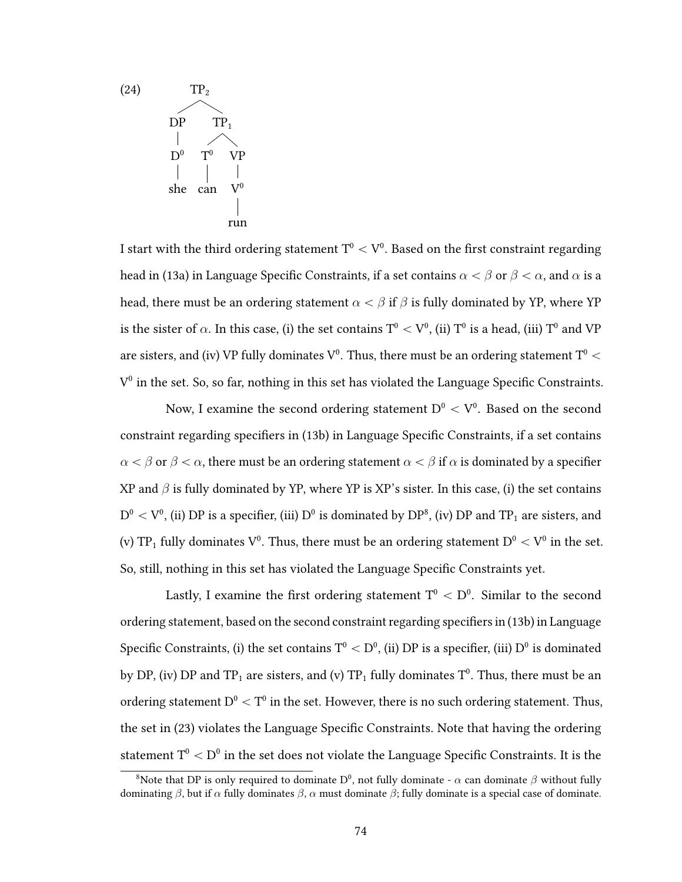(24)

```
            TP2
          /     \
        DP       TP1
        |       /   \
        D0     T0    VP
        |      |     |
       she    can    V0
                     |
                    run
```

I start with the third ordering statement $T^0 < V^0$. Based on the first constraint regarding head in (13a) in Language Specific Constraints, if a set contains $\alpha < \beta$ or $\beta < \alpha$, and $\alpha$ is a head, there must be an ordering statement $\alpha < \beta$ if $\beta$ is fully dominated by YP, where YP is the sister of $\alpha$. In this case, (i) the set contains $T^0 < V^0$, (ii) $T^0$ is a head, (iii) $T^0$ and VP are sisters, and (iv) VP fully dominates $V^0$. Thus, there must be an ordering statement $T^0 < V^0$ in the set. So, so far, nothing in this set has violated the Language Specific Constraints.

Now, I examine the second ordering statement $D^0 < V^0$. Based on the second constraint regarding specifiers in (13b) in Language Specific Constraints, if a set contains $\alpha < \beta$ or $\beta < \alpha$, there must be an ordering statement $\alpha < \beta$ if $\alpha$ is dominated by a specifier XP and $\beta$ is fully dominated by YP, where YP is XP's sister. In this case, (i) the set contains $D^0 < V^0$, (ii) DP is a specifier, (iii) $D^0$ is dominated by DP[8], (iv) DP and $TP_1$ are sisters, and (v) $TP_1$ fully dominates $V^0$. Thus, there must be an ordering statement $D^0 < V^0$ in the set. So, still, nothing in this set has violated the Language Specific Constraints yet.

Lastly, I examine the first ordering statement $T^0 < D^0$. Similar to the second ordering statement, based on the second constraint regarding specifiers in (13b) in Language Specific Constraints, (i) the set contains $T^0 < D^0$, (ii) DP is a specifier, (iii) $D^0$ is dominated by DP, (iv) DP and $TP_1$ are sisters, and (v) $TP_1$ fully dominates $T^0$. Thus, there must be an ordering statement $D^0 < T^0$ in the set. However, there is no such ordering statement. Thus, the set in (23) violates the Language Specific Constraints. Note that having the ordering statement $T^0 < D^0$ in the set does not violate the Language Specific Constraints. It is the

[8] Note that DP is only required to dominate $D^0$, not fully dominate - $\alpha$ can dominate $\beta$ without fully dominating $\beta$, but if $\alpha$ fully dominates $\beta$, $\alpha$ must dominate $\beta$; fully dominate is a special case of dominate.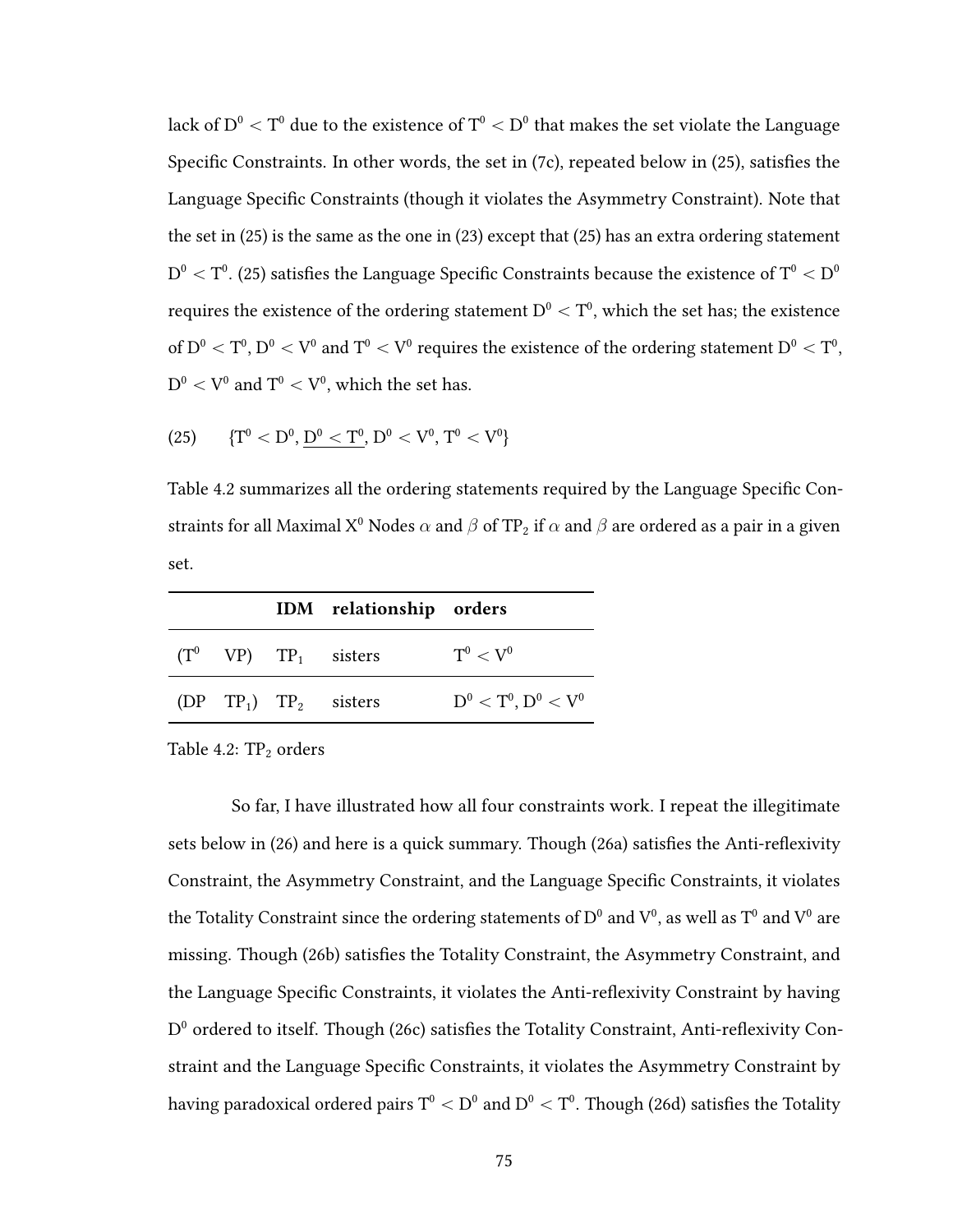lack of $D^0 < T^0$ due to the existence of $T^0 < D^0$ that makes the set violate the Language Specific Constraints. In other words, the set in (7c), repeated below in (25), satisfies the Language Specific Constraints (though it violates the Asymmetry Constraint). Note that the set in (25) is the same as the one in (23) except that (25) has an extra ordering statement $D^0 < T^0$. (25) satisfies the Language Specific Constraints because the existence of $T^0 < D^0$ requires the existence of the ordering statement $D^0 < T^0$, which the set has; the existence of $D^0 < T^0$, $D^0 < V^0$ and $T^0 < V^0$ requires the existence of the ordering statement $D^0 < T^0$, $D^0 < V^0$ and $T^0 < V^0$, which the set has.

(25) $\{T^0 < D^0, \underline{D^0 < T^0}, D^0 < V^0, T^0 < V^0\}$

Table 4.2 summarizes all the ordering statements required by the Language Specific Constraints for all Maximal $X^0$ Nodes $\alpha$ and $\beta$ of $TP_2$ if $\alpha$ and $\beta$ are ordered as a pair in a given set.

| | | **IDM** | **relationship** | **orders** |
|---|---|---|---|---|
| ($T^0$ | VP) | $TP_1$ | sisters | $T^0 < V^0$ |
| (DP | $TP_1$) | $TP_2$ | sisters | $D^0 < T^0$, $D^0 < V^0$ |

Table 4.2: $TP_2$ orders

So far, I have illustrated how all four constraints work. I repeat the illegitimate sets below in (26) and here is a quick summary. Though (26a) satisfies the Anti-reflexivity Constraint, the Asymmetry Constraint, and the Language Specific Constraints, it violates the Totality Constraint since the ordering statements of $D^0$ and $V^0$, as well as $T^0$ and $V^0$ are missing. Though (26b) satisfies the Totality Constraint, the Asymmetry Constraint, and the Language Specific Constraints, it violates the Anti-reflexivity Constraint by having $D^0$ ordered to itself. Though (26c) satisfies the Totality Constraint, Anti-reflexivity Constraint and the Language Specific Constraints, it violates the Asymmetry Constraint by having paradoxical ordered pairs $T^0 < D^0$ and $D^0 < T^0$. Though (26d) satisfies the Totality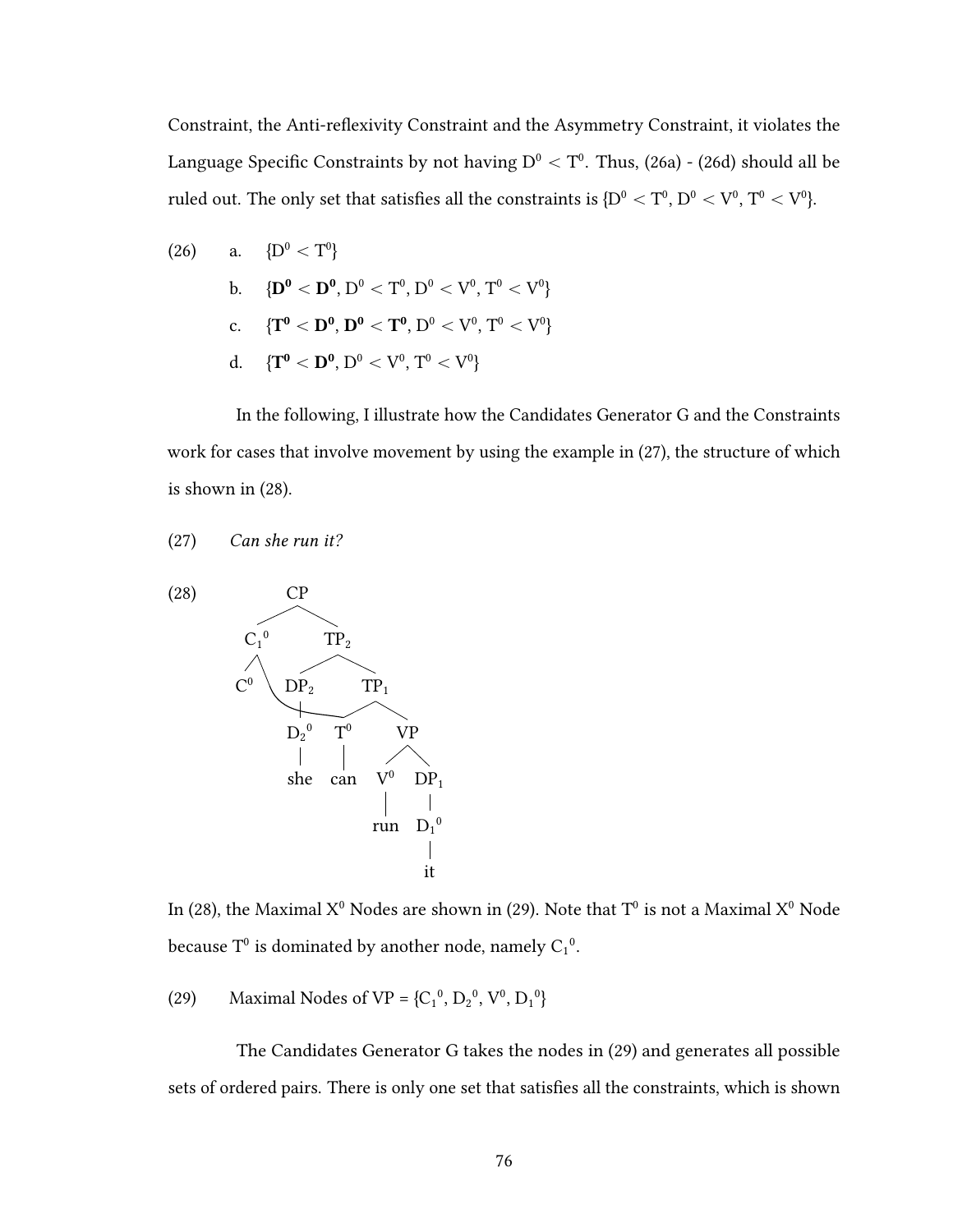Constraint, the Anti-reflexivity Constraint and the Asymmetry Constraint, it violates the Language Specific Constraints by not having $D^0 < T^0$. Thus, (26a) - (26d) should all be ruled out. The only set that satisfies all the constraints is $\{D^0 < T^0, D^0 < V^0, T^0 < V^0\}$.

(26) a. $\{D^0 < T^0\}$

b. $\{\mathbf{D^0 < D^0}, D^0 < T^0, D^0 < V^0, T^0 < V^0\}$

c. $\{\mathbf{T^0 < D^0}, \mathbf{D^0 < T^0}, D^0 < V^0, T^0 < V^0\}$

d. $\{\mathbf{T^0 < D^0}, D^0 < V^0, T^0 < V^0\}$

In the following, I illustrate how the Candidates Generator G and the Constraints work for cases that involve movement by using the example in (27), the structure of which is shown in (28).

(27) *Can she run it?*

(28)

```
            CP
          /    \
      C1^0      TP2
      /  \     /    \
    C^0   \  DP2     TP1
           \  |     /    \
            D2^0  T^0     VP
             |     |     /   \
            she   can  V^0   DP1
                        |     |
                       run   D1^0
                              |
                              it
```

In (28), the Maximal $X^0$ Nodes are shown in (29). Note that $T^0$ is not a Maximal $X^0$ Node because $T^0$ is dominated by another node, namely $C_1^0$.

(29) Maximal Nodes of VP = $\{C_1^0, D_2^0, V^0, D_1^0\}$

The Candidates Generator G takes the nodes in (29) and generates all possible sets of ordered pairs. There is only one set that satisfies all the constraints, which is shown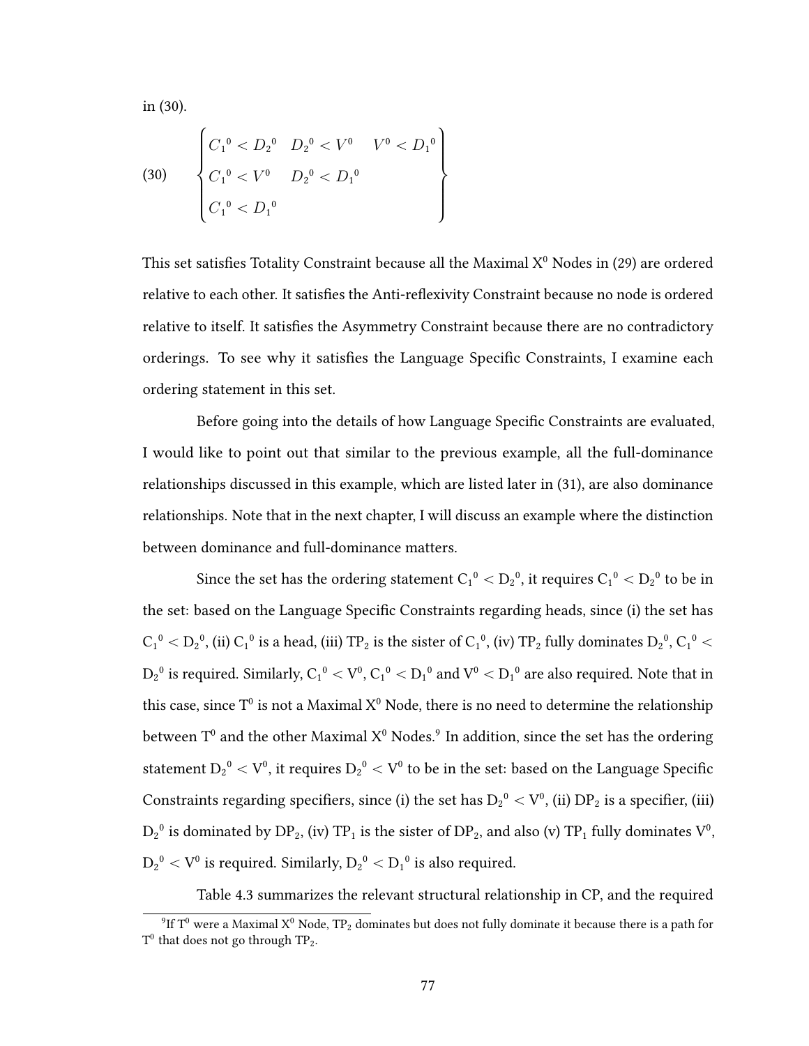in (30).

(30) $$\left\{\begin{array}{lll} {C_1}^0 < {D_2}^0 & {D_2}^0 < V^0 & V^0 < {D_1}^0 \\ {C_1}^0 < V^0 & {D_2}^0 < {D_1}^0 & \\ {C_1}^0 < {D_1}^0 & & \end{array}\right\}$$

This set satisfies Totality Constraint because all the Maximal $X^0$ Nodes in (29) are ordered relative to each other. It satisfies the Anti-reflexivity Constraint because no node is ordered relative to itself. It satisfies the Asymmetry Constraint because there are no contradictory orderings. To see why it satisfies the Language Specific Constraints, I examine each ordering statement in this set.

Before going into the details of how Language Specific Constraints are evaluated, I would like to point out that similar to the previous example, all the full-dominance relationships discussed in this example, which are listed later in (31), are also dominance relationships. Note that in the next chapter, I will discuss an example where the distinction between dominance and full-dominance matters.

Since the set has the ordering statement ${C_1}^0 < {D_2}^0$, it requires ${C_1}^0 < {D_2}^0$ to be in the set: based on the Language Specific Constraints regarding heads, since (i) the set has ${C_1}^0 < {D_2}^0$, (ii) ${C_1}^0$ is a head, (iii) $TP_2$ is the sister of ${C_1}^0$, (iv) $TP_2$ fully dominates ${D_2}^0$, ${C_1}^0 < {D_2}^0$ is required. Similarly, ${C_1}^0 < V^0$, ${C_1}^0 < {D_1}^0$ and $V^0 < {D_1}^0$ are also required. Note that in this case, since $T^0$ is not a Maximal $X^0$ Node, there is no need to determine the relationship between $T^0$ and the other Maximal $X^0$ Nodes.[9] In addition, since the set has the ordering statement ${D_2}^0 < V^0$, it requires ${D_2}^0 < V^0$ to be in the set: based on the Language Specific Constraints regarding specifiers, since (i) the set has ${D_2}^0 < V^0$, (ii) $DP_2$ is a specifier, (iii) ${D_2}^0$ is dominated by $DP_2$, (iv) $TP_1$ is the sister of $DP_2$, and also (v) $TP_1$ fully dominates $V^0$, ${D_2}^0 < V^0$ is required. Similarly, ${D_2}^0 < {D_1}^0$ is also required.

Table 4.3 summarizes the relevant structural relationship in CP, and the required

[9] If $T^0$ were a Maximal $X^0$ Node, $TP_2$ dominates but does not fully dominate it because there is a path for $T^0$ that does not go through $TP_2$.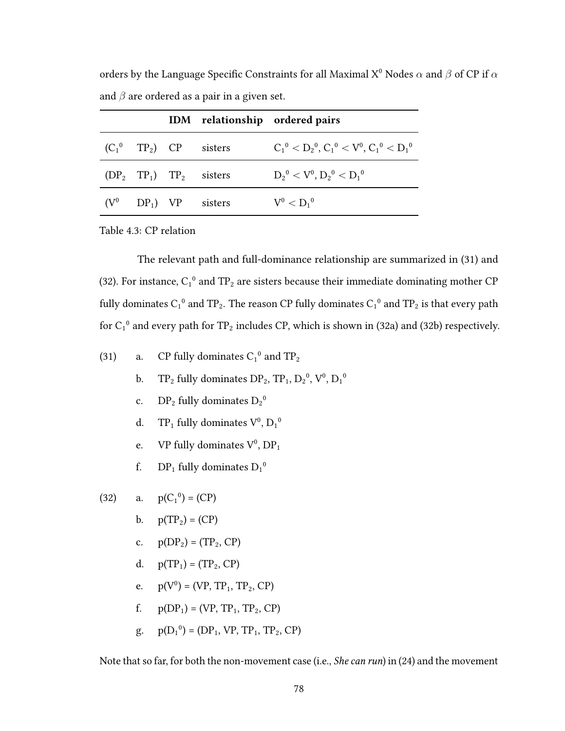orders by the Language Specific Constraints for all Maximal $X^0$ Nodes $\alpha$ and $\beta$ of CP if $\alpha$ and $\beta$ are ordered as a pair in a given set.

| | | IDM | relationship | ordered pairs |
|---|---|---|---|---|
| ($C_1{}^0$ | $TP_2$) | CP | sisters | $C_1{}^0 < D_2{}^0$, $C_1{}^0 < V^0$, $C_1{}^0 < D_1{}^0$ |
| ($DP_2$ | $TP_1$) | $TP_2$ | sisters | $D_2{}^0 < V^0$, $D_2{}^0 < D_1{}^0$ |
| ($V^0$ | $DP_1$) | VP | sisters | $V^0 < D_1{}^0$ |

Table 4.3: CP relation

The relevant path and full-dominance relationship are summarized in (31) and (32). For instance, $C_1{}^0$ and $TP_2$ are sisters because their immediate dominating mother CP fully dominates $C_1{}^0$ and $TP_2$. The reason CP fully dominates $C_1{}^0$ and $TP_2$ is that every path for $C_1{}^0$ and every path for $TP_2$ includes CP, which is shown in (32a) and (32b) respectively.

(31)
- a. CP fully dominates $C_1{}^0$ and $TP_2$
- b. $TP_2$ fully dominates $DP_2$, $TP_1$, $D_2{}^0$, $V^0$, $D_1{}^0$
- c. $DP_2$ fully dominates $D_2{}^0$
- d. $TP_1$ fully dominates $V^0$, $D_1{}^0$
- e. VP fully dominates $V^0$, $DP_1$
- f. $DP_1$ fully dominates $D_1{}^0$

(32)
- a. $p(C_1{}^0)$ = (CP)
- b. $p(TP_2)$ = (CP)
- c. $p(DP_2)$ = ($TP_2$, CP)
- d. $p(TP_1)$ = ($TP_2$, CP)
- e. $p(V^0)$ = (VP, $TP_1$, $TP_2$, CP)
- f. $p(DP_1)$ = (VP, $TP_1$, $TP_2$, CP)
- g. $p(D_1{}^0)$ = ($DP_1$, VP, $TP_1$, $TP_2$, CP)

Note that so far, for both the non-movement case (i.e., *She can run*) in (24) and the movement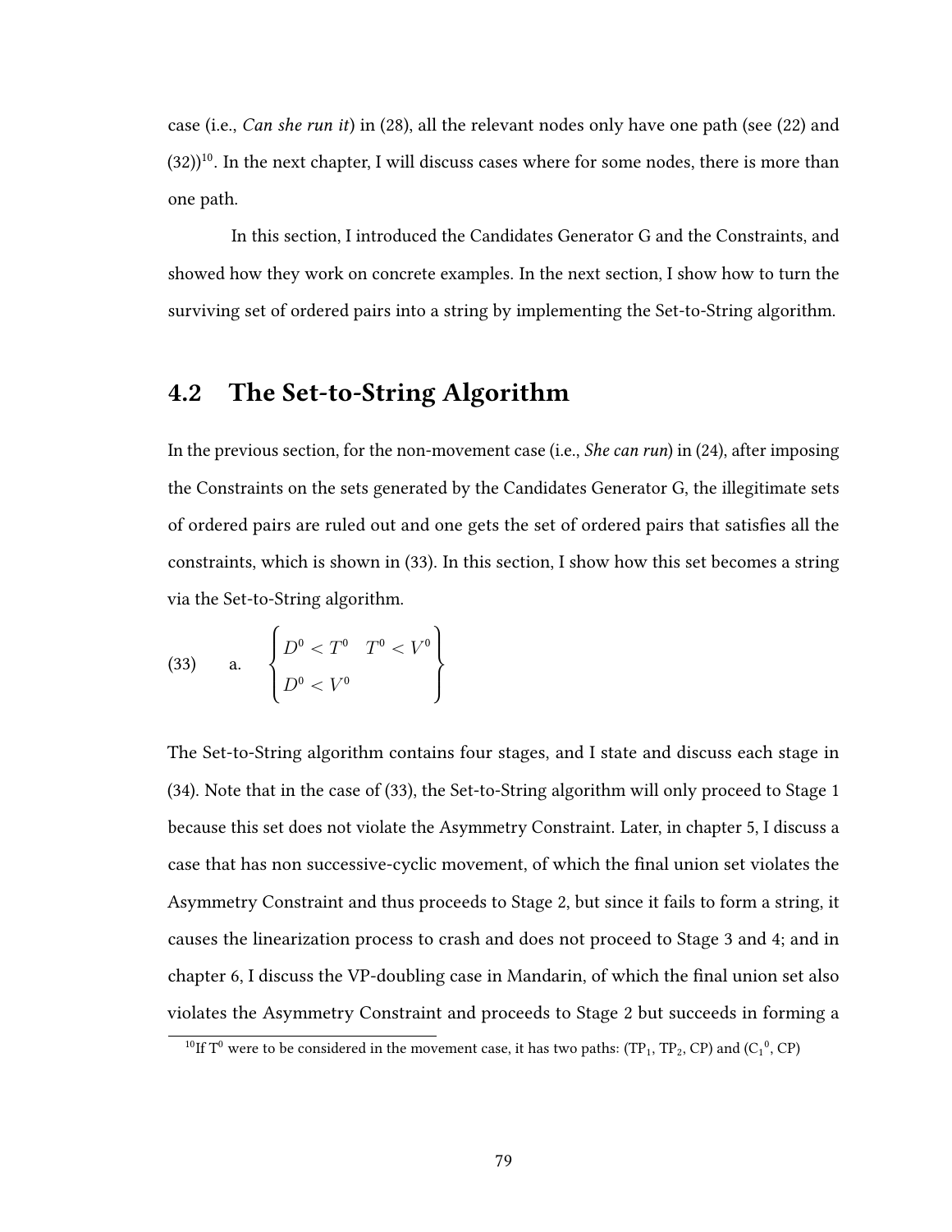case (i.e., *Can she run it*) in (28), all the relevant nodes only have one path (see (22) and (32))[10]. In the next chapter, I will discuss cases where for some nodes, there is more than one path.

In this section, I introduced the Candidates Generator G and the Constraints, and showed how they work on concrete examples. In the next section, I show how to turn the surviving set of ordered pairs into a string by implementing the Set-to-String algorithm.

## 4.2 The Set-to-String Algorithm

In the previous section, for the non-movement case (i.e., *She can run*) in (24), after imposing the Constraints on the sets generated by the Candidates Generator G, the illegitimate sets of ordered pairs are ruled out and one gets the set of ordered pairs that satisfies all the constraints, which is shown in (33). In this section, I show how this set becomes a string via the Set-to-String algorithm.

(33) a.
$$\begin{Bmatrix} D^0 < T^0 & T^0 < V^0 \\ D^0 < V^0 & \end{Bmatrix}$$

The Set-to-String algorithm contains four stages, and I state and discuss each stage in (34). Note that in the case of (33), the Set-to-String algorithm will only proceed to Stage 1 because this set does not violate the Asymmetry Constraint. Later, in chapter 5, I discuss a case that has non successive-cyclic movement, of which the final union set violates the Asymmetry Constraint and thus proceeds to Stage 2, but since it fails to form a string, it causes the linearization process to crash and does not proceed to Stage 3 and 4; and in chapter 6, I discuss the VP-doubling case in Mandarin, of which the final union set also violates the Asymmetry Constraint and proceeds to Stage 2 but succeeds in forming a

[10] If $T^0$ were to be considered in the movement case, it has two paths: ($TP_1$, $TP_2$, CP) and ($C_1{}^0$, CP)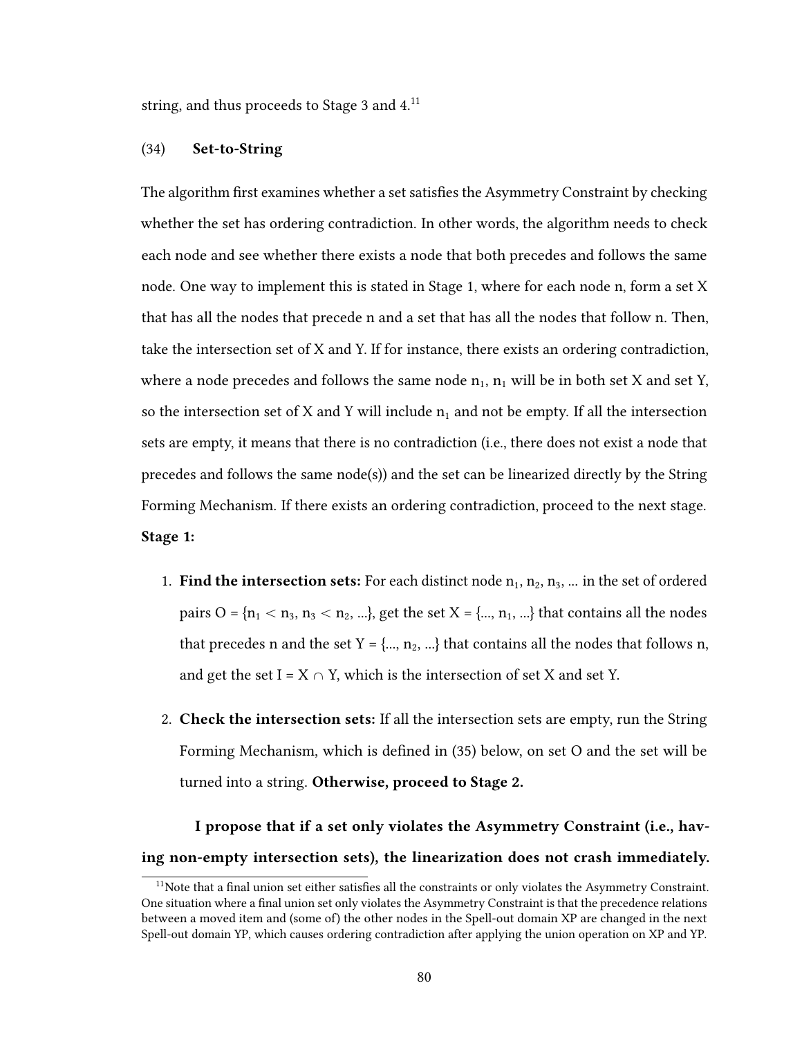string, and thus proceeds to Stage 3 and 4.[11]

(34) **Set-to-String**

The algorithm first examines whether a set satisfies the Asymmetry Constraint by checking whether the set has ordering contradiction. In other words, the algorithm needs to check each node and see whether there exists a node that both precedes and follows the same node. One way to implement this is stated in Stage 1, where for each node n, form a set X that has all the nodes that precede n and a set that has all the nodes that follow n. Then, take the intersection set of X and Y. If for instance, there exists an ordering contradiction, where a node precedes and follows the same node $n_1$, $n_1$ will be in both set X and set Y, so the intersection set of X and Y will include $n_1$ and not be empty. If all the intersection sets are empty, it means that there is no contradiction (i.e., there does not exist a node that precedes and follows the same node(s)) and the set can be linearized directly by the String Forming Mechanism. If there exists an ordering contradiction, proceed to the next stage.

**Stage 1:**

1. **Find the intersection sets:** For each distinct node $n_1$, $n_2$, $n_3$, ... in the set of ordered pairs O = {$n_1 < n_3$, $n_3 < n_2$, ...}, get the set X = {..., $n_1$, ...} that contains all the nodes that precedes n and the set Y = {..., $n_2$, ...} that contains all the nodes that follows n, and get the set I = X ∩ Y, which is the intersection of set X and set Y.

2. **Check the intersection sets:** If all the intersection sets are empty, run the String Forming Mechanism, which is defined in (35) below, on set O and the set will be turned into a string. **Otherwise, proceed to Stage 2.**

**I propose that if a set only violates the Asymmetry Constraint (i.e., having non-empty intersection sets), the linearization does not crash immediately.**

[11] Note that a final union set either satisfies all the constraints or only violates the Asymmetry Constraint. One situation where a final union set only violates the Asymmetry Constraint is that the precedence relations between a moved item and (some of) the other nodes in the Spell-out domain XP are changed in the next Spell-out domain YP, which causes ordering contradiction after applying the union operation on XP and YP.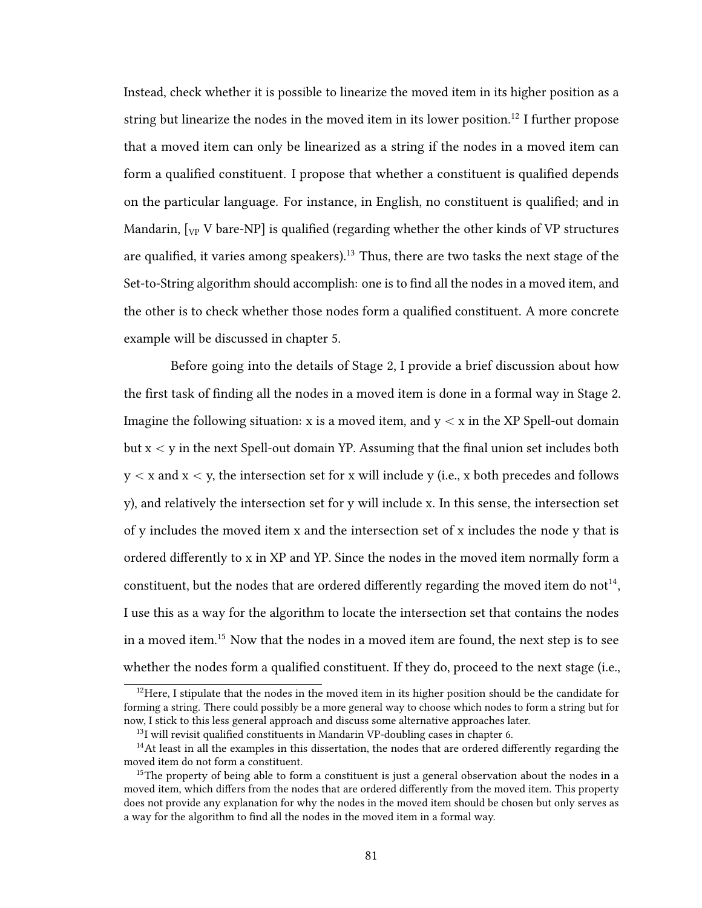Instead, check whether it is possible to linearize the moved item in its higher position as a string but linearize the nodes in the moved item in its lower position.[12] I further propose that a moved item can only be linearized as a string if the nodes in a moved item can form a qualified constituent. I propose that whether a constituent is qualified depends on the particular language. For instance, in English, no constituent is qualified; and in Mandarin, [$_{\text{VP}}$ V bare-NP] is qualified (regarding whether the other kinds of VP structures are qualified, it varies among speakers).[13] Thus, there are two tasks the next stage of the Set-to-String algorithm should accomplish: one is to find all the nodes in a moved item, and the other is to check whether those nodes form a qualified constituent. A more concrete example will be discussed in chapter 5.

Before going into the details of Stage 2, I provide a brief discussion about how the first task of finding all the nodes in a moved item is done in a formal way in Stage 2. Imagine the following situation: x is a moved item, and $y < x$ in the XP Spell-out domain but $x < y$ in the next Spell-out domain YP. Assuming that the final union set includes both $y < x$ and $x < y$, the intersection set for x will include y (i.e., x both precedes and follows y), and relatively the intersection set for y will include x. In this sense, the intersection set of y includes the moved item x and the intersection set of x includes the node y that is ordered differently to x in XP and YP. Since the nodes in the moved item normally form a constituent, but the nodes that are ordered differently regarding the moved item do not[14], I use this as a way for the algorithm to locate the intersection set that contains the nodes in a moved item.[15] Now that the nodes in a moved item are found, the next step is to see whether the nodes form a qualified constituent. If they do, proceed to the next stage (i.e.,

[12]Here, I stipulate that the nodes in the moved item in its higher position should be the candidate for forming a string. There could possibly be a more general way to choose which nodes to form a string but for now, I stick to this less general approach and discuss some alternative approaches later.

[13]I will revisit qualified constituents in Mandarin VP-doubling cases in chapter 6.

[14]At least in all the examples in this dissertation, the nodes that are ordered differently regarding the moved item do not form a constituent.

[15]The property of being able to form a constituent is just a general observation about the nodes in a moved item, which differs from the nodes that are ordered differently from the moved item. This property does not provide any explanation for why the nodes in the moved item should be chosen but only serves as a way for the algorithm to find all the nodes in the moved item in a formal way.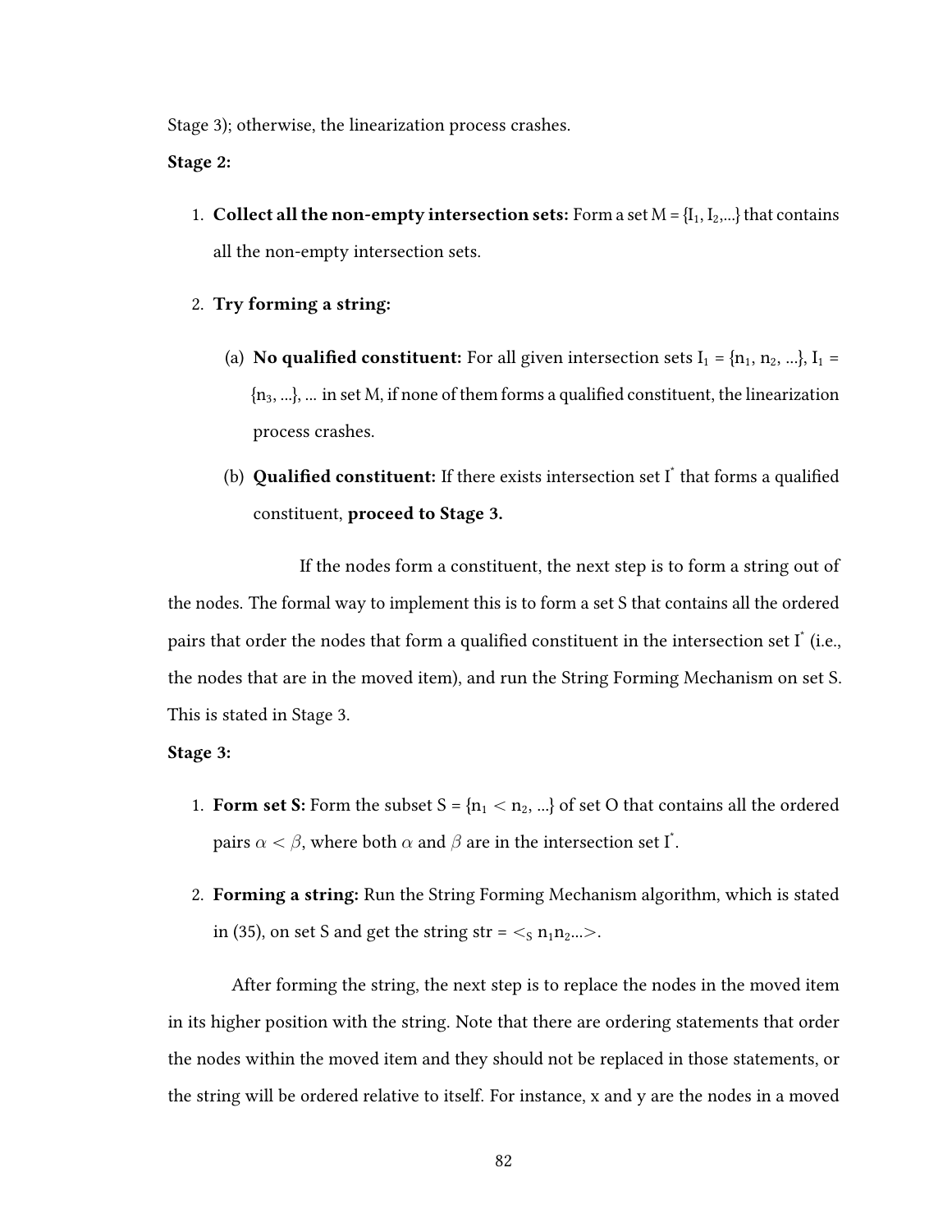Stage 3); otherwise, the linearization process crashes.

**Stage 2:**

1. **Collect all the non-empty intersection sets:** Form a set M = {$I_1$, $I_2$,...} that contains all the non-empty intersection sets.

2. **Try forming a string:**

   (a) **No qualified constituent:** For all given intersection sets $I_1$ = {$n_1$, $n_2$, ...}, $I_1$ = {$n_3$, ...}, ... in set M, if none of them forms a qualified constituent, the linearization process crashes.

   (b) **Qualified constituent:** If there exists intersection set $I^*$ that forms a qualified constituent, **proceed to Stage 3.**

If the nodes form a constituent, the next step is to form a string out of the nodes. The formal way to implement this is to form a set S that contains all the ordered pairs that order the nodes that form a qualified constituent in the intersection set $I^*$ (i.e., the nodes that are in the moved item), and run the String Forming Mechanism on set S. This is stated in Stage 3.

**Stage 3:**

1. **Form set S:** Form the subset S = {$n_1 < n_2$, ...} of set O that contains all the ordered pairs $\alpha < \beta$, where both $\alpha$ and $\beta$ are in the intersection set $I^*$.

2. **Forming a string:** Run the String Forming Mechanism algorithm, which is stated in (35), on set S and get the string str = $<_S n_1 n_2 ...>$.

After forming the string, the next step is to replace the nodes in the moved item in its higher position with the string. Note that there are ordering statements that order the nodes within the moved item and they should not be replaced in those statements, or the string will be ordered relative to itself. For instance, x and y are the nodes in a moved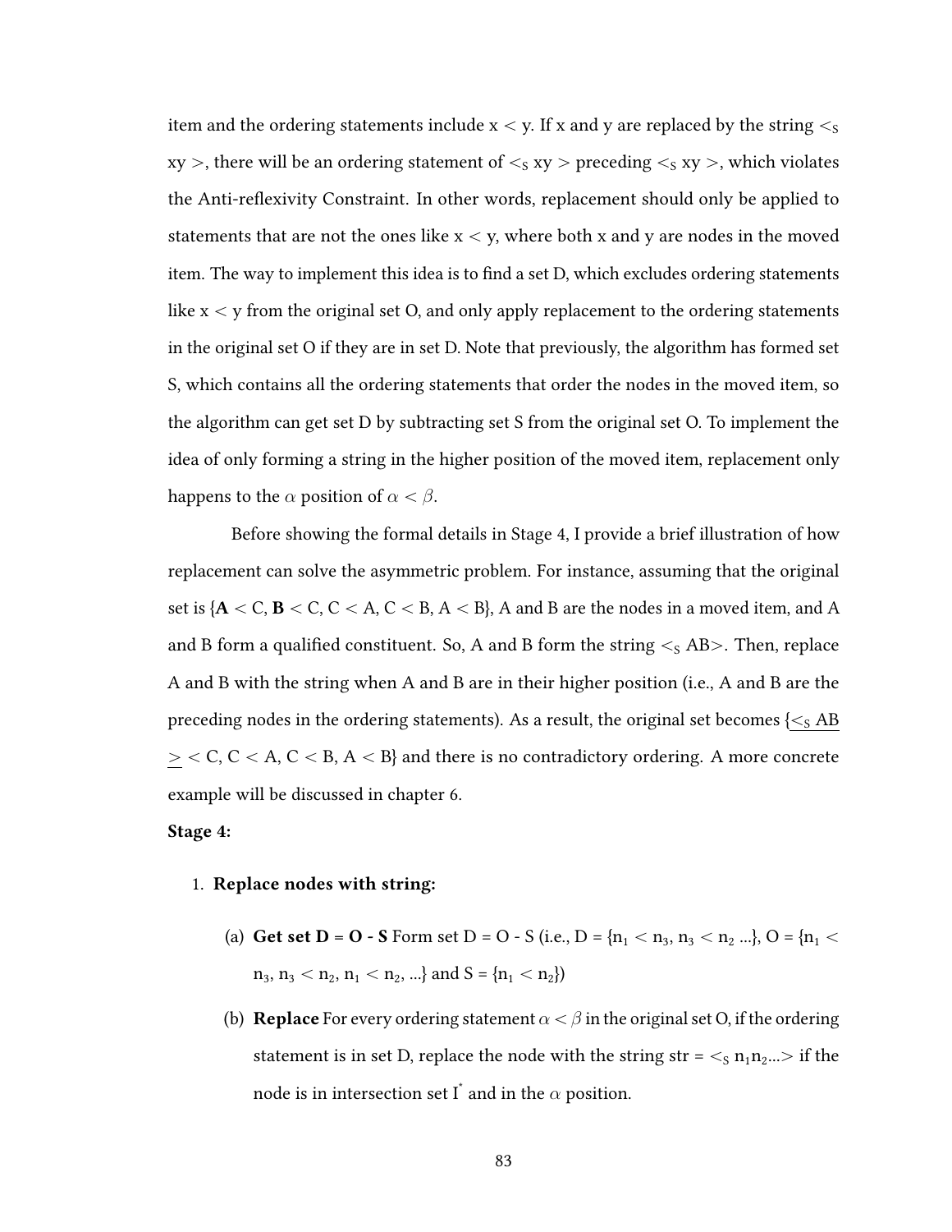item and the ordering statements include x < y. If x and y are replaced by the string $<_S$ xy >, there will be an ordering statement of $<_S$ xy > preceding $<_S$ xy >, which violates the Anti-reflexivity Constraint. In other words, replacement should only be applied to statements that are not the ones like x < y, where both x and y are nodes in the moved item. The way to implement this idea is to find a set D, which excludes ordering statements like x < y from the original set O, and only apply replacement to the ordering statements in the original set O if they are in set D. Note that previously, the algorithm has formed set S, which contains all the ordering statements that order the nodes in the moved item, so the algorithm can get set D by subtracting set S from the original set O. To implement the idea of only forming a string in the higher position of the moved item, replacement only happens to the $\alpha$ position of $\alpha < \beta$.

Before showing the formal details in Stage 4, I provide a brief illustration of how replacement can solve the asymmetric problem. For instance, assuming that the original set is {**A** < C, **B** < C, C < A, C < B, A < B}, A and B are the nodes in a moved item, and A and B form a qualified constituent. So, A and B form the string $<_S$ AB>. Then, replace A and B with the string when A and B are in their higher position (i.e., A and B are the preceding nodes in the ordering statements). As a result, the original set becomes {<u>$<_S$ AB ></u> < C, C < A, C < B, A < B} and there is no contradictory ordering. A more concrete example will be discussed in chapter 6.

**Stage 4:**

1. **Replace nodes with string:**

   (a) **Get set D = O - S** Form set D = O - S (i.e., D = {$n_1 < n_3$, $n_3 < n_2$ ...}, O = {$n_1 < n_3$, $n_3 < n_2$, $n_1 < n_2$, ...} and S = {$n_1 < n_2$})

   (b) **Replace** For every ordering statement $\alpha < \beta$ in the original set O, if the ordering statement is in set D, replace the node with the string str = $<_S n_1n_2...>$ if the node is in intersection set $I^*$ and in the $\alpha$ position.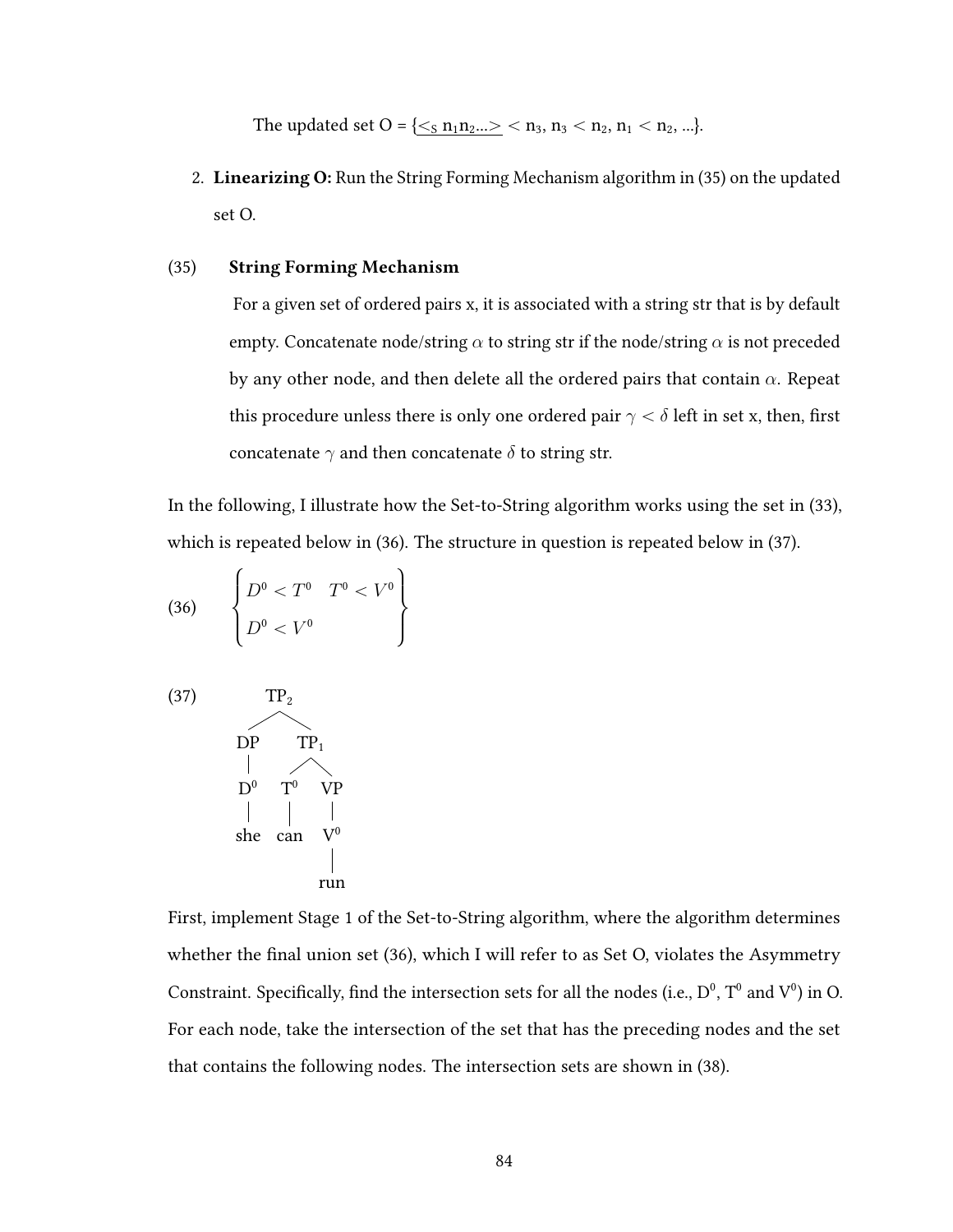The updated set O = {$\underline{<_S n_1 n_2 ...>} < n_3$, $n_3 < n_2$, $n_1 < n_2$, ...}.

2. **Linearizing O:** Run the String Forming Mechanism algorithm in (35) on the updated set O.

(35) **String Forming Mechanism**

For a given set of ordered pairs x, it is associated with a string str that is by default empty. Concatenate node/string $\alpha$ to string str if the node/string $\alpha$ is not preceded by any other node, and then delete all the ordered pairs that contain $\alpha$. Repeat this procedure unless there is only one ordered pair $\gamma < \delta$ left in set x, then, first concatenate $\gamma$ and then concatenate $\delta$ to string str.

In the following, I illustrate how the Set-to-String algorithm works using the set in (33), which is repeated below in (36). The structure in question is repeated below in (37).

(36)
$$\begin{Bmatrix} D^0 < T^0 & T^0 < V^0 \\ D^0 < V^0 & \end{Bmatrix}$$

(37)

```
            TP2
          /     \
        DP       TP1
        |       /    \
        D0     T0     VP
        |      |      |
       she    can     V0
                      |
                     run
```

First, implement Stage 1 of the Set-to-String algorithm, where the algorithm determines whether the final union set (36), which I will refer to as Set O, violates the Asymmetry Constraint. Specifically, find the intersection sets for all the nodes (i.e., $D^0$, $T^0$ and $V^0$) in O. For each node, take the intersection of the set that has the preceding nodes and the set that contains the following nodes. The intersection sets are shown in (38).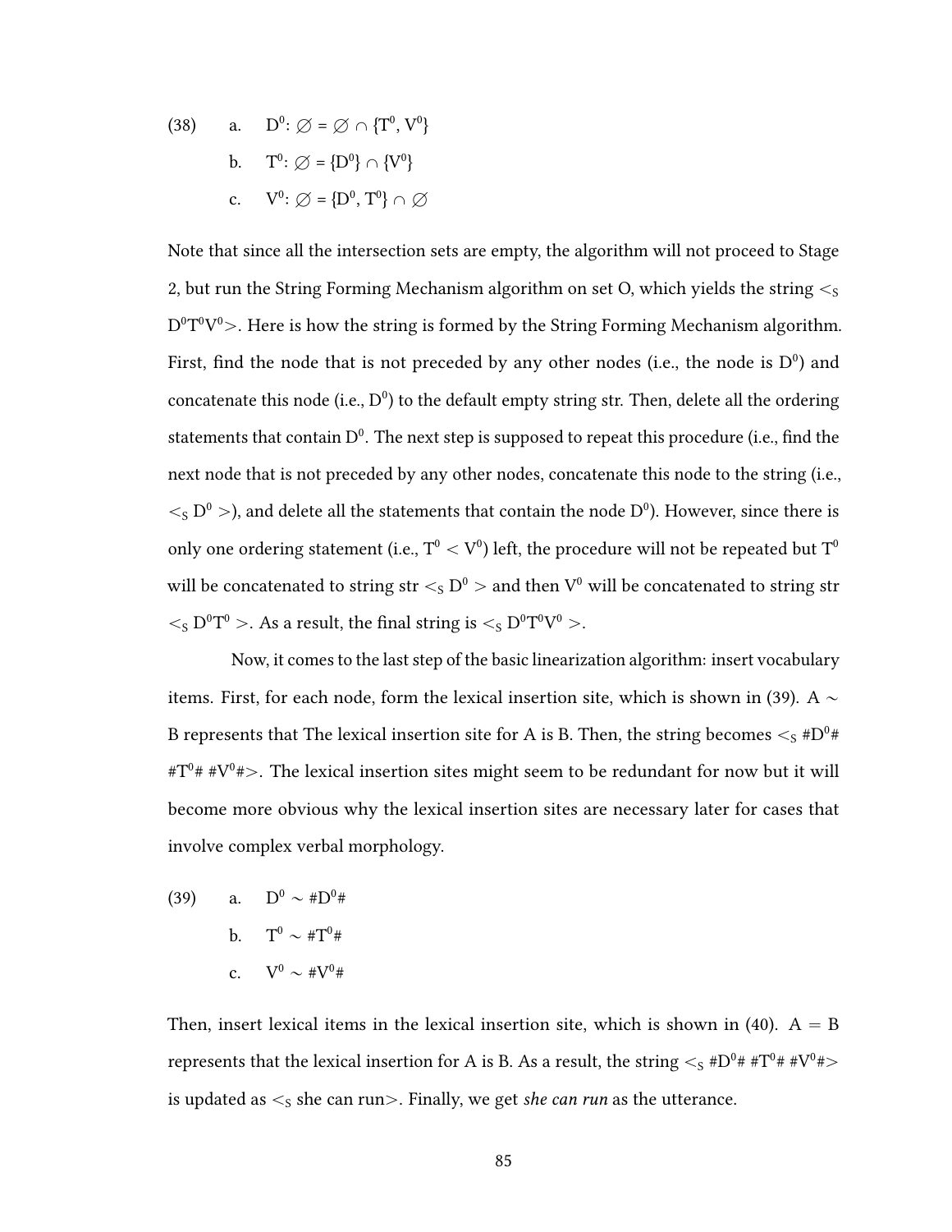(38) a. $D^0$: $\varnothing = \varnothing \cap \{T^0, V^0\}$

b. $T^0$: $\varnothing = \{D^0\} \cap \{V^0\}$

c. $V^0$: $\varnothing = \{D^0, T^0\} \cap \varnothing$

Note that since all the intersection sets are empty, the algorithm will not proceed to Stage 2, but run the String Forming Mechanism algorithm on set O, which yields the string $<_S D^0T^0V^0>$. Here is how the string is formed by the String Forming Mechanism algorithm. First, find the node that is not preceded by any other nodes (i.e., the node is $D^0$) and concatenate this node (i.e., $D^0$) to the default empty string str. Then, delete all the ordering statements that contain $D^0$. The next step is supposed to repeat this procedure (i.e., find the next node that is not preceded by any other nodes, concatenate this node to the string (i.e., $<_S D^0 >$), and delete all the statements that contain the node $D^0$). However, since there is only one ordering statement (i.e., $T^0 < V^0$) left, the procedure will not be repeated but $T^0$ will be concatenated to string str $<_S D^0 >$ and then $V^0$ will be concatenated to string str $<_S D^0T^0 >$. As a result, the final string is $<_S D^0T^0V^0 >$.

Now, it comes to the last step of the basic linearization algorithm: insert vocabulary items. First, for each node, form the lexical insertion site, which is shown in (39). A $\sim$ B represents that The lexical insertion site for A is B. Then, the string becomes $<_S$ #$D^0$# #$T^0$# #$V^0$#$>$. The lexical insertion sites might seem to be redundant for now but it will become more obvious why the lexical insertion sites are necessary later for cases that involve complex verbal morphology.

(39) a. $D^0 \sim$ #$D^0$#

b. $T^0 \sim$ #$T^0$#

c. $V^0 \sim$ #$V^0$#

Then, insert lexical items in the lexical insertion site, which is shown in (40). A $=$ B represents that the lexical insertion for A is B. As a result, the string $<_S$ #$D^0$# #$T^0$# #$V^0$#$>$ is updated as $<_S$ she can run$>$. Finally, we get *she can run* as the utterance.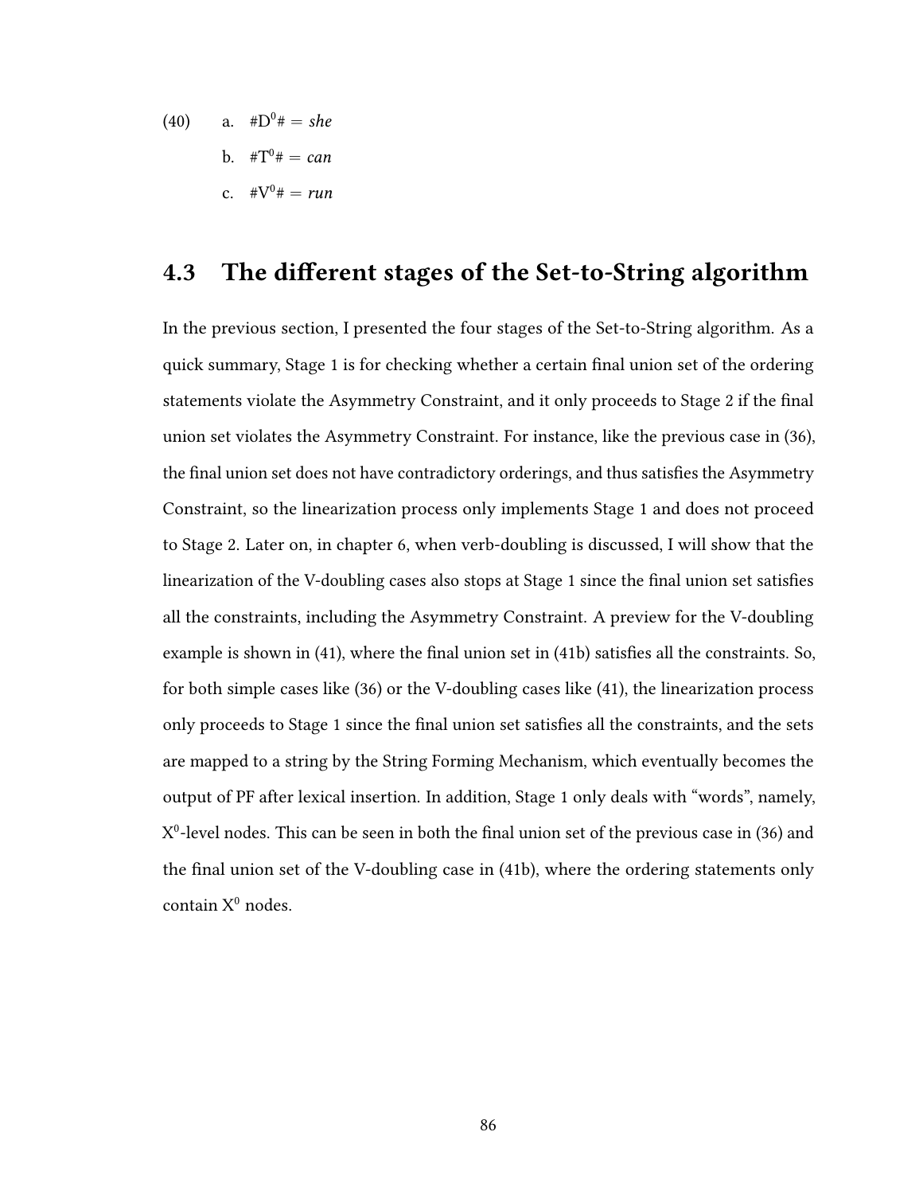(40) a. $\#D^0\# =$ *she*

b. $\#T^0\# =$ *can*

c. $\#V^0\# =$ *run*

## 4.3 The different stages of the Set-to-String algorithm

In the previous section, I presented the four stages of the Set-to-String algorithm. As a quick summary, Stage 1 is for checking whether a certain final union set of the ordering statements violate the Asymmetry Constraint, and it only proceeds to Stage 2 if the final union set violates the Asymmetry Constraint. For instance, like the previous case in (36), the final union set does not have contradictory orderings, and thus satisfies the Asymmetry Constraint, so the linearization process only implements Stage 1 and does not proceed to Stage 2. Later on, in chapter 6, when verb-doubling is discussed, I will show that the linearization of the V-doubling cases also stops at Stage 1 since the final union set satisfies all the constraints, including the Asymmetry Constraint. A preview for the V-doubling example is shown in (41), where the final union set in (41b) satisfies all the constraints. So, for both simple cases like (36) or the V-doubling cases like (41), the linearization process only proceeds to Stage 1 since the final union set satisfies all the constraints, and the sets are mapped to a string by the String Forming Mechanism, which eventually becomes the output of PF after lexical insertion. In addition, Stage 1 only deals with "words", namely, $X^0$-level nodes. This can be seen in both the final union set of the previous case in (36) and the final union set of the V-doubling case in (41b), where the ordering statements only contain $X^0$ nodes.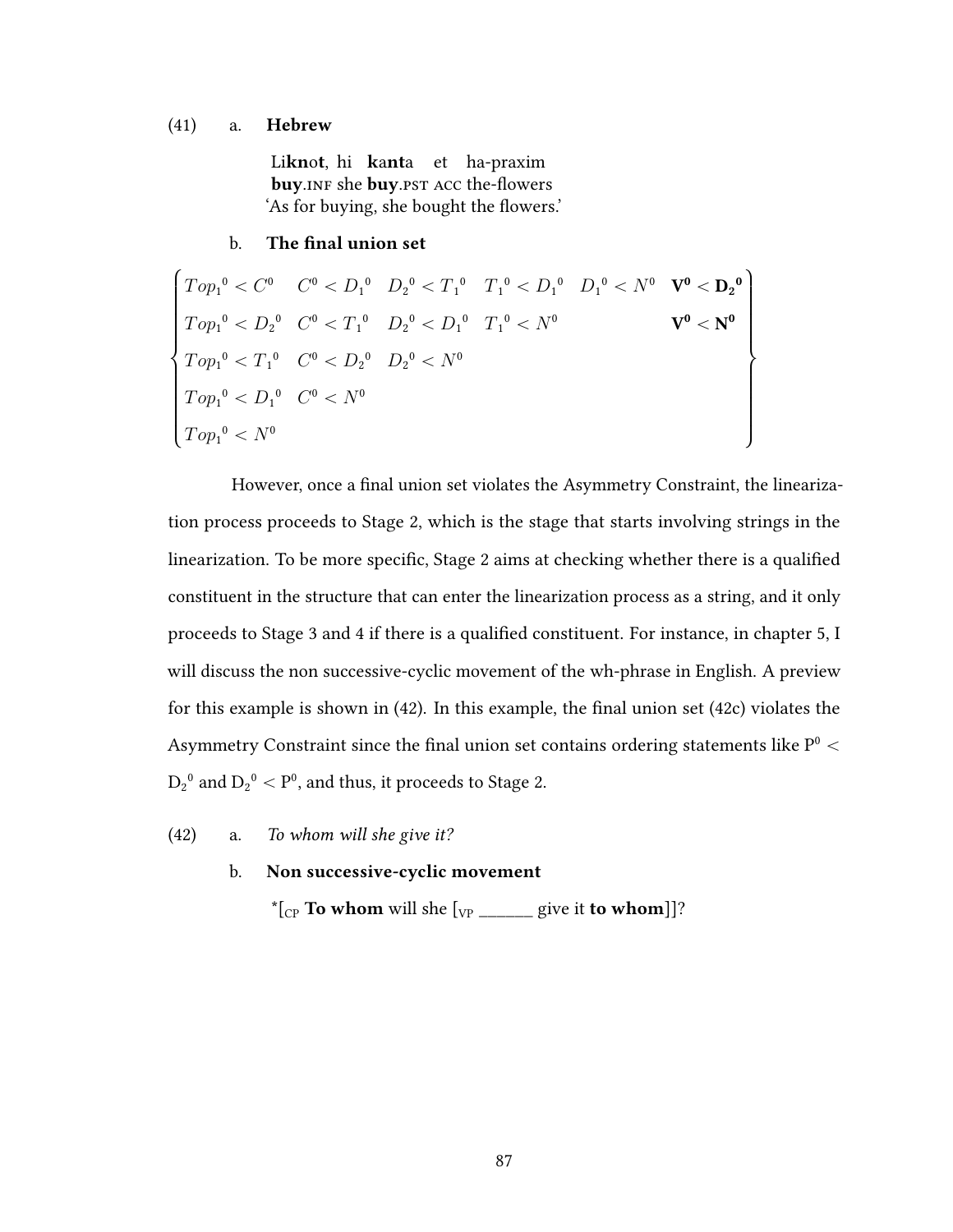(41) a. **Hebrew**

Li**kn**o**t**, hi **k**a**nt**a et ha-praxim
**buy**.INF she **buy**.PST ACC the-flowers
'As for buying, she bought the flowers.'

b. **The final union set**

$$\left\{\begin{array}{llllll} Top_1{}^0 < C^0 & C^0 < D_1{}^0 & D_2{}^0 < T_1{}^0 & T_1{}^0 < D_1{}^0 & D_1{}^0 < N^0 & \mathbf{V^0 < D_2{}^0} \\ Top_1{}^0 < D_2{}^0 & C^0 < T_1{}^0 & D_2{}^0 < D_1{}^0 & T_1{}^0 < N^0 & & \mathbf{V^0 < N^0} \\ Top_1{}^0 < T_1{}^0 & C^0 < D_2{}^0 & D_2{}^0 < N^0 & & & \\ Top_1{}^0 < D_1{}^0 & C^0 < N^0 & & & & \\ Top_1{}^0 < N^0 & & & & & \end{array}\right\}$$

However, once a final union set violates the Asymmetry Constraint, the linearization process proceeds to Stage 2, which is the stage that starts involving strings in the linearization. To be more specific, Stage 2 aims at checking whether there is a qualified constituent in the structure that can enter the linearization process as a string, and it only proceeds to Stage 3 and 4 if there is a qualified constituent. For instance, in chapter 5, I will discuss the non successive-cyclic movement of the wh-phrase in English. A preview for this example is shown in (42). In this example, the final union set (42c) violates the Asymmetry Constraint since the final union set contains ordering statements like $P^0 < D_2{}^0$ and $D_2{}^0 < P^0$, and thus, it proceeds to Stage 2.

(42) a. *To whom will she give it?*

b. **Non successive-cyclic movement**

*[$_{CP}$ **To whom** will she [$_{VP}$ ______ give it **to whom**]]?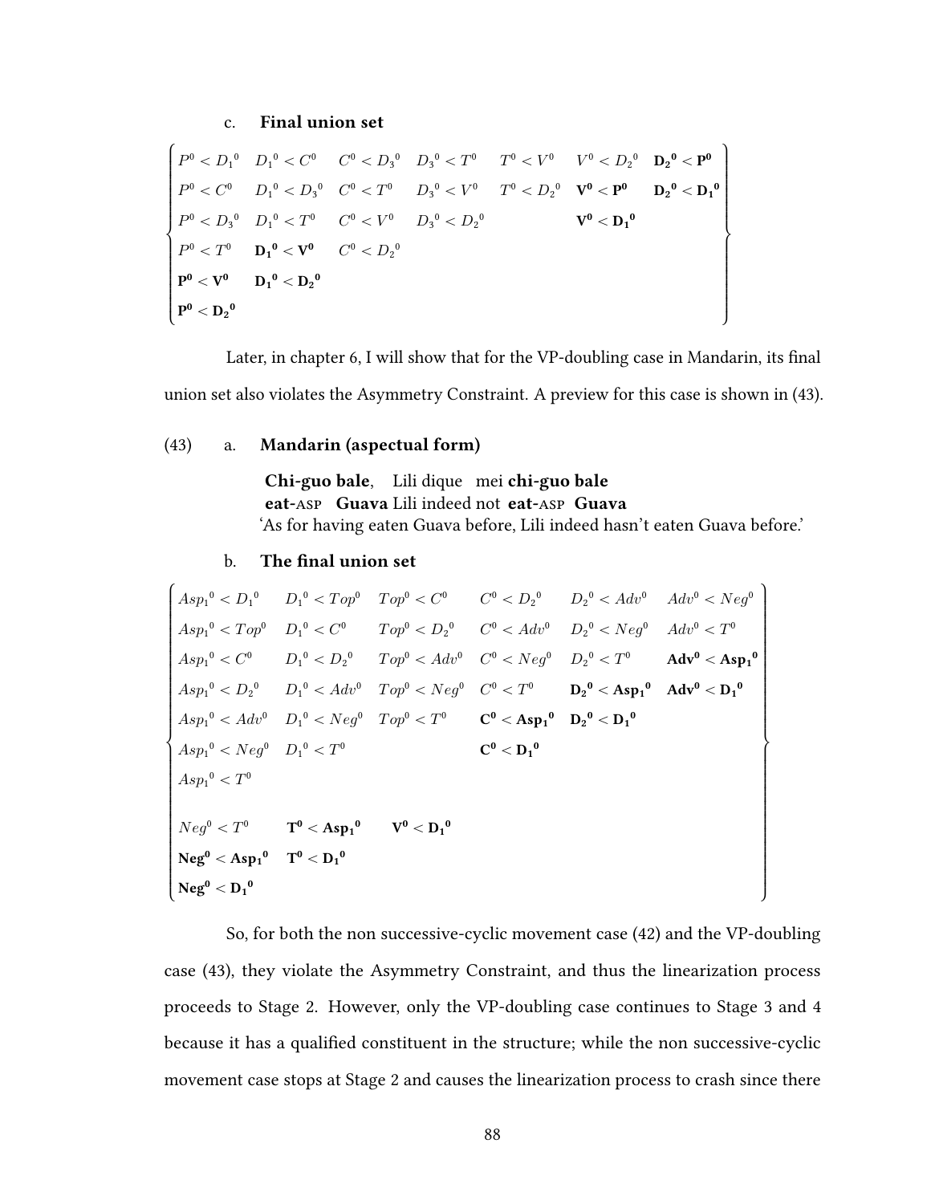c. **Final union set**

$$
\left\{
\begin{array}{lllllll}
P^0 < D_1{}^0 & D_1{}^0 < C^0 & C^0 < D_3{}^0 & D_3{}^0 < T^0 & T^0 < V^0 & V^0 < D_2{}^0 & \mathbf{D_2{}^0 < P^0} \\
P^0 < C^0 & D_1{}^0 < D_3{}^0 & C^0 < T^0 & D_3{}^0 < V^0 & T^0 < D_2{}^0 & \mathbf{V^0 < P^0} & \mathbf{D_2{}^0 < D_1{}^0} \\
P^0 < D_3{}^0 & D_1{}^0 < T^0 & C^0 < V^0 & D_3{}^0 < D_2{}^0 & & \mathbf{V^0 < D_1{}^0} & \\
P^0 < T^0 & \mathbf{D_1{}^0 < V^0} & C^0 < D_2{}^0 & & & & \\
\mathbf{P^0 < V^0} & \mathbf{D_1{}^0 < D_2{}^0} & & & & & \\
\mathbf{P^0 < D_2{}^0} & & & & & &
\end{array}
\right\}
$$

Later, in chapter 6, I will show that for the VP-doubling case in Mandarin, its final union set also violates the Asymmetry Constraint. A preview for this case is shown in (43).

(43) a. **Mandarin (aspectual form)**

**Chi-guo bale**, Lili dique mei **chi-guo bale**
**eat-ASP Guava** Lili indeed not **eat-ASP Guava**
'As for having eaten Guava before, Lili indeed hasn't eaten Guava before.'

b. **The final union set**

$$
\left\{
\begin{array}{llllll}
Asp_1{}^0 < D_1{}^0 & D_1{}^0 < Top^0 & Top^0 < C^0 & C^0 < D_2{}^0 & D_2{}^0 < Adv^0 & Adv^0 < Neg^0 \\
Asp_1{}^0 < Top^0 & D_1{}^0 < C^0 & Top^0 < D_2{}^0 & C^0 < Adv^0 & D_2{}^0 < Neg^0 & Adv^0 < T^0 \\
Asp_1{}^0 < C^0 & D_1{}^0 < D_2{}^0 & Top^0 < Adv^0 & C^0 < Neg^0 & D_2{}^0 < T^0 & \mathbf{Adv^0 < Asp_1{}^0} \\
Asp_1{}^0 < D_2{}^0 & D_1{}^0 < Adv^0 & Top^0 < Neg^0 & C^0 < T^0 & \mathbf{D_2{}^0 < Asp_1{}^0} & \mathbf{Adv^0 < D_1{}^0} \\
Asp_1{}^0 < Adv^0 & D_1{}^0 < Neg^0 & Top^0 < T^0 & \mathbf{C^0 < Asp_1{}^0} & \mathbf{D_2{}^0 < D_1{}^0} & \\
Asp_1{}^0 < Neg^0 & D_1{}^0 < T^0 & & \mathbf{C^0 < D_1{}^0} & & \\
Asp_1{}^0 < T^0 & & & & & \\
 & & & & & \\
Neg^0 < T^0 & \mathbf{T^0 < Asp_1{}^0} & \mathbf{V^0 < D_1{}^0} & & & \\
\mathbf{Neg^0 < Asp_1{}^0} & \mathbf{T^0 < D_1{}^0} & & & & \\
\mathbf{Neg^0 < D_1{}^0} & & & & &
\end{array}
\right\}
$$

So, for both the non successive-cyclic movement case (42) and the VP-doubling case (43), they violate the Asymmetry Constraint, and thus the linearization process proceeds to Stage 2. However, only the VP-doubling case continues to Stage 3 and 4 because it has a qualified constituent in the structure; while the non successive-cyclic movement case stops at Stage 2 and causes the linearization process to crash since there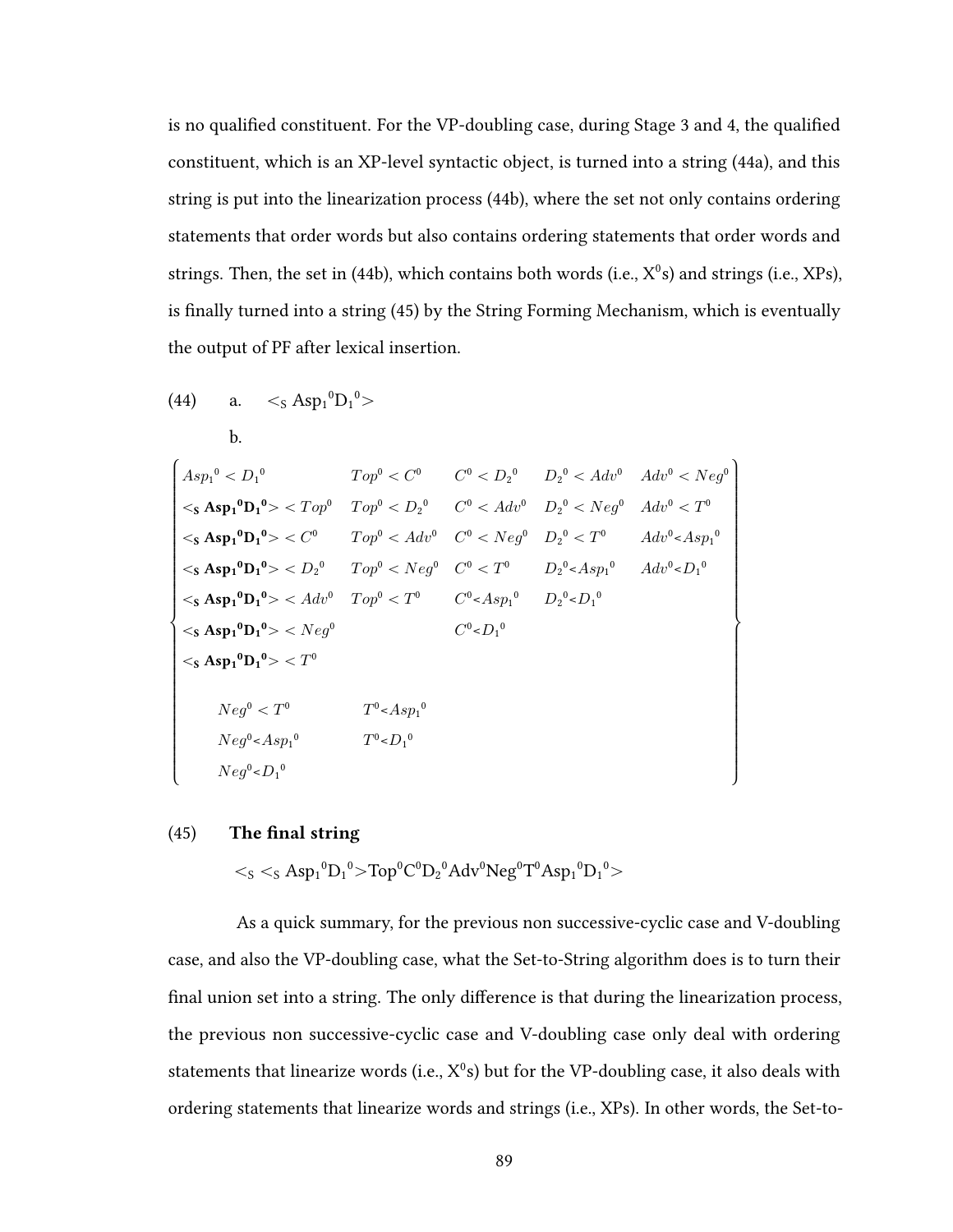is no qualified constituent. For the VP-doubling case, during Stage 3 and 4, the qualified constituent, which is an XP-level syntactic object, is turned into a string (44a), and this string is put into the linearization process (44b), where the set not only contains ordering statements that order words but also contains ordering statements that order words and strings. Then, the set in (44b), which contains both words (i.e., $X^0$s) and strings (i.e., XPs), is finally turned into a string (45) by the String Forming Mechanism, which is eventually the output of PF after lexical insertion.

(44) a. $<_S Asp_1{}^0 D_1{}^0>$

b.

$$
\left\{
\begin{array}{lllll}
Asp_1{}^0 < D_1{}^0 & Top^0 < C^0 & C^0 < D_2{}^0 & D_2{}^0 < Adv^0 & Adv^0 < Neg^0 \\
<_S \mathbf{Asp_1{}^0 D_1{}^0}> < Top^0 & Top^0 < D_2{}^0 & C^0 < Adv^0 & D_2{}^0 < Neg^0 & Adv^0 < T^0 \\
<_S \mathbf{Asp_1{}^0 D_1{}^0}> < C^0 & Top^0 < Adv^0 & C^0 < Neg^0 & D_2{}^0 < T^0 & Adv^0 < Asp_1{}^0 \\
<_S \mathbf{Asp_1{}^0 D_1{}^0}> < D_2{}^0 & Top^0 < Neg^0 & C^0 < T^0 & D_2{}^0 < Asp_1{}^0 & Adv^0 < D_1{}^0 \\
<_S \mathbf{Asp_1{}^0 D_1{}^0}> < Adv^0 & Top^0 < T^0 & C^0 < Asp_1{}^0 & D_2{}^0 < D_1{}^0 & \\
<_S \mathbf{Asp_1{}^0 D_1{}^0}> < Neg^0 & & C^0 < D_1{}^0 & & \\
<_S \mathbf{Asp_1{}^0 D_1{}^0}> < T^0 & & & & \\
 & & & & \\
\quad Neg^0 < T^0 & T^0 < Asp_1{}^0 & & & \\
\quad Neg^0 < Asp_1{}^0 & T^0 < D_1{}^0 & & & \\
\quad Neg^0 < D_1{}^0 & & & &
\end{array}
\right\}
$$

(45) **The final string**

$<_S <_S Asp_1{}^0 D_1{}^0> Top^0 C^0 D_2{}^0 Adv^0 Neg^0 T^0 Asp_1{}^0 D_1{}^0>$

As a quick summary, for the previous non successive-cyclic case and V-doubling case, and also the VP-doubling case, what the Set-to-String algorithm does is to turn their final union set into a string. The only difference is that during the linearization process, the previous non successive-cyclic case and V-doubling case only deal with ordering statements that linearize words (i.e., $X^0$s) but for the VP-doubling case, it also deals with ordering statements that linearize words and strings (i.e., XPs). In other words, the Set-to-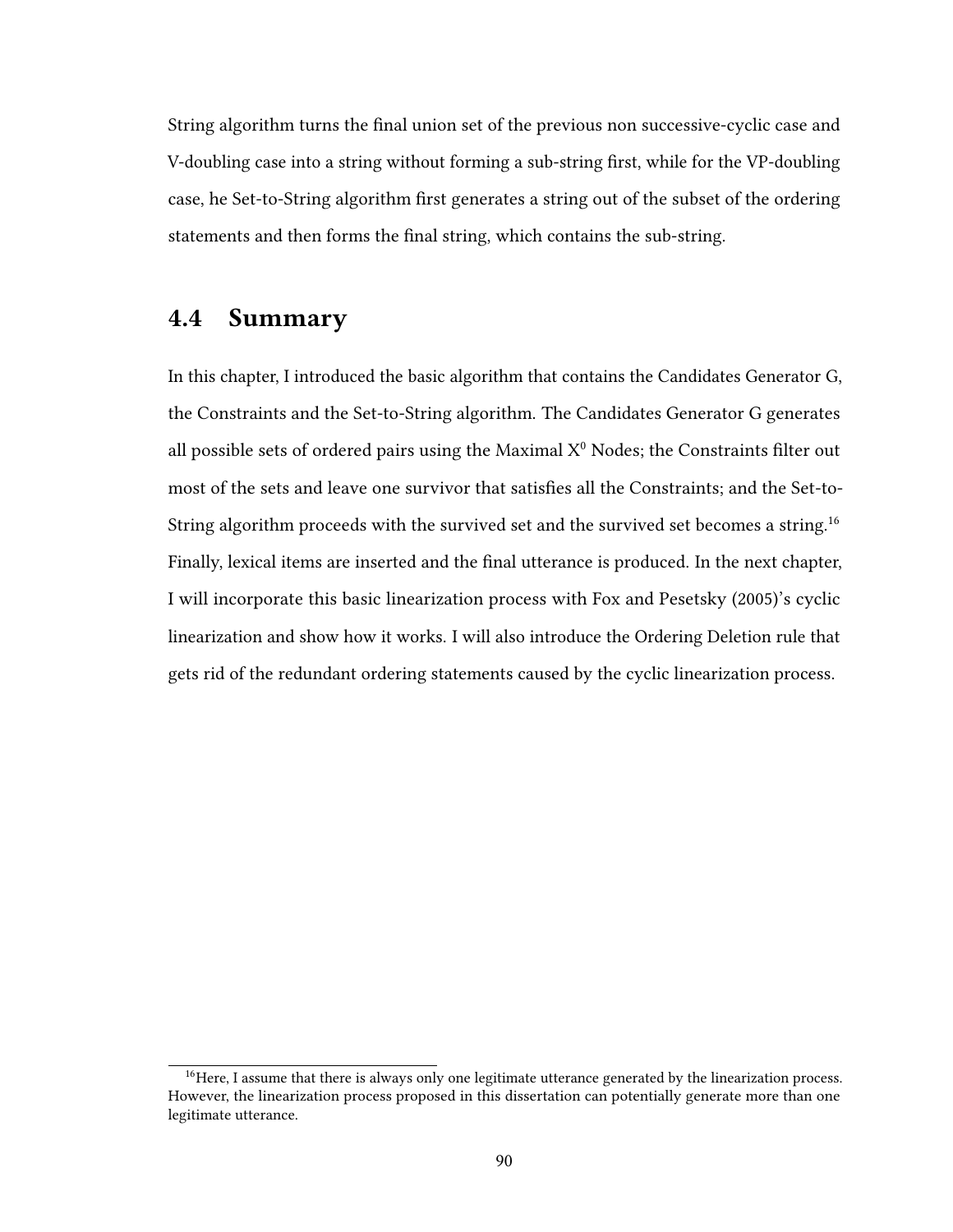String algorithm turns the final union set of the previous non successive-cyclic case and V-doubling case into a string without forming a sub-string first, while for the VP-doubling case, he Set-to-String algorithm first generates a string out of the subset of the ordering statements and then forms the final string, which contains the sub-string.

## 4.4 Summary

In this chapter, I introduced the basic algorithm that contains the Candidates Generator G, the Constraints and the Set-to-String algorithm. The Candidates Generator G generates all possible sets of ordered pairs using the Maximal $X^0$ Nodes; the Constraints filter out most of the sets and leave one survivor that satisfies all the Constraints; and the Set-to-String algorithm proceeds with the survived set and the survived set becomes a string.[16] Finally, lexical items are inserted and the final utterance is produced. In the next chapter, I will incorporate this basic linearization process with Fox and Pesetsky (2005)'s cyclic linearization and show how it works. I will also introduce the Ordering Deletion rule that gets rid of the redundant ordering statements caused by the cyclic linearization process.

[16] Here, I assume that there is always only one legitimate utterance generated by the linearization process. However, the linearization process proposed in this dissertation can potentially generate more than one legitimate utterance.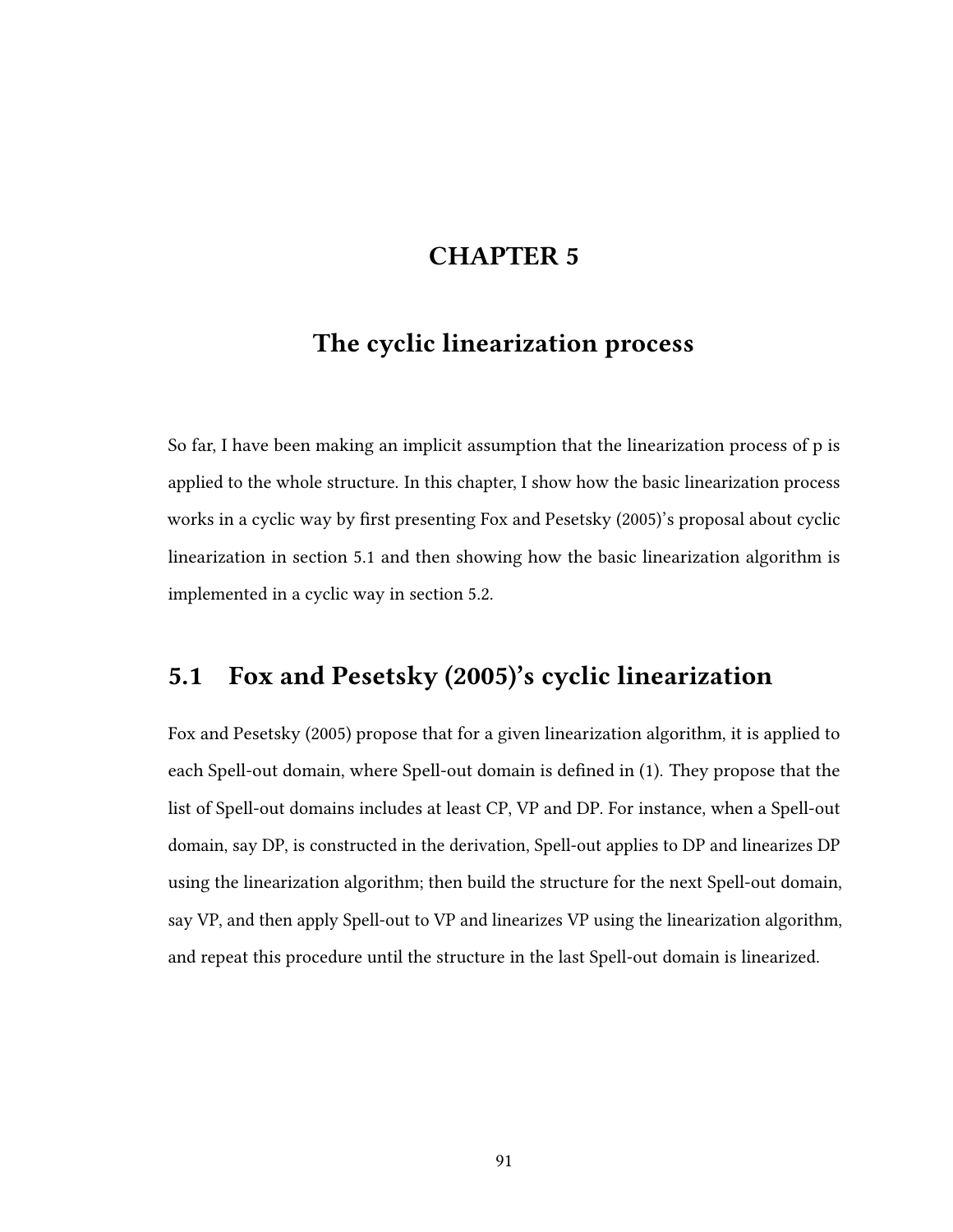# CHAPTER 5

# The cyclic linearization process

So far, I have been making an implicit assumption that the linearization process of p is applied to the whole structure. In this chapter, I show how the basic linearization process works in a cyclic way by first presenting Fox and Pesetsky (2005)'s proposal about cyclic linearization in section 5.1 and then showing how the basic linearization algorithm is implemented in a cyclic way in section 5.2.

## 5.1 Fox and Pesetsky (2005)'s cyclic linearization

Fox and Pesetsky (2005) propose that for a given linearization algorithm, it is applied to each Spell-out domain, where Spell-out domain is defined in (1). They propose that the list of Spell-out domains includes at least CP, VP and DP. For instance, when a Spell-out domain, say DP, is constructed in the derivation, Spell-out applies to DP and linearizes DP using the linearization algorithm; then build the structure for the next Spell-out domain, say VP, and then apply Spell-out to VP and linearizes VP using the linearization algorithm, and repeat this procedure until the structure in the last Spell-out domain is linearized.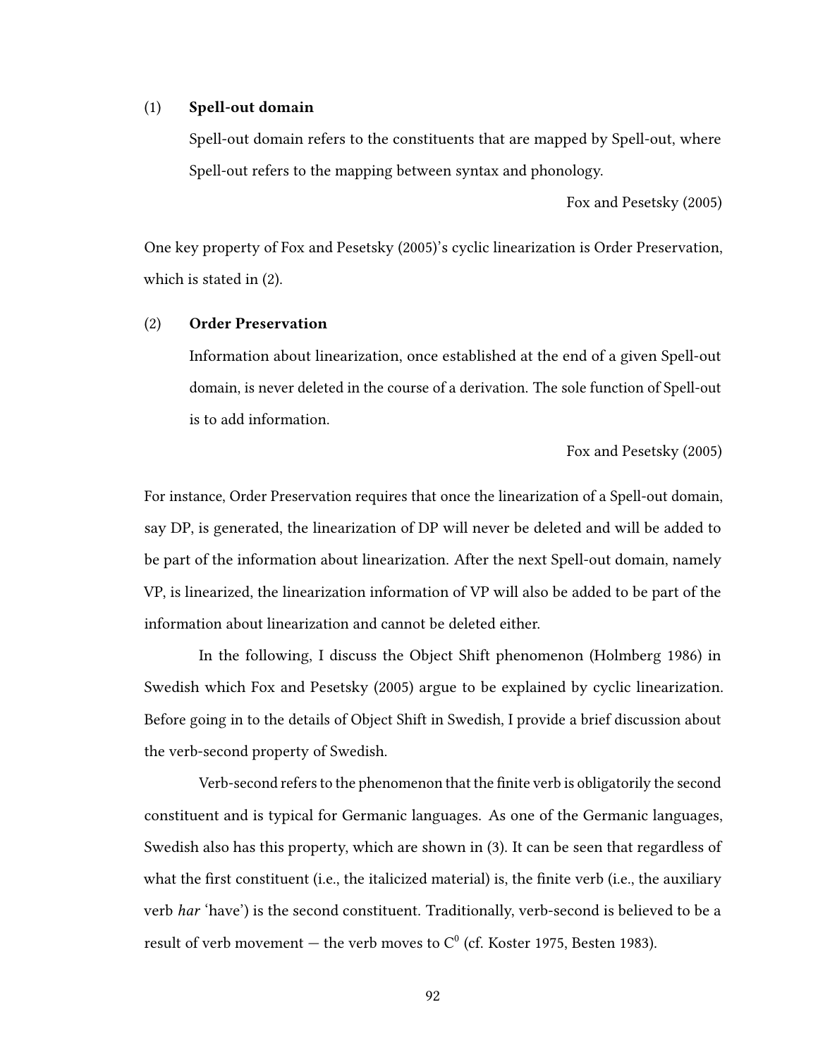(1) **Spell-out domain**

Spell-out domain refers to the constituents that are mapped by Spell-out, where Spell-out refers to the mapping between syntax and phonology.

Fox and Pesetsky (2005)

One key property of Fox and Pesetsky (2005)'s cyclic linearization is Order Preservation, which is stated in (2).

(2) **Order Preservation**

Information about linearization, once established at the end of a given Spell-out domain, is never deleted in the course of a derivation. The sole function of Spell-out is to add information.

Fox and Pesetsky (2005)

For instance, Order Preservation requires that once the linearization of a Spell-out domain, say DP, is generated, the linearization of DP will never be deleted and will be added to be part of the information about linearization. After the next Spell-out domain, namely VP, is linearized, the linearization information of VP will also be added to be part of the information about linearization and cannot be deleted either.

In the following, I discuss the Object Shift phenomenon (Holmberg 1986) in Swedish which Fox and Pesetsky (2005) argue to be explained by cyclic linearization. Before going in to the details of Object Shift in Swedish, I provide a brief discussion about the verb-second property of Swedish.

Verb-second refers to the phenomenon that the finite verb is obligatorily the second constituent and is typical for Germanic languages. As one of the Germanic languages, Swedish also has this property, which are shown in (3). It can be seen that regardless of what the first constituent (i.e., the italicized material) is, the finite verb (i.e., the auxiliary verb *har* 'have') is the second constituent. Traditionally, verb-second is believed to be a result of verb movement — the verb moves to $C^0$ (cf. Koster 1975, Besten 1983).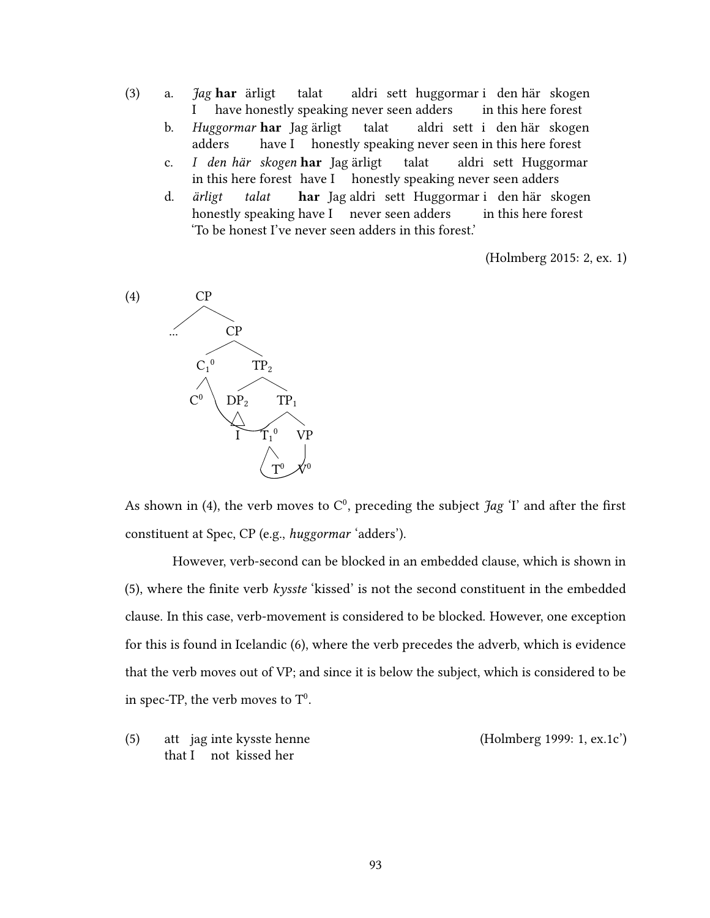(3) a. *Jag* **har** ärligt talat aldri sett huggormar i den här skogen
I have honestly speaking never seen adders in this here forest

b. *Huggormar* **har** Jag ärligt talat aldri sett i den här skogen
adders have I honestly speaking never seen in this here forest

c. *I den här skogen* **har** Jag ärligt talat aldri sett Huggormar
in this here forest have I honestly speaking never seen adders

d. *ärligt talat* **har** Jag aldri sett Huggormar i den här skogen
honestly speaking have I never seen adders in this here forest
'To be honest I've never seen adders in this forest.'

(Holmberg 2015: 2, ex. 1)

(4)

```
            CP
          /    \
       ...      CP
              /    \
          C1⁰       TP2
         /        /     \
       C⁰      DP2       TP1
                △       /    \
                I    T1⁰      VP
                     /          |
                   T⁰          V⁰
```

As shown in (4), the verb moves to $C^0$, preceding the subject *Jag* 'I' and after the first constituent at Spec, CP (e.g., *huggormar* 'adders').

However, verb-second can be blocked in an embedded clause, which is shown in (5), where the finite verb *kysste* 'kissed' is not the second constituent in the embedded clause. In this case, verb-movement is considered to be blocked. However, one exception for this is found in Icelandic (6), where the verb precedes the adverb, which is evidence that the verb moves out of VP; and since it is below the subject, which is considered to be in spec-TP, the verb moves to $T^0$.

(5) att jag inte kysste henne (Holmberg 1999: 1, ex.1c')
that I not kissed her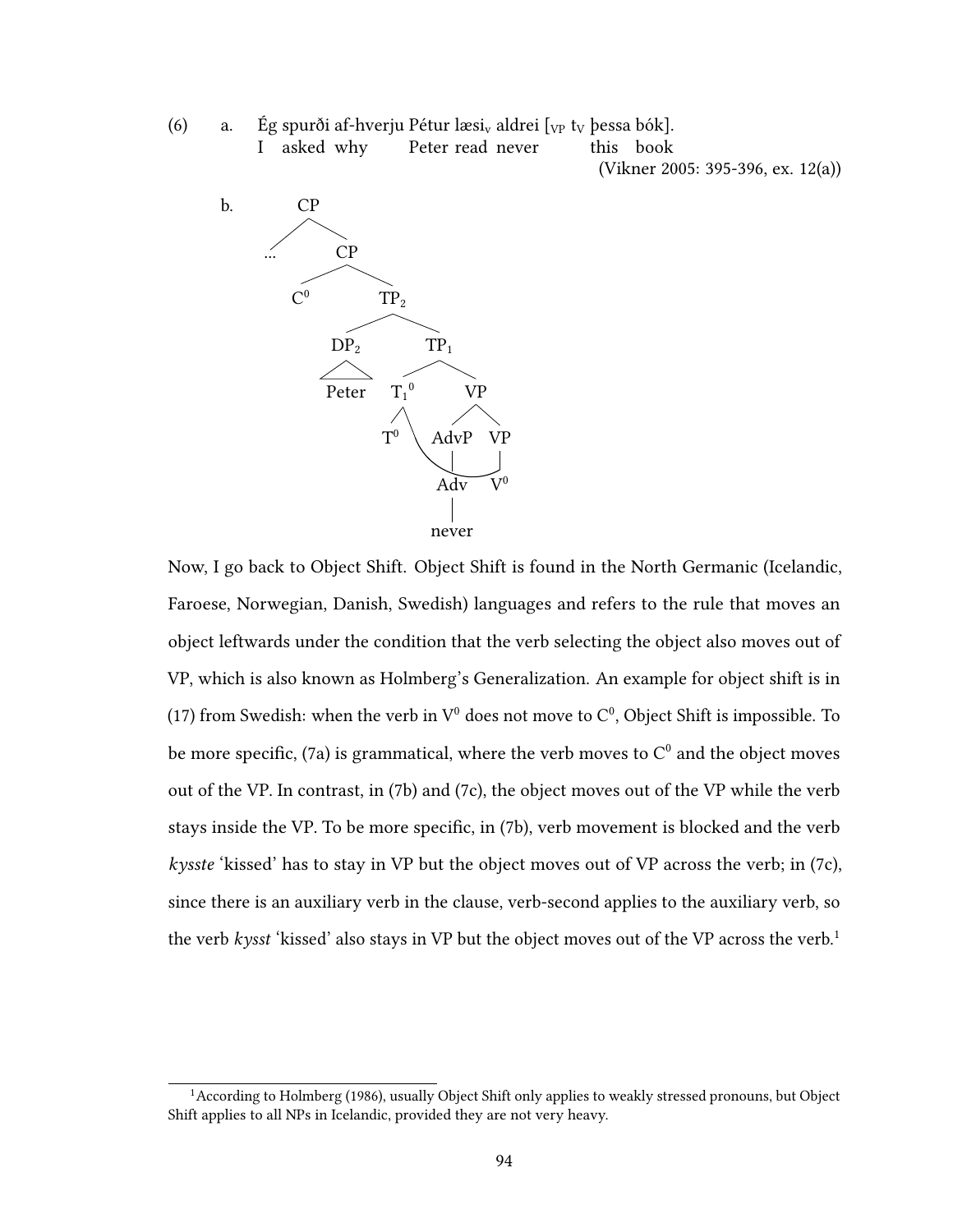(6) a. Ég spurði af-hverju Pétur læsi$_v$ aldrei [$_{VP}$ t$_V$ þessa bók].
I asked why Peter read never this book

(Vikner 2005: 395-396, ex. 12(a))

b.

```
            CP
           /  \
         ...   CP
              /  \
            C0    TP2
                 /   \
              DP2     TP1
               |     /   \
             Peter  T1^0   VP
                    |     /  \
                    T0  AdvP  VP
                         |     |
                        Adv    V0
                         |
                       never
```

Now, I go back to Object Shift. Object Shift is found in the North Germanic (Icelandic, Faroese, Norwegian, Danish, Swedish) languages and refers to the rule that moves an object leftwards under the condition that the verb selecting the object also moves out of VP, which is also known as Holmberg's Generalization. An example for object shift is in (17) from Swedish: when the verb in $V^0$ does not move to $C^0$, Object Shift is impossible. To be more specific, (7a) is grammatical, where the verb moves to $C^0$ and the object moves out of the VP. In contrast, in (7b) and (7c), the object moves out of the VP while the verb stays inside the VP. To be more specific, in (7b), verb movement is blocked and the verb *kysste* 'kissed' has to stay in VP but the object moves out of VP across the verb; in (7c), since there is an auxiliary verb in the clause, verb-second applies to the auxiliary verb, so the verb *kysst* 'kissed' also stays in VP but the object moves out of the VP across the verb.[1]

[1] According to Holmberg (1986), usually Object Shift only applies to weakly stressed pronouns, but Object Shift applies to all NPs in Icelandic, provided they are not very heavy.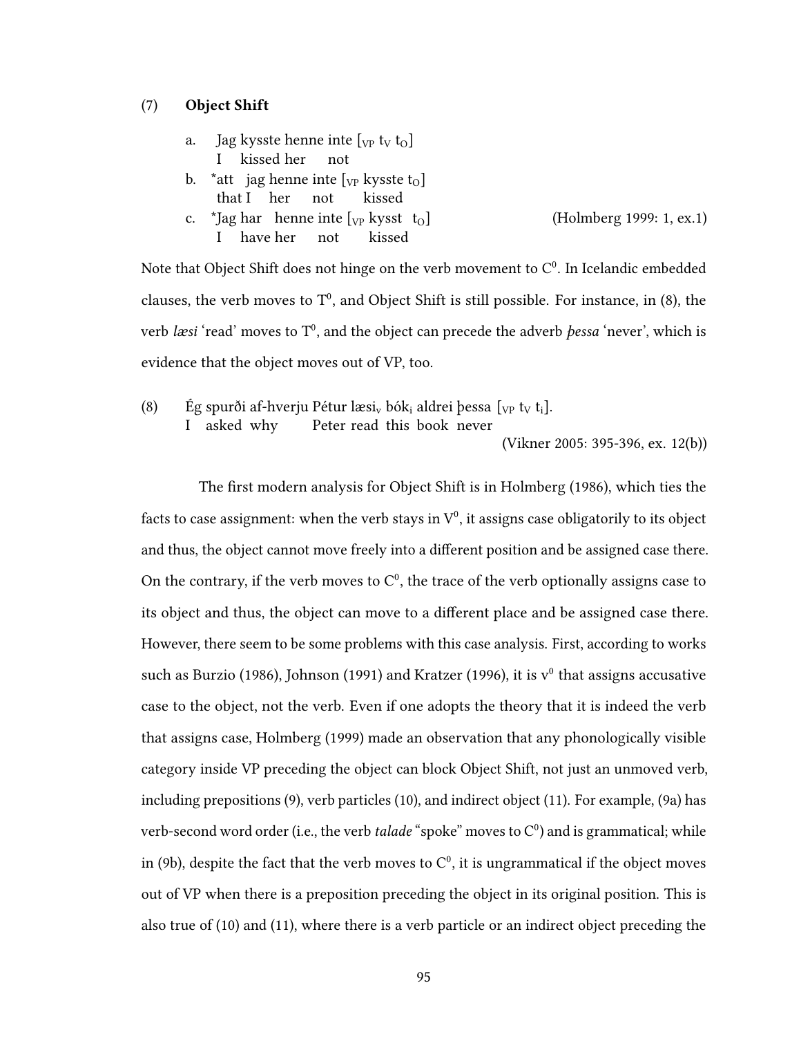(7) **Object Shift**

a. Jag kysste henne inte [$_{VP}$ $t_V$ $t_O$]
   I kissed her not

b. *att jag henne inte [$_{VP}$ kysste $t_O$]
   that I her not kissed

c. *Jag har henne inte [$_{VP}$ kysst $t_O$] (Holmberg 1999: 1, ex.1)
   I have her not kissed

Note that Object Shift does not hinge on the verb movement to $C^0$. In Icelandic embedded clauses, the verb moves to $T^0$, and Object Shift is still possible. For instance, in (8), the verb *læsi* 'read' moves to $T^0$, and the object can precede the adverb *þessa* 'never', which is evidence that the object moves out of VP, too.

(8) Ég spurði af-hverju Pétur $læsi_v$ $bók_i$ aldrei þessa [$_{VP}$ $t_V$ $t_i$].
    I asked why Peter read this book never
    (Vikner 2005: 395-396, ex. 12(b))

The first modern analysis for Object Shift is in Holmberg (1986), which ties the facts to case assignment: when the verb stays in $V^0$, it assigns case obligatorily to its object and thus, the object cannot move freely into a different position and be assigned case there. On the contrary, if the verb moves to $C^0$, the trace of the verb optionally assigns case to its object and thus, the object can move to a different place and be assigned case there. However, there seem to be some problems with this case analysis. First, according to works such as Burzio (1986), Johnson (1991) and Kratzer (1996), it is $v^0$ that assigns accusative case to the object, not the verb. Even if one adopts the theory that it is indeed the verb that assigns case, Holmberg (1999) made an observation that any phonologically visible category inside VP preceding the object can block Object Shift, not just an unmoved verb, including prepositions (9), verb particles (10), and indirect object (11). For example, (9a) has verb-second word order (i.e., the verb *talade* "spoke" moves to $C^0$) and is grammatical; while in (9b), despite the fact that the verb moves to $C^0$, it is ungrammatical if the object moves out of VP when there is a preposition preceding the object in its original position. This is also true of (10) and (11), where there is a verb particle or an indirect object preceding the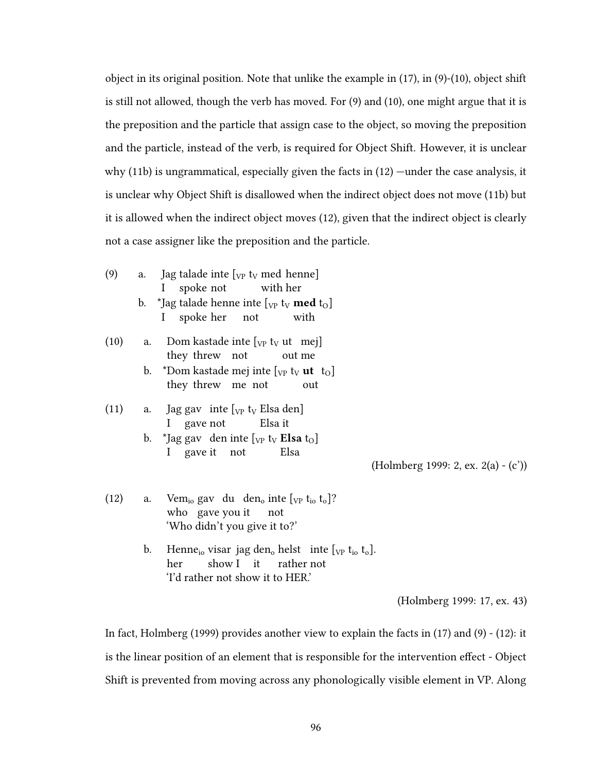object in its original position. Note that unlike the example in (17), in (9)-(10), object shift is still not allowed, though the verb has moved. For (9) and (10), one might argue that it is the preposition and the particle that assign case to the object, so moving the preposition and the particle, instead of the verb, is required for Object Shift. However, it is unclear why (11b) is ungrammatical, especially given the facts in (12) —under the case analysis, it is unclear why Object Shift is disallowed when the indirect object does not move (11b) but it is allowed when the indirect object moves (12), given that the indirect object is clearly not a case assigner like the preposition and the particle.

(9) a. Jag talade inte [$_{VP}$ $t_V$ med henne]
   I spoke not with her

   b. *Jag talade henne inte [$_{VP}$ $t_V$ **med** $t_O$]
   I spoke her not with

(10) a. Dom kastade inte [$_{VP}$ $t_V$ ut mej]
   they threw not out me

   b. *Dom kastade mej inte [$_{VP}$ $t_V$ **ut** $t_O$]
   they threw me not out

(11) a. Jag gav inte [$_{VP}$ $t_V$ Elsa den]
   I gave not Elsa it

   b. *Jag gav den inte [$_{VP}$ $t_V$ **Elsa** $t_O$]
   I gave it not Elsa

(Holmberg 1999: 2, ex. 2(a) - (c'))

(12) a. Vem$_{io}$ gav du den$_o$ inte [$_{VP}$ $t_{io}$ $t_o$]?
   who gave you it not
   'Who didn't you give it to?'

   b. Henne$_{io}$ visar jag den$_o$ helst inte [$_{VP}$ $t_{io}$ $t_o$].
   her show I it rather not
   'I'd rather not show it to HER.'

(Holmberg 1999: 17, ex. 43)

In fact, Holmberg (1999) provides another view to explain the facts in (17) and (9) - (12): it is the linear position of an element that is responsible for the intervention effect - Object Shift is prevented from moving across any phonologically visible element in VP. Along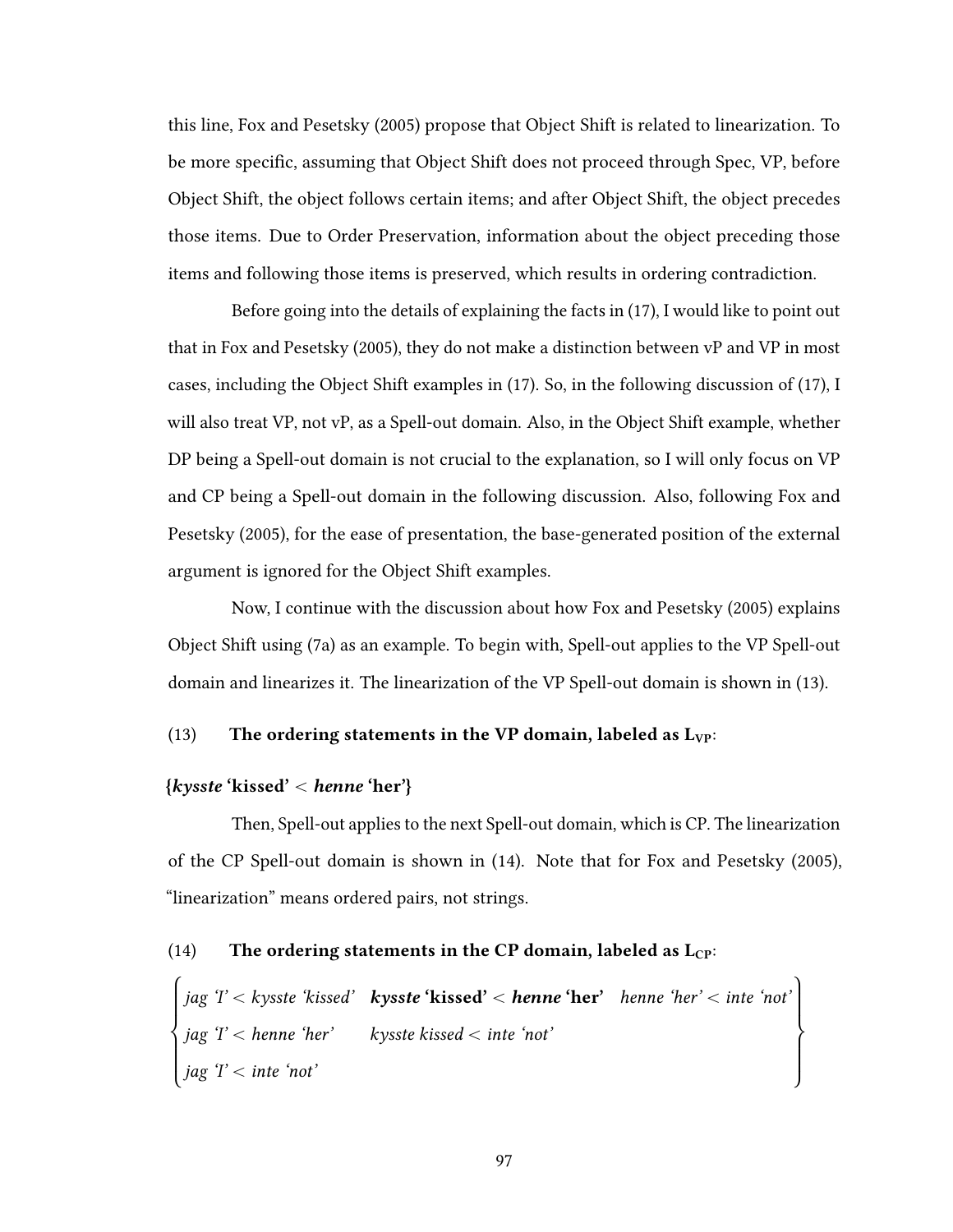this line, Fox and Pesetsky (2005) propose that Object Shift is related to linearization. To be more specific, assuming that Object Shift does not proceed through Spec, VP, before Object Shift, the object follows certain items; and after Object Shift, the object precedes those items. Due to Order Preservation, information about the object preceding those items and following those items is preserved, which results in ordering contradiction.

Before going into the details of explaining the facts in (17), I would like to point out that in Fox and Pesetsky (2005), they do not make a distinction between vP and VP in most cases, including the Object Shift examples in (17). So, in the following discussion of (17), I will also treat VP, not vP, as a Spell-out domain. Also, in the Object Shift example, whether DP being a Spell-out domain is not crucial to the explanation, so I will only focus on VP and CP being a Spell-out domain in the following discussion. Also, following Fox and Pesetsky (2005), for the ease of presentation, the base-generated position of the external argument is ignored for the Object Shift examples.

Now, I continue with the discussion about how Fox and Pesetsky (2005) explains Object Shift using (7a) as an example. To begin with, Spell-out applies to the VP Spell-out domain and linearizes it. The linearization of the VP Spell-out domain is shown in (13).

(13) **The ordering statements in the VP domain, labeled as $L_{VP}$:**

**{*kysste* 'kissed' < *henne* 'her'}**

Then, Spell-out applies to the next Spell-out domain, which is CP. The linearization of the CP Spell-out domain is shown in (14). Note that for Fox and Pesetsky (2005), "linearization" means ordered pairs, not strings.

(14) **The ordering statements in the CP domain, labeled as $L_{CP}$:**

{
*jag* 'I' < *kysste* 'kissed' **kysste 'kissed' < henne 'her'** *henne* 'her' < *inte* 'not'
*jag* 'I' < *henne* 'her' *kysste kissed* < *inte* 'not'
*jag* 'I' < *inte* 'not'
}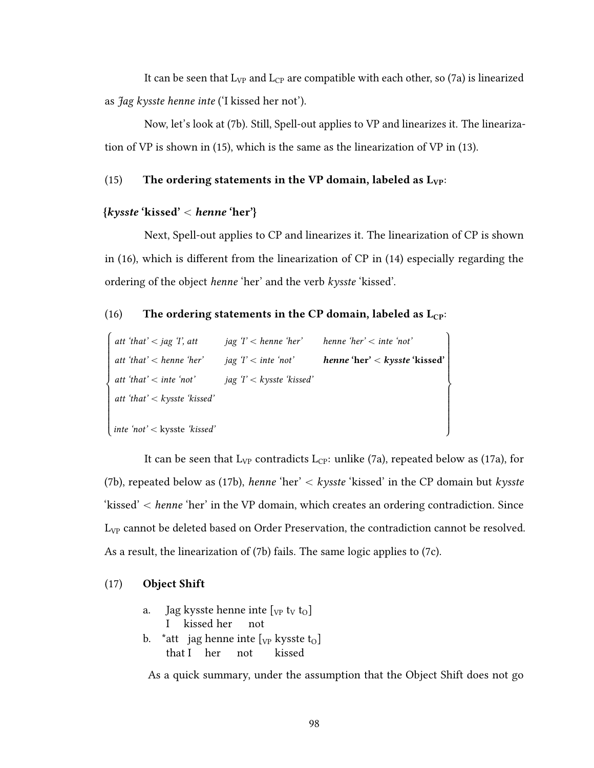It can be seen that $L_{VP}$ and $L_{CP}$ are compatible with each other, so (7a) is linearized as *Jag kysste henne inte* ('I kissed her not').

Now, let's look at (7b). Still, Spell-out applies to VP and linearizes it. The linearization of VP is shown in (15), which is the same as the linearization of VP in (13).

(15) **The ordering statements in the VP domain, labeled as $L_{VP}$:**

**{*kysste* 'kissed' < *henne* 'her'}**

Next, Spell-out applies to CP and linearizes it. The linearization of CP is shown in (16), which is different from the linearization of CP in (14) especially regarding the ordering of the object *henne* 'her' and the verb *kysste* 'kissed'.

(16) **The ordering statements in the CP domain, labeled as $L_{CP}$:**

{
*att 'that' < jag 'I', att* &nbsp;&nbsp; *jag 'I' < henne 'her'* &nbsp;&nbsp; *henne 'her' < inte 'not'*
*att 'that' < henne 'her'* &nbsp;&nbsp; *jag 'I' < inte 'not'* &nbsp;&nbsp; ***henne* 'her' < *kysste* 'kissed'**
*att 'that' < inte 'not'* &nbsp;&nbsp; *jag 'I' < kysste 'kissed'*
*att 'that' < kysste 'kissed'*
*inte 'not' <* kysste *'kissed'*
}

It can be seen that $L_{VP}$ contradicts $L_{CP}$: unlike (7a), repeated below as (17a), for (7b), repeated below as (17b), *henne* 'her' < *kysste* 'kissed' in the CP domain but *kysste* 'kissed' < *henne* 'her' in the VP domain, which creates an ordering contradiction. Since $L_{VP}$ cannot be deleted based on Order Preservation, the contradiction cannot be resolved. As a result, the linearization of (7b) fails. The same logic applies to (7c).

(17) **Object Shift**

a. Jag kysste henne inte [$_{VP}$ $t_V$ $t_O$]
   I kissed her not

b. *att jag henne inte [$_{VP}$ kysste $t_O$]
   that I her not kissed

As a quick summary, under the assumption that the Object Shift does not go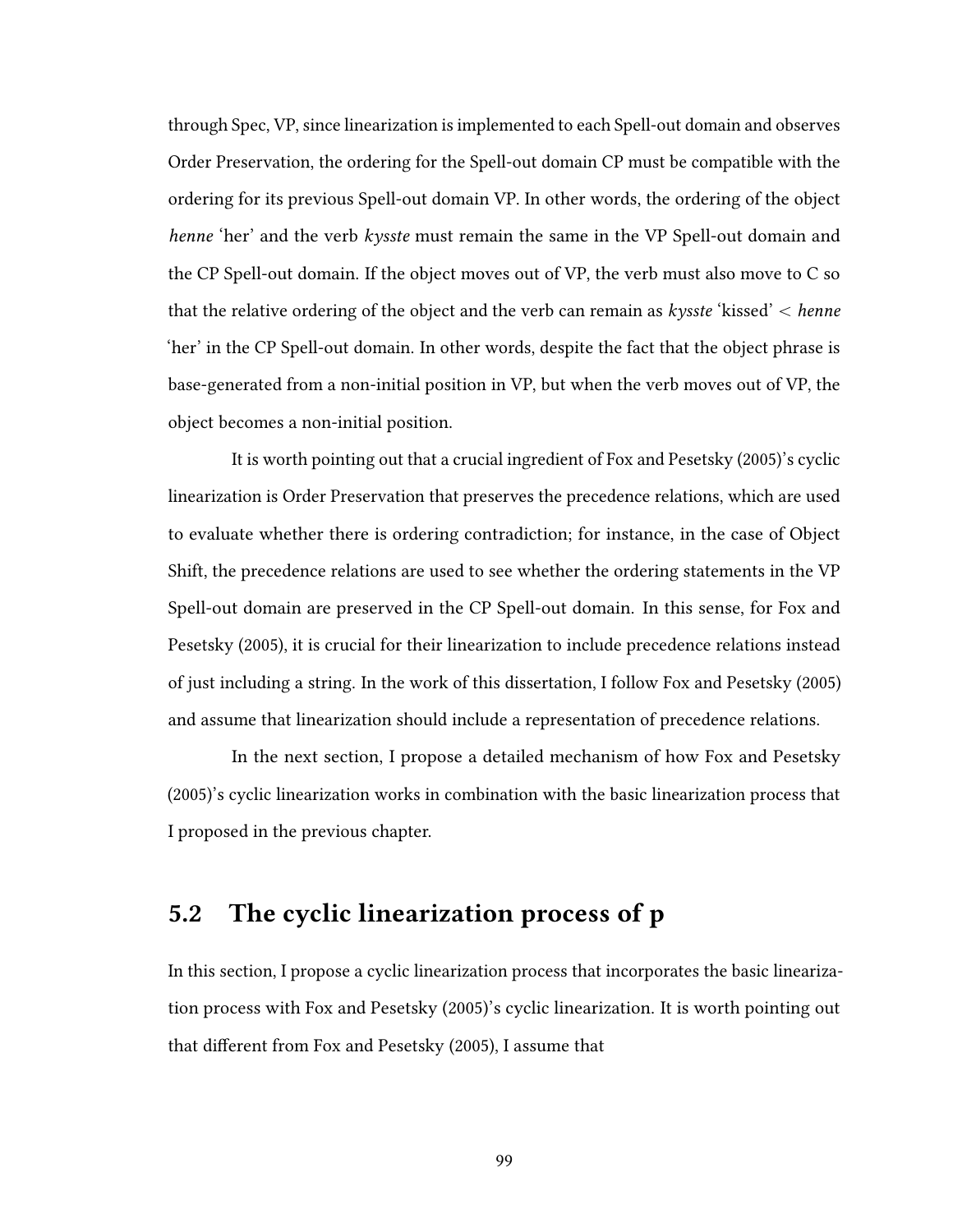through Spec, VP, since linearization is implemented to each Spell-out domain and observes Order Preservation, the ordering for the Spell-out domain CP must be compatible with the ordering for its previous Spell-out domain VP. In other words, the ordering of the object *henne* 'her' and the verb *kysste* must remain the same in the VP Spell-out domain and the CP Spell-out domain. If the object moves out of VP, the verb must also move to C so that the relative ordering of the object and the verb can remain as *kysste* 'kissed' < *henne* 'her' in the CP Spell-out domain. In other words, despite the fact that the object phrase is base-generated from a non-initial position in VP, but when the verb moves out of VP, the object becomes a non-initial position.

It is worth pointing out that a crucial ingredient of Fox and Pesetsky (2005)'s cyclic linearization is Order Preservation that preserves the precedence relations, which are used to evaluate whether there is ordering contradiction; for instance, in the case of Object Shift, the precedence relations are used to see whether the ordering statements in the VP Spell-out domain are preserved in the CP Spell-out domain. In this sense, for Fox and Pesetsky (2005), it is crucial for their linearization to include precedence relations instead of just including a string. In the work of this dissertation, I follow Fox and Pesetsky (2005) and assume that linearization should include a representation of precedence relations.

In the next section, I propose a detailed mechanism of how Fox and Pesetsky (2005)'s cyclic linearization works in combination with the basic linearization process that I proposed in the previous chapter.

## 5.2 The cyclic linearization process of p

In this section, I propose a cyclic linearization process that incorporates the basic linearization process with Fox and Pesetsky (2005)'s cyclic linearization. It is worth pointing out that different from Fox and Pesetsky (2005), I assume that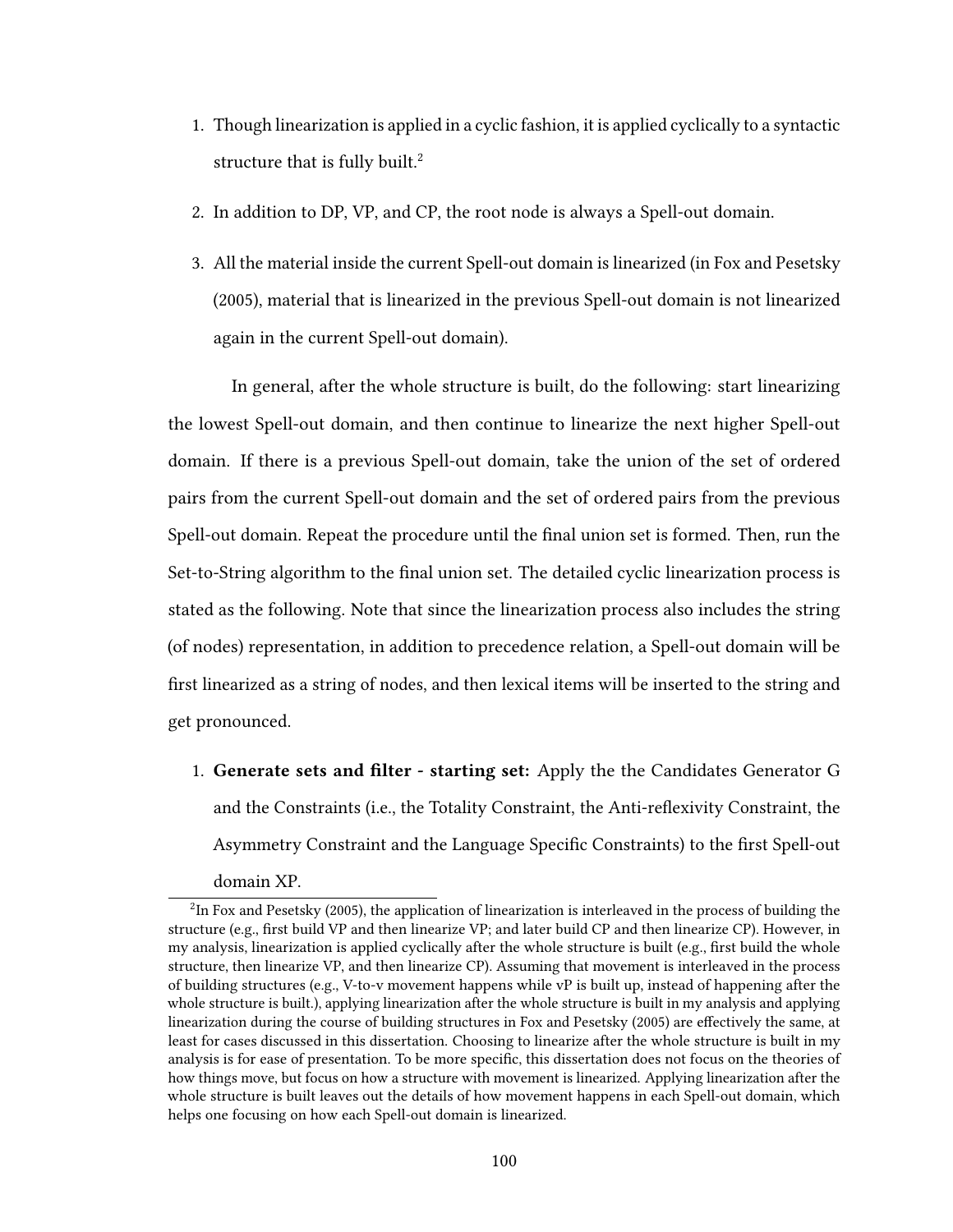1. Though linearization is applied in a cyclic fashion, it is applied cyclically to a syntactic structure that is fully built.[2]

2. In addition to DP, VP, and CP, the root node is always a Spell-out domain.

3. All the material inside the current Spell-out domain is linearized (in Fox and Pesetsky (2005), material that is linearized in the previous Spell-out domain is not linearized again in the current Spell-out domain).

In general, after the whole structure is built, do the following: start linearizing the lowest Spell-out domain, and then continue to linearize the next higher Spell-out domain. If there is a previous Spell-out domain, take the union of the set of ordered pairs from the current Spell-out domain and the set of ordered pairs from the previous Spell-out domain. Repeat the procedure until the final union set is formed. Then, run the Set-to-String algorithm to the final union set. The detailed cyclic linearization process is stated as the following. Note that since the linearization process also includes the string (of nodes) representation, in addition to precedence relation, a Spell-out domain will be first linearized as a string of nodes, and then lexical items will be inserted to the string and get pronounced.

1. **Generate sets and filter - starting set:** Apply the the Candidates Generator G and the Constraints (i.e., the Totality Constraint, the Anti-reflexivity Constraint, the Asymmetry Constraint and the Language Specific Constraints) to the first Spell-out domain XP.

---

[2] In Fox and Pesetsky (2005), the application of linearization is interleaved in the process of building the structure (e.g., first build VP and then linearize VP; and later build CP and then linearize CP). However, in my analysis, linearization is applied cyclically after the whole structure is built (e.g., first build the whole structure, then linearize VP, and then linearize CP). Assuming that movement is interleaved in the process of building structures (e.g., V-to-v movement happens while vP is built up, instead of happening after the whole structure is built.), applying linearization after the whole structure is built in my analysis and applying linearization during the course of building structures in Fox and Pesetsky (2005) are effectively the same, at least for cases discussed in this dissertation. Choosing to linearize after the whole structure is built in my analysis is for ease of presentation. To be more specific, this dissertation does not focus on the theories of how things move, but focus on how a structure with movement is linearized. Applying linearization after the whole structure is built leaves out the details of how movement happens in each Spell-out domain, which helps one focusing on how each Spell-out domain is linearized.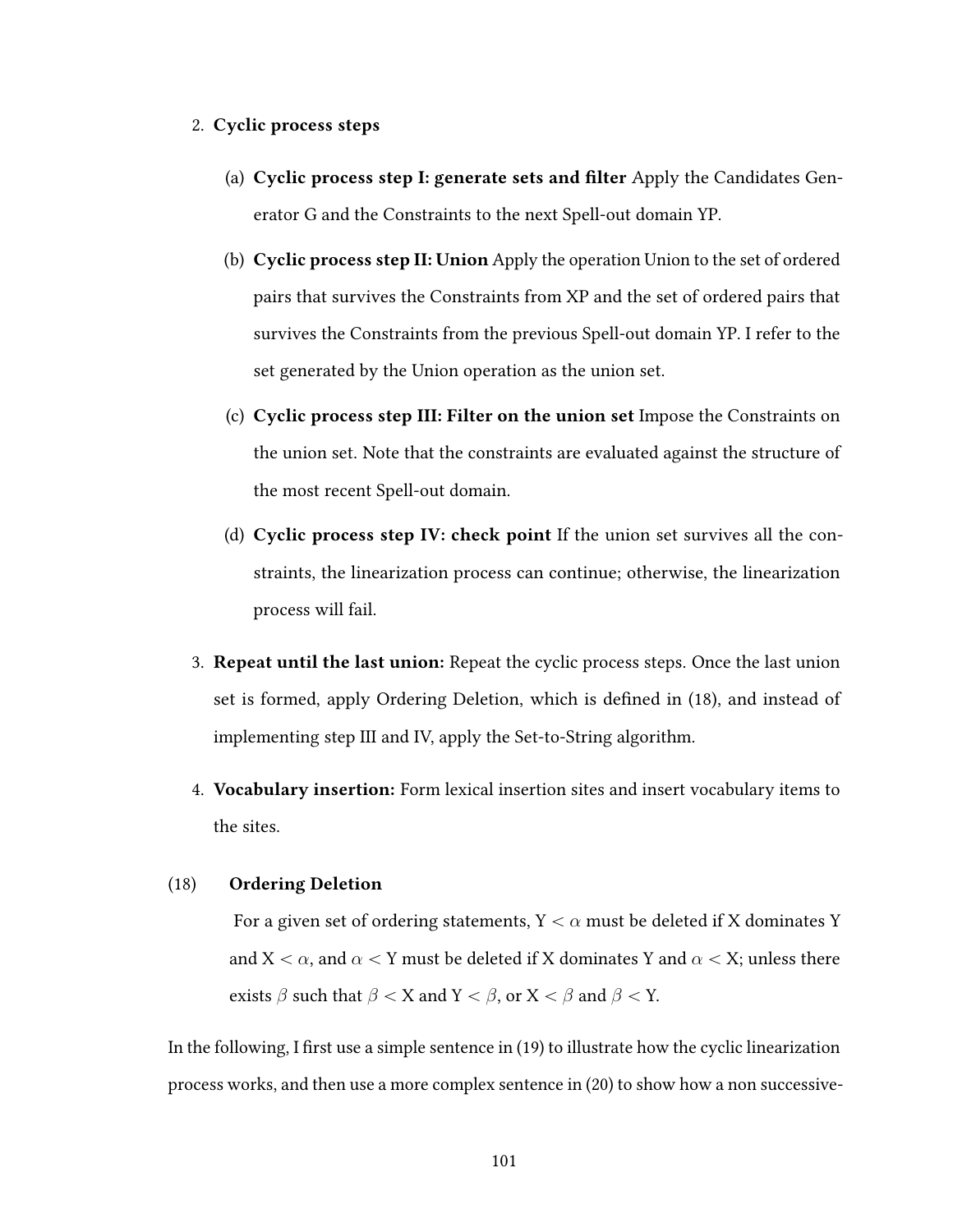2. **Cyclic process steps**

   (a) **Cyclic process step I: generate sets and filter** Apply the Candidates Generator G and the Constraints to the next Spell-out domain YP.

   (b) **Cyclic process step II: Union** Apply the operation Union to the set of ordered pairs that survives the Constraints from XP and the set of ordered pairs that survives the Constraints from the previous Spell-out domain YP. I refer to the set generated by the Union operation as the union set.

   (c) **Cyclic process step III: Filter on the union set** Impose the Constraints on the union set. Note that the constraints are evaluated against the structure of the most recent Spell-out domain.

   (d) **Cyclic process step IV: check point** If the union set survives all the constraints, the linearization process can continue; otherwise, the linearization process will fail.

3. **Repeat until the last union:** Repeat the cyclic process steps. Once the last union set is formed, apply Ordering Deletion, which is defined in (18), and instead of implementing step III and IV, apply the Set-to-String algorithm.

4. **Vocabulary insertion:** Form lexical insertion sites and insert vocabulary items to the sites.

(18) **Ordering Deletion**

For a given set of ordering statements, Y $< \alpha$ must be deleted if X dominates Y and X $< \alpha$, and $\alpha <$ Y must be deleted if X dominates Y and $\alpha <$ X; unless there exists $\beta$ such that $\beta <$ X and Y $< \beta$, or X $< \beta$ and $\beta <$ Y.

In the following, I first use a simple sentence in (19) to illustrate how the cyclic linearization process works, and then use a more complex sentence in (20) to show how a non successive-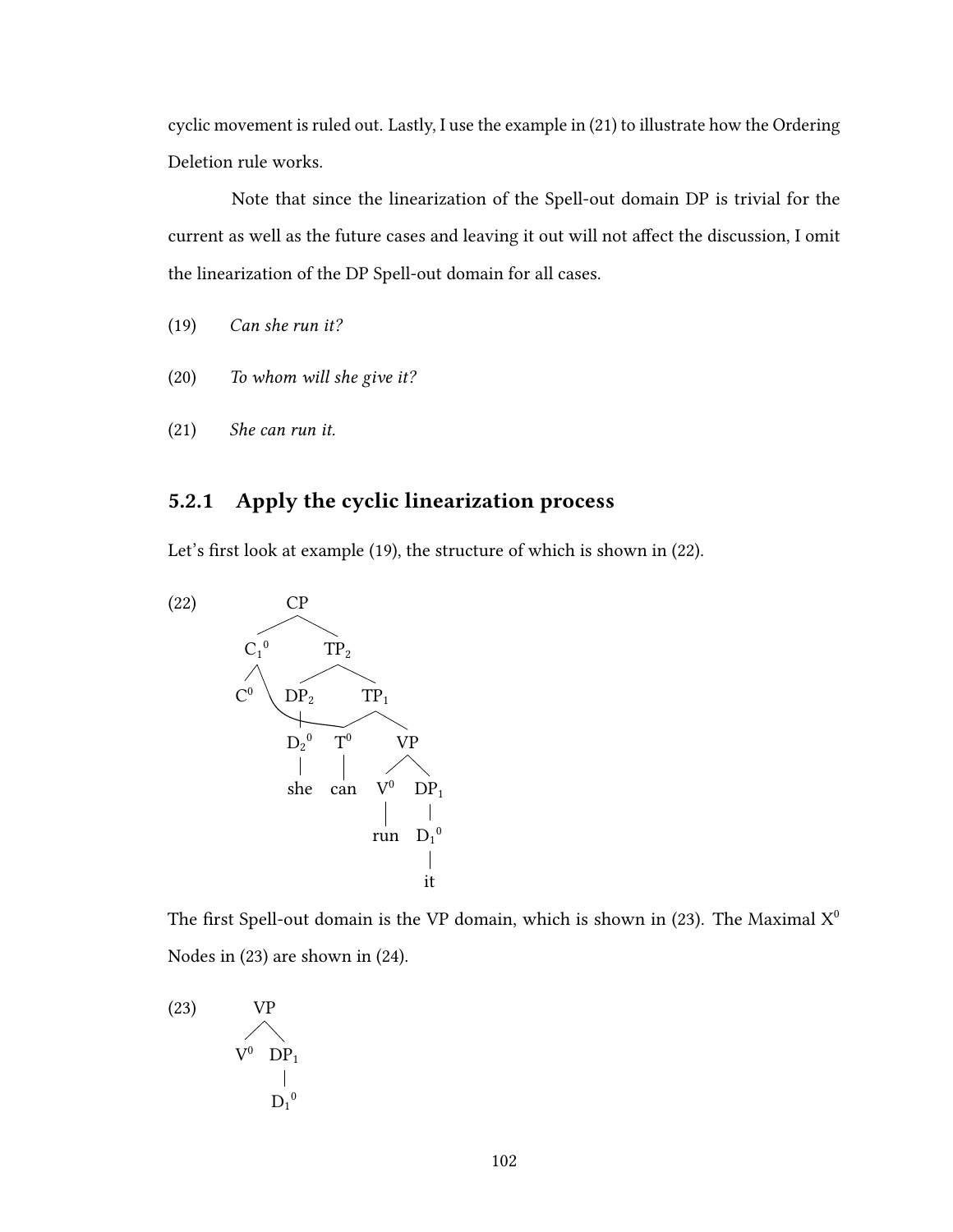cyclic movement is ruled out. Lastly, I use the example in (21) to illustrate how the Ordering Deletion rule works.

Note that since the linearization of the Spell-out domain DP is trivial for the current as well as the future cases and leaving it out will not affect the discussion, I omit the linearization of the DP Spell-out domain for all cases.

(19) *Can she run it?*

(20) *To whom will she give it?*

(21) *She can run it.*

### 5.2.1 Apply the cyclic linearization process

Let's first look at example (19), the structure of which is shown in (22).

(22)

```
              CP
           /      \
       C1^0        TP2
       /  \       /    \
     C^0   \   DP2      TP1
            \   |      /    \
             \ D2^0  T^0     VP
                |     |     /   \
               she   can  V^0   DP1
                           |     |
                          run   D1^0
                                 |
                                 it
```

The first Spell-out domain is the VP domain, which is shown in (23). The Maximal $X^0$ Nodes in (23) are shown in (24).

(23)

```
      VP
     /  \
   V^0   DP1
          |
         D1^0
```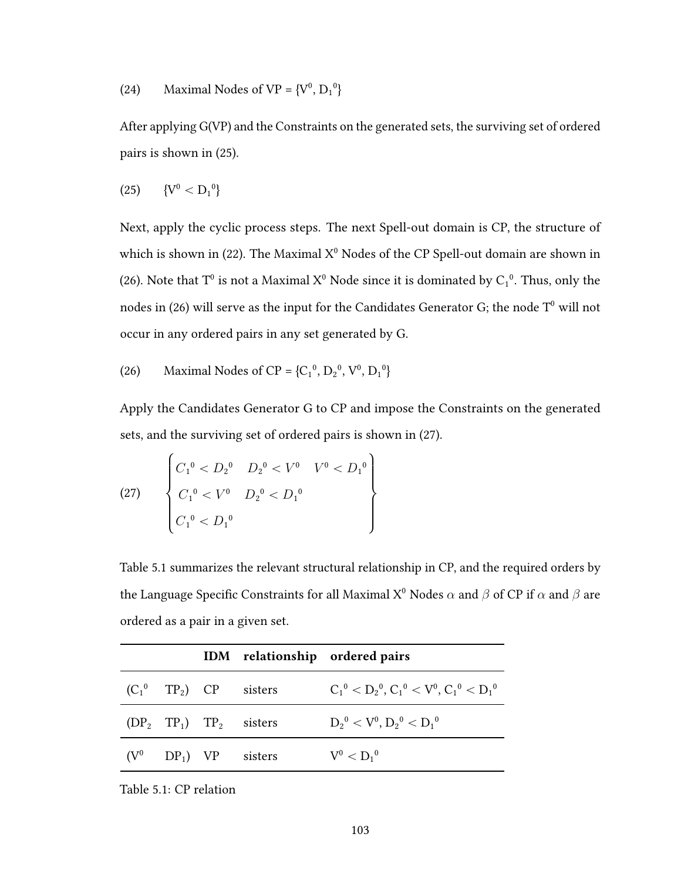(24) Maximal Nodes of VP = $\{V^0, {D_1}^0\}$

After applying G(VP) and the Constraints on the generated sets, the surviving set of ordered pairs is shown in (25).

(25) $\{V^0 < {D_1}^0\}$

Next, apply the cyclic process steps. The next Spell-out domain is CP, the structure of which is shown in (22). The Maximal $X^0$ Nodes of the CP Spell-out domain are shown in (26). Note that $T^0$ is not a Maximal $X^0$ Node since it is dominated by ${C_1}^0$. Thus, only the nodes in (26) will serve as the input for the Candidates Generator G; the node $T^0$ will not occur in any ordered pairs in any set generated by G.

(26) Maximal Nodes of CP = $\{{C_1}^0, {D_2}^0, V^0, {D_1}^0\}$

Apply the Candidates Generator G to CP and impose the Constraints on the generated sets, and the surviving set of ordered pairs is shown in (27).

(27)
$$\begin{Bmatrix} {C_1}^0 < {D_2}^0 & {D_2}^0 < V^0 & V^0 < {D_1}^0 \\ {C_1}^0 < V^0 & {D_2}^0 < {D_1}^0 & \\ {C_1}^0 < {D_1}^0 & & \end{Bmatrix}$$

Table 5.1 summarizes the relevant structural relationship in CP, and the required orders by the Language Specific Constraints for all Maximal $X^0$ Nodes $\alpha$ and $\beta$ of CP if $\alpha$ and $\beta$ are ordered as a pair in a given set.

| | IDM | relationship | ordered pairs |
|---|---|---|---|
| $({C_1}^0 \quad TP_2)$ | CP | sisters | ${C_1}^0 < {D_2}^0$, ${C_1}^0 < V^0$, ${C_1}^0 < {D_1}^0$ |
| $(DP_2 \quad TP_1)$ | $TP_2$ | sisters | ${D_2}^0 < V^0$, ${D_2}^0 < {D_1}^0$ |
| $(V^0 \quad DP_1)$ | VP | sisters | $V^0 < {D_1}^0$ |

Table 5.1: CP relation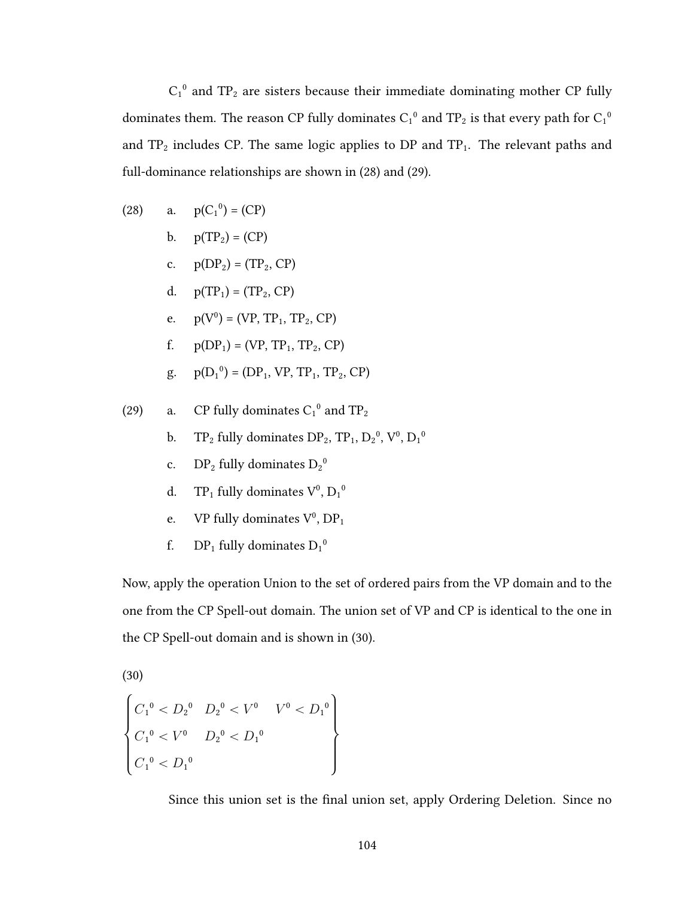$C_1{}^0$ and $TP_2$ are sisters because their immediate dominating mother CP fully dominates them. The reason CP fully dominates $C_1{}^0$ and $TP_2$ is that every path for $C_1{}^0$ and $TP_2$ includes CP. The same logic applies to DP and $TP_1$. The relevant paths and full-dominance relationships are shown in (28) and (29).

(28)
a. $p(C_1{}^0) = (CP)$
b. $p(TP_2) = (CP)$
c. $p(DP_2) = (TP_2, CP)$
d. $p(TP_1) = (TP_2, CP)$
e. $p(V^0) = (VP, TP_1, TP_2, CP)$
f. $p(DP_1) = (VP, TP_1, TP_2, CP)$
g. $p(D_1{}^0) = (DP_1, VP, TP_1, TP_2, CP)$

(29)
a. CP fully dominates $C_1{}^0$ and $TP_2$
b. $TP_2$ fully dominates $DP_2$, $TP_1$, $D_2{}^0$, $V^0$, $D_1{}^0$
c. $DP_2$ fully dominates $D_2{}^0$
d. $TP_1$ fully dominates $V^0$, $D_1{}^0$
e. VP fully dominates $V^0$, $DP_1$
f. $DP_1$ fully dominates $D_1{}^0$

Now, apply the operation Union to the set of ordered pairs from the VP domain and to the one from the CP Spell-out domain. The union set of VP and CP is identical to the one in the CP Spell-out domain and is shown in (30).

(30)

$$\begin{Bmatrix} C_1{}^0 < D_2{}^0 & D_2{}^0 < V^0 & V^0 < D_1{}^0 \\ C_1{}^0 < V^0 & D_2{}^0 < D_1{}^0 & \\ C_1{}^0 < D_1{}^0 & & \end{Bmatrix}$$

Since this union set is the final union set, apply Ordering Deletion. Since no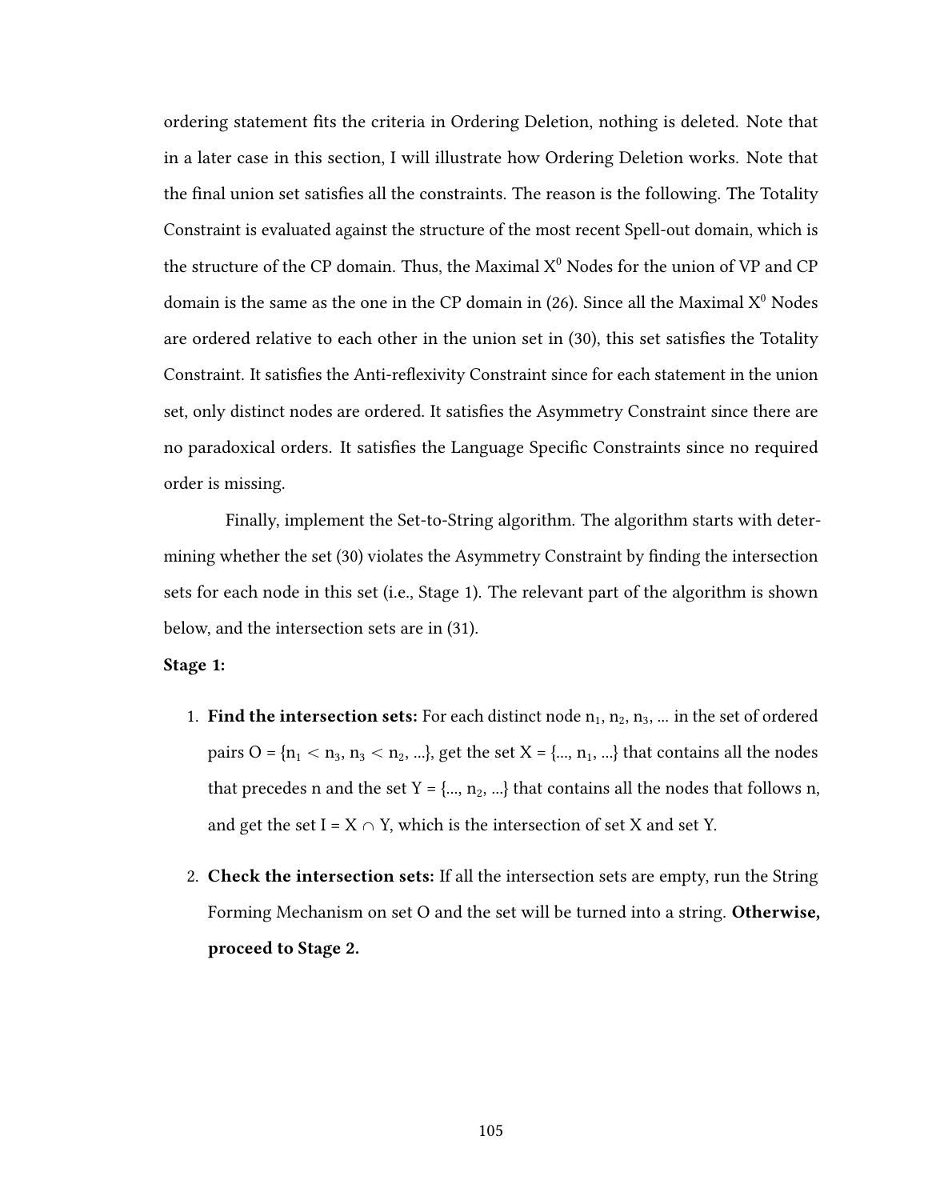ordering statement fits the criteria in Ordering Deletion, nothing is deleted. Note that in a later case in this section, I will illustrate how Ordering Deletion works. Note that the final union set satisfies all the constraints. The reason is the following. The Totality Constraint is evaluated against the structure of the most recent Spell-out domain, which is the structure of the CP domain. Thus, the Maximal $X^0$ Nodes for the union of VP and CP domain is the same as the one in the CP domain in (26). Since all the Maximal $X^0$ Nodes are ordered relative to each other in the union set in (30), this set satisfies the Totality Constraint. It satisfies the Anti-reflexivity Constraint since for each statement in the union set, only distinct nodes are ordered. It satisfies the Asymmetry Constraint since there are no paradoxical orders. It satisfies the Language Specific Constraints since no required order is missing.

Finally, implement the Set-to-String algorithm. The algorithm starts with determining whether the set (30) violates the Asymmetry Constraint by finding the intersection sets for each node in this set (i.e., Stage 1). The relevant part of the algorithm is shown below, and the intersection sets are in (31).

**Stage 1:**

1. **Find the intersection sets:** For each distinct node $n_1$, $n_2$, $n_3$, ... in the set of ordered pairs O = {$n_1 < n_3$, $n_3 < n_2$, ...}, get the set X = {..., $n_1$, ...} that contains all the nodes that precedes n and the set Y = {..., $n_2$, ...} that contains all the nodes that follows n, and get the set I = X $\cap$ Y, which is the intersection of set X and set Y.

2. **Check the intersection sets:** If all the intersection sets are empty, run the String Forming Mechanism on set O and the set will be turned into a string. **Otherwise, proceed to Stage 2.**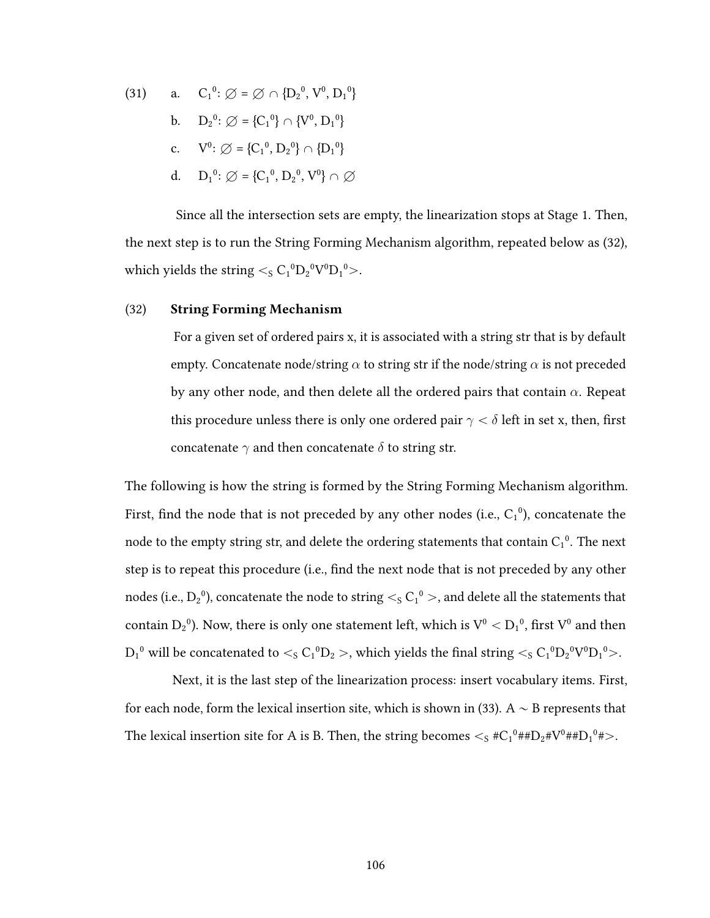(31)
a. $C_1{}^0$: $\varnothing = \varnothing \cap \{D_2{}^0, V^0, D_1{}^0\}$

b. $D_2{}^0$: $\varnothing = \{C_1{}^0\} \cap \{V^0, D_1{}^0\}$

c. $V^0$: $\varnothing = \{C_1{}^0, D_2{}^0\} \cap \{D_1{}^0\}$

d. $D_1{}^0$: $\varnothing = \{C_1{}^0, D_2{}^0, V^0\} \cap \varnothing$

Since all the intersection sets are empty, the linearization stops at Stage 1. Then, the next step is to run the String Forming Mechanism algorithm, repeated below as (32), which yields the string $<_S C_1{}^0D_2{}^0V^0D_1{}^0>$.

(32) **String Forming Mechanism**

For a given set of ordered pairs x, it is associated with a string str that is by default empty. Concatenate node/string $\alpha$ to string str if the node/string $\alpha$ is not preceded by any other node, and then delete all the ordered pairs that contain $\alpha$. Repeat this procedure unless there is only one ordered pair $\gamma < \delta$ left in set x, then, first concatenate $\gamma$ and then concatenate $\delta$ to string str.

The following is how the string is formed by the String Forming Mechanism algorithm. First, find the node that is not preceded by any other nodes (i.e., $C_1{}^0$), concatenate the node to the empty string str, and delete the ordering statements that contain $C_1{}^0$. The next step is to repeat this procedure (i.e., find the next node that is not preceded by any other nodes (i.e., $D_2{}^0$), concatenate the node to string $<_S C_1{}^0>$, and delete all the statements that contain $D_2{}^0$). Now, there is only one statement left, which is $V^0 < D_1{}^0$, first $V^0$ and then $D_1{}^0$ will be concatenated to $<_S C_1{}^0D_2>$, which yields the final string $<_S C_1{}^0D_2{}^0V^0D_1{}^0>$.

Next, it is the last step of the linearization process: insert vocabulary items. First, for each node, form the lexical insertion site, which is shown in (33). A $\sim$ B represents that The lexical insertion site for A is B. Then, the string becomes $<_S$ #$C_1{}^0$##$D_2$#$V^0$##$D_1{}^0$#>.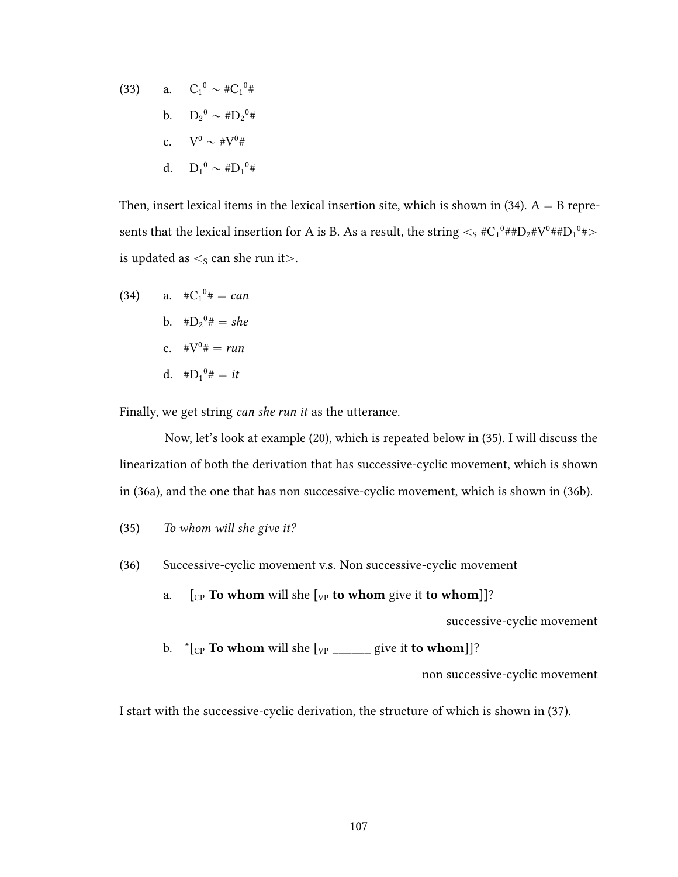(33)
a. $C_1{}^0 \sim \#C_1{}^0\#$

b. $D_2{}^0 \sim \#D_2{}^0\#$

c. $V^0 \sim \#V^0\#$

d. $D_1{}^0 \sim \#D_1{}^0\#$

Then, insert lexical items in the lexical insertion site, which is shown in (34). A = B represents that the lexical insertion for A is B. As a result, the string $<_S \#C_1{}^0\#\#D_2\#V^0\#\#D_1{}^0\#>$ is updated as $<_S$ can she run it$>$.

(34)
a. $\#C_1{}^0\#$ = *can*

b. $\#D_2{}^0\#$ = *she*

c. $\#V^0\#$ = *run*

d. $\#D_1{}^0\#$ = *it*

Finally, we get string *can she run it* as the utterance.

Now, let's look at example (20), which is repeated below in (35). I will discuss the linearization of both the derivation that has successive-cyclic movement, which is shown in (36a), and the one that has non successive-cyclic movement, which is shown in (36b).

(35) *To whom will she give it?*

(36) Successive-cyclic movement v.s. Non successive-cyclic movement

a. [$_{CP}$ **To whom** will she [$_{VP}$ **to whom** give it **to whom**]]?

successive-cyclic movement

b. *[$_{CP}$ **To whom** will she [$_{VP}$ ______ give it **to whom**]]?

non successive-cyclic movement

I start with the successive-cyclic derivation, the structure of which is shown in (37).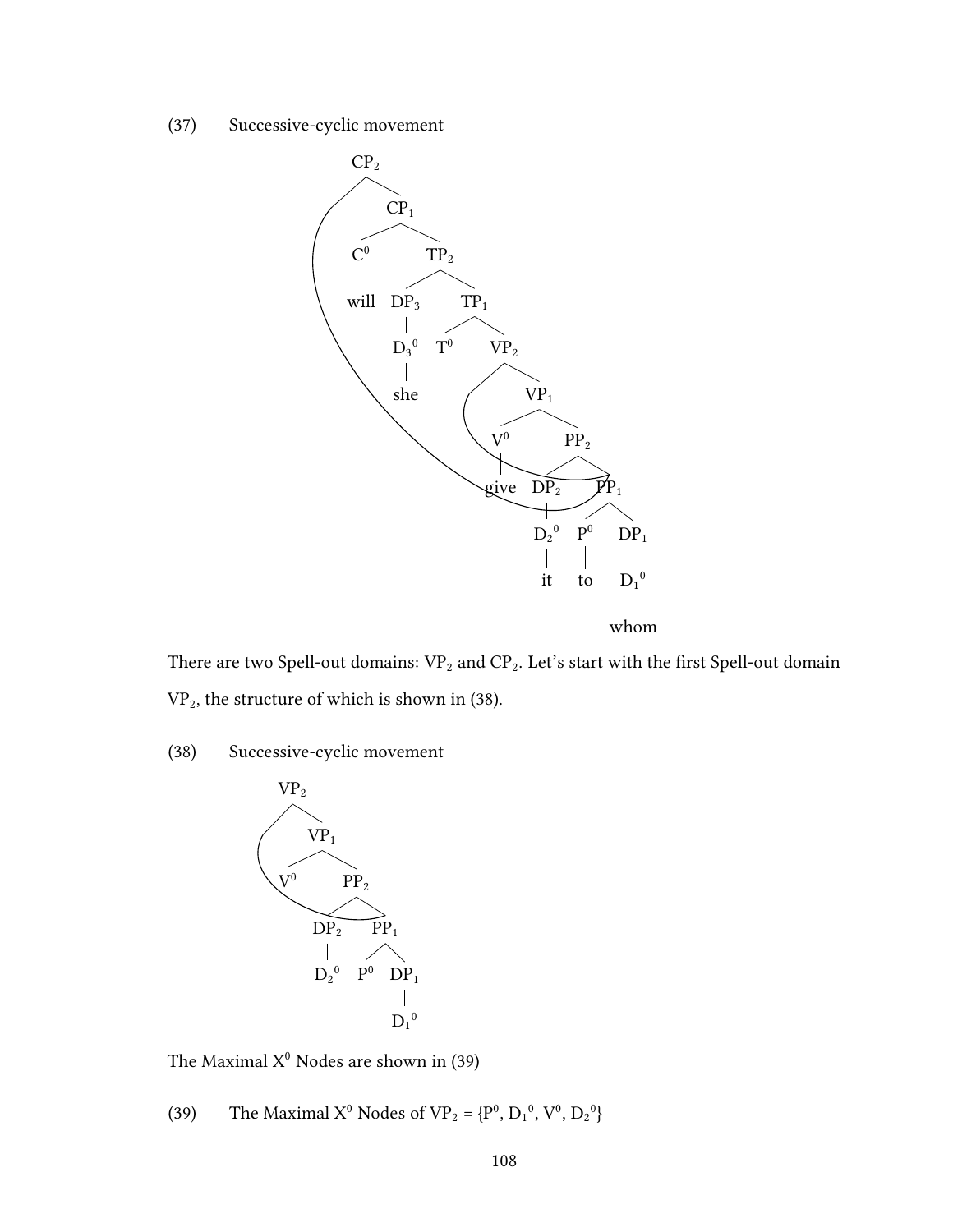(37) Successive-cyclic movement

```
CP2
├── [DP2 moved here]
└── CP1
    ├── C0
    │   └── will
    └── TP2
        ├── DP3
        │   └── D3^0
        │       └── she
        └── TP1
            ├── T0
            └── VP2
                ├── [DP2 moved here]
                └── VP1
                    ├── V0
                    │   └── give
                    └── PP2
                        ├── DP2
                        │   └── D2^0
                        │       └── it
                        └── PP1
                            ├── P0
                            │   └── to
                            └── DP1
                                └── D1^0
                                    └── whom
```

There are two Spell-out domains: $VP_2$ and $CP_2$. Let's start with the first Spell-out domain $VP_2$, the structure of which is shown in (38).

(38) Successive-cyclic movement

```
VP2
├── [DP2 moved here]
└── VP1
    ├── V0
    └── PP2
        ├── DP2
        │   └── D2^0
        └── PP1
            ├── P0
            └── DP1
                └── D1^0
```

The Maximal $X^0$ Nodes are shown in (39)

(39) The Maximal $X^0$ Nodes of $VP_2$ = {$P^0$, $D_1{}^0$, $V^0$, $D_2{}^0$}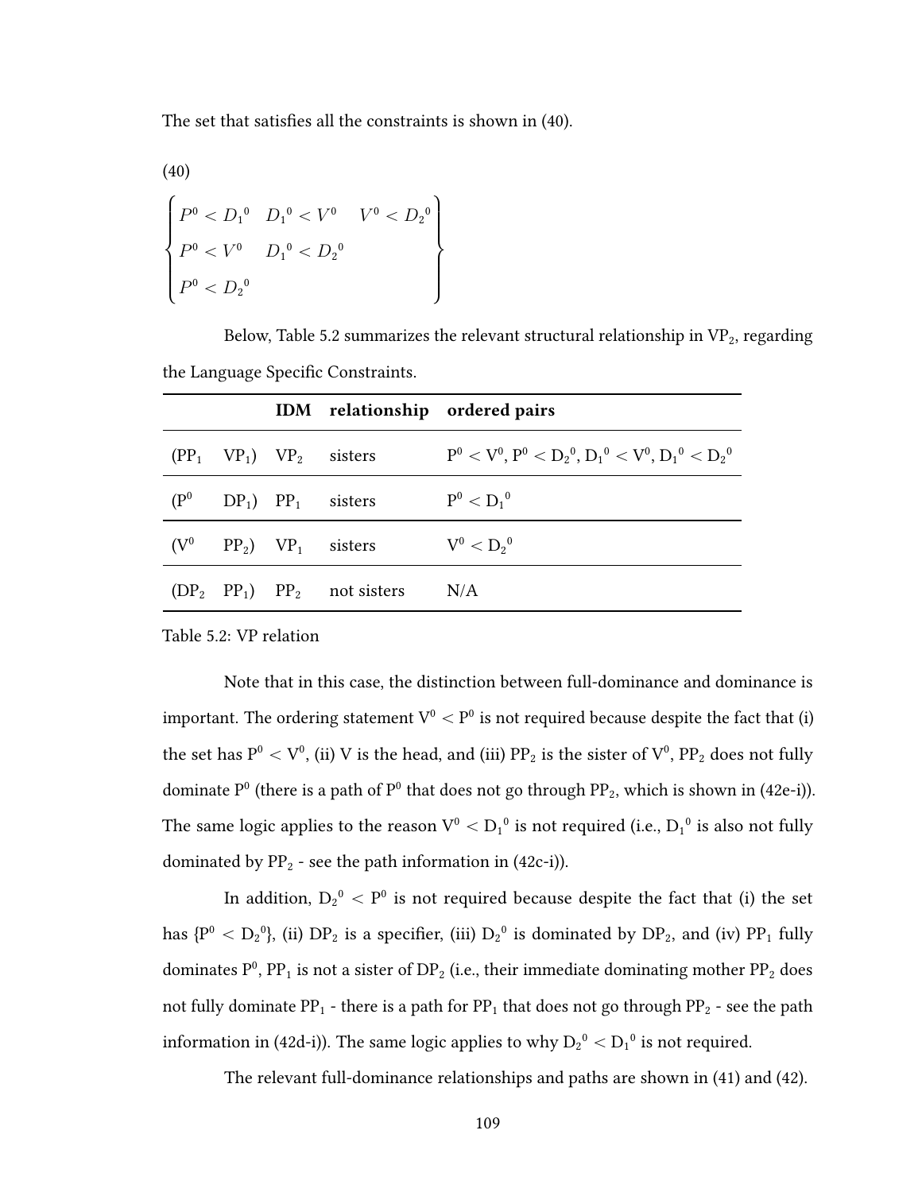The set that satisfies all the constraints is shown in (40).

(40)

$$\begin{Bmatrix} P^0 < {D_1}^0 & {D_1}^0 < V^0 & V^0 < {D_2}^0 \\ P^0 < V^0 & {D_1}^0 < {D_2}^0 & \\ P^0 < {D_2}^0 & & \end{Bmatrix}$$

Below, Table 5.2 summarizes the relevant structural relationship in $VP_2$, regarding the Language Specific Constraints.

| | | IDM | relationship | ordered pairs |
|---|---|---|---|---|
| ($PP_1$ | $VP_1$) | $VP_2$ | sisters | $P^0 < V^0$, $P^0 < {D_2}^0$, ${D_1}^0 < V^0$, ${D_1}^0 < {D_2}^0$ |
| ($P^0$ | $DP_1$) | $PP_1$ | sisters | $P^0 < {D_1}^0$ |
| ($V^0$ | $PP_2$) | $VP_1$ | sisters | $V^0 < {D_2}^0$ |
| ($DP_2$ | $PP_1$) | $PP_2$ | not sisters | N/A |

Table 5.2: VP relation

Note that in this case, the distinction between full-dominance and dominance is important. The ordering statement $V^0 < P^0$ is not required because despite the fact that (i) the set has $P^0 < V^0$, (ii) V is the head, and (iii) $PP_2$ is the sister of $V^0$, $PP_2$ does not fully dominate $P^0$ (there is a path of $P^0$ that does not go through $PP_2$, which is shown in (42e-i)). The same logic applies to the reason $V^0 < {D_1}^0$ is not required (i.e., ${D_1}^0$ is also not fully dominated by $PP_2$ - see the path information in (42c-i)).

In addition, ${D_2}^0 < P^0$ is not required because despite the fact that (i) the set has $\{P^0 < {D_2}^0\}$, (ii) $DP_2$ is a specifier, (iii) ${D_2}^0$ is dominated by $DP_2$, and (iv) $PP_1$ fully dominates $P^0$, $PP_1$ is not a sister of $DP_2$ (i.e., their immediate dominating mother $PP_2$ does not fully dominate $PP_1$ - there is a path for $PP_1$ that does not go through $PP_2$ - see the path information in (42d-i)). The same logic applies to why ${D_2}^0 < {D_1}^0$ is not required.

The relevant full-dominance relationships and paths are shown in (41) and (42).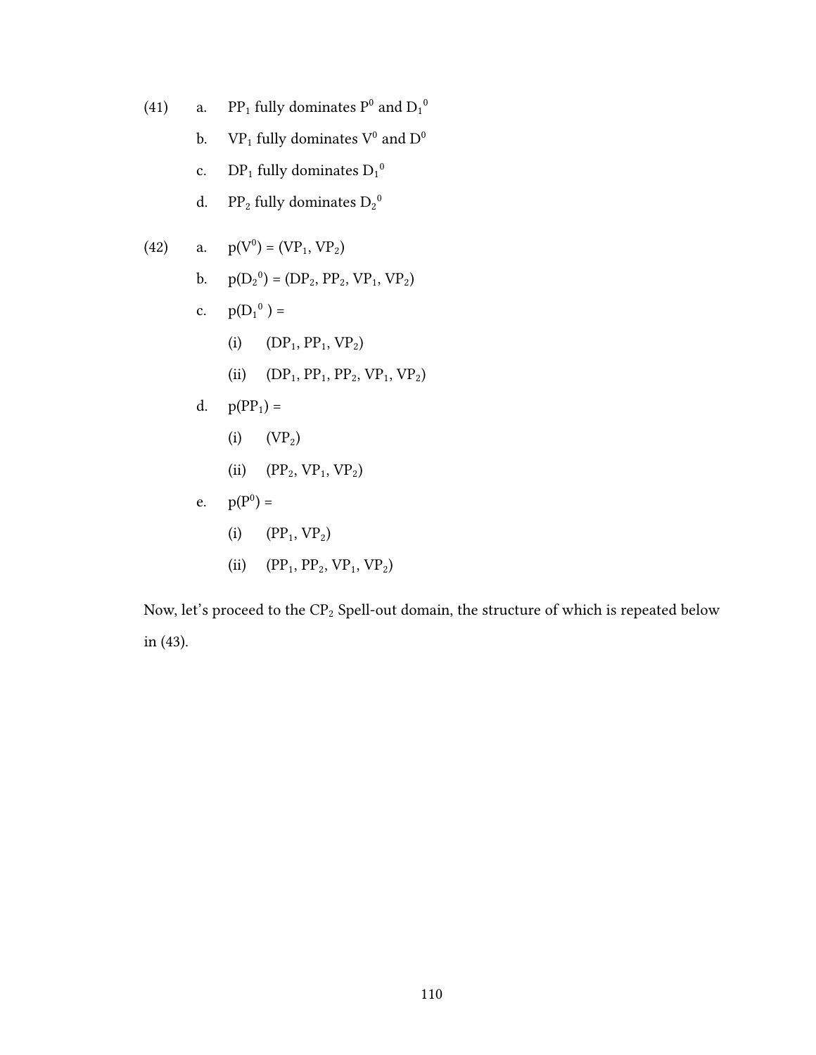(41) a. $PP_1$ fully dominates $P^0$ and $D_1{}^0$

b. $VP_1$ fully dominates $V^0$ and $D^0$

c. $DP_1$ fully dominates $D_1{}^0$

d. $PP_2$ fully dominates $D_2{}^0$

(42) a. $p(V^0) = (VP_1, VP_2)$

b. $p(D_2{}^0) = (DP_2, PP_2, VP_1, VP_2)$

c. $p(D_1{}^0) =$

(i) $(DP_1, PP_1, VP_2)$

(ii) $(DP_1, PP_1, PP_2, VP_1, VP_2)$

d. $p(PP_1) =$

(i) $(VP_2)$

(ii) $(PP_2, VP_1, VP_2)$

e. $p(P^0) =$

(i) $(PP_1, VP_2)$

(ii) $(PP_1, PP_2, VP_1, VP_2)$

Now, let's proceed to the $CP_2$ Spell-out domain, the structure of which is repeated below in (43).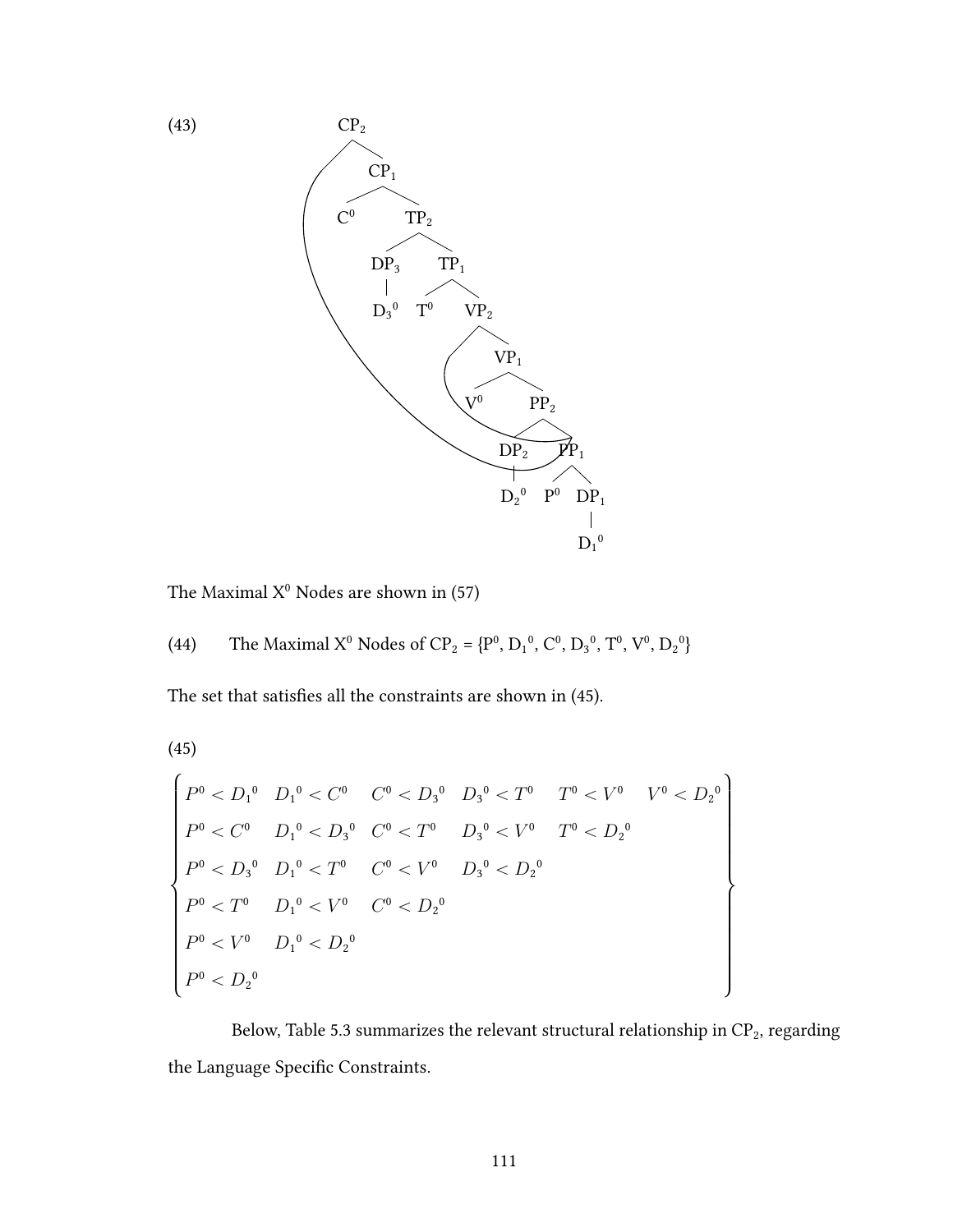(43)

[Tree diagram: $CP_2$ dominates a moved constituent and $CP_1$; $CP_1$ → $C^0$, $TP_2$; $TP_2$ → $DP_3$ ($D_3{}^0$), $TP_1$; $TP_1$ → $T^0$, $VP_2$; $VP_2$ → moved constituent, $VP_1$; $VP_1$ → $V^0$, $PP_2$; $PP_2$ → $DP_2$ ($D_2{}^0$), $PP_1$; $PP_1$ → $P^0$, $DP_1$ ($D_1{}^0$)]

The Maximal $X^0$ Nodes are shown in (57)

(44) The Maximal $X^0$ Nodes of $CP_2$ = {$P^0$, $D_1{}^0$, $C^0$, $D_3{}^0$, $T^0$, $V^0$, $D_2{}^0$}

The set that satisfies all the constraints are shown in (45).

(45)

$$
\left\{
\begin{array}{llllll}
P^0 < {D_1}^0 & {D_1}^0 < C^0 & C^0 < {D_3}^0 & {D_3}^0 < T^0 & T^0 < V^0 & V^0 < {D_2}^0 \\
P^0 < C^0 & {D_1}^0 < {D_3}^0 & C^0 < T^0 & {D_3}^0 < V^0 & T^0 < {D_2}^0 & \\
P^0 < {D_3}^0 & {D_1}^0 < T^0 & C^0 < V^0 & {D_3}^0 < {D_2}^0 & & \\
P^0 < T^0 & {D_1}^0 < V^0 & C^0 < {D_2}^0 & & & \\
P^0 < V^0 & {D_1}^0 < {D_2}^0 & & & & \\
P^0 < {D_2}^0 & & & & &
\end{array}
\right\}
$$

Below, Table 5.3 summarizes the relevant structural relationship in $CP_2$, regarding the Language Specific Constraints.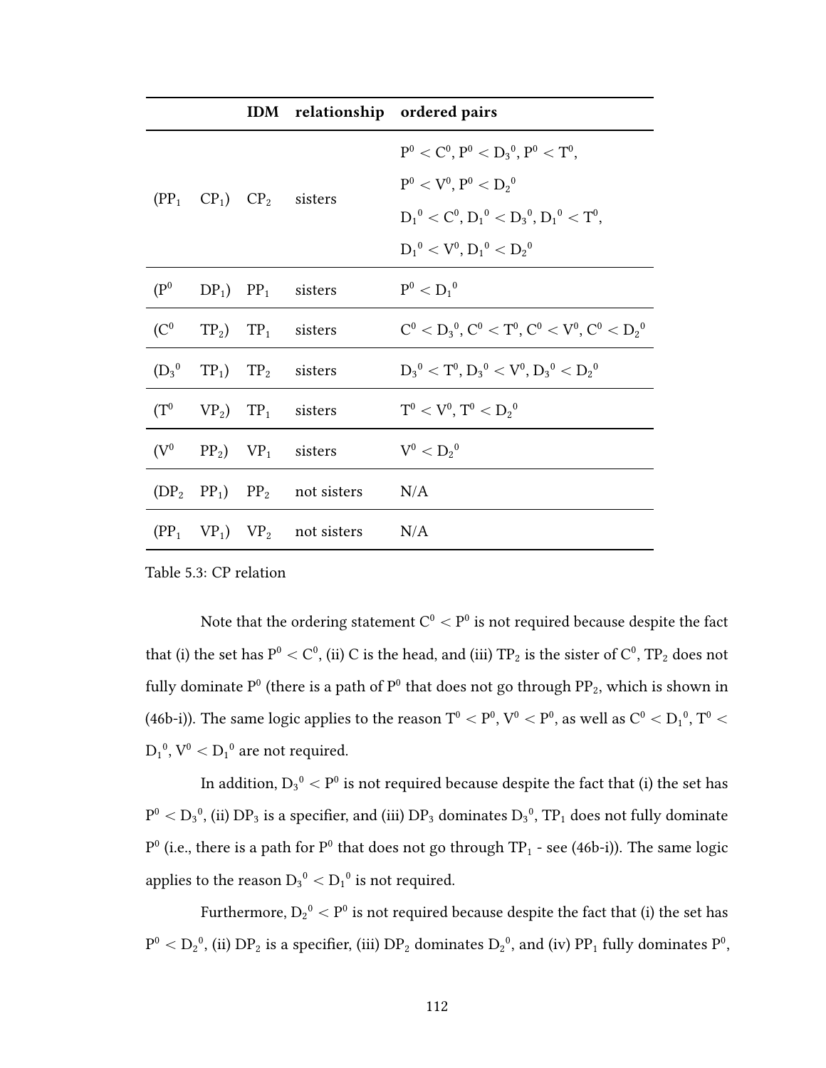| | | IDM | relationship | ordered pairs |
|---|---|---|---|---|
| ($PP_1$ | $CP_1$) | $CP_2$ | sisters | $P^0 < C^0$, $P^0 < {D_3}^0$, $P^0 < T^0$, $P^0 < V^0$, $P^0 < {D_2}^0$ ${D_1}^0 < C^0$, ${D_1}^0 < {D_3}^0$, ${D_1}^0 < T^0$, ${D_1}^0 < V^0$, ${D_1}^0 < {D_2}^0$ |
| ($P^0$ | $DP_1$) | $PP_1$ | sisters | $P^0 < {D_1}^0$ |
| ($C^0$ | $TP_2$) | $TP_1$ | sisters | $C^0 < {D_3}^0$, $C^0 < T^0$, $C^0 < V^0$, $C^0 < {D_2}^0$ |
| (${D_3}^0$ | $TP_1$) | $TP_2$ | sisters | ${D_3}^0 < T^0$, ${D_3}^0 < V^0$, ${D_3}^0 < {D_2}^0$ |
| ($T^0$ | $VP_2$) | $TP_1$ | sisters | $T^0 < V^0$, $T^0 < {D_2}^0$ |
| ($V^0$ | $PP_2$) | $VP_1$ | sisters | $V^0 < {D_2}^0$ |
| ($DP_2$ | $PP_1$) | $PP_2$ | not sisters | N/A |
| ($PP_1$ | $VP_1$) | $VP_2$ | not sisters | N/A |

Table 5.3: CP relation

Note that the ordering statement $C^0 < P^0$ is not required because despite the fact that (i) the set has $P^0 < C^0$, (ii) C is the head, and (iii) $TP_2$ is the sister of $C^0$, $TP_2$ does not fully dominate $P^0$ (there is a path of $P^0$ that does not go through $PP_2$, which is shown in (46b-i)). The same logic applies to the reason $T^0 < P^0$, $V^0 < P^0$, as well as $C^0 < {D_1}^0$, $T^0 < {D_1}^0$, $V^0 < {D_1}^0$ are not required.

In addition, ${D_3}^0 < P^0$ is not required because despite the fact that (i) the set has $P^0 < {D_3}^0$, (ii) $DP_3$ is a specifier, and (iii) $DP_3$ dominates ${D_3}^0$, $TP_1$ does not fully dominate $P^0$ (i.e., there is a path for $P^0$ that does not go through $TP_1$ - see (46b-i)). The same logic applies to the reason ${D_3}^0 < {D_1}^0$ is not required.

Furthermore, ${D_2}^0 < P^0$ is not required because despite the fact that (i) the set has $P^0 < {D_2}^0$, (ii) $DP_2$ is a specifier, (iii) $DP_2$ dominates ${D_2}^0$, and (iv) $PP_1$ fully dominates $P^0$,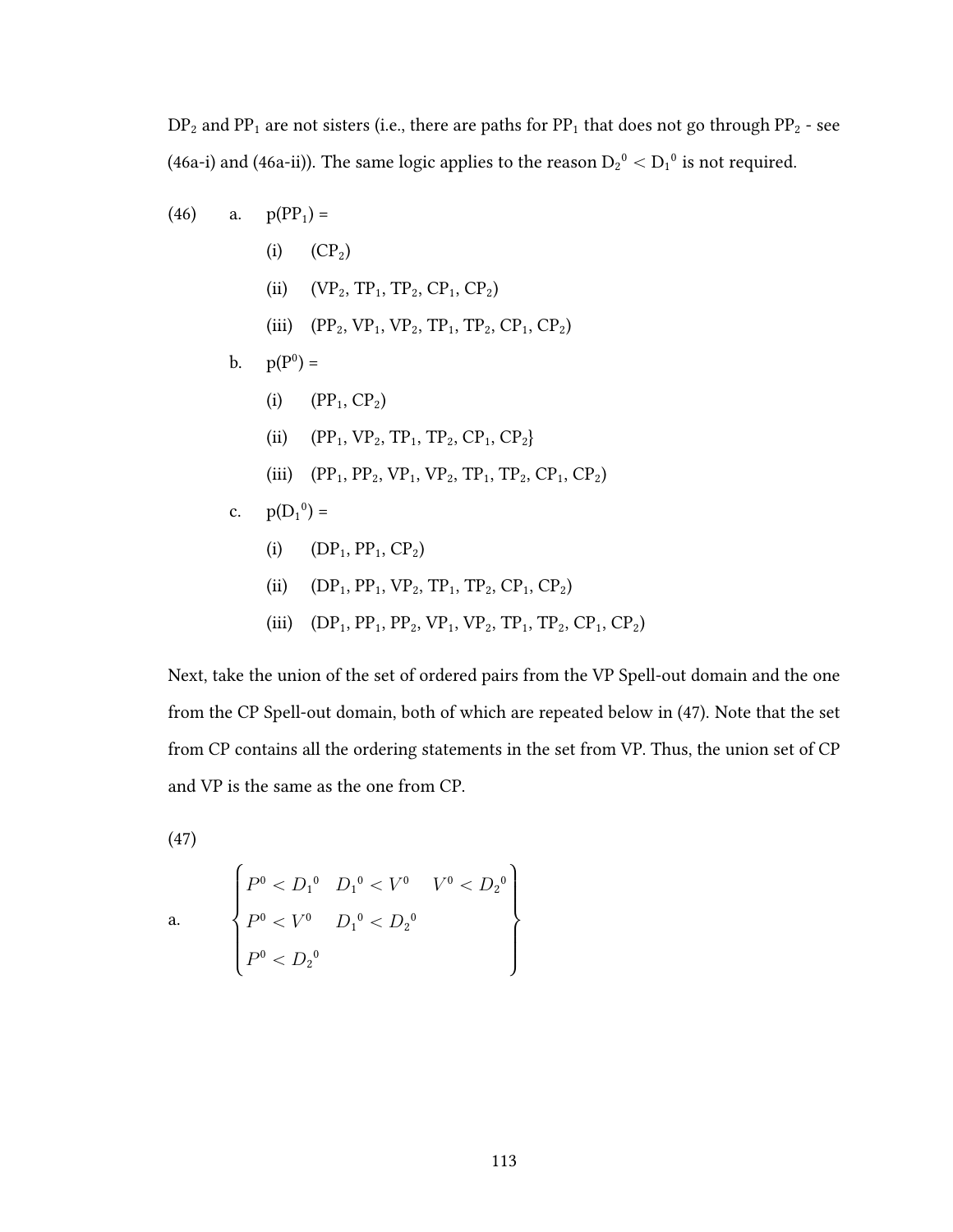$DP_2$ and $PP_1$ are not sisters (i.e., there are paths for $PP_1$ that does not go through $PP_2$ - see (46a-i) and (46a-ii)). The same logic applies to the reason $D_2{}^0 < D_1{}^0$ is not required.

(46)
a. $p(PP_1)$ =
 (i) ($CP_2$)
 (ii) ($VP_2$, $TP_1$, $TP_2$, $CP_1$, $CP_2$)
 (iii) ($PP_2$, $VP_1$, $VP_2$, $TP_1$, $TP_2$, $CP_1$, $CP_2$)

b. $p(P^0)$ =
 (i) ($PP_1$, $CP_2$)
 (ii) ($PP_1$, $VP_2$, $TP_1$, $TP_2$, $CP_1$, $CP_2$}
 (iii) ($PP_1$, $PP_2$, $VP_1$, $VP_2$, $TP_1$, $TP_2$, $CP_1$, $CP_2$)

c. $p(D_1{}^0)$ =
 (i) ($DP_1$, $PP_1$, $CP_2$)
 (ii) ($DP_1$, $PP_1$, $VP_2$, $TP_1$, $TP_2$, $CP_1$, $CP_2$)
 (iii) ($DP_1$, $PP_1$, $PP_2$, $VP_1$, $VP_2$, $TP_1$, $TP_2$, $CP_1$, $CP_2$)

Next, take the union of the set of ordered pairs from the VP Spell-out domain and the one from the CP Spell-out domain, both of which are repeated below in (47). Note that the set from CP contains all the ordering statements in the set from VP. Thus, the union set of CP and VP is the same as the one from CP.

(47)

a.
$$\begin{Bmatrix} P^0 < D_1{}^0 & D_1{}^0 < V^0 & V^0 < D_2{}^0 \\ P^0 < V^0 & D_1{}^0 < D_2{}^0 & \\ P^0 < D_2{}^0 & & \end{Bmatrix}$$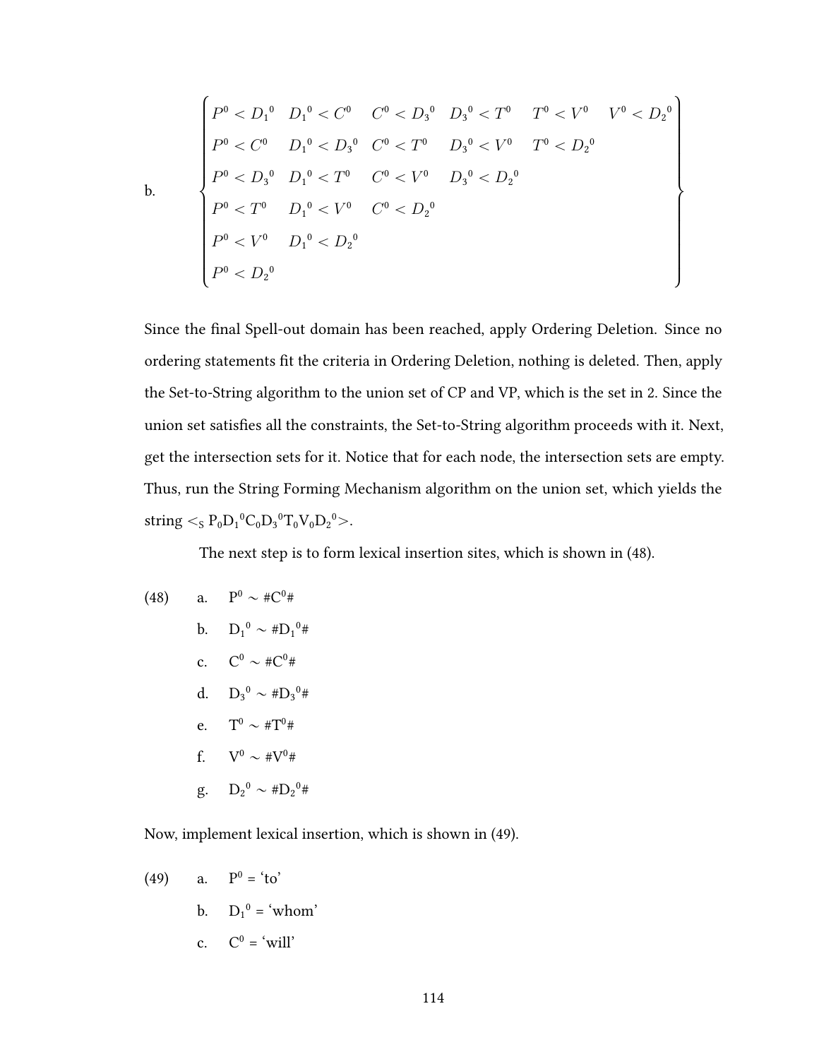b.

$$\left\{\begin{array}{llllll} P^0 < {D_1}^0 & {D_1}^0 < C^0 & C^0 < {D_3}^0 & {D_3}^0 < T^0 & T^0 < V^0 & V^0 < {D_2}^0 \\ P^0 < C^0 & {D_1}^0 < {D_3}^0 & C^0 < T^0 & {D_3}^0 < V^0 & T^0 < {D_2}^0 & \\ P^0 < {D_3}^0 & {D_1}^0 < T^0 & C^0 < V^0 & {D_3}^0 < {D_2}^0 & & \\ P^0 < T^0 & {D_1}^0 < V^0 & C^0 < {D_2}^0 & & & \\ P^0 < V^0 & {D_1}^0 < {D_2}^0 & & & & \\ P^0 < {D_2}^0 & & & & & \end{array}\right\}$$

Since the final Spell-out domain has been reached, apply Ordering Deletion. Since no ordering statements fit the criteria in Ordering Deletion, nothing is deleted. Then, apply the Set-to-String algorithm to the union set of CP and VP, which is the set in 2. Since the union set satisfies all the constraints, the Set-to-String algorithm proceeds with it. Next, get the intersection sets for it. Notice that for each node, the intersection sets are empty. Thus, run the String Forming Mechanism algorithm on the union set, which yields the string $<_S P_0{D_1}^0C_0{D_3}^0T_0V_0{D_2}^0>$.

The next step is to form lexical insertion sites, which is shown in (48).

(48)
a. $P^0 \sim$ #$C^0$#
b. ${D_1}^0 \sim$ #${D_1}^0$#
c. $C^0 \sim$ #$C^0$#
d. ${D_3}^0 \sim$ #${D_3}^0$#
e. $T^0 \sim$ #$T^0$#
f. $V^0 \sim$ #$V^0$#
g. ${D_2}^0 \sim$ #${D_2}^0$#

Now, implement lexical insertion, which is shown in (49).

(49)
a. $P^0$ = 'to'
b. ${D_1}^0$ = 'whom'
c. $C^0$ = 'will'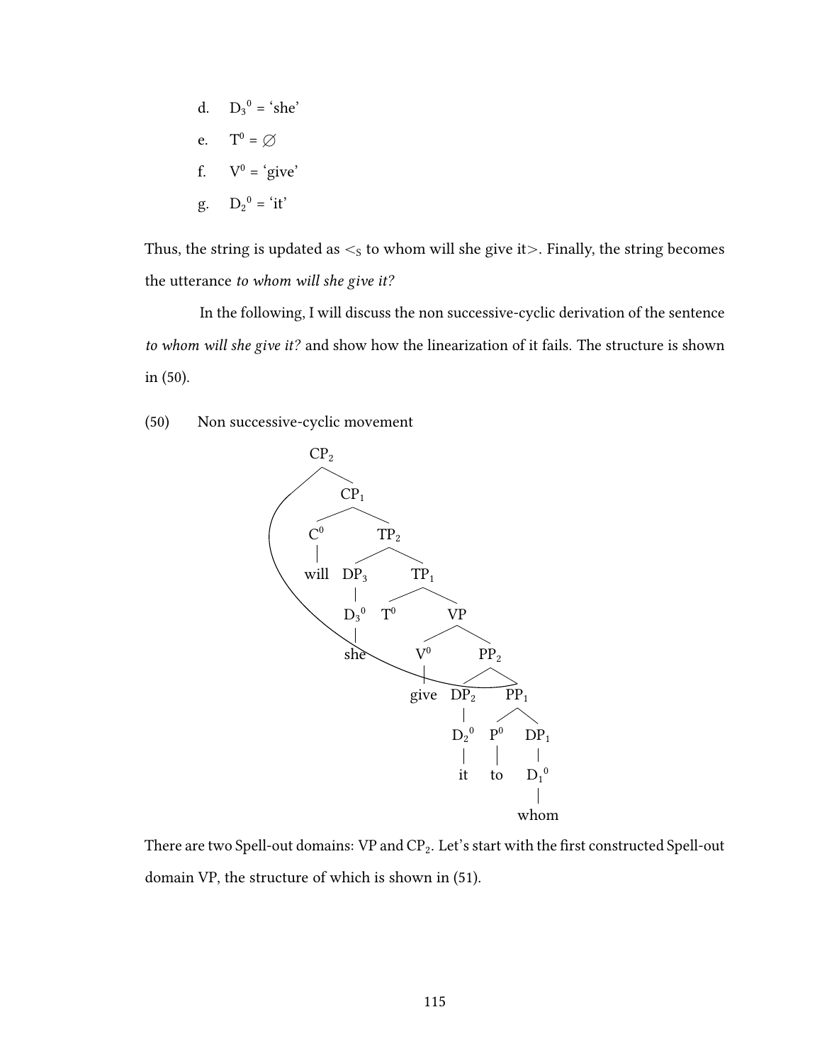d. $D_3{}^0$ = 'she'

e. $T^0$ = ∅

f. $V^0$ = 'give'

g. $D_2{}^0$ = 'it'

Thus, the string is updated as $<_S$ to whom will she give it>. Finally, the string becomes the utterance *to whom will she give it?*

In the following, I will discuss the non successive-cyclic derivation of the sentence *to whom will she give it?* and show how the linearization of it fails. The structure is shown in (50).

(50) Non successive-cyclic movement

```
CP2
├── (PP2, moved — see arrow)
└── CP1
    ├── C0
    │   └── will
    └── TP2
        ├── DP3
        │   └── D3^0
        │       └── she
        └── TP1
            ├── T0
            └── VP
                ├── V0
                │   └── give
                └── PP2
                    ├── DP2
                    │   └── D2^0
                    │       └── it
                    └── PP1
                        ├── P0
                        │   └── to
                        └── DP1
                            └── D1^0
                                └── whom
```

There are two Spell-out domains: VP and $CP_2$. Let's start with the first constructed Spell-out domain VP, the structure of which is shown in (51).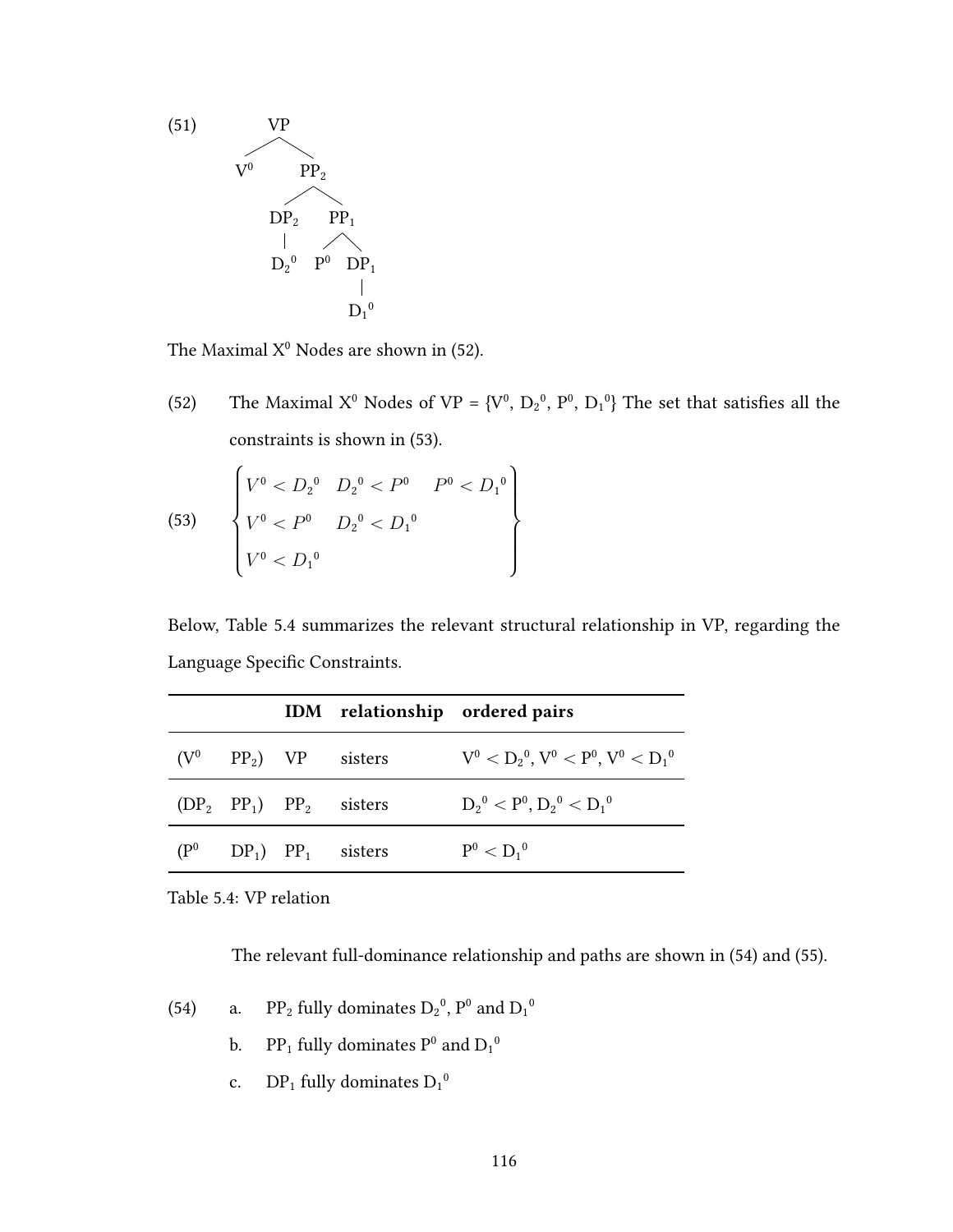(51) [Tree diagram: VP → $V^0$, $PP_2$; $PP_2$ → $DP_2$, $PP_1$; $DP_2$ → ${D_2}^0$; $PP_1$ → $P^0$, $DP_1$; $DP_1$ → ${D_1}^0$]

```
(51)        VP
           /  \
         V0    PP2
              /   \
           DP2     PP1
            |     /   \
           D2^0  P0   DP1
                       |
                      D1^0
```

The Maximal $X^0$ Nodes are shown in (52).

(52) The Maximal $X^0$ Nodes of VP = {$V^0$, ${D_2}^0$, $P^0$, ${D_1}^0$} The set that satisfies all the constraints is shown in (53).

$$
(53) \quad \begin{Bmatrix} V^0 < {D_2}^0 & {D_2}^0 < P^0 & P^0 < {D_1}^0 \\ V^0 < P^0 & {D_2}^0 < {D_1}^0 & \\ V^0 < {D_1}^0 & & \end{Bmatrix}
$$

Below, Table 5.4 summarizes the relevant structural relationship in VP, regarding the Language Specific Constraints.

| | IDM | relationship | ordered pairs |
|---|---|---|---|
| ($V^0$ $PP_2$) | VP | sisters | $V^0 < {D_2}^0$, $V^0 < P^0$, $V^0 < {D_1}^0$ |
| ($DP_2$ $PP_1$) | $PP_2$ | sisters | ${D_2}^0 < P^0$, ${D_2}^0 < {D_1}^0$ |
| ($P^0$ $DP_1$) | $PP_1$ | sisters | $P^0 < {D_1}^0$ |

Table 5.4: VP relation

The relevant full-dominance relationship and paths are shown in (54) and (55).

(54)
a. $PP_2$ fully dominates ${D_2}^0$, $P^0$ and ${D_1}^0$
b. $PP_1$ fully dominates $P^0$ and ${D_1}^0$
c. $DP_1$ fully dominates ${D_1}^0$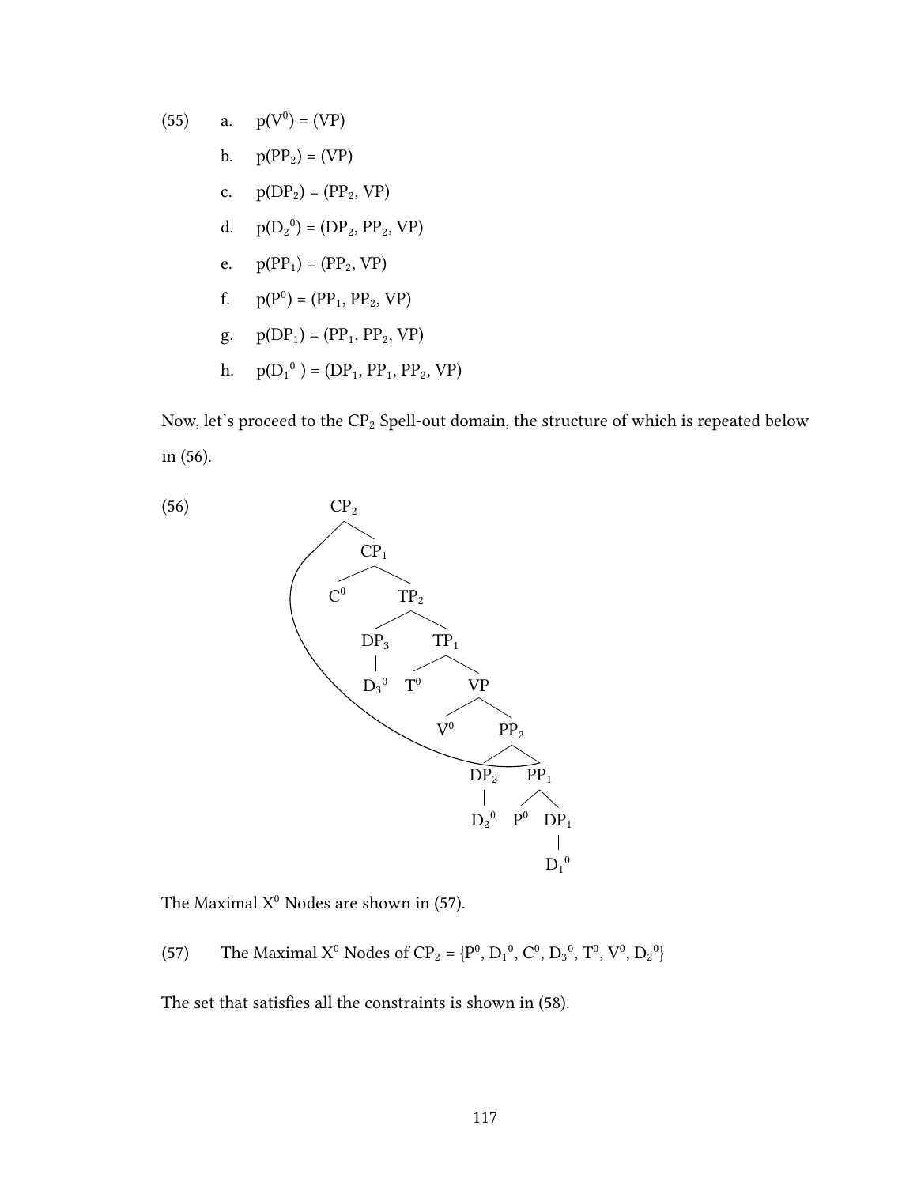(55)
a. $p(V^0) = (VP)$

b. $p(PP_2) = (VP)$

c. $p(DP_2) = (PP_2, VP)$

d. $p(D_2{}^0) = (DP_2, PP_2, VP)$

e. $p(PP_1) = (PP_2, VP)$

f. $p(P^0) = (PP_1, PP_2, VP)$

g. $p(DP_1) = (PP_1, PP_2, VP)$

h. $p(D_1{}^0) = (DP_1, PP_1, PP_2, VP)$

Now, let's proceed to the $CP_2$ Spell-out domain, the structure of which is repeated below in (56).

(56)

```
CP2
 ├── (moved DP2)
 └── CP1
      ├── C0
      └── TP2
           ├── DP3
           │    └── D3^0
           └── TP1
                ├── T0
                └── VP
                     ├── V0
                     └── PP2
                          ├── DP2
                          │    └── D2^0
                          └── PP1
                               ├── P0
                               └── DP1
                                    └── D1^0
```

The Maximal $X^0$ Nodes are shown in (57).

(57) The Maximal $X^0$ Nodes of $CP_2 = \{P^0, D_1{}^0, C^0, D_3{}^0, T^0, V^0, D_2{}^0\}$

The set that satisfies all the constraints is shown in (58).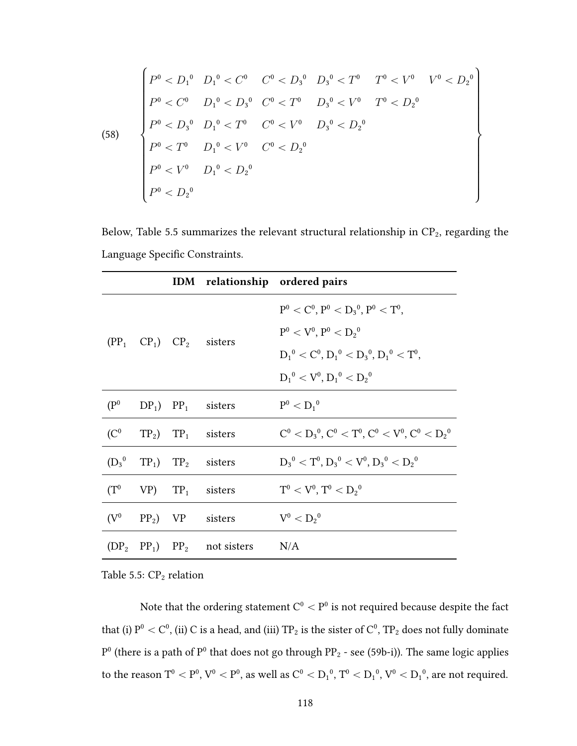(58)

$$\left\{\begin{array}{llllll} P^0 < {D_1}^0 & {D_1}^0 < C^0 & C^0 < {D_3}^0 & {D_3}^0 < T^0 & T^0 < V^0 & V^0 < {D_2}^0 \\ P^0 < C^0 & {D_1}^0 < {D_3}^0 & C^0 < T^0 & {D_3}^0 < V^0 & T^0 < {D_2}^0 & \\ P^0 < {D_3}^0 & {D_1}^0 < T^0 & C^0 < V^0 & {D_3}^0 < {D_2}^0 & & \\ P^0 < T^0 & {D_1}^0 < V^0 & C^0 < {D_2}^0 & & & \\ P^0 < V^0 & {D_1}^0 < {D_2}^0 & & & & \\ P^0 < {D_2}^0 & & & & & \end{array}\right\}$$

Below, Table 5.5 summarizes the relevant structural relationship in $CP_2$, regarding the Language Specific Constraints.

| | | **IDM** | **relationship** | **ordered pairs** |
|---|---|---|---|---|
| ($PP_1$ | $CP_1$) | $CP_2$ | sisters | $P^0 < C^0$, $P^0 < {D_3}^0$, $P^0 < T^0$, $P^0 < V^0$, $P^0 < {D_2}^0$, ${D_1}^0 < C^0$, ${D_1}^0 < {D_3}^0$, ${D_1}^0 < T^0$, ${D_1}^0 < V^0$, ${D_1}^0 < {D_2}^0$ |
| ($P^0$ | $DP_1$) | $PP_1$ | sisters | $P^0 < {D_1}^0$ |
| ($C^0$ | $TP_2$) | $TP_1$ | sisters | $C^0 < {D_3}^0$, $C^0 < T^0$, $C^0 < V^0$, $C^0 < {D_2}^0$ |
| (${D_3}^0$ | $TP_1$) | $TP_2$ | sisters | ${D_3}^0 < T^0$, ${D_3}^0 < V^0$, ${D_3}^0 < {D_2}^0$ |
| ($T^0$ | VP) | $TP_1$ | sisters | $T^0 < V^0$, $T^0 < {D_2}^0$ |
| ($V^0$ | $PP_2$) | VP | sisters | $V^0 < {D_2}^0$ |
| ($DP_2$ | $PP_1$) | $PP_2$ | not sisters | N/A |

Table 5.5: $CP_2$ relation

Note that the ordering statement $C^0 < P^0$ is not required because despite the fact that (i) $P^0 < C^0$, (ii) C is a head, and (iii) $TP_2$ is the sister of $C^0$, $TP_2$ does not fully dominate $P^0$ (there is a path of $P^0$ that does not go through $PP_2$ - see (59b-i)). The same logic applies to the reason $T^0 < P^0$, $V^0 < P^0$, as well as $C^0 < {D_1}^0$, $T^0 < {D_1}^0$, $V^0 < {D_1}^0$, are not required.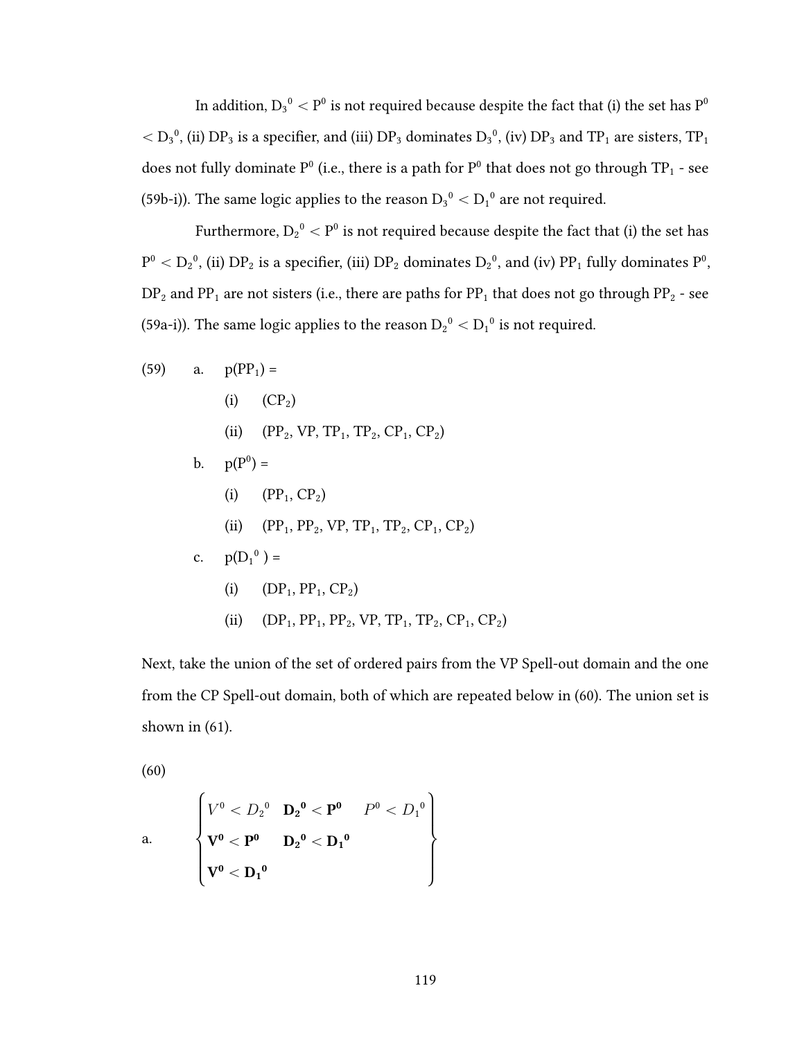In addition, $D_3{}^0 < P^0$ is not required because despite the fact that (i) the set has $P^0 < D_3{}^0$, (ii) $DP_3$ is a specifier, and (iii) $DP_3$ dominates $D_3{}^0$, (iv) $DP_3$ and $TP_1$ are sisters, $TP_1$ does not fully dominate $P^0$ (i.e., there is a path for $P^0$ that does not go through $TP_1$ - see (59b-i)). The same logic applies to the reason $D_3{}^0 < D_1{}^0$ are not required.

Furthermore, $D_2{}^0 < P^0$ is not required because despite the fact that (i) the set has $P^0 < D_2{}^0$, (ii) $DP_2$ is a specifier, (iii) $DP_2$ dominates $D_2{}^0$, and (iv) $PP_1$ fully dominates $P^0$, $DP_2$ and $PP_1$ are not sisters (i.e., there are paths for $PP_1$ that does not go through $PP_2$ - see (59a-i)). The same logic applies to the reason $D_2{}^0 < D_1{}^0$ is not required.

(59)
a. $p(PP_1)$ =
   (i) $(CP_2)$
   (ii) $(PP_2, VP, TP_1, TP_2, CP_1, CP_2)$

b. $p(P^0)$ =
   (i) $(PP_1, CP_2)$
   (ii) $(PP_1, PP_2, VP, TP_1, TP_2, CP_1, CP_2)$

c. $p(D_1{}^0)$ =
   (i) $(DP_1, PP_1, CP_2)$
   (ii) $(DP_1, PP_1, PP_2, VP, TP_1, TP_2, CP_1, CP_2)$

Next, take the union of the set of ordered pairs from the VP Spell-out domain and the one from the CP Spell-out domain, both of which are repeated below in (60). The union set is shown in (61).

(60)

a.
$$\begin{Bmatrix} V^0 < D_2{}^0 & \mathbf{D_2{}^0 < P^0} & P^0 < D_1{}^0 \\ \mathbf{V^0 < P^0} & \mathbf{D_2{}^0 < D_1{}^0} & \\ \mathbf{V^0 < D_1{}^0} & & \end{Bmatrix}$$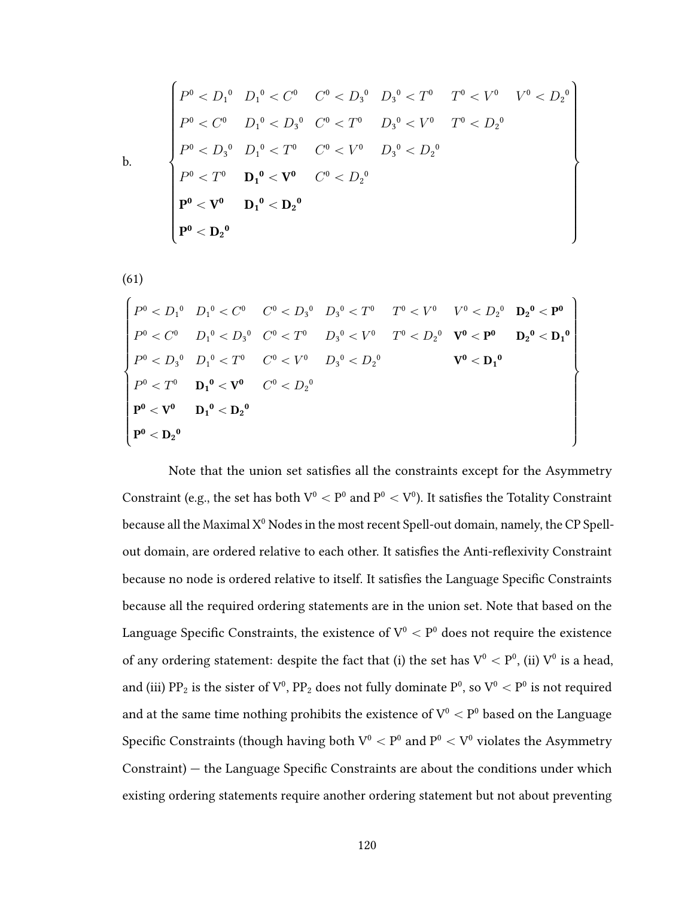b.

$$
\left\{
\begin{array}{llllll}
P^0 < {D_1}^0 & {D_1}^0 < C^0 & C^0 < {D_3}^0 & {D_3}^0 < T^0 & T^0 < V^0 & V^0 < {D_2}^0 \\
P^0 < C^0 & {D_1}^0 < {D_3}^0 & C^0 < T^0 & {D_3}^0 < V^0 & T^0 < {D_2}^0 & \\
P^0 < {D_3}^0 & {D_1}^0 < T^0 & C^0 < V^0 & {D_3}^0 < {D_2}^0 & & \\
P^0 < T^0 & \mathbf{{D_1}^0 < V^0} & C^0 < {D_2}^0 & & & \\
\mathbf{P^0 < V^0} & \mathbf{{D_1}^0 < {D_2}^0} & & & & \\
\mathbf{P^0 < {D_2}^0} & & & & &
\end{array}
\right\}
$$

(61)

$$
\left\{
\begin{array}{llllllll}
P^0 < {D_1}^0 & {D_1}^0 < C^0 & C^0 < {D_3}^0 & {D_3}^0 < T^0 & T^0 < V^0 & V^0 < {D_2}^0 & \mathbf{{D_2}^0 < P^0} \\
P^0 < C^0 & {D_1}^0 < {D_3}^0 & C^0 < T^0 & {D_3}^0 < V^0 & T^0 < {D_2}^0 & \mathbf{V^0 < P^0} & \mathbf{{D_2}^0 < {D_1}^0} \\
P^0 < {D_3}^0 & {D_1}^0 < T^0 & C^0 < V^0 & {D_3}^0 < {D_2}^0 & & \mathbf{V^0 < {D_1}^0} & \\
P^0 < T^0 & \mathbf{{D_1}^0 < V^0} & C^0 < {D_2}^0 & & & & \\
\mathbf{P^0 < V^0} & \mathbf{{D_1}^0 < {D_2}^0} & & & & & \\
\mathbf{P^0 < {D_2}^0} & & & & & &
\end{array}
\right\}
$$

Note that the union set satisfies all the constraints except for the Asymmetry Constraint (e.g., the set has both $V^0 < P^0$ and $P^0 < V^0$). It satisfies the Totality Constraint because all the Maximal $X^0$ Nodes in the most recent Spell-out domain, namely, the CP Spell-out domain, are ordered relative to each other. It satisfies the Anti-reflexivity Constraint because no node is ordered relative to itself. It satisfies the Language Specific Constraints because all the required ordering statements are in the union set. Note that based on the Language Specific Constraints, the existence of $V^0 < P^0$ does not require the existence of any ordering statement: despite the fact that (i) the set has $V^0 < P^0$, (ii) $V^0$ is a head, and (iii) $PP_2$ is the sister of $V^0$, $PP_2$ does not fully dominate $P^0$, so $V^0 < P^0$ is not required and at the same time nothing prohibits the existence of $V^0 < P^0$ based on the Language Specific Constraints (though having both $V^0 < P^0$ and $P^0 < V^0$ violates the Asymmetry Constraint) — the Language Specific Constraints are about the conditions under which existing ordering statements require another ordering statement but not about preventing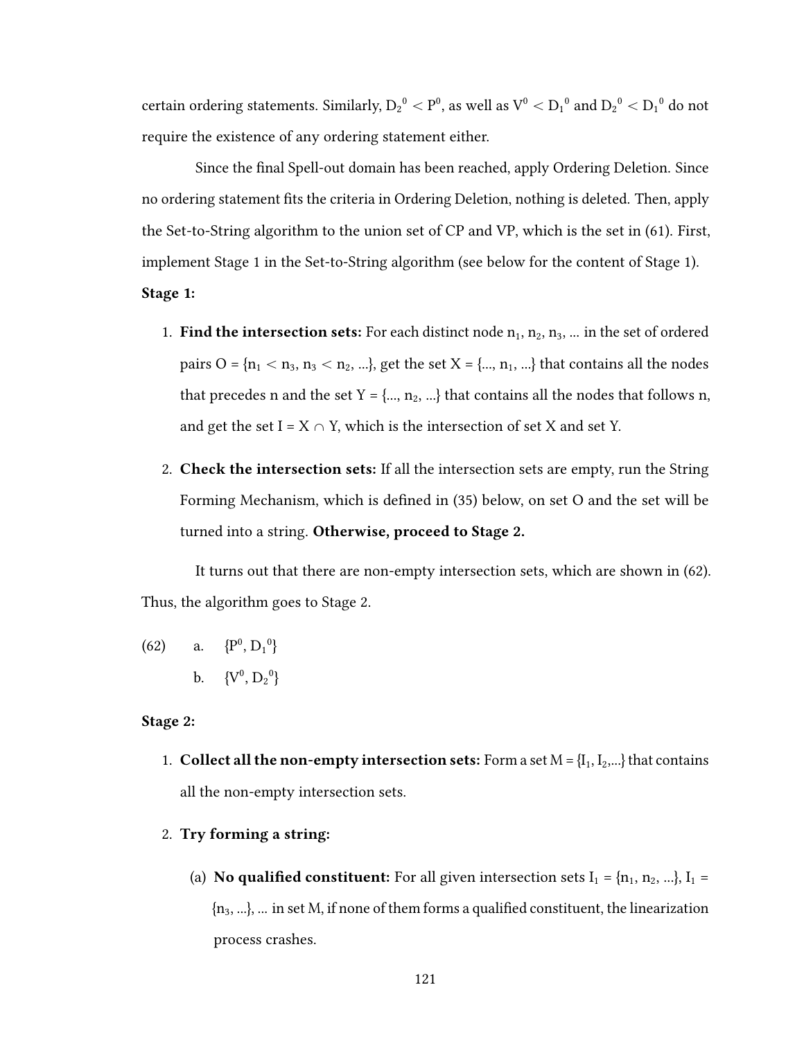certain ordering statements. Similarly, $D_2^0 < P^0$, as well as $V^0 < D_1^0$ and $D_2^0 < D_1^0$ do not require the existence of any ordering statement either.

Since the final Spell-out domain has been reached, apply Ordering Deletion. Since no ordering statement fits the criteria in Ordering Deletion, nothing is deleted. Then, apply the Set-to-String algorithm to the union set of CP and VP, which is the set in (61). First, implement Stage 1 in the Set-to-String algorithm (see below for the content of Stage 1).

**Stage 1:**

1. **Find the intersection sets:** For each distinct node $n_1$, $n_2$, $n_3$, ... in the set of ordered pairs O = {$n_1 < n_3$, $n_3 < n_2$, ...}, get the set X = {..., $n_1$, ...} that contains all the nodes that precedes n and the set Y = {..., $n_2$, ...} that contains all the nodes that follows n, and get the set I = X ∩ Y, which is the intersection of set X and set Y.

2. **Check the intersection sets:** If all the intersection sets are empty, run the String Forming Mechanism, which is defined in (35) below, on set O and the set will be turned into a string. **Otherwise, proceed to Stage 2.**

It turns out that there are non-empty intersection sets, which are shown in (62). Thus, the algorithm goes to Stage 2.

(62) a. {$P^0$, $D_1^0$}

b. {$V^0$, $D_2^0$}

**Stage 2:**

1. **Collect all the non-empty intersection sets:** Form a set M = {$I_1$, $I_2$,...} that contains all the non-empty intersection sets.

2. **Try forming a string:**

   (a) **No qualified constituent:** For all given intersection sets $I_1$ = {$n_1$, $n_2$, ...}, $I_1$ = {$n_3$, ...}, ... in set M, if none of them forms a qualified constituent, the linearization process crashes.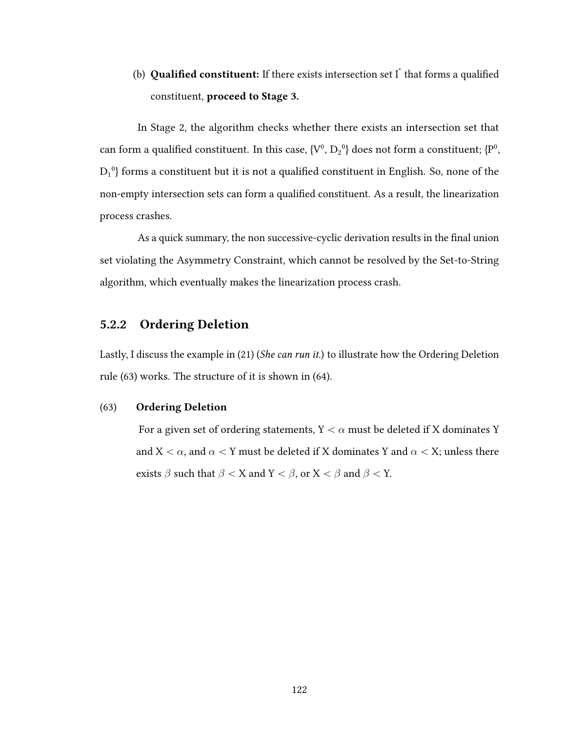(b) **Qualified constituent:** If there exists intersection set $I^*$ that forms a qualified constituent, **proceed to Stage 3.**

In Stage 2, the algorithm checks whether there exists an intersection set that can form a qualified constituent. In this case, {$V^0$, $D_2{}^0$} does not form a constituent; {$P^0$, $D_1{}^0$} forms a constituent but it is not a qualified constituent in English. So, none of the non-empty intersection sets can form a qualified constituent. As a result, the linearization process crashes.

As a quick summary, the non successive-cyclic derivation results in the final union set violating the Asymmetry Constraint, which cannot be resolved by the Set-to-String algorithm, which eventually makes the linearization process crash.

### 5.2.2 Ordering Deletion

Lastly, I discuss the example in (21) (*She can run it.*) to illustrate how the Ordering Deletion rule (63) works. The structure of it is shown in (64).

(63) **Ordering Deletion**

For a given set of ordering statements, $Y < \alpha$ must be deleted if X dominates Y and $X < \alpha$, and $\alpha < Y$ must be deleted if X dominates Y and $\alpha < X$; unless there exists $\beta$ such that $\beta < X$ and $Y < \beta$, or $X < \beta$ and $\beta < Y$.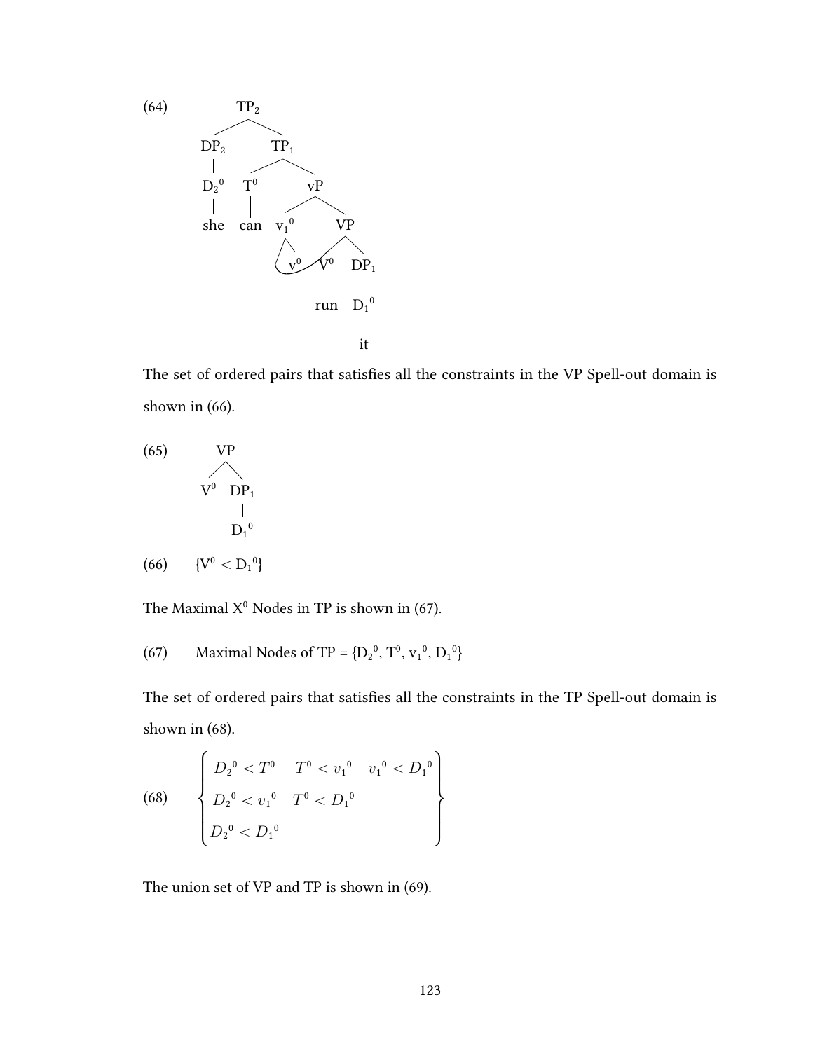(64)

```
            TP2
          /     \
       DP2       TP1
        |       /    \
       D2⁰    T⁰      vP
        |      |     /   \
       she    can  v1⁰    VP
                   / \   /  \
                  v⁰  V⁰    DP1
                      |      |
                     run    D1⁰
                             |
                             it
```

The set of ordered pairs that satisfies all the constraints in the VP Spell-out domain is shown in (66).

(65)

```
      VP
     /  \
   V⁰   DP1
         |
        D1⁰
```

(66) $\{V^0 < {D_1}^0\}$

The Maximal $X^0$ Nodes in TP is shown in (67).

(67) Maximal Nodes of TP = $\{{D_2}^0, T^0, {v_1}^0, {D_1}^0\}$

The set of ordered pairs that satisfies all the constraints in the TP Spell-out domain is shown in (68).

(68)
$$\left\{\begin{array}{lll} {D_2}^0 < T^0 & T^0 < {v_1}^0 & {v_1}^0 < {D_1}^0 \\ {D_2}^0 < {v_1}^0 & T^0 < {D_1}^0 & \\ {D_2}^0 < {D_1}^0 & & \end{array}\right\}$$

The union set of VP and TP is shown in (69).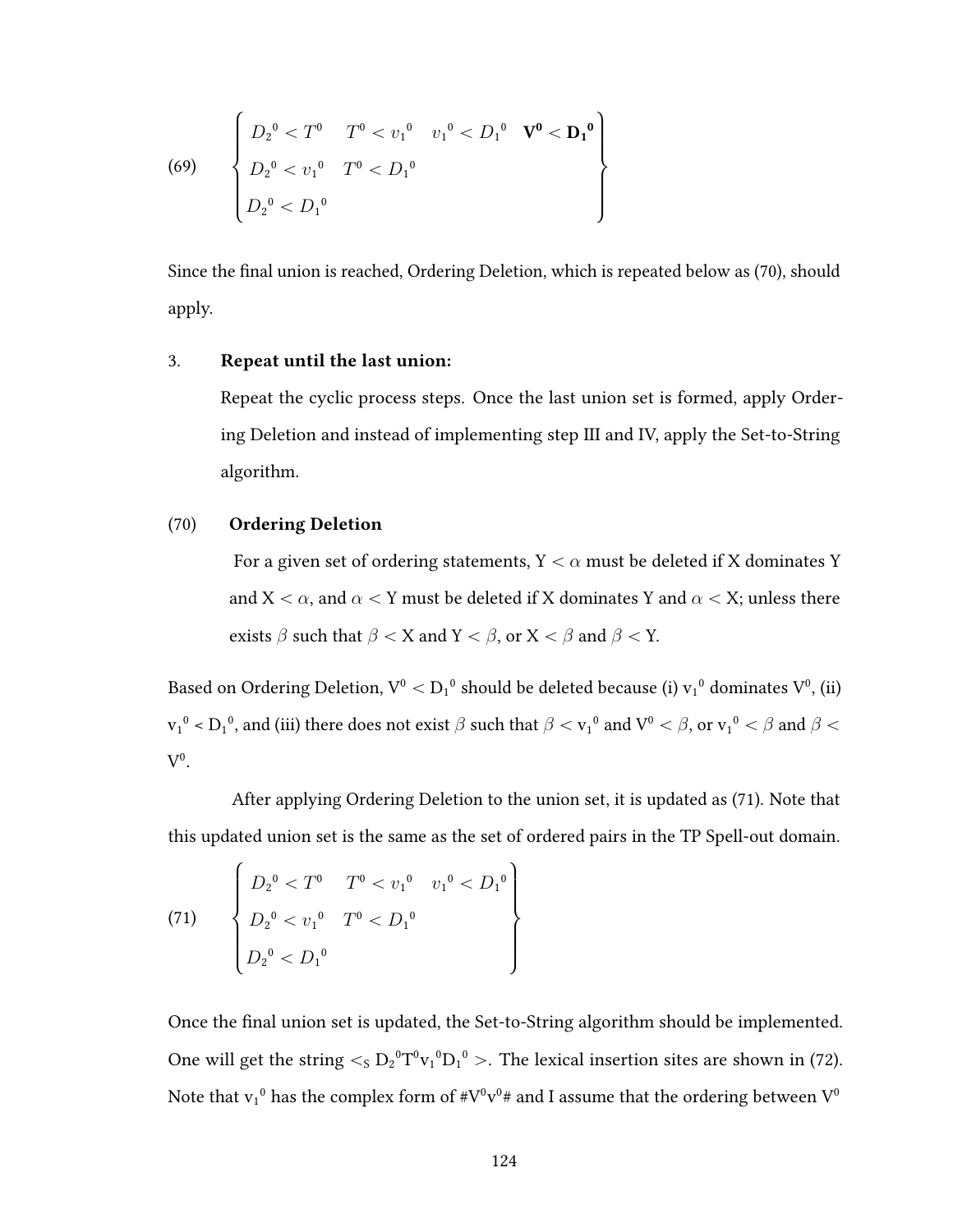(69)

$$\left\{\begin{array}{llll} {D_2}^0 < T^0 & T^0 < {v_1}^0 & {v_1}^0 < {D_1}^0 & \mathbf{V^0} < \mathbf{{D_1}^0} \\ {D_2}^0 < {v_1}^0 & T^0 < {D_1}^0 & & \\ {D_2}^0 < {D_1}^0 & & & \end{array}\right\}$$

Since the final union is reached, Ordering Deletion, which is repeated below as (70), should apply.

3. **Repeat until the last union:**

   Repeat the cyclic process steps. Once the last union set is formed, apply Ordering Deletion and instead of implementing step III and IV, apply the Set-to-String algorithm.

(70) **Ordering Deletion**

> For a given set of ordering statements, Y $< \alpha$ must be deleted if X dominates Y and X $< \alpha$, and $\alpha <$ Y must be deleted if X dominates Y and $\alpha <$ X; unless there exists $\beta$ such that $\beta <$ X and Y $< \beta$, or X $< \beta$ and $\beta <$ Y.

Based on Ordering Deletion, $V^0 < {D_1}^0$ should be deleted because (i) ${v_1}^0$ dominates $V^0$, (ii) ${v_1}^0 < {D_1}^0$, and (iii) there does not exist $\beta$ such that $\beta < {v_1}^0$ and $V^0 < \beta$, or ${v_1}^0 < \beta$ and $\beta < V^0$.

After applying Ordering Deletion to the union set, it is updated as (71). Note that this updated union set is the same as the set of ordered pairs in the TP Spell-out domain.

(71)

$$\left\{\begin{array}{lll} {D_2}^0 < T^0 & T^0 < {v_1}^0 & {v_1}^0 < {D_1}^0 \\ {D_2}^0 < {v_1}^0 & T^0 < {D_1}^0 & \\ {D_2}^0 < {D_1}^0 & & \end{array}\right\}$$

Once the final union set is updated, the Set-to-String algorithm should be implemented. One will get the string $<_S {D_2}^0 T^0 {v_1}^0 {D_1}^0 >$. The lexical insertion sites are shown in (72). Note that ${v_1}^0$ has the complex form of $\#V^0v^0\#$ and I assume that the ordering between $V^0$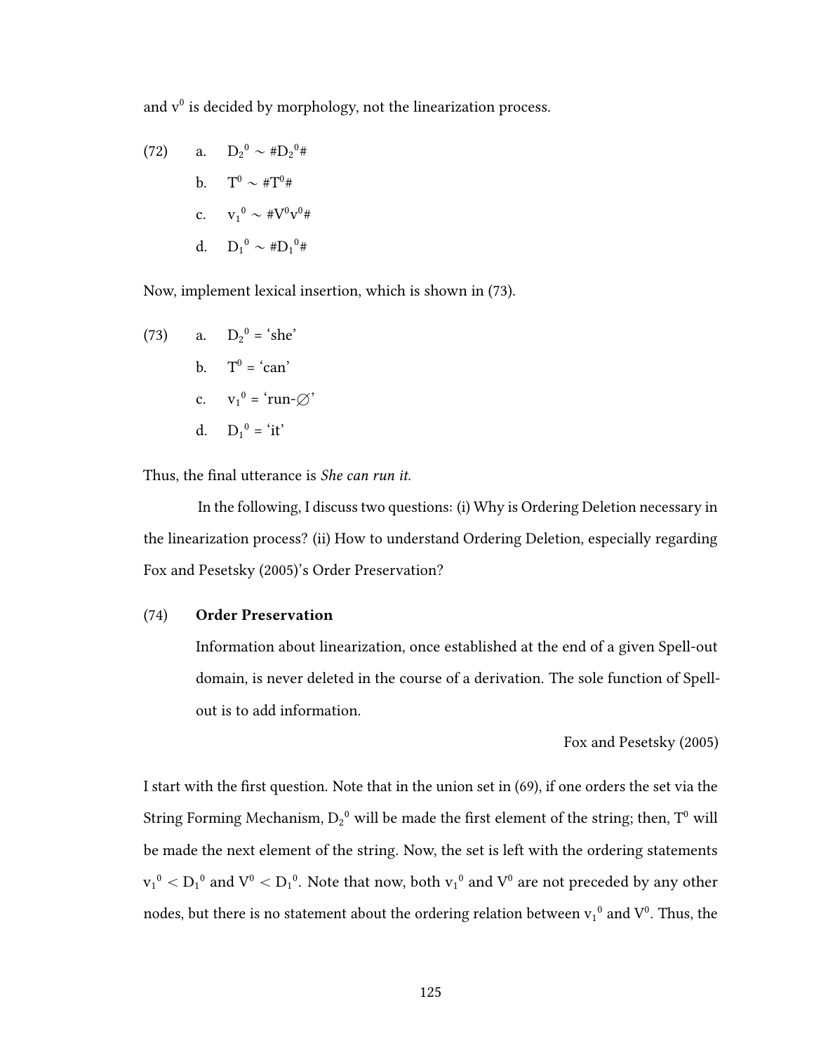and $v^0$ is decided by morphology, not the linearization process.

(72) a. $D_2{}^0 \sim \#D_2{}^0\#$

b. $T^0 \sim \#T^0\#$

c. $v_1{}^0 \sim \#V^0v^0\#$

d. $D_1{}^0 \sim \#D_1{}^0\#$

Now, implement lexical insertion, which is shown in (73).

(73) a. $D_2{}^0$ = 'she'

b. $T^0$ = 'can'

c. $v_1{}^0$ = 'run-∅'

d. $D_1{}^0$ = 'it'

Thus, the final utterance is *She can run it.*

In the following, I discuss two questions: (i) Why is Ordering Deletion necessary in the linearization process? (ii) How to understand Ordering Deletion, especially regarding Fox and Pesetsky (2005)'s Order Preservation?

(74) **Order Preservation**

Information about linearization, once established at the end of a given Spell-out domain, is never deleted in the course of a derivation. The sole function of Spell-out is to add information.

Fox and Pesetsky (2005)

I start with the first question. Note that in the union set in (69), if one orders the set via the String Forming Mechanism, $D_2{}^0$ will be made the first element of the string; then, $T^0$ will be made the next element of the string. Now, the set is left with the ordering statements $v_1{}^0 < D_1{}^0$ and $V^0 < D_1{}^0$. Note that now, both $v_1{}^0$ and $V^0$ are not preceded by any other nodes, but there is no statement about the ordering relation between $v_1{}^0$ and $V^0$. Thus, the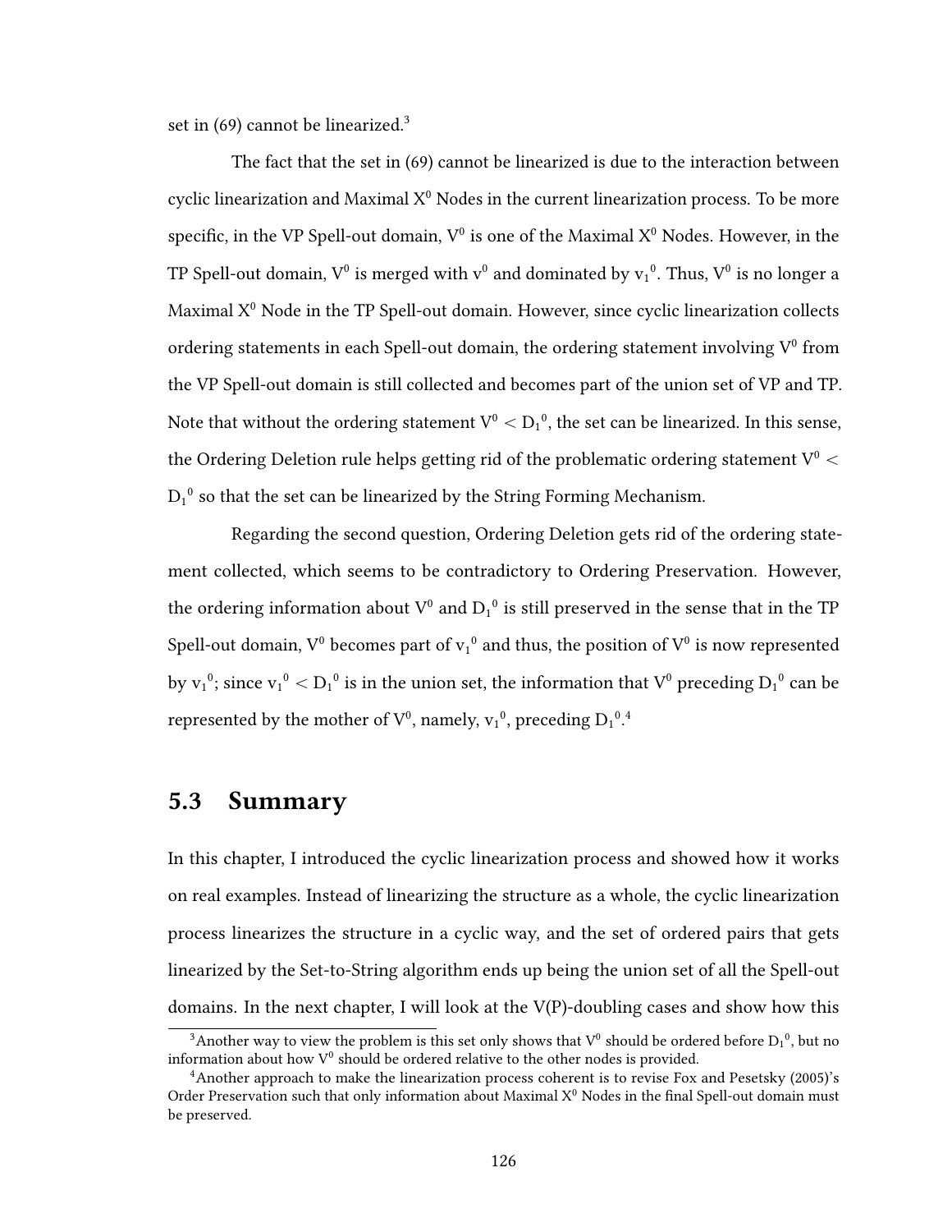set in (69) cannot be linearized.[3]

The fact that the set in (69) cannot be linearized is due to the interaction between cyclic linearization and Maximal $X^0$ Nodes in the current linearization process. To be more specific, in the VP Spell-out domain, $V^0$ is one of the Maximal $X^0$ Nodes. However, in the TP Spell-out domain, $V^0$ is merged with $v^0$ and dominated by ${v_1}^0$. Thus, $V^0$ is no longer a Maximal $X^0$ Node in the TP Spell-out domain. However, since cyclic linearization collects ordering statements in each Spell-out domain, the ordering statement involving $V^0$ from the VP Spell-out domain is still collected and becomes part of the union set of VP and TP. Note that without the ordering statement $V^0 < {D_1}^0$, the set can be linearized. In this sense, the Ordering Deletion rule helps getting rid of the problematic ordering statement $V^0 < {D_1}^0$ so that the set can be linearized by the String Forming Mechanism.

Regarding the second question, Ordering Deletion gets rid of the ordering statement collected, which seems to be contradictory to Ordering Preservation. However, the ordering information about $V^0$ and ${D_1}^0$ is still preserved in the sense that in the TP Spell-out domain, $V^0$ becomes part of ${v_1}^0$ and thus, the position of $V^0$ is now represented by ${v_1}^0$; since ${v_1}^0 < {D_1}^0$ is in the union set, the information that $V^0$ preceding ${D_1}^0$ can be represented by the mother of $V^0$, namely, ${v_1}^0$, preceding ${D_1}^0$.[4]

## 5.3 Summary

In this chapter, I introduced the cyclic linearization process and showed how it works on real examples. Instead of linearizing the structure as a whole, the cyclic linearization process linearizes the structure in a cyclic way, and the set of ordered pairs that gets linearized by the Set-to-String algorithm ends up being the union set of all the Spell-out domains. In the next chapter, I will look at the V(P)-doubling cases and show how this

---

[3]Another way to view the problem is this set only shows that $V^0$ should be ordered before ${D_1}^0$, but no information about how $V^0$ should be ordered relative to the other nodes is provided.

[4]Another approach to make the linearization process coherent is to revise Fox and Pesetsky (2005)'s Order Preservation such that only information about Maximal $X^0$ Nodes in the final Spell-out domain must be preserved.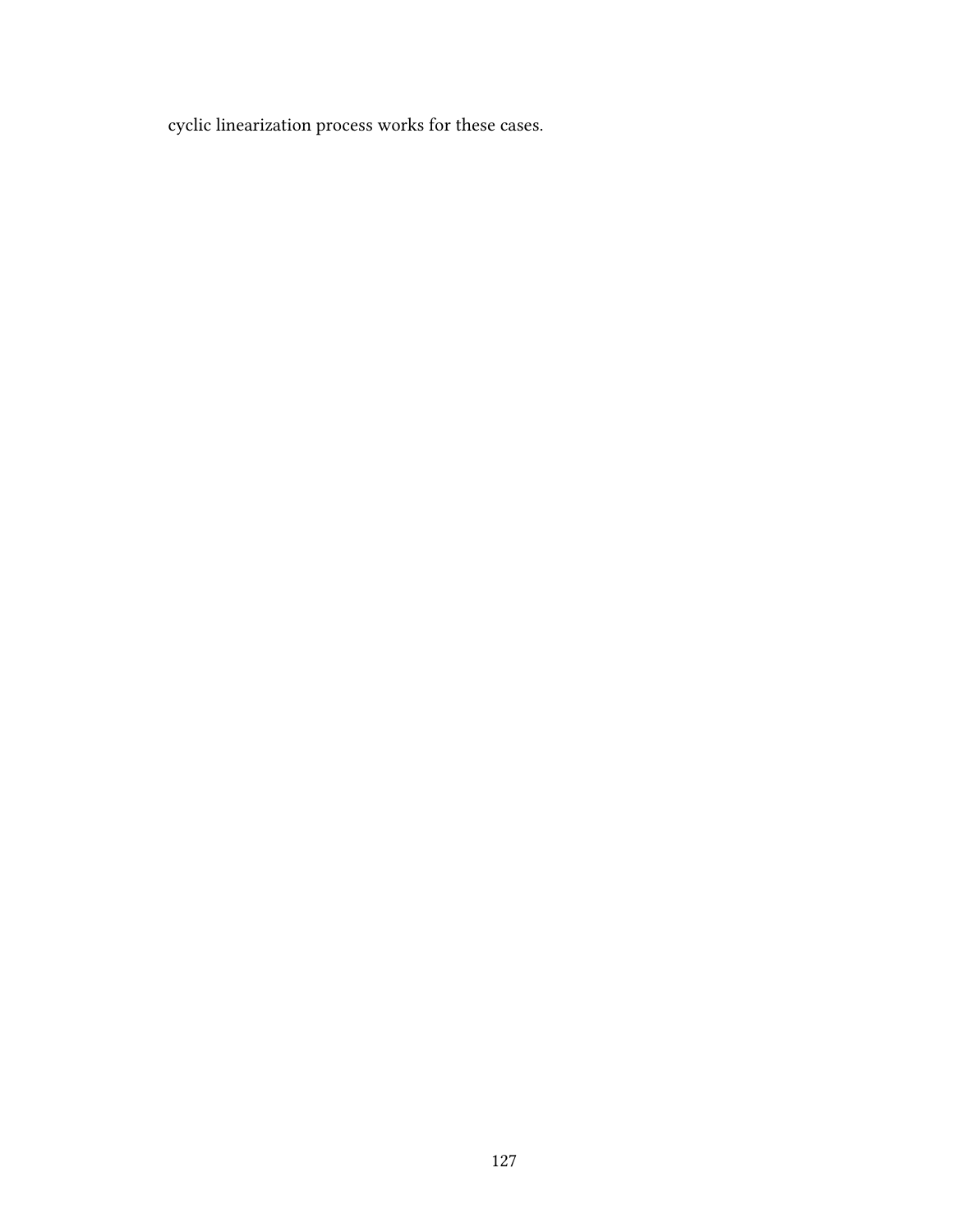cyclic linearization process works for these cases.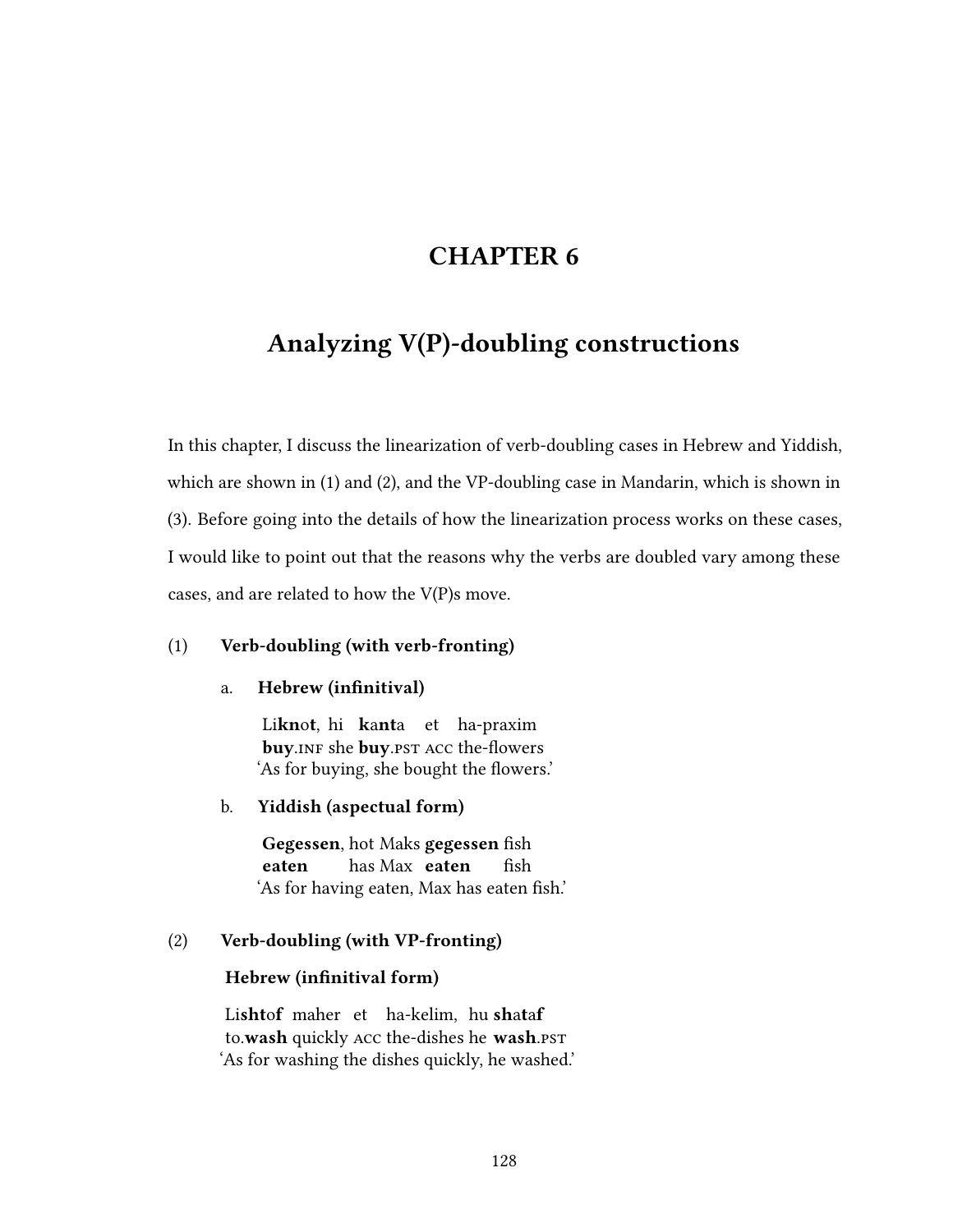# CHAPTER 6

# Analyzing V(P)-doubling constructions

In this chapter, I discuss the linearization of verb-doubling cases in Hebrew and Yiddish, which are shown in (1) and (2), and the VP-doubling case in Mandarin, which is shown in (3). Before going into the details of how the linearization process works on these cases, I would like to point out that the reasons why the verbs are doubled vary among these cases, and are related to how the V(P)s move.

(1) **Verb-doubling (with verb-fronting)**

a. **Hebrew (infinitival)**

Li**kn**o**t**, hi **k**a**nt**a et ha-praxim
**buy**.INF she **buy**.PST ACC the-flowers
'As for buying, she bought the flowers.'

b. **Yiddish (aspectual form)**

**Gegessen**, hot Maks **gegessen** fish
**eaten** has Max **eaten** fish
'As for having eaten, Max has eaten fish.'

(2) **Verb-doubling (with VP-fronting)**

**Hebrew (infinitival form)**

Li**sht**o**f** maher et ha-kelim, hu **sh**a**t**a**f**
to.**wash** quickly ACC the-dishes he **wash**.PST
'As for washing the dishes quickly, he washed.'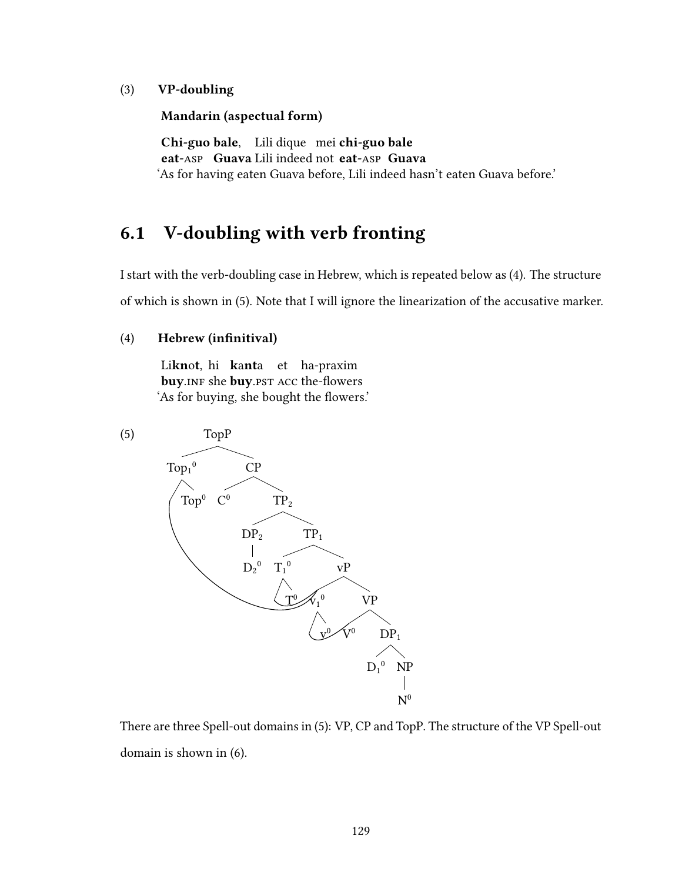(3) **VP-doubling**

**Mandarin (aspectual form)**

**Chi-guo bale**, Lili dique mei **chi-guo bale**
**eat-ASP Guava** Lili indeed not **eat-ASP Guava**
'As for having eaten Guava before, Lili indeed hasn't eaten Guava before.'

## 6.1 V-doubling with verb fronting

I start with the verb-doubling case in Hebrew, which is repeated below as (4). The structure of which is shown in (5). Note that I will ignore the linearization of the accusative marker.

(4) **Hebrew (infinitival)**

Li**kn**o**t**, hi **k**a**nt**a et ha-praxim
**buy**.INF she **buy**.PST ACC the-flowers
'As for buying, she bought the flowers.'

(5)

```
TopP
├── Top1⁰
│   ├── Top⁰
│   └── [T⁰ [v1⁰ [v⁰ V⁰]]]   (moved complex head, with linking curves)
└── CP
    ├── C⁰
    └── TP2
        ├── DP2
        │   └── D2⁰
        └── TP1
            ├── T1⁰
            │   └── T⁰
            └── vP
                ├── v1⁰
                │   └── v⁰
                └── VP
                    ├── V⁰
                    └── DP1
                        ├── D1⁰
                        └── NP
                            └── N⁰
```

There are three Spell-out domains in (5): VP, CP and TopP. The structure of the VP Spell-out domain is shown in (6).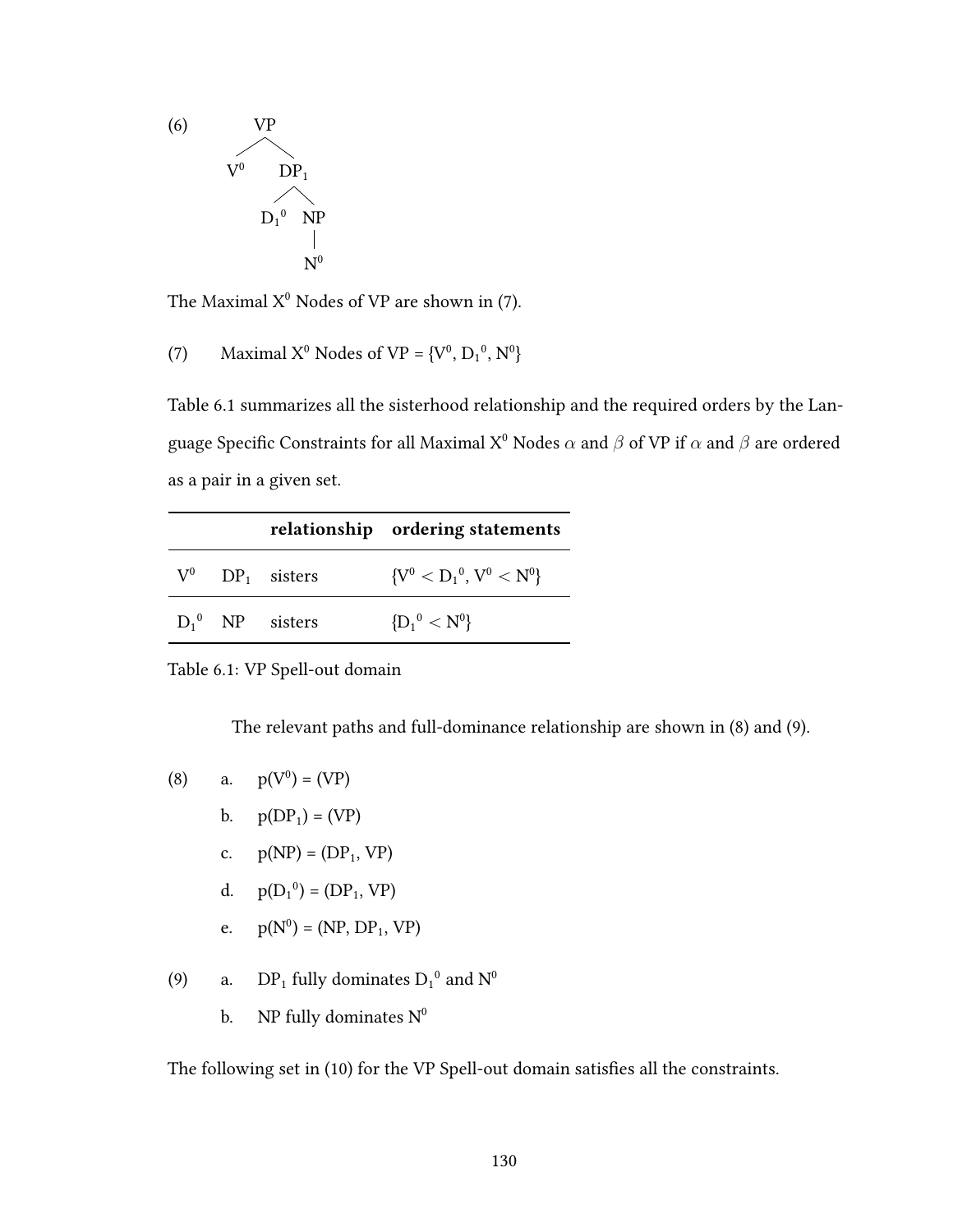(6) [VP $V^0$ [$DP_1$ $D_1{}^0$ [NP $N^0$]]]

The Maximal $X^0$ Nodes of VP are shown in (7).

(7) Maximal $X^0$ Nodes of VP = {$V^0$, $D_1{}^0$, $N^0$}

Table 6.1 summarizes all the sisterhood relationship and the required orders by the Language Specific Constraints for all Maximal $X^0$ Nodes $\alpha$ and $\beta$ of VP if $\alpha$ and $\beta$ are ordered as a pair in a given set.

| | | **relationship** | **ordering statements** |
|---|---|---|---|
| $V^0$ | $DP_1$ | sisters | {$V^0 < D_1{}^0$, $V^0 < N^0$} |
| $D_1{}^0$ | NP | sisters | {$D_1{}^0 < N^0$} |

Table 6.1: VP Spell-out domain

The relevant paths and full-dominance relationship are shown in (8) and (9).

(8) a. p($V^0$) = (VP)

b. p($DP_1$) = (VP)

c. p(NP) = ($DP_1$, VP)

d. p($D_1{}^0$) = ($DP_1$, VP)

e. p($N^0$) = (NP, $DP_1$, VP)

(9) a. $DP_1$ fully dominates $D_1{}^0$ and $N^0$

b. NP fully dominates $N^0$

The following set in (10) for the VP Spell-out domain satisfies all the constraints.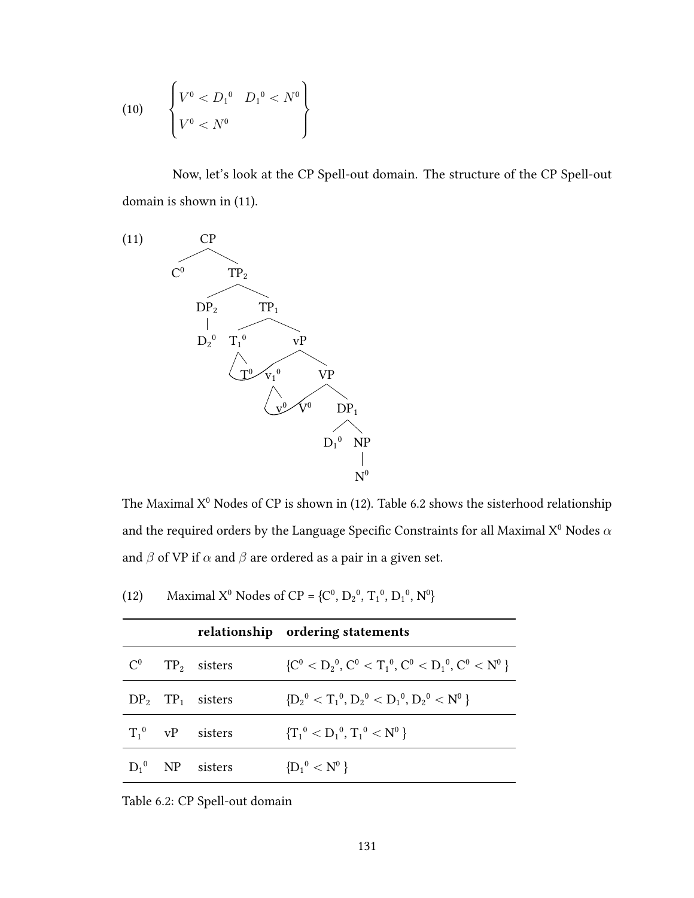(10)
$$\begin{Bmatrix} V^0 < D_1{}^0 & D_1{}^0 < N^0 \\ V^0 < N^0 & \end{Bmatrix}$$

Now, let's look at the CP Spell-out domain. The structure of the CP Spell-out domain is shown in (11).

(11)

```
CP
├── C⁰
└── TP₂
    ├── DP₂
    │   └── D₂⁰
    └── TP₁
        ├── T₁⁰
        │   ├── T⁰
        │   └── v₁⁰
        │       ├── v⁰
        │       └── V⁰
        └── vP
            ├── v₁⁰ (moved to T₁⁰)
            └── VP
                ├── V⁰ (moved to v₁⁰)
                └── DP₁
                    ├── D₁⁰
                    └── NP
                        └── N⁰
```

The Maximal $X^0$ Nodes of CP is shown in (12). Table 6.2 shows the sisterhood relationship and the required orders by the Language Specific Constraints for all Maximal $X^0$ Nodes $\alpha$ and $\beta$ of VP if $\alpha$ and $\beta$ are ordered as a pair in a given set.

(12) Maximal $X^0$ Nodes of CP = $\{C^0, D_2{}^0, T_1{}^0, D_1{}^0, N^0\}$

| | | relationship | ordering statements |
|---|---|---|---|
| $C^0$ | $TP_2$ | sisters | $\{C^0 < D_2{}^0, C^0 < T_1{}^0, C^0 < D_1{}^0, C^0 < N^0\}$ |
| $DP_2$ | $TP_1$ | sisters | $\{D_2{}^0 < T_1{}^0, D_2{}^0 < D_1{}^0, D_2{}^0 < N^0\}$ |
| $T_1{}^0$ | vP | sisters | $\{T_1{}^0 < D_1{}^0, T_1{}^0 < N^0\}$ |
| $D_1{}^0$ | NP | sisters | $\{D_1{}^0 < N^0\}$ |

Table 6.2: CP Spell-out domain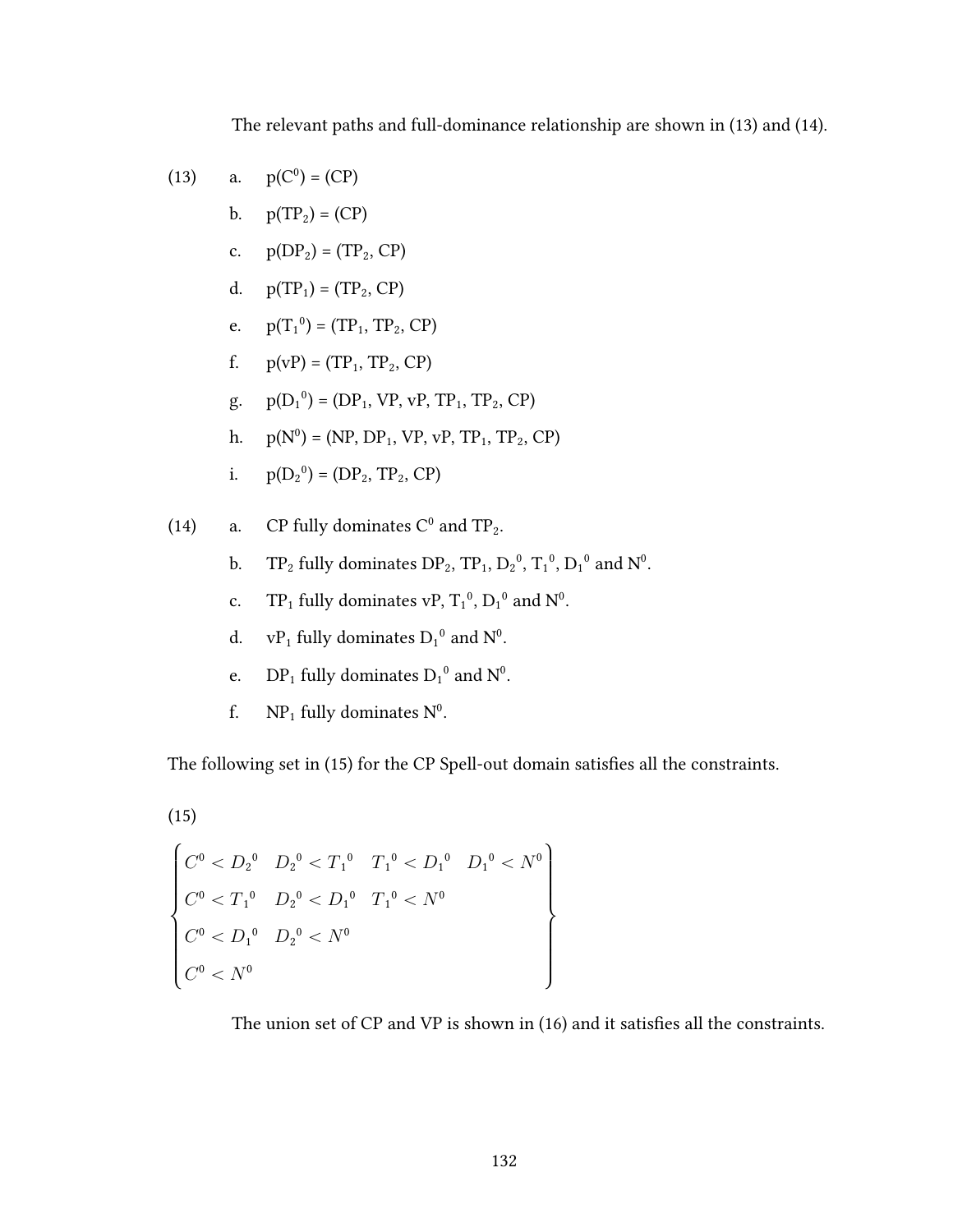The relevant paths and full-dominance relationship are shown in (13) and (14).

(13)
a. $p(C^0) = (CP)$
b. $p(TP_2) = (CP)$
c. $p(DP_2) = (TP_2, CP)$
d. $p(TP_1) = (TP_2, CP)$
e. $p({T_1}^0) = (TP_1, TP_2, CP)$
f. $p(vP) = (TP_1, TP_2, CP)$
g. $p({D_1}^0) = (DP_1, VP, vP, TP_1, TP_2, CP)$
h. $p(N^0) = (NP, DP_1, VP, vP, TP_1, TP_2, CP)$
i. $p({D_2}^0) = (DP_2, TP_2, CP)$

(14)
a. CP fully dominates $C^0$ and $TP_2$.
b. $TP_2$ fully dominates $DP_2$, $TP_1$, ${D_2}^0$, ${T_1}^0$, ${D_1}^0$ and $N^0$.
c. $TP_1$ fully dominates vP, ${T_1}^0$, ${D_1}^0$ and $N^0$.
d. $vP_1$ fully dominates ${D_1}^0$ and $N^0$.
e. $DP_1$ fully dominates ${D_1}^0$ and $N^0$.
f. $NP_1$ fully dominates $N^0$.

The following set in (15) for the CP Spell-out domain satisfies all the constraints.

(15)

$$\begin{Bmatrix} C^0 < {D_2}^0 & {D_2}^0 < {T_1}^0 & {T_1}^0 < {D_1}^0 & {D_1}^0 < N^0 \\ C^0 < {T_1}^0 & {D_2}^0 < {D_1}^0 & {T_1}^0 < N^0 & \\ C^0 < {D_1}^0 & {D_2}^0 < N^0 & & \\ C^0 < N^0 & & & \end{Bmatrix}$$

The union set of CP and VP is shown in (16) and it satisfies all the constraints.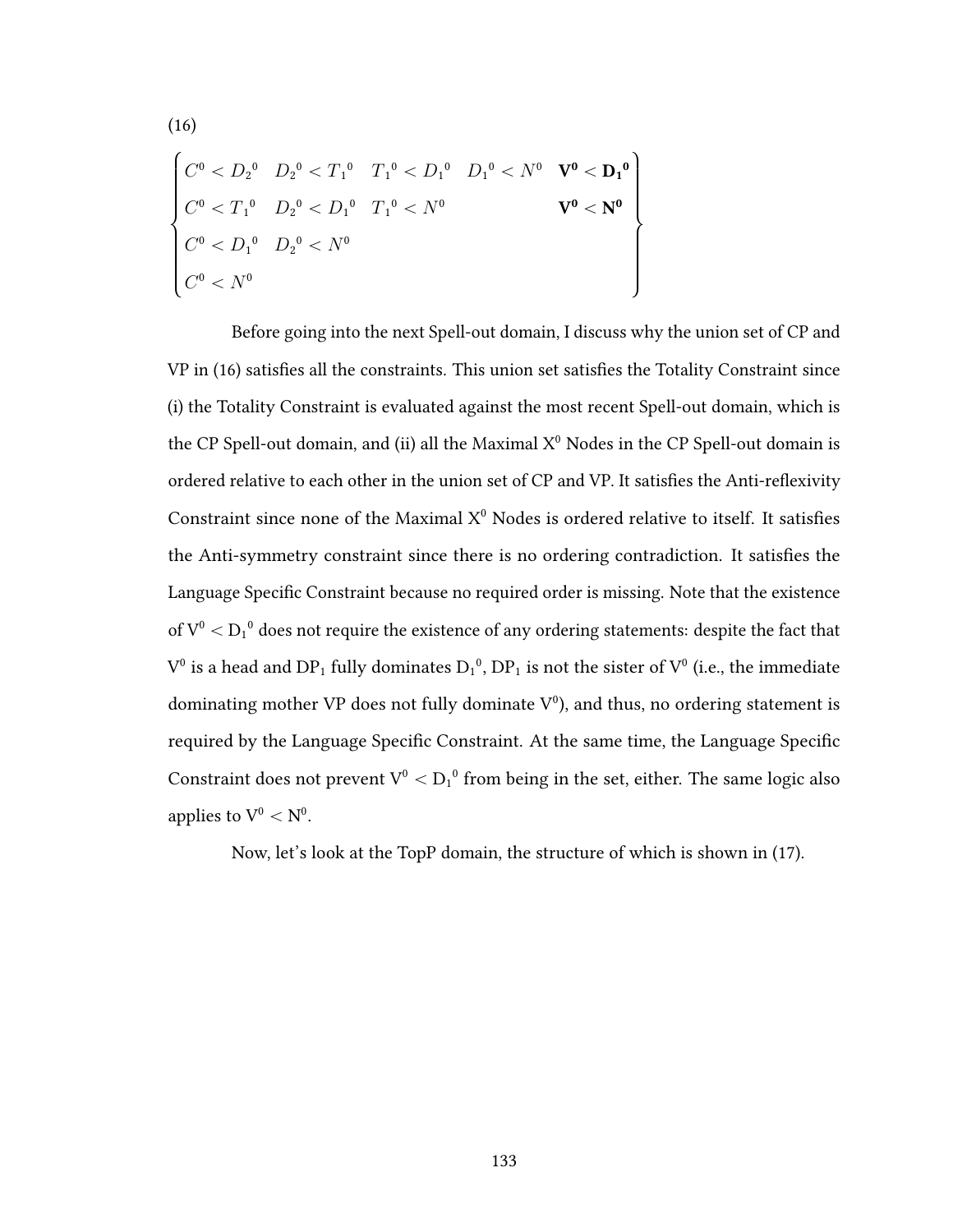(16)

$$\left\{\begin{array}{lllll} C^0 < {D_2}^0 & {D_2}^0 < {T_1}^0 & {T_1}^0 < {D_1}^0 & {D_1}^0 < N^0 & \mathbf{V^0 < {D_1}^0} \\ C^0 < {T_1}^0 & {D_2}^0 < {D_1}^0 & {T_1}^0 < N^0 & & \mathbf{V^0 < N^0} \\ C^0 < {D_1}^0 & {D_2}^0 < N^0 & & & \\ C^0 < N^0 & & & & \end{array}\right\}$$

Before going into the next Spell-out domain, I discuss why the union set of CP and VP in (16) satisfies all the constraints. This union set satisfies the Totality Constraint since (i) the Totality Constraint is evaluated against the most recent Spell-out domain, which is the CP Spell-out domain, and (ii) all the Maximal $X^0$ Nodes in the CP Spell-out domain is ordered relative to each other in the union set of CP and VP. It satisfies the Anti-reflexivity Constraint since none of the Maximal $X^0$ Nodes is ordered relative to itself. It satisfies the Anti-symmetry constraint since there is no ordering contradiction. It satisfies the Language Specific Constraint because no required order is missing. Note that the existence of $V^0 < {D_1}^0$ does not require the existence of any ordering statements: despite the fact that $V^0$ is a head and $DP_1$ fully dominates ${D_1}^0$, $DP_1$ is not the sister of $V^0$ (i.e., the immediate dominating mother VP does not fully dominate $V^0$), and thus, no ordering statement is required by the Language Specific Constraint. At the same time, the Language Specific Constraint does not prevent $V^0 < {D_1}^0$ from being in the set, either. The same logic also applies to $V^0 < N^0$.

Now, let's look at the TopP domain, the structure of which is shown in (17).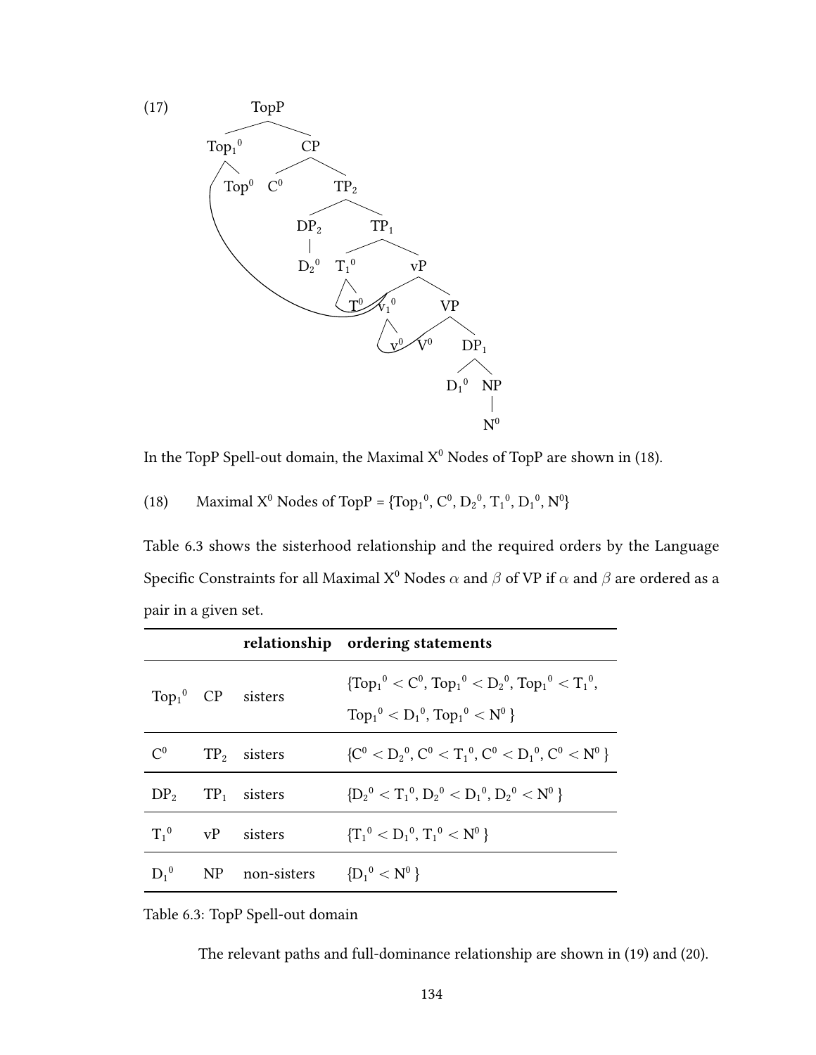(17) [Tree diagram: TopP → $Top_1{}^0$ (→ $Top^0$, with $T^0$ and $v_1{}^0$ moved in), CP → $C^0$, $TP_2$ → $DP_2$ ($D_2{}^0$), $TP_1$ → $T_1{}^0$ (→ $T^0$), vP → $v_1{}^0$ (→ $v^0$, $V^0$), VP → $V^0$, $DP_1$ → $D_1{}^0$, NP → $N^0$]

In the TopP Spell-out domain, the Maximal $X^0$ Nodes of TopP are shown in (18).

(18) Maximal $X^0$ Nodes of TopP = $\{Top_1{}^0, C^0, D_2{}^0, T_1{}^0, D_1{}^0, N^0\}$

Table 6.3 shows the sisterhood relationship and the required orders by the Language Specific Constraints for all Maximal $X^0$ Nodes $\alpha$ and $\beta$ of VP if $\alpha$ and $\beta$ are ordered as a pair in a given set.

| | | relationship | ordering statements |
|---|---|---|---|
| $Top_1{}^0$ | CP | sisters | $\{Top_1{}^0 < C^0, Top_1{}^0 < D_2{}^0, Top_1{}^0 < T_1{}^0, Top_1{}^0 < D_1{}^0, Top_1{}^0 < N^0\}$ |
| $C^0$ | $TP_2$ | sisters | $\{C^0 < D_2{}^0, C^0 < T_1{}^0, C^0 < D_1{}^0, C^0 < N^0\}$ |
| $DP_2$ | $TP_1$ | sisters | $\{D_2{}^0 < T_1{}^0, D_2{}^0 < D_1{}^0, D_2{}^0 < N^0\}$ |
| $T_1{}^0$ | vP | sisters | $\{T_1{}^0 < D_1{}^0, T_1{}^0 < N^0\}$ |
| $D_1{}^0$ | NP | non-sisters | $\{D_1{}^0 < N^0\}$ |

Table 6.3: TopP Spell-out domain

The relevant paths and full-dominance relationship are shown in (19) and (20).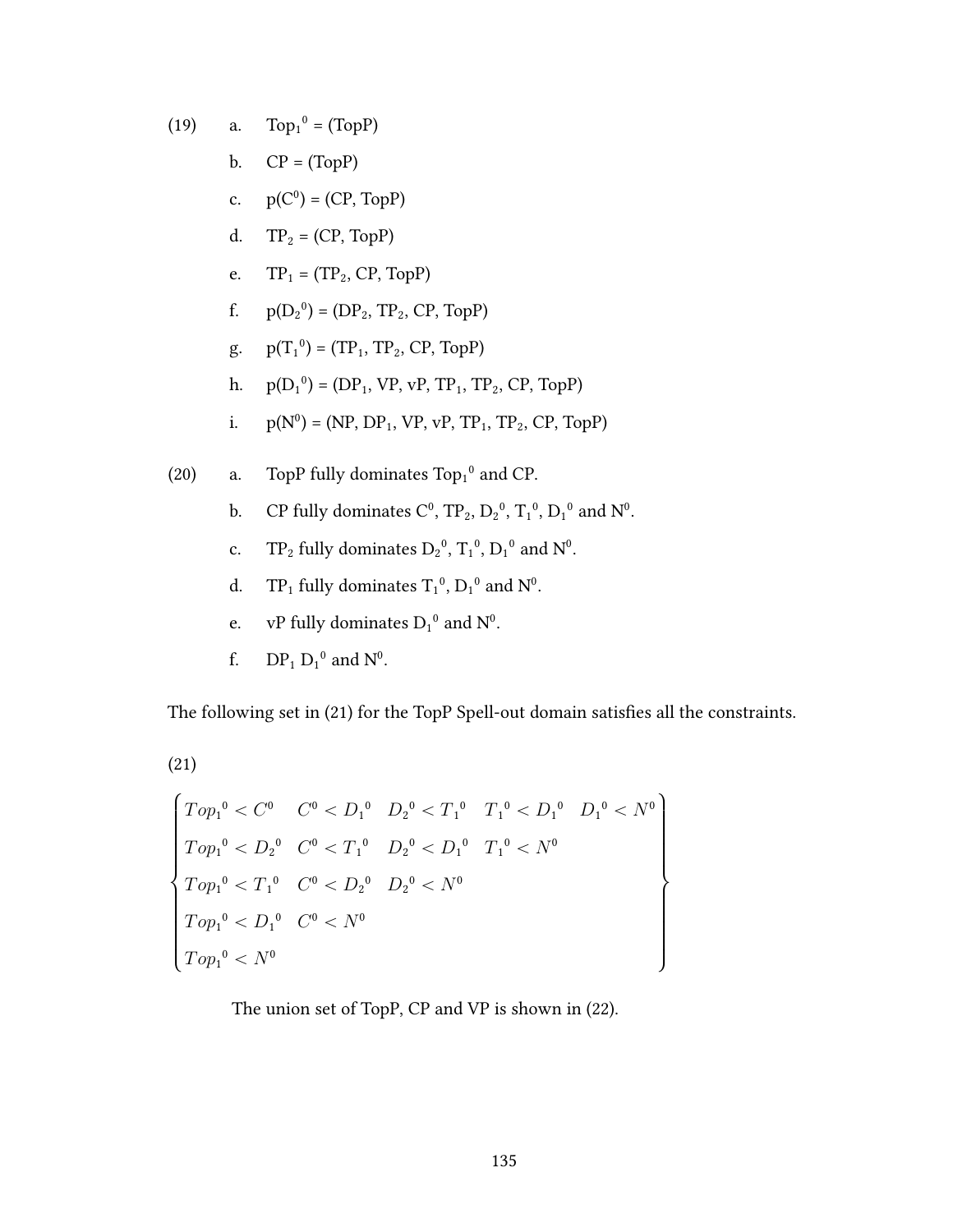(19) a. $\text{Top}_1{}^0$ = (TopP)

b. CP = (TopP)

c. $\text{p}(\text{C}^0)$ = (CP, TopP)

d. $\text{TP}_2$ = (CP, TopP)

e. $\text{TP}_1$ = ($\text{TP}_2$, CP, TopP)

f. $\text{p}(\text{D}_2{}^0)$ = ($\text{DP}_2$, $\text{TP}_2$, CP, TopP)

g. $\text{p}(\text{T}_1{}^0)$ = ($\text{TP}_1$, $\text{TP}_2$, CP, TopP)

h. $\text{p}(\text{D}_1{}^0)$ = ($\text{DP}_1$, VP, vP, $\text{TP}_1$, $\text{TP}_2$, CP, TopP)

i. $\text{p}(\text{N}^0)$ = (NP, $\text{DP}_1$, VP, vP, $\text{TP}_1$, $\text{TP}_2$, CP, TopP)

(20) a. TopP fully dominates $\text{Top}_1{}^0$ and CP.

b. CP fully dominates $\text{C}^0$, $\text{TP}_2$, $\text{D}_2{}^0$, $\text{T}_1{}^0$, $\text{D}_1{}^0$ and $\text{N}^0$.

c. $\text{TP}_2$ fully dominates $\text{D}_2{}^0$, $\text{T}_1{}^0$, $\text{D}_1{}^0$ and $\text{N}^0$.

d. $\text{TP}_1$ fully dominates $\text{T}_1{}^0$, $\text{D}_1{}^0$ and $\text{N}^0$.

e. vP fully dominates $\text{D}_1{}^0$ and $\text{N}^0$.

f. $\text{DP}_1$ $\text{D}_1{}^0$ and $\text{N}^0$.

The following set in (21) for the TopP Spell-out domain satisfies all the constraints.

(21)

$$
\left\{
\begin{array}{lllll}
Top_1{}^0 < C^0 & C^0 < D_1{}^0 & D_2{}^0 < T_1{}^0 & T_1{}^0 < D_1{}^0 & D_1{}^0 < N^0 \\
Top_1{}^0 < D_2{}^0 & C^0 < T_1{}^0 & D_2{}^0 < D_1{}^0 & T_1{}^0 < N^0 & \\
Top_1{}^0 < T_1{}^0 & C^0 < D_2{}^0 & D_2{}^0 < N^0 & & \\
Top_1{}^0 < D_1{}^0 & C^0 < N^0 & & & \\
Top_1{}^0 < N^0 & & & &
\end{array}
\right\}
$$

The union set of TopP, CP and VP is shown in (22).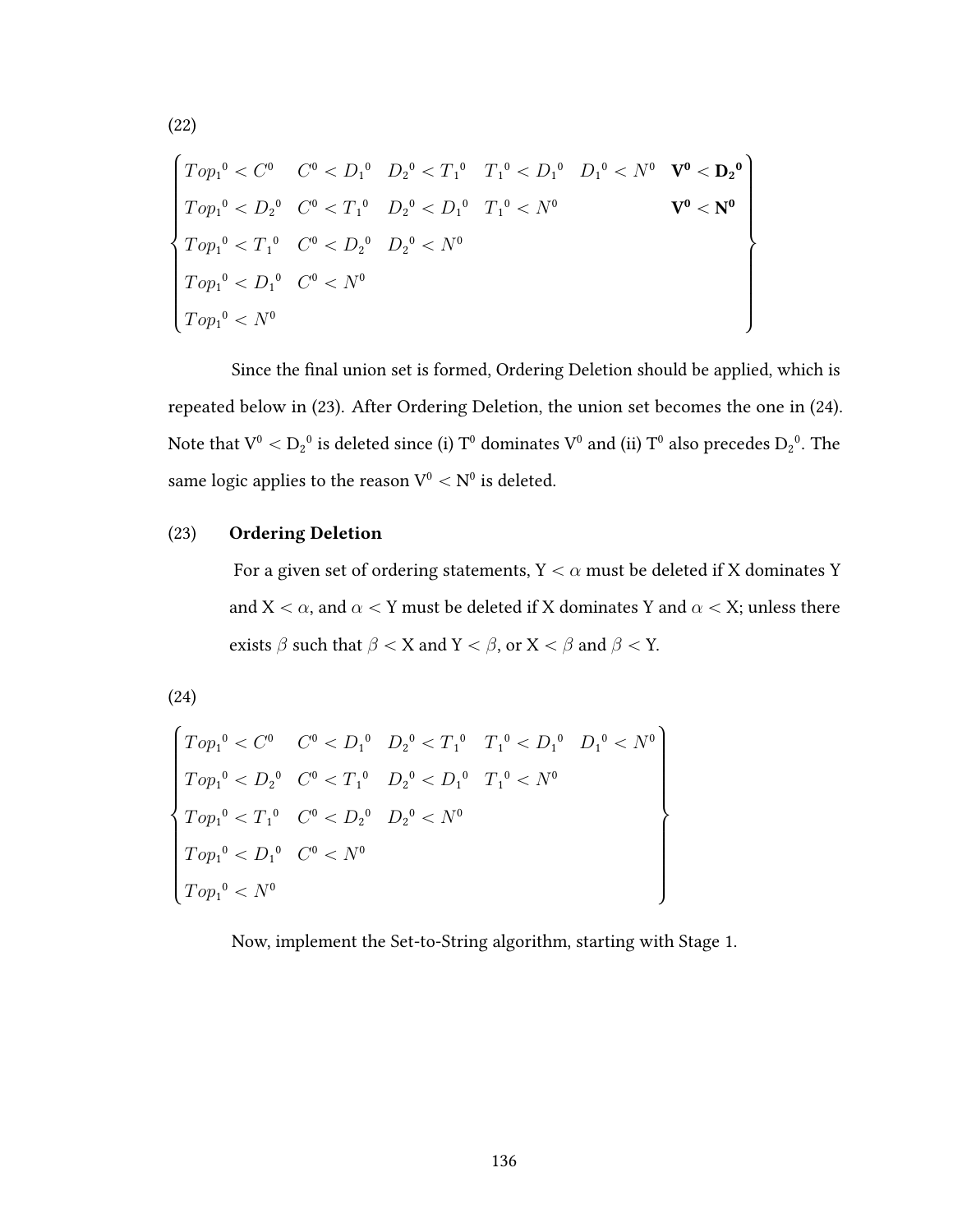(22)

$$
\left\{
\begin{array}{llllll}
Top_1{}^0 < C^0 & C^0 < D_1{}^0 & D_2{}^0 < T_1{}^0 & T_1{}^0 < D_1{}^0 & D_1{}^0 < N^0 & \mathbf{V^0 < D_2{}^0} \\
Top_1{}^0 < D_2{}^0 & C^0 < T_1{}^0 & D_2{}^0 < D_1{}^0 & T_1{}^0 < N^0 & & \mathbf{V^0 < N^0} \\
Top_1{}^0 < T_1{}^0 & C^0 < D_2{}^0 & D_2{}^0 < N^0 & & & \\
Top_1{}^0 < D_1{}^0 & C^0 < N^0 & & & & \\
Top_1{}^0 < N^0 & & & & &
\end{array}
\right\}
$$

Since the final union set is formed, Ordering Deletion should be applied, which is repeated below in (23). After Ordering Deletion, the union set becomes the one in (24). Note that $V^0 < D_2{}^0$ is deleted since (i) $T^0$ dominates $V^0$ and (ii) $T^0$ also precedes $D_2{}^0$. The same logic applies to the reason $V^0 < N^0$ is deleted.

(23) **Ordering Deletion**

For a given set of ordering statements, Y < $\alpha$ must be deleted if X dominates Y and X < $\alpha$, and $\alpha$ < Y must be deleted if X dominates Y and $\alpha$ < X; unless there exists $\beta$ such that $\beta$ < X and Y < $\beta$, or X < $\beta$ and $\beta$ < Y.

(24)

$$
\left\{
\begin{array}{lllll}
Top_1{}^0 < C^0 & C^0 < D_1{}^0 & D_2{}^0 < T_1{}^0 & T_1{}^0 < D_1{}^0 & D_1{}^0 < N^0 \\
Top_1{}^0 < D_2{}^0 & C^0 < T_1{}^0 & D_2{}^0 < D_1{}^0 & T_1{}^0 < N^0 & \\
Top_1{}^0 < T_1{}^0 & C^0 < D_2{}^0 & D_2{}^0 < N^0 & & \\
Top_1{}^0 < D_1{}^0 & C^0 < N^0 & & & \\
Top_1{}^0 < N^0 & & & &
\end{array}
\right\}
$$

Now, implement the Set-to-String algorithm, starting with Stage 1.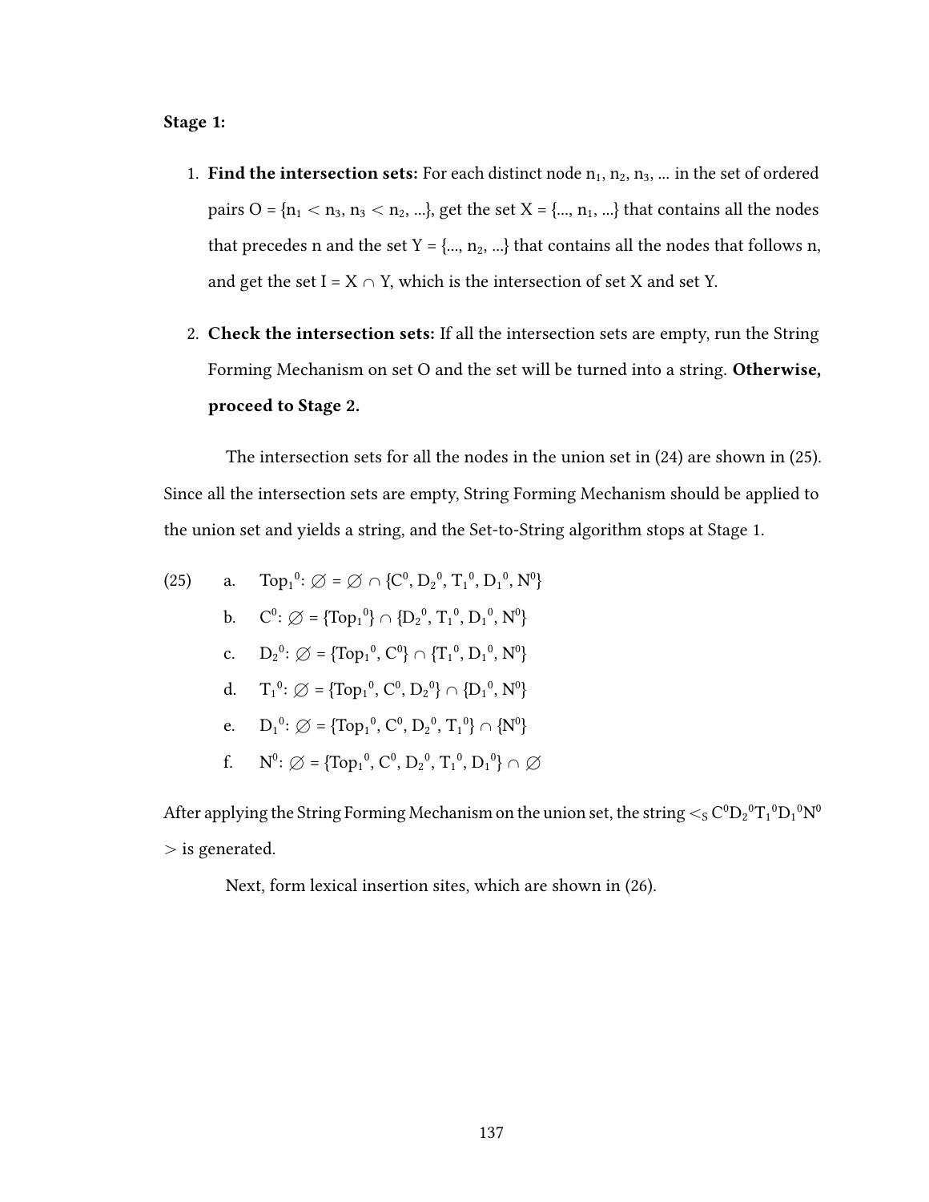**Stage 1:**

1. **Find the intersection sets:** For each distinct node $n_1$, $n_2$, $n_3$, ... in the set of ordered pairs O = {$n_1 < n_3$, $n_3 < n_2$, ...}, get the set X = {..., $n_1$, ...} that contains all the nodes that precedes n and the set Y = {..., $n_2$, ...} that contains all the nodes that follows n, and get the set I = X ∩ Y, which is the intersection of set X and set Y.

2. **Check the intersection sets:** If all the intersection sets are empty, run the String Forming Mechanism on set O and the set will be turned into a string. **Otherwise, proceed to Stage 2.**

The intersection sets for all the nodes in the union set in (24) are shown in (25). Since all the intersection sets are empty, String Forming Mechanism should be applied to the union set and yields a string, and the Set-to-String algorithm stops at Stage 1.

(25)
a. $Top_1{}^0$: $\varnothing = \varnothing \cap \{C^0, D_2{}^0, T_1{}^0, D_1{}^0, N^0\}$
b. $C^0$: $\varnothing = \{Top_1{}^0\} \cap \{D_2{}^0, T_1{}^0, D_1{}^0, N^0\}$
c. $D_2{}^0$: $\varnothing = \{Top_1{}^0, C^0\} \cap \{T_1{}^0, D_1{}^0, N^0\}$
d. $T_1{}^0$: $\varnothing = \{Top_1{}^0, C^0, D_2{}^0\} \cap \{D_1{}^0, N^0\}$
e. $D_1{}^0$: $\varnothing = \{Top_1{}^0, C^0, D_2{}^0, T_1{}^0\} \cap \{N^0\}$
f. $N^0$: $\varnothing = \{Top_1{}^0, C^0, D_2{}^0, T_1{}^0, D_1{}^0\} \cap \varnothing$

After applying the String Forming Mechanism on the union set, the string $<_S C^0D_2{}^0T_1{}^0D_1{}^0N^0$ $>$ is generated.

Next, form lexical insertion sites, which are shown in (26).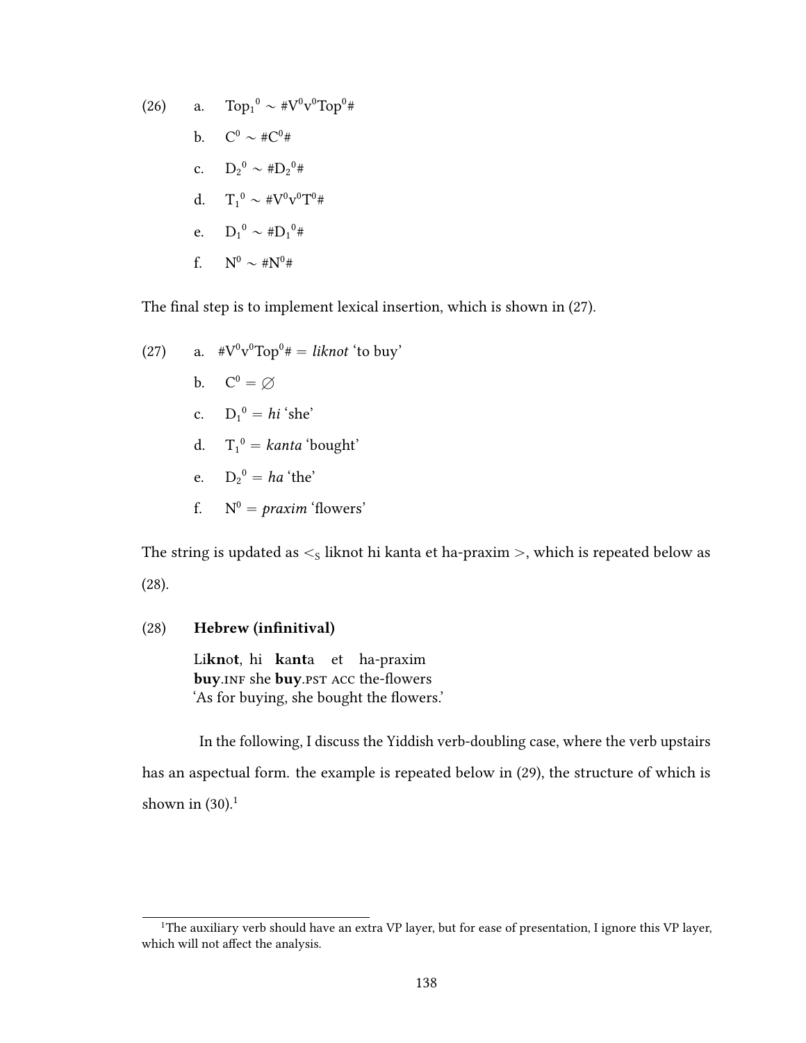(26)
a. $\text{Top}_1{}^0 \sim \#\text{V}^0\text{v}^0\text{Top}^0\#$

b. $\text{C}^0 \sim \#\text{C}^0\#$

c. $\text{D}_2{}^0 \sim \#\text{D}_2{}^0\#$

d. $\text{T}_1{}^0 \sim \#\text{V}^0\text{v}^0\text{T}^0\#$

e. $\text{D}_1{}^0 \sim \#\text{D}_1{}^0\#$

f. $\text{N}^0 \sim \#\text{N}^0\#$

The final step is to implement lexical insertion, which is shown in (27).

(27)
a. $\#\text{V}^0\text{v}^0\text{Top}^0\#$ = *liknot* 'to buy'

b. $\text{C}^0 = \varnothing$

c. $\text{D}_1{}^0$ = *hi* 'she'

d. $\text{T}_1{}^0$ = *kanta* 'bought'

e. $\text{D}_2{}^0$ = *ha* 'the'

f. $\text{N}^0$ = *praxim* 'flowers'

The string is updated as $<_S$ liknot hi kanta et ha-praxim $>$, which is repeated below as (28).

(28) **Hebrew (infinitival)**

Li**kn**o**t**, hi **k**a**nt**a et ha-praxim
**buy**.INF she **buy**.PST ACC the-flowers
'As for buying, she bought the flowers.'

In the following, I discuss the Yiddish verb-doubling case, where the verb upstairs has an aspectual form. the example is repeated below in (29), the structure of which is shown in (30).[1]

[1]The auxiliary verb should have an extra VP layer, but for ease of presentation, I ignore this VP layer, which will not affect the analysis.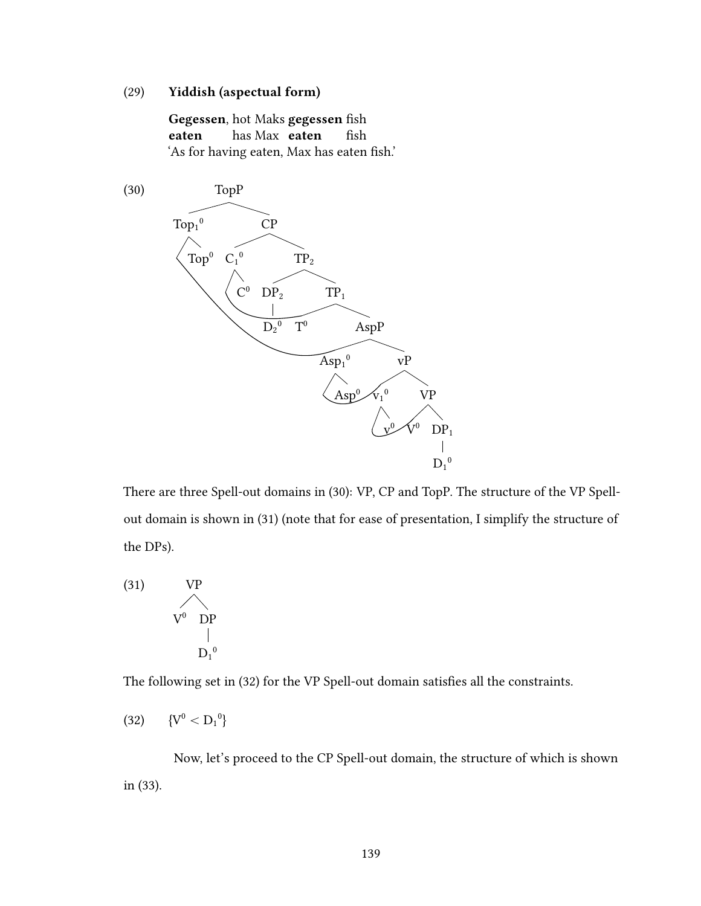(29) **Yiddish (aspectual form)**

**Gegessen**, hot Maks **gegessen** fish
**eaten** has Max **eaten** fish
'As for having eaten, Max has eaten fish.'

(30)

```
TopP
├── Top1⁰
│   └── Top⁰
└── CP
    ├── C1⁰
    │   └── C⁰
    └── TP2
        ├── DP2
        │   └── D2⁰
        └── TP1
            ├── T⁰
            └── AspP
                ├── Asp1⁰
                │   └── Asp⁰
                └── vP
                    ├── v1⁰
                    │   └── v⁰
                    └── VP
                        ├── V⁰
                        └── DP1
                            └── D1⁰
```

There are three Spell-out domains in (30): VP, CP and TopP. The structure of the VP Spell-out domain is shown in (31) (note that for ease of presentation, I simplify the structure of the DPs).

(31)

```
VP
├── V⁰
└── DP
    └── D1⁰
```

The following set in (32) for the VP Spell-out domain satisfies all the constraints.

(32) $\{V^0 < D_1{}^0\}$

Now, let's proceed to the CP Spell-out domain, the structure of which is shown in (33).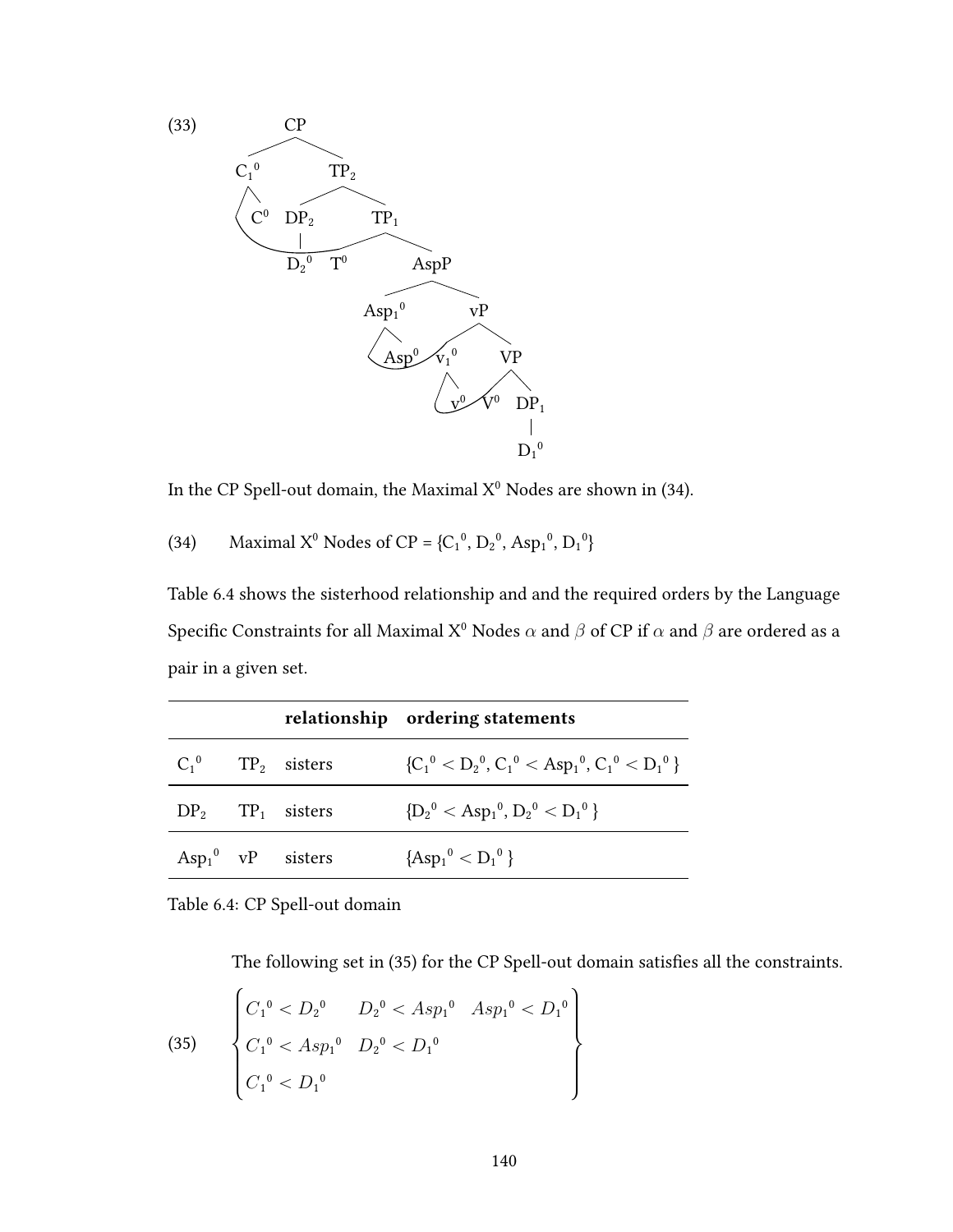(33)

```
CP
├── C₁⁰
│   └── C⁰  (T⁰ adjoined)
└── TP₂
    ├── DP₂
    │   └── D₂⁰
    └── TP₁
        ├── T⁰
        └── AspP
            ├── Asp₁⁰
            │   └── Asp⁰  (v₁⁰ adjoined)
            └── vP
                ├── v₁⁰
                │   └── v⁰  (V⁰ adjoined)
                └── VP
                    ├── V⁰
                    └── DP₁
                        └── D₁⁰
```

In the CP Spell-out domain, the Maximal $X^0$ Nodes are shown in (34).

(34) Maximal $X^0$ Nodes of CP = {${C_1}^0$, ${D_2}^0$, ${Asp_1}^0$, ${D_1}^0$}

Table 6.4 shows the sisterhood relationship and and the required orders by the Language Specific Constraints for all Maximal $X^0$ Nodes $\alpha$ and $\beta$ of CP if $\alpha$ and $\beta$ are ordered as a pair in a given set.

| | | relationship | ordering statements |
|---|---|---|---|
| ${C_1}^0$ | $TP_2$ | sisters | {${C_1}^0 < {D_2}^0$, ${C_1}^0 < {Asp_1}^0$, ${C_1}^0 < {D_1}^0$ } |
| $DP_2$ | $TP_1$ | sisters | {${D_2}^0 < {Asp_1}^0$, ${D_2}^0 < {D_1}^0$ } |
| ${Asp_1}^0$ | vP | sisters | {${Asp_1}^0 < {D_1}^0$ } |

Table 6.4: CP Spell-out domain

The following set in (35) for the CP Spell-out domain satisfies all the constraints.

(35)
$$\begin{Bmatrix} {C_1}^0 < {D_2}^0 & {D_2}^0 < {Asp_1}^0 & {Asp_1}^0 < {D_1}^0 \\ {C_1}^0 < {Asp_1}^0 & {D_2}^0 < {D_1}^0 & \\ {C_1}^0 < {D_1}^0 & & \end{Bmatrix}$$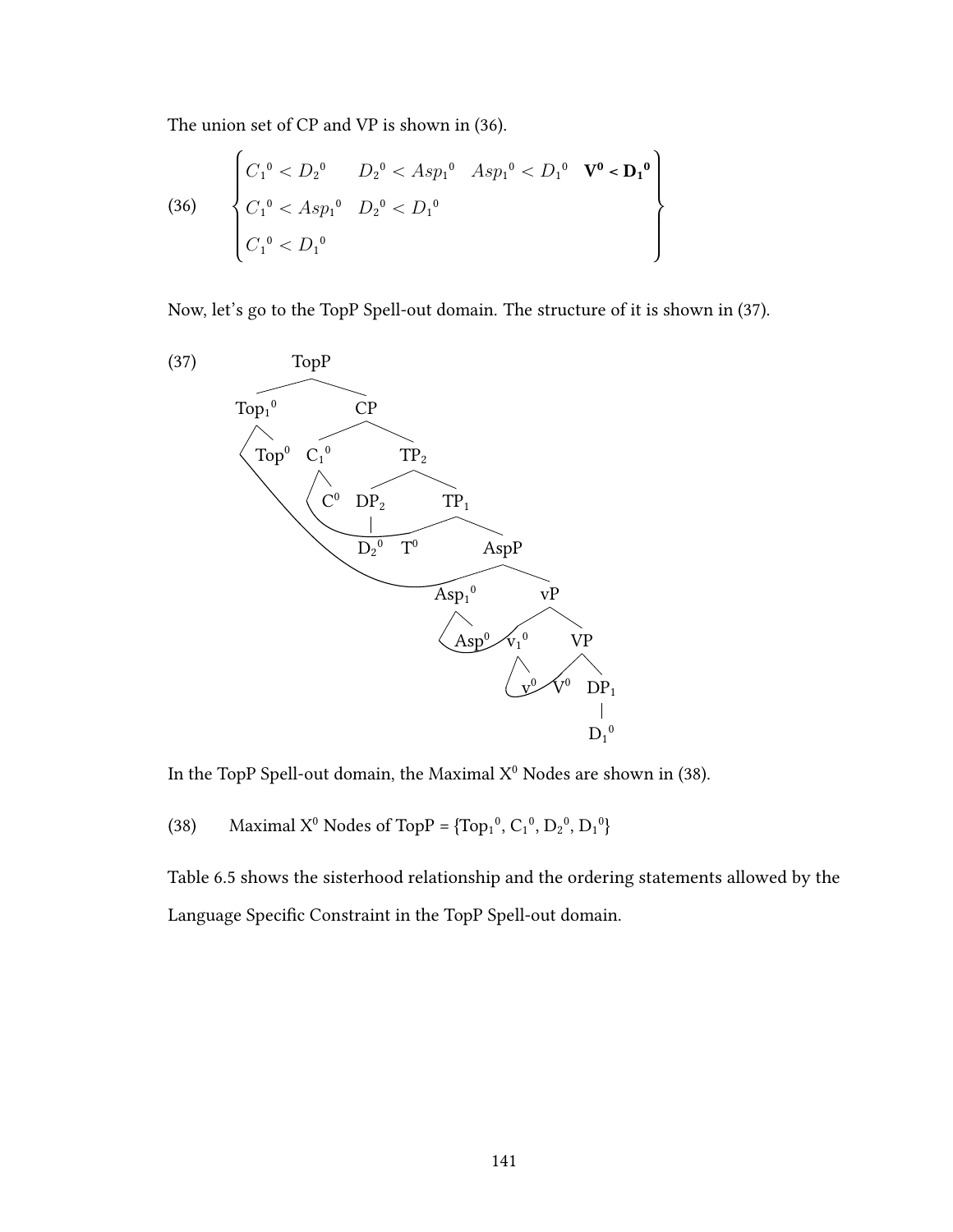The union set of CP and VP is shown in (36).

(36)
$$\begin{Bmatrix} {C_1}^0 < {D_2}^0 & {D_2}^0 < {Asp_1}^0 & {Asp_1}^0 < {D_1}^0 & \mathbf{V^0 < {D_1}^0} \\ {C_1}^0 < {Asp_1}^0 & {D_2}^0 < {D_1}^0 & & \\ {C_1}^0 < {D_1}^0 & & & \end{Bmatrix}$$

Now, let's go to the TopP Spell-out domain. The structure of it is shown in (37).

(37)

```
TopP
├── Top1⁰
│   └── Top⁰
└── CP
    ├── C1⁰
    │   └── C⁰
    └── TP2
        ├── DP2
        │   └── D2⁰
        └── TP1
            ├── T⁰
            └── AspP
                ├── Asp1⁰
                │   └── Asp⁰
                └── vP
                    ├── v1⁰
                    │   └── v⁰
                    └── VP
                        ├── V⁰
                        └── DP1
                            └── D1⁰
```

In the TopP Spell-out domain, the Maximal $X^0$ Nodes are shown in (38).

(38) Maximal $X^0$ Nodes of TopP = {${Top_1}^0$, ${C_1}^0$, ${D_2}^0$, ${D_1}^0$}

Table 6.5 shows the sisterhood relationship and the ordering statements allowed by the Language Specific Constraint in the TopP Spell-out domain.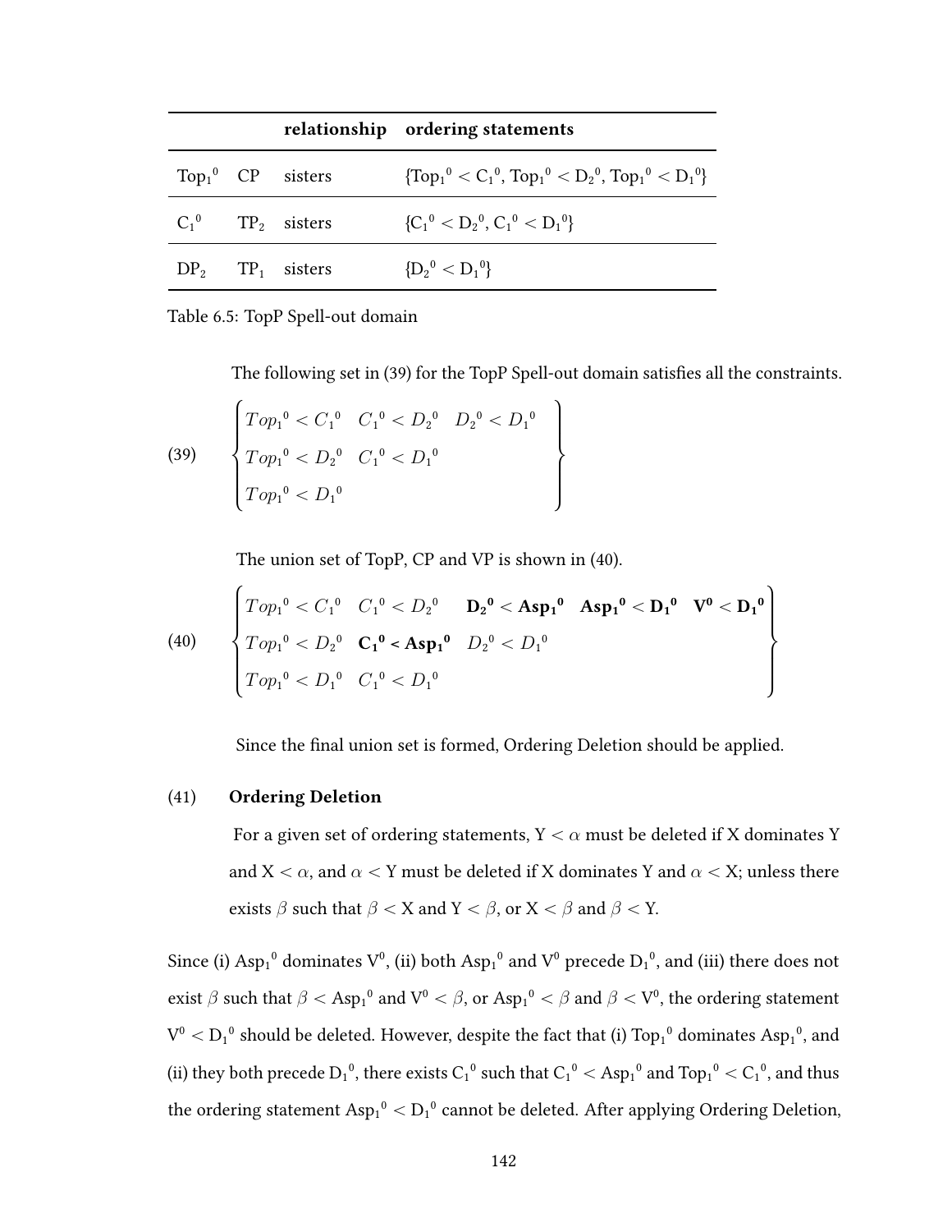| | | relationship | ordering statements |
|---|---|---|---|
| $Top_1{}^0$ | CP | sisters | $\{Top_1{}^0 < C_1{}^0, Top_1{}^0 < D_2{}^0, Top_1{}^0 < D_1{}^0\}$ |
| $C_1{}^0$ | $TP_2$ | sisters | $\{C_1{}^0 < D_2{}^0, C_1{}^0 < D_1{}^0\}$ |
| $DP_2$ | $TP_1$ | sisters | $\{D_2{}^0 < D_1{}^0\}$ |

Table 6.5: TopP Spell-out domain

The following set in (39) for the TopP Spell-out domain satisfies all the constraints.

(39)
$$\begin{Bmatrix} Top_1{}^0 < C_1{}^0 & C_1{}^0 < D_2{}^0 & D_2{}^0 < D_1{}^0 \\ Top_1{}^0 < D_2{}^0 & C_1{}^0 < D_1{}^0 & \\ Top_1{}^0 < D_1{}^0 & & \end{Bmatrix}$$

The union set of TopP, CP and VP is shown in (40).

(40)
$$\begin{Bmatrix} Top_1{}^0 < C_1{}^0 & C_1{}^0 < D_2{}^0 & \mathbf{D_2{}^0 < Asp_1{}^0} & \mathbf{Asp_1{}^0 < D_1{}^0} & \mathbf{V^0 < D_1{}^0} \\ Top_1{}^0 < D_2{}^0 & \mathbf{C_1{}^0 < Asp_1{}^0} & D_2{}^0 < D_1{}^0 & & \\ Top_1{}^0 < D_1{}^0 & C_1{}^0 < D_1{}^0 & & & \end{Bmatrix}$$

Since the final union set is formed, Ordering Deletion should be applied.

(41) **Ordering Deletion**

For a given set of ordering statements, $Y < \alpha$ must be deleted if X dominates Y and $X < \alpha$, and $\alpha < Y$ must be deleted if X dominates Y and $\alpha < X$; unless there exists $\beta$ such that $\beta < X$ and $Y < \beta$, or $X < \beta$ and $\beta < Y$.

Since (i) $Asp_1{}^0$ dominates $V^0$, (ii) both $Asp_1{}^0$ and $V^0$ precede $D_1{}^0$, and (iii) there does not exist $\beta$ such that $\beta < Asp_1{}^0$ and $V^0 < \beta$, or $Asp_1{}^0 < \beta$ and $\beta < V^0$, the ordering statement $V^0 < D_1{}^0$ should be deleted. However, despite the fact that (i) $Top_1{}^0$ dominates $Asp_1{}^0$, and (ii) they both precede $D_1{}^0$, there exists $C_1{}^0$ such that $C_1{}^0 < Asp_1{}^0$ and $Top_1{}^0 < C_1{}^0$, and thus the ordering statement $Asp_1{}^0 < D_1{}^0$ cannot be deleted. After applying Ordering Deletion,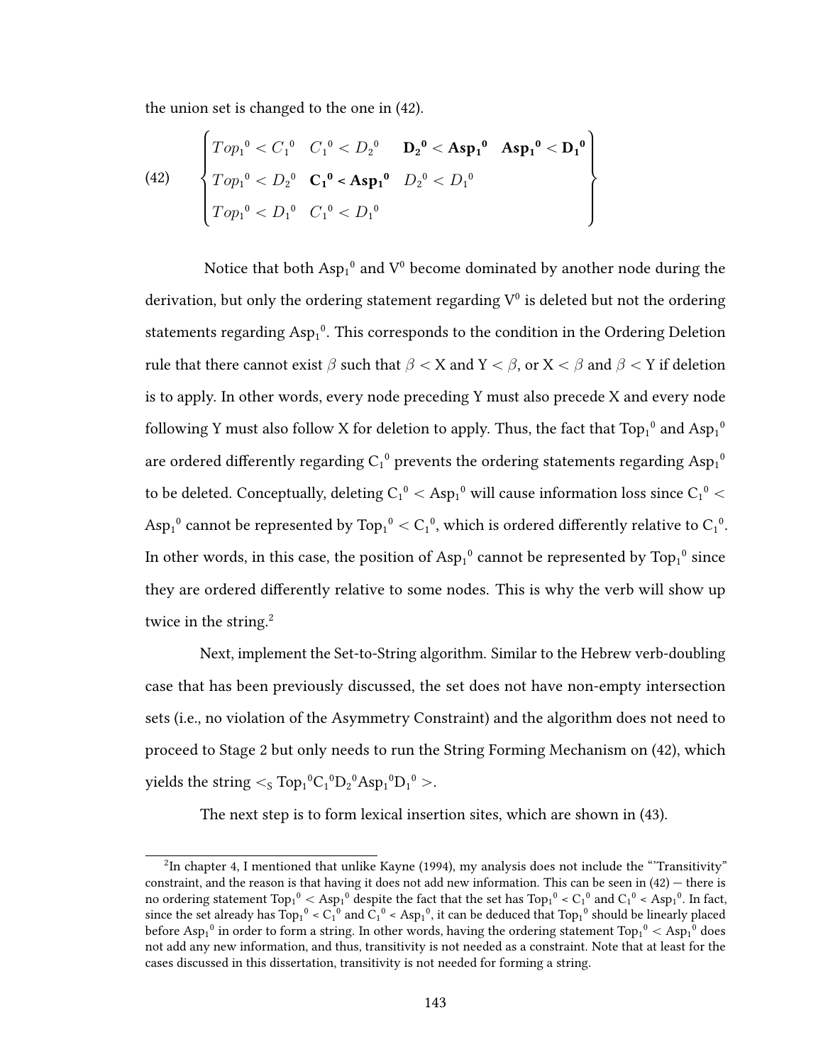the union set is changed to the one in (42).

(42)
$$\begin{Bmatrix} Top_1{}^0 < C_1{}^0 & C_1{}^0 < D_2{}^0 & \mathbf{D_2{}^0 < Asp_1{}^0} & \mathbf{Asp_1{}^0 < D_1{}^0} \\ Top_1{}^0 < D_2{}^0 & \mathbf{C_1{}^0 < Asp_1{}^0} & D_2{}^0 < D_1{}^0 & \\ Top_1{}^0 < D_1{}^0 & C_1{}^0 < D_1{}^0 & & \end{Bmatrix}$$

Notice that both $Asp_1{}^0$ and $V^0$ become dominated by another node during the derivation, but only the ordering statement regarding $V^0$ is deleted but not the ordering statements regarding $Asp_1{}^0$. This corresponds to the condition in the Ordering Deletion rule that there cannot exist $\beta$ such that $\beta <$ X and Y $< \beta$, or X $< \beta$ and $\beta <$ Y if deletion is to apply. In other words, every node preceding Y must also precede X and every node following Y must also follow X for deletion to apply. Thus, the fact that $Top_1{}^0$ and $Asp_1{}^0$ are ordered differently regarding $C_1{}^0$ prevents the ordering statements regarding $Asp_1{}^0$ to be deleted. Conceptually, deleting $C_1{}^0 < Asp_1{}^0$ will cause information loss since $C_1{}^0 < Asp_1{}^0$ cannot be represented by $Top_1{}^0 < C_1{}^0$, which is ordered differently relative to $C_1{}^0$. In other words, in this case, the position of $Asp_1{}^0$ cannot be represented by $Top_1{}^0$ since they are ordered differently relative to some nodes. This is why the verb will show up twice in the string.[2]

Next, implement the Set-to-String algorithm. Similar to the Hebrew verb-doubling case that has been previously discussed, the set does not have non-empty intersection sets (i.e., no violation of the Asymmetry Constraint) and the algorithm does not need to proceed to Stage 2 but only needs to run the String Forming Mechanism on (42), which yields the string $<_S Top_1{}^0 C_1{}^0 D_2{}^0 Asp_1{}^0 D_1{}^0 >$.

The next step is to form lexical insertion sites, which are shown in (43).

---

[2] In chapter 4, I mentioned that unlike Kayne (1994), my analysis does not include the "'Transitivity" constraint, and the reason is that having it does not add new information. This can be seen in (42) — there is no ordering statement $Top_1{}^0 < Asp_1{}^0$ despite the fact that the set has $Top_1{}^0 < C_1{}^0$ and $C_1{}^0 < Asp_1{}^0$. In fact, since the set already has $Top_1{}^0 < C_1{}^0$ and $C_1{}^0 < Asp_1{}^0$, it can be deduced that $Top_1{}^0$ should be linearly placed before $Asp_1{}^0$ in order to form a string. In other words, having the ordering statement $Top_1{}^0 < Asp_1{}^0$ does not add any new information, and thus, transitivity is not needed as a constraint. Note that at least for the cases discussed in this dissertation, transitivity is not needed for forming a string.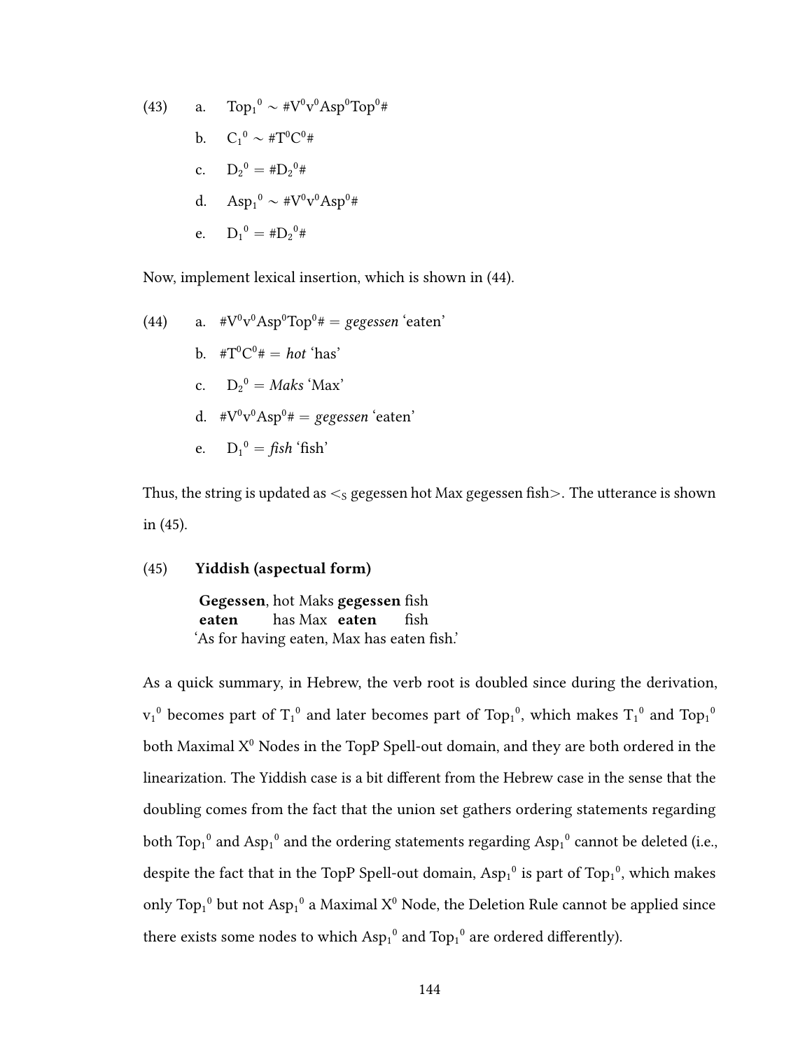(43) a. $Top_1^0 \sim \#V^0v^0Asp^0Top^0\#$

b. $C_1^0 \sim \#T^0C^0\#$

c. $D_2^0 = \#D_2^0\#$

d. $Asp_1^0 \sim \#V^0v^0Asp^0\#$

e. $D_1^0 = \#D_2^0\#$

Now, implement lexical insertion, which is shown in (44).

(44) a. $\#V^0v^0Asp^0Top^0\#$ = *gegessen* 'eaten'

b. $\#T^0C^0\#$ = *hot* 'has'

c. $D_2^0$ = *Maks* 'Max'

d. $\#V^0v^0Asp^0\#$ = *gegessen* 'eaten'

e. $D_1^0$ = *fish* 'fish'

Thus, the string is updated as $<_S$ gegessen hot Max gegessen fish>. The utterance is shown in (45).

(45) **Yiddish (aspectual form)**

**Gegessen**, hot Maks **gegessen** fish
**eaten** has Max **eaten** fish
'As for having eaten, Max has eaten fish.'

As a quick summary, in Hebrew, the verb root is doubled since during the derivation, $v_1^0$ becomes part of $T_1^0$ and later becomes part of $Top_1^0$, which makes $T_1^0$ and $Top_1^0$ both Maximal $X^0$ Nodes in the TopP Spell-out domain, and they are both ordered in the linearization. The Yiddish case is a bit different from the Hebrew case in the sense that the doubling comes from the fact that the union set gathers ordering statements regarding both $Top_1^0$ and $Asp_1^0$ and the ordering statements regarding $Asp_1^0$ cannot be deleted (i.e., despite the fact that in the TopP Spell-out domain, $Asp_1^0$ is part of $Top_1^0$, which makes only $Top_1^0$ but not $Asp_1^0$ a Maximal $X^0$ Node, the Deletion Rule cannot be applied since there exists some nodes to which $Asp_1^0$ and $Top_1^0$ are ordered differently).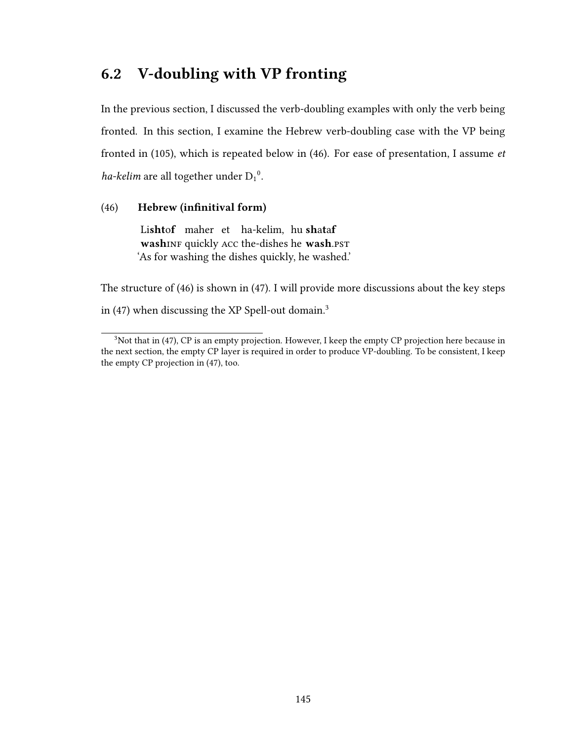## 6.2 V-doubling with VP fronting

In the previous section, I discussed the verb-doubling examples with only the verb being fronted. In this section, I examine the Hebrew verb-doubling case with the VP being fronted in (105), which is repeated below in (46). For ease of presentation, I assume *et ha-kelim* are all together under $D_1{}^0$.

(46) **Hebrew (infinitival form)**

Li**sht**o**f** maher et ha-kelim, hu **sh**a**t**a**f**
**wash**INF quickly ACC the-dishes he **wash**.PST
'As for washing the dishes quickly, he washed.'

The structure of (46) is shown in (47). I will provide more discussions about the key steps in (47) when discussing the XP Spell-out domain.[3]

[3] Not that in (47), CP is an empty projection. However, I keep the empty CP projection here because in the next section, the empty CP layer is required in order to produce VP-doubling. To be consistent, I keep the empty CP projection in (47), too.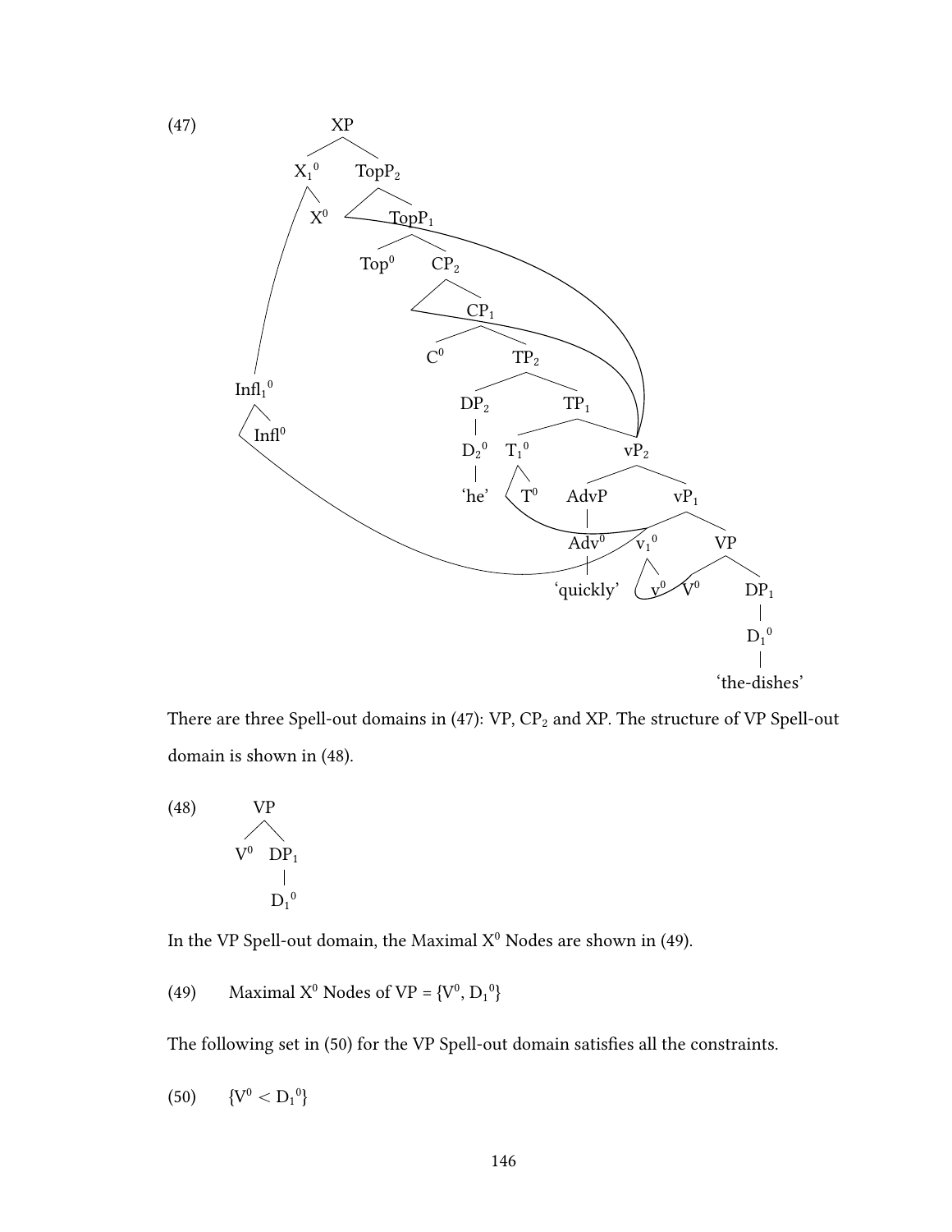(47) [tree diagram: XP with $X_1^0$ (containing $X^0$, with $Infl_1^0$ containing $Infl^0$), $TopP_2$, $TopP_1$, $Top^0$, $CP_2$, $CP_1$, $C^0$, $TP_2$, $DP_2$, $D_2^0$ 'he', $TP_1$, $T_1^0$, $T^0$, $vP_2$, AdvP, $Adv^0$ 'quickly', $vP_1$, $v_1^0$, $v^0$, $V^0$, VP, $DP_1$, $D_1^0$ 'the-dishes']

There are three Spell-out domains in (47): VP, $CP_2$ and XP. The structure of VP Spell-out domain is shown in (48).

(48) [tree diagram: VP dominating $V^0$ and $DP_1$; $DP_1$ dominating $D_1^0$]

In the VP Spell-out domain, the Maximal $X^0$ Nodes are shown in (49).

(49) Maximal $X^0$ Nodes of VP = $\{V^0, D_1^0\}$

The following set in (50) for the VP Spell-out domain satisfies all the constraints.

(50) $\{V^0 < D_1^0\}$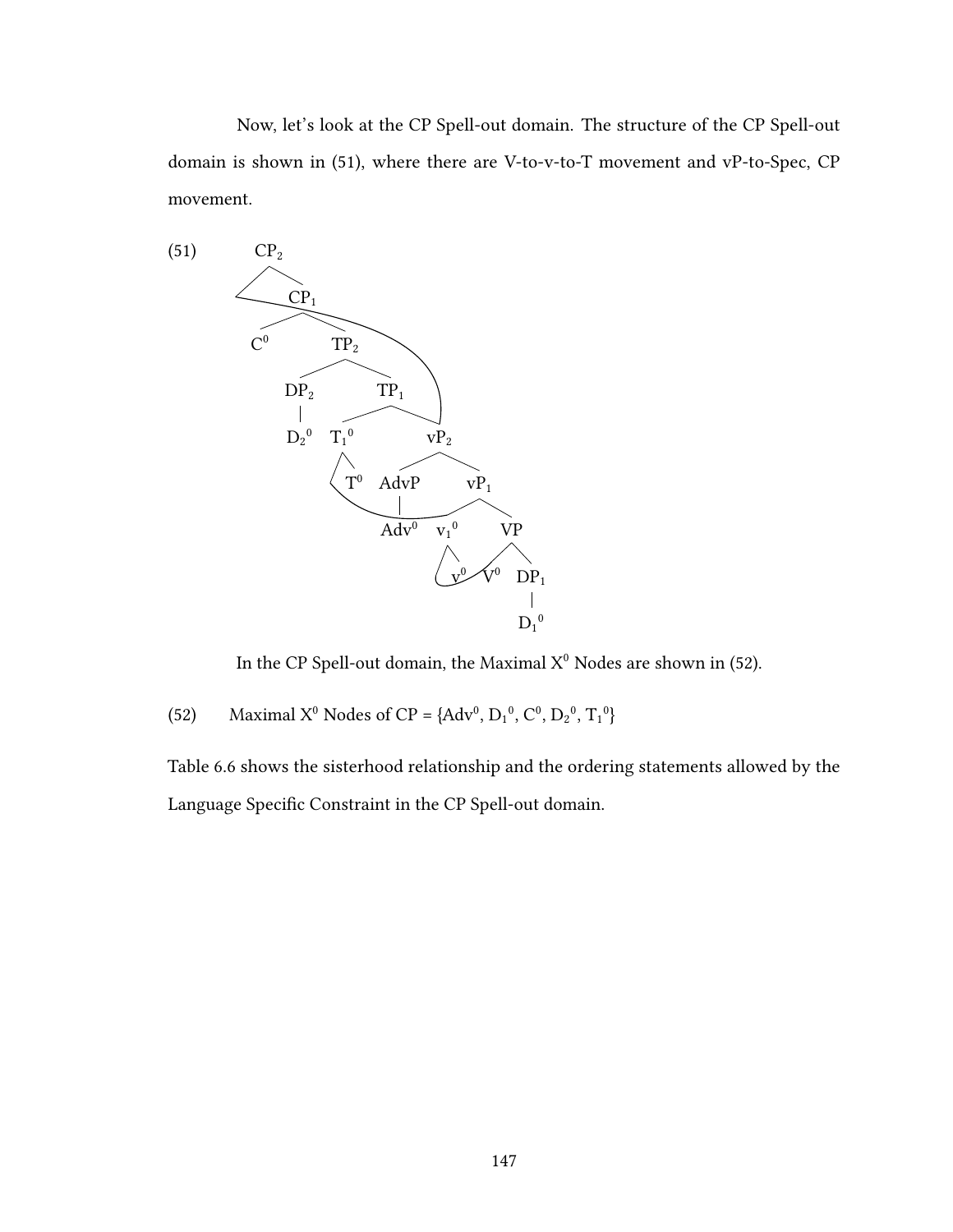Now, let's look at the CP Spell-out domain. The structure of the CP Spell-out domain is shown in (51), where there are V-to-v-to-T movement and vP-to-Spec, CP movement.

(51)

```
CP2
├── [ ]  (landing site of vP2 movement)
└── CP1
    ├── C0
    └── TP2
        ├── DP2
        │   └── D2^0
        └── TP1
            ├── T1^0
            │   ├── [ ]  (landing site of v1^0 movement)
            │   └── T0
            └── vP2
                ├── AdvP
                │   └── Adv0
                └── vP1
                    ├── v1^0
                    │   ├── [ ]  (landing site of V0 movement)
                    │   └── v0
                    └── VP
                        ├── V0
                        └── DP1
                            └── D1^0
```

In the CP Spell-out domain, the Maximal $X^0$ Nodes are shown in (52).

(52) Maximal $X^0$ Nodes of CP = {$Adv^0$, $D_1{}^0$, $C^0$, $D_2{}^0$, $T_1{}^0$}

Table 6.6 shows the sisterhood relationship and the ordering statements allowed by the Language Specific Constraint in the CP Spell-out domain.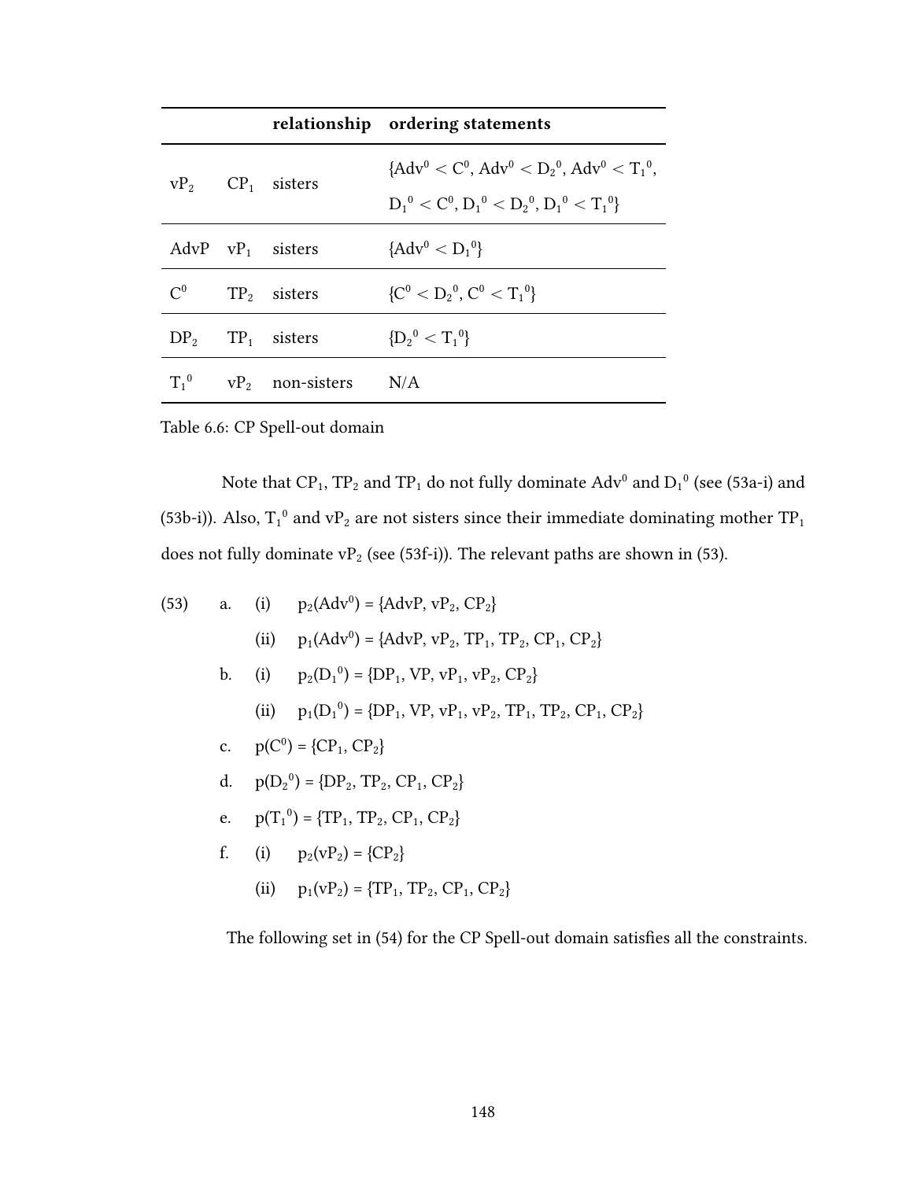| | | relationship | ordering statements |
|---|---|---|---|
| $vP_2$ | $CP_1$ | sisters | $\{Adv^0 < C^0, Adv^0 < D_2{}^0, Adv^0 < T_1{}^0, D_1{}^0 < C^0, D_1{}^0 < D_2{}^0, D_1{}^0 < T_1{}^0\}$ |
| AdvP | $vP_1$ | sisters | $\{Adv^0 < D_1{}^0\}$ |
| $C^0$ | $TP_2$ | sisters | $\{C^0 < D_2{}^0, C^0 < T_1{}^0\}$ |
| $DP_2$ | $TP_1$ | sisters | $\{D_2{}^0 < T_1{}^0\}$ |
| $T_1{}^0$ | $vP_2$ | non-sisters | N/A |

Table 6.6: CP Spell-out domain

Note that $CP_1$, $TP_2$ and $TP_1$ do not fully dominate $Adv^0$ and $D_1{}^0$ (see (53a-i) and (53b-i)). Also, $T_1{}^0$ and $vP_2$ are not sisters since their immediate dominating mother $TP_1$ does not fully dominate $vP_2$ (see (53f-i)). The relevant paths are shown in (53).

(53) a. (i) $p_2(Adv^0) = \{AdvP, vP_2, CP_2\}$

(ii) $p_1(Adv^0) = \{AdvP, vP_2, TP_1, TP_2, CP_1, CP_2\}$

b. (i) $p_2(D_1{}^0) = \{DP_1, VP, vP_1, vP_2, CP_2\}$

(ii) $p_1(D_1{}^0) = \{DP_1, VP, vP_1, vP_2, TP_1, TP_2, CP_1, CP_2\}$

c. $p(C^0) = \{CP_1, CP_2\}$

d. $p(D_2{}^0) = \{DP_2, TP_2, CP_1, CP_2\}$

e. $p(T_1{}^0) = \{TP_1, TP_2, CP_1, CP_2\}$

f. (i) $p_2(vP_2) = \{CP_2\}$

(ii) $p_1(vP_2) = \{TP_1, TP_2, CP_1, CP_2\}$

The following set in (54) for the CP Spell-out domain satisfies all the constraints.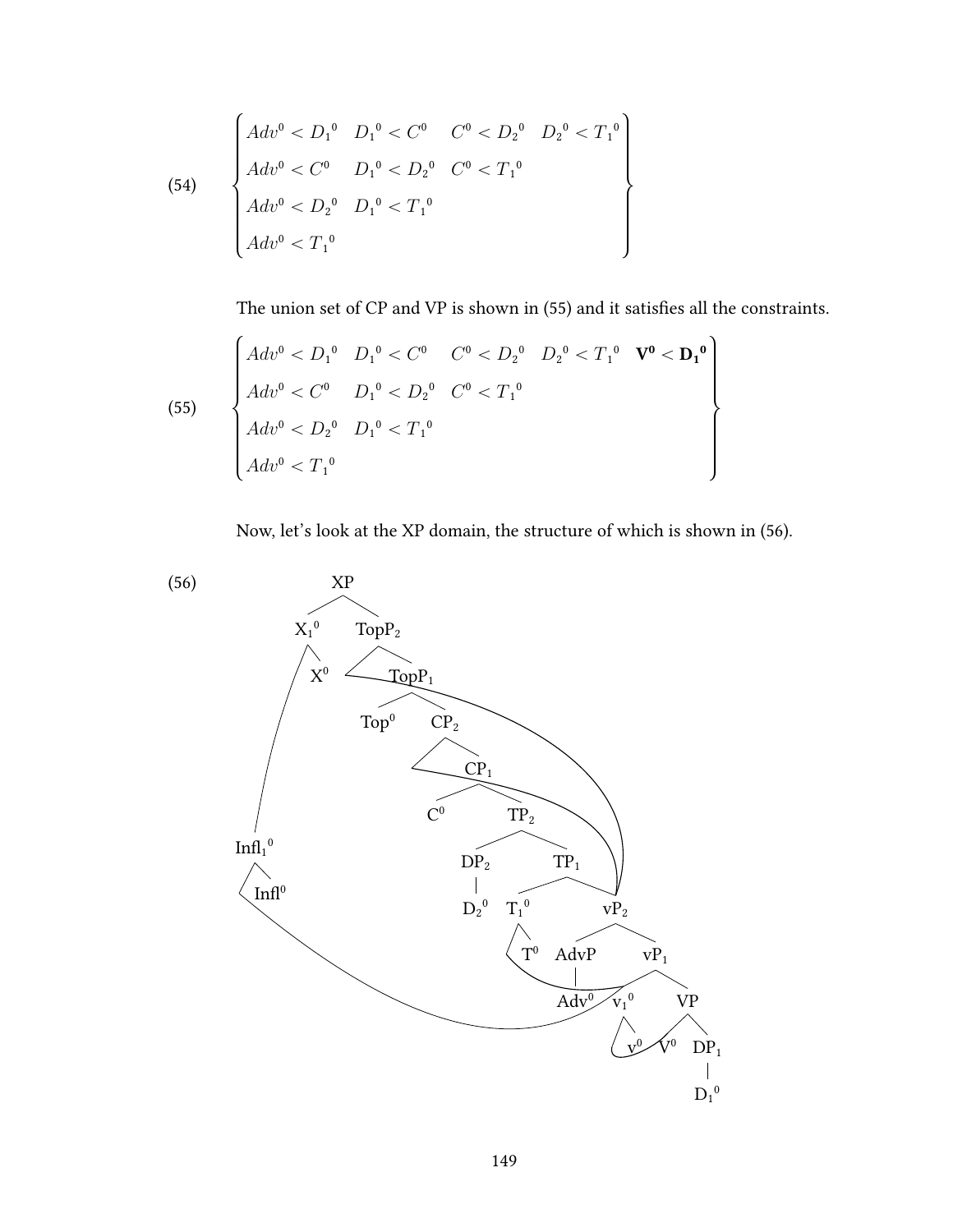(54)

$$\begin{Bmatrix} Adv^0 < {D_1}^0 & {D_1}^0 < C^0 & C^0 < {D_2}^0 & {D_2}^0 < {T_1}^0 \\ Adv^0 < C^0 & {D_1}^0 < {D_2}^0 & C^0 < {T_1}^0 & \\ Adv^0 < {D_2}^0 & {D_1}^0 < {T_1}^0 & & \\ Adv^0 < {T_1}^0 & & & \end{Bmatrix}$$

The union set of CP and VP is shown in (55) and it satisfies all the constraints.

(55)

$$\begin{Bmatrix} Adv^0 < {D_1}^0 & {D_1}^0 < C^0 & C^0 < {D_2}^0 & {D_2}^0 < {T_1}^0 & \mathbf{V^0 < {D_1}^0} \\ Adv^0 < C^0 & {D_1}^0 < {D_2}^0 & C^0 < {T_1}^0 & & \\ Adv^0 < {D_2}^0 & {D_1}^0 < {T_1}^0 & & & \\ Adv^0 < {T_1}^0 & & & & \end{Bmatrix}$$

Now, let's look at the XP domain, the structure of which is shown in (56).

(56)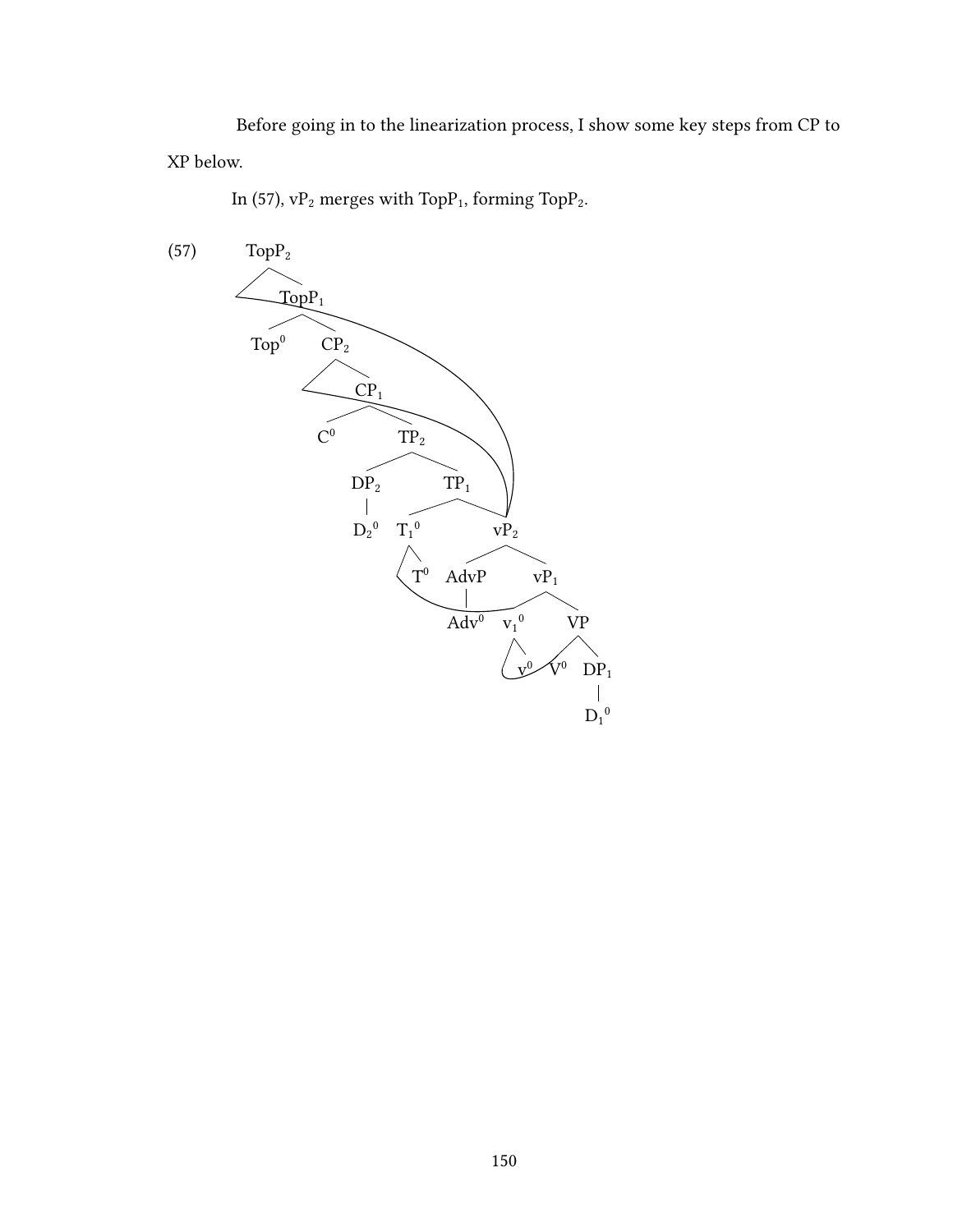Before going in to the linearization process, I show some key steps from CP to XP below.

In (57), $vP_2$ merges with $TopP_1$, forming $TopP_2$.

(57)

```
TopP2
├── [ ]
└── TopP1
    ├── Top0
    └── CP2
        ├── [ ]
        └── CP1
            ├── C0
            └── TP2
                ├── DP2
                │   └── D2^0
                └── TP1
                    ├── T1^0
                    │   ├── [ ]
                    │   └── T0
                    └── vP2
                        ├── AdvP
                        │   └── Adv0
                        └── vP1
                            ├── v1^0
                            │   ├── [ ]
                            │   └── v0
                            └── VP
                                ├── V0
                                └── DP1
                                    └── D1^0
```

Movement arrows link vP2 to the empty specifier positions of CP2 and TopP2; T1^0 is linked to the left branch of vP1 (v1^0), and v1^0 to V0.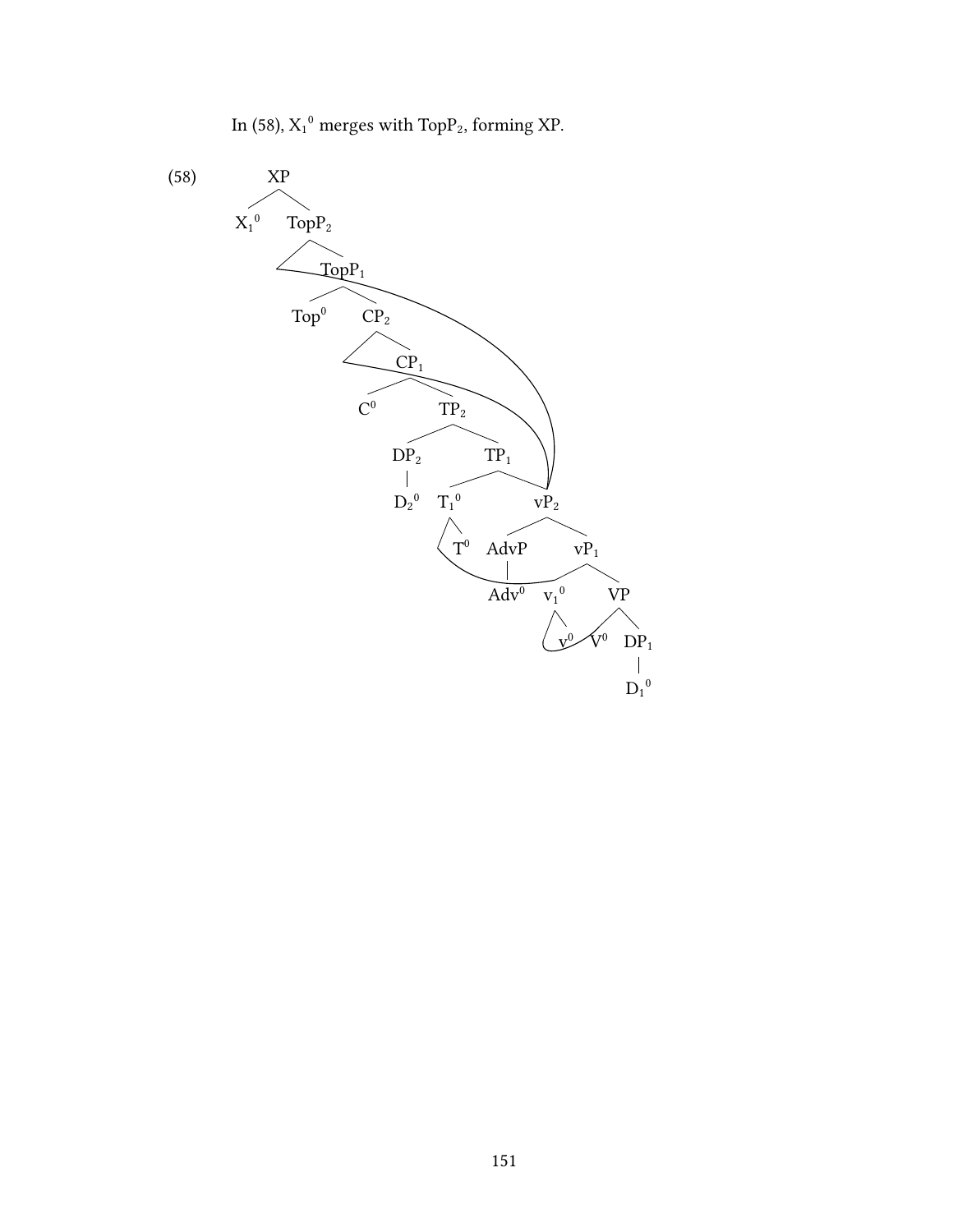In (58), $X_1{}^0$ merges with $TopP_2$, forming XP.

(58)

```
XP
├── X1⁰
└── TopP2
    ├── [moved vP2]
    └── TopP1
        ├── Top⁰
        └── CP2
            ├── [moved vP2]
            └── CP1
                ├── C⁰
                └── TP2
                    ├── DP2
                    │   └── D2⁰
                    └── TP1
                        ├── T1⁰
                        │   ├── [Adv⁰]
                        │   └── T⁰
                        └── vP2
                            ├── AdvP
                            │   └── Adv⁰
                            └── vP1
                                ├── v1⁰
                                │   ├── [V⁰]
                                │   └── v⁰
                                └── VP
                                    ├── V⁰
                                    └── DP1
                                        └── D1⁰
```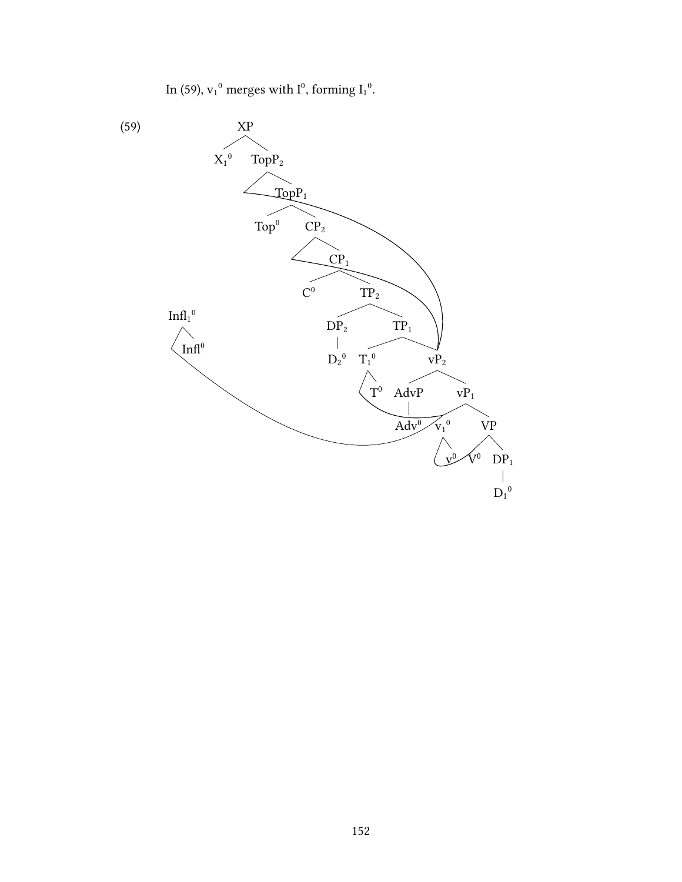In (59), $v_1{}^0$ merges with $I^0$, forming $I_1{}^0$.

(59)

```
XP
├── X_1^0
└── TopP_2
    ├── [moved vP_2]
    └── TopP_1
        ├── Top^0
        └── CP_2
            ├── [moved vP_2]
            └── CP_1
                ├── C^0
                └── TP_2
                    ├── DP_2
                    │   └── D_2^0
                    └── TP_1
                        ├── T_1^0
                        │   ├── [moved Adv^0]
                        │   └── T^0
                        └── vP_2
                            ├── AdvP
                            │   └── Adv^0
                            └── vP_1
                                ├── v_1^0
                                │   ├── [moved V^0]
                                │   └── v^0
                                └── VP
                                    ├── V^0
                                    └── DP_1
                                        └── D_1^0

Infl_1^0
├── [moved v_1^0]
└── Infl^0
```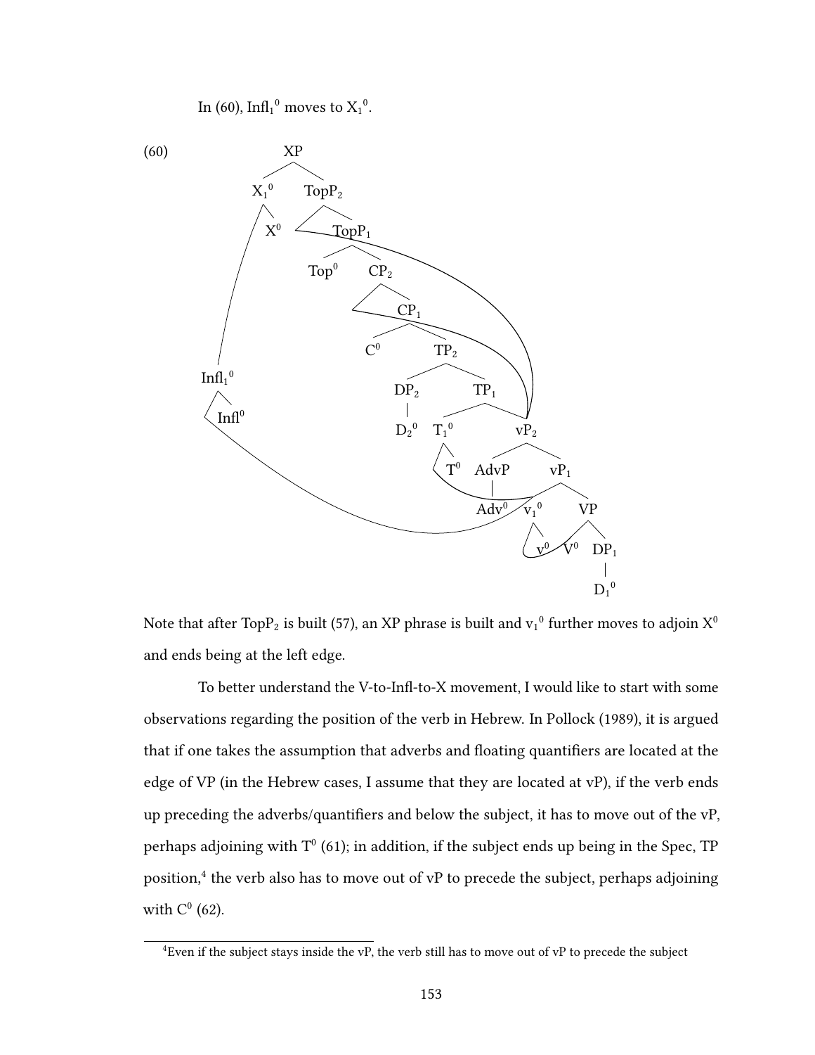In (60), $Infl_1{}^0$ moves to $X_1{}^0$.

(60)

```
XP
├── X1⁰
│   └── X⁰
└── TopP2
    └── TopP1
        ├── Top⁰
        └── CP2
            └── CP1
                ├── C⁰
                └── TP2
                    ├── DP2
                    │   └── D2⁰
                    └── TP1
                        ├── T1⁰
                        │   └── T⁰
                        └── vP2
                            ├── AdvP
                            │   └── Adv⁰
                            └── vP1
                                ├── v1⁰
                                │   └── v⁰
                                └── VP
                                    ├── V⁰
                                    └── DP1
                                        └── D1⁰

Infl1⁰
└── Infl⁰
```

Note that after $TopP_2$ is built (57), an XP phrase is built and $v_1{}^0$ further moves to adjoin $X^0$ and ends being at the left edge.

To better understand the V-to-Infl-to-X movement, I would like to start with some observations regarding the position of the verb in Hebrew. In Pollock (1989), it is argued that if one takes the assumption that adverbs and floating quantifiers are located at the edge of VP (in the Hebrew cases, I assume that they are located at vP), if the verb ends up preceding the adverbs/quantifiers and below the subject, it has to move out of the vP, perhaps adjoining with $T^0$ (61); in addition, if the subject ends up being in the Spec, TP position,[4] the verb also has to move out of vP to precede the subject, perhaps adjoining with $C^0$ (62).

[4] Even if the subject stays inside the vP, the verb still has to move out of vP to precede the subject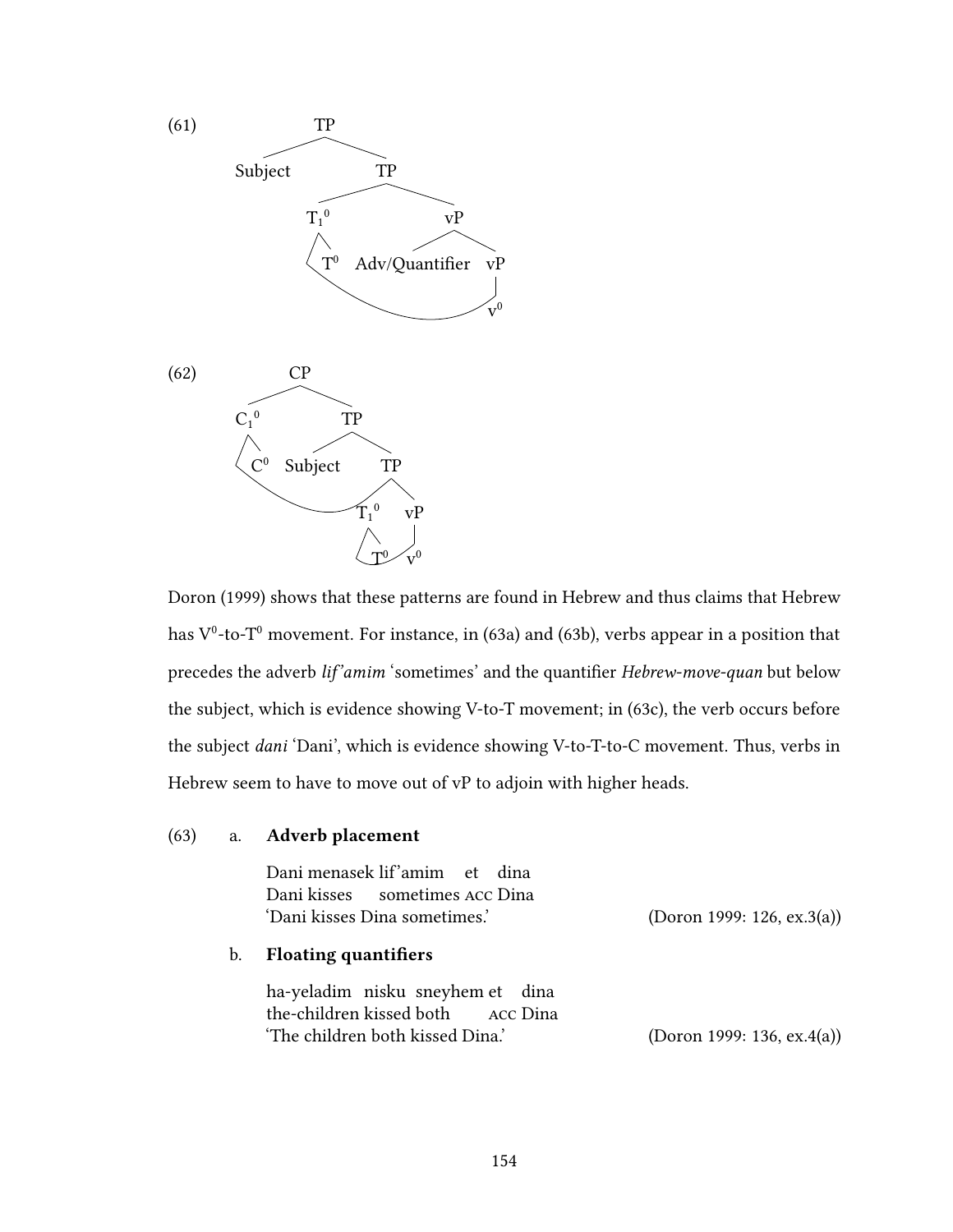(61)

```
              TP
            /    \
      Subject     TP
                /    \
             T1⁰      vP
             /      /    \
            T⁰  Adv/Quantifier  vP
                                 |
                                 v⁰
```

(62)

```
            CP
          /    \
       C1⁰      TP
       /      /    \
      C⁰  Subject   TP
                  /    \
               T1⁰      vP
               /         |
              T⁰         v⁰
```

Doron (1999) shows that these patterns are found in Hebrew and thus claims that Hebrew has $V^0$-to-$T^0$ movement. For instance, in (63a) and (63b), verbs appear in a position that precedes the adverb *lif'amim* 'sometimes' and the quantifier *Hebrew-move-quan* but below the subject, which is evidence showing V-to-T movement; in (63c), the verb occurs before the subject *dani* 'Dani', which is evidence showing V-to-T-to-C movement. Thus, verbs in Hebrew seem to have to move out of vP to adjoin with higher heads.

(63) a. **Adverb placement**

Dani menasek lif'amim et dina
Dani kisses sometimes ACC Dina
'Dani kisses Dina sometimes.' (Doron 1999: 126, ex.3(a))

b. **Floating quantifiers**

ha-yeladim nisku sneyhem et dina
the-children kissed both ACC Dina
'The children both kissed Dina.' (Doron 1999: 136, ex.4(a))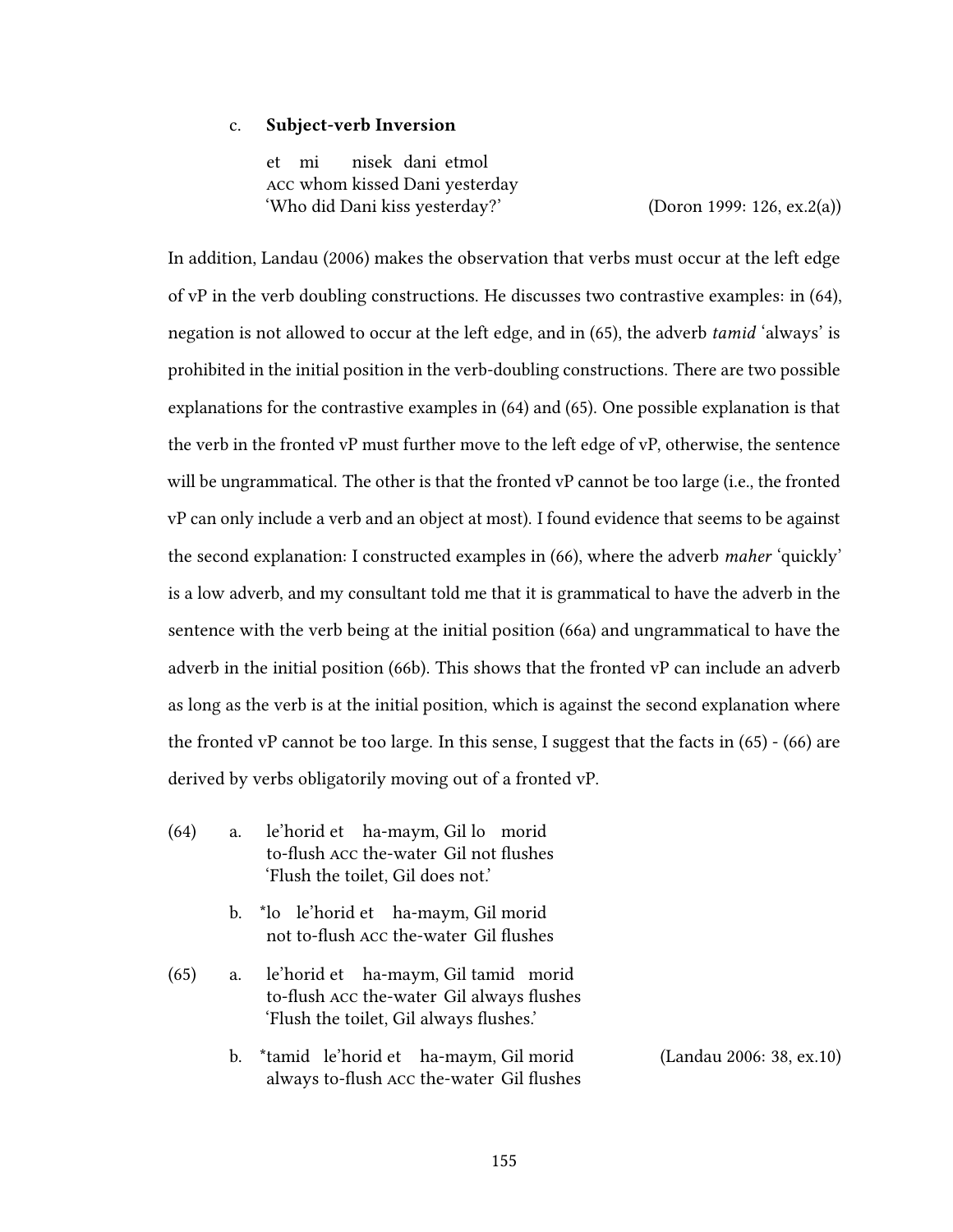c. **Subject-verb Inversion**

et mi nisek dani etmol
ACC whom kissed Dani yesterday
'Who did Dani kiss yesterday?' (Doron 1999: 126, ex.2(a))

In addition, Landau (2006) makes the observation that verbs must occur at the left edge of vP in the verb doubling constructions. He discusses two contrastive examples: in (64), negation is not allowed to occur at the left edge, and in (65), the adverb *tamid* 'always' is prohibited in the initial position in the verb-doubling constructions. There are two possible explanations for the contrastive examples in (64) and (65). One possible explanation is that the verb in the fronted vP must further move to the left edge of vP, otherwise, the sentence will be ungrammatical. The other is that the fronted vP cannot be too large (i.e., the fronted vP can only include a verb and an object at most). I found evidence that seems to be against the second explanation: I constructed examples in (66), where the adverb *maher* 'quickly' is a low adverb, and my consultant told me that it is grammatical to have the adverb in the sentence with the verb being at the initial position (66a) and ungrammatical to have the adverb in the initial position (66b). This shows that the fronted vP can include an adverb as long as the verb is at the initial position, which is against the second explanation where the fronted vP cannot be too large. In this sense, I suggest that the facts in (65) - (66) are derived by verbs obligatorily moving out of a fronted vP.

(64) a. le'horid et ha-maym, Gil lo morid
to-flush ACC the-water Gil not flushes
'Flush the toilet, Gil does not.'

b. *lo le'horid et ha-maym, Gil morid
not to-flush ACC the-water Gil flushes

(65) a. le'horid et ha-maym, Gil tamid morid
to-flush ACC the-water Gil always flushes
'Flush the toilet, Gil always flushes.'

b. *tamid le'horid et ha-maym, Gil morid (Landau 2006: 38, ex.10)
always to-flush ACC the-water Gil flushes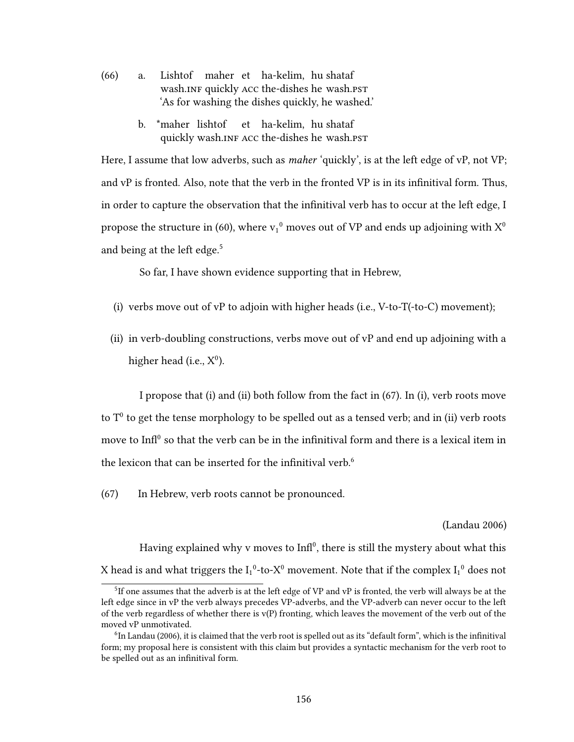(66) a. Lishtof maher et ha-kelim, hu shataf
wash.INF quickly ACC the-dishes he wash.PST
'As for washing the dishes quickly, he washed.'

b. *maher lishtof et ha-kelim, hu shataf
quickly wash.INF ACC the-dishes he wash.PST

Here, I assume that low adverbs, such as *maher* 'quickly', is at the left edge of vP, not VP; and vP is fronted. Also, note that the verb in the fronted VP is in its infinitival form. Thus, in order to capture the observation that the infinitival verb has to occur at the left edge, I propose the structure in (60), where $v_1{}^0$ moves out of VP and ends up adjoining with $X^0$ and being at the left edge.[5]

So far, I have shown evidence supporting that in Hebrew,

(i) verbs move out of vP to adjoin with higher heads (i.e., V-to-T(-to-C) movement);

(ii) in verb-doubling constructions, verbs move out of vP and end up adjoining with a higher head (i.e., $X^0$).

I propose that (i) and (ii) both follow from the fact in (67). In (i), verb roots move to $T^0$ to get the tense morphology to be spelled out as a tensed verb; and in (ii) verb roots move to $Infl^0$ so that the verb can be in the infinitival form and there is a lexical item in the lexicon that can be inserted for the infinitival verb.[6]

(67) In Hebrew, verb roots cannot be pronounced.

(Landau 2006)

Having explained why v moves to $Infl^0$, there is still the mystery about what this X head is and what triggers the $I_1{}^0$-to-$X^0$ movement. Note that if the complex $I_1{}^0$ does not

[5] If one assumes that the adverb is at the left edge of VP and vP is fronted, the verb will always be at the left edge since in vP the verb always precedes VP-adverbs, and the VP-adverb can never occur to the left of the verb regardless of whether there is v(P) fronting, which leaves the movement of the verb out of the moved vP unmotivated.

[6] In Landau (2006), it is claimed that the verb root is spelled out as its "default form", which is the infinitival form; my proposal here is consistent with this claim but provides a syntactic mechanism for the verb root to be spelled out as an infinitival form.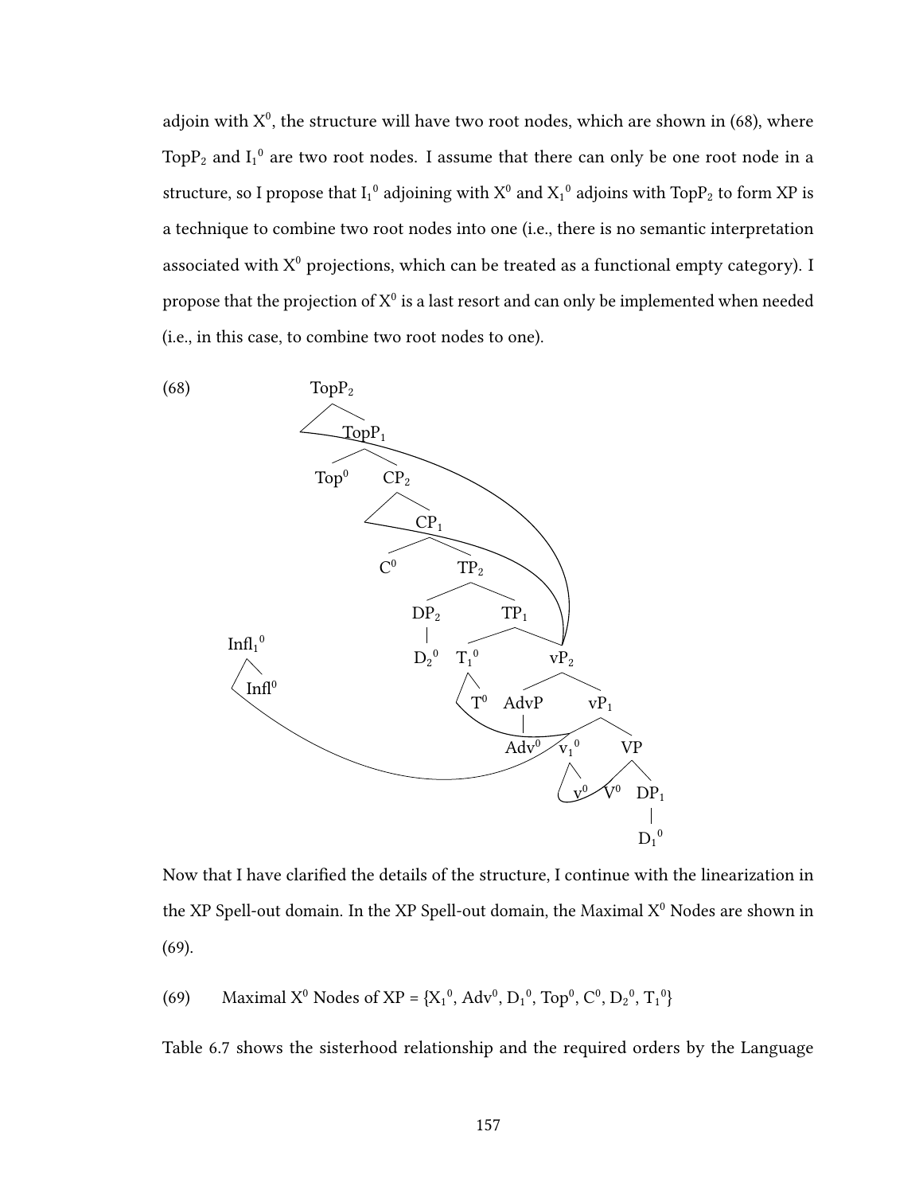adjoin with $X^0$, the structure will have two root nodes, which are shown in (68), where $TopP_2$ and $I_1{}^0$ are two root nodes. I assume that there can only be one root node in a structure, so I propose that $I_1{}^0$ adjoining with $X^0$ and $X_1{}^0$ adjoins with $TopP_2$ to form XP is a technique to combine two root nodes into one (i.e., there is no semantic interpretation associated with $X^0$ projections, which can be treated as a functional empty category). I propose that the projection of $X^0$ is a last resort and can only be implemented when needed (i.e., in this case, to combine two root nodes to one).

(68)

```
TopP2
  ├─ (moved vP2)
  └─ TopP1
       ├─ Top0
       └─ CP2
            ├─ (moved vP2)
            └─ CP1
                 ├─ C0
                 └─ TP2
                      ├─ DP2
                      │    └─ D2^0
                      └─ TP1
                           ├─ T1^0
                           │    ├─ (moved v1^0)
                           │    └─ T0
                           └─ vP2
                                ├─ AdvP
                                │    └─ Adv0
                                └─ vP1
                                     ├─ v1^0
                                     │    ├─ (moved V0)
                                     │    └─ v0
                                     └─ VP
                                          ├─ V0
                                          └─ DP1
                                               └─ D1^0

Infl1^0
  ├─ (moved v1^0)
  └─ Infl0
```

Now that I have clarified the details of the structure, I continue with the linearization in the XP Spell-out domain. In the XP Spell-out domain, the Maximal $X^0$ Nodes are shown in (69).

(69) Maximal $X^0$ Nodes of XP = {$X_1{}^0$, $Adv^0$, $D_1{}^0$, $Top^0$, $C^0$, $D_2{}^0$, $T_1{}^0$}

Table 6.7 shows the sisterhood relationship and the required orders by the Language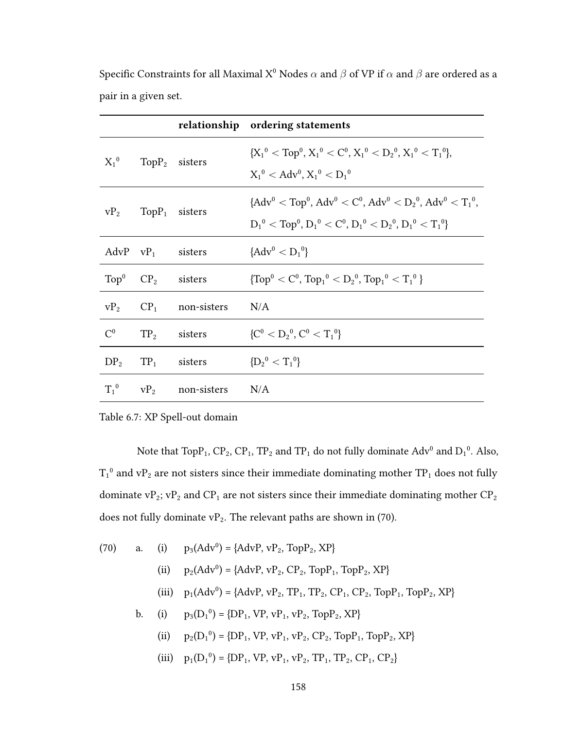Specific Constraints for all Maximal $X^0$ Nodes $\alpha$ and $\beta$ of VP if $\alpha$ and $\beta$ are ordered as a pair in a given set.

| | | relationship | ordering statements |
|---|---|---|---|
| $X_1^0$ | $TopP_2$ | sisters | $\{X_1^0 < Top^0, X_1^0 < C^0, X_1^0 < D_2^0, X_1^0 < T_1^0\}$, $X_1^0 < Adv^0, X_1^0 < D_1^0$ |
| $vP_2$ | $TopP_1$ | sisters | $\{Adv^0 < Top^0, Adv^0 < C^0, Adv^0 < D_2^0, Adv^0 < T_1^0$, $D_1^0 < Top^0, D_1^0 < C^0, D_1^0 < D_2^0, D_1^0 < T_1^0\}$ |
| AdvP | $vP_1$ | sisters | $\{Adv^0 < D_1^0\}$ |
| $Top^0$ | $CP_2$ | sisters | $\{Top^0 < C^0, Top_1^0 < D_2^0, Top_1^0 < T_1^0\}$ |
| $vP_2$ | $CP_1$ | non-sisters | N/A |
| $C^0$ | $TP_2$ | sisters | $\{C^0 < D_2^0, C^0 < T_1^0\}$ |
| $DP_2$ | $TP_1$ | sisters | $\{D_2^0 < T_1^0\}$ |
| $T_1^0$ | $vP_2$ | non-sisters | N/A |

Table 6.7: XP Spell-out domain

Note that $TopP_1$, $CP_2$, $CP_1$, $TP_2$ and $TP_1$ do not fully dominate $Adv^0$ and $D_1^0$. Also, $T_1^0$ and $vP_2$ are not sisters since their immediate dominating mother $TP_1$ does not fully dominate $vP_2$; $vP_2$ and $CP_1$ are not sisters since their immediate dominating mother $CP_2$ does not fully dominate $vP_2$. The relevant paths are shown in (70).

(70) a. (i) $p_3(Adv^0) = \{AdvP, vP_2, TopP_2, XP\}$

(ii) $p_2(Adv^0) = \{AdvP, vP_2, CP_2, TopP_1, TopP_2, XP\}$

(iii) $p_1(Adv^0) = \{AdvP, vP_2, TP_1, TP_2, CP_1, CP_2, TopP_1, TopP_2, XP\}$

b. (i) $p_3(D_1^0) = \{DP_1, VP, vP_1, vP_2, TopP_2, XP\}$

(ii) $p_2(D_1^0) = \{DP_1, VP, vP_1, vP_2, CP_2, TopP_1, TopP_2, XP\}$

(iii) $p_1(D_1^0) = \{DP_1, VP, vP_1, vP_2, TP_1, TP_2, CP_1, CP_2\}$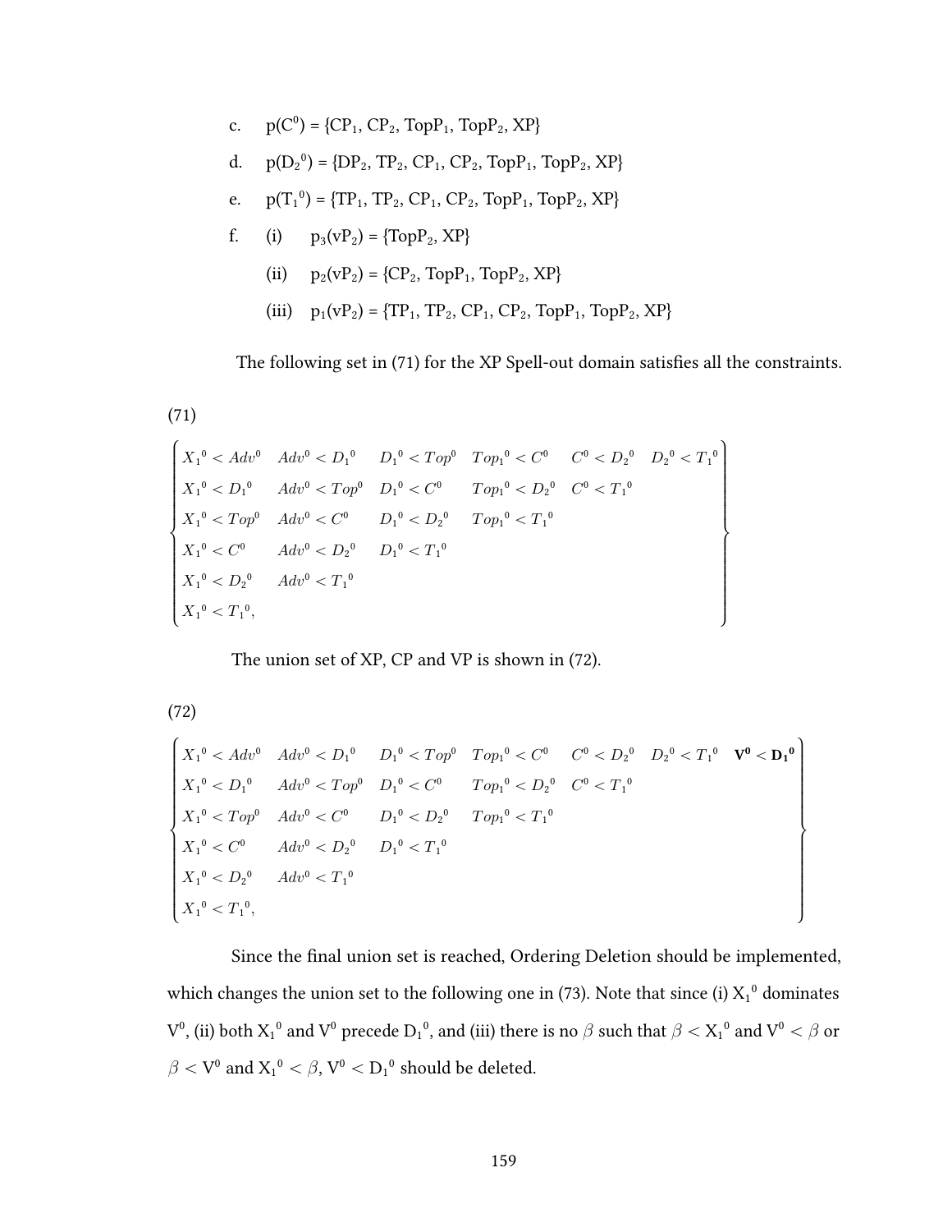c. $p(C^0) = \{CP_1, CP_2, TopP_1, TopP_2, XP\}$

d. $p(D_2{}^0) = \{DP_2, TP_2, CP_1, CP_2, TopP_1, TopP_2, XP\}$

e. $p(T_1{}^0) = \{TP_1, TP_2, CP_1, CP_2, TopP_1, TopP_2, XP\}$

f. (i) $p_3(vP_2) = \{TopP_2, XP\}$

(ii) $p_2(vP_2) = \{CP_2, TopP_1, TopP_2, XP\}$

(iii) $p_1(vP_2) = \{TP_1, TP_2, CP_1, CP_2, TopP_1, TopP_2, XP\}$

The following set in (71) for the XP Spell-out domain satisfies all the constraints.

(71)

$$\left\{\begin{array}{llllll}
X_1{}^0 < Adv^0 & Adv^0 < D_1{}^0 & D_1{}^0 < Top^0 & Top_1{}^0 < C^0 & C^0 < D_2{}^0 & D_2{}^0 < T_1{}^0 \\
X_1{}^0 < D_1{}^0 & Adv^0 < Top^0 & D_1{}^0 < C^0 & Top_1{}^0 < D_2{}^0 & C^0 < T_1{}^0 & \\
X_1{}^0 < Top^0 & Adv^0 < C^0 & D_1{}^0 < D_2{}^0 & Top_1{}^0 < T_1{}^0 & & \\
X_1{}^0 < C^0 & Adv^0 < D_2{}^0 & D_1{}^0 < T_1{}^0 & & & \\
X_1{}^0 < D_2{}^0 & Adv^0 < T_1{}^0 & & & & \\
X_1{}^0 < T_1{}^0, & & & & &
\end{array}\right\}$$

The union set of XP, CP and VP is shown in (72).

(72)

$$\left\{\begin{array}{lllllll}
X_1{}^0 < Adv^0 & Adv^0 < D_1{}^0 & D_1{}^0 < Top^0 & Top_1{}^0 < C^0 & C^0 < D_2{}^0 & D_2{}^0 < T_1{}^0 & \mathbf{V^0 < D_1{}^0} \\
X_1{}^0 < D_1{}^0 & Adv^0 < Top^0 & D_1{}^0 < C^0 & Top_1{}^0 < D_2{}^0 & C^0 < T_1{}^0 & & \\
X_1{}^0 < Top^0 & Adv^0 < C^0 & D_1{}^0 < D_2{}^0 & Top_1{}^0 < T_1{}^0 & & & \\
X_1{}^0 < C^0 & Adv^0 < D_2{}^0 & D_1{}^0 < T_1{}^0 & & & & \\
X_1{}^0 < D_2{}^0 & Adv^0 < T_1{}^0 & & & & & \\
X_1{}^0 < T_1{}^0, & & & & & &
\end{array}\right\}$$

Since the final union set is reached, Ordering Deletion should be implemented, which changes the union set to the following one in (73). Note that since (i) $X_1{}^0$ dominates $V^0$, (ii) both $X_1{}^0$ and $V^0$ precede $D_1{}^0$, and (iii) there is no $\beta$ such that $\beta < X_1{}^0$ and $V^0 < \beta$ or $\beta < V^0$ and $X_1{}^0 < \beta$, $V^0 < D_1{}^0$ should be deleted.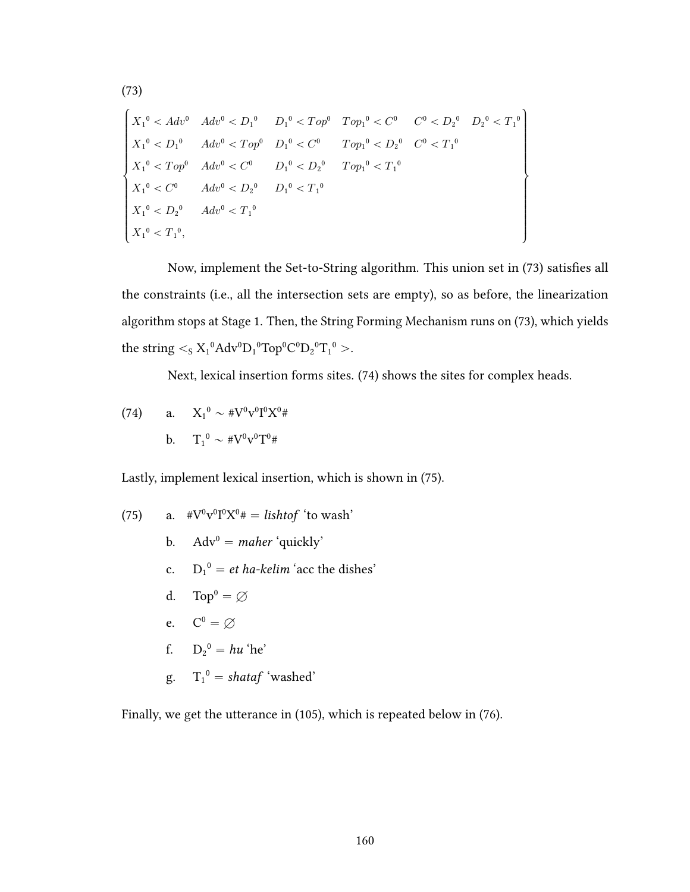(73)

$$
\left\{
\begin{array}{llllll}
{X_1}^0 < Adv^0 & Adv^0 < {D_1}^0 & {D_1}^0 < Top^0 & {Top_1}^0 < C^0 & C^0 < {D_2}^0 & {D_2}^0 < {T_1}^0 \\
{X_1}^0 < {D_1}^0 & Adv^0 < Top^0 & {D_1}^0 < C^0 & {Top_1}^0 < {D_2}^0 & C^0 < {T_1}^0 & \\
{X_1}^0 < Top^0 & Adv^0 < C^0 & {D_1}^0 < {D_2}^0 & {Top_1}^0 < {T_1}^0 & & \\
{X_1}^0 < C^0 & Adv^0 < {D_2}^0 & {D_1}^0 < {T_1}^0 & & & \\
{X_1}^0 < {D_2}^0 & Adv^0 < {T_1}^0 & & & & \\
{X_1}^0 < {T_1}^0, & & & & &
\end{array}
\right\}
$$

Now, implement the Set-to-String algorithm. This union set in (73) satisfies all the constraints (i.e., all the intersection sets are empty), so as before, the linearization algorithm stops at Stage 1. Then, the String Forming Mechanism runs on (73), which yields the string $<_S {X_1}^0 Adv^0 {D_1}^0 Top^0 C^0 {D_2}^0 {T_1}^0 >$.

Next, lexical insertion forms sites. (74) shows the sites for complex heads.

(74) a. ${X_1}^0 \sim \#V^0v^0I^0X^0\#$

b. ${T_1}^0 \sim \#V^0v^0T^0\#$

Lastly, implement lexical insertion, which is shown in (75).

(75) a. $\#V^0v^0I^0X^0\# =$ *lishtof* ‘to wash’

b. $Adv^0 =$ *maher* ‘quickly’

c. ${D_1}^0 =$ *et ha-kelim* ‘acc the dishes’

d. $Top^0 = \varnothing$

e. $C^0 = \varnothing$

f. ${D_2}^0 =$ *hu* ‘he’

g. ${T_1}^0 =$ *shataf* ‘washed’

Finally, we get the utterance in (105), which is repeated below in (76).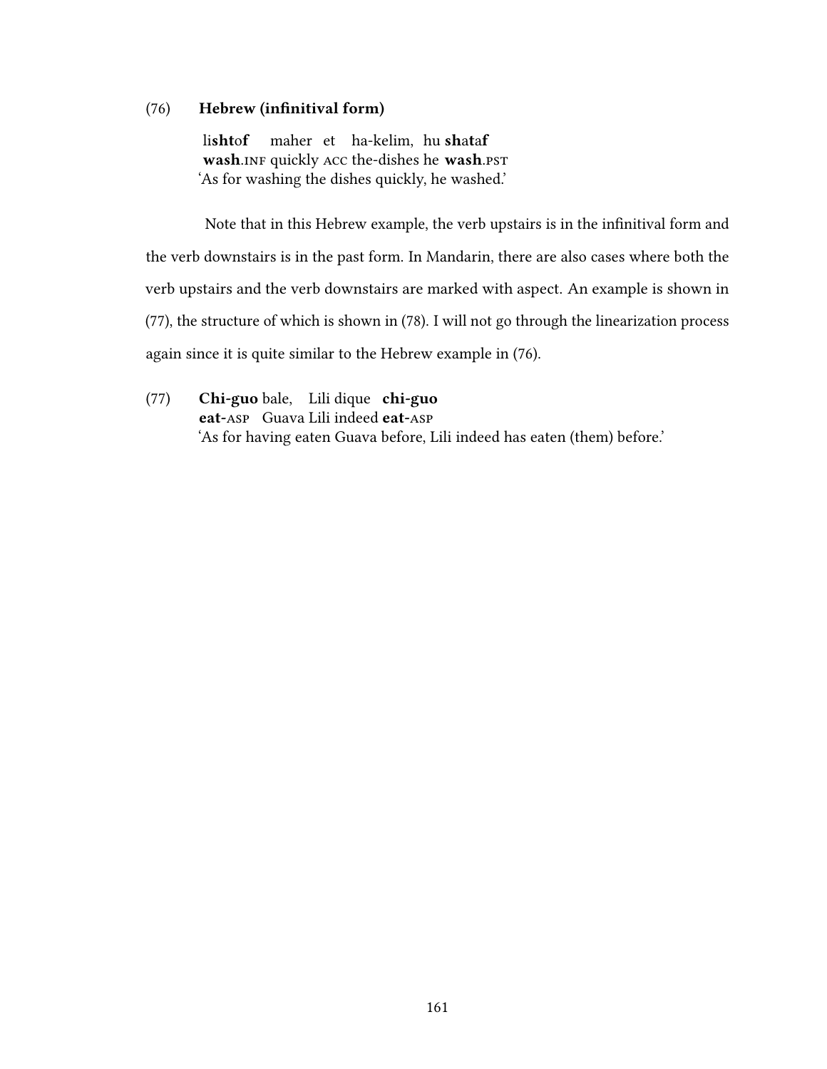(76) **Hebrew (infinitival form)**

li**sht**o**f** maher et ha-kelim, hu **sh**a**t**a**f**
**wash**.INF quickly ACC the-dishes he **wash**.PST
'As for washing the dishes quickly, he washed.'

Note that in this Hebrew example, the verb upstairs is in the infinitival form and the verb downstairs is in the past form. In Mandarin, there are also cases where both the verb upstairs and the verb downstairs are marked with aspect. An example is shown in (77), the structure of which is shown in (78). I will not go through the linearization process again since it is quite similar to the Hebrew example in (76).

(77) **Chi-guo** bale, Lili dique **chi-guo**
**eat**-ASP Guava Lili indeed **eat**-ASP
'As for having eaten Guava before, Lili indeed has eaten (them) before.'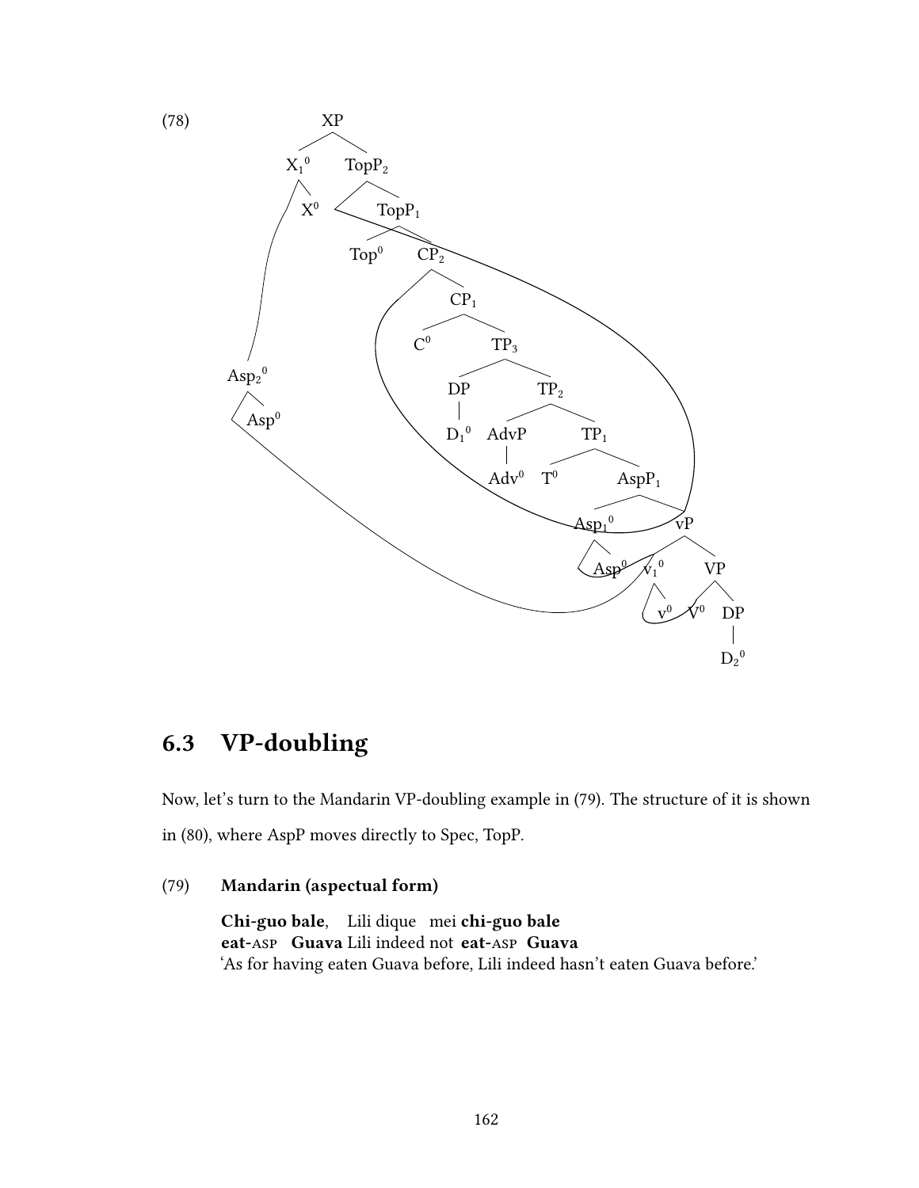(78)

```
                    XP
                 /      \
             X1⁰         TopP2
              \         /     \
              X⁰              TopP1
                            /      \
                         Top⁰      CP2
                                      \
                                      CP1
                                     /    \
                                   C⁰     TP3
                                         /    \
                                       DP      TP2
                                       |      /    \
                                      D1⁰  AdvP     TP1
                                            |      /    \
                                          Adv⁰   T⁰     AspP1
                                                       /     \
      Asp2⁰                                        Asp1⁰      vP
          \                                            \     /    \
          Asp⁰                                        Asp⁰ v1⁰     VP
                                                             \    /   \
                                                             v⁰  V⁰    DP
                                                                        |
                                                                       D2⁰
```

## 6.3 VP-doubling

Now, let's turn to the Mandarin VP-doubling example in (79). The structure of it is shown in (80), where AspP moves directly to Spec, TopP.

(79) **Mandarin (aspectual form)**

**Chi-guo bale**, Lili dique mei **chi-guo bale**
**eat-ASP Guava** Lili indeed not **eat-ASP Guava**
'As for having eaten Guava before, Lili indeed hasn't eaten Guava before.'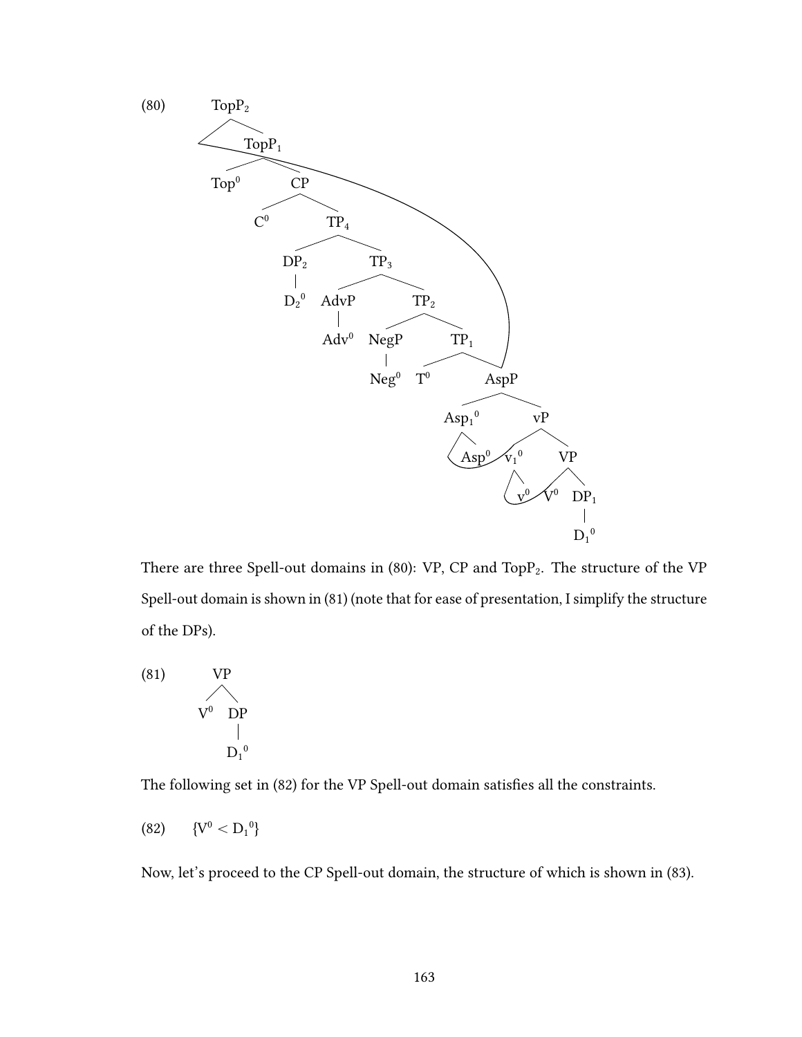(80)

```
TopP2
├── [moved AspP]
└── TopP1
    ├── Top0
    └── CP
        ├── C0
        └── TP4
            ├── DP2
            │   └── D2^0
            └── TP3
                ├── AdvP
                │   └── Adv0
                └── TP2
                    ├── NegP
                    │   └── Neg0
                    └── TP1
                        ├── T0
                        └── AspP
                            ├── Asp1^0
                            │   ├── [v1^0]
                            │   └── Asp0
                            └── vP
                                ├── v1^0
                                │   ├── [V0]
                                │   └── v0
                                └── VP
                                    ├── V0
                                    └── DP1
                                        └── D1^0
```

There are three Spell-out domains in (80): VP, CP and $\text{TopP}_2$. The structure of the VP Spell-out domain is shown in (81) (note that for ease of presentation, I simplify the structure of the DPs).

(81)

```
VP
├── V0
└── DP
    └── D1^0
```

The following set in (82) for the VP Spell-out domain satisfies all the constraints.

(82) $\{V^0 < {D_1}^0\}$

Now, let's proceed to the CP Spell-out domain, the structure of which is shown in (83).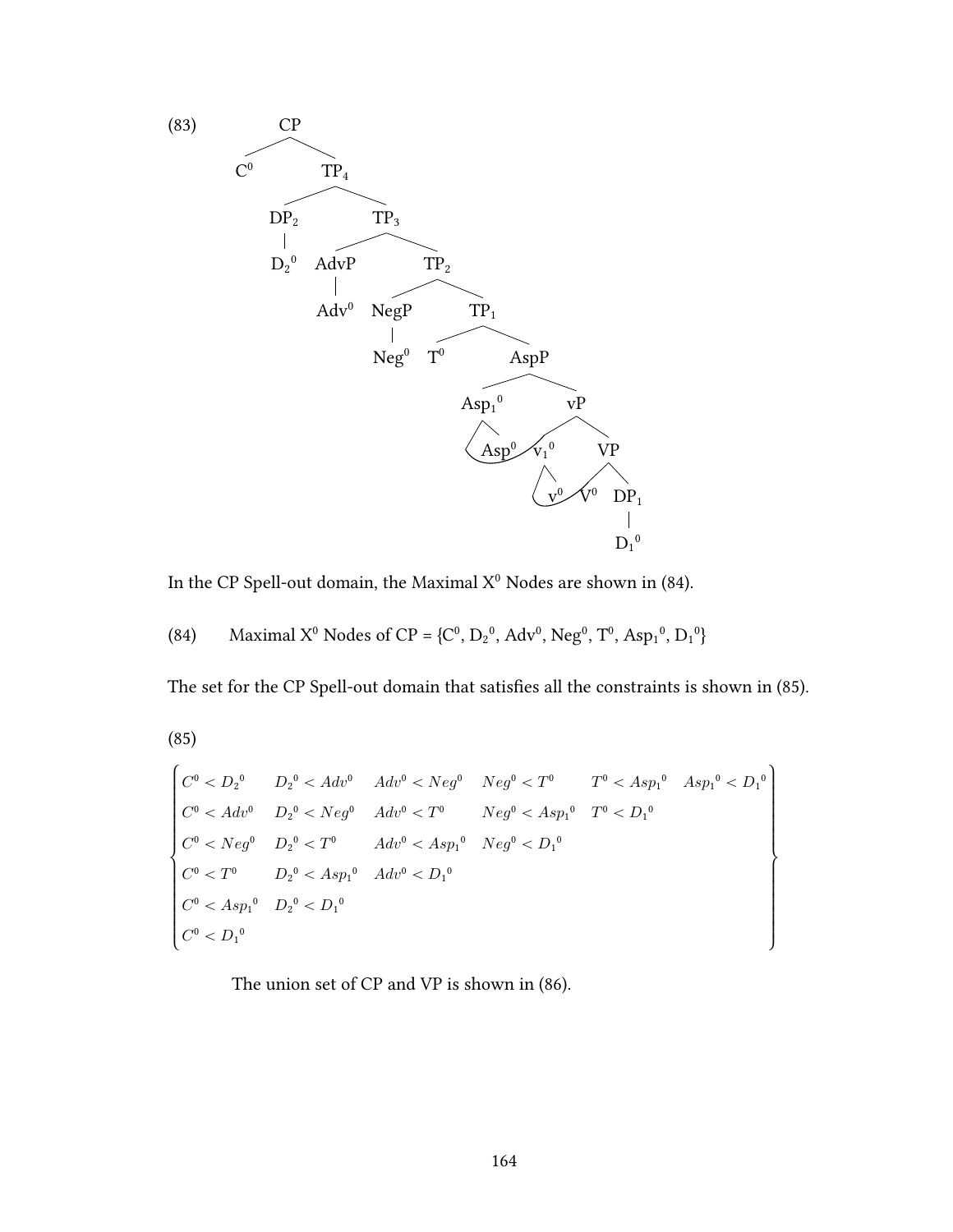(83)

```
CP
├── C⁰
└── TP₄
    ├── DP₂
    │   └── D₂⁰
    └── TP₃
        ├── AdvP
        │   └── Adv⁰
        └── TP₂
            ├── NegP
            │   └── Neg⁰
            └── TP₁
                ├── T⁰
                └── AspP
                    ├── Asp₁⁰
                    │   └── Asp⁰
                    └── vP
                        ├── v₁⁰
                        │   └── v⁰
                        └── VP
                            ├── V⁰
                            └── DP₁
                                └── D₁⁰
```

In the CP Spell-out domain, the Maximal $X^0$ Nodes are shown in (84).

(84) Maximal $X^0$ Nodes of CP = $\{C^0, D_2{}^0, Adv^0, Neg^0, T^0, Asp_1{}^0, D_1{}^0\}$

The set for the CP Spell-out domain that satisfies all the constraints is shown in (85).

(85)

$$
\left\{
\begin{array}{llllll}
C^0 < D_2{}^0 & D_2{}^0 < Adv^0 & Adv^0 < Neg^0 & Neg^0 < T^0 & T^0 < Asp_1{}^0 & Asp_1{}^0 < D_1{}^0 \\
C^0 < Adv^0 & D_2{}^0 < Neg^0 & Adv^0 < T^0 & Neg^0 < Asp_1{}^0 & T^0 < D_1{}^0 & \\
C^0 < Neg^0 & D_2{}^0 < T^0 & Adv^0 < Asp_1{}^0 & Neg^0 < D_1{}^0 & & \\
C^0 < T^0 & D_2{}^0 < Asp_1{}^0 & Adv^0 < D_1{}^0 & & & \\
C^0 < Asp_1{}^0 & D_2{}^0 < D_1{}^0 & & & & \\
C^0 < D_1{}^0 & & & & &
\end{array}
\right\}
$$

The union set of CP and VP is shown in (86).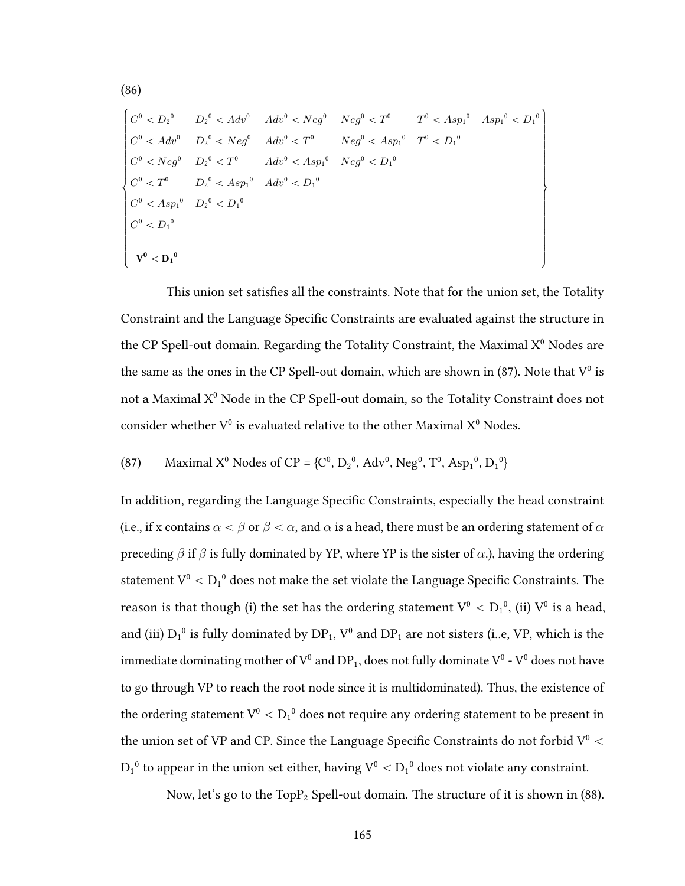(86)

$$
\left\{
\begin{array}{llllll}
C^0 < D_2{}^0 & D_2{}^0 < Adv^0 & Adv^0 < Neg^0 & Neg^0 < T^0 & T^0 < Asp_1{}^0 & Asp_1{}^0 < D_1{}^0 \\
C^0 < Adv^0 & D_2{}^0 < Neg^0 & Adv^0 < T^0 & Neg^0 < Asp_1{}^0 & T^0 < D_1{}^0 & \\
C^0 < Neg^0 & D_2{}^0 < T^0 & Adv^0 < Asp_1{}^0 & Neg^0 < D_1{}^0 & & \\
C^0 < T^0 & D_2{}^0 < Asp_1{}^0 & Adv^0 < D_1{}^0 & & & \\
C^0 < Asp_1{}^0 & D_2{}^0 < D_1{}^0 & & & & \\
C^0 < D_1{}^0 & & & & & \\
& & & & & \\
\mathbf{V^0 < D_1{}^0} & & & & &
\end{array}
\right\}
$$

This union set satisfies all the constraints. Note that for the union set, the Totality Constraint and the Language Specific Constraints are evaluated against the structure in the CP Spell-out domain. Regarding the Totality Constraint, the Maximal $X^0$ Nodes are the same as the ones in the CP Spell-out domain, which are shown in (87). Note that $V^0$ is not a Maximal $X^0$ Node in the CP Spell-out domain, so the Totality Constraint does not consider whether $V^0$ is evaluated relative to the other Maximal $X^0$ Nodes.

(87) Maximal $X^0$ Nodes of CP = $\{C^0, D_2{}^0, Adv^0, Neg^0, T^0, Asp_1{}^0, D_1{}^0\}$

In addition, regarding the Language Specific Constraints, especially the head constraint (i.e., if x contains $\alpha < \beta$ or $\beta < \alpha$, and $\alpha$ is a head, there must be an ordering statement of $\alpha$ preceding $\beta$ if $\beta$ is fully dominated by YP, where YP is the sister of $\alpha$.), having the ordering statement $V^0 < D_1{}^0$ does not make the set violate the Language Specific Constraints. The reason is that though (i) the set has the ordering statement $V^0 < D_1{}^0$, (ii) $V^0$ is a head, and (iii) $D_1{}^0$ is fully dominated by $DP_1$, $V^0$ and $DP_1$ are not sisters (i..e, VP, which is the immediate dominating mother of $V^0$ and $DP_1$, does not fully dominate $V^0$ - $V^0$ does not have to go through VP to reach the root node since it is multidominated). Thus, the existence of the ordering statement $V^0 < D_1{}^0$ does not require any ordering statement to be present in the union set of VP and CP. Since the Language Specific Constraints do not forbid $V^0 < D_1{}^0$ to appear in the union set either, having $V^0 < D_1{}^0$ does not violate any constraint.

Now, let's go to the $TopP_2$ Spell-out domain. The structure of it is shown in (88).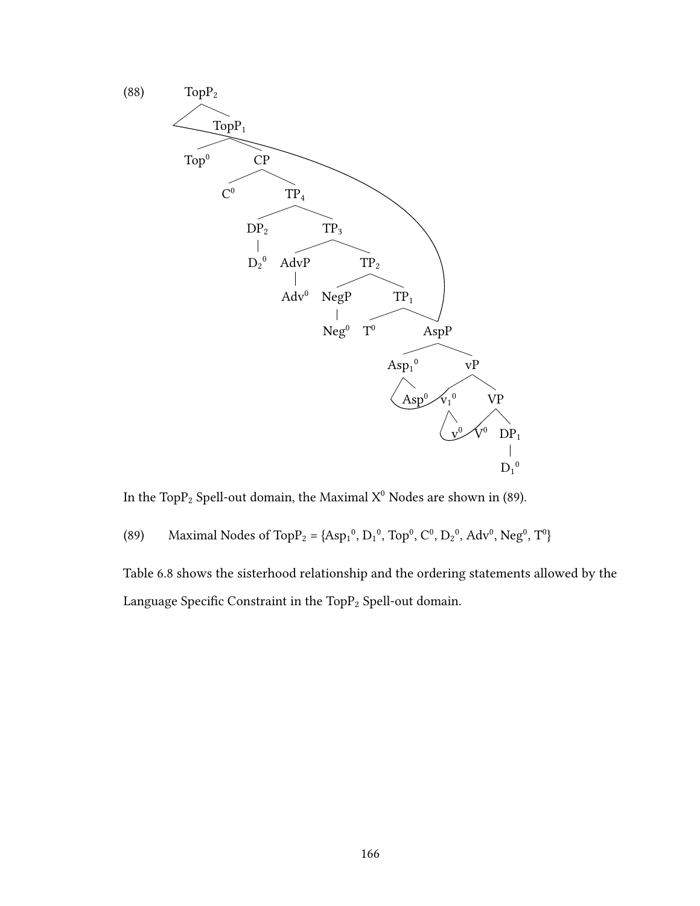(88)

```
TopP2
├── [moved AspP]
└── TopP1
    ├── Top0
    └── CP
        ├── C0
        └── TP4
            ├── DP2
            │   └── D2^0
            └── TP3
                ├── AdvP
                │   └── Adv0
                └── TP2
                    ├── NegP
                    │   └── Neg0
                    └── TP1
                        ├── T0
                        └── AspP
                            ├── Asp1^0
                            │   └── Asp0
                            └── vP
                                ├── v1^0
                                │   └── v0
                                └── VP
                                    ├── V0
                                    └── DP1
                                        └── D1^0
```

In the $TopP_2$ Spell-out domain, the Maximal $X^0$ Nodes are shown in (89).

(89) Maximal Nodes of $TopP_2$ = {$Asp_1^0$, $D_1^0$, $Top^0$, $C^0$, $D_2^0$, $Adv^0$, $Neg^0$, $T^0$}

Table 6.8 shows the sisterhood relationship and the ordering statements allowed by the Language Specific Constraint in the $TopP_2$ Spell-out domain.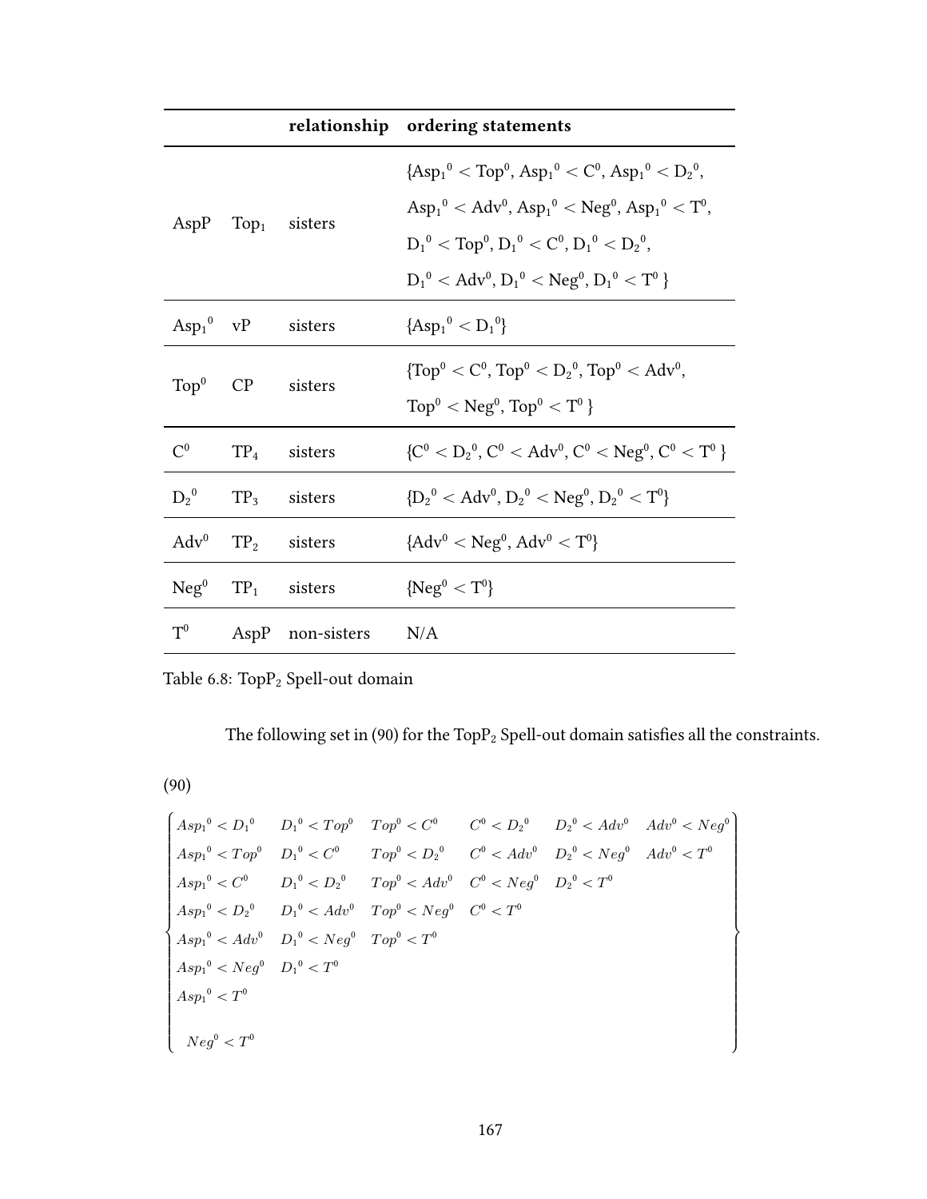| | | relationship | ordering statements |
|---|---|---|---|
| AspP | $\text{Top}_1$ | sisters | $\{\text{Asp}_1{}^0 < \text{Top}^0, \text{Asp}_1{}^0 < \text{C}^0, \text{Asp}_1{}^0 < \text{D}_2{}^0, \text{Asp}_1{}^0 < \text{Adv}^0, \text{Asp}_1{}^0 < \text{Neg}^0, \text{Asp}_1{}^0 < \text{T}^0, \text{D}_1{}^0 < \text{Top}^0, \text{D}_1{}^0 < \text{C}^0, \text{D}_1{}^0 < \text{D}_2{}^0, \text{D}_1{}^0 < \text{Adv}^0, \text{D}_1{}^0 < \text{Neg}^0, \text{D}_1{}^0 < \text{T}^0\}$ |
| $\text{Asp}_1{}^0$ | vP | sisters | $\{\text{Asp}_1{}^0 < \text{D}_1{}^0\}$ |
| $\text{Top}^0$ | CP | sisters | $\{\text{Top}^0 < \text{C}^0, \text{Top}^0 < \text{D}_2{}^0, \text{Top}^0 < \text{Adv}^0, \text{Top}^0 < \text{Neg}^0, \text{Top}^0 < \text{T}^0\}$ |
| $\text{C}^0$ | $\text{TP}_4$ | sisters | $\{\text{C}^0 < \text{D}_2{}^0, \text{C}^0 < \text{Adv}^0, \text{C}^0 < \text{Neg}^0, \text{C}^0 < \text{T}^0\}$ |
| $\text{D}_2{}^0$ | $\text{TP}_3$ | sisters | $\{\text{D}_2{}^0 < \text{Adv}^0, \text{D}_2{}^0 < \text{Neg}^0, \text{D}_2{}^0 < \text{T}^0\}$ |
| $\text{Adv}^0$ | $\text{TP}_2$ | sisters | $\{\text{Adv}^0 < \text{Neg}^0, \text{Adv}^0 < \text{T}^0\}$ |
| $\text{Neg}^0$ | $\text{TP}_1$ | sisters | $\{\text{Neg}^0 < \text{T}^0\}$ |
| $\text{T}^0$ | AspP | non-sisters | N/A |

Table 6.8: $\text{TopP}_2$ Spell-out domain

The following set in (90) for the $\text{TopP}_2$ Spell-out domain satisfies all the constraints.

(90)

$$
\left\{
\begin{array}{llllll}
Asp_1{}^0 < D_1{}^0 & D_1{}^0 < Top^0 & Top^0 < C^0 & C^0 < D_2{}^0 & D_2{}^0 < Adv^0 & Adv^0 < Neg^0 \\
Asp_1{}^0 < Top^0 & D_1{}^0 < C^0 & Top^0 < D_2{}^0 & C^0 < Adv^0 & D_2{}^0 < Neg^0 & Adv^0 < T^0 \\
Asp_1{}^0 < C^0 & D_1{}^0 < D_2{}^0 & Top^0 < Adv^0 & C^0 < Neg^0 & D_2{}^0 < T^0 & \\
Asp_1{}^0 < D_2{}^0 & D_1{}^0 < Adv^0 & Top^0 < Neg^0 & C^0 < T^0 & & \\
Asp_1{}^0 < Adv^0 & D_1{}^0 < Neg^0 & Top^0 < T^0 & & & \\
Asp_1{}^0 < Neg^0 & D_1{}^0 < T^0 & & & & \\
Asp_1{}^0 < T^0 & & & & & \\
Neg^0 < T^0 & & & & &
\end{array}
\right\}
$$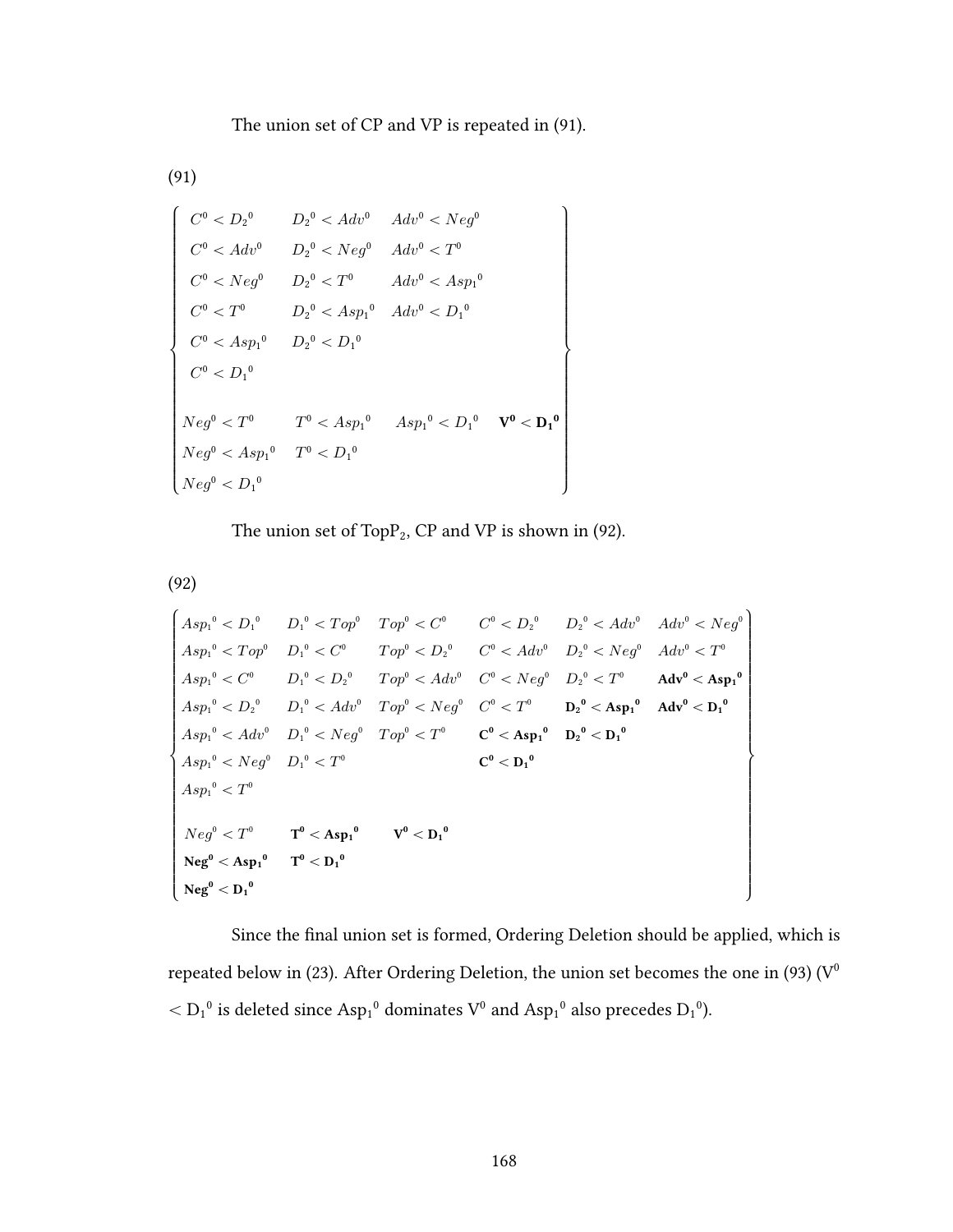The union set of CP and VP is repeated in (91).

(91)

$$
\left\{
\begin{array}{llll}
C^0 < {D_2}^0 & {D_2}^0 < Adv^0 & Adv^0 < Neg^0 & \\
C^0 < Adv^0 & {D_2}^0 < Neg^0 & Adv^0 < T^0 & \\
C^0 < Neg^0 & {D_2}^0 < T^0 & Adv^0 < {Asp_1}^0 & \\
C^0 < T^0 & {D_2}^0 < {Asp_1}^0 & Adv^0 < {D_1}^0 & \\
C^0 < {Asp_1}^0 & {D_2}^0 < {D_1}^0 & & \\
C^0 < {D_1}^0 & & & \\
 & & & \\
Neg^0 < T^0 & T^0 < {Asp_1}^0 & {Asp_1}^0 < {D_1}^0 & \mathbf{V^0 < {D_1}^0} \\
Neg^0 < {Asp_1}^0 & T^0 < {D_1}^0 & & \\
Neg^0 < {D_1}^0 & & &
\end{array}
\right\}
$$

The union set of $TopP_2$, CP and VP is shown in (92).

(92)

$$
\left\{
\begin{array}{llllll}
{Asp_1}^0 < {D_1}^0 & {D_1}^0 < Top^0 & Top^0 < C^0 & C^0 < {D_2}^0 & {D_2}^0 < Adv^0 & Adv^0 < Neg^0 \\
{Asp_1}^0 < Top^0 & {D_1}^0 < C^0 & Top^0 < {D_2}^0 & C^0 < Adv^0 & {D_2}^0 < Neg^0 & Adv^0 < T^0 \\
{Asp_1}^0 < C^0 & {D_1}^0 < {D_2}^0 & Top^0 < Adv^0 & C^0 < Neg^0 & {D_2}^0 < T^0 & \mathbf{Adv^0 < {Asp_1}^0} \\
{Asp_1}^0 < {D_2}^0 & {D_1}^0 < Adv^0 & Top^0 < Neg^0 & C^0 < T^0 & \mathbf{{D_2}^0 < {Asp_1}^0} & \mathbf{Adv^0 < {D_1}^0} \\
{Asp_1}^0 < Adv^0 & {D_1}^0 < Neg^0 & Top^0 < T^0 & \mathbf{C^0 < {Asp_1}^0} & \mathbf{{D_2}^0 < {D_1}^0} & \\
{Asp_1}^0 < Neg^0 & {D_1}^0 < T^0 & & \mathbf{C^0 < {D_1}^0} & & \\
{Asp_1}^0 < T^0 & & & & & \\
 & & & & & \\
Neg^0 < T^0 & \mathbf{T^0 < {Asp_1}^0} & \mathbf{V^0 < {D_1}^0} & & & \\
\mathbf{Neg^0 < {Asp_1}^0} & \mathbf{T^0 < {D_1}^0} & & & & \\
\mathbf{Neg^0 < {D_1}^0} & & & & &
\end{array}
\right\}
$$

Since the final union set is formed, Ordering Deletion should be applied, which is repeated below in (23). After Ordering Deletion, the union set becomes the one in (93) ($V^0 < {D_1}^0$ is deleted since ${Asp_1}^0$ dominates $V^0$ and ${Asp_1}^0$ also precedes ${D_1}^0$).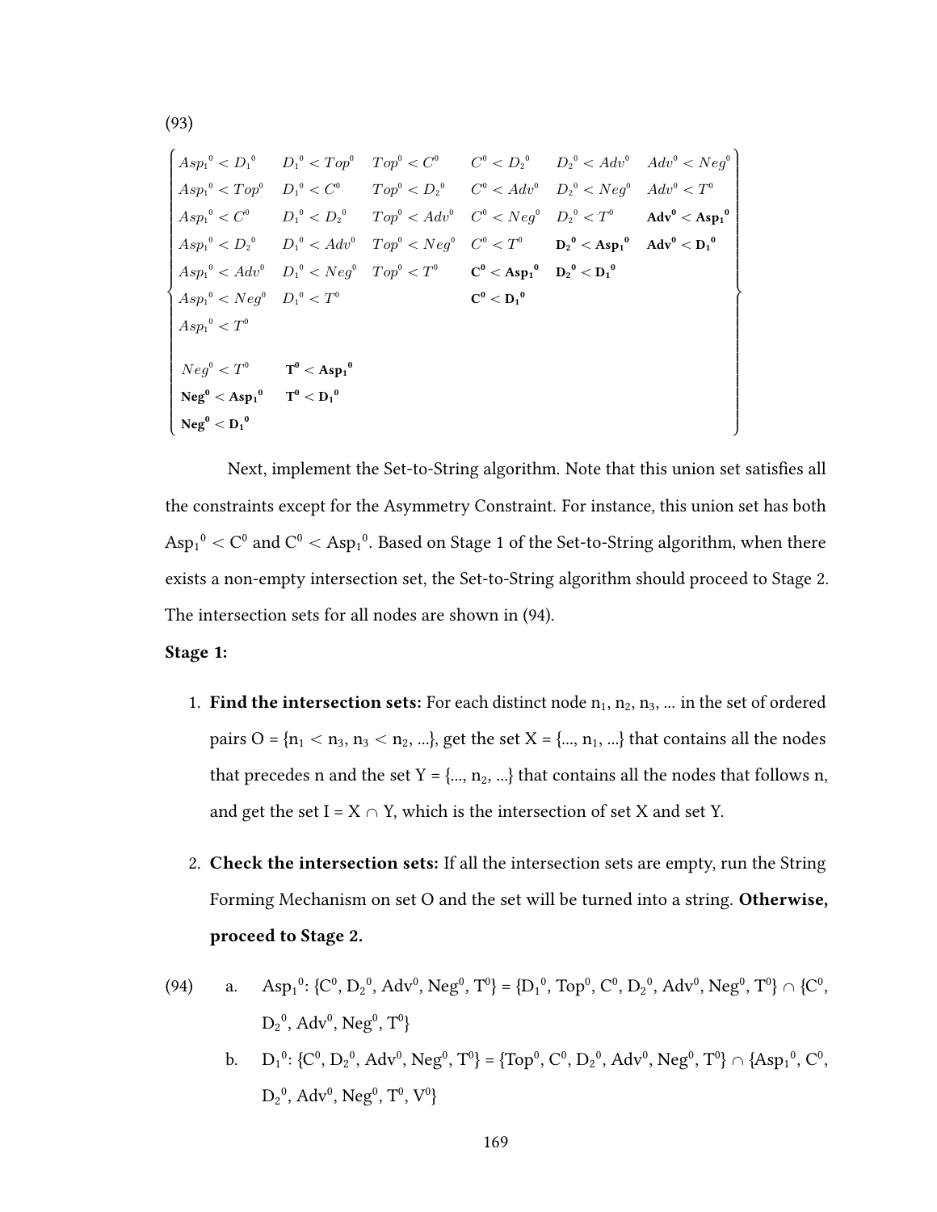(93)

$$
\left\{
\begin{array}{llllll}
Asp_1{}^0 < D_1{}^0 & D_1{}^0 < Top^0 & Top^0 < C^0 & C^0 < D_2{}^0 & D_2{}^0 < Adv^0 & Adv^0 < Neg^0 \\
Asp_1{}^0 < Top^0 & D_1{}^0 < C^0 & Top^0 < D_2{}^0 & C^0 < Adv^0 & D_2{}^0 < Neg^0 & Adv^0 < T^0 \\
Asp_1{}^0 < C^0 & D_1{}^0 < D_2{}^0 & Top^0 < Adv^0 & C^0 < Neg^0 & D_2{}^0 < T^0 & \mathbf{Adv^0 < Asp_1{}^0} \\
Asp_1{}^0 < D_2{}^0 & D_1{}^0 < Adv^0 & Top^0 < Neg^0 & C^0 < T^0 & \mathbf{D_2{}^0 < Asp_1{}^0} & \mathbf{Adv^0 < D_1{}^0} \\
Asp_1{}^0 < Adv^0 & D_1{}^0 < Neg^0 & Top^0 < T^0 & \mathbf{C^0 < Asp_1{}^0} & \mathbf{D_2{}^0 < D_1{}^0} & \\
Asp_1{}^0 < Neg^0 & D_1{}^0 < T^0 & & \mathbf{C^0 < D_1{}^0} & & \\
Asp_1{}^0 < T^0 & & & & & \\
 & & & & & \\
Neg^0 < T^0 & \mathbf{T^0 < Asp_1{}^0} & & & & \\
\mathbf{Neg^0 < Asp_1{}^0} & \mathbf{T^0 < D_1{}^0} & & & & \\
\mathbf{Neg^0 < D_1{}^0} & & & & &
\end{array}
\right\}
$$

Next, implement the Set-to-String algorithm. Note that this union set satisfies all the constraints except for the Asymmetry Constraint. For instance, this union set has both $Asp_1{}^0 < C^0$ and $C^0 < Asp_1{}^0$. Based on Stage 1 of the Set-to-String algorithm, when there exists a non-empty intersection set, the Set-to-String algorithm should proceed to Stage 2. The intersection sets for all nodes are shown in (94).

**Stage 1:**

1. **Find the intersection sets:** For each distinct node $n_1$, $n_2$, $n_3$, ... in the set of ordered pairs O = {$n_1 < n_3$, $n_3 < n_2$, ...}, get the set X = {..., $n_1$, ...} that contains all the nodes that precedes n and the set Y = {..., $n_2$, ...} that contains all the nodes that follows n, and get the set I = X ∩ Y, which is the intersection of set X and set Y.

2. **Check the intersection sets:** If all the intersection sets are empty, run the String Forming Mechanism on set O and the set will be turned into a string. **Otherwise, proceed to Stage 2.**

(94) a. $Asp_1{}^0$: {$C^0$, $D_2{}^0$, $Adv^0$, $Neg^0$, $T^0$} = {$D_1{}^0$, $Top^0$, $C^0$, $D_2{}^0$, $Adv^0$, $Neg^0$, $T^0$} ∩ {$C^0$, $D_2{}^0$, $Adv^0$, $Neg^0$, $T^0$}

b. $D_1{}^0$: {$C^0$, $D_2{}^0$, $Adv^0$, $Neg^0$, $T^0$} = {$Top^0$, $C^0$, $D_2{}^0$, $Adv^0$, $Neg^0$, $T^0$} ∩ {$Asp_1{}^0$, $C^0$, $D_2{}^0$, $Adv^0$, $Neg^0$, $T^0$, $V^0$}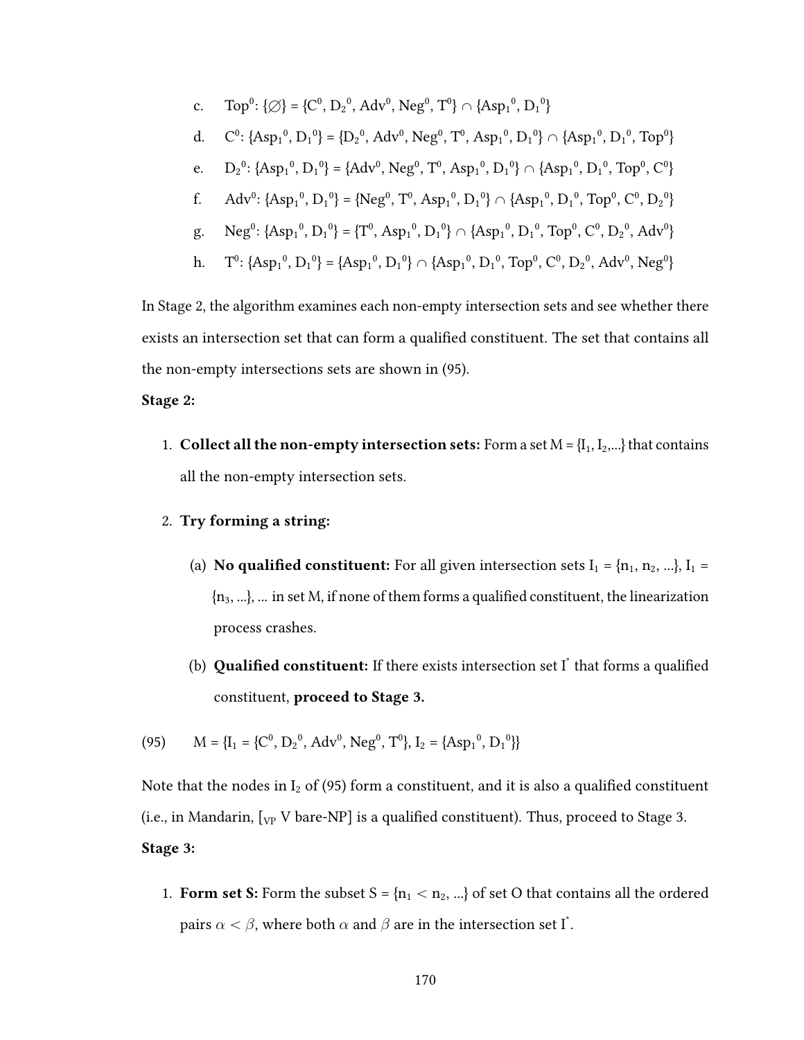c. $Top^0$: $\{\varnothing\} = \{C^0, D_2{}^0, Adv^0, Neg^0, T^0\} \cap \{Asp_1{}^0, D_1{}^0\}$

d. $C^0$: $\{Asp_1{}^0, D_1{}^0\} = \{D_2{}^0, Adv^0, Neg^0, T^0, Asp_1{}^0, D_1{}^0\} \cap \{Asp_1{}^0, D_1{}^0, Top^0\}$

e. $D_2{}^0$: $\{Asp_1{}^0, D_1{}^0\} = \{Adv^0, Neg^0, T^0, Asp_1{}^0, D_1{}^0\} \cap \{Asp_1{}^0, D_1{}^0, Top^0, C^0\}$

f. $Adv^0$: $\{Asp_1{}^0, D_1{}^0\} = \{Neg^0, T^0, Asp_1{}^0, D_1{}^0\} \cap \{Asp_1{}^0, D_1{}^0, Top^0, C^0, D_2{}^0\}$

g. $Neg^0$: $\{Asp_1{}^0, D_1{}^0\} = \{T^0, Asp_1{}^0, D_1{}^0\} \cap \{Asp_1{}^0, D_1{}^0, Top^0, C^0, D_2{}^0, Adv^0\}$

h. $T^0$: $\{Asp_1{}^0, D_1{}^0\} = \{Asp_1{}^0, D_1{}^0\} \cap \{Asp_1{}^0, D_1{}^0, Top^0, C^0, D_2{}^0, Adv^0, Neg^0\}$

In Stage 2, the algorithm examines each non-empty intersection sets and see whether there exists an intersection set that can form a qualified constituent. The set that contains all the non-empty intersections sets are shown in (95).

**Stage 2:**

1. **Collect all the non-empty intersection sets:** Form a set $M = \{I_1, I_2, ...\}$ that contains all the non-empty intersection sets.

2. **Try forming a string:**

   (a) **No qualified constituent:** For all given intersection sets $I_1 = \{n_1, n_2, ...\}$, $I_1 = \{n_3, ...\}$, ... in set M, if none of them forms a qualified constituent, the linearization process crashes.

   (b) **Qualified constituent:** If there exists intersection set $I^*$ that forms a qualified constituent, **proceed to Stage 3.**

(95) $M = \{I_1 = \{C^0, D_2{}^0, Adv^0, Neg^0, T^0\}, I_2 = \{Asp_1{}^0, D_1{}^0\}\}$

Note that the nodes in $I_2$ of (95) form a constituent, and it is also a qualified constituent (i.e., in Mandarin, $[_{VP}$ V bare-NP$]$ is a qualified constituent). Thus, proceed to Stage 3.

**Stage 3:**

1. **Form set S:** Form the subset $S = \{n_1 < n_2, ...\}$ of set O that contains all the ordered pairs $\alpha < \beta$, where both $\alpha$ and $\beta$ are in the intersection set $I^*$.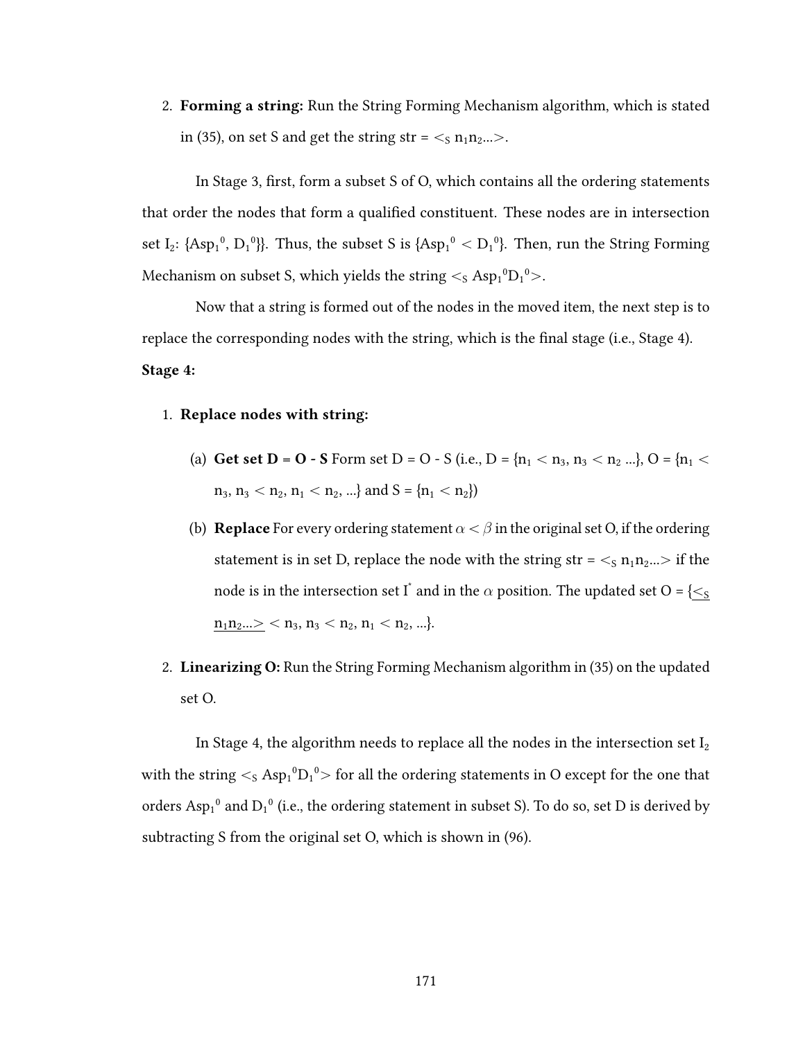2. **Forming a string:** Run the String Forming Mechanism algorithm, which is stated in (35), on set S and get the string str = $<_S n_1n_2...>$.

In Stage 3, first, form a subset S of O, which contains all the ordering statements that order the nodes that form a qualified constituent. These nodes are in intersection set $I_2$: $\{Asp_1{}^0, D_1{}^0\}$}. Thus, the subset S is $\{Asp_1{}^0 < D_1{}^0\}$. Then, run the String Forming Mechanism on subset S, which yields the string $<_S Asp_1{}^0D_1{}^0>$.

Now that a string is formed out of the nodes in the moved item, the next step is to replace the corresponding nodes with the string, which is the final stage (i.e., Stage 4).

**Stage 4:**

1. **Replace nodes with string:**

   (a) **Get set D = O - S** Form set D = O - S (i.e., D = $\{n_1 < n_3, n_3 < n_2 ...\}$, O = $\{n_1 < n_3, n_3 < n_2, n_1 < n_2, ...\}$ and S = $\{n_1 < n_2\}$)

   (b) **Replace** For every ordering statement $\alpha < \beta$ in the original set O, if the ordering statement is in set D, replace the node with the string str = $<_S n_1n_2...>$ if the node is in the intersection set $I^*$ and in the $\alpha$ position. The updated set O = $\{\underline{<_S n_1n_2...>} < n_3, n_3 < n_2, n_1 < n_2, ...\}$.

2. **Linearizing O:** Run the String Forming Mechanism algorithm in (35) on the updated set O.

In Stage 4, the algorithm needs to replace all the nodes in the intersection set $I_2$ with the string $<_S Asp_1{}^0D_1{}^0>$ for all the ordering statements in O except for the one that orders $Asp_1{}^0$ and $D_1{}^0$ (i.e., the ordering statement in subset S). To do so, set D is derived by subtracting S from the original set O, which is shown in (96).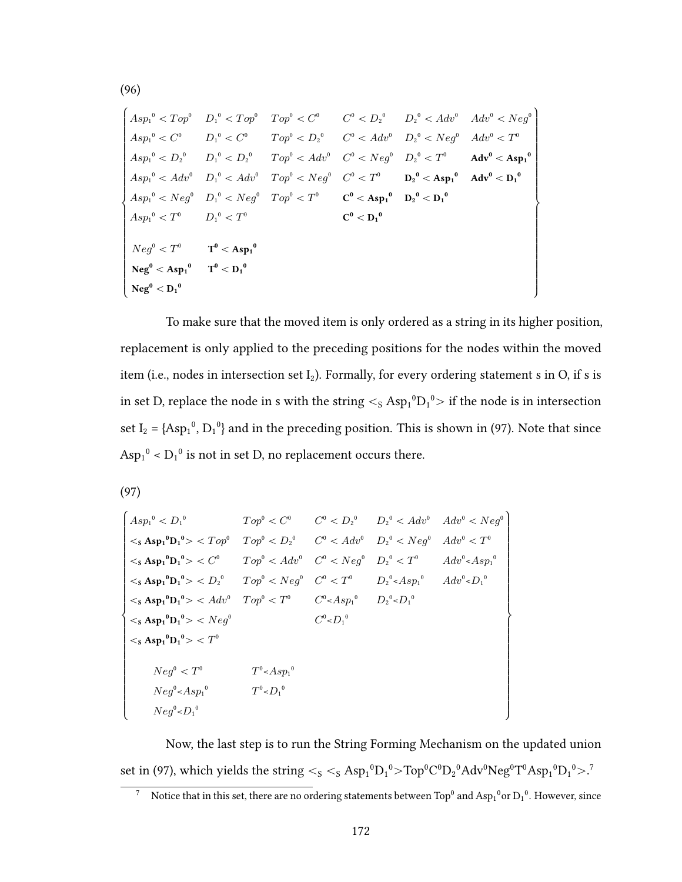(96)

$$
\left\{
\begin{array}{llllll}
Asp_1{}^0 < Top^0 & D_1{}^0 < Top^0 & Top^0 < C^0 & C^0 < D_2{}^0 & D_2{}^0 < Adv^0 & Adv^0 < Neg^0 \\
Asp_1{}^0 < C^0 & D_1{}^0 < C^0 & Top^0 < D_2{}^0 & C^0 < Adv^0 & D_2{}^0 < Neg^0 & Adv^0 < T^0 \\
Asp_1{}^0 < D_2{}^0 & D_1{}^0 < D_2{}^0 & Top^0 < Adv^0 & C^0 < Neg^0 & D_2{}^0 < T^0 & \mathbf{Adv^0 < Asp_1{}^0} \\
Asp_1{}^0 < Adv^0 & D_1{}^0 < Adv^0 & Top^0 < Neg^0 & C^0 < T^0 & \mathbf{D_2{}^0 < Asp_1{}^0} & \mathbf{Adv^0 < D_1{}^0} \\
Asp_1{}^0 < Neg^0 & D_1{}^0 < Neg^0 & Top^0 < T^0 & \mathbf{C^0 < Asp_1{}^0} & \mathbf{D_2{}^0 < D_1{}^0} & \\
Asp_1{}^0 < T^0 & D_1{}^0 < T^0 & & \mathbf{C^0 < D_1{}^0} & & \\
 & & & & & \\
Neg^0 < T^0 & \mathbf{T^0 < Asp_1{}^0} & & & & \\
\mathbf{Neg^0 < Asp_1{}^0} & \mathbf{T^0 < D_1{}^0} & & & & \\
\mathbf{Neg^0 < D_1{}^0} & & & & &
\end{array}
\right\}
$$

To make sure that the moved item is only ordered as a string in its higher position, replacement is only applied to the preceding positions for the nodes within the moved item (i.e., nodes in intersection set $I_2$). Formally, for every ordering statement s in O, if s is in set D, replace the node in s with the string $<_S Asp_1{}^0D_1{}^0>$ if the node is in intersection set $I_2 = \{Asp_1{}^0, D_1{}^0\}$ and in the preceding position. This is shown in (97). Note that since $Asp_1{}^0 < D_1{}^0$ is not in set D, no replacement occurs there.

(97)

$$
\left\{
\begin{array}{lllll}
Asp_1{}^0 < D_1{}^0 & Top^0 < C^0 & C^0 < D_2{}^0 & D_2{}^0 < Adv^0 & Adv^0 < Neg^0 \\
<_S \mathbf{Asp_1{}^0D_1{}^0}> < Top^0 & Top^0 < D_2{}^0 & C^0 < Adv^0 & D_2{}^0 < Neg^0 & Adv^0 < T^0 \\
<_S \mathbf{Asp_1{}^0D_1{}^0}> < C^0 & Top^0 < Adv^0 & C^0 < Neg^0 & D_2{}^0 < T^0 & Adv^0 < Asp_1{}^0 \\
<_S \mathbf{Asp_1{}^0D_1{}^0}> < D_2{}^0 & Top^0 < Neg^0 & C^0 < T^0 & D_2{}^0 < Asp_1{}^0 & Adv^0 < D_1{}^0 \\
<_S \mathbf{Asp_1{}^0D_1{}^0}> < Adv^0 & Top^0 < T^0 & C^0 < Asp_1{}^0 & D_2{}^0 < D_1{}^0 & \\
<_S \mathbf{Asp_1{}^0D_1{}^0}> < Neg^0 & & C^0 < D_1{}^0 & & \\
<_S \mathbf{Asp_1{}^0D_1{}^0}> < T^0 & & & & \\
 & & & & \\
\quad Neg^0 < T^0 & T^0 < Asp_1{}^0 & & & \\
\quad Neg^0 < Asp_1{}^0 & T^0 < D_1{}^0 & & & \\
\quad Neg^0 < D_1{}^0 & & & &
\end{array}
\right\}
$$

Now, the last step is to run the String Forming Mechanism on the updated union set in (97), which yields the string $<_S <_S Asp_1{}^0D_1{}^0>Top^0C^0D_2{}^0Adv^0Neg^0T^0Asp_1{}^0D_1{}^0>$.[7]

[7] Notice that in this set, there are no ordering statements between $Top^0$ and $Asp_1{}^0$ or $D_1{}^0$. However, since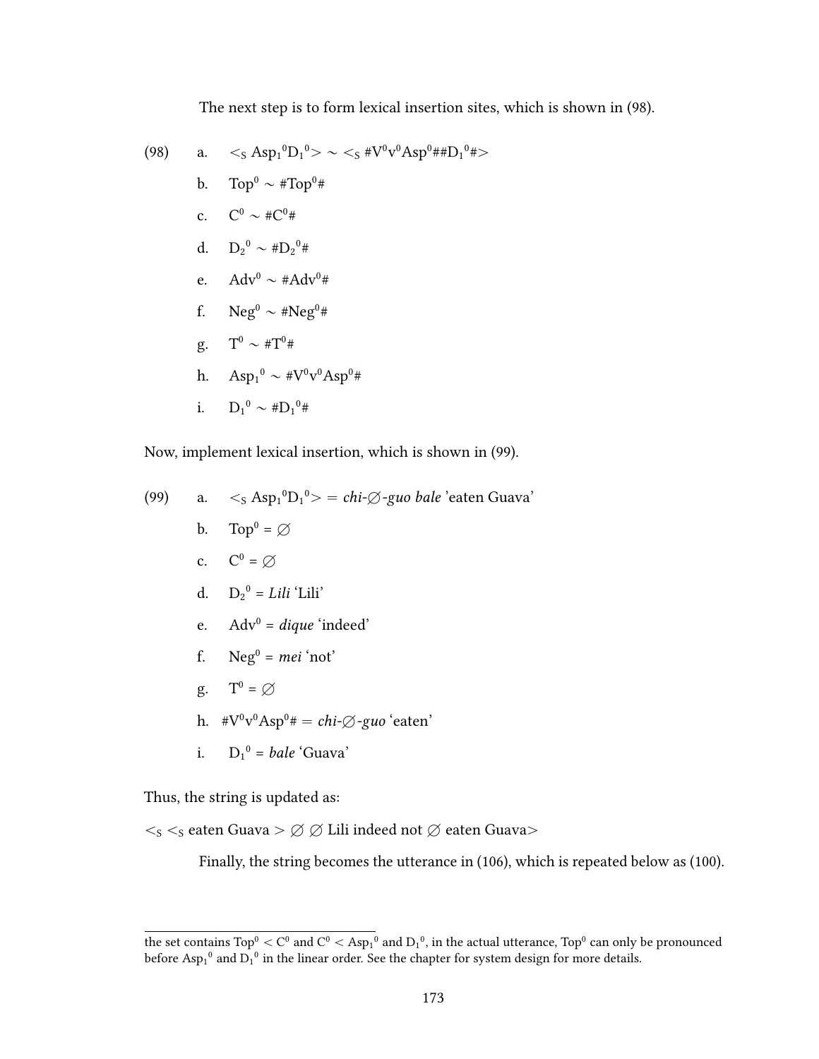The next step is to form lexical insertion sites, which is shown in (98).

(98)

a. $<_S \text{Asp}_1{}^0\text{D}_1{}^0> \sim <_S \#\text{V}^0\text{v}^0\text{Asp}^0\#\#\text{D}_1{}^0\#>$

b. $\text{Top}^0 \sim \#\text{Top}^0\#$

c. $\text{C}^0 \sim \#\text{C}^0\#$

d. $\text{D}_2{}^0 \sim \#\text{D}_2{}^0\#$

e. $\text{Adv}^0 \sim \#\text{Adv}^0\#$

f. $\text{Neg}^0 \sim \#\text{Neg}^0\#$

g. $\text{T}^0 \sim \#\text{T}^0\#$

h. $\text{Asp}_1{}^0 \sim \#\text{V}^0\text{v}^0\text{Asp}^0\#$

i. $\text{D}_1{}^0 \sim \#\text{D}_1{}^0\#$

Now, implement lexical insertion, which is shown in (99).

(99)

a. $<_S \text{Asp}_1{}^0\text{D}_1{}^0>$ = *chi-∅-guo bale* 'eaten Guava'

b. $\text{Top}^0$ = ∅

c. $\text{C}^0$ = ∅

d. $\text{D}_2{}^0$ = *Lili* 'Lili'

e. $\text{Adv}^0$ = *dique* 'indeed'

f. $\text{Neg}^0$ = *mei* 'not'

g. $\text{T}^0$ = ∅

h. $\#\text{V}^0\text{v}^0\text{Asp}^0\#$ = *chi-∅-guo* 'eaten'

i. $\text{D}_1{}^0$ = *bale* 'Guava'

Thus, the string is updated as:

$<_S$ $<_S$ eaten Guava $>$ ∅ ∅ Lili indeed not ∅ eaten Guava$>$

Finally, the string becomes the utterance in (106), which is repeated below as (100).

---

the set contains $\text{Top}^0 < \text{C}^0$ and $\text{C}^0 < \text{Asp}_1{}^0$ and $\text{D}_1{}^0$, in the actual utterance, $\text{Top}^0$ can only be pronounced before $\text{Asp}_1{}^0$ and $\text{D}_1{}^0$ in the linear order. See the chapter for system design for more details.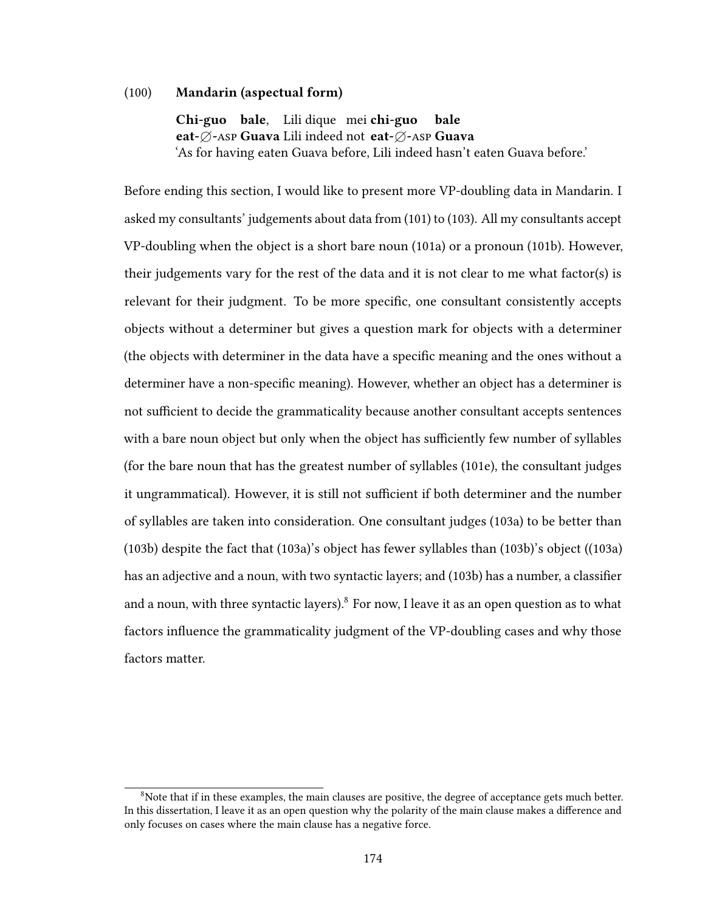(100) **Mandarin (aspectual form)**

**Chi-guo bale**, Lili dique mei **chi-guo bale**
**eat-∅-ASP Guava** Lili indeed not **eat-∅-ASP Guava**
'As for having eaten Guava before, Lili indeed hasn't eaten Guava before.'

Before ending this section, I would like to present more VP-doubling data in Mandarin. I asked my consultants' judgements about data from (101) to (103). All my consultants accept VP-doubling when the object is a short bare noun (101a) or a pronoun (101b). However, their judgements vary for the rest of the data and it is not clear to me what factor(s) is relevant for their judgment. To be more specific, one consultant consistently accepts objects without a determiner but gives a question mark for objects with a determiner (the objects with determiner in the data have a specific meaning and the ones without a determiner have a non-specific meaning). However, whether an object has a determiner is not sufficient to decide the grammaticality because another consultant accepts sentences with a bare noun object but only when the object has sufficiently few number of syllables (for the bare noun that has the greatest number of syllables (101e), the consultant judges it ungrammatical). However, it is still not sufficient if both determiner and the number of syllables are taken into consideration. One consultant judges (103a) to be better than (103b) despite the fact that (103a)'s object has fewer syllables than (103b)'s object ((103a) has an adjective and a noun, with two syntactic layers; and (103b) has a number, a classifier and a noun, with three syntactic layers).[8] For now, I leave it as an open question as to what factors influence the grammaticality judgment of the VP-doubling cases and why those factors matter.

[8] Note that if in these examples, the main clauses are positive, the degree of acceptance gets much better. In this dissertation, I leave it as an open question why the polarity of the main clause makes a difference and only focuses on cases where the main clause has a negative force.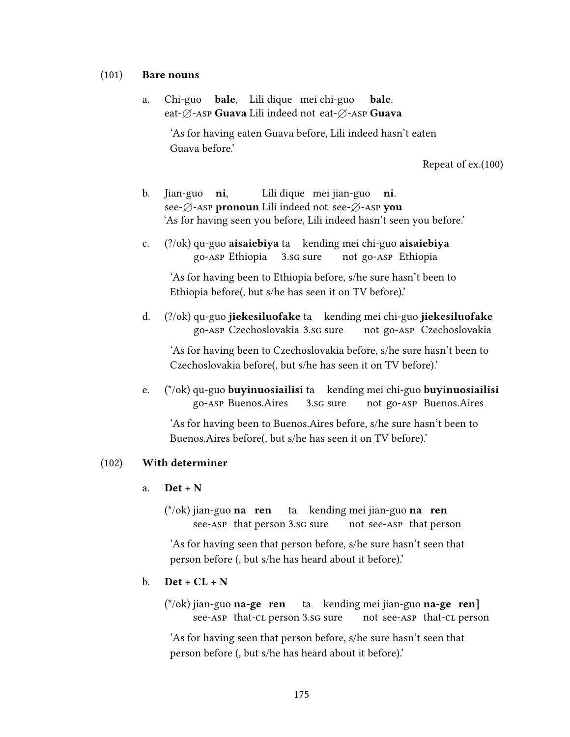(101) **Bare nouns**

a. Chi-guo **bale**, Lili dique mei chi-guo **bale**.
eat-∅-ASP **Guava** Lili indeed not eat-∅-ASP **Guava**

'As for having eaten Guava before, Lili indeed hasn't eaten Guava before.'

Repeat of ex.(100)

b. Jian-guo **ni**, Lili dique mei jian-guo **ni**.
see-∅-ASP **pronoun** Lili indeed not see-∅-ASP **you**
'As for having seen you before, Lili indeed hasn't seen you before.'

c. (?/ok) qu-guo **aisaiebiya** ta kending mei chi-guo **aisaiebiya**
go-ASP Ethiopia 3.SG sure not go-ASP Ethiopia

'As for having been to Ethiopia before, s/he sure hasn't been to Ethiopia before(, but s/he has seen it on TV before).'

d. (?/ok) qu-guo **jiekesiluofake** ta kending mei chi-guo **jiekesiluofake**
go-ASP Czechoslovakia 3.SG sure not go-ASP Czechoslovakia

'As for having been to Czechoslovakia before, s/he sure hasn't been to Czechoslovakia before(, but s/he has seen it on TV before).'

e. (*/ok) qu-guo **buyinuosiailisi** ta kending mei chi-guo **buyinuosiailisi**
go-ASP Buenos.Aires 3.SG sure not go-ASP Buenos.Aires

'As for having been to Buenos.Aires before, s/he sure hasn't been to Buenos.Aires before(, but s/he has seen it on TV before).'

(102) **With determiner**

a. **Det + N**

(*/ok) jian-guo **na ren** ta kending mei jian-guo **na ren**
see-ASP that person 3.SG sure not see-ASP that person

'As for having seen that person before, s/he sure hasn't seen that person before (, but s/he has heard about it before).'

b. **Det + CL + N**

(*/ok) jian-guo **na-ge ren** ta kending mei jian-guo **na-ge ren]**
see-ASP that-CL person 3.SG sure not see-ASP that-CL person

'As for having seen that person before, s/he sure hasn't seen that person before (, but s/he has heard about it before).'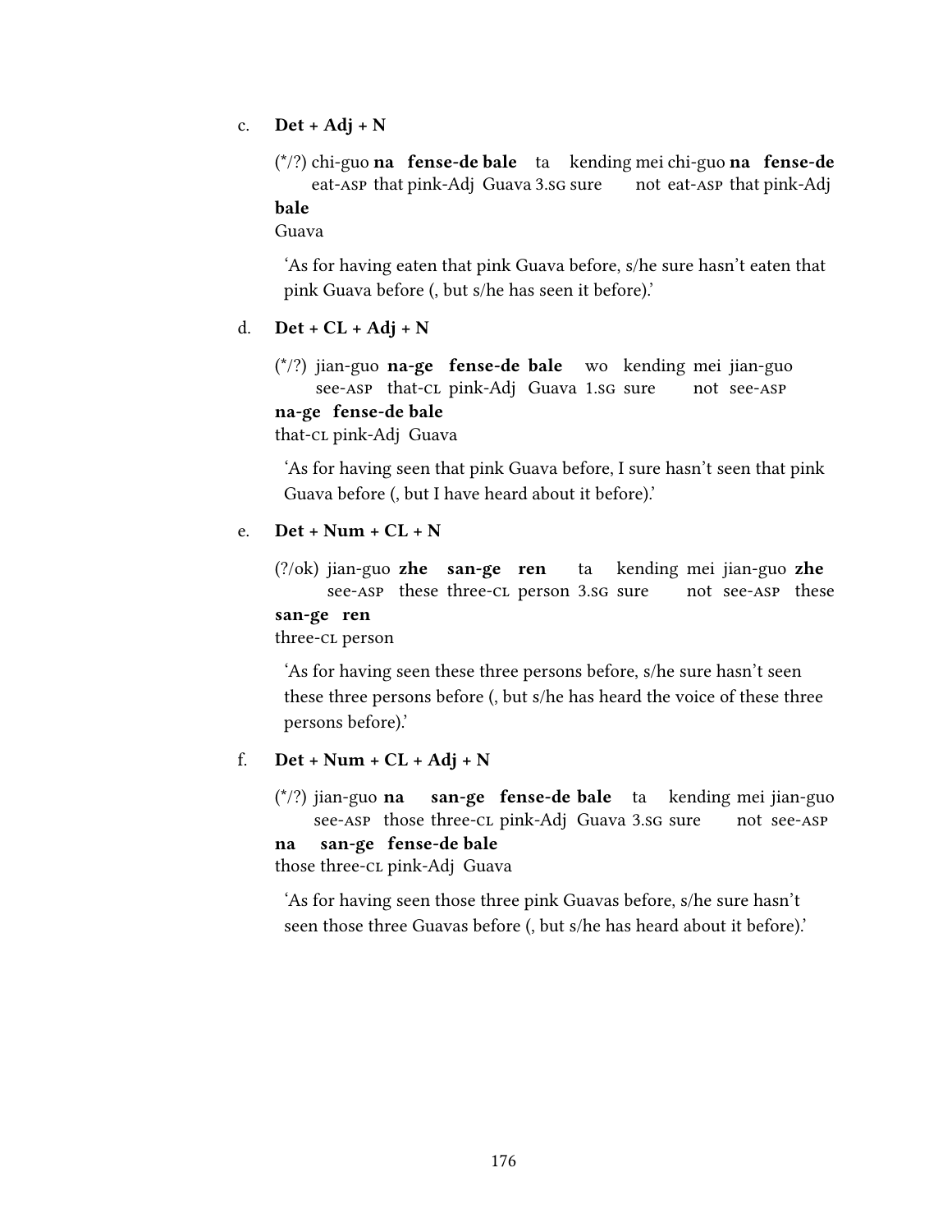c. **Det + Adj + N**

(*/?) chi-guo **na fense-de bale** ta kending mei chi-guo **na fense-de bale**
eat-ASP that pink-Adj Guava 3.SG sure not eat-ASP that pink-Adj Guava

'As for having eaten that pink Guava before, s/he sure hasn't eaten that pink Guava before (, but s/he has seen it before).'

d. **Det + CL + Adj + N**

(*/?) jian-guo **na-ge fense-de bale** wo kending mei jian-guo **na-ge fense-de bale**
see-ASP that-CL pink-Adj Guava 1.SG sure not see-ASP that-CL pink-Adj Guava

'As for having seen that pink Guava before, I sure hasn't seen that pink Guava before (, but I have heard about it before).'

e. **Det + Num + CL + N**

(?/ok) jian-guo **zhe san-ge ren** ta kending mei jian-guo **zhe san-ge ren**
see-ASP these three-CL person 3.SG sure not see-ASP these three-CL person

'As for having seen these three persons before, s/he sure hasn't seen these three persons before (, but s/he has heard the voice of these three persons before).'

f. **Det + Num + CL + Adj + N**

(*/?) jian-guo **na san-ge fense-de bale** ta kending mei jian-guo **na san-ge fense-de bale**
see-ASP those three-CL pink-Adj Guava 3.SG sure not see-ASP those three-CL pink-Adj Guava

'As for having seen those three pink Guavas before, s/he sure hasn't seen those three Guavas before (, but s/he has heard about it before).'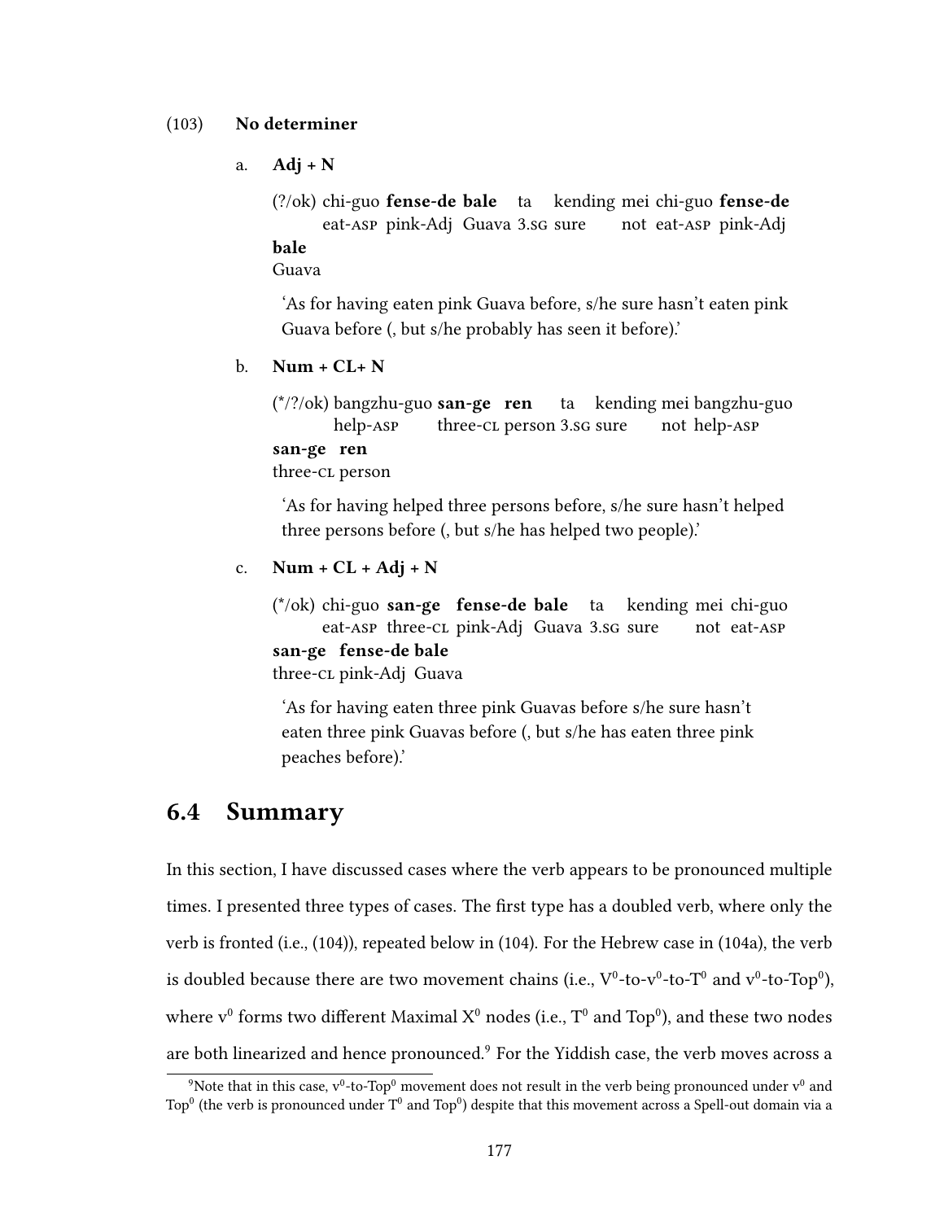(103) **No determiner**

a. **Adj + N**

(?/ok) chi-guo **fense-de bale** ta kending mei chi-guo **fense-de bale**
eat-ASP pink-Adj Guava 3.SG sure not eat-ASP pink-Adj Guava

'As for having eaten pink Guava before, s/he sure hasn't eaten pink Guava before (, but s/he probably has seen it before).'

b. **Num + CL+ N**

(*/?/ok) bangzhu-guo **san-ge ren** ta kending mei bangzhu-guo **san-ge ren**
help-ASP three-CL person 3.SG sure not help-ASP three-CL person

'As for having helped three persons before, s/he sure hasn't helped three persons before (, but s/he has helped two people).'

c. **Num + CL + Adj + N**

(*/ok) chi-guo **san-ge fense-de bale** ta kending mei chi-guo **san-ge fense-de bale**
eat-ASP three-CL pink-Adj Guava 3.SG sure not eat-ASP three-CL pink-Adj Guava

'As for having eaten three pink Guavas before s/he sure hasn't eaten three pink Guavas before (, but s/he has eaten three pink peaches before).'

## 6.4 Summary

In this section, I have discussed cases where the verb appears to be pronounced multiple times. I presented three types of cases. The first type has a doubled verb, where only the verb is fronted (i.e., (104)), repeated below in (104). For the Hebrew case in (104a), the verb is doubled because there are two movement chains (i.e., $V^0$-to-$v^0$-to-$T^0$ and $v^0$-to-$Top^0$), where $v^0$ forms two different Maximal $X^0$ nodes (i.e., $T^0$ and $Top^0$), and these two nodes are both linearized and hence pronounced.[9] For the Yiddish case, the verb moves across a

[9] Note that in this case, $v^0$-to-$Top^0$ movement does not result in the verb being pronounced under $v^0$ and $Top^0$ (the verb is pronounced under $T^0$ and $Top^0$) despite that this movement across a Spell-out domain via a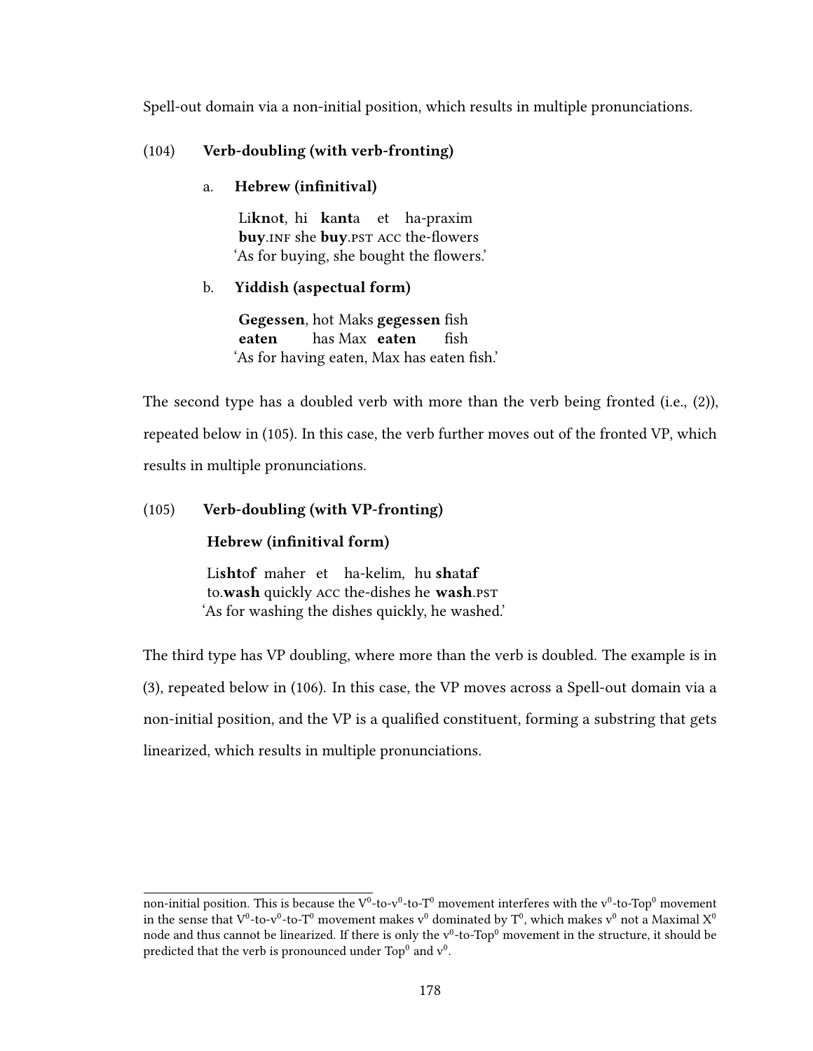Spell-out domain via a non-initial position, which results in multiple pronunciations.

(104) **Verb-doubling (with verb-fronting)**

a. **Hebrew (infinitival)**

Li**kn**o**t**, hi **k**a**nt**a et ha-praxim
**buy**.INF she **buy**.PST ACC the-flowers
'As for buying, she bought the flowers.'

b. **Yiddish (aspectual form)**

**Gegessen**, hot Maks **gegessen** fish
**eaten** has Max **eaten** fish
'As for having eaten, Max has eaten fish.'

The second type has a doubled verb with more than the verb being fronted (i.e., (2)), repeated below in (105). In this case, the verb further moves out of the fronted VP, which results in multiple pronunciations.

(105) **Verb-doubling (with VP-fronting)**

**Hebrew (infinitival form)**

Li**sht**o**f** maher et ha-kelim, hu **sh**a**t**a**f**
to.**wash** quickly ACC the-dishes he **wash**.PST
'As for washing the dishes quickly, he washed.'

The third type has VP doubling, where more than the verb is doubled. The example is in (3), repeated below in (106). In this case, the VP moves across a Spell-out domain via a non-initial position, and the VP is a qualified constituent, forming a substring that gets linearized, which results in multiple pronunciations.

---

non-initial position. This is because the $V^0$-to-$v^0$-to-$T^0$ movement interferes with the $v^0$-to-$Top^0$ movement in the sense that $V^0$-to-$v^0$-to-$T^0$ movement makes $v^0$ dominated by $T^0$, which makes $v^0$ not a Maximal $X^0$ node and thus cannot be linearized. If there is only the $v^0$-to-$Top^0$ movement in the structure, it should be predicted that the verb is pronounced under $Top^0$ and $v^0$.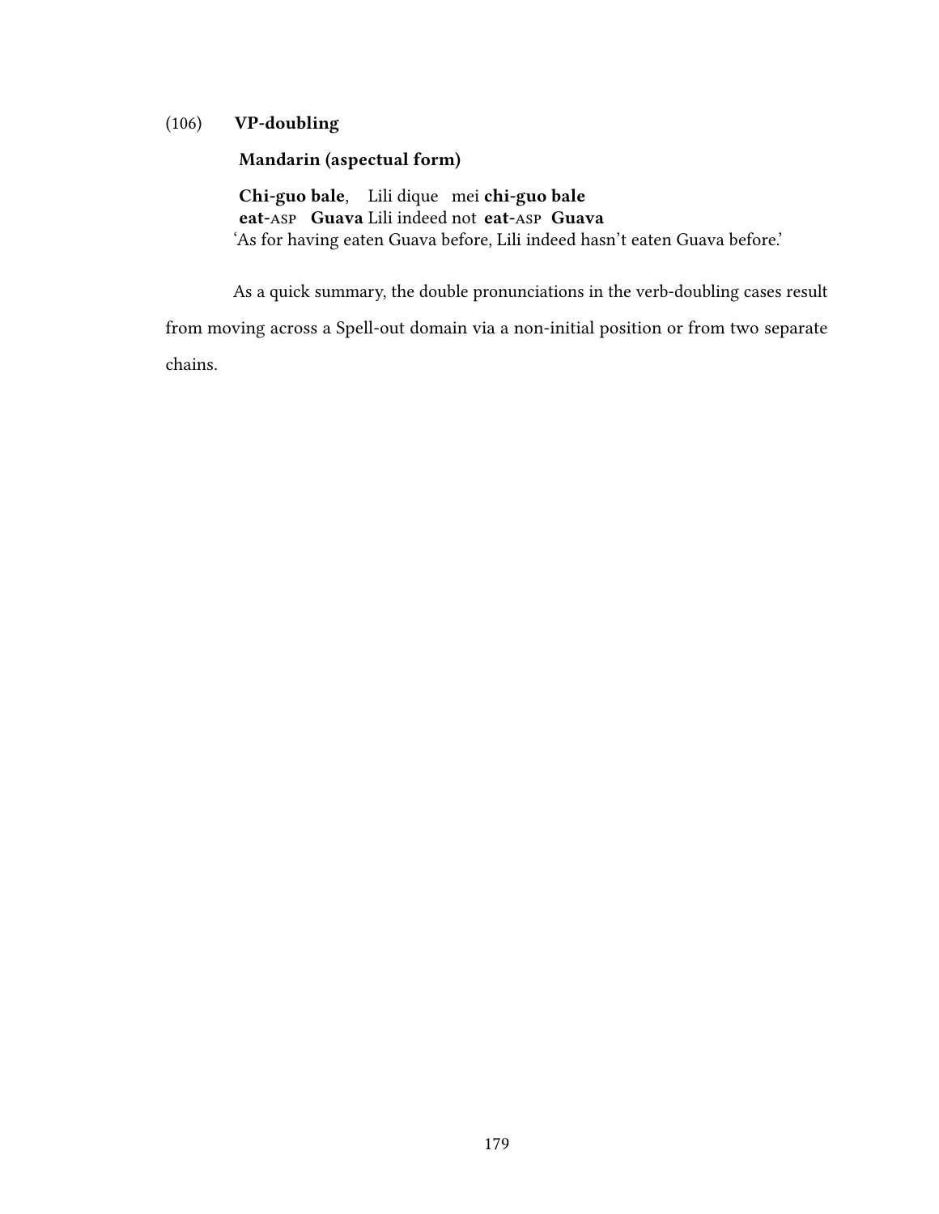(106) **VP-doubling**

**Mandarin (aspectual form)**

**Chi-guo bale**, Lili dique mei **chi-guo bale**
**eat-ASP Guava** Lili indeed not **eat-ASP Guava**
'As for having eaten Guava before, Lili indeed hasn't eaten Guava before.'

As a quick summary, the double pronunciations in the verb-doubling cases result from moving across a Spell-out domain via a non-initial position or from two separate chains.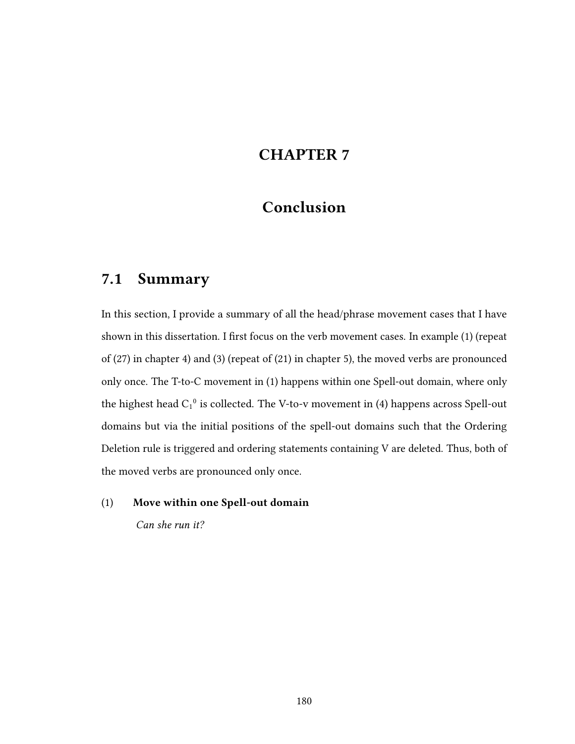# CHAPTER 7

# Conclusion

## 7.1 Summary

In this section, I provide a summary of all the head/phrase movement cases that I have shown in this dissertation. I first focus on the verb movement cases. In example (1) (repeat of (27) in chapter 4) and (3) (repeat of (21) in chapter 5), the moved verbs are pronounced only once. The T-to-C movement in (1) happens within one Spell-out domain, where only the highest head $C_1{}^0$ is collected. The V-to-v movement in (4) happens across Spell-out domains but via the initial positions of the spell-out domains such that the Ordering Deletion rule is triggered and ordering statements containing V are deleted. Thus, both of the moved verbs are pronounced only once.

(1) **Move within one Spell-out domain**

*Can she run it?*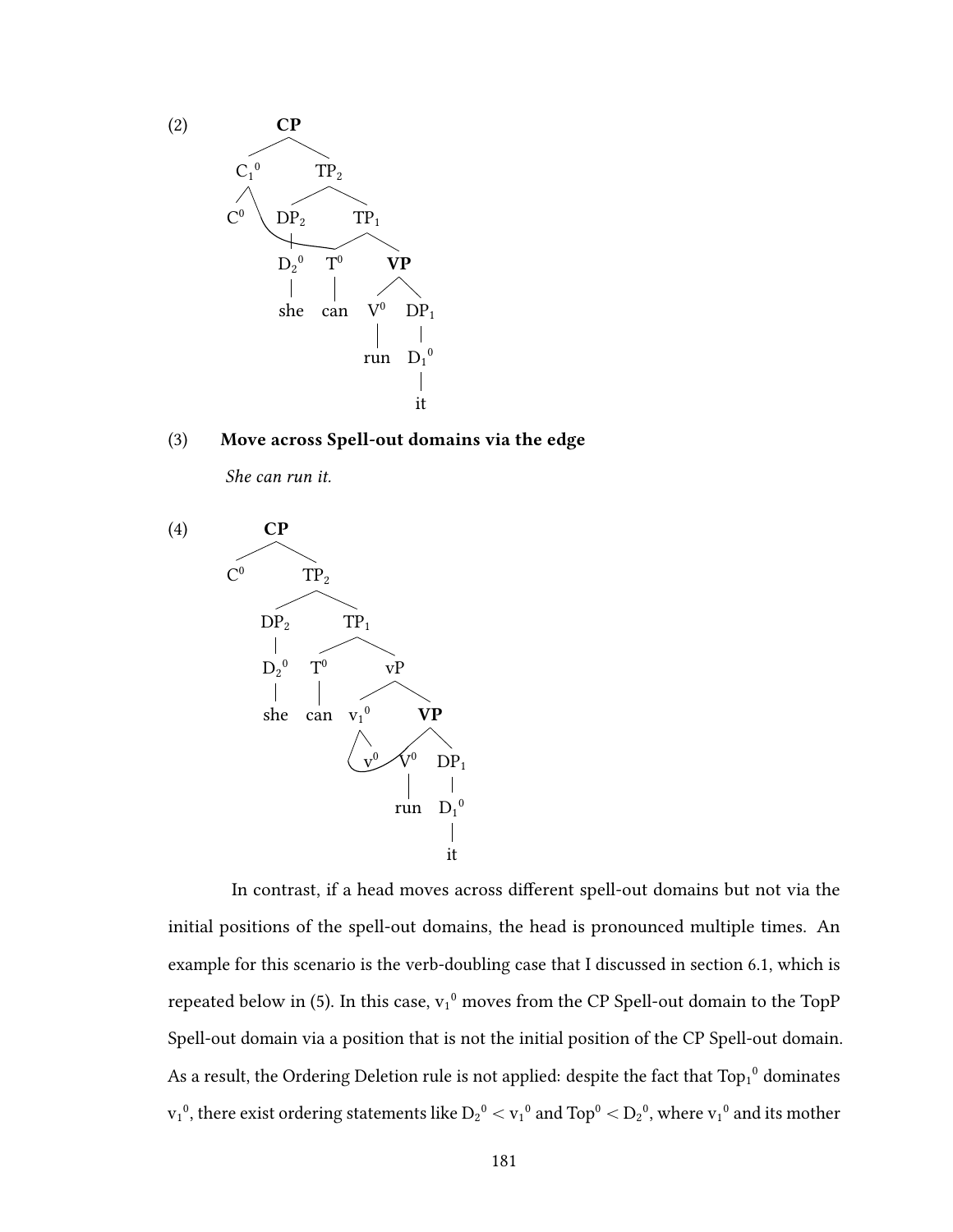(2) [Tree diagram: CP → $C_1^0$ (→ $C^0$, with a line from $C_1^0$ to the head position in $TP_1$) and $TP_2$; $TP_2$ → $DP_2$ ($D_2^0$ – she) and $TP_1$; $TP_1$ → $T^0$ (can) and **VP**; VP → $V^0$ (run) and $DP_1$ ($D_1^0$ – it)]

(3) **Move across Spell-out domains via the edge**

*She can run it.*

(4) [Tree diagram: **CP** → $C^0$ and $TP_2$; $TP_2$ → $DP_2$ ($D_2^0$ – she) and $TP_1$; $TP_1$ → $T^0$ (can) and vP; vP → $v_1^0$ and **VP**; $v_1^0$ → $v^0$ (with a line connecting to $V^0$); VP → $V^0$ (run) and $DP_1$ ($D_1^0$ – it)]

In contrast, if a head moves across different spell-out domains but not via the initial positions of the spell-out domains, the head is pronounced multiple times. An example for this scenario is the verb-doubling case that I discussed in section 6.1, which is repeated below in (5). In this case, $v_1^0$ moves from the CP Spell-out domain to the TopP Spell-out domain via a position that is not the initial position of the CP Spell-out domain. As a result, the Ordering Deletion rule is not applied: despite the fact that $Top_1^0$ dominates $v_1^0$, there exist ordering statements like $D_2^0 < v_1^0$ and $Top^0 < D_2^0$, where $v_1^0$ and its mother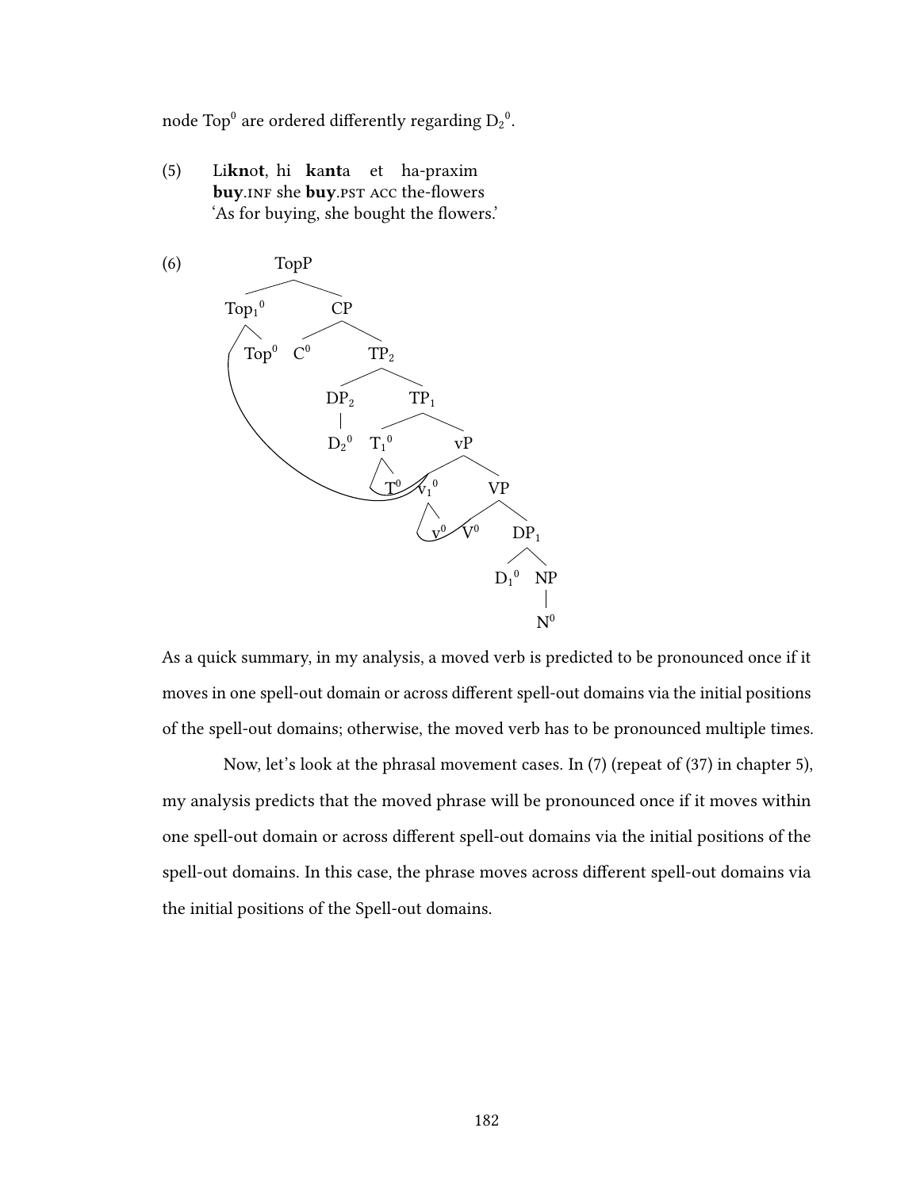node $Top^0$ are ordered differently regarding $D_2{}^0$.

(5) Li**kn**o**t**, hi **k**a**nt**a et ha-praxim
**buy**.INF she **buy**.PST ACC the-flowers
'As for buying, she bought the flowers.'

(6)

```
TopP
├── Top1⁰
│   └── Top⁰
└── CP
    ├── C⁰
    └── TP2
        ├── DP2
        │   └── D2⁰
        └── TP1
            ├── T1⁰
            │   └── T⁰
            └── vP
                ├── v1⁰
                │   └── v⁰
                └── VP
                    ├── V⁰
                    └── DP1
                        ├── D1⁰
                        └── NP
                            └── N⁰
```

As a quick summary, in my analysis, a moved verb is predicted to be pronounced once if it moves in one spell-out domain or across different spell-out domains via the initial positions of the spell-out domains; otherwise, the moved verb has to be pronounced multiple times.

Now, let's look at the phrasal movement cases. In (7) (repeat of (37) in chapter 5), my analysis predicts that the moved phrase will be pronounced once if it moves within one spell-out domain or across different spell-out domains via the initial positions of the spell-out domains. In this case, the phrase moves across different spell-out domains via the initial positions of the Spell-out domains.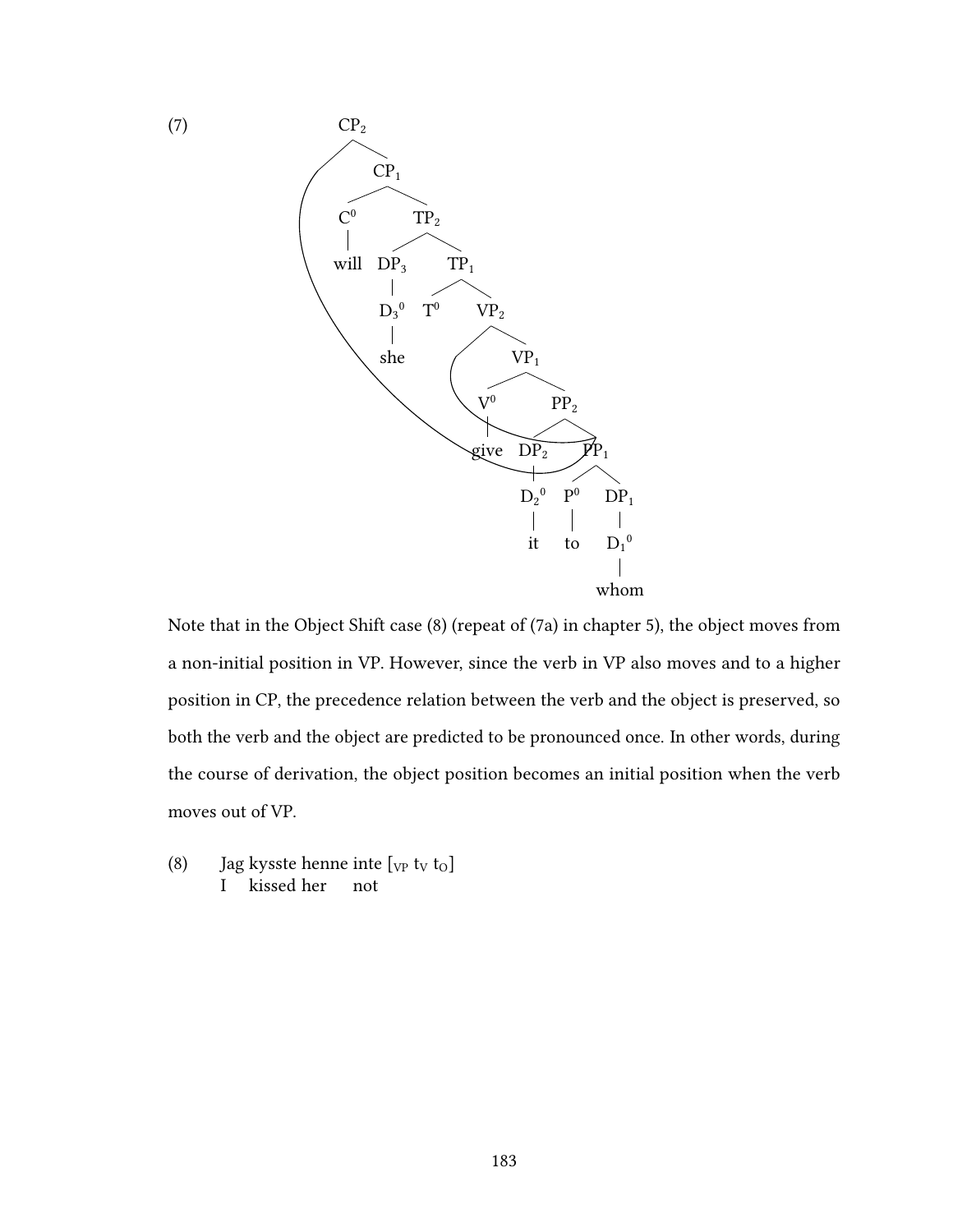(7)

```
CP2
├── CP1
│   ├── C0
│   │   └── will
│   └── TP2
│       ├── DP3
│       │   └── D3⁰
│       │       └── she
│       └── TP1
│           ├── T0
│           └── VP2
│               └── VP1
│                   ├── V0
│                   │   └── give
│                   └── PP2
│                       ├── DP2
│                       │   └── D2⁰
│                       │       └── it
│                       └── PP1
│                           ├── P0
│                           │   └── to
│                           └── DP1
│                               └── D1⁰
│                                   └── whom
```

Note that in the Object Shift case (8) (repeat of (7a) in chapter 5), the object moves from a non-initial position in VP. However, since the verb in VP also moves and to a higher position in CP, the precedence relation between the verb and the object is preserved, so both the verb and the object are predicted to be pronounced once. In other words, during the course of derivation, the object position becomes an initial position when the verb moves out of VP.

(8) Jag kysste henne inte [$_{VP}$ $t_V$ $t_O$]
I kissed her not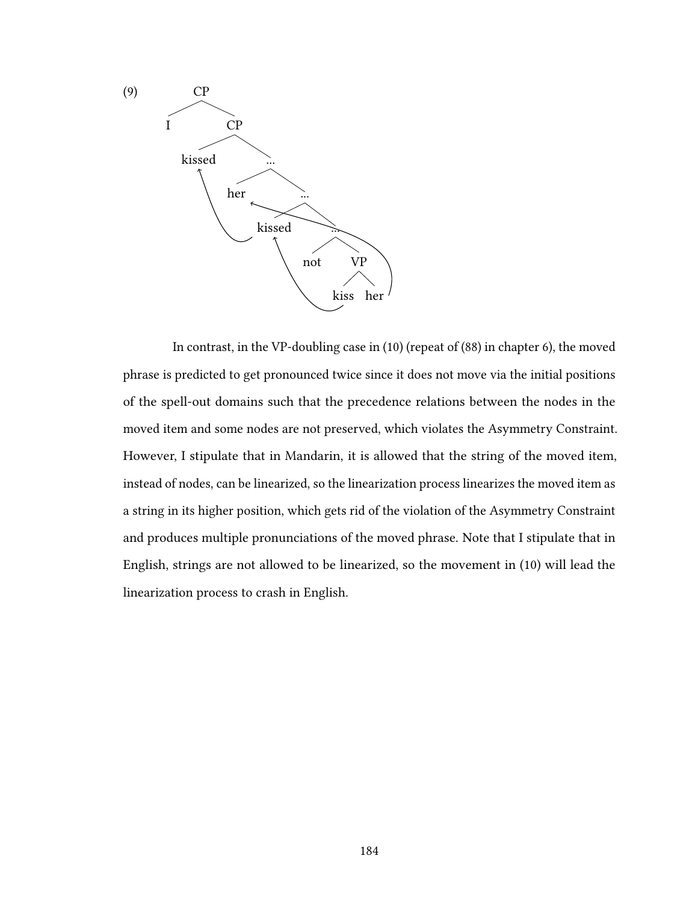(9)

```
CP
├── I
└── CP
    ├── kissed
    └── ...
        ├── her
        └── ...
            ├── kissed
            └── ...
                ├── not
                └── VP
                    ├── kiss
                    └── her
```

In contrast, in the VP-doubling case in (10) (repeat of (88) in chapter 6), the moved phrase is predicted to get pronounced twice since it does not move via the initial positions of the spell-out domains such that the precedence relations between the nodes in the moved item and some nodes are not preserved, which violates the Asymmetry Constraint. However, I stipulate that in Mandarin, it is allowed that the string of the moved item, instead of nodes, can be linearized, so the linearization process linearizes the moved item as a string in its higher position, which gets rid of the violation of the Asymmetry Constraint and produces multiple pronunciations of the moved phrase. Note that I stipulate that in English, strings are not allowed to be linearized, so the movement in (10) will lead the linearization process to crash in English.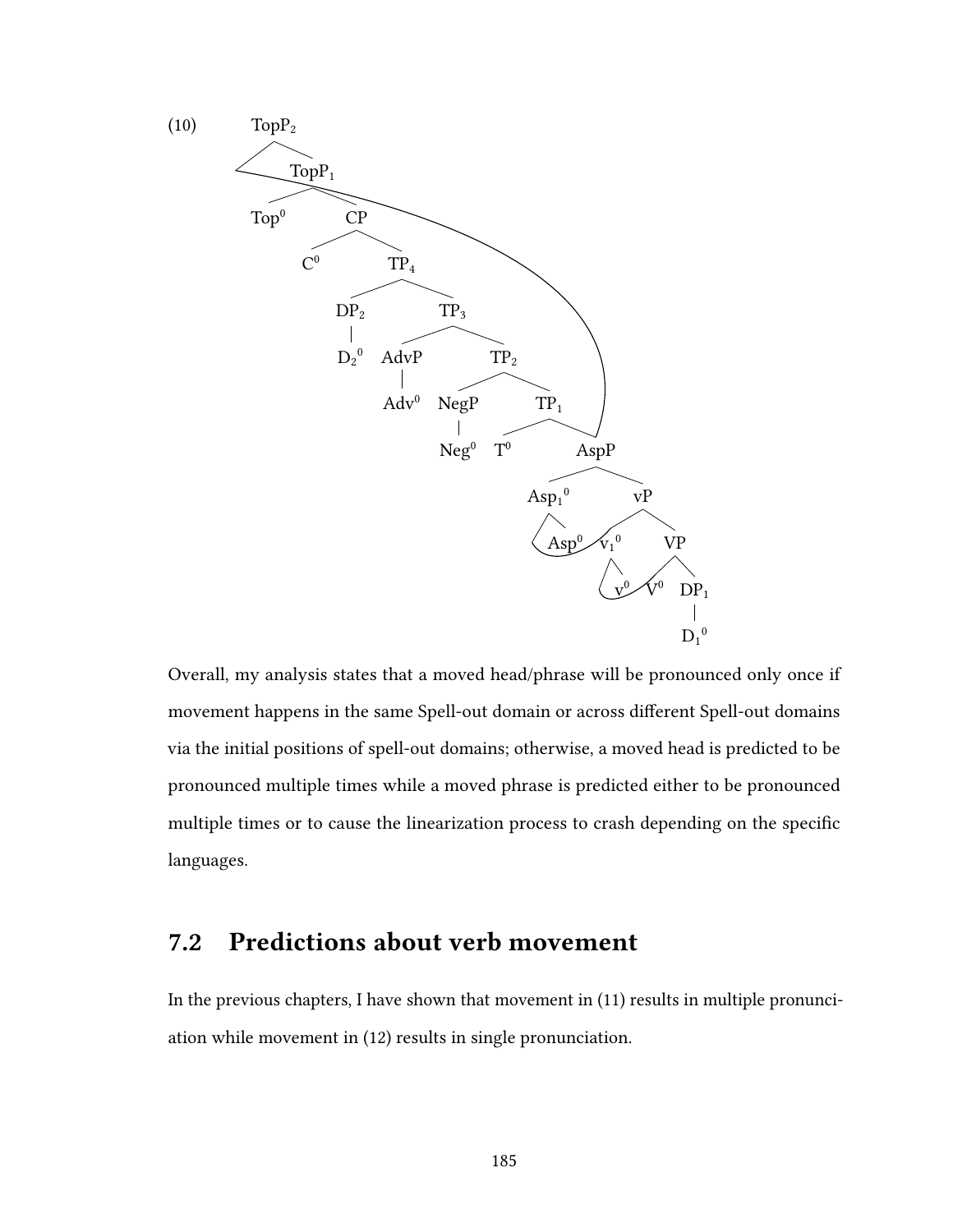(10) [Syntactic tree: $TopP_2$ dominates a moved constituent and $TopP_1$; $TopP_1$ → $Top^0$, CP; CP → $C^0$, $TP_4$; $TP_4$ → $DP_2$ ($D_2{}^0$), $TP_3$; $TP_3$ → AdvP ($Adv^0$), $TP_2$; $TP_2$ → NegP ($Neg^0$), $TP_1$; $TP_1$ → $T^0$, AspP; AspP → $Asp_1{}^0$ (Asp$^0$, $v_1{}^0$), vP; vP → $v_1{}^0$ ($v^0$, $V^0$), VP; VP → $V^0$, $DP_1$ ($D_1{}^0$). Arrows show movement of $V^0$ to $v^0$, of $v_1{}^0$ to $Asp^0$, and of AspP to the specifier of $TopP_2$.]

Overall, my analysis states that a moved head/phrase will be pronounced only once if movement happens in the same Spell-out domain or across different Spell-out domains via the initial positions of spell-out domains; otherwise, a moved head is predicted to be pronounced multiple times while a moved phrase is predicted either to be pronounced multiple times or to cause the linearization process to crash depending on the specific languages.

## 7.2 Predictions about verb movement

In the previous chapters, I have shown that movement in (11) results in multiple pronunciation while movement in (12) results in single pronunciation.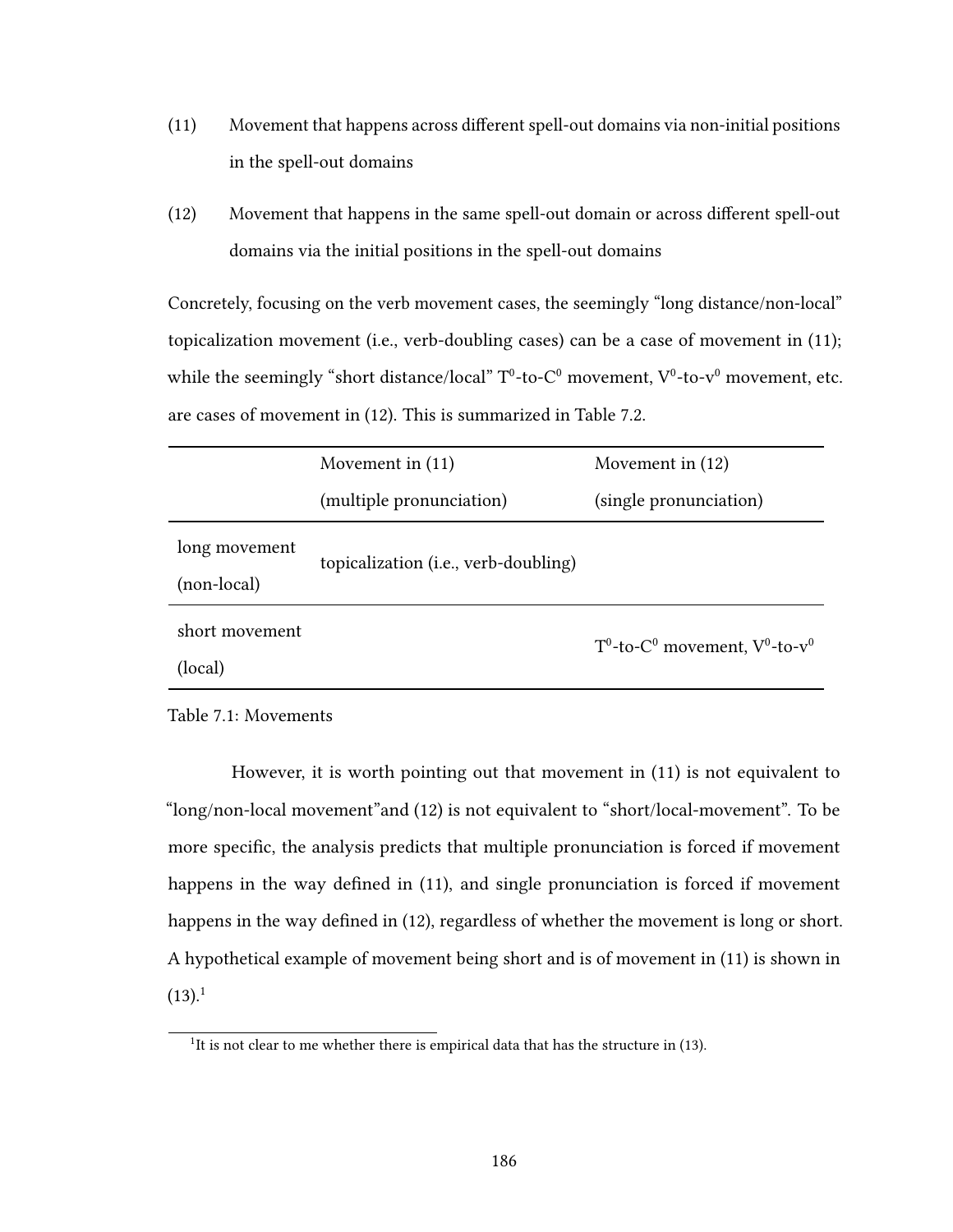(11) Movement that happens across different spell-out domains via non-initial positions in the spell-out domains

(12) Movement that happens in the same spell-out domain or across different spell-out domains via the initial positions in the spell-out domains

Concretely, focusing on the verb movement cases, the seemingly "long distance/non-local" topicalization movement (i.e., verb-doubling cases) can be a case of movement in (11); while the seemingly "short distance/local" $T^0$-to-$C^0$ movement, $V^0$-to-$v^0$ movement, etc. are cases of movement in (12). This is summarized in Table 7.2.

| | Movement in (11) (multiple pronunciation) | Movement in (12) (single pronunciation) |
|---|---|---|
| long movement (non-local) | topicalization (i.e., verb-doubling) | |
| short movement (local) | | $T^0$-to-$C^0$ movement, $V^0$-to-$v^0$ |

Table 7.1: Movements

However, it is worth pointing out that movement in (11) is not equivalent to "long/non-local movement"and (12) is not equivalent to "short/local-movement". To be more specific, the analysis predicts that multiple pronunciation is forced if movement happens in the way defined in (11), and single pronunciation is forced if movement happens in the way defined in (12), regardless of whether the movement is long or short. A hypothetical example of movement being short and is of movement in (11) is shown in (13).[1]

[1] It is not clear to me whether there is empirical data that has the structure in (13).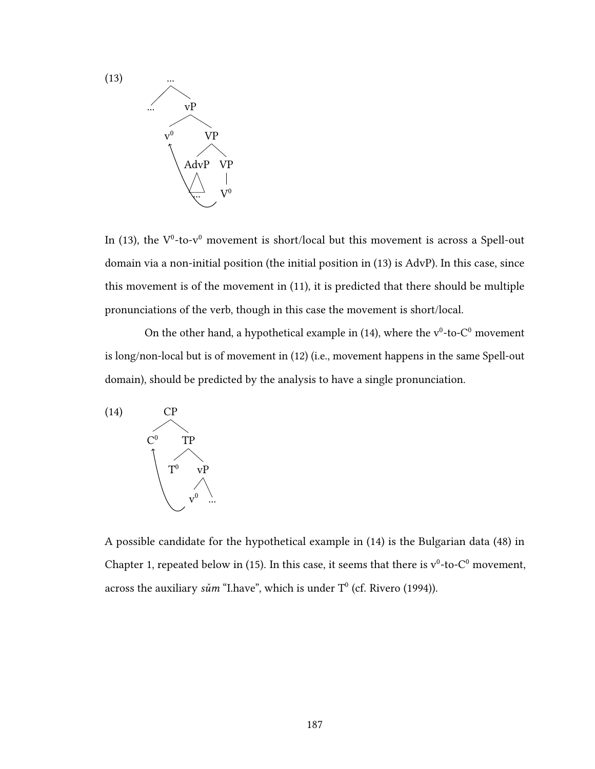(13)

```
            ...
           /   \
         ...    vP
               /  \
             v0    VP
                  /  \
              AdvP    VP
               /\      |
              ...      V0
```

In (13), the $V^0$-to-$v^0$ movement is short/local but this movement is across a Spell-out domain via a non-initial position (the initial position in (13) is AdvP). In this case, since this movement is of the movement in (11), it is predicted that there should be multiple pronunciations of the verb, though in this case the movement is short/local.

On the other hand, a hypothetical example in (14), where the $v^0$-to-$C^0$ movement is long/non-local but is of movement in (12) (i.e., movement happens in the same Spell-out domain), should be predicted by the analysis to have a single pronunciation.

(14)

```
         CP
        /  \
      C0    TP
           /  \
         T0    vP
              /  \
            v0    ...
```

A possible candidate for the hypothetical example in (14) is the Bulgarian data (48) in Chapter 1, repeated below in (15). In this case, it seems that there is $v^0$-to-$C^0$ movement, across the auxiliary *săm* "I.have", which is under $T^0$ (cf. Rivero (1994)).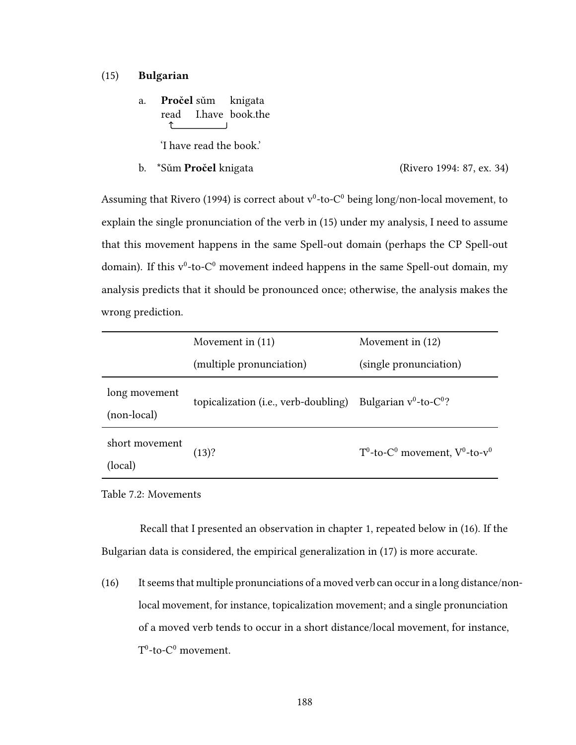(15) **Bulgarian**

a. **Pročel** sŭm knigata
   read I.have book.the

   'I have read the book.'

b. *Sŭm **Pročel** knigata (Rivero 1994: 87, ex. 34)

Assuming that Rivero (1994) is correct about $v^0$-to-$C^0$ being long/non-local movement, to explain the single pronunciation of the verb in (15) under my analysis, I need to assume that this movement happens in the same Spell-out domain (perhaps the CP Spell-out domain). If this $v^0$-to-$C^0$ movement indeed happens in the same Spell-out domain, my analysis predicts that it should be pronounced once; otherwise, the analysis makes the wrong prediction.

| | Movement in (11) (multiple pronunciation) | Movement in (12) (single pronunciation) |
|---|---|---|
| long movement (non-local) | topicalization (i.e., verb-doubling) | Bulgarian $v^0$-to-$C^0$? |
| short movement (local) | (13)? | $T^0$-to-$C^0$ movement, $V^0$-to-$v^0$ |

Table 7.2: Movements

Recall that I presented an observation in chapter 1, repeated below in (16). If the Bulgarian data is considered, the empirical generalization in (17) is more accurate.

(16) It seems that multiple pronunciations of a moved verb can occur in a long distance/non-local movement, for instance, topicalization movement; and a single pronunciation of a moved verb tends to occur in a short distance/local movement, for instance, $T^0$-to-$C^0$ movement.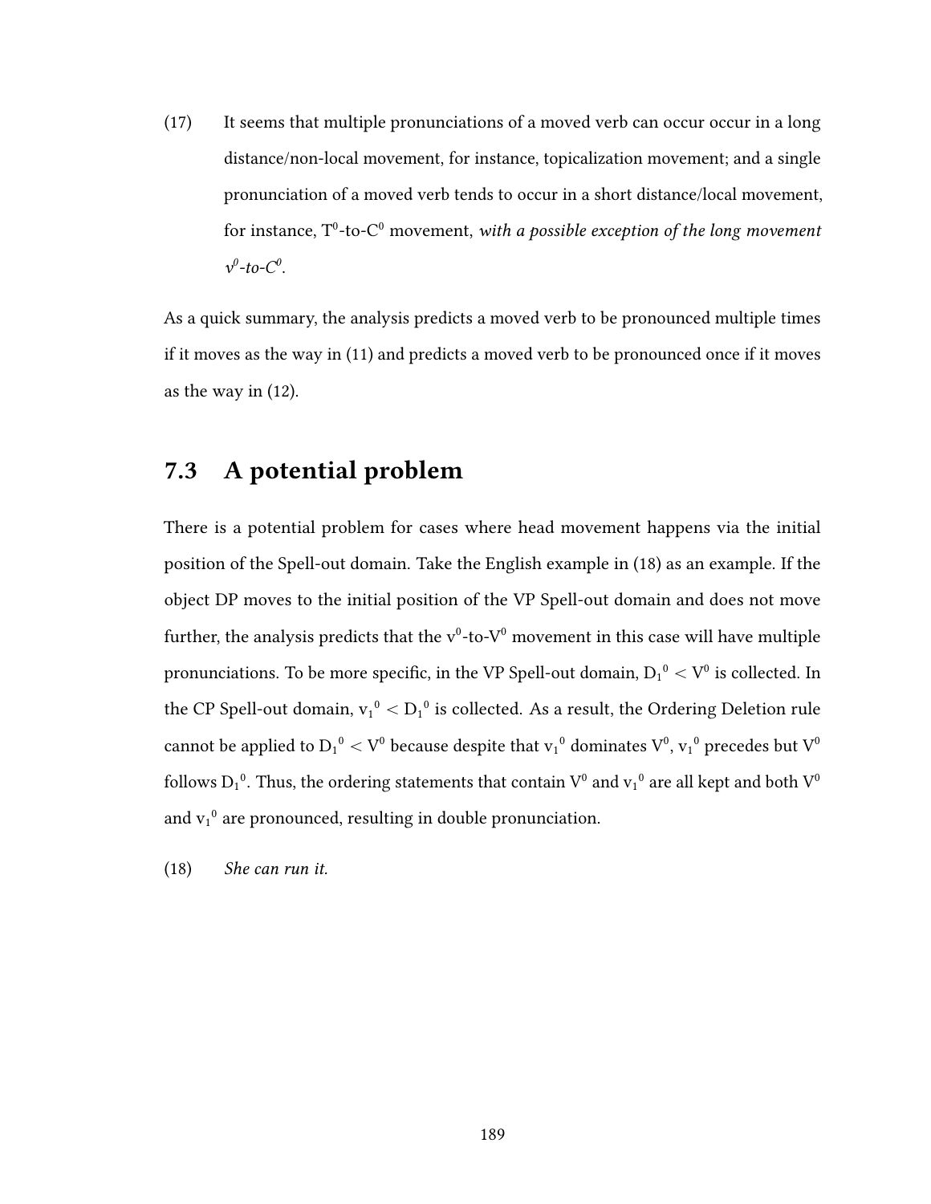(17) It seems that multiple pronunciations of a moved verb can occur occur in a long distance/non-local movement, for instance, topicalization movement; and a single pronunciation of a moved verb tends to occur in a short distance/local movement, for instance, $T^0$-to-$C^0$ movement, *with a possible exception of the long movement $v^0$-to-$C^0$.*

As a quick summary, the analysis predicts a moved verb to be pronounced multiple times if it moves as the way in (11) and predicts a moved verb to be pronounced once if it moves as the way in (12).

## 7.3 A potential problem

There is a potential problem for cases where head movement happens via the initial position of the Spell-out domain. Take the English example in (18) as an example. If the object DP moves to the initial position of the VP Spell-out domain and does not move further, the analysis predicts that the $v^0$-to-$V^0$ movement in this case will have multiple pronunciations. To be more specific, in the VP Spell-out domain, ${D_1}^0 < V^0$ is collected. In the CP Spell-out domain, ${v_1}^0 < {D_1}^0$ is collected. As a result, the Ordering Deletion rule cannot be applied to ${D_1}^0 < V^0$ because despite that ${v_1}^0$ dominates $V^0$, ${v_1}^0$ precedes but $V^0$ follows ${D_1}^0$. Thus, the ordering statements that contain $V^0$ and ${v_1}^0$ are all kept and both $V^0$ and ${v_1}^0$ are pronounced, resulting in double pronunciation.

(18) *She can run it.*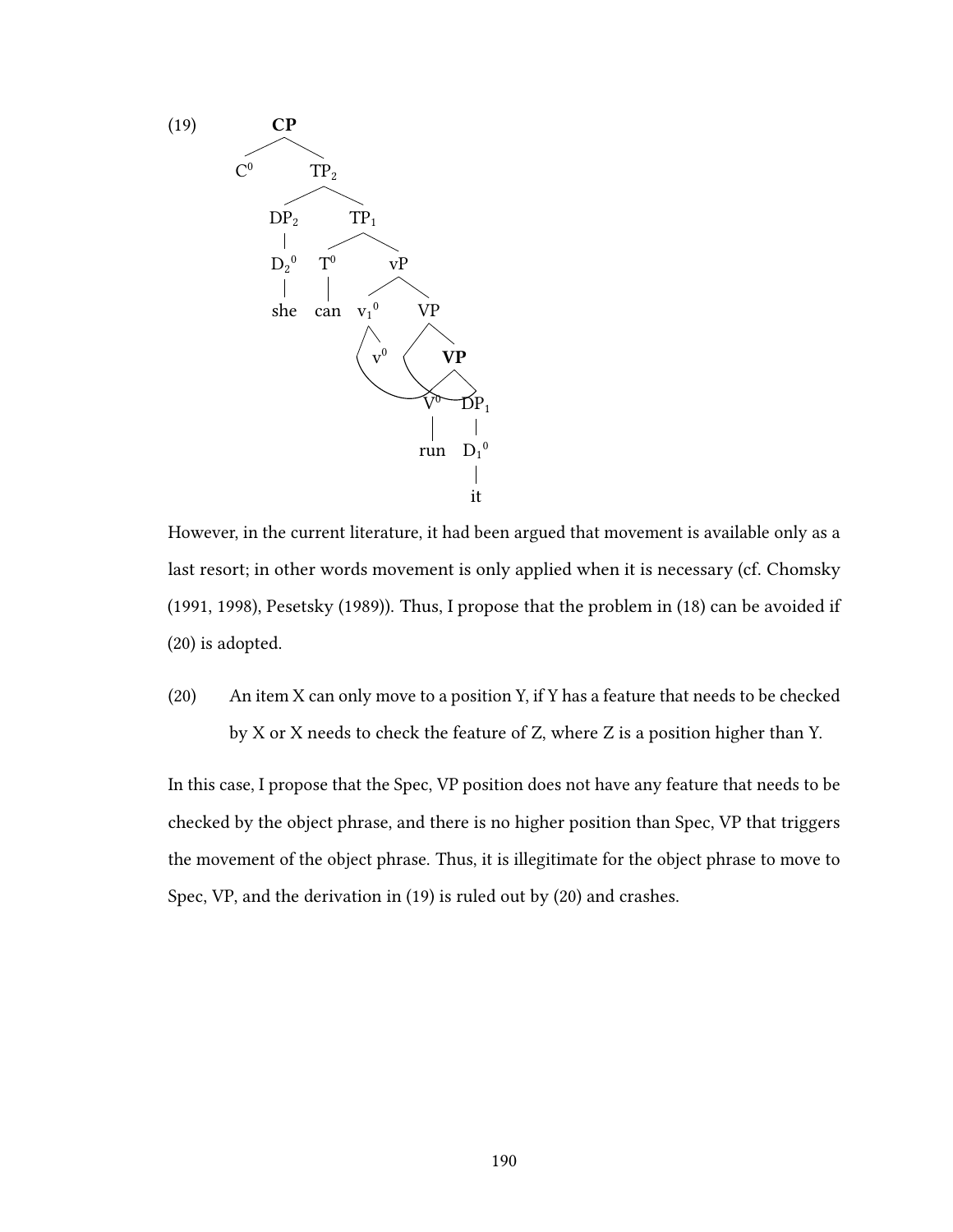(19)

```
                CP
              /    \
            C0      TP2
                   /    \
                DP2      TP1
                 |      /    \
                D2^0   T0     vP
                 |     |     /   \
                she   can  v1^0   VP
                            |    /  \
                            v0      VP
                                   /  \
                                 V0    DP1
                                 |      |
                                run    D1^0
                                        |
                                        it
```

However, in the current literature, it had been argued that movement is available only as a last resort; in other words movement is only applied when it is necessary (cf. Chomsky (1991, 1998), Pesetsky (1989)). Thus, I propose that the problem in (18) can be avoided if (20) is adopted.

(20) An item X can only move to a position Y, if Y has a feature that needs to be checked by X or X needs to check the feature of Z, where Z is a position higher than Y.

In this case, I propose that the Spec, VP position does not have any feature that needs to be checked by the object phrase, and there is no higher position than Spec, VP that triggers the movement of the object phrase. Thus, it is illegitimate for the object phrase to move to Spec, VP, and the derivation in (19) is ruled out by (20) and crashes.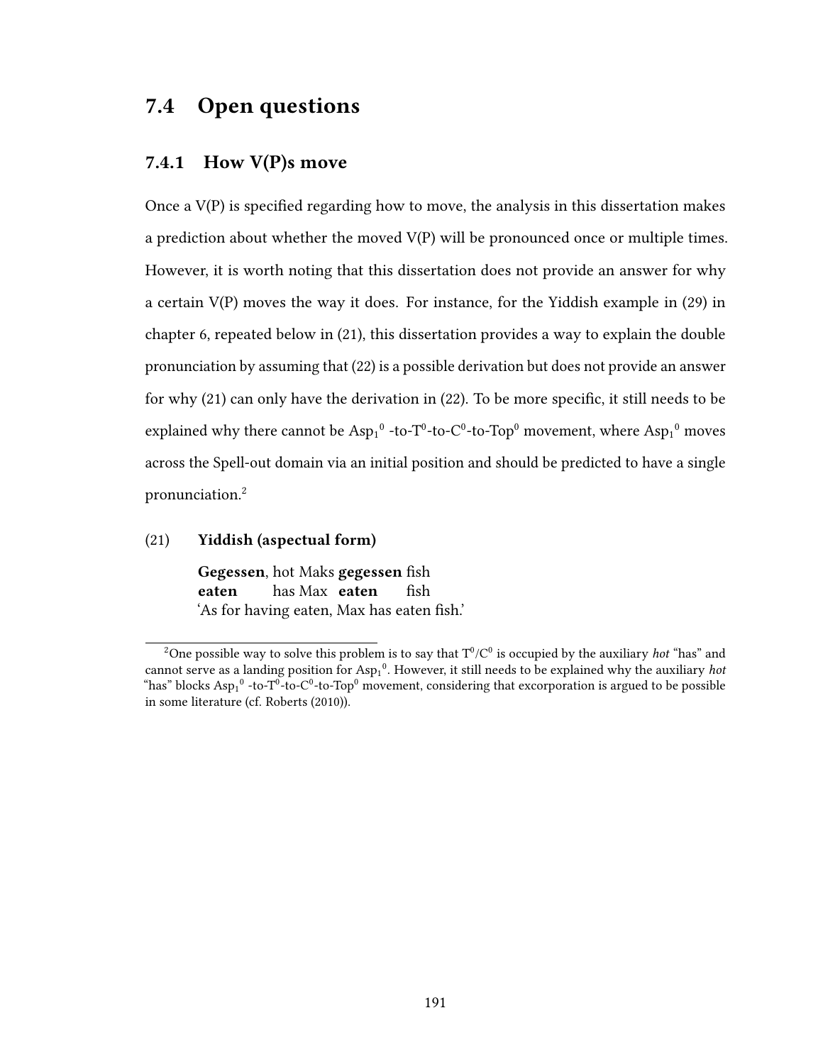## 7.4 Open questions

### 7.4.1 How V(P)s move

Once a V(P) is specified regarding how to move, the analysis in this dissertation makes a prediction about whether the moved V(P) will be pronounced once or multiple times. However, it is worth noting that this dissertation does not provide an answer for why a certain V(P) moves the way it does. For instance, for the Yiddish example in (29) in chapter 6, repeated below in (21), this dissertation provides a way to explain the double pronunciation by assuming that (22) is a possible derivation but does not provide an answer for why (21) can only have the derivation in (22). To be more specific, it still needs to be explained why there cannot be $Asp_1{}^0$ -to-$T^0$-to-$C^0$-to-$Top^0$ movement, where $Asp_1{}^0$ moves across the Spell-out domain via an initial position and should be predicted to have a single pronunciation.[2]

(21) **Yiddish (aspectual form)**

**Gegessen**, hot Maks **gegessen** fish
**eaten** has Max **eaten** fish
'As for having eaten, Max has eaten fish.'

[2] One possible way to solve this problem is to say that $T^0/C^0$ is occupied by the auxiliary *hot* "has" and cannot serve as a landing position for $Asp_1{}^0$. However, it still needs to be explained why the auxiliary *hot* "has" blocks $Asp_1{}^0$ -to-$T^0$-to-$C^0$-to-$Top^0$ movement, considering that excorporation is argued to be possible in some literature (cf. Roberts (2010)).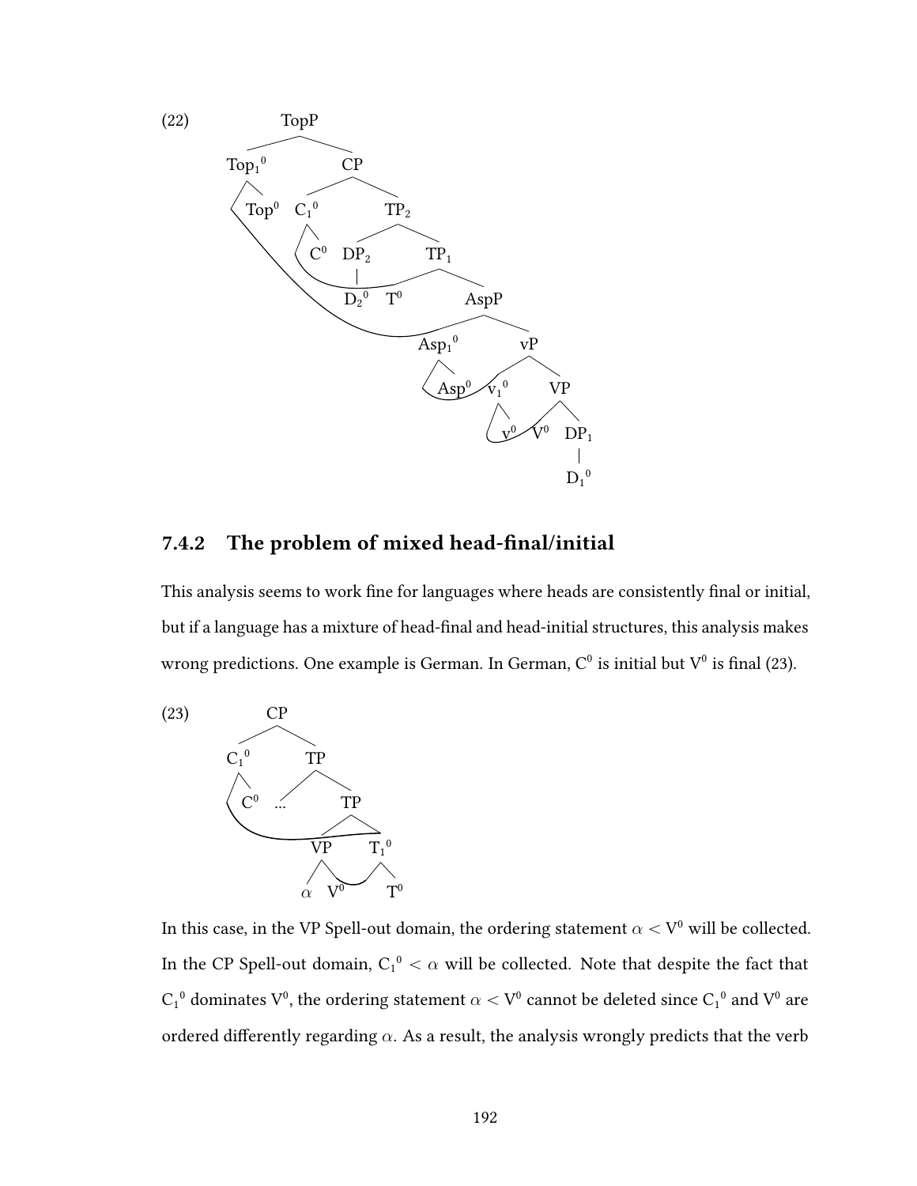(22) [Tree diagram: TopP → Top$_1{}^0$ (Top$^0$) and CP; CP → C$_1{}^0$ (C$^0$) and TP$_2$; TP$_2$ → DP$_2$ (D$_2{}^0$) and TP$_1$; TP$_1$ → T$^0$ and AspP; AspP → Asp$_1{}^0$ (Asp$^0$) and vP; vP → v$_1{}^0$ (v$^0$) and VP; VP → V$^0$ and DP$_1$ (D$_1{}^0$)]

### 7.4.2 The problem of mixed head-final/initial

This analysis seems to work fine for languages where heads are consistently final or initial, but if a language has a mixture of head-final and head-initial structures, this analysis makes wrong predictions. One example is German. In German, $C^0$ is initial but $V^0$ is final (23).

(23) [Tree diagram: CP → C$_1{}^0$ (C$^0$) and TP; TP → ... and TP; TP → VP and T$_1{}^0$; VP → $\alpha$ V$^0$; T$_1{}^0$ → T$^0$]

In this case, in the VP Spell-out domain, the ordering statement $\alpha < V^0$ will be collected. In the CP Spell-out domain, ${C_1}^0 < \alpha$ will be collected. Note that despite the fact that ${C_1}^0$ dominates $V^0$, the ordering statement $\alpha < V^0$ cannot be deleted since ${C_1}^0$ and $V^0$ are ordered differently regarding $\alpha$. As a result, the analysis wrongly predicts that the verb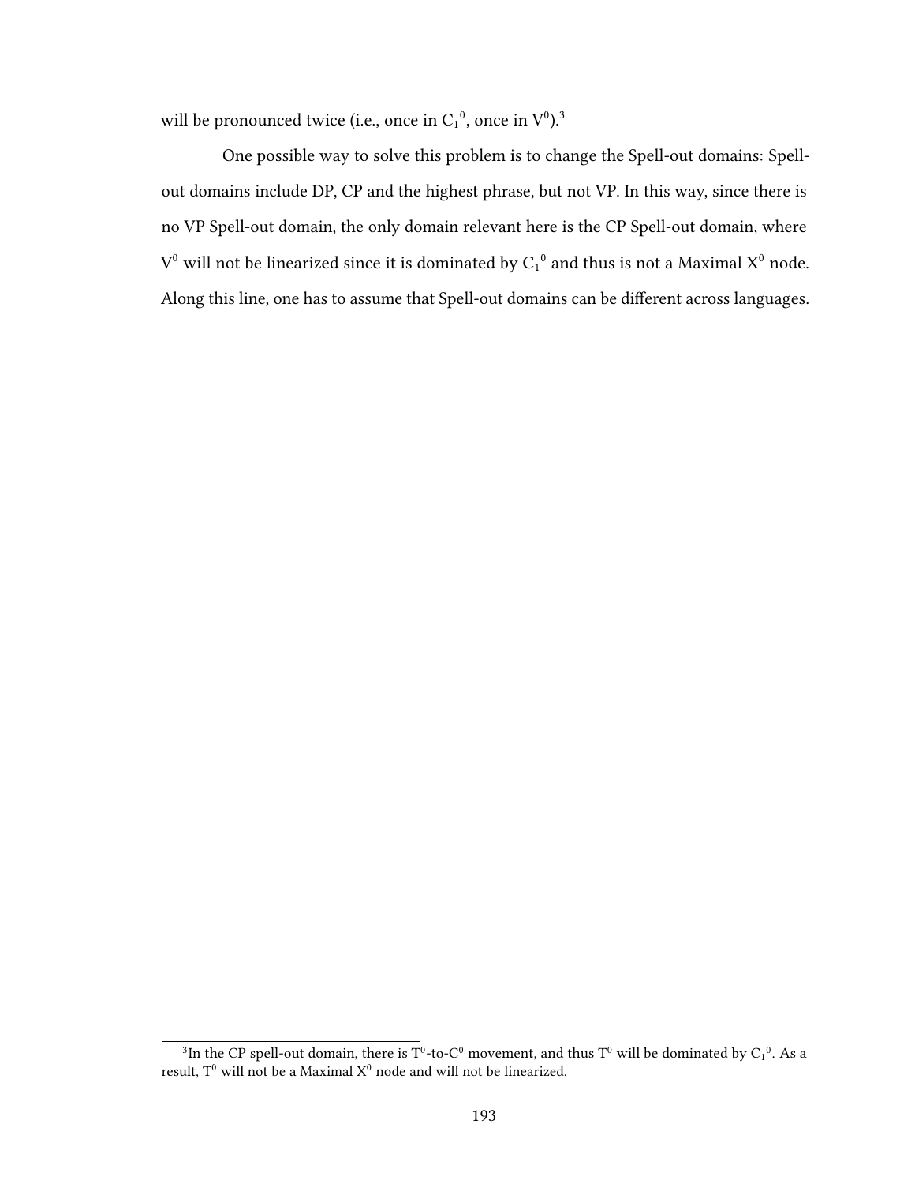will be pronounced twice (i.e., once in $C_1{}^0$, once in $V^0$).[3]

One possible way to solve this problem is to change the Spell-out domains: Spell-out domains include DP, CP and the highest phrase, but not VP. In this way, since there is no VP Spell-out domain, the only domain relevant here is the CP Spell-out domain, where $V^0$ will not be linearized since it is dominated by $C_1{}^0$ and thus is not a Maximal $X^0$ node. Along this line, one has to assume that Spell-out domains can be different across languages.

---

[3] In the CP spell-out domain, there is $T^0$-to-$C^0$ movement, and thus $T^0$ will be dominated by $C_1{}^0$. As a result, $T^0$ will not be a Maximal $X^0$ node and will not be linearized.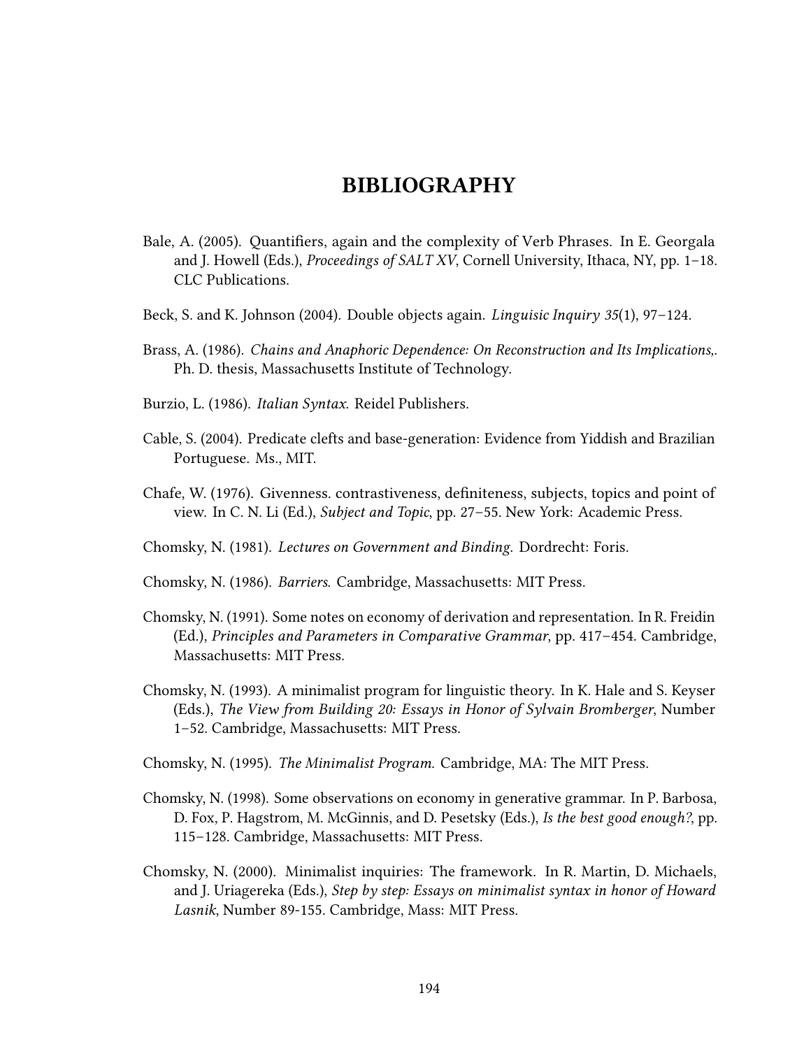# BIBLIOGRAPHY

Bale, A. (2005). Quantifiers, again and the complexity of Verb Phrases. In E. Georgala and J. Howell (Eds.), *Proceedings of SALT XV*, Cornell University, Ithaca, NY, pp. 1–18. CLC Publications.

Beck, S. and K. Johnson (2004). Double objects again. *Linguisic Inquiry 35*(1), 97–124.

Brass, A. (1986). *Chains and Anaphoric Dependence: On Reconstruction and Its Implications,*. Ph. D. thesis, Massachusetts Institute of Technology.

Burzio, L. (1986). *Italian Syntax*. Reidel Publishers.

Cable, S. (2004). Predicate clefts and base-generation: Evidence from Yiddish and Brazilian Portuguese. Ms., MIT.

Chafe, W. (1976). Givenness. contrastiveness, definiteness, subjects, topics and point of view. In C. N. Li (Ed.), *Subject and Topic*, pp. 27–55. New York: Academic Press.

Chomsky, N. (1981). *Lectures on Government and Binding*. Dordrecht: Foris.

Chomsky, N. (1986). *Barriers*. Cambridge, Massachusetts: MIT Press.

Chomsky, N. (1991). Some notes on economy of derivation and representation. In R. Freidin (Ed.), *Principles and Parameters in Comparative Grammar*, pp. 417–454. Cambridge, Massachusetts: MIT Press.

Chomsky, N. (1993). A minimalist program for linguistic theory. In K. Hale and S. Keyser (Eds.), *The View from Building 20: Essays in Honor of Sylvain Bromberger*, Number 1–52. Cambridge, Massachusetts: MIT Press.

Chomsky, N. (1995). *The Minimalist Program*. Cambridge, MA: The MIT Press.

Chomsky, N. (1998). Some observations on economy in generative grammar. In P. Barbosa, D. Fox, P. Hagstrom, M. McGinnis, and D. Pesetsky (Eds.), *Is the best good enough?*, pp. 115–128. Cambridge, Massachusetts: MIT Press.

Chomsky, N. (2000). Minimalist inquiries: The framework. In R. Martin, D. Michaels, and J. Uriagereka (Eds.), *Step by step: Essays on minimalist syntax in honor of Howard Lasnik*, Number 89-155. Cambridge, Mass: MIT Press.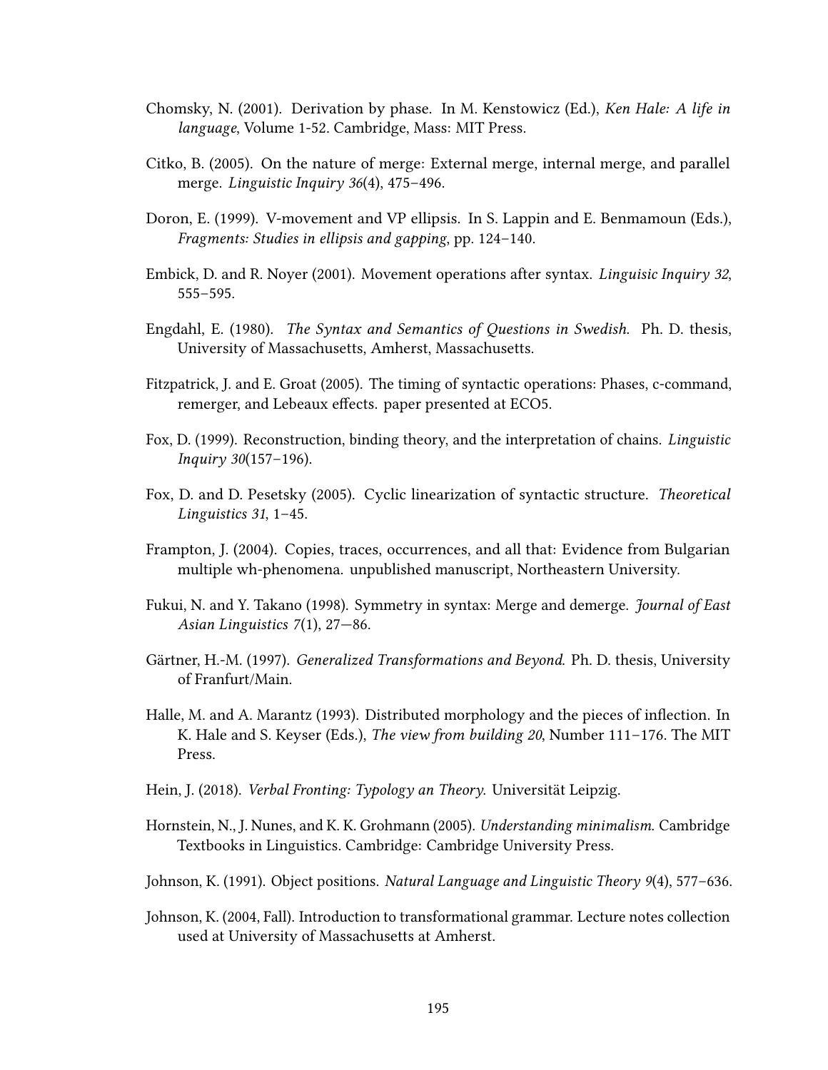Chomsky, N. (2001). Derivation by phase. In M. Kenstowicz (Ed.), *Ken Hale: A life in language*, Volume 1-52. Cambridge, Mass: MIT Press.

Citko, B. (2005). On the nature of merge: External merge, internal merge, and parallel merge. *Linguistic Inquiry 36*(4), 475–496.

Doron, E. (1999). V-movement and VP ellipsis. In S. Lappin and E. Benmamoun (Eds.), *Fragments: Studies in ellipsis and gapping*, pp. 124–140.

Embick, D. and R. Noyer (2001). Movement operations after syntax. *Linguisic Inquiry 32*, 555–595.

Engdahl, E. (1980). *The Syntax and Semantics of Questions in Swedish*. Ph. D. thesis, University of Massachusetts, Amherst, Massachusetts.

Fitzpatrick, J. and E. Groat (2005). The timing of syntactic operations: Phases, c-command, remerger, and Lebeaux effects. paper presented at ECO5.

Fox, D. (1999). Reconstruction, binding theory, and the interpretation of chains. *Linguistic Inquiry 30*(157–196).

Fox, D. and D. Pesetsky (2005). Cyclic linearization of syntactic structure. *Theoretical Linguistics 31*, 1–45.

Frampton, J. (2004). Copies, traces, occurrences, and all that: Evidence from Bulgarian multiple wh-phenomena. unpublished manuscript, Northeastern University.

Fukui, N. and Y. Takano (1998). Symmetry in syntax: Merge and demerge. *Journal of East Asian Linguistics 7*(1), 27—86.

Gärtner, H.-M. (1997). *Generalized Transformations and Beyond*. Ph. D. thesis, University of Franfurt/Main.

Halle, M. and A. Marantz (1993). Distributed morphology and the pieces of inflection. In K. Hale and S. Keyser (Eds.), *The view from building 20*, Number 111–176. The MIT Press.

Hein, J. (2018). *Verbal Fronting: Typology an Theory*. Universität Leipzig.

Hornstein, N., J. Nunes, and K. K. Grohmann (2005). *Understanding minimalism*. Cambridge Textbooks in Linguistics. Cambridge: Cambridge University Press.

Johnson, K. (1991). Object positions. *Natural Language and Linguistic Theory 9*(4), 577–636.

Johnson, K. (2004, Fall). Introduction to transformational grammar. Lecture notes collection used at University of Massachusetts at Amherst.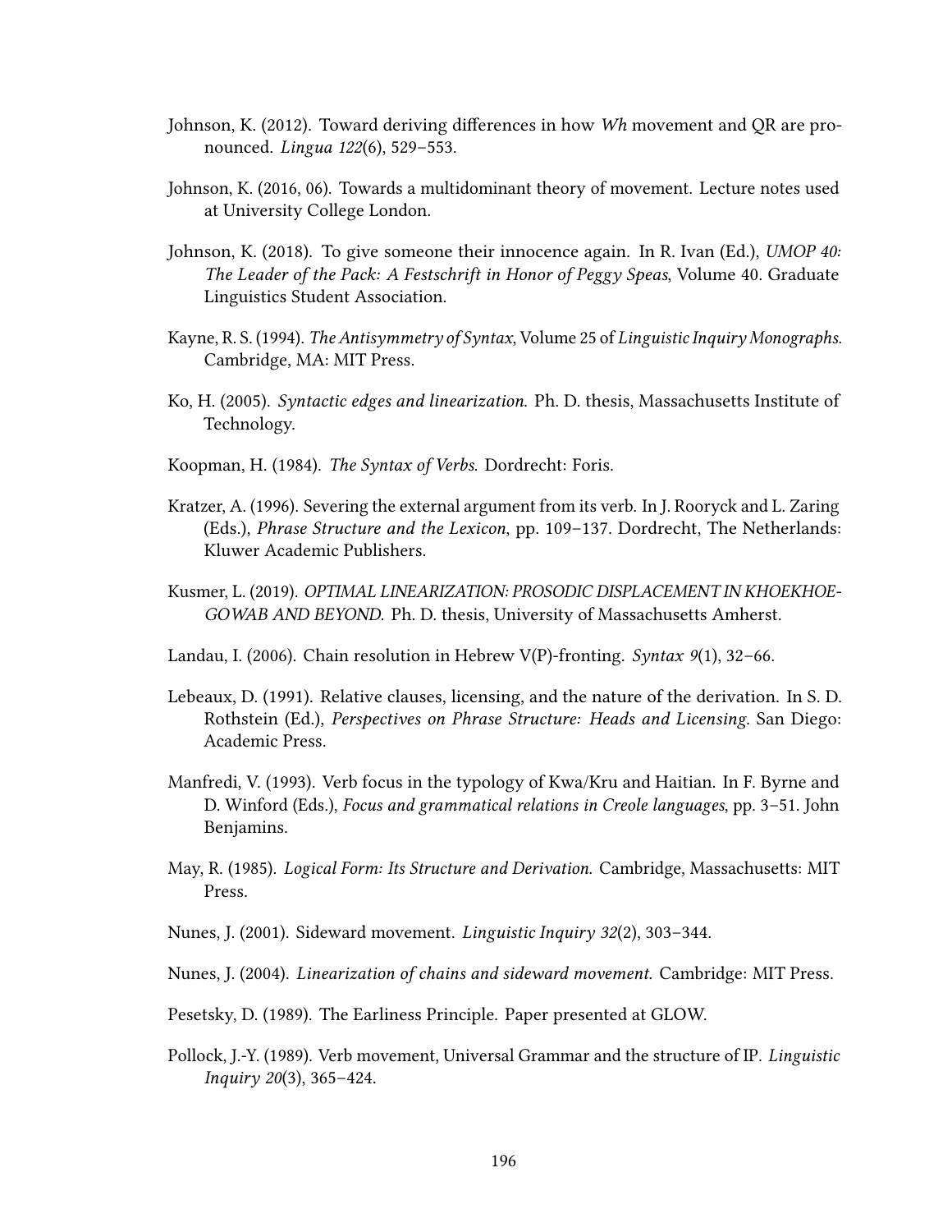Johnson, K. (2012). Toward deriving differences in how *Wh* movement and QR are pronounced. *Lingua 122*(6), 529–553.

Johnson, K. (2016, 06). Towards a multidominant theory of movement. Lecture notes used at University College London.

Johnson, K. (2018). To give someone their innocence again. In R. Ivan (Ed.), *UMOP 40: The Leader of the Pack: A Festschrift in Honor of Peggy Speas*, Volume 40. Graduate Linguistics Student Association.

Kayne, R. S. (1994). *The Antisymmetry of Syntax*, Volume 25 of *Linguistic Inquiry Monographs*. Cambridge, MA: MIT Press.

Ko, H. (2005). *Syntactic edges and linearization*. Ph. D. thesis, Massachusetts Institute of Technology.

Koopman, H. (1984). *The Syntax of Verbs*. Dordrecht: Foris.

Kratzer, A. (1996). Severing the external argument from its verb. In J. Rooryck and L. Zaring (Eds.), *Phrase Structure and the Lexicon*, pp. 109–137. Dordrecht, The Netherlands: Kluwer Academic Publishers.

Kusmer, L. (2019). *OPTIMAL LINEARIZATION: PROSODIC DISPLACEMENT IN KHOEKHOE-GOWAB AND BEYOND*. Ph. D. thesis, University of Massachusetts Amherst.

Landau, I. (2006). Chain resolution in Hebrew V(P)-fronting. *Syntax 9*(1), 32–66.

Lebeaux, D. (1991). Relative clauses, licensing, and the nature of the derivation. In S. D. Rothstein (Ed.), *Perspectives on Phrase Structure: Heads and Licensing*. San Diego: Academic Press.

Manfredi, V. (1993). Verb focus in the typology of Kwa/Kru and Haitian. In F. Byrne and D. Winford (Eds.), *Focus and grammatical relations in Creole languages*, pp. 3–51. John Benjamins.

May, R. (1985). *Logical Form: Its Structure and Derivation.* Cambridge, Massachusetts: MIT Press.

Nunes, J. (2001). Sideward movement. *Linguistic Inquiry 32*(2), 303–344.

Nunes, J. (2004). *Linearization of chains and sideward movement.* Cambridge: MIT Press.

Pesetsky, D. (1989). The Earliness Principle. Paper presented at GLOW.

Pollock, J.-Y. (1989). Verb movement, Universal Grammar and the structure of IP. *Linguistic Inquiry 20*(3), 365–424.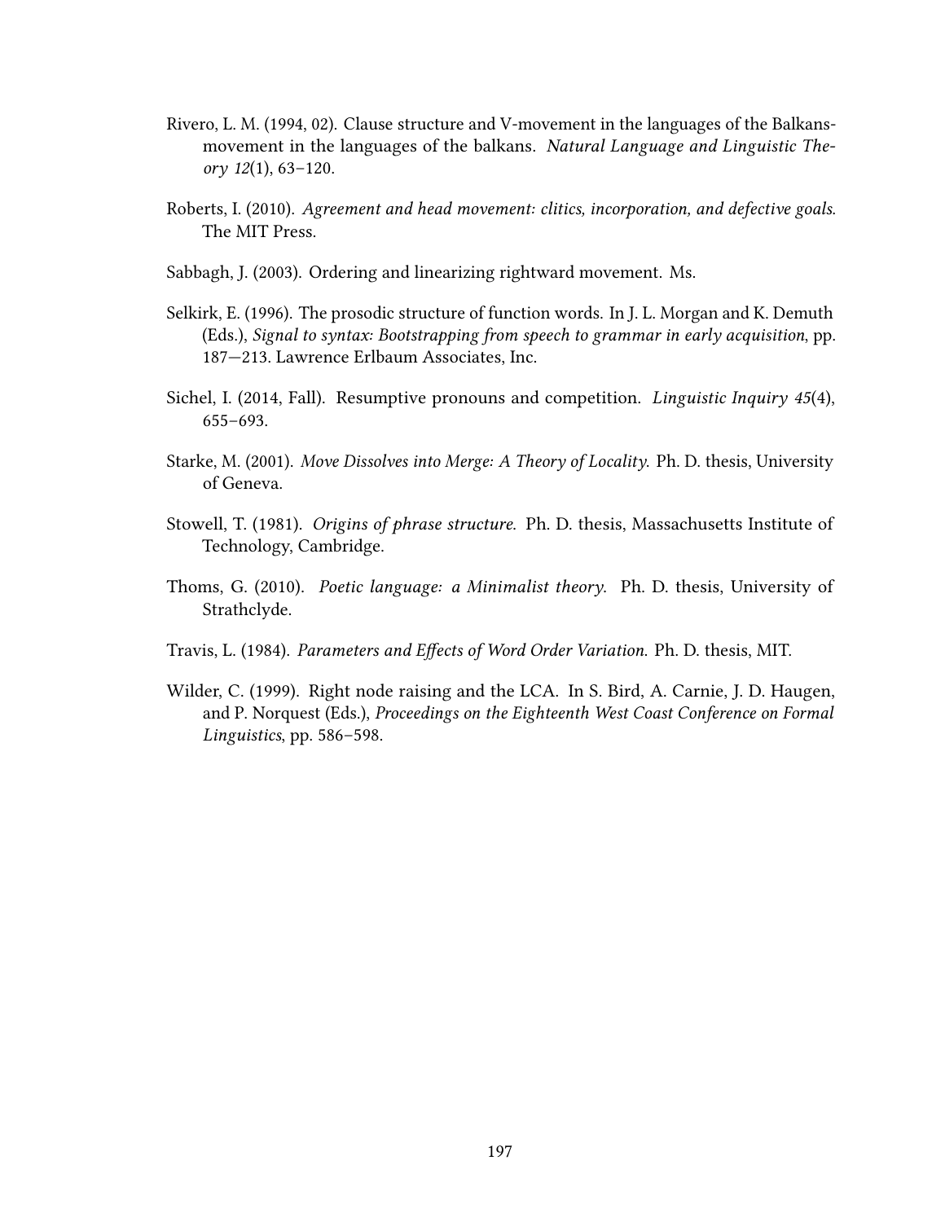Rivero, L. M. (1994, 02). Clause structure and V-movement in the languages of the Balkans-movement in the languages of the balkans. *Natural Language and Linguistic Theory 12*(1), 63–120.

Roberts, I. (2010). *Agreement and head movement: clitics, incorporation, and defective goals*. The MIT Press.

Sabbagh, J. (2003). Ordering and linearizing rightward movement. Ms.

Selkirk, E. (1996). The prosodic structure of function words. In J. L. Morgan and K. Demuth (Eds.), *Signal to syntax: Bootstrapping from speech to grammar in early acquisition*, pp. 187—213. Lawrence Erlbaum Associates, Inc.

Sichel, I. (2014, Fall). Resumptive pronouns and competition. *Linguistic Inquiry 45*(4), 655–693.

Starke, M. (2001). *Move Dissolves into Merge: A Theory of Locality*. Ph. D. thesis, University of Geneva.

Stowell, T. (1981). *Origins of phrase structure*. Ph. D. thesis, Massachusetts Institute of Technology, Cambridge.

Thoms, G. (2010). *Poetic language: a Minimalist theory*. Ph. D. thesis, University of Strathclyde.

Travis, L. (1984). *Parameters and Effects of Word Order Variation*. Ph. D. thesis, MIT.

Wilder, C. (1999). Right node raising and the LCA. In S. Bird, A. Carnie, J. D. Haugen, and P. Norquest (Eds.), *Proceedings on the Eighteenth West Coast Conference on Formal Linguistics*, pp. 586–598.